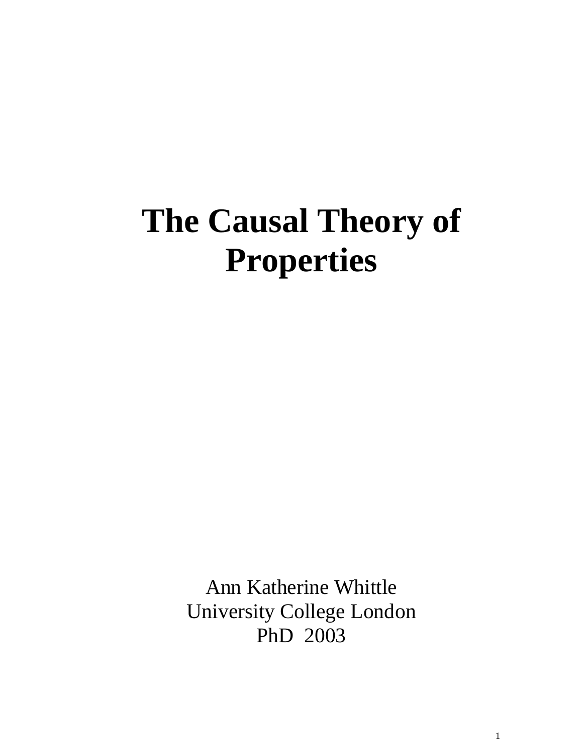# The Causal Theory of Properties

Ann Katherine Whittle
University College London
PhD 2003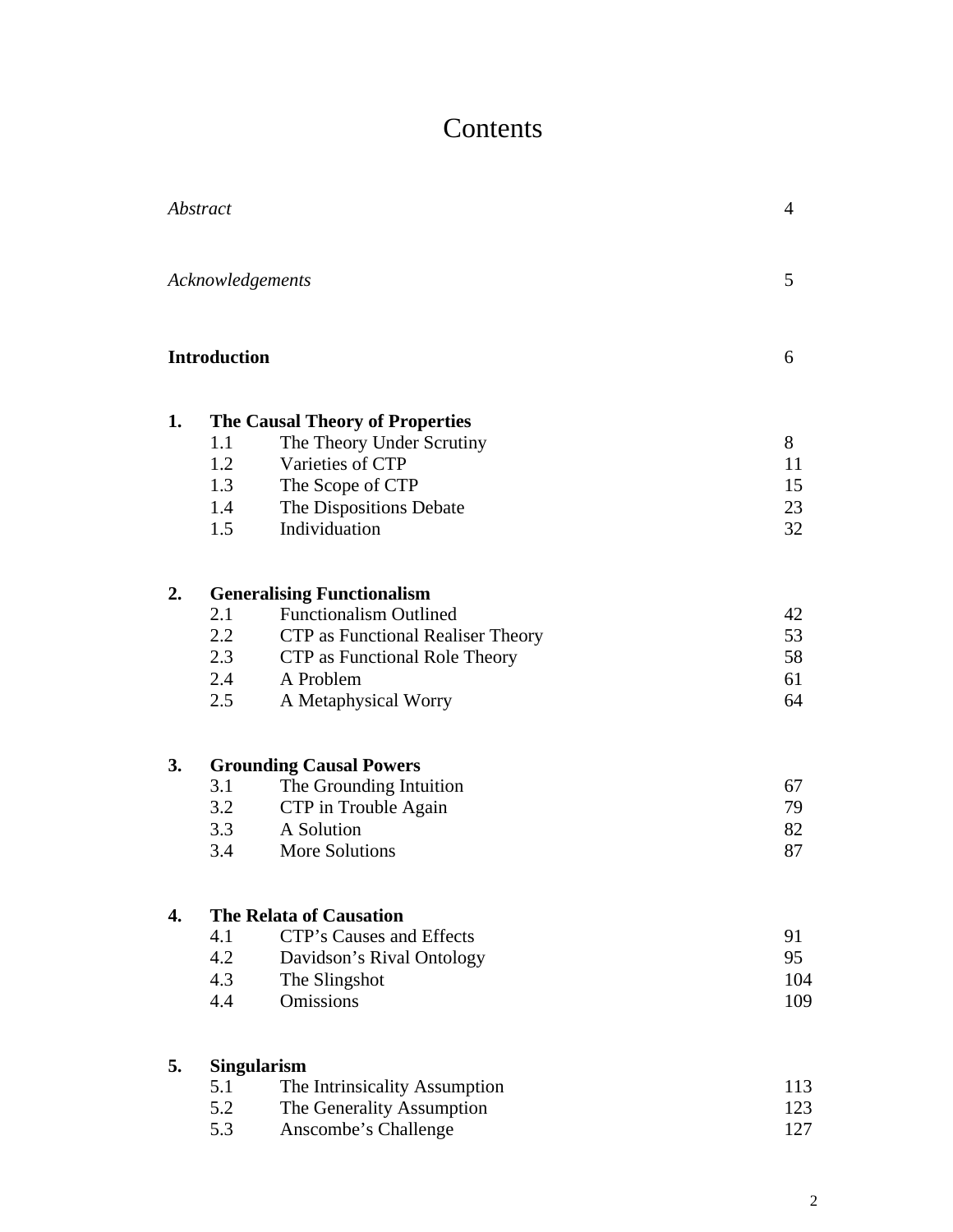# Contents

| | | |
|---|---|---|
| *Abstract* | | 4 |
| *Acknowledgements* | | 5 |
| **Introduction** | | 6 |
| **1.** | **The Causal Theory of Properties** | |
| | 1.1 The Theory Under Scrutiny | 8 |
| | 1.2 Varieties of CTP | 11 |
| | 1.3 The Scope of CTP | 15 |
| | 1.4 The Dispositions Debate | 23 |
| | 1.5 Individuation | 32 |
| **2.** | **Generalising Functionalism** | |
| | 2.1 Functionalism Outlined | 42 |
| | 2.2 CTP as Functional Realiser Theory | 53 |
| | 2.3 CTP as Functional Role Theory | 58 |
| | 2.4 A Problem | 61 |
| | 2.5 A Metaphysical Worry | 64 |
| **3.** | **Grounding Causal Powers** | |
| | 3.1 The Grounding Intuition | 67 |
| | 3.2 CTP in Trouble Again | 79 |
| | 3.3 A Solution | 82 |
| | 3.4 More Solutions | 87 |
| **4.** | **The Relata of Causation** | |
| | 4.1 CTP's Causes and Effects | 91 |
| | 4.2 Davidson's Rival Ontology | 95 |
| | 4.3 The Slingshot | 104 |
| | 4.4 Omissions | 109 |
| **5.** | **Singularism** | |
| | 5.1 The Intrinsicality Assumption | 113 |
| | 5.2 The Generality Assumption | 123 |
| | 5.3 Anscombe's Challenge | 127 |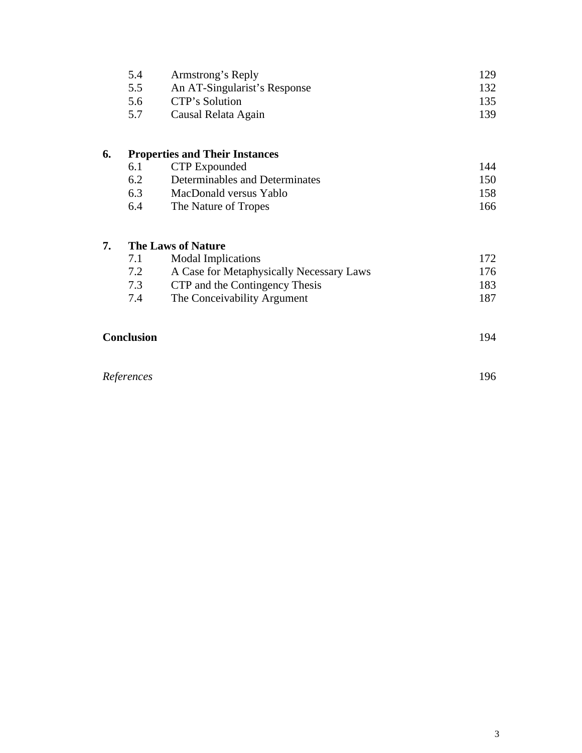| | | |
|---|---|---|
| 5.4 | Armstrong's Reply | 129 |
| 5.5 | An AT-Singularist's Response | 132 |
| 5.6 | CTP's Solution | 135 |
| 5.7 | Causal Relata Again | 139 |

**6. Properties and Their Instances**

| | | |
|---|---|---|
| 6.1 | CTP Expounded | 144 |
| 6.2 | Determinables and Determinates | 150 |
| 6.3 | MacDonald versus Yablo | 158 |
| 6.4 | The Nature of Tropes | 166 |

**7. The Laws of Nature**

| | | |
|---|---|---|
| 7.1 | Modal Implications | 172 |
| 7.2 | A Case for Metaphysically Necessary Laws | 176 |
| 7.3 | CTP and the Contingency Thesis | 183 |
| 7.4 | The Conceivability Argument | 187 |

**Conclusion** 194

*References* 196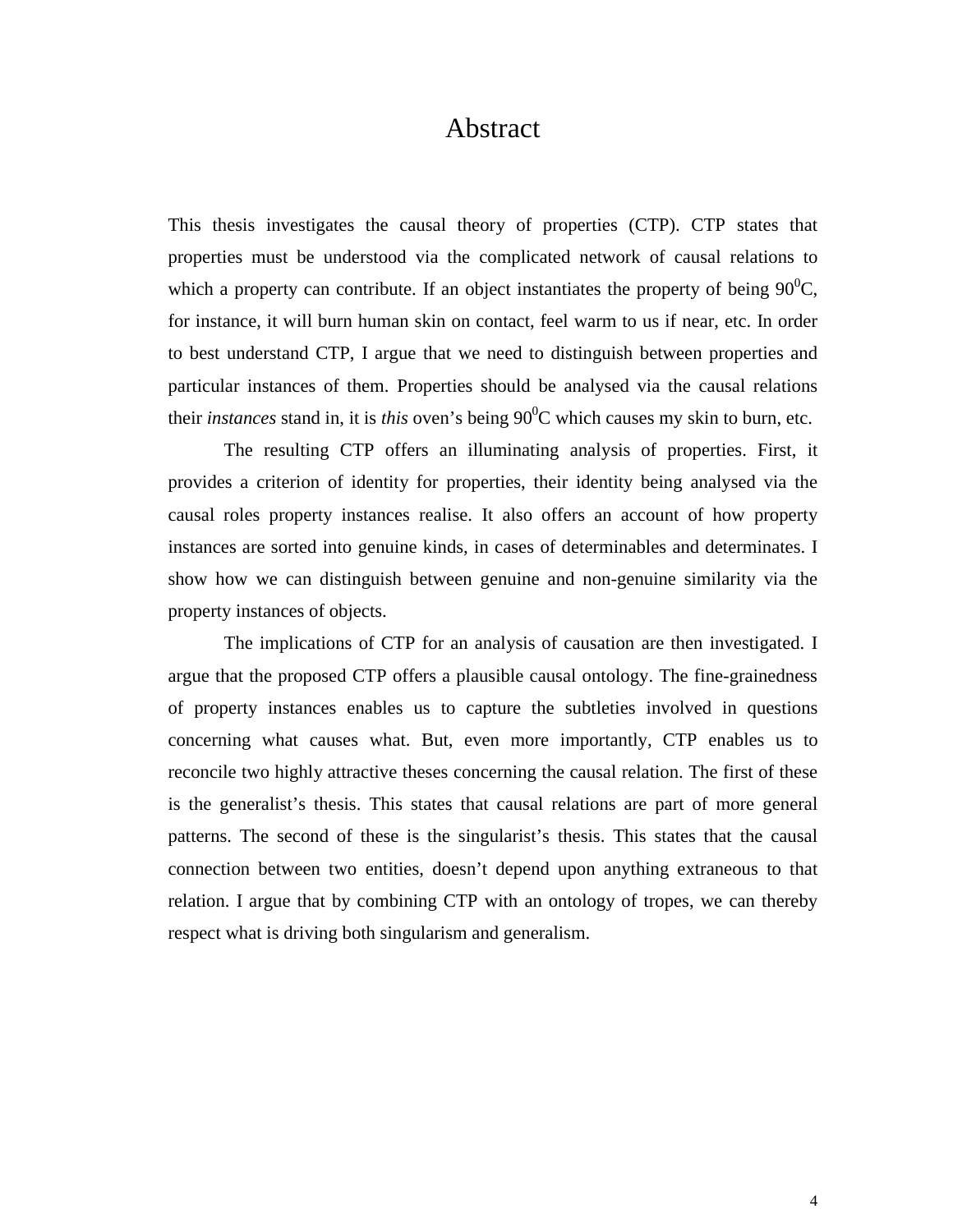# Abstract

This thesis investigates the causal theory of properties (CTP). CTP states that properties must be understood via the complicated network of causal relations to which a property can contribute. If an object instantiates the property of being $90^0$C, for instance, it will burn human skin on contact, feel warm to us if near, etc. In order to best understand CTP, I argue that we need to distinguish between properties and particular instances of them. Properties should be analysed via the causal relations their *instances* stand in, it is *this* oven's being $90^0$C which causes my skin to burn, etc.

The resulting CTP offers an illuminating analysis of properties. First, it provides a criterion of identity for properties, their identity being analysed via the causal roles property instances realise. It also offers an account of how property instances are sorted into genuine kinds, in cases of determinables and determinates. I show how we can distinguish between genuine and non-genuine similarity via the property instances of objects.

The implications of CTP for an analysis of causation are then investigated. I argue that the proposed CTP offers a plausible causal ontology. The fine-grainedness of property instances enables us to capture the subtleties involved in questions concerning what causes what. But, even more importantly, CTP enables us to reconcile two highly attractive theses concerning the causal relation. The first of these is the generalist's thesis. This states that causal relations are part of more general patterns. The second of these is the singularist's thesis. This states that the causal connection between two entities, doesn't depend upon anything extraneous to that relation. I argue that by combining CTP with an ontology of tropes, we can thereby respect what is driving both singularism and generalism.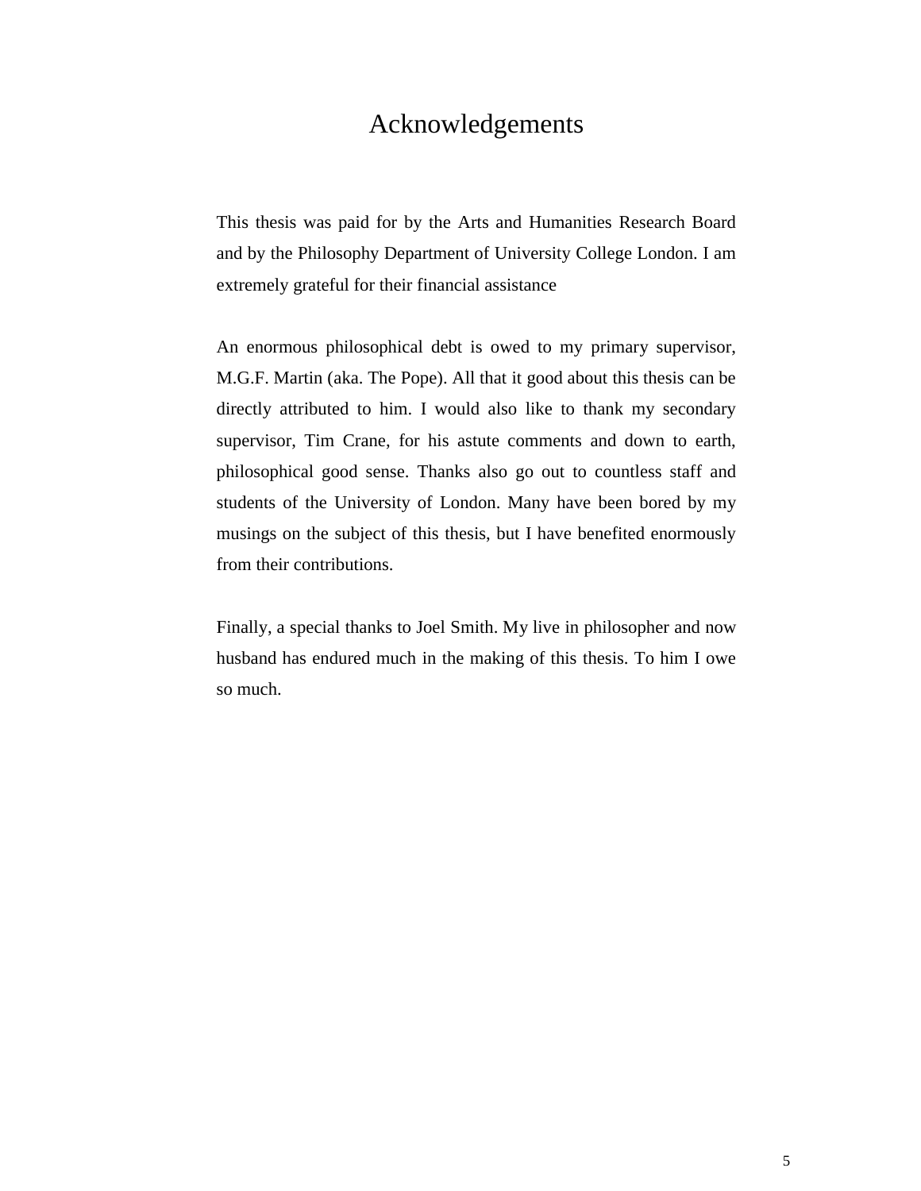# Acknowledgements

This thesis was paid for by the Arts and Humanities Research Board and by the Philosophy Department of University College London. I am extremely grateful for their financial assistance

An enormous philosophical debt is owed to my primary supervisor, M.G.F. Martin (aka. The Pope). All that it good about this thesis can be directly attributed to him. I would also like to thank my secondary supervisor, Tim Crane, for his astute comments and down to earth, philosophical good sense. Thanks also go out to countless staff and students of the University of London. Many have been bored by my musings on the subject of this thesis, but I have benefited enormously from their contributions.

Finally, a special thanks to Joel Smith. My live in philosopher and now husband has endured much in the making of this thesis. To him I owe so much.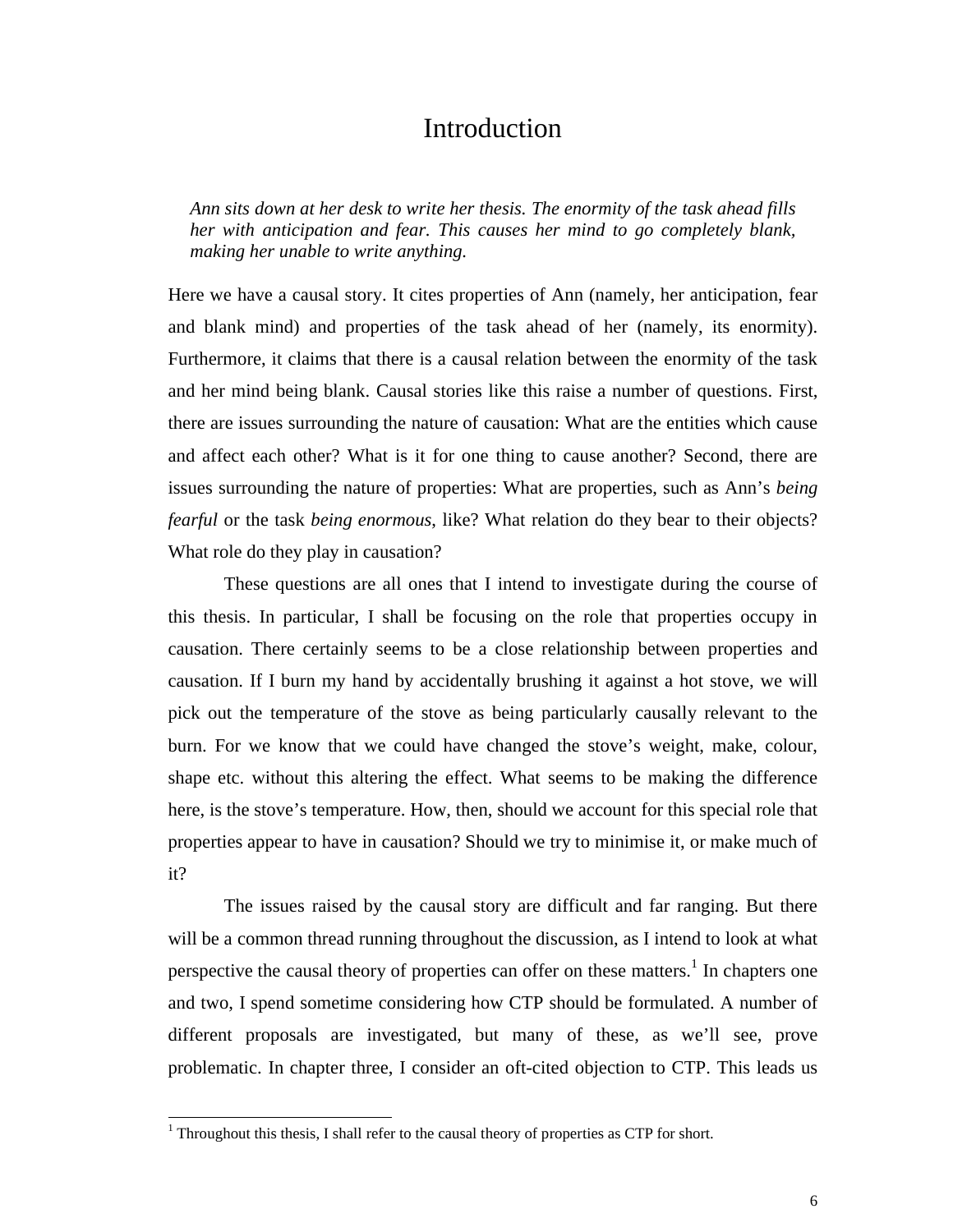# Introduction

> *Ann sits down at her desk to write her thesis. The enormity of the task ahead fills her with anticipation and fear. This causes her mind to go completely blank, making her unable to write anything.*

Here we have a causal story. It cites properties of Ann (namely, her anticipation, fear and blank mind) and properties of the task ahead of her (namely, its enormity). Furthermore, it claims that there is a causal relation between the enormity of the task and her mind being blank. Causal stories like this raise a number of questions. First, there are issues surrounding the nature of causation: What are the entities which cause and affect each other? What is it for one thing to cause another? Second, there are issues surrounding the nature of properties: What are properties, such as Ann's *being fearful* or the task *being enormous*, like? What relation do they bear to their objects? What role do they play in causation?

These questions are all ones that I intend to investigate during the course of this thesis. In particular, I shall be focusing on the role that properties occupy in causation. There certainly seems to be a close relationship between properties and causation. If I burn my hand by accidentally brushing it against a hot stove, we will pick out the temperature of the stove as being particularly causally relevant to the burn. For we know that we could have changed the stove's weight, make, colour, shape etc. without this altering the effect. What seems to be making the difference here, is the stove's temperature. How, then, should we account for this special role that properties appear to have in causation? Should we try to minimise it, or make much of it?

The issues raised by the causal story are difficult and far ranging. But there will be a common thread running throughout the discussion, as I intend to look at what perspective the causal theory of properties can offer on these matters.[1] In chapters one and two, I spend sometime considering how CTP should be formulated. A number of different proposals are investigated, but many of these, as we'll see, prove problematic. In chapter three, I consider an oft-cited objection to CTP. This leads us

[1] Throughout this thesis, I shall refer to the causal theory of properties as CTP for short.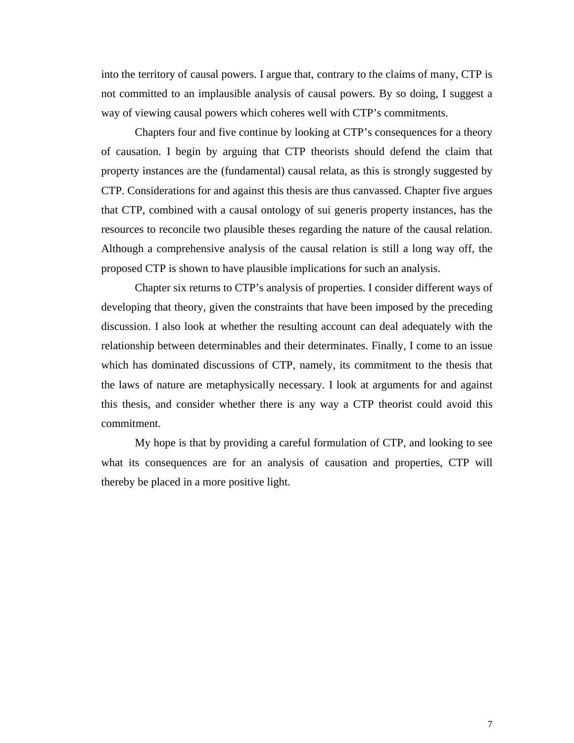into the territory of causal powers. I argue that, contrary to the claims of many, CTP is not committed to an implausible analysis of causal powers. By so doing, I suggest a way of viewing causal powers which coheres well with CTP's commitments.

Chapters four and five continue by looking at CTP's consequences for a theory of causation. I begin by arguing that CTP theorists should defend the claim that property instances are the (fundamental) causal relata, as this is strongly suggested by CTP. Considerations for and against this thesis are thus canvassed. Chapter five argues that CTP, combined with a causal ontology of sui generis property instances, has the resources to reconcile two plausible theses regarding the nature of the causal relation. Although a comprehensive analysis of the causal relation is still a long way off, the proposed CTP is shown to have plausible implications for such an analysis.

Chapter six returns to CTP's analysis of properties. I consider different ways of developing that theory, given the constraints that have been imposed by the preceding discussion. I also look at whether the resulting account can deal adequately with the relationship between determinables and their determinates. Finally, I come to an issue which has dominated discussions of CTP, namely, its commitment to the thesis that the laws of nature are metaphysically necessary. I look at arguments for and against this thesis, and consider whether there is any way a CTP theorist could avoid this commitment.

My hope is that by providing a careful formulation of CTP, and looking to see what its consequences are for an analysis of causation and properties, CTP will thereby be placed in a more positive light.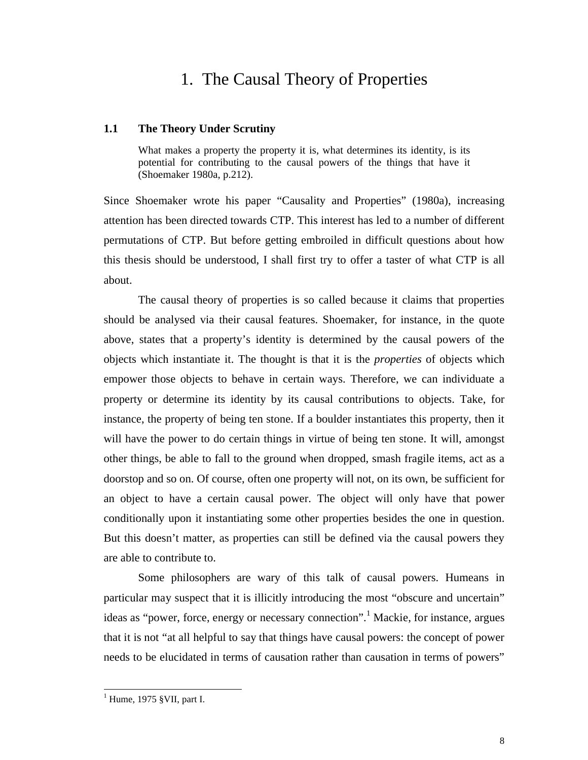# 1. The Causal Theory of Properties

### 1.1 The Theory Under Scrutiny

> What makes a property the property it is, what determines its identity, is its potential for contributing to the causal powers of the things that have it (Shoemaker 1980a, p.212).

Since Shoemaker wrote his paper "Causality and Properties" (1980a), increasing attention has been directed towards CTP. This interest has led to a number of different permutations of CTP. But before getting embroiled in difficult questions about how this thesis should be understood, I shall first try to offer a taster of what CTP is all about.

The causal theory of properties is so called because it claims that properties should be analysed via their causal features. Shoemaker, for instance, in the quote above, states that a property's identity is determined by the causal powers of the objects which instantiate it. The thought is that it is the *properties* of objects which empower those objects to behave in certain ways. Therefore, we can individuate a property or determine its identity by its causal contributions to objects. Take, for instance, the property of being ten stone. If a boulder instantiates this property, then it will have the power to do certain things in virtue of being ten stone. It will, amongst other things, be able to fall to the ground when dropped, smash fragile items, act as a doorstop and so on. Of course, often one property will not, on its own, be sufficient for an object to have a certain causal power. The object will only have that power conditionally upon it instantiating some other properties besides the one in question. But this doesn't matter, as properties can still be defined via the causal powers they are able to contribute to.

Some philosophers are wary of this talk of causal powers. Humeans in particular may suspect that it is illicitly introducing the most "obscure and uncertain" ideas as "power, force, energy or necessary connection".[1] Mackie, for instance, argues that it is not "at all helpful to say that things have causal powers: the concept of power needs to be elucidated in terms of causation rather than causation in terms of powers"

[1] Hume, 1975 §VII, part I.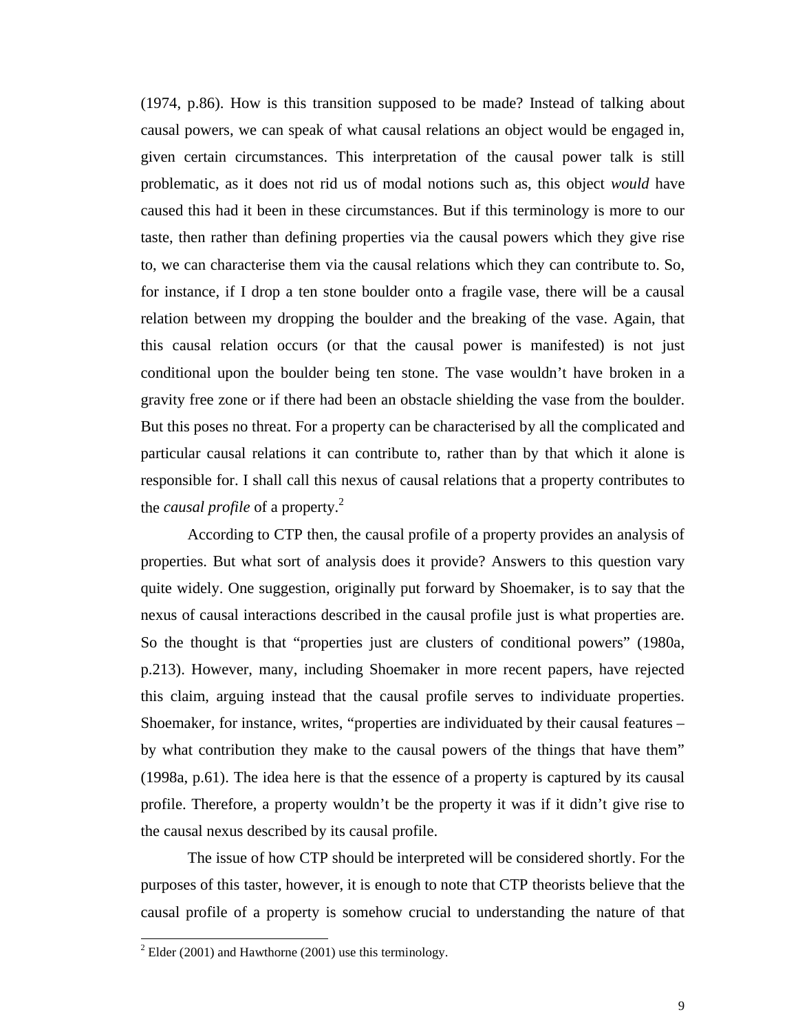(1974, p.86). How is this transition supposed to be made? Instead of talking about causal powers, we can speak of what causal relations an object would be engaged in, given certain circumstances. This interpretation of the causal power talk is still problematic, as it does not rid us of modal notions such as, this object *would* have caused this had it been in these circumstances. But if this terminology is more to our taste, then rather than defining properties via the causal powers which they give rise to, we can characterise them via the causal relations which they can contribute to. So, for instance, if I drop a ten stone boulder onto a fragile vase, there will be a causal relation between my dropping the boulder and the breaking of the vase. Again, that this causal relation occurs (or that the causal power is manifested) is not just conditional upon the boulder being ten stone. The vase wouldn't have broken in a gravity free zone or if there had been an obstacle shielding the vase from the boulder. But this poses no threat. For a property can be characterised by all the complicated and particular causal relations it can contribute to, rather than by that which it alone is responsible for. I shall call this nexus of causal relations that a property contributes to the *causal profile* of a property.[2]

According to CTP then, the causal profile of a property provides an analysis of properties. But what sort of analysis does it provide? Answers to this question vary quite widely. One suggestion, originally put forward by Shoemaker, is to say that the nexus of causal interactions described in the causal profile just is what properties are. So the thought is that "properties just are clusters of conditional powers" (1980a, p.213). However, many, including Shoemaker in more recent papers, have rejected this claim, arguing instead that the causal profile serves to individuate properties. Shoemaker, for instance, writes, "properties are individuated by their causal features – by what contribution they make to the causal powers of the things that have them" (1998a, p.61). The idea here is that the essence of a property is captured by its causal profile. Therefore, a property wouldn't be the property it was if it didn't give rise to the causal nexus described by its causal profile.

The issue of how CTP should be interpreted will be considered shortly. For the purposes of this taster, however, it is enough to note that CTP theorists believe that the causal profile of a property is somehow crucial to understanding the nature of that

[2] Elder (2001) and Hawthorne (2001) use this terminology.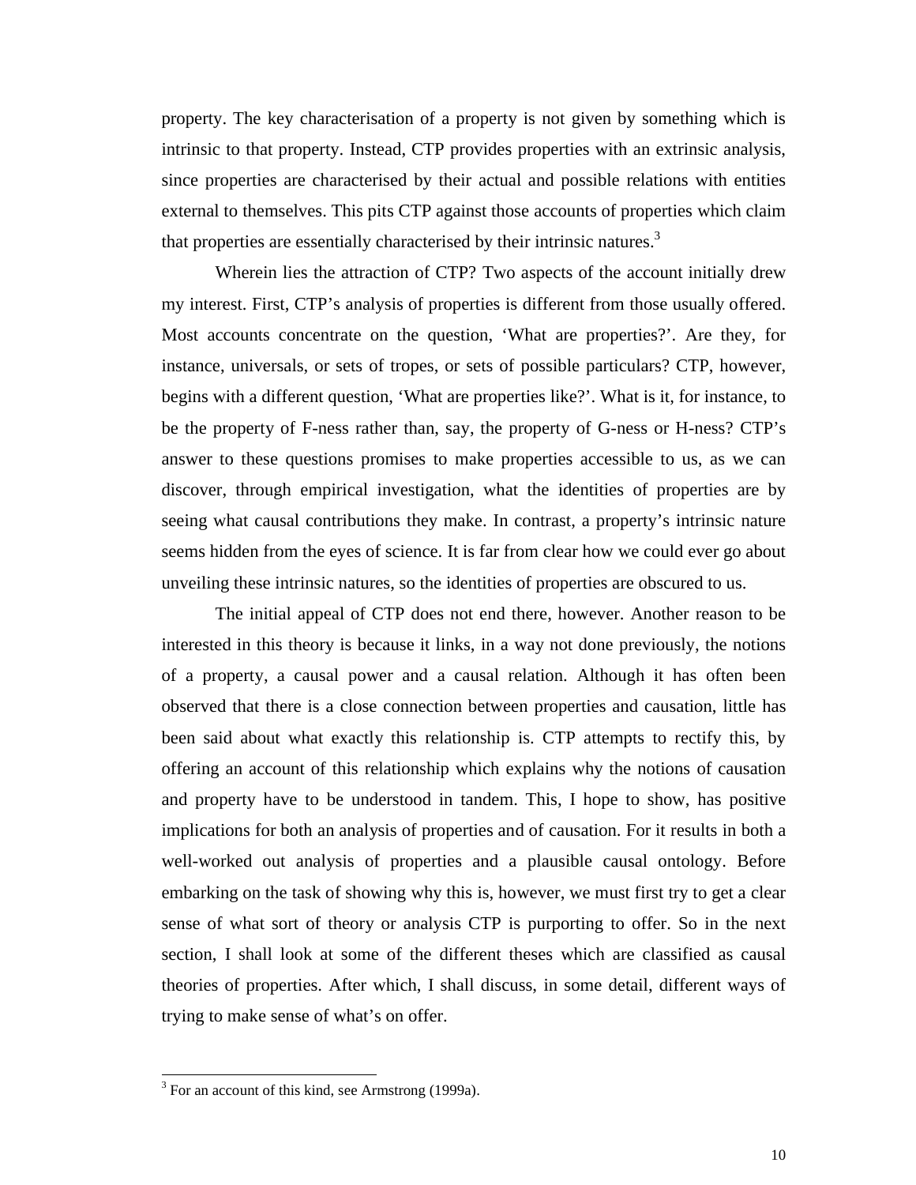property. The key characterisation of a property is not given by something which is intrinsic to that property. Instead, CTP provides properties with an extrinsic analysis, since properties are characterised by their actual and possible relations with entities external to themselves. This pits CTP against those accounts of properties which claim that properties are essentially characterised by their intrinsic natures.[3]

Wherein lies the attraction of CTP? Two aspects of the account initially drew my interest. First, CTP's analysis of properties is different from those usually offered. Most accounts concentrate on the question, 'What are properties?'. Are they, for instance, universals, or sets of tropes, or sets of possible particulars? CTP, however, begins with a different question, 'What are properties like?'. What is it, for instance, to be the property of F-ness rather than, say, the property of G-ness or H-ness? CTP's answer to these questions promises to make properties accessible to us, as we can discover, through empirical investigation, what the identities of properties are by seeing what causal contributions they make. In contrast, a property's intrinsic nature seems hidden from the eyes of science. It is far from clear how we could ever go about unveiling these intrinsic natures, so the identities of properties are obscured to us.

The initial appeal of CTP does not end there, however. Another reason to be interested in this theory is because it links, in a way not done previously, the notions of a property, a causal power and a causal relation. Although it has often been observed that there is a close connection between properties and causation, little has been said about what exactly this relationship is. CTP attempts to rectify this, by offering an account of this relationship which explains why the notions of causation and property have to be understood in tandem. This, I hope to show, has positive implications for both an analysis of properties and of causation. For it results in both a well-worked out analysis of properties and a plausible causal ontology. Before embarking on the task of showing why this is, however, we must first try to get a clear sense of what sort of theory or analysis CTP is purporting to offer. So in the next section, I shall look at some of the different theses which are classified as causal theories of properties. After which, I shall discuss, in some detail, different ways of trying to make sense of what's on offer.

---

[3] For an account of this kind, see Armstrong (1999a).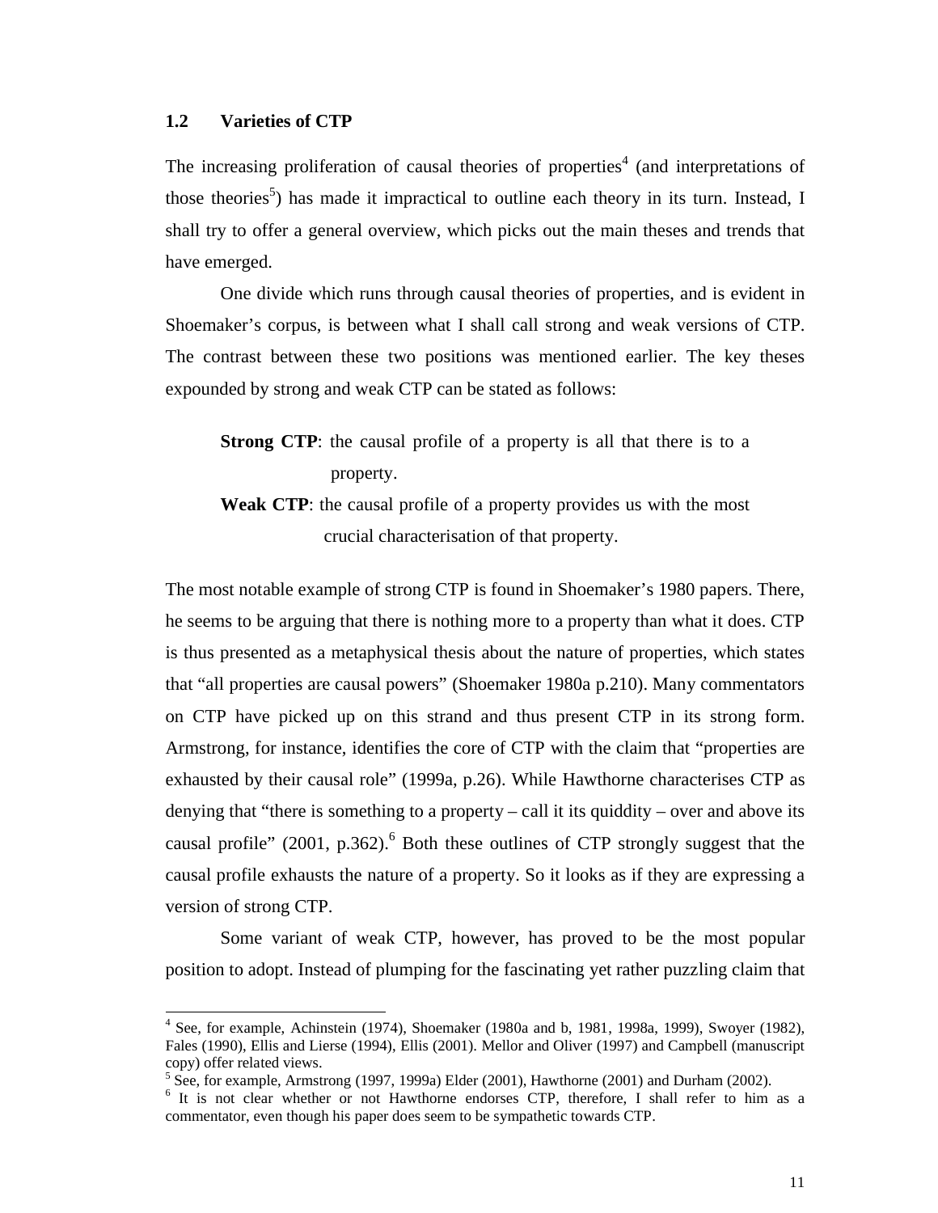## 1.2 Varieties of CTP

The increasing proliferation of causal theories of properties[4] (and interpretations of those theories[5]) has made it impractical to outline each theory in its turn. Instead, I shall try to offer a general overview, which picks out the main theses and trends that have emerged.

One divide which runs through causal theories of properties, and is evident in Shoemaker's corpus, is between what I shall call strong and weak versions of CTP. The contrast between these two positions was mentioned earlier. The key theses expounded by strong and weak CTP can be stated as follows:

> **Strong CTP**: the causal profile of a property is all that there is to a property.
>
> **Weak CTP**: the causal profile of a property provides us with the most crucial characterisation of that property.

The most notable example of strong CTP is found in Shoemaker's 1980 papers. There, he seems to be arguing that there is nothing more to a property than what it does. CTP is thus presented as a metaphysical thesis about the nature of properties, which states that "all properties are causal powers" (Shoemaker 1980a p.210). Many commentators on CTP have picked up on this strand and thus present CTP in its strong form. Armstrong, for instance, identifies the core of CTP with the claim that "properties are exhausted by their causal role" (1999a, p.26). While Hawthorne characterises CTP as denying that "there is something to a property – call it its quiddity – over and above its causal profile" (2001, p.362).[6] Both these outlines of CTP strongly suggest that the causal profile exhausts the nature of a property. So it looks as if they are expressing a version of strong CTP.

Some variant of weak CTP, however, has proved to be the most popular position to adopt. Instead of plumping for the fascinating yet rather puzzling claim that

---

[4] See, for example, Achinstein (1974), Shoemaker (1980a and b, 1981, 1998a, 1999), Swoyer (1982), Fales (1990), Ellis and Lierse (1994), Ellis (2001). Mellor and Oliver (1997) and Campbell (manuscript copy) offer related views.

[5] See, for example, Armstrong (1997, 1999a) Elder (2001), Hawthorne (2001) and Durham (2002).

[6] It is not clear whether or not Hawthorne endorses CTP, therefore, I shall refer to him as a commentator, even though his paper does seem to be sympathetic towards CTP.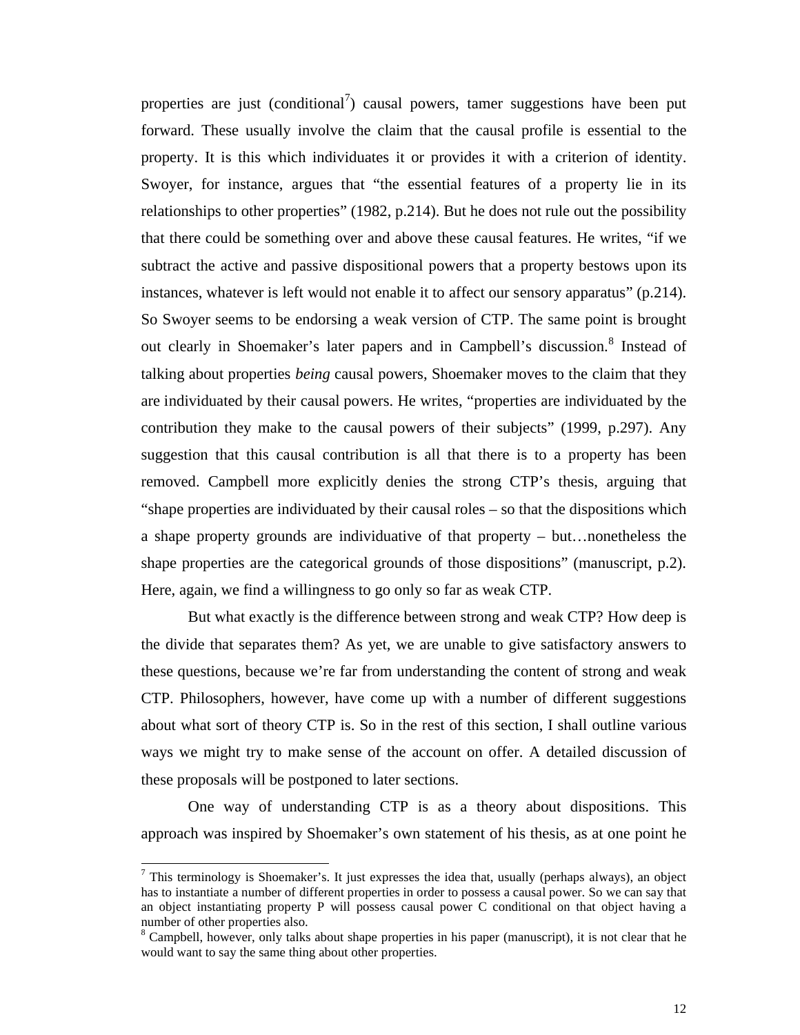properties are just (conditional[7]) causal powers, tamer suggestions have been put forward. These usually involve the claim that the causal profile is essential to the property. It is this which individuates it or provides it with a criterion of identity. Swoyer, for instance, argues that "the essential features of a property lie in its relationships to other properties" (1982, p.214). But he does not rule out the possibility that there could be something over and above these causal features. He writes, "if we subtract the active and passive dispositional powers that a property bestows upon its instances, whatever is left would not enable it to affect our sensory apparatus" (p.214). So Swoyer seems to be endorsing a weak version of CTP. The same point is brought out clearly in Shoemaker's later papers and in Campbell's discussion.[8] Instead of talking about properties *being* causal powers, Shoemaker moves to the claim that they are individuated by their causal powers. He writes, "properties are individuated by the contribution they make to the causal powers of their subjects" (1999, p.297). Any suggestion that this causal contribution is all that there is to a property has been removed. Campbell more explicitly denies the strong CTP's thesis, arguing that "shape properties are individuated by their causal roles – so that the dispositions which a shape property grounds are individuative of that property – but…nonetheless the shape properties are the categorical grounds of those dispositions" (manuscript, p.2). Here, again, we find a willingness to go only so far as weak CTP.

But what exactly is the difference between strong and weak CTP? How deep is the divide that separates them? As yet, we are unable to give satisfactory answers to these questions, because we're far from understanding the content of strong and weak CTP. Philosophers, however, have come up with a number of different suggestions about what sort of theory CTP is. So in the rest of this section, I shall outline various ways we might try to make sense of the account on offer. A detailed discussion of these proposals will be postponed to later sections.

One way of understanding CTP is as a theory about dispositions. This approach was inspired by Shoemaker's own statement of his thesis, as at one point he

[7] This terminology is Shoemaker's. It just expresses the idea that, usually (perhaps always), an object has to instantiate a number of different properties in order to possess a causal power. So we can say that an object instantiating property P will possess causal power C conditional on that object having a number of other properties also.

[8] Campbell, however, only talks about shape properties in his paper (manuscript), it is not clear that he would want to say the same thing about other properties.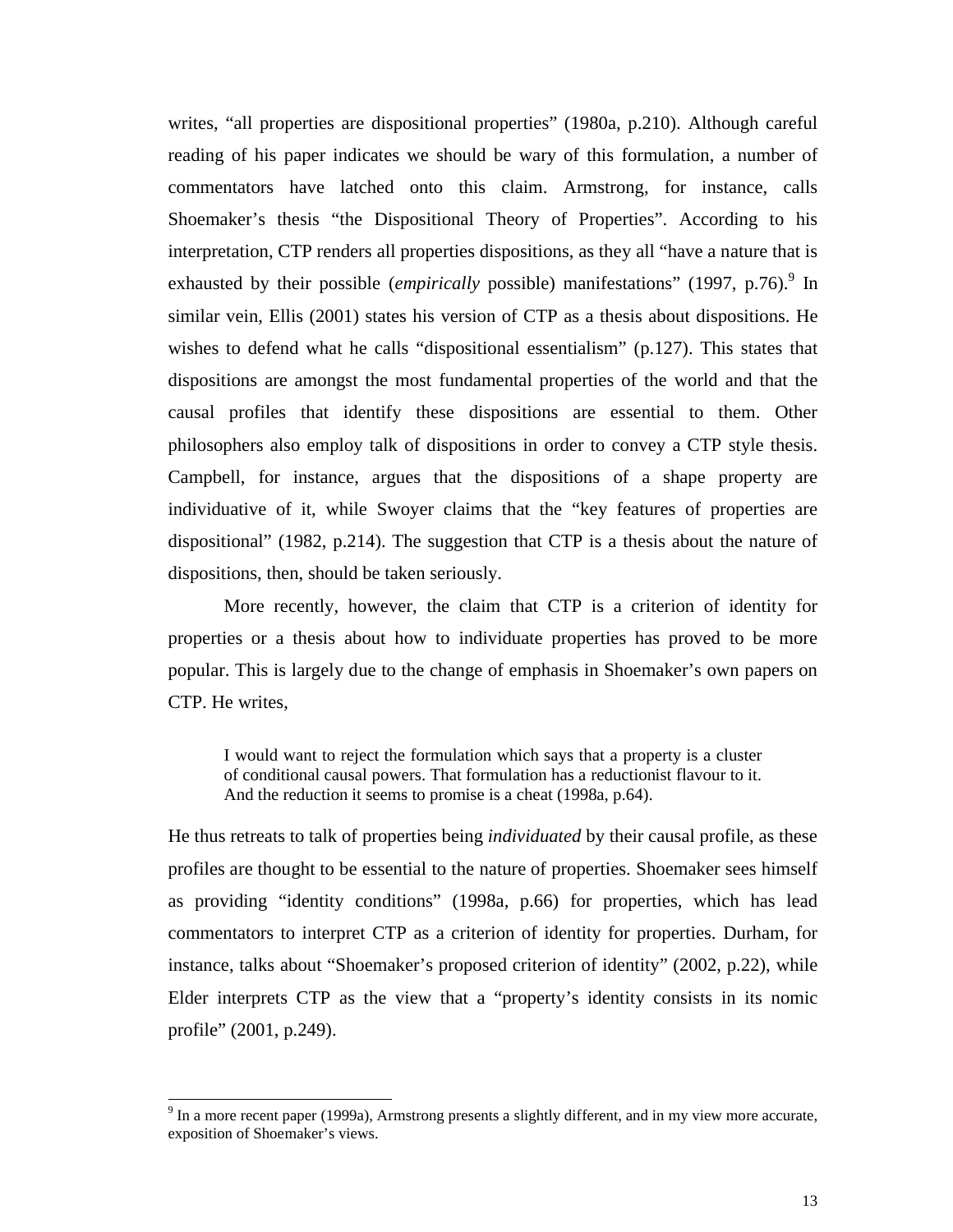writes, "all properties are dispositional properties" (1980a, p.210). Although careful reading of his paper indicates we should be wary of this formulation, a number of commentators have latched onto this claim. Armstrong, for instance, calls Shoemaker's thesis "the Dispositional Theory of Properties". According to his interpretation, CTP renders all properties dispositions, as they all "have a nature that is exhausted by their possible (*empirically* possible) manifestations" (1997, p.76).[9] In similar vein, Ellis (2001) states his version of CTP as a thesis about dispositions. He wishes to defend what he calls "dispositional essentialism" (p.127). This states that dispositions are amongst the most fundamental properties of the world and that the causal profiles that identify these dispositions are essential to them. Other philosophers also employ talk of dispositions in order to convey a CTP style thesis. Campbell, for instance, argues that the dispositions of a shape property are individuative of it, while Swoyer claims that the "key features of properties are dispositional" (1982, p.214). The suggestion that CTP is a thesis about the nature of dispositions, then, should be taken seriously.

More recently, however, the claim that CTP is a criterion of identity for properties or a thesis about how to individuate properties has proved to be more popular. This is largely due to the change of emphasis in Shoemaker's own papers on CTP. He writes,

> I would want to reject the formulation which says that a property is a cluster of conditional causal powers. That formulation has a reductionist flavour to it. And the reduction it seems to promise is a cheat (1998a, p.64).

He thus retreats to talk of properties being *individuated* by their causal profile, as these profiles are thought to be essential to the nature of properties. Shoemaker sees himself as providing "identity conditions" (1998a, p.66) for properties, which has lead commentators to interpret CTP as a criterion of identity for properties. Durham, for instance, talks about "Shoemaker's proposed criterion of identity" (2002, p.22), while Elder interprets CTP as the view that a "property's identity consists in its nomic profile" (2001, p.249).

---

[9] In a more recent paper (1999a), Armstrong presents a slightly different, and in my view more accurate, exposition of Shoemaker's views.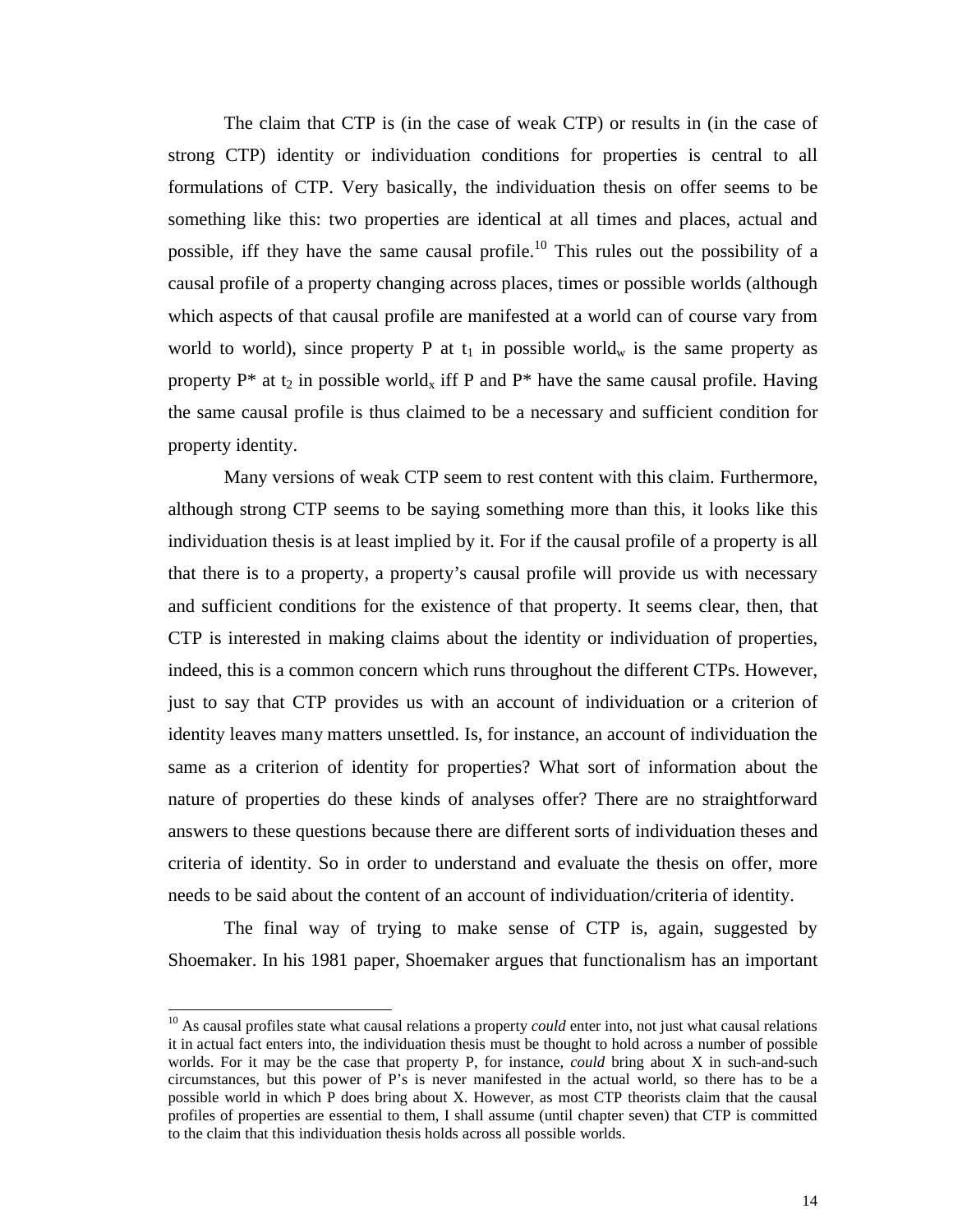The claim that CTP is (in the case of weak CTP) or results in (in the case of strong CTP) identity or individuation conditions for properties is central to all formulations of CTP. Very basically, the individuation thesis on offer seems to be something like this: two properties are identical at all times and places, actual and possible, iff they have the same causal profile.[10] This rules out the possibility of a causal profile of a property changing across places, times or possible worlds (although which aspects of that causal profile are manifested at a world can of course vary from world to world), since property P at $t_1$ in possible $\text{world}_w$ is the same property as property P* at $t_2$ in possible $\text{world}_x$ iff P and P* have the same causal profile. Having the same causal profile is thus claimed to be a necessary and sufficient condition for property identity.

Many versions of weak CTP seem to rest content with this claim. Furthermore, although strong CTP seems to be saying something more than this, it looks like this individuation thesis is at least implied by it. For if the causal profile of a property is all that there is to a property, a property's causal profile will provide us with necessary and sufficient conditions for the existence of that property. It seems clear, then, that CTP is interested in making claims about the identity or individuation of properties, indeed, this is a common concern which runs throughout the different CTPs. However, just to say that CTP provides us with an account of individuation or a criterion of identity leaves many matters unsettled. Is, for instance, an account of individuation the same as a criterion of identity for properties? What sort of information about the nature of properties do these kinds of analyses offer? There are no straightforward answers to these questions because there are different sorts of individuation theses and criteria of identity. So in order to understand and evaluate the thesis on offer, more needs to be said about the content of an account of individuation/criteria of identity.

The final way of trying to make sense of CTP is, again, suggested by Shoemaker. In his 1981 paper, Shoemaker argues that functionalism has an important

---

[10] As causal profiles state what causal relations a property *could* enter into, not just what causal relations it in actual fact enters into, the individuation thesis must be thought to hold across a number of possible worlds. For it may be the case that property P, for instance, *could* bring about X in such-and-such circumstances, but this power of P's is never manifested in the actual world, so there has to be a possible world in which P does bring about X. However, as most CTP theorists claim that the causal profiles of properties are essential to them, I shall assume (until chapter seven) that CTP is committed to the claim that this individuation thesis holds across all possible worlds.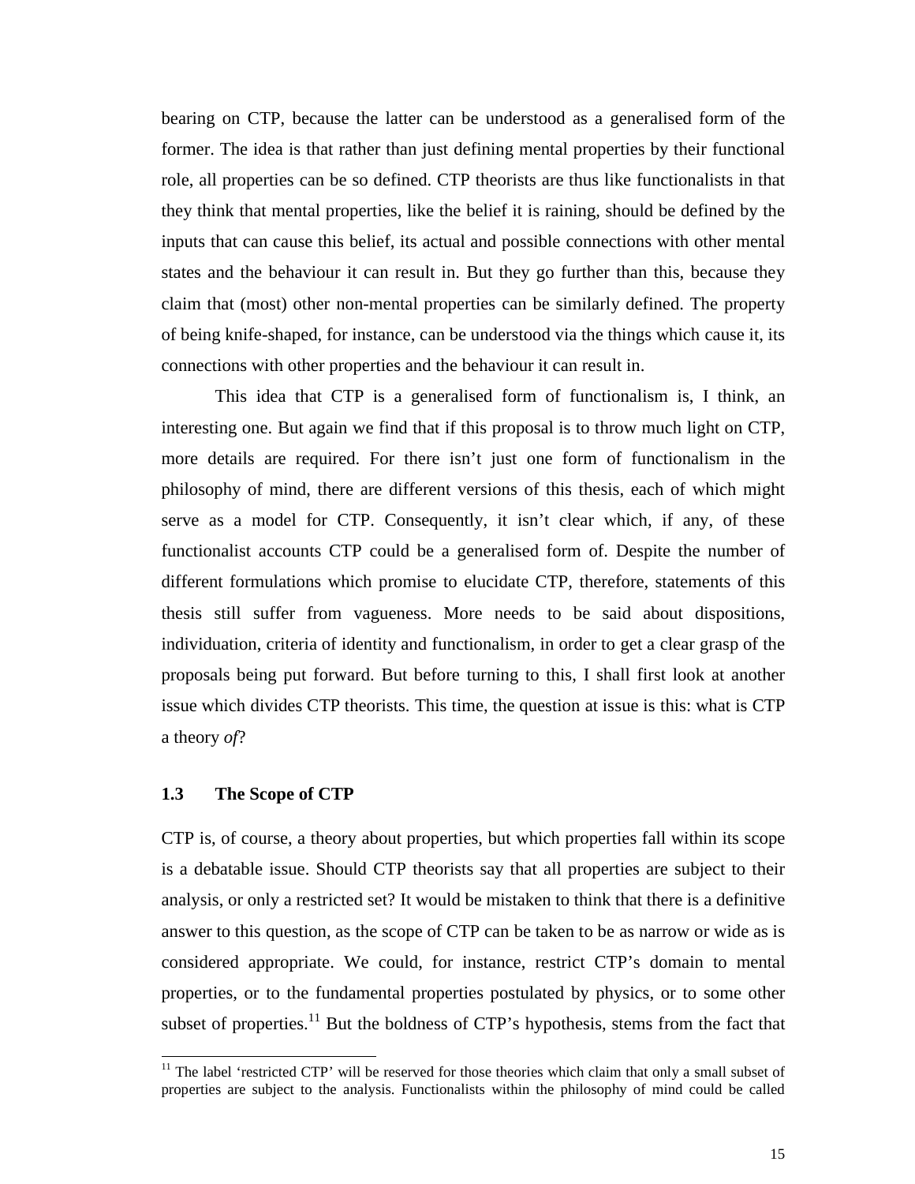bearing on CTP, because the latter can be understood as a generalised form of the former. The idea is that rather than just defining mental properties by their functional role, all properties can be so defined. CTP theorists are thus like functionalists in that they think that mental properties, like the belief it is raining, should be defined by the inputs that can cause this belief, its actual and possible connections with other mental states and the behaviour it can result in. But they go further than this, because they claim that (most) other non-mental properties can be similarly defined. The property of being knife-shaped, for instance, can be understood via the things which cause it, its connections with other properties and the behaviour it can result in.

This idea that CTP is a generalised form of functionalism is, I think, an interesting one. But again we find that if this proposal is to throw much light on CTP, more details are required. For there isn't just one form of functionalism in the philosophy of mind, there are different versions of this thesis, each of which might serve as a model for CTP. Consequently, it isn't clear which, if any, of these functionalist accounts CTP could be a generalised form of. Despite the number of different formulations which promise to elucidate CTP, therefore, statements of this thesis still suffer from vagueness. More needs to be said about dispositions, individuation, criteria of identity and functionalism, in order to get a clear grasp of the proposals being put forward. But before turning to this, I shall first look at another issue which divides CTP theorists. This time, the question at issue is this: what is CTP a theory *of*?

### 1.3 The Scope of CTP

CTP is, of course, a theory about properties, but which properties fall within its scope is a debatable issue. Should CTP theorists say that all properties are subject to their analysis, or only a restricted set? It would be mistaken to think that there is a definitive answer to this question, as the scope of CTP can be taken to be as narrow or wide as is considered appropriate. We could, for instance, restrict CTP's domain to mental properties, or to the fundamental properties postulated by physics, or to some other subset of properties.[11] But the boldness of CTP's hypothesis, stems from the fact that

[11] The label 'restricted CTP' will be reserved for those theories which claim that only a small subset of properties are subject to the analysis. Functionalists within the philosophy of mind could be called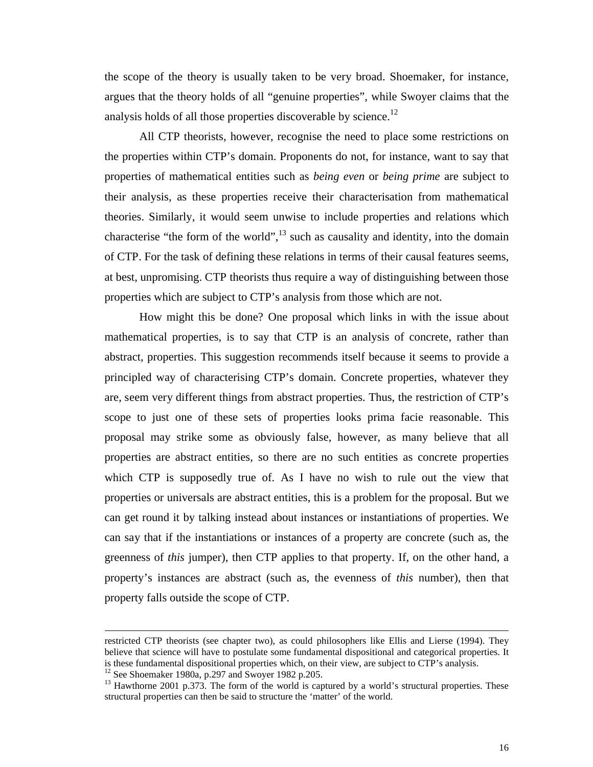the scope of the theory is usually taken to be very broad. Shoemaker, for instance, argues that the theory holds of all "genuine properties", while Swoyer claims that the analysis holds of all those properties discoverable by science.[12]

All CTP theorists, however, recognise the need to place some restrictions on the properties within CTP's domain. Proponents do not, for instance, want to say that properties of mathematical entities such as *being even* or *being prime* are subject to their analysis, as these properties receive their characterisation from mathematical theories. Similarly, it would seem unwise to include properties and relations which characterise "the form of the world",[13] such as causality and identity, into the domain of CTP. For the task of defining these relations in terms of their causal features seems, at best, unpromising. CTP theorists thus require a way of distinguishing between those properties which are subject to CTP's analysis from those which are not.

How might this be done? One proposal which links in with the issue about mathematical properties, is to say that CTP is an analysis of concrete, rather than abstract, properties. This suggestion recommends itself because it seems to provide a principled way of characterising CTP's domain. Concrete properties, whatever they are, seem very different things from abstract properties. Thus, the restriction of CTP's scope to just one of these sets of properties looks prima facie reasonable. This proposal may strike some as obviously false, however, as many believe that all properties are abstract entities, so there are no such entities as concrete properties which CTP is supposedly true of. As I have no wish to rule out the view that properties or universals are abstract entities, this is a problem for the proposal. But we can get round it by talking instead about instances or instantiations of properties. We can say that if the instantiations or instances of a property are concrete (such as, the greenness of *this* jumper), then CTP applies to that property. If, on the other hand, a property's instances are abstract (such as, the evenness of *this* number), then that property falls outside the scope of CTP.

---

restricted CTP theorists (see chapter two), as could philosophers like Ellis and Lierse (1994). They believe that science will have to postulate some fundamental dispositional and categorical properties. It is these fundamental dispositional properties which, on their view, are subject to CTP's analysis.

[12] See Shoemaker 1980a, p.297 and Swoyer 1982 p.205.

[13] Hawthorne 2001 p.373. The form of the world is captured by a world's structural properties. These structural properties can then be said to structure the 'matter' of the world.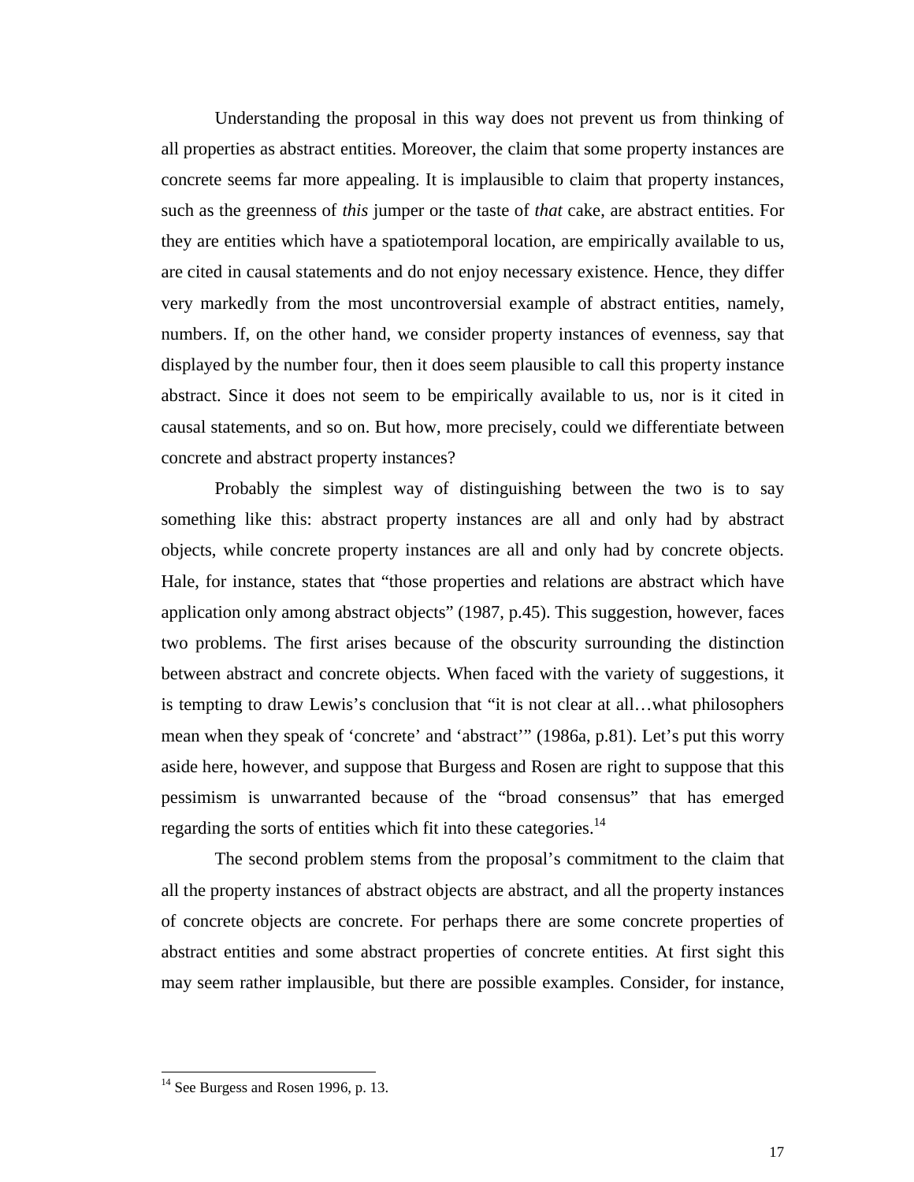Understanding the proposal in this way does not prevent us from thinking of all properties as abstract entities. Moreover, the claim that some property instances are concrete seems far more appealing. It is implausible to claim that property instances, such as the greenness of *this* jumper or the taste of *that* cake, are abstract entities. For they are entities which have a spatiotemporal location, are empirically available to us, are cited in causal statements and do not enjoy necessary existence. Hence, they differ very markedly from the most uncontroversial example of abstract entities, namely, numbers. If, on the other hand, we consider property instances of evenness, say that displayed by the number four, then it does seem plausible to call this property instance abstract. Since it does not seem to be empirically available to us, nor is it cited in causal statements, and so on. But how, more precisely, could we differentiate between concrete and abstract property instances?

Probably the simplest way of distinguishing between the two is to say something like this: abstract property instances are all and only had by abstract objects, while concrete property instances are all and only had by concrete objects. Hale, for instance, states that "those properties and relations are abstract which have application only among abstract objects" (1987, p.45). This suggestion, however, faces two problems. The first arises because of the obscurity surrounding the distinction between abstract and concrete objects. When faced with the variety of suggestions, it is tempting to draw Lewis's conclusion that "it is not clear at all…what philosophers mean when they speak of 'concrete' and 'abstract'" (1986a, p.81). Let's put this worry aside here, however, and suppose that Burgess and Rosen are right to suppose that this pessimism is unwarranted because of the "broad consensus" that has emerged regarding the sorts of entities which fit into these categories.[14]

The second problem stems from the proposal's commitment to the claim that all the property instances of abstract objects are abstract, and all the property instances of concrete objects are concrete. For perhaps there are some concrete properties of abstract entities and some abstract properties of concrete entities. At first sight this may seem rather implausible, but there are possible examples. Consider, for instance,

---

[14] See Burgess and Rosen 1996, p. 13.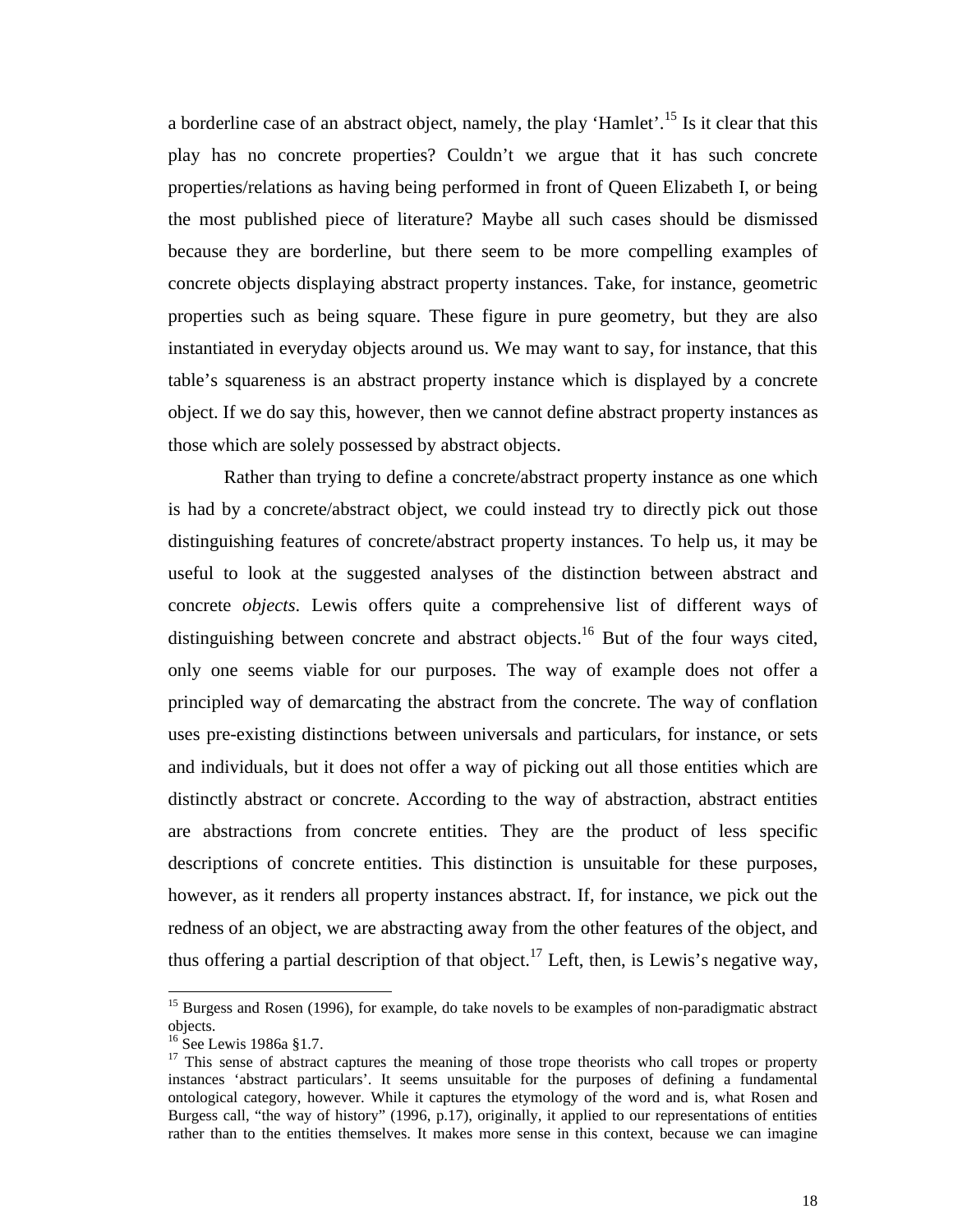a borderline case of an abstract object, namely, the play 'Hamlet'.[15] Is it clear that this play has no concrete properties? Couldn't we argue that it has such concrete properties/relations as having being performed in front of Queen Elizabeth I, or being the most published piece of literature? Maybe all such cases should be dismissed because they are borderline, but there seem to be more compelling examples of concrete objects displaying abstract property instances. Take, for instance, geometric properties such as being square. These figure in pure geometry, but they are also instantiated in everyday objects around us. We may want to say, for instance, that this table's squareness is an abstract property instance which is displayed by a concrete object. If we do say this, however, then we cannot define abstract property instances as those which are solely possessed by abstract objects.

Rather than trying to define a concrete/abstract property instance as one which is had by a concrete/abstract object, we could instead try to directly pick out those distinguishing features of concrete/abstract property instances. To help us, it may be useful to look at the suggested analyses of the distinction between abstract and concrete *objects*. Lewis offers quite a comprehensive list of different ways of distinguishing between concrete and abstract objects.[16] But of the four ways cited, only one seems viable for our purposes. The way of example does not offer a principled way of demarcating the abstract from the concrete. The way of conflation uses pre-existing distinctions between universals and particulars, for instance, or sets and individuals, but it does not offer a way of picking out all those entities which are distinctly abstract or concrete. According to the way of abstraction, abstract entities are abstractions from concrete entities. They are the product of less specific descriptions of concrete entities. This distinction is unsuitable for these purposes, however, as it renders all property instances abstract. If, for instance, we pick out the redness of an object, we are abstracting away from the other features of the object, and thus offering a partial description of that object.[17] Left, then, is Lewis's negative way,

---

[15] Burgess and Rosen (1996), for example, do take novels to be examples of non-paradigmatic abstract objects.

[16] See Lewis 1986a §1.7.

[17] This sense of abstract captures the meaning of those trope theorists who call tropes or property instances 'abstract particulars'. It seems unsuitable for the purposes of defining a fundamental ontological category, however. While it captures the etymology of the word and is, what Rosen and Burgess call, "the way of history" (1996, p.17), originally, it applied to our representations of entities rather than to the entities themselves. It makes more sense in this context, because we can imagine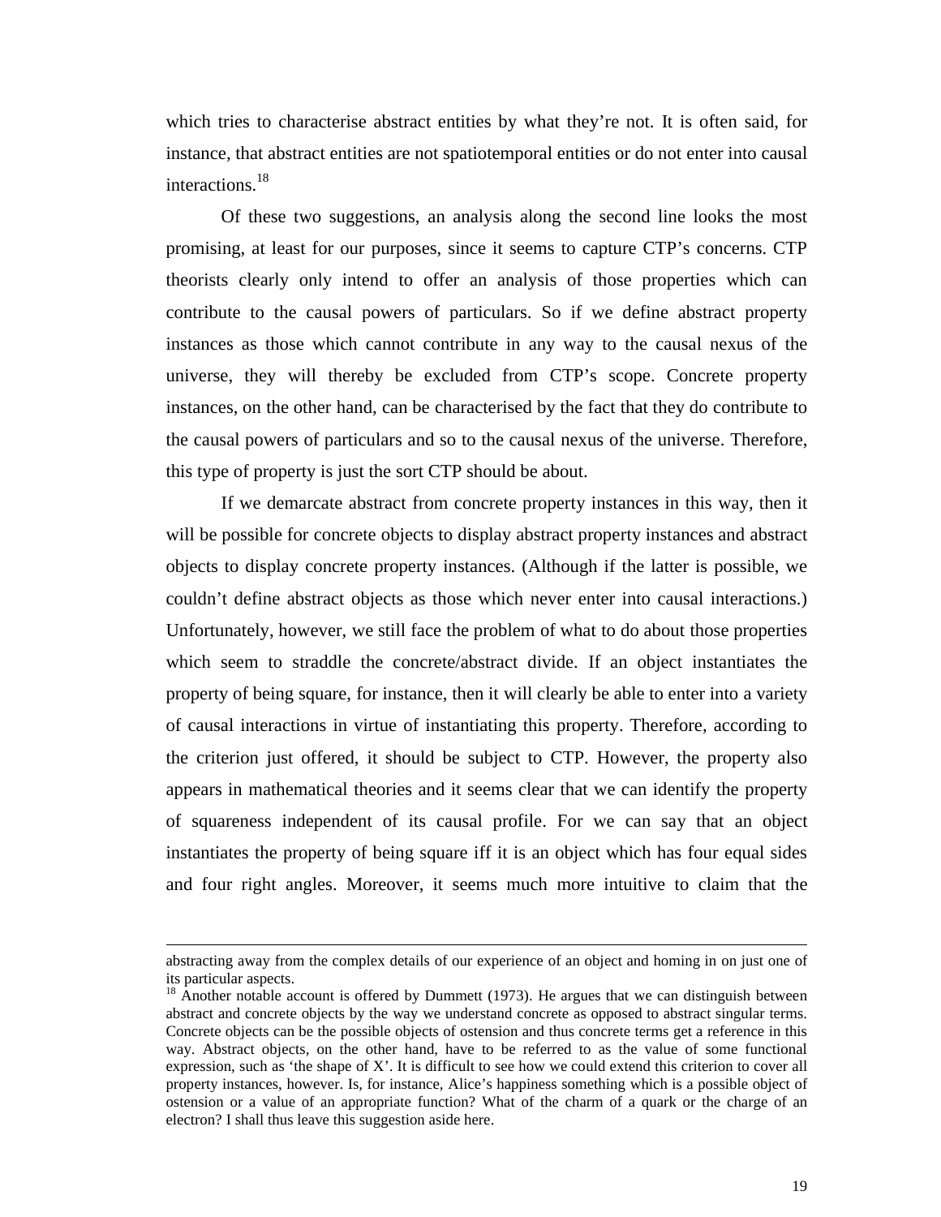which tries to characterise abstract entities by what they're not. It is often said, for instance, that abstract entities are not spatiotemporal entities or do not enter into causal interactions.[18]

Of these two suggestions, an analysis along the second line looks the most promising, at least for our purposes, since it seems to capture CTP's concerns. CTP theorists clearly only intend to offer an analysis of those properties which can contribute to the causal powers of particulars. So if we define abstract property instances as those which cannot contribute in any way to the causal nexus of the universe, they will thereby be excluded from CTP's scope. Concrete property instances, on the other hand, can be characterised by the fact that they do contribute to the causal powers of particulars and so to the causal nexus of the universe. Therefore, this type of property is just the sort CTP should be about.

If we demarcate abstract from concrete property instances in this way, then it will be possible for concrete objects to display abstract property instances and abstract objects to display concrete property instances. (Although if the latter is possible, we couldn't define abstract objects as those which never enter into causal interactions.) Unfortunately, however, we still face the problem of what to do about those properties which seem to straddle the concrete/abstract divide. If an object instantiates the property of being square, for instance, then it will clearly be able to enter into a variety of causal interactions in virtue of instantiating this property. Therefore, according to the criterion just offered, it should be subject to CTP. However, the property also appears in mathematical theories and it seems clear that we can identify the property of squareness independent of its causal profile. For we can say that an object instantiates the property of being square iff it is an object which has four equal sides and four right angles. Moreover, it seems much more intuitive to claim that the

---

abstracting away from the complex details of our experience of an object and homing in on just one of its particular aspects.

[18] Another notable account is offered by Dummett (1973). He argues that we can distinguish between abstract and concrete objects by the way we understand concrete as opposed to abstract singular terms. Concrete objects can be the possible objects of ostension and thus concrete terms get a reference in this way. Abstract objects, on the other hand, have to be referred to as the value of some functional expression, such as 'the shape of X'. It is difficult to see how we could extend this criterion to cover all property instances, however. Is, for instance, Alice's happiness something which is a possible object of ostension or a value of an appropriate function? What of the charm of a quark or the charge of an electron? I shall thus leave this suggestion aside here.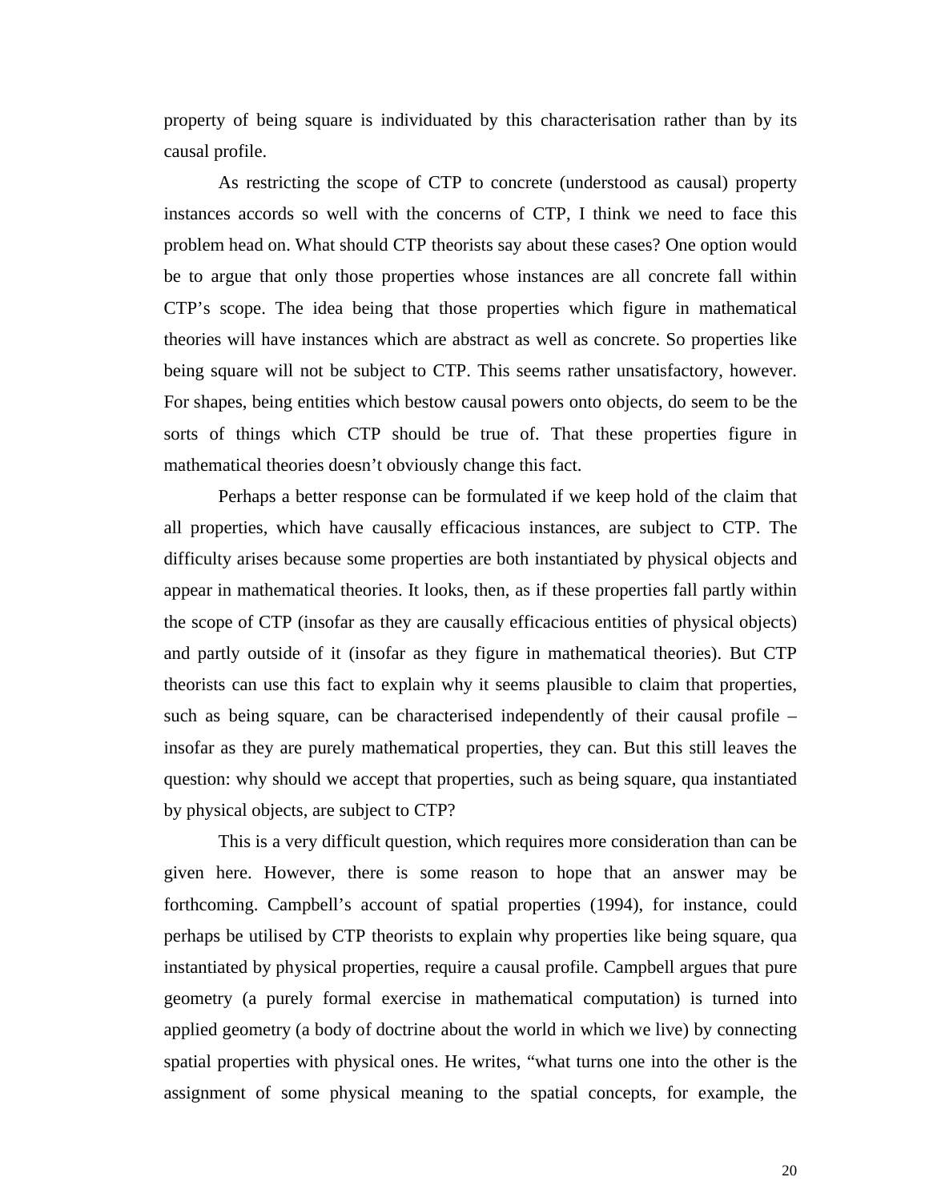property of being square is individuated by this characterisation rather than by its causal profile.

As restricting the scope of CTP to concrete (understood as causal) property instances accords so well with the concerns of CTP, I think we need to face this problem head on. What should CTP theorists say about these cases? One option would be to argue that only those properties whose instances are all concrete fall within CTP's scope. The idea being that those properties which figure in mathematical theories will have instances which are abstract as well as concrete. So properties like being square will not be subject to CTP. This seems rather unsatisfactory, however. For shapes, being entities which bestow causal powers onto objects, do seem to be the sorts of things which CTP should be true of. That these properties figure in mathematical theories doesn't obviously change this fact.

Perhaps a better response can be formulated if we keep hold of the claim that all properties, which have causally efficacious instances, are subject to CTP. The difficulty arises because some properties are both instantiated by physical objects and appear in mathematical theories. It looks, then, as if these properties fall partly within the scope of CTP (insofar as they are causally efficacious entities of physical objects) and partly outside of it (insofar as they figure in mathematical theories). But CTP theorists can use this fact to explain why it seems plausible to claim that properties, such as being square, can be characterised independently of their causal profile – insofar as they are purely mathematical properties, they can. But this still leaves the question: why should we accept that properties, such as being square, qua instantiated by physical objects, are subject to CTP?

This is a very difficult question, which requires more consideration than can be given here. However, there is some reason to hope that an answer may be forthcoming. Campbell's account of spatial properties (1994), for instance, could perhaps be utilised by CTP theorists to explain why properties like being square, qua instantiated by physical properties, require a causal profile. Campbell argues that pure geometry (a purely formal exercise in mathematical computation) is turned into applied geometry (a body of doctrine about the world in which we live) by connecting spatial properties with physical ones. He writes, "what turns one into the other is the assignment of some physical meaning to the spatial concepts, for example, the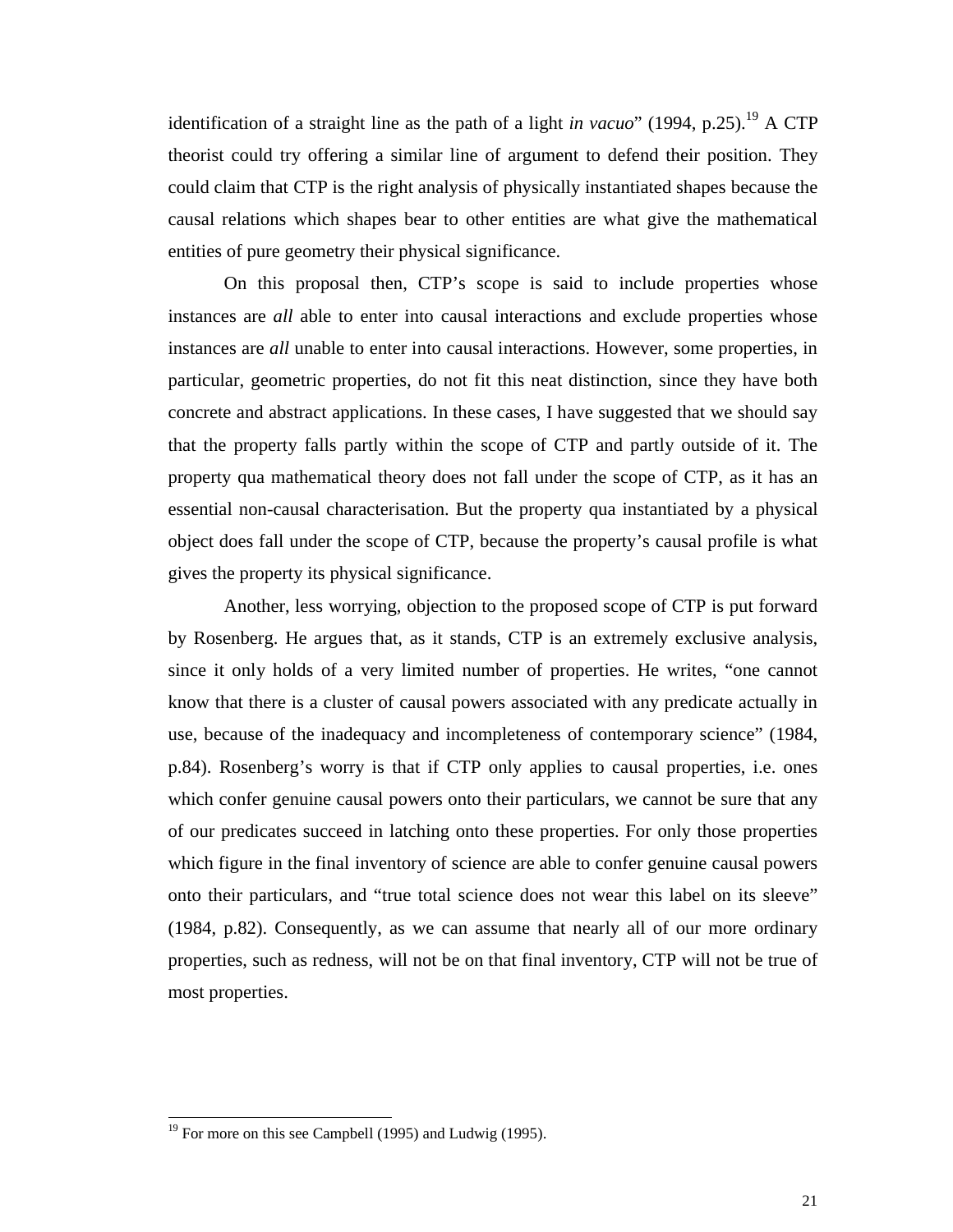identification of a straight line as the path of a light *in vacuo*" (1994, p.25).[19] A CTP theorist could try offering a similar line of argument to defend their position. They could claim that CTP is the right analysis of physically instantiated shapes because the causal relations which shapes bear to other entities are what give the mathematical entities of pure geometry their physical significance.

On this proposal then, CTP's scope is said to include properties whose instances are *all* able to enter into causal interactions and exclude properties whose instances are *all* unable to enter into causal interactions. However, some properties, in particular, geometric properties, do not fit this neat distinction, since they have both concrete and abstract applications. In these cases, I have suggested that we should say that the property falls partly within the scope of CTP and partly outside of it. The property qua mathematical theory does not fall under the scope of CTP, as it has an essential non-causal characterisation. But the property qua instantiated by a physical object does fall under the scope of CTP, because the property's causal profile is what gives the property its physical significance.

Another, less worrying, objection to the proposed scope of CTP is put forward by Rosenberg. He argues that, as it stands, CTP is an extremely exclusive analysis, since it only holds of a very limited number of properties. He writes, "one cannot know that there is a cluster of causal powers associated with any predicate actually in use, because of the inadequacy and incompleteness of contemporary science" (1984, p.84). Rosenberg's worry is that if CTP only applies to causal properties, i.e. ones which confer genuine causal powers onto their particulars, we cannot be sure that any of our predicates succeed in latching onto these properties. For only those properties which figure in the final inventory of science are able to confer genuine causal powers onto their particulars, and "true total science does not wear this label on its sleeve" (1984, p.82). Consequently, as we can assume that nearly all of our more ordinary properties, such as redness, will not be on that final inventory, CTP will not be true of most properties.

[19] For more on this see Campbell (1995) and Ludwig (1995).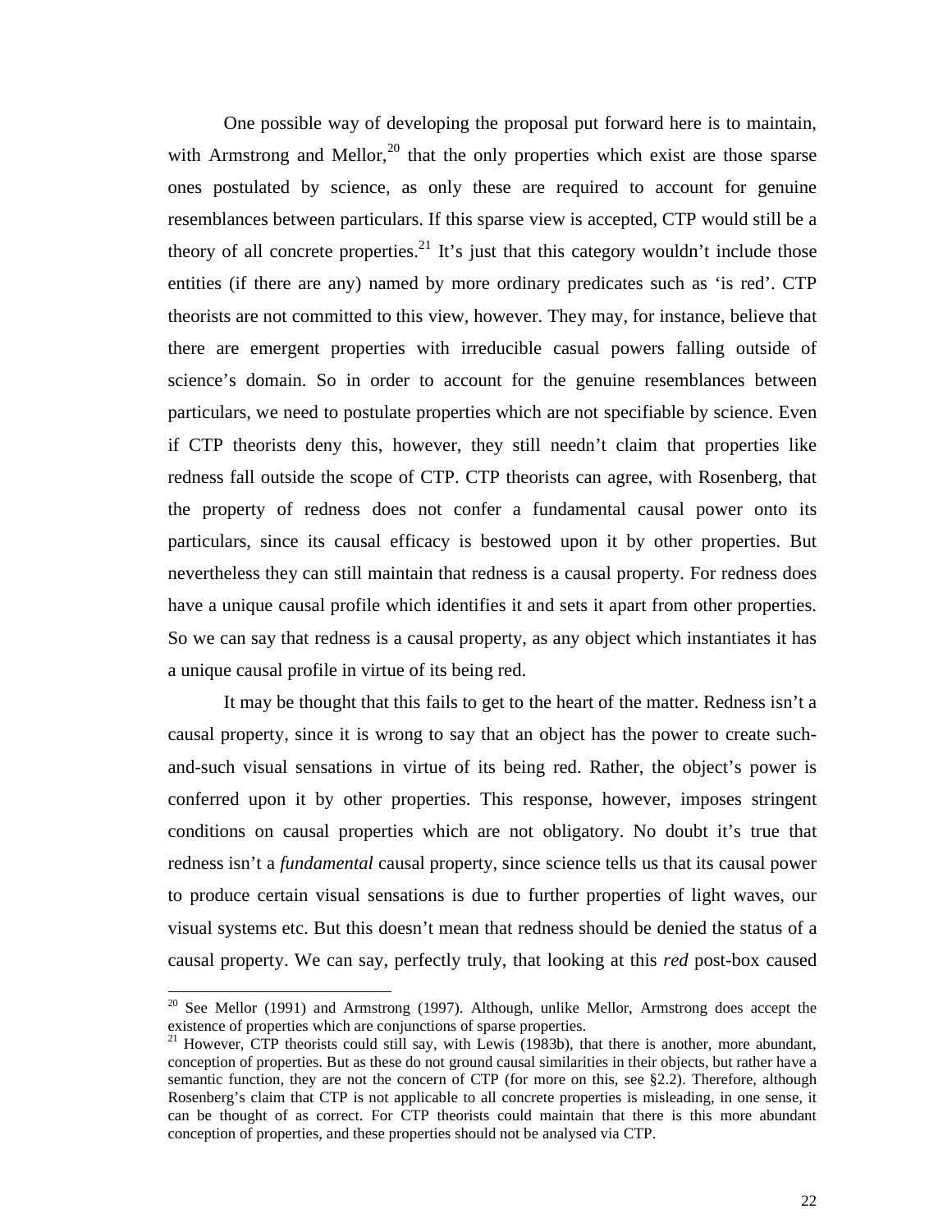One possible way of developing the proposal put forward here is to maintain, with Armstrong and Mellor,[20] that the only properties which exist are those sparse ones postulated by science, as only these are required to account for genuine resemblances between particulars. If this sparse view is accepted, CTP would still be a theory of all concrete properties.[21] It's just that this category wouldn't include those entities (if there are any) named by more ordinary predicates such as 'is red'. CTP theorists are not committed to this view, however. They may, for instance, believe that there are emergent properties with irreducible casual powers falling outside of science's domain. So in order to account for the genuine resemblances between particulars, we need to postulate properties which are not specifiable by science. Even if CTP theorists deny this, however, they still needn't claim that properties like redness fall outside the scope of CTP. CTP theorists can agree, with Rosenberg, that the property of redness does not confer a fundamental causal power onto its particulars, since its causal efficacy is bestowed upon it by other properties. But nevertheless they can still maintain that redness is a causal property. For redness does have a unique causal profile which identifies it and sets it apart from other properties. So we can say that redness is a causal property, as any object which instantiates it has a unique causal profile in virtue of its being red.

It may be thought that this fails to get to the heart of the matter. Redness isn't a causal property, since it is wrong to say that an object has the power to create such-and-such visual sensations in virtue of its being red. Rather, the object's power is conferred upon it by other properties. This response, however, imposes stringent conditions on causal properties which are not obligatory. No doubt it's true that redness isn't a *fundamental* causal property, since science tells us that its causal power to produce certain visual sensations is due to further properties of light waves, our visual systems etc. But this doesn't mean that redness should be denied the status of a causal property. We can say, perfectly truly, that looking at this *red* post-box caused

[20] See Mellor (1991) and Armstrong (1997). Although, unlike Mellor, Armstrong does accept the existence of properties which are conjunctions of sparse properties.

[21] However, CTP theorists could still say, with Lewis (1983b), that there is another, more abundant, conception of properties. But as these do not ground causal similarities in their objects, but rather have a semantic function, they are not the concern of CTP (for more on this, see §2.2). Therefore, although Rosenberg's claim that CTP is not applicable to all concrete properties is misleading, in one sense, it can be thought of as correct. For CTP theorists could maintain that there is this more abundant conception of properties, and these properties should not be analysed via CTP.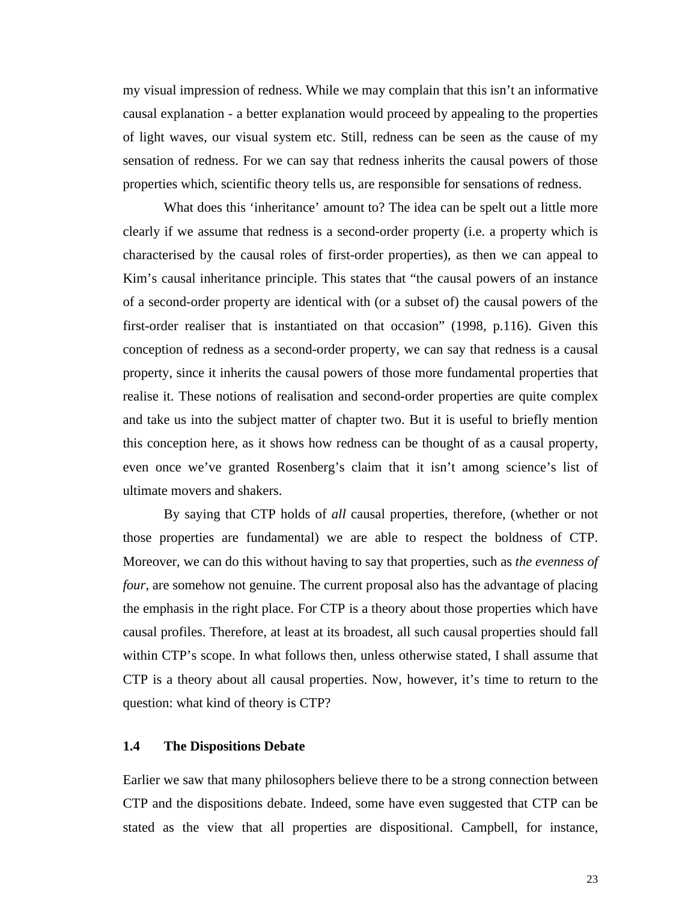my visual impression of redness. While we may complain that this isn't an informative causal explanation - a better explanation would proceed by appealing to the properties of light waves, our visual system etc. Still, redness can be seen as the cause of my sensation of redness. For we can say that redness inherits the causal powers of those properties which, scientific theory tells us, are responsible for sensations of redness.

What does this 'inheritance' amount to? The idea can be spelt out a little more clearly if we assume that redness is a second-order property (i.e. a property which is characterised by the causal roles of first-order properties), as then we can appeal to Kim's causal inheritance principle. This states that "the causal powers of an instance of a second-order property are identical with (or a subset of) the causal powers of the first-order realiser that is instantiated on that occasion" (1998, p.116). Given this conception of redness as a second-order property, we can say that redness is a causal property, since it inherits the causal powers of those more fundamental properties that realise it. These notions of realisation and second-order properties are quite complex and take us into the subject matter of chapter two. But it is useful to briefly mention this conception here, as it shows how redness can be thought of as a causal property, even once we've granted Rosenberg's claim that it isn't among science's list of ultimate movers and shakers.

By saying that CTP holds of *all* causal properties, therefore, (whether or not those properties are fundamental) we are able to respect the boldness of CTP. Moreover, we can do this without having to say that properties, such as *the evenness of four*, are somehow not genuine. The current proposal also has the advantage of placing the emphasis in the right place. For CTP is a theory about those properties which have causal profiles. Therefore, at least at its broadest, all such causal properties should fall within CTP's scope. In what follows then, unless otherwise stated, I shall assume that CTP is a theory about all causal properties. Now, however, it's time to return to the question: what kind of theory is CTP?

### 1.4 The Dispositions Debate

Earlier we saw that many philosophers believe there to be a strong connection between CTP and the dispositions debate. Indeed, some have even suggested that CTP can be stated as the view that all properties are dispositional. Campbell, for instance,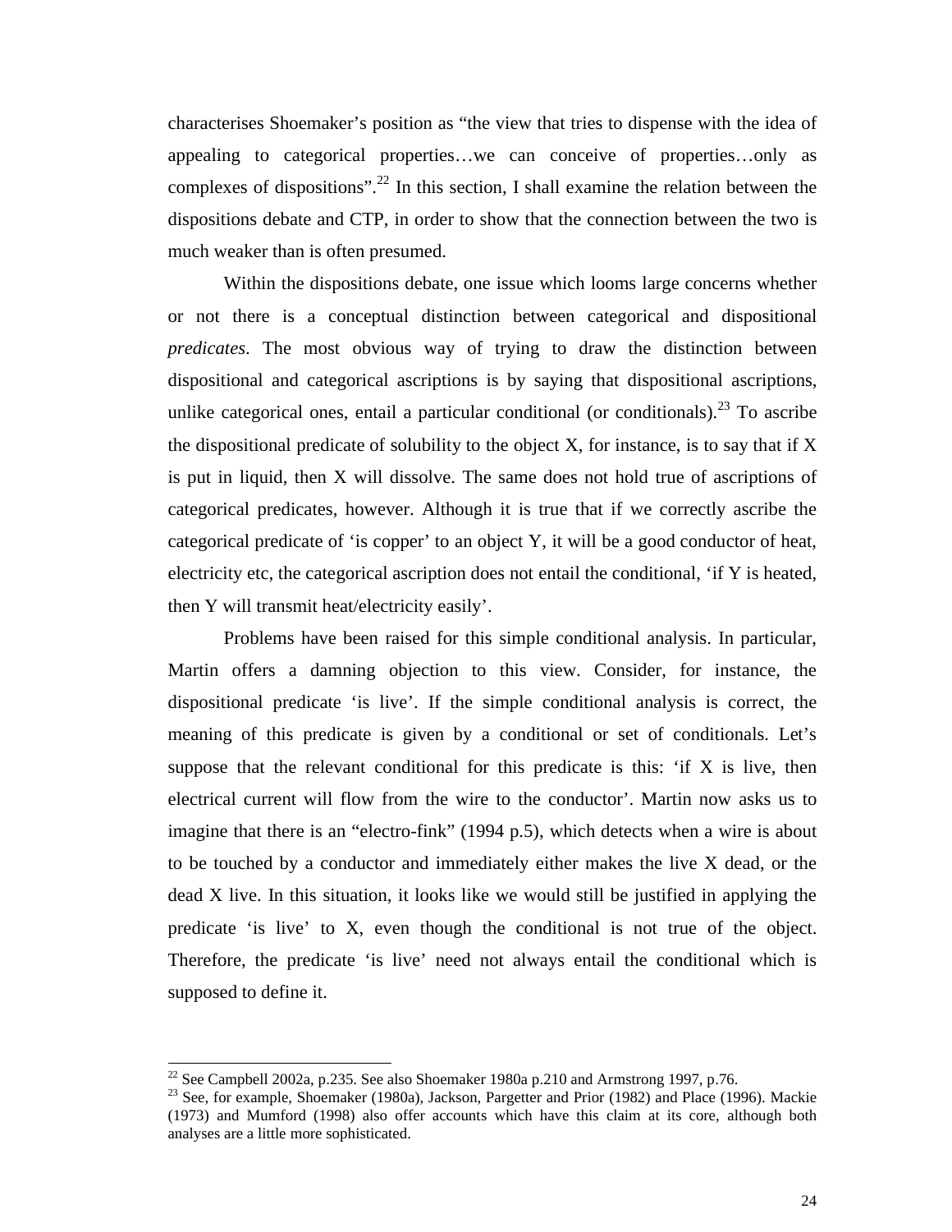characterises Shoemaker's position as "the view that tries to dispense with the idea of appealing to categorical properties…we can conceive of properties…only as complexes of dispositions".[22] In this section, I shall examine the relation between the dispositions debate and CTP, in order to show that the connection between the two is much weaker than is often presumed.

Within the dispositions debate, one issue which looms large concerns whether or not there is a conceptual distinction between categorical and dispositional *predicates*. The most obvious way of trying to draw the distinction between dispositional and categorical ascriptions is by saying that dispositional ascriptions, unlike categorical ones, entail a particular conditional (or conditionals).[23] To ascribe the dispositional predicate of solubility to the object X, for instance, is to say that if X is put in liquid, then X will dissolve. The same does not hold true of ascriptions of categorical predicates, however. Although it is true that if we correctly ascribe the categorical predicate of 'is copper' to an object Y, it will be a good conductor of heat, electricity etc, the categorical ascription does not entail the conditional, 'if Y is heated, then Y will transmit heat/electricity easily'.

Problems have been raised for this simple conditional analysis. In particular, Martin offers a damning objection to this view. Consider, for instance, the dispositional predicate 'is live'. If the simple conditional analysis is correct, the meaning of this predicate is given by a conditional or set of conditionals. Let's suppose that the relevant conditional for this predicate is this: 'if X is live, then electrical current will flow from the wire to the conductor'. Martin now asks us to imagine that there is an "electro-fink" (1994 p.5), which detects when a wire is about to be touched by a conductor and immediately either makes the live X dead, or the dead X live. In this situation, it looks like we would still be justified in applying the predicate 'is live' to X, even though the conditional is not true of the object. Therefore, the predicate 'is live' need not always entail the conditional which is supposed to define it.

---

[22] See Campbell 2002a, p.235. See also Shoemaker 1980a p.210 and Armstrong 1997, p.76.

[23] See, for example, Shoemaker (1980a), Jackson, Pargetter and Prior (1982) and Place (1996). Mackie (1973) and Mumford (1998) also offer accounts which have this claim at its core, although both analyses are a little more sophisticated.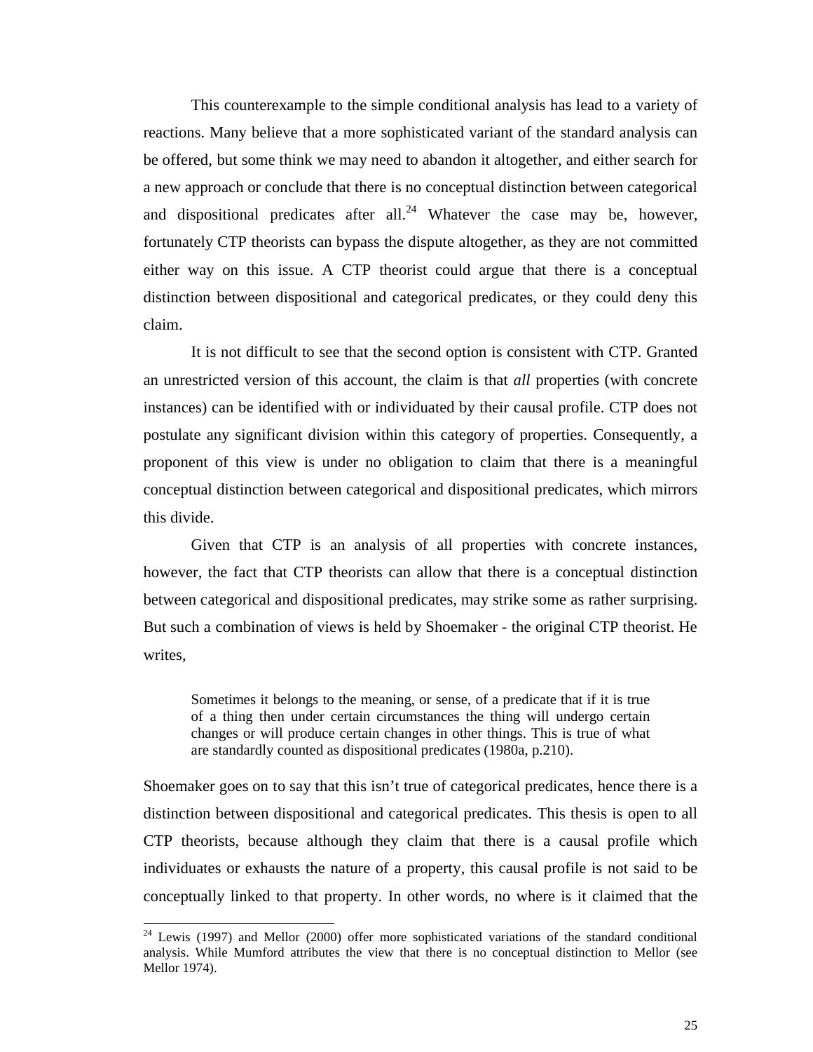This counterexample to the simple conditional analysis has lead to a variety of reactions. Many believe that a more sophisticated variant of the standard analysis can be offered, but some think we may need to abandon it altogether, and either search for a new approach or conclude that there is no conceptual distinction between categorical and dispositional predicates after all.[24] Whatever the case may be, however, fortunately CTP theorists can bypass the dispute altogether, as they are not committed either way on this issue. A CTP theorist could argue that there is a conceptual distinction between dispositional and categorical predicates, or they could deny this claim.

It is not difficult to see that the second option is consistent with CTP. Granted an unrestricted version of this account, the claim is that *all* properties (with concrete instances) can be identified with or individuated by their causal profile. CTP does not postulate any significant division within this category of properties. Consequently, a proponent of this view is under no obligation to claim that there is a meaningful conceptual distinction between categorical and dispositional predicates, which mirrors this divide.

Given that CTP is an analysis of all properties with concrete instances, however, the fact that CTP theorists can allow that there is a conceptual distinction between categorical and dispositional predicates, may strike some as rather surprising. But such a combination of views is held by Shoemaker - the original CTP theorist. He writes,

> Sometimes it belongs to the meaning, or sense, of a predicate that if it is true of a thing then under certain circumstances the thing will undergo certain changes or will produce certain changes in other things. This is true of what are standardly counted as dispositional predicates (1980a, p.210).

Shoemaker goes on to say that this isn't true of categorical predicates, hence there is a distinction between dispositional and categorical predicates. This thesis is open to all CTP theorists, because although they claim that there is a causal profile which individuates or exhausts the nature of a property, this causal profile is not said to be conceptually linked to that property. In other words, no where is it claimed that the

[24] Lewis (1997) and Mellor (2000) offer more sophisticated variations of the standard conditional analysis. While Mumford attributes the view that there is no conceptual distinction to Mellor (see Mellor 1974).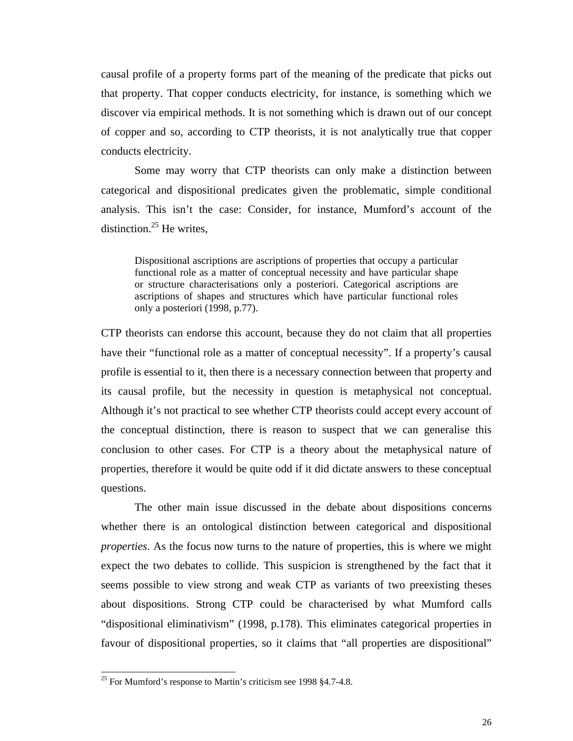causal profile of a property forms part of the meaning of the predicate that picks out that property. That copper conducts electricity, for instance, is something which we discover via empirical methods. It is not something which is drawn out of our concept of copper and so, according to CTP theorists, it is not analytically true that copper conducts electricity.

Some may worry that CTP theorists can only make a distinction between categorical and dispositional predicates given the problematic, simple conditional analysis. This isn't the case: Consider, for instance, Mumford's account of the distinction.[25] He writes,

> Dispositional ascriptions are ascriptions of properties that occupy a particular functional role as a matter of conceptual necessity and have particular shape or structure characterisations only a posteriori. Categorical ascriptions are ascriptions of shapes and structures which have particular functional roles only a posteriori (1998, p.77).

CTP theorists can endorse this account, because they do not claim that all properties have their "functional role as a matter of conceptual necessity". If a property's causal profile is essential to it, then there is a necessary connection between that property and its causal profile, but the necessity in question is metaphysical not conceptual. Although it's not practical to see whether CTP theorists could accept every account of the conceptual distinction, there is reason to suspect that we can generalise this conclusion to other cases. For CTP is a theory about the metaphysical nature of properties, therefore it would be quite odd if it did dictate answers to these conceptual questions.

The other main issue discussed in the debate about dispositions concerns whether there is an ontological distinction between categorical and dispositional *properties*. As the focus now turns to the nature of properties, this is where we might expect the two debates to collide. This suspicion is strengthened by the fact that it seems possible to view strong and weak CTP as variants of two preexisting theses about dispositions. Strong CTP could be characterised by what Mumford calls "dispositional eliminativism" (1998, p.178). This eliminates categorical properties in favour of dispositional properties, so it claims that "all properties are dispositional"

[25] For Mumford's response to Martin's criticism see 1998 §4.7-4.8.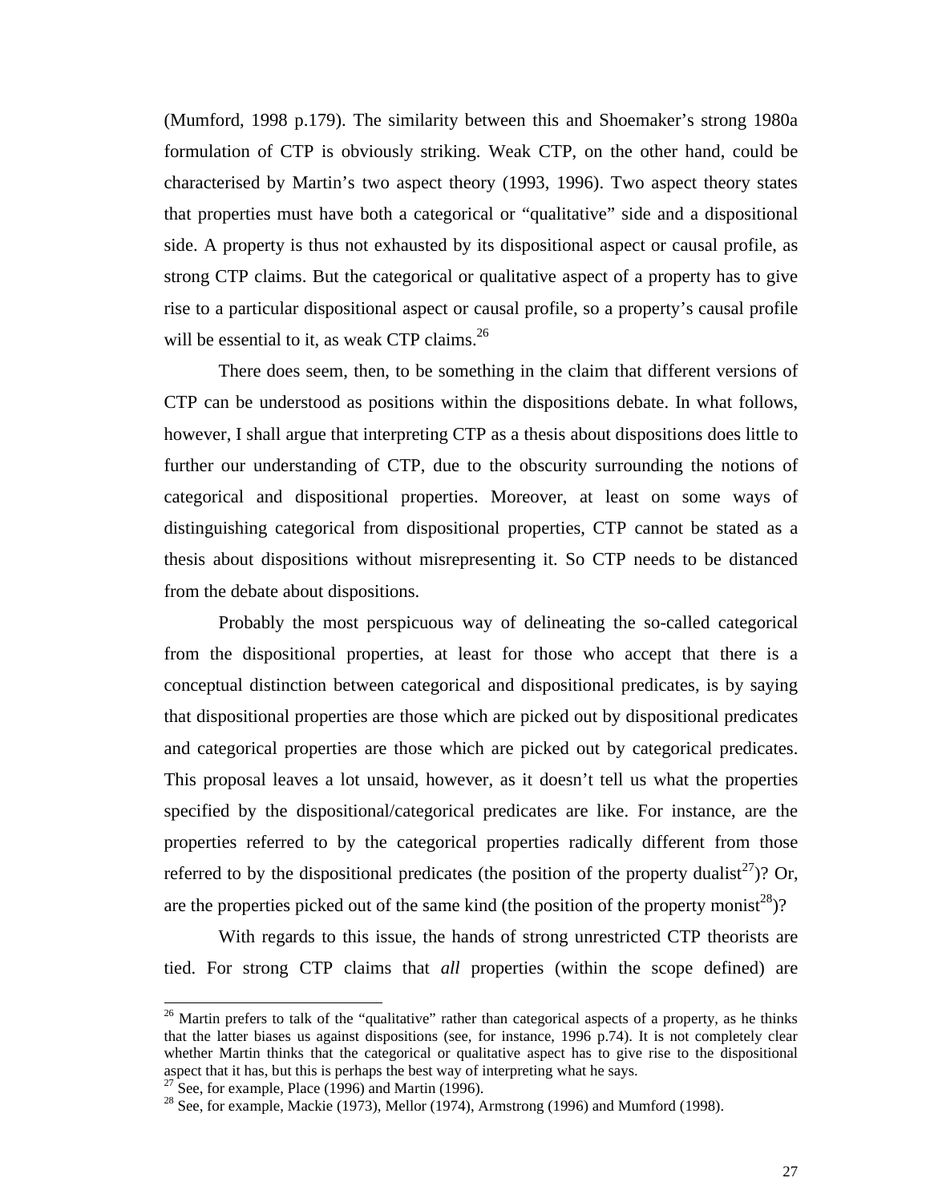(Mumford, 1998 p.179). The similarity between this and Shoemaker's strong 1980a formulation of CTP is obviously striking. Weak CTP, on the other hand, could be characterised by Martin's two aspect theory (1993, 1996). Two aspect theory states that properties must have both a categorical or "qualitative" side and a dispositional side. A property is thus not exhausted by its dispositional aspect or causal profile, as strong CTP claims. But the categorical or qualitative aspect of a property has to give rise to a particular dispositional aspect or causal profile, so a property's causal profile will be essential to it, as weak CTP claims.[26]

There does seem, then, to be something in the claim that different versions of CTP can be understood as positions within the dispositions debate. In what follows, however, I shall argue that interpreting CTP as a thesis about dispositions does little to further our understanding of CTP, due to the obscurity surrounding the notions of categorical and dispositional properties. Moreover, at least on some ways of distinguishing categorical from dispositional properties, CTP cannot be stated as a thesis about dispositions without misrepresenting it. So CTP needs to be distanced from the debate about dispositions.

Probably the most perspicuous way of delineating the so-called categorical from the dispositional properties, at least for those who accept that there is a conceptual distinction between categorical and dispositional predicates, is by saying that dispositional properties are those which are picked out by dispositional predicates and categorical properties are those which are picked out by categorical predicates. This proposal leaves a lot unsaid, however, as it doesn't tell us what the properties specified by the dispositional/categorical predicates are like. For instance, are the properties referred to by the categorical properties radically different from those referred to by the dispositional predicates (the position of the property dualist[27])? Or, are the properties picked out of the same kind (the position of the property monist[28])?

With regards to this issue, the hands of strong unrestricted CTP theorists are tied. For strong CTP claims that *all* properties (within the scope defined) are

---

[26] Martin prefers to talk of the "qualitative" rather than categorical aspects of a property, as he thinks that the latter biases us against dispositions (see, for instance, 1996 p.74). It is not completely clear whether Martin thinks that the categorical or qualitative aspect has to give rise to the dispositional aspect that it has, but this is perhaps the best way of interpreting what he says.

[27] See, for example, Place (1996) and Martin (1996).

[28] See, for example, Mackie (1973), Mellor (1974), Armstrong (1996) and Mumford (1998).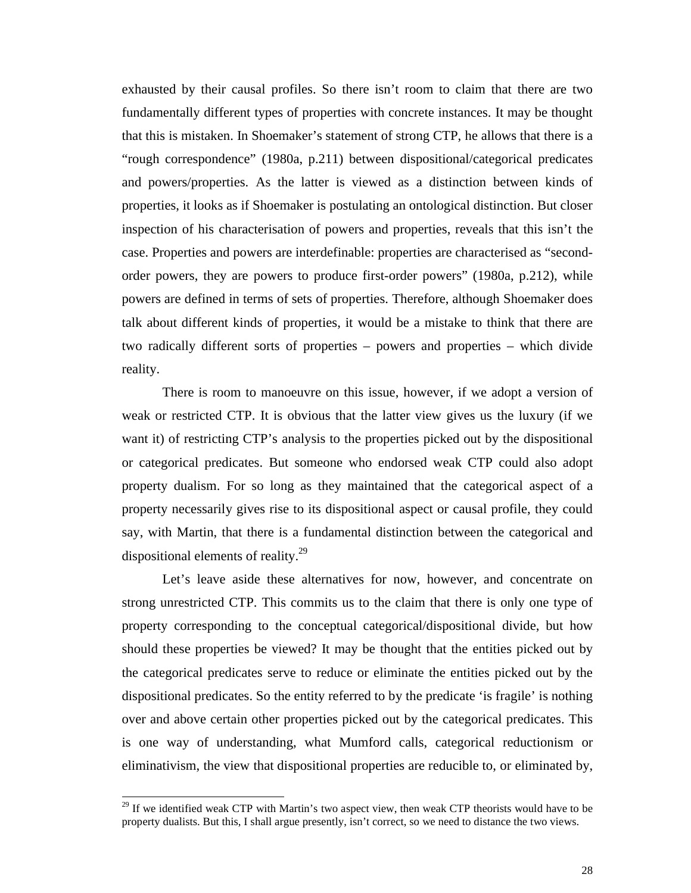exhausted by their causal profiles. So there isn't room to claim that there are two fundamentally different types of properties with concrete instances. It may be thought that this is mistaken. In Shoemaker's statement of strong CTP, he allows that there is a "rough correspondence" (1980a, p.211) between dispositional/categorical predicates and powers/properties. As the latter is viewed as a distinction between kinds of properties, it looks as if Shoemaker is postulating an ontological distinction. But closer inspection of his characterisation of powers and properties, reveals that this isn't the case. Properties and powers are interdefinable: properties are characterised as "second-order powers, they are powers to produce first-order powers" (1980a, p.212), while powers are defined in terms of sets of properties. Therefore, although Shoemaker does talk about different kinds of properties, it would be a mistake to think that there are two radically different sorts of properties – powers and properties – which divide reality.

There is room to manoeuvre on this issue, however, if we adopt a version of weak or restricted CTP. It is obvious that the latter view gives us the luxury (if we want it) of restricting CTP's analysis to the properties picked out by the dispositional or categorical predicates. But someone who endorsed weak CTP could also adopt property dualism. For so long as they maintained that the categorical aspect of a property necessarily gives rise to its dispositional aspect or causal profile, they could say, with Martin, that there is a fundamental distinction between the categorical and dispositional elements of reality.[29]

Let's leave aside these alternatives for now, however, and concentrate on strong unrestricted CTP. This commits us to the claim that there is only one type of property corresponding to the conceptual categorical/dispositional divide, but how should these properties be viewed? It may be thought that the entities picked out by the categorical predicates serve to reduce or eliminate the entities picked out by the dispositional predicates. So the entity referred to by the predicate 'is fragile' is nothing over and above certain other properties picked out by the categorical predicates. This is one way of understanding, what Mumford calls, categorical reductionism or eliminativism, the view that dispositional properties are reducible to, or eliminated by,

[29] If we identified weak CTP with Martin's two aspect view, then weak CTP theorists would have to be property dualists. But this, I shall argue presently, isn't correct, so we need to distance the two views.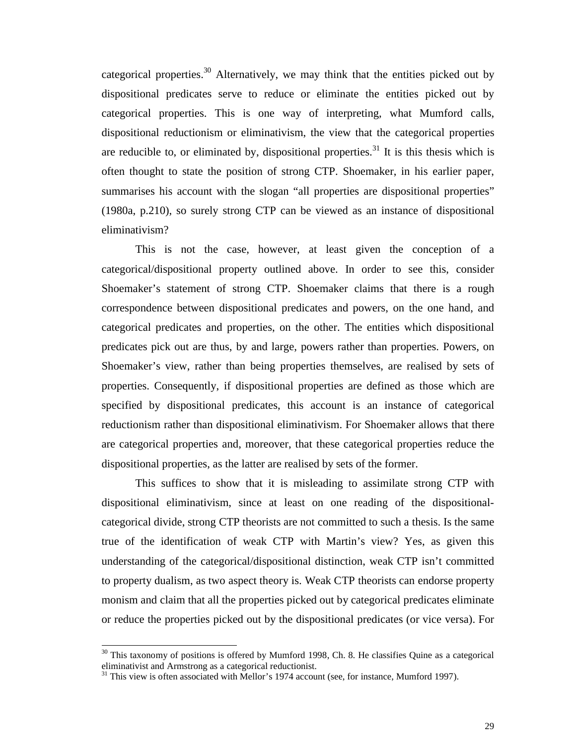categorical properties.[30] Alternatively, we may think that the entities picked out by dispositional predicates serve to reduce or eliminate the entities picked out by categorical properties. This is one way of interpreting, what Mumford calls, dispositional reductionism or eliminativism, the view that the categorical properties are reducible to, or eliminated by, dispositional properties.[31] It is this thesis which is often thought to state the position of strong CTP. Shoemaker, in his earlier paper, summarises his account with the slogan "all properties are dispositional properties" (1980a, p.210), so surely strong CTP can be viewed as an instance of dispositional eliminativism?

This is not the case, however, at least given the conception of a categorical/dispositional property outlined above. In order to see this, consider Shoemaker's statement of strong CTP. Shoemaker claims that there is a rough correspondence between dispositional predicates and powers, on the one hand, and categorical predicates and properties, on the other. The entities which dispositional predicates pick out are thus, by and large, powers rather than properties. Powers, on Shoemaker's view, rather than being properties themselves, are realised by sets of properties. Consequently, if dispositional properties are defined as those which are specified by dispositional predicates, this account is an instance of categorical reductionism rather than dispositional eliminativism. For Shoemaker allows that there are categorical properties and, moreover, that these categorical properties reduce the dispositional properties, as the latter are realised by sets of the former.

This suffices to show that it is misleading to assimilate strong CTP with dispositional eliminativism, since at least on one reading of the dispositional-categorical divide, strong CTP theorists are not committed to such a thesis. Is the same true of the identification of weak CTP with Martin's view? Yes, as given this understanding of the categorical/dispositional distinction, weak CTP isn't committed to property dualism, as two aspect theory is. Weak CTP theorists can endorse property monism and claim that all the properties picked out by categorical predicates eliminate or reduce the properties picked out by the dispositional predicates (or vice versa). For

[30] This taxonomy of positions is offered by Mumford 1998, Ch. 8. He classifies Quine as a categorical eliminativist and Armstrong as a categorical reductionist.

[31] This view is often associated with Mellor's 1974 account (see, for instance, Mumford 1997).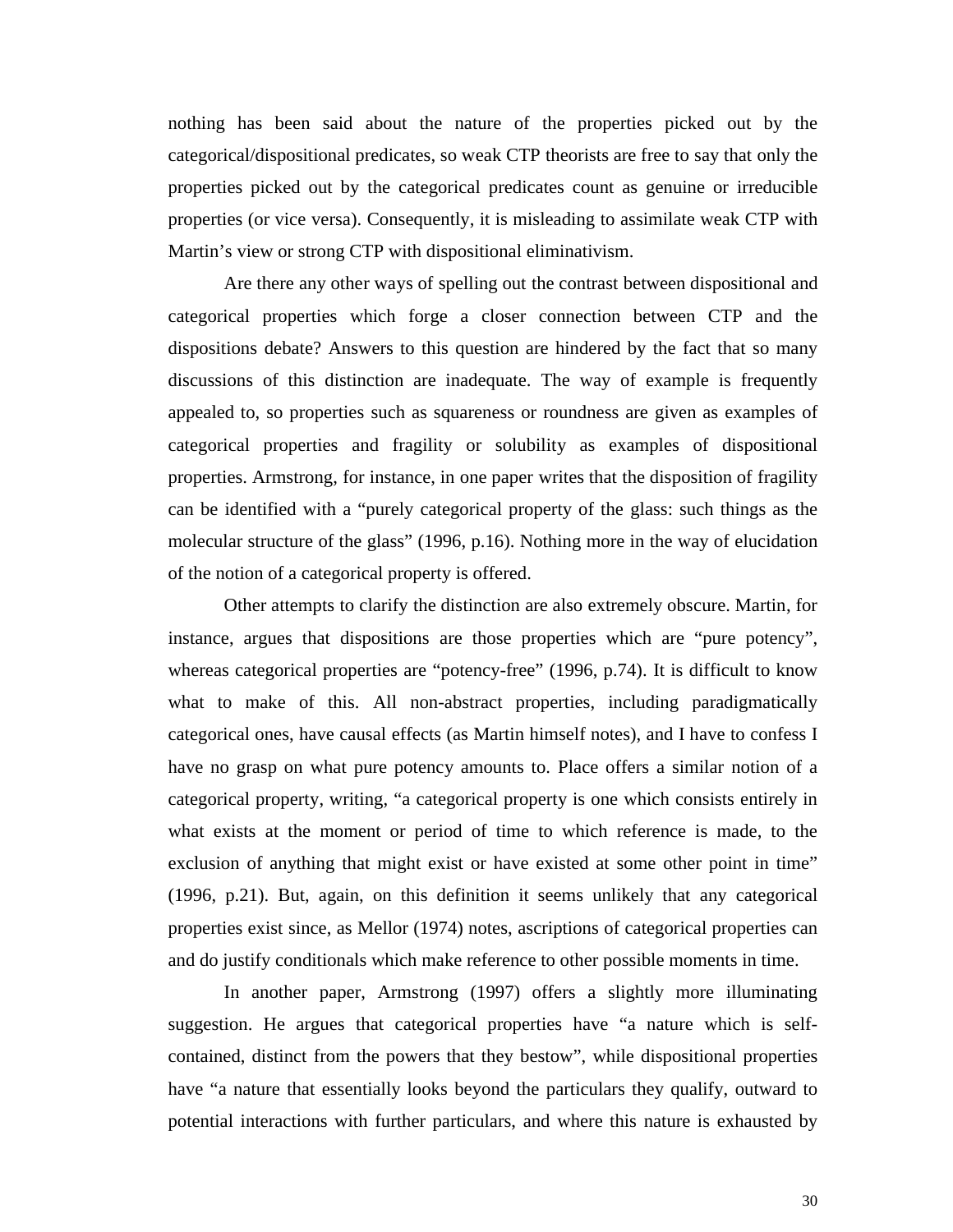nothing has been said about the nature of the properties picked out by the categorical/dispositional predicates, so weak CTP theorists are free to say that only the properties picked out by the categorical predicates count as genuine or irreducible properties (or vice versa). Consequently, it is misleading to assimilate weak CTP with Martin's view or strong CTP with dispositional eliminativism.

Are there any other ways of spelling out the contrast between dispositional and categorical properties which forge a closer connection between CTP and the dispositions debate? Answers to this question are hindered by the fact that so many discussions of this distinction are inadequate. The way of example is frequently appealed to, so properties such as squareness or roundness are given as examples of categorical properties and fragility or solubility as examples of dispositional properties. Armstrong, for instance, in one paper writes that the disposition of fragility can be identified with a "purely categorical property of the glass: such things as the molecular structure of the glass" (1996, p.16). Nothing more in the way of elucidation of the notion of a categorical property is offered.

Other attempts to clarify the distinction are also extremely obscure. Martin, for instance, argues that dispositions are those properties which are "pure potency", whereas categorical properties are "potency-free" (1996, p.74). It is difficult to know what to make of this. All non-abstract properties, including paradigmatically categorical ones, have causal effects (as Martin himself notes), and I have to confess I have no grasp on what pure potency amounts to. Place offers a similar notion of a categorical property, writing, "a categorical property is one which consists entirely in what exists at the moment or period of time to which reference is made, to the exclusion of anything that might exist or have existed at some other point in time" (1996, p.21). But, again, on this definition it seems unlikely that any categorical properties exist since, as Mellor (1974) notes, ascriptions of categorical properties can and do justify conditionals which make reference to other possible moments in time.

In another paper, Armstrong (1997) offers a slightly more illuminating suggestion. He argues that categorical properties have "a nature which is self-contained, distinct from the powers that they bestow", while dispositional properties have "a nature that essentially looks beyond the particulars they qualify, outward to potential interactions with further particulars, and where this nature is exhausted by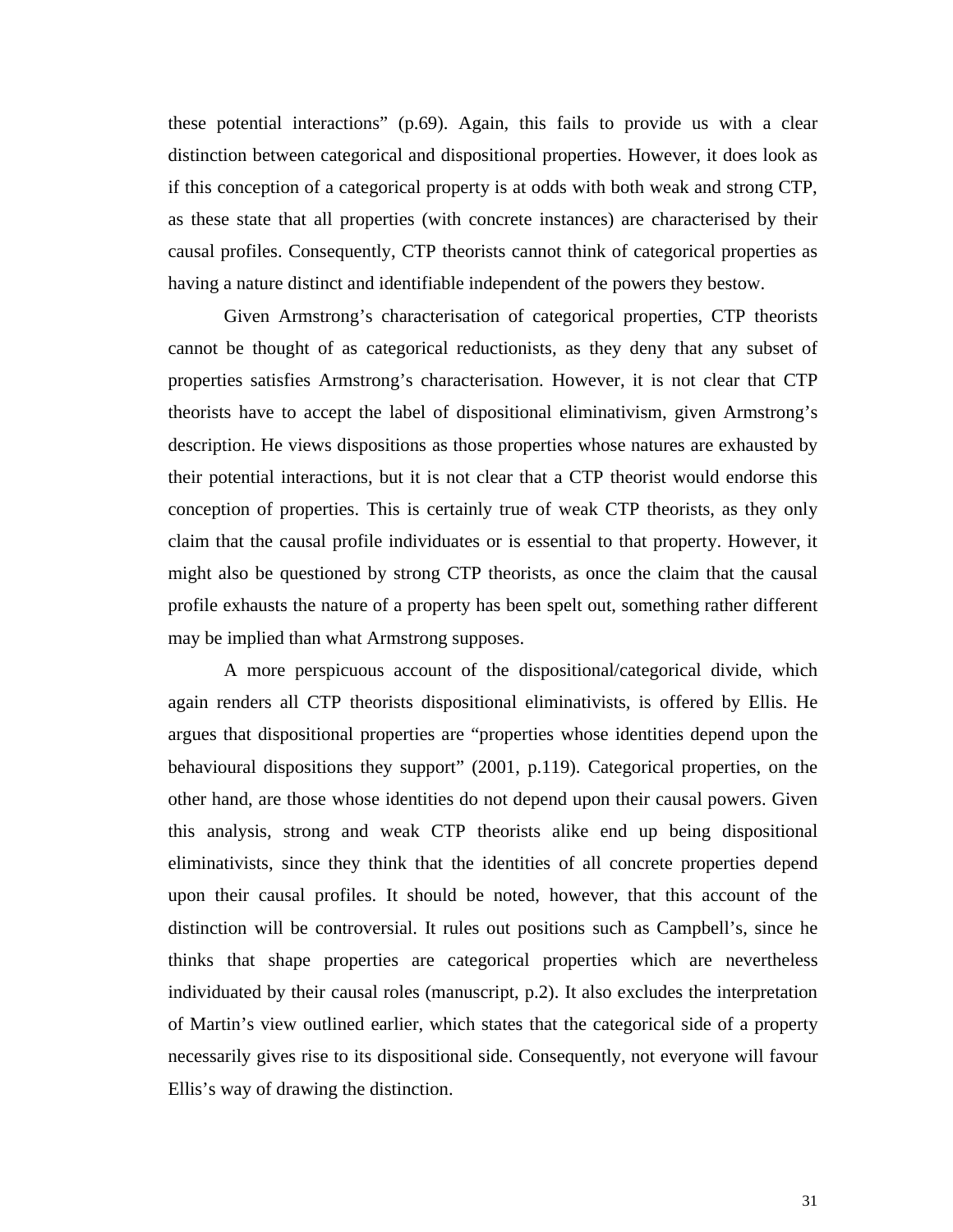these potential interactions" (p.69). Again, this fails to provide us with a clear distinction between categorical and dispositional properties. However, it does look as if this conception of a categorical property is at odds with both weak and strong CTP, as these state that all properties (with concrete instances) are characterised by their causal profiles. Consequently, CTP theorists cannot think of categorical properties as having a nature distinct and identifiable independent of the powers they bestow.

Given Armstrong's characterisation of categorical properties, CTP theorists cannot be thought of as categorical reductionists, as they deny that any subset of properties satisfies Armstrong's characterisation. However, it is not clear that CTP theorists have to accept the label of dispositional eliminativism, given Armstrong's description. He views dispositions as those properties whose natures are exhausted by their potential interactions, but it is not clear that a CTP theorist would endorse this conception of properties. This is certainly true of weak CTP theorists, as they only claim that the causal profile individuates or is essential to that property. However, it might also be questioned by strong CTP theorists, as once the claim that the causal profile exhausts the nature of a property has been spelt out, something rather different may be implied than what Armstrong supposes.

A more perspicuous account of the dispositional/categorical divide, which again renders all CTP theorists dispositional eliminativists, is offered by Ellis. He argues that dispositional properties are "properties whose identities depend upon the behavioural dispositions they support" (2001, p.119). Categorical properties, on the other hand, are those whose identities do not depend upon their causal powers. Given this analysis, strong and weak CTP theorists alike end up being dispositional eliminativists, since they think that the identities of all concrete properties depend upon their causal profiles. It should be noted, however, that this account of the distinction will be controversial. It rules out positions such as Campbell's, since he thinks that shape properties are categorical properties which are nevertheless individuated by their causal roles (manuscript, p.2). It also excludes the interpretation of Martin's view outlined earlier, which states that the categorical side of a property necessarily gives rise to its dispositional side. Consequently, not everyone will favour Ellis's way of drawing the distinction.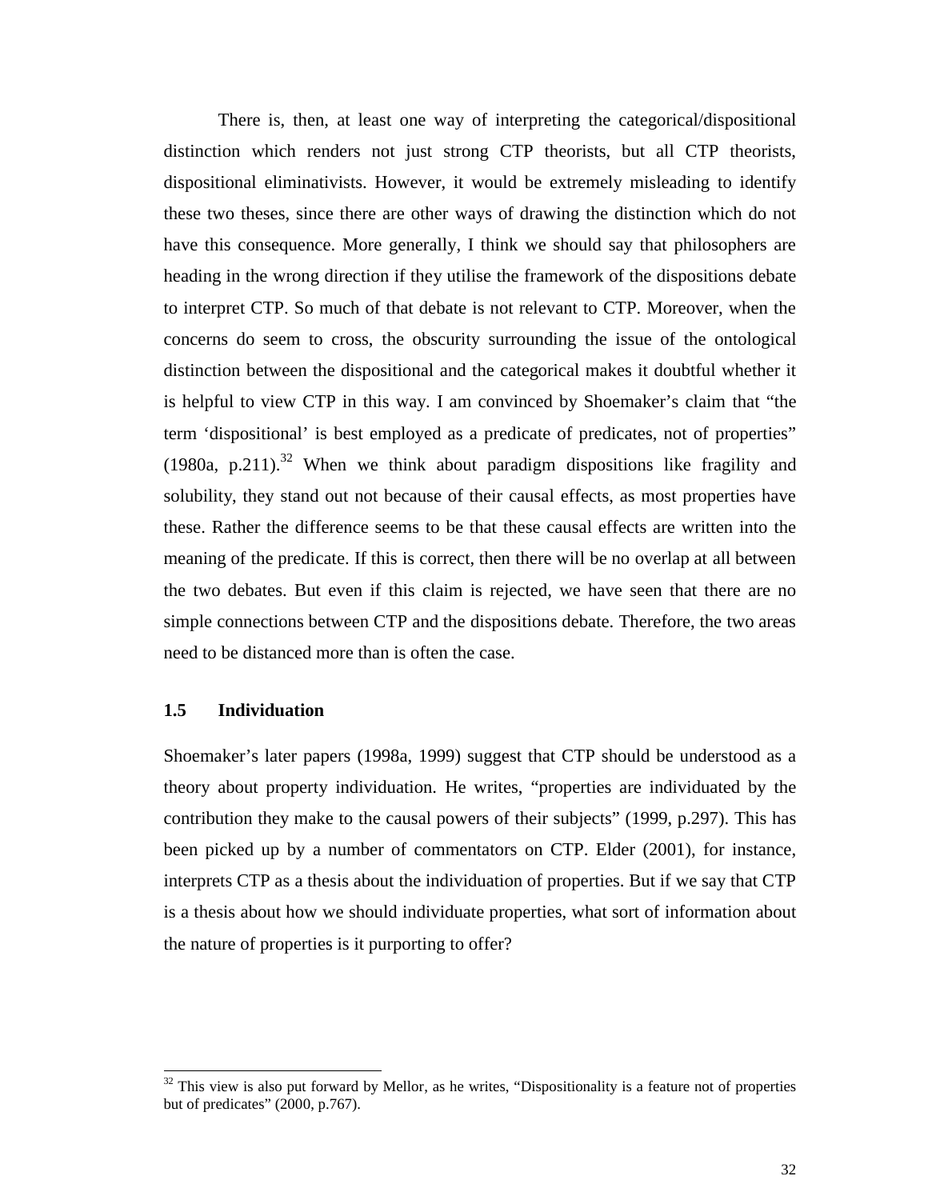There is, then, at least one way of interpreting the categorical/dispositional distinction which renders not just strong CTP theorists, but all CTP theorists, dispositional eliminativists. However, it would be extremely misleading to identify these two theses, since there are other ways of drawing the distinction which do not have this consequence. More generally, I think we should say that philosophers are heading in the wrong direction if they utilise the framework of the dispositions debate to interpret CTP. So much of that debate is not relevant to CTP. Moreover, when the concerns do seem to cross, the obscurity surrounding the issue of the ontological distinction between the dispositional and the categorical makes it doubtful whether it is helpful to view CTP in this way. I am convinced by Shoemaker's claim that "the term 'dispositional' is best employed as a predicate of predicates, not of properties" (1980a, p.211).[32] When we think about paradigm dispositions like fragility and solubility, they stand out not because of their causal effects, as most properties have these. Rather the difference seems to be that these causal effects are written into the meaning of the predicate. If this is correct, then there will be no overlap at all between the two debates. But even if this claim is rejected, we have seen that there are no simple connections between CTP and the dispositions debate. Therefore, the two areas need to be distanced more than is often the case.

## 1.5 Individuation

Shoemaker's later papers (1998a, 1999) suggest that CTP should be understood as a theory about property individuation. He writes, "properties are individuated by the contribution they make to the causal powers of their subjects" (1999, p.297). This has been picked up by a number of commentators on CTP. Elder (2001), for instance, interprets CTP as a thesis about the individuation of properties. But if we say that CTP is a thesis about how we should individuate properties, what sort of information about the nature of properties is it purporting to offer?

---

[32] This view is also put forward by Mellor, as he writes, "Dispositionality is a feature not of properties but of predicates" (2000, p.767).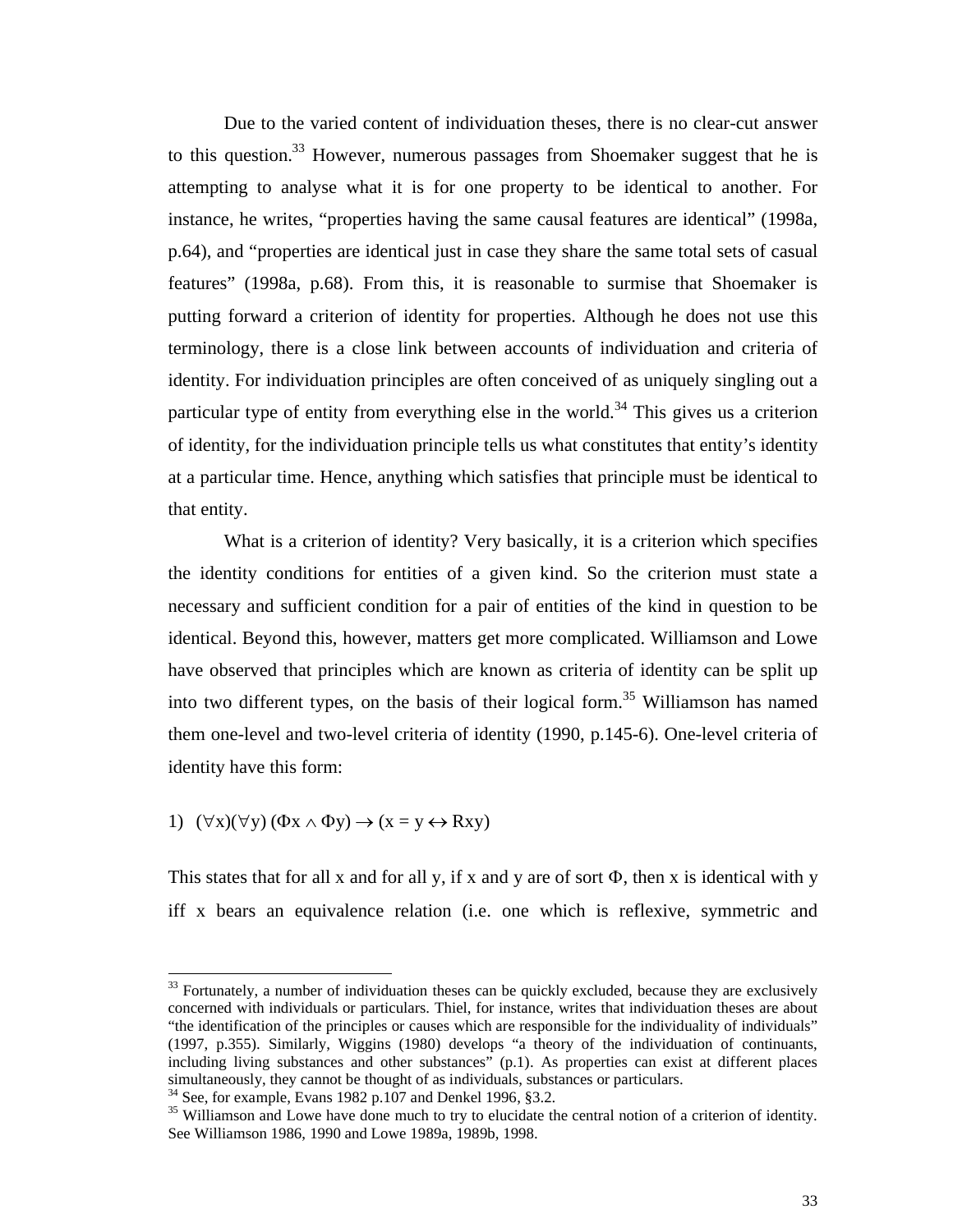Due to the varied content of individuation theses, there is no clear-cut answer to this question.[33] However, numerous passages from Shoemaker suggest that he is attempting to analyse what it is for one property to be identical to another. For instance, he writes, "properties having the same causal features are identical" (1998a, p.64), and "properties are identical just in case they share the same total sets of casual features" (1998a, p.68). From this, it is reasonable to surmise that Shoemaker is putting forward a criterion of identity for properties. Although he does not use this terminology, there is a close link between accounts of individuation and criteria of identity. For individuation principles are often conceived of as uniquely singling out a particular type of entity from everything else in the world.[34] This gives us a criterion of identity, for the individuation principle tells us what constitutes that entity's identity at a particular time. Hence, anything which satisfies that principle must be identical to that entity.

What is a criterion of identity? Very basically, it is a criterion which specifies the identity conditions for entities of a given kind. So the criterion must state a necessary and sufficient condition for a pair of entities of the kind in question to be identical. Beyond this, however, matters get more complicated. Williamson and Lowe have observed that principles which are known as criteria of identity can be split up into two different types, on the basis of their logical form.[35] Williamson has named them one-level and two-level criteria of identity (1990, p.145-6). One-level criteria of identity have this form:

1) $(\forall x)(\forall y)\,(\Phi x \wedge \Phi y) \rightarrow (x = y \leftrightarrow Rxy)$

This states that for all x and for all y, if x and y are of sort $\Phi$, then x is identical with y iff x bears an equivalence relation (i.e. one which is reflexive, symmetric and

---

[33] Fortunately, a number of individuation theses can be quickly excluded, because they are exclusively concerned with individuals or particulars. Thiel, for instance, writes that individuation theses are about "the identification of the principles or causes which are responsible for the individuality of individuals" (1997, p.355). Similarly, Wiggins (1980) develops "a theory of the individuation of continuants, including living substances and other substances" (p.1). As properties can exist at different places simultaneously, they cannot be thought of as individuals, substances or particulars.

[34] See, for example, Evans 1982 p.107 and Denkel 1996, §3.2.

[35] Williamson and Lowe have done much to try to elucidate the central notion of a criterion of identity. See Williamson 1986, 1990 and Lowe 1989a, 1989b, 1998.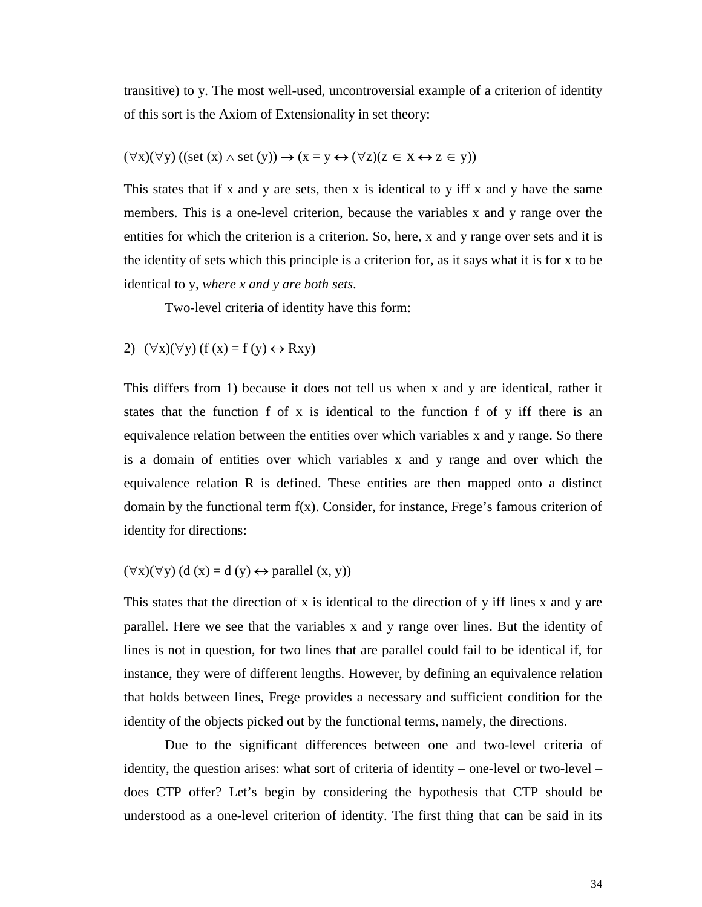transitive) to y. The most well-used, uncontroversial example of a criterion of identity of this sort is the Axiom of Extensionality in set theory:

$$(\forall x)(\forall y) ((\text{set}(x) \wedge \text{set}(y)) \rightarrow (x = y \leftrightarrow (\forall z)(z \in x \leftrightarrow z \in y))$$

This states that if x and y are sets, then x is identical to y iff x and y have the same members. This is a one-level criterion, because the variables x and y range over the entities for which the criterion is a criterion. So, here, x and y range over sets and it is the identity of sets which this principle is a criterion for, as it says what it is for x to be identical to y, *where x and y are both sets*.

Two-level criteria of identity have this form:

2) $(\forall x)(\forall y) (f(x) = f(y) \leftrightarrow Rxy)$

This differs from 1) because it does not tell us when x and y are identical, rather it states that the function f of x is identical to the function f of y iff there is an equivalence relation between the entities over which variables x and y range. So there is a domain of entities over which variables x and y range and over which the equivalence relation R is defined. These entities are then mapped onto a distinct domain by the functional term f(x). Consider, for instance, Frege's famous criterion of identity for directions:

$$(\forall x)(\forall y) (d(x) = d(y) \leftrightarrow \text{parallel}(x, y))$$

This states that the direction of x is identical to the direction of y iff lines x and y are parallel. Here we see that the variables x and y range over lines. But the identity of lines is not in question, for two lines that are parallel could fail to be identical if, for instance, they were of different lengths. However, by defining an equivalence relation that holds between lines, Frege provides a necessary and sufficient condition for the identity of the objects picked out by the functional terms, namely, the directions.

Due to the significant differences between one and two-level criteria of identity, the question arises: what sort of criteria of identity – one-level or two-level – does CTP offer? Let's begin by considering the hypothesis that CTP should be understood as a one-level criterion of identity. The first thing that can be said in its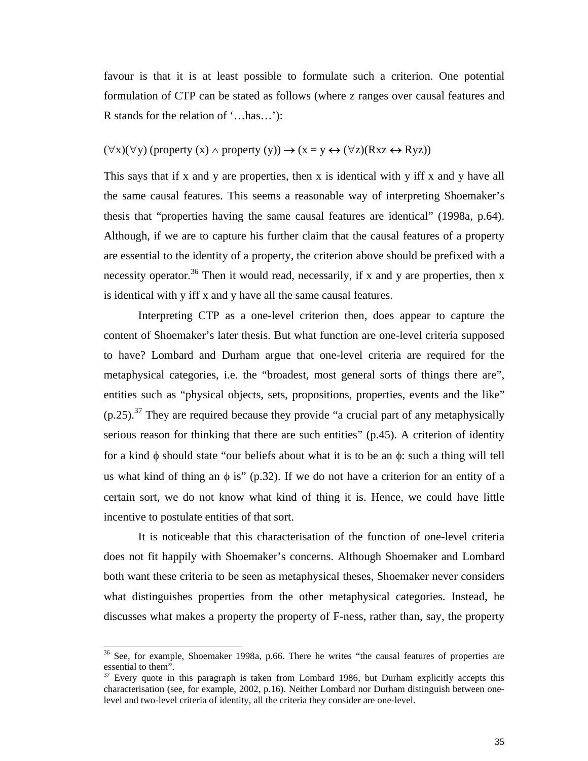favour is that it is at least possible to formulate such a criterion. One potential formulation of CTP can be stated as follows (where z ranges over causal features and R stands for the relation of '…has…'):

$$(\forall x)(\forall y)\,(\text{property}\,(x) \wedge \text{property}\,(y)) \rightarrow (x = y \leftrightarrow (\forall z)(Rxz \leftrightarrow Ryz))$$

This says that if x and y are properties, then x is identical with y iff x and y have all the same causal features. This seems a reasonable way of interpreting Shoemaker's thesis that "properties having the same causal features are identical" (1998a, p.64). Although, if we are to capture his further claim that the causal features of a property are essential to the identity of a property, the criterion above should be prefixed with a necessity operator.[36] Then it would read, necessarily, if x and y are properties, then x is identical with y iff x and y have all the same causal features.

Interpreting CTP as a one-level criterion then, does appear to capture the content of Shoemaker's later thesis. But what function are one-level criteria supposed to have? Lombard and Durham argue that one-level criteria are required for the metaphysical categories, i.e. the "broadest, most general sorts of things there are", entities such as "physical objects, sets, propositions, properties, events and the like" (p.25).[37] They are required because they provide "a crucial part of any metaphysically serious reason for thinking that there are such entities" (p.45). A criterion of identity for a kind $\phi$ should state "our beliefs about what it is to be an $\phi$: such a thing will tell us what kind of thing an $\phi$ is" (p.32). If we do not have a criterion for an entity of a certain sort, we do not know what kind of thing it is. Hence, we could have little incentive to postulate entities of that sort.

It is noticeable that this characterisation of the function of one-level criteria does not fit happily with Shoemaker's concerns. Although Shoemaker and Lombard both want these criteria to be seen as metaphysical theses, Shoemaker never considers what distinguishes properties from the other metaphysical categories. Instead, he discusses what makes a property the property of F-ness, rather than, say, the property

---

[36] See, for example, Shoemaker 1998a, p.66. There he writes "the causal features of properties are essential to them".

[37] Every quote in this paragraph is taken from Lombard 1986, but Durham explicitly accepts this characterisation (see, for example, 2002, p.16). Neither Lombard nor Durham distinguish between one-level and two-level criteria of identity, all the criteria they consider are one-level.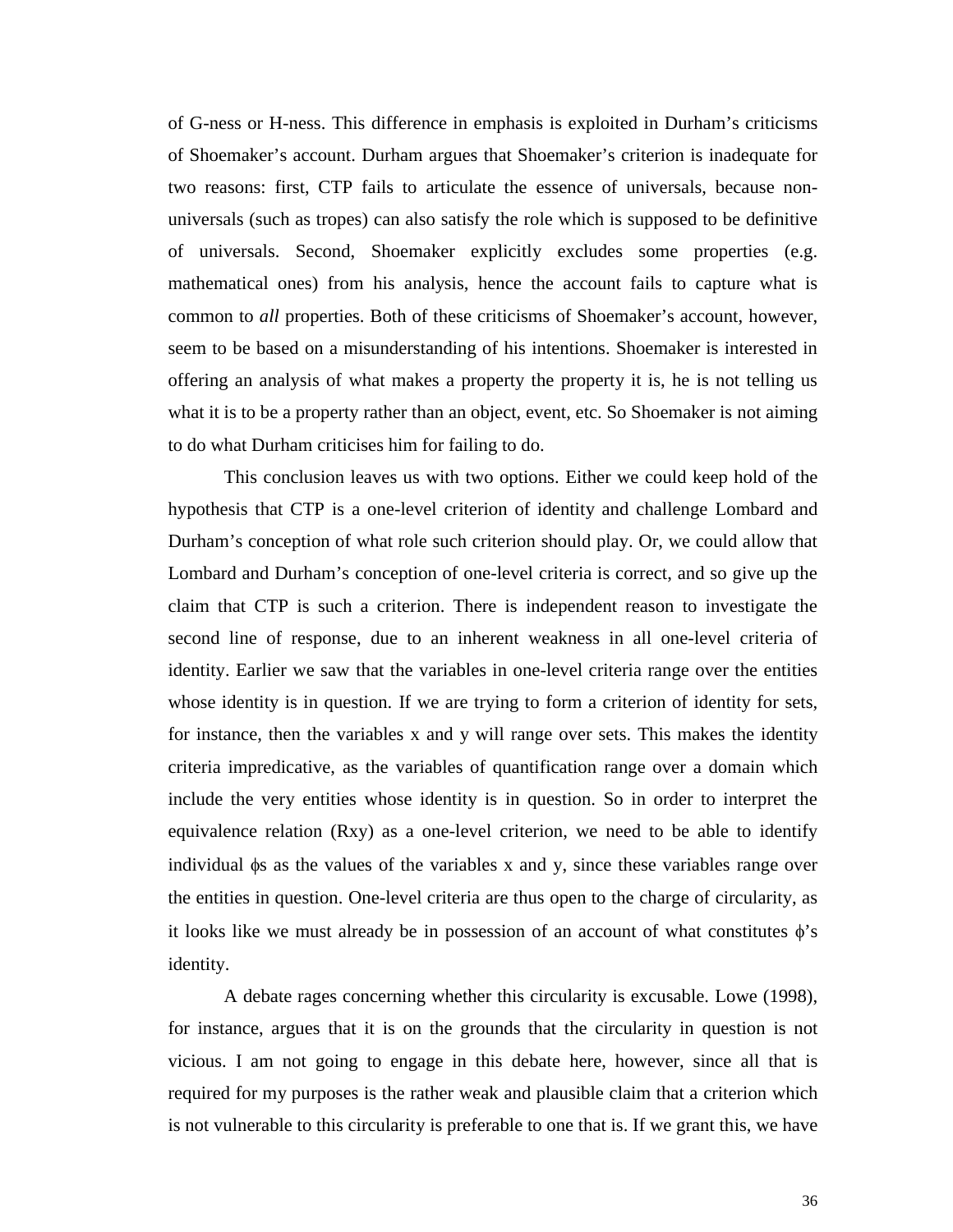of G-ness or H-ness. This difference in emphasis is exploited in Durham's criticisms of Shoemaker's account. Durham argues that Shoemaker's criterion is inadequate for two reasons: first, CTP fails to articulate the essence of universals, because non-universals (such as tropes) can also satisfy the role which is supposed to be definitive of universals. Second, Shoemaker explicitly excludes some properties (e.g. mathematical ones) from his analysis, hence the account fails to capture what is common to *all* properties. Both of these criticisms of Shoemaker's account, however, seem to be based on a misunderstanding of his intentions. Shoemaker is interested in offering an analysis of what makes a property the property it is, he is not telling us what it is to be a property rather than an object, event, etc. So Shoemaker is not aiming to do what Durham criticises him for failing to do.

This conclusion leaves us with two options. Either we could keep hold of the hypothesis that CTP is a one-level criterion of identity and challenge Lombard and Durham's conception of what role such criterion should play. Or, we could allow that Lombard and Durham's conception of one-level criteria is correct, and so give up the claim that CTP is such a criterion. There is independent reason to investigate the second line of response, due to an inherent weakness in all one-level criteria of identity. Earlier we saw that the variables in one-level criteria range over the entities whose identity is in question. If we are trying to form a criterion of identity for sets, for instance, then the variables x and y will range over sets. This makes the identity criteria impredicative, as the variables of quantification range over a domain which include the very entities whose identity is in question. So in order to interpret the equivalence relation (Rxy) as a one-level criterion, we need to be able to identify individual $\phi$s as the values of the variables x and y, since these variables range over the entities in question. One-level criteria are thus open to the charge of circularity, as it looks like we must already be in possession of an account of what constitutes $\phi$'s identity.

A debate rages concerning whether this circularity is excusable. Lowe (1998), for instance, argues that it is on the grounds that the circularity in question is not vicious. I am not going to engage in this debate here, however, since all that is required for my purposes is the rather weak and plausible claim that a criterion which is not vulnerable to this circularity is preferable to one that is. If we grant this, we have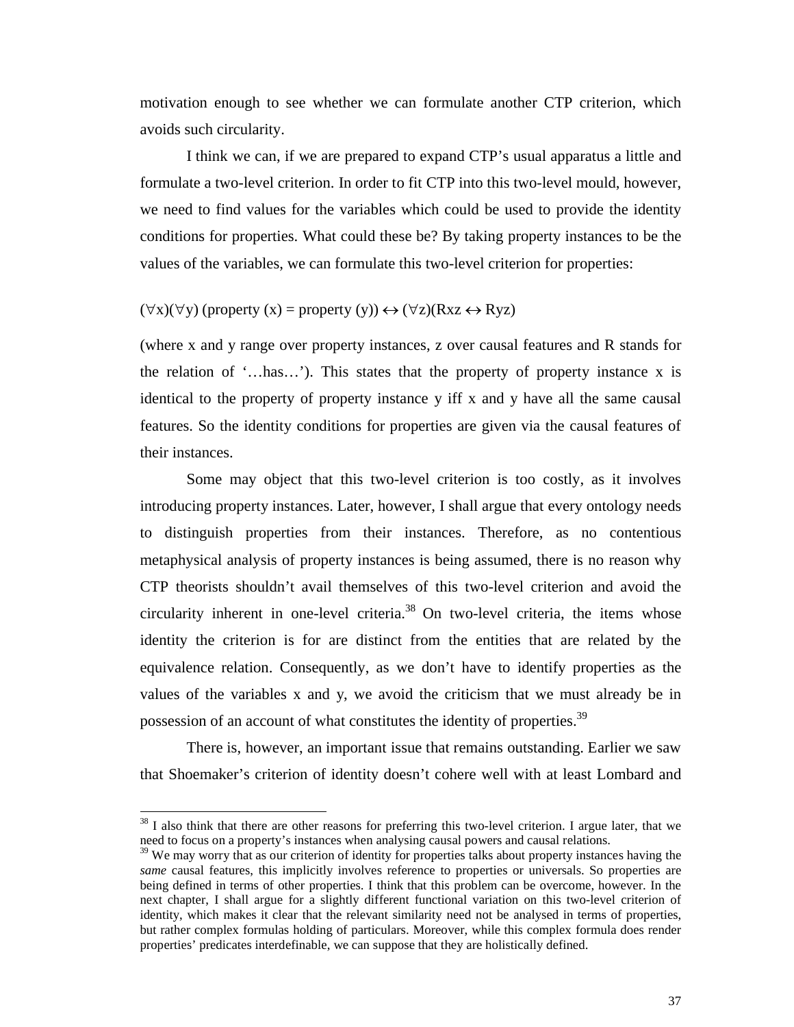motivation enough to see whether we can formulate another CTP criterion, which avoids such circularity.

I think we can, if we are prepared to expand CTP's usual apparatus a little and formulate a two-level criterion. In order to fit CTP into this two-level mould, however, we need to find values for the variables which could be used to provide the identity conditions for properties. What could these be? By taking property instances to be the values of the variables, we can formulate this two-level criterion for properties:

$$(\forall x)(\forall y)\ (\text{property}\ (x) = \text{property}\ (y)) \leftrightarrow (\forall z)(Rxz \leftrightarrow Ryz)$$

(where x and y range over property instances, z over causal features and R stands for the relation of '…has…'). This states that the property of property instance x is identical to the property of property instance y iff x and y have all the same causal features. So the identity conditions for properties are given via the causal features of their instances.

Some may object that this two-level criterion is too costly, as it involves introducing property instances. Later, however, I shall argue that every ontology needs to distinguish properties from their instances. Therefore, as no contentious metaphysical analysis of property instances is being assumed, there is no reason why CTP theorists shouldn't avail themselves of this two-level criterion and avoid the circularity inherent in one-level criteria.[38] On two-level criteria, the items whose identity the criterion is for are distinct from the entities that are related by the equivalence relation. Consequently, as we don't have to identify properties as the values of the variables x and y, we avoid the criticism that we must already be in possession of an account of what constitutes the identity of properties.[39]

There is, however, an important issue that remains outstanding. Earlier we saw that Shoemaker's criterion of identity doesn't cohere well with at least Lombard and

---

[38] I also think that there are other reasons for preferring this two-level criterion. I argue later, that we need to focus on a property's instances when analysing causal powers and causal relations.

[39] We may worry that as our criterion of identity for properties talks about property instances having the *same* causal features, this implicitly involves reference to properties or universals. So properties are being defined in terms of other properties. I think that this problem can be overcome, however. In the next chapter, I shall argue for a slightly different functional variation on this two-level criterion of identity, which makes it clear that the relevant similarity need not be analysed in terms of properties, but rather complex formulas holding of particulars. Moreover, while this complex formula does render properties' predicates interdefinable, we can suppose that they are holistically defined.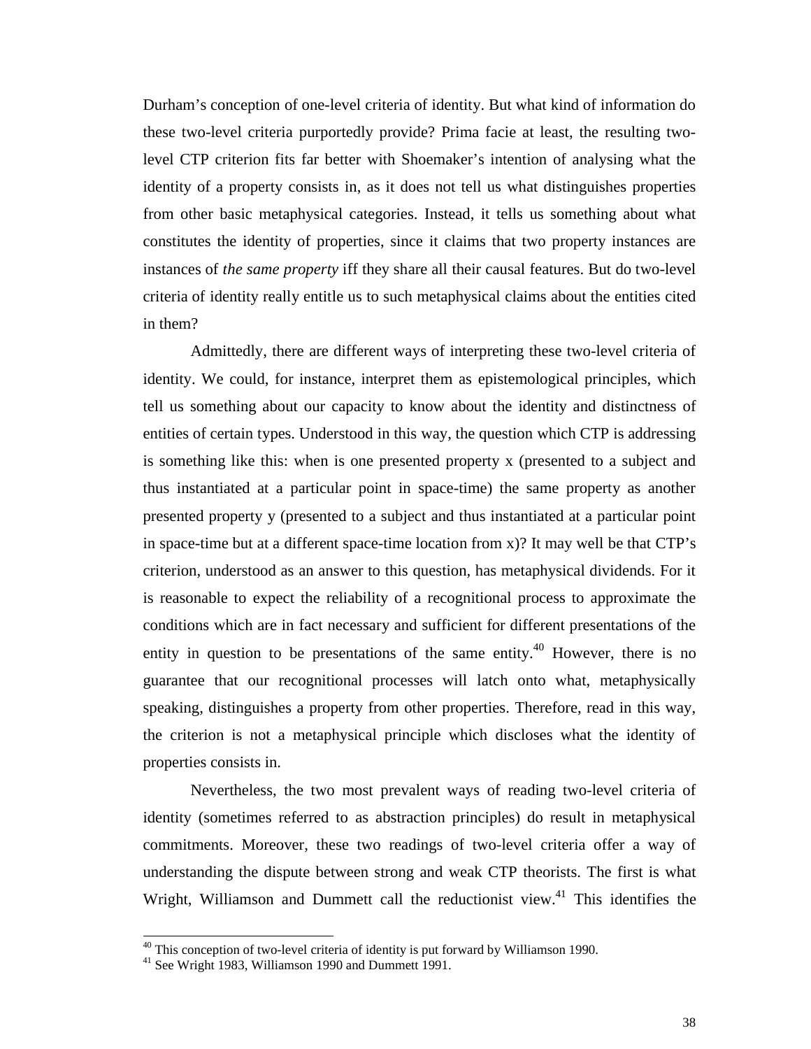Durham's conception of one-level criteria of identity. But what kind of information do these two-level criteria purportedly provide? Prima facie at least, the resulting two-level CTP criterion fits far better with Shoemaker's intention of analysing what the identity of a property consists in, as it does not tell us what distinguishes properties from other basic metaphysical categories. Instead, it tells us something about what constitutes the identity of properties, since it claims that two property instances are instances of *the same property* iff they share all their causal features. But do two-level criteria of identity really entitle us to such metaphysical claims about the entities cited in them?

Admittedly, there are different ways of interpreting these two-level criteria of identity. We could, for instance, interpret them as epistemological principles, which tell us something about our capacity to know about the identity and distinctness of entities of certain types. Understood in this way, the question which CTP is addressing is something like this: when is one presented property x (presented to a subject and thus instantiated at a particular point in space-time) the same property as another presented property y (presented to a subject and thus instantiated at a particular point in space-time but at a different space-time location from x)? It may well be that CTP's criterion, understood as an answer to this question, has metaphysical dividends. For it is reasonable to expect the reliability of a recognitional process to approximate the conditions which are in fact necessary and sufficient for different presentations of the entity in question to be presentations of the same entity.[40] However, there is no guarantee that our recognitional processes will latch onto what, metaphysically speaking, distinguishes a property from other properties. Therefore, read in this way, the criterion is not a metaphysical principle which discloses what the identity of properties consists in.

Nevertheless, the two most prevalent ways of reading two-level criteria of identity (sometimes referred to as abstraction principles) do result in metaphysical commitments. Moreover, these two readings of two-level criteria offer a way of understanding the dispute between strong and weak CTP theorists. The first is what Wright, Williamson and Dummett call the reductionist view.[41] This identifies the

---

[40] This conception of two-level criteria of identity is put forward by Williamson 1990.

[41] See Wright 1983, Williamson 1990 and Dummett 1991.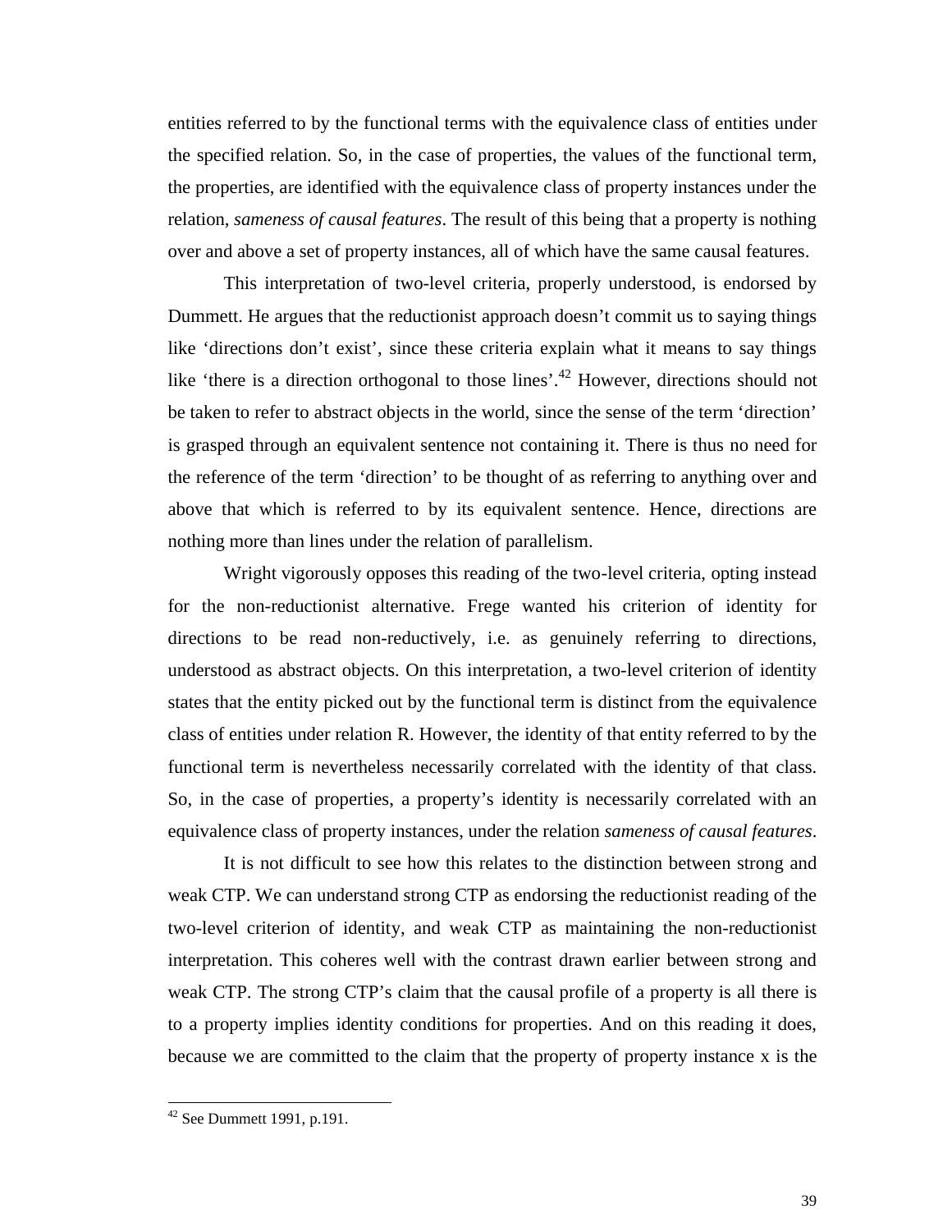entities referred to by the functional terms with the equivalence class of entities under the specified relation. So, in the case of properties, the values of the functional term, the properties, are identified with the equivalence class of property instances under the relation, *sameness of causal features*. The result of this being that a property is nothing over and above a set of property instances, all of which have the same causal features.

This interpretation of two-level criteria, properly understood, is endorsed by Dummett. He argues that the reductionist approach doesn't commit us to saying things like 'directions don't exist', since these criteria explain what it means to say things like 'there is a direction orthogonal to those lines'.[42] However, directions should not be taken to refer to abstract objects in the world, since the sense of the term 'direction' is grasped through an equivalent sentence not containing it. There is thus no need for the reference of the term 'direction' to be thought of as referring to anything over and above that which is referred to by its equivalent sentence. Hence, directions are nothing more than lines under the relation of parallelism.

Wright vigorously opposes this reading of the two-level criteria, opting instead for the non-reductionist alternative. Frege wanted his criterion of identity for directions to be read non-reductively, i.e. as genuinely referring to directions, understood as abstract objects. On this interpretation, a two-level criterion of identity states that the entity picked out by the functional term is distinct from the equivalence class of entities under relation R. However, the identity of that entity referred to by the functional term is nevertheless necessarily correlated with the identity of that class. So, in the case of properties, a property's identity is necessarily correlated with an equivalence class of property instances, under the relation *sameness of causal features*.

It is not difficult to see how this relates to the distinction between strong and weak CTP. We can understand strong CTP as endorsing the reductionist reading of the two-level criterion of identity, and weak CTP as maintaining the non-reductionist interpretation. This coheres well with the contrast drawn earlier between strong and weak CTP. The strong CTP's claim that the causal profile of a property is all there is to a property implies identity conditions for properties. And on this reading it does, because we are committed to the claim that the property of property instance x is the

[42] See Dummett 1991, p.191.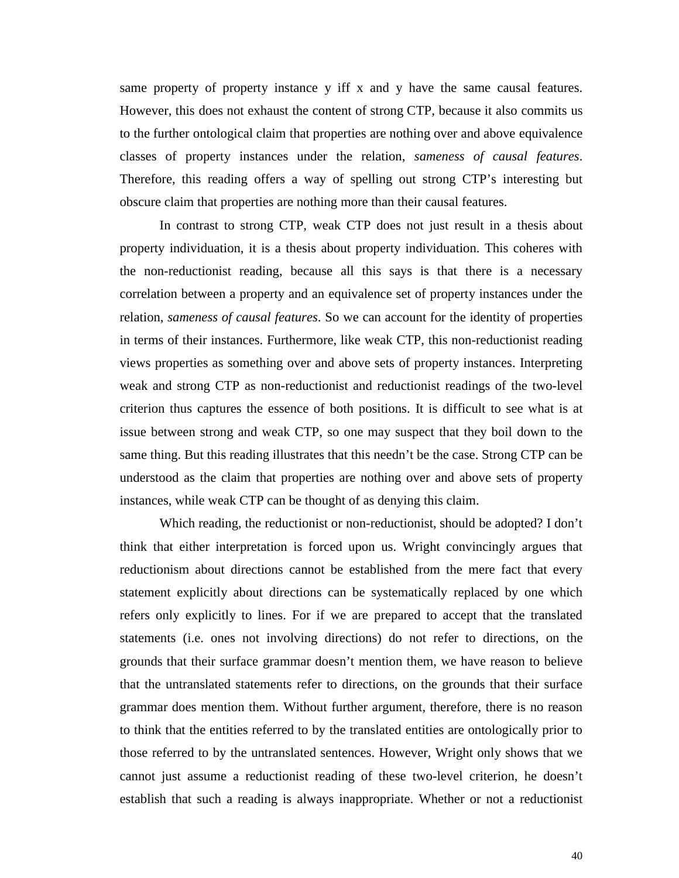same property of property instance y iff x and y have the same causal features. However, this does not exhaust the content of strong CTP, because it also commits us to the further ontological claim that properties are nothing over and above equivalence classes of property instances under the relation, *sameness of causal features*. Therefore, this reading offers a way of spelling out strong CTP's interesting but obscure claim that properties are nothing more than their causal features.

In contrast to strong CTP, weak CTP does not just result in a thesis about property individuation, it is a thesis about property individuation. This coheres with the non-reductionist reading, because all this says is that there is a necessary correlation between a property and an equivalence set of property instances under the relation, *sameness of causal features*. So we can account for the identity of properties in terms of their instances. Furthermore, like weak CTP, this non-reductionist reading views properties as something over and above sets of property instances. Interpreting weak and strong CTP as non-reductionist and reductionist readings of the two-level criterion thus captures the essence of both positions. It is difficult to see what is at issue between strong and weak CTP, so one may suspect that they boil down to the same thing. But this reading illustrates that this needn't be the case. Strong CTP can be understood as the claim that properties are nothing over and above sets of property instances, while weak CTP can be thought of as denying this claim.

Which reading, the reductionist or non-reductionist, should be adopted? I don't think that either interpretation is forced upon us. Wright convincingly argues that reductionism about directions cannot be established from the mere fact that every statement explicitly about directions can be systematically replaced by one which refers only explicitly to lines. For if we are prepared to accept that the translated statements (i.e. ones not involving directions) do not refer to directions, on the grounds that their surface grammar doesn't mention them, we have reason to believe that the untranslated statements refer to directions, on the grounds that their surface grammar does mention them. Without further argument, therefore, there is no reason to think that the entities referred to by the translated entities are ontologically prior to those referred to by the untranslated sentences. However, Wright only shows that we cannot just assume a reductionist reading of these two-level criterion, he doesn't establish that such a reading is always inappropriate. Whether or not a reductionist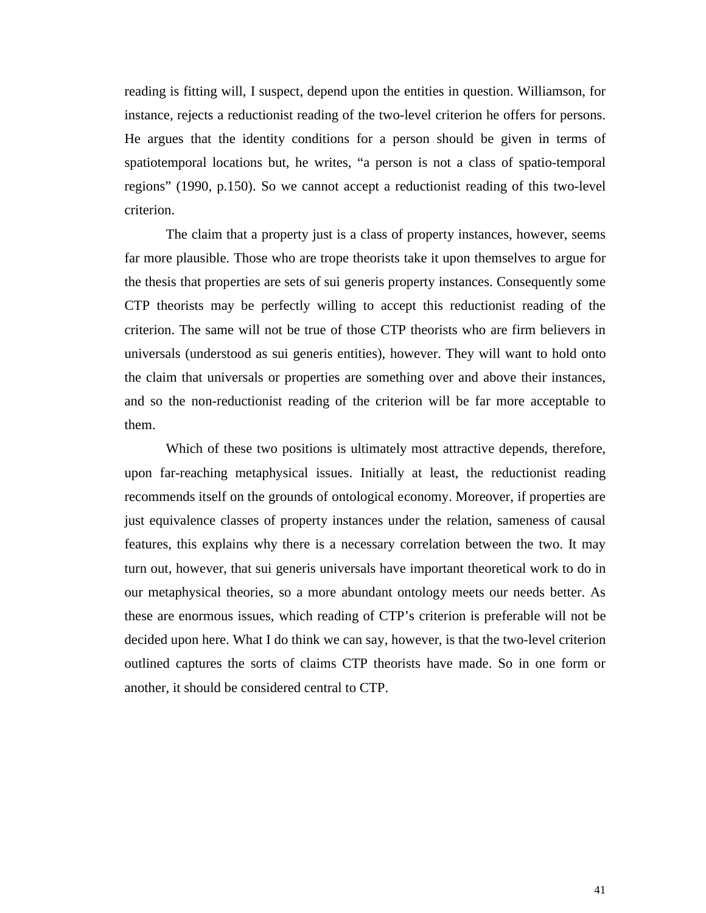reading is fitting will, I suspect, depend upon the entities in question. Williamson, for instance, rejects a reductionist reading of the two-level criterion he offers for persons. He argues that the identity conditions for a person should be given in terms of spatiotemporal locations but, he writes, "a person is not a class of spatio-temporal regions" (1990, p.150). So we cannot accept a reductionist reading of this two-level criterion.

The claim that a property just is a class of property instances, however, seems far more plausible. Those who are trope theorists take it upon themselves to argue for the thesis that properties are sets of sui generis property instances. Consequently some CTP theorists may be perfectly willing to accept this reductionist reading of the criterion. The same will not be true of those CTP theorists who are firm believers in universals (understood as sui generis entities), however. They will want to hold onto the claim that universals or properties are something over and above their instances, and so the non-reductionist reading of the criterion will be far more acceptable to them.

Which of these two positions is ultimately most attractive depends, therefore, upon far-reaching metaphysical issues. Initially at least, the reductionist reading recommends itself on the grounds of ontological economy. Moreover, if properties are just equivalence classes of property instances under the relation, sameness of causal features, this explains why there is a necessary correlation between the two. It may turn out, however, that sui generis universals have important theoretical work to do in our metaphysical theories, so a more abundant ontology meets our needs better. As these are enormous issues, which reading of CTP's criterion is preferable will not be decided upon here. What I do think we can say, however, is that the two-level criterion outlined captures the sorts of claims CTP theorists have made. So in one form or another, it should be considered central to CTP.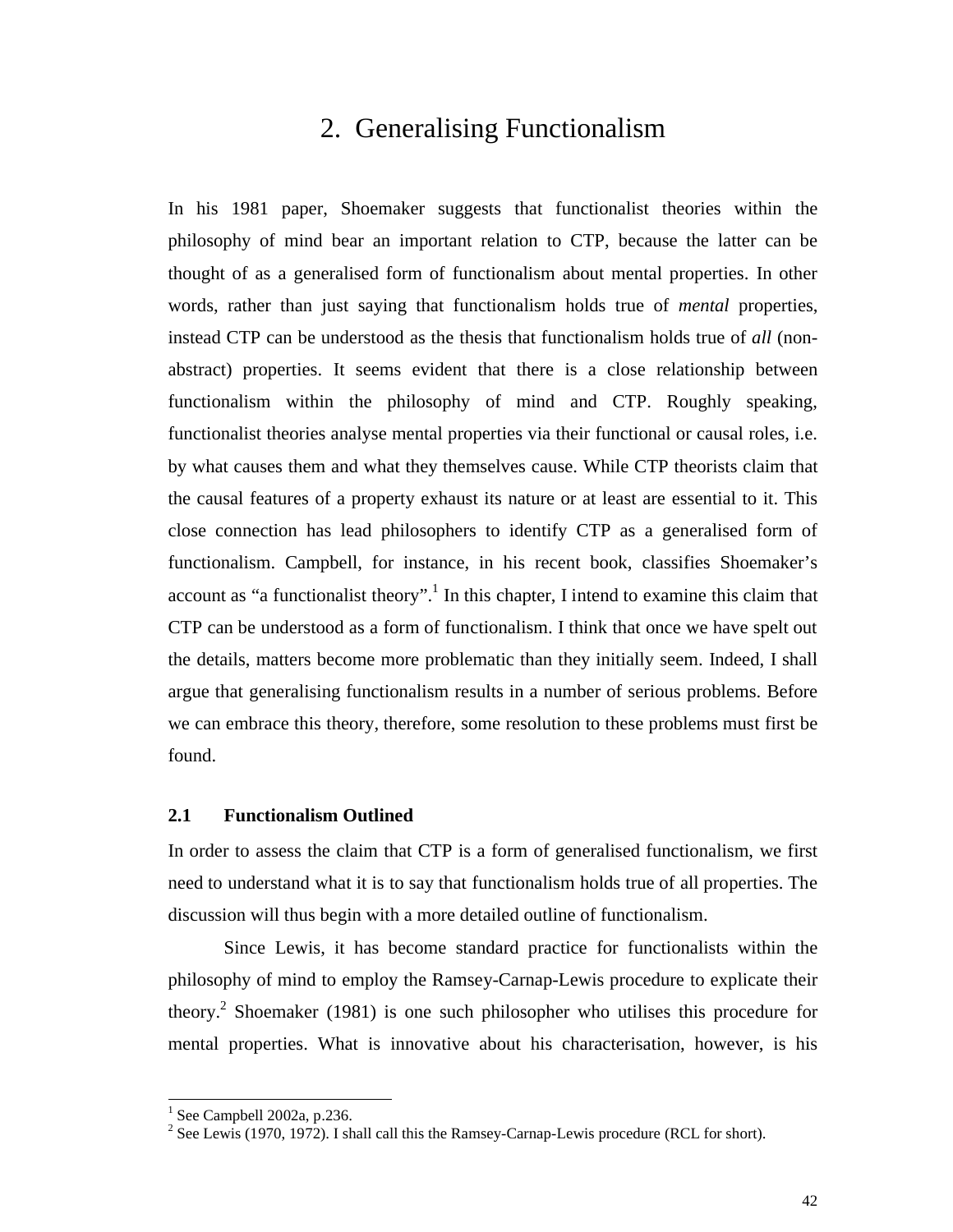# 2. Generalising Functionalism

In his 1981 paper, Shoemaker suggests that functionalist theories within the philosophy of mind bear an important relation to CTP, because the latter can be thought of as a generalised form of functionalism about mental properties. In other words, rather than just saying that functionalism holds true of *mental* properties, instead CTP can be understood as the thesis that functionalism holds true of *all* (non-abstract) properties. It seems evident that there is a close relationship between functionalism within the philosophy of mind and CTP. Roughly speaking, functionalist theories analyse mental properties via their functional or causal roles, i.e. by what causes them and what they themselves cause. While CTP theorists claim that the causal features of a property exhaust its nature or at least are essential to it. This close connection has lead philosophers to identify CTP as a generalised form of functionalism. Campbell, for instance, in his recent book, classifies Shoemaker's account as "a functionalist theory".[1] In this chapter, I intend to examine this claim that CTP can be understood as a form of functionalism. I think that once we have spelt out the details, matters become more problematic than they initially seem. Indeed, I shall argue that generalising functionalism results in a number of serious problems. Before we can embrace this theory, therefore, some resolution to these problems must first be found.

## 2.1 Functionalism Outlined

In order to assess the claim that CTP is a form of generalised functionalism, we first need to understand what it is to say that functionalism holds true of all properties. The discussion will thus begin with a more detailed outline of functionalism.

Since Lewis, it has become standard practice for functionalists within the philosophy of mind to employ the Ramsey-Carnap-Lewis procedure to explicate their theory.[2] Shoemaker (1981) is one such philosopher who utilises this procedure for mental properties. What is innovative about his characterisation, however, is his

---

[1] See Campbell 2002a, p.236.

[2] See Lewis (1970, 1972). I shall call this the Ramsey-Carnap-Lewis procedure (RCL for short).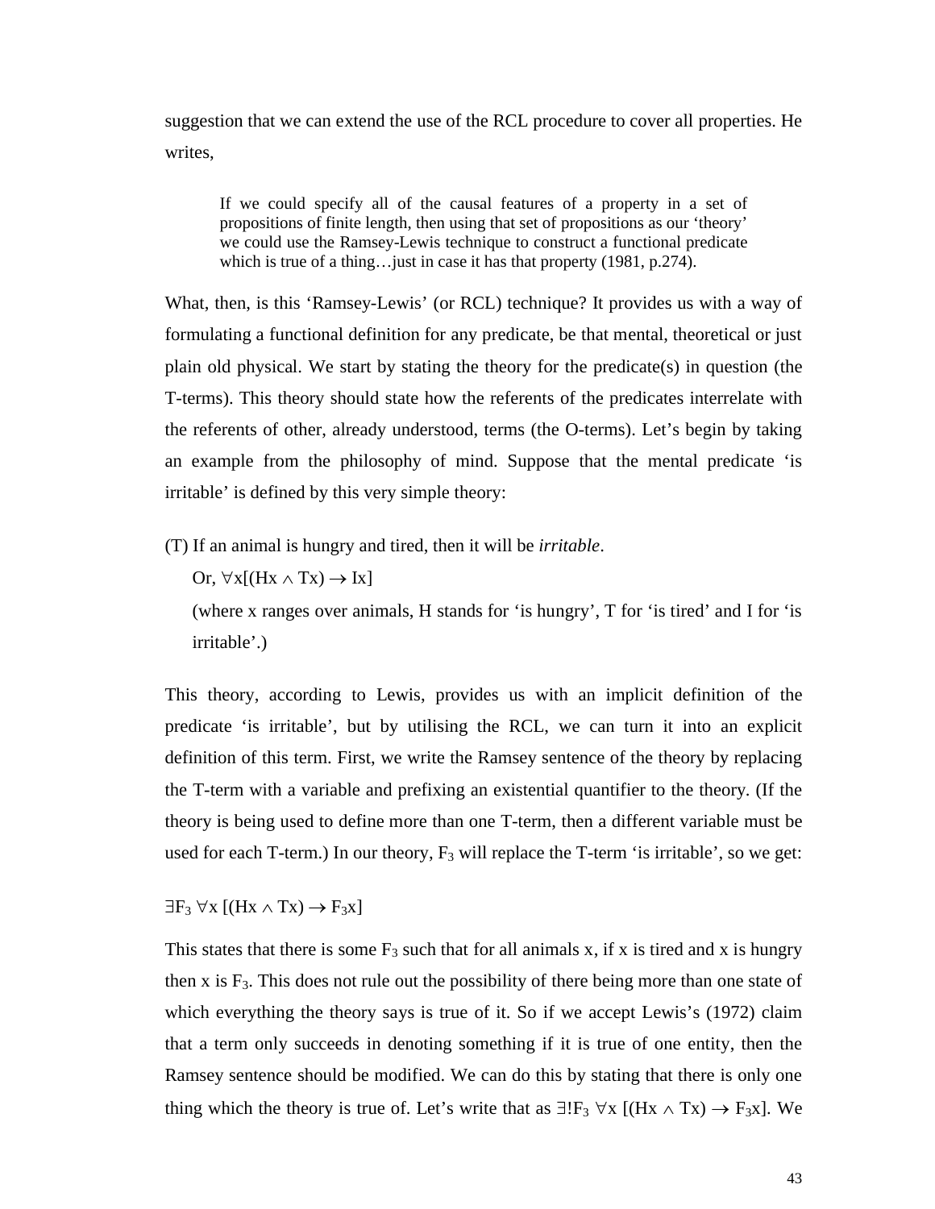suggestion that we can extend the use of the RCL procedure to cover all properties. He writes,

> If we could specify all of the causal features of a property in a set of propositions of finite length, then using that set of propositions as our 'theory' we could use the Ramsey-Lewis technique to construct a functional predicate which is true of a thing…just in case it has that property (1981, p.274).

What, then, is this 'Ramsey-Lewis' (or RCL) technique? It provides us with a way of formulating a functional definition for any predicate, be that mental, theoretical or just plain old physical. We start by stating the theory for the predicate(s) in question (the T-terms). This theory should state how the referents of the predicates interrelate with the referents of other, already understood, terms (the O-terms). Let's begin by taking an example from the philosophy of mind. Suppose that the mental predicate 'is irritable' is defined by this very simple theory:

(T) If an animal is hungry and tired, then it will be *irritable*.

Or, $\forall x[(Hx \wedge Tx) \rightarrow Ix]$

(where x ranges over animals, H stands for 'is hungry', T for 'is tired' and I for 'is irritable'.)

This theory, according to Lewis, provides us with an implicit definition of the predicate 'is irritable', but by utilising the RCL, we can turn it into an explicit definition of this term. First, we write the Ramsey sentence of the theory by replacing the T-term with a variable and prefixing an existential quantifier to the theory. (If the theory is being used to define more than one T-term, then a different variable must be used for each T-term.) In our theory, $F_3$ will replace the T-term 'is irritable', so we get:

$$\exists F_3 \, \forall x \, [(Hx \wedge Tx) \rightarrow F_3x]$$

This states that there is some $F_3$ such that for all animals x, if x is tired and x is hungry then x is $F_3$. This does not rule out the possibility of there being more than one state of which everything the theory says is true of it. So if we accept Lewis's (1972) claim that a term only succeeds in denoting something if it is true of one entity, then the Ramsey sentence should be modified. We can do this by stating that there is only one thing which the theory is true of. Let's write that as $\exists! F_3 \, \forall x \, [(Hx \wedge Tx) \rightarrow F_3x]$. We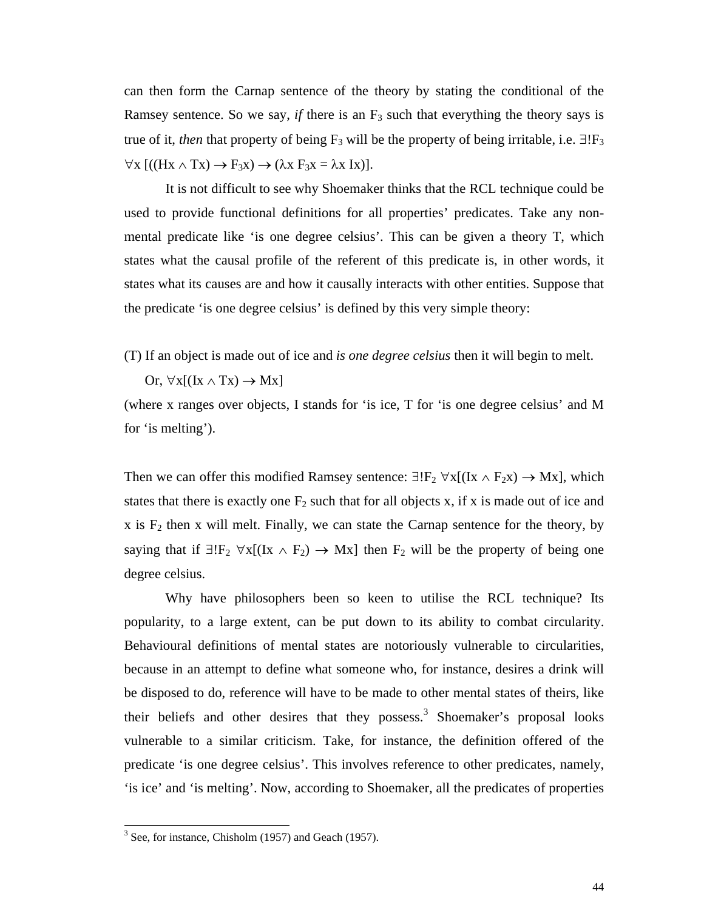can then form the Carnap sentence of the theory by stating the conditional of the Ramsey sentence. So we say, *if* there is an $F_3$ such that everything the theory says is true of it, *then* that property of being $F_3$ will be the property of being irritable, i.e. $\exists!F_3 \forall x\, [((Hx \wedge Tx) \rightarrow F_3x) \rightarrow (\lambda x\, F_3x = \lambda x\, Ix)]$.

It is not difficult to see why Shoemaker thinks that the RCL technique could be used to provide functional definitions for all properties' predicates. Take any non-mental predicate like 'is one degree celsius'. This can be given a theory T, which states what the causal profile of the referent of this predicate is, in other words, it states what its causes are and how it causally interacts with other entities. Suppose that the predicate 'is one degree celsius' is defined by this very simple theory:

(T) If an object is made out of ice and *is one degree celsius* then it will begin to melt.

Or, $\forall x[(Ix \wedge Tx) \rightarrow Mx]$

(where x ranges over objects, I stands for 'is ice, T for 'is one degree celsius' and M for 'is melting').

Then we can offer this modified Ramsey sentence: $\exists!F_2\, \forall x[(Ix \wedge F_2x) \rightarrow Mx]$, which states that there is exactly one $F_2$ such that for all objects x, if x is made out of ice and x is $F_2$ then x will melt. Finally, we can state the Carnap sentence for the theory, by saying that if $\exists!F_2\, \forall x[(Ix \wedge F_2) \rightarrow Mx]$ then $F_2$ will be the property of being one degree celsius.

Why have philosophers been so keen to utilise the RCL technique? Its popularity, to a large extent, can be put down to its ability to combat circularity. Behavioural definitions of mental states are notoriously vulnerable to circularities, because in an attempt to define what someone who, for instance, desires a drink will be disposed to do, reference will have to be made to other mental states of theirs, like their beliefs and other desires that they possess.[3] Shoemaker's proposal looks vulnerable to a similar criticism. Take, for instance, the definition offered of the predicate 'is one degree celsius'. This involves reference to other predicates, namely, 'is ice' and 'is melting'. Now, according to Shoemaker, all the predicates of properties

[3] See, for instance, Chisholm (1957) and Geach (1957).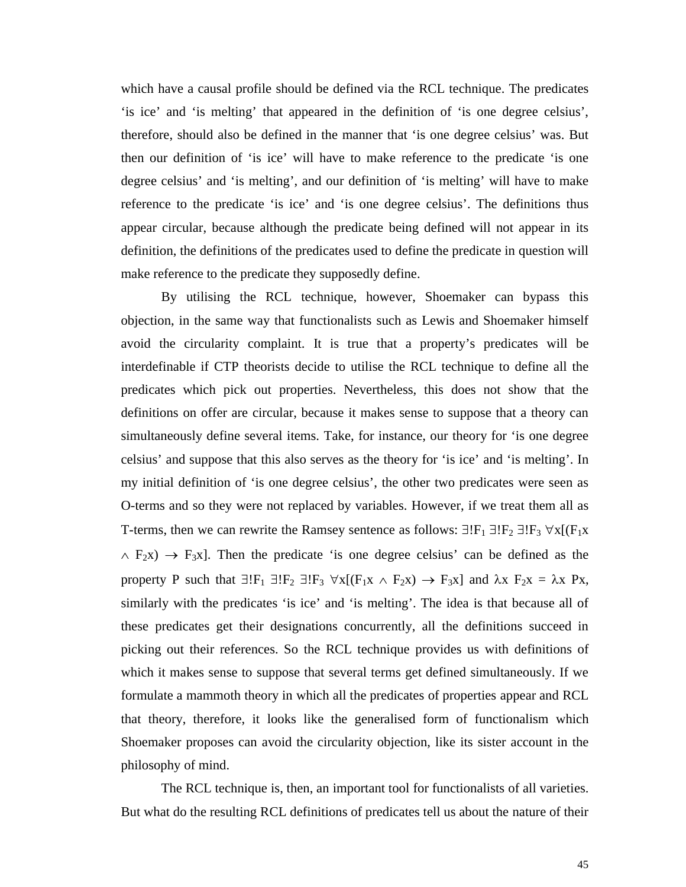which have a causal profile should be defined via the RCL technique. The predicates 'is ice' and 'is melting' that appeared in the definition of 'is one degree celsius', therefore, should also be defined in the manner that 'is one degree celsius' was. But then our definition of 'is ice' will have to make reference to the predicate 'is one degree celsius' and 'is melting', and our definition of 'is melting' will have to make reference to the predicate 'is ice' and 'is one degree celsius'. The definitions thus appear circular, because although the predicate being defined will not appear in its definition, the definitions of the predicates used to define the predicate in question will make reference to the predicate they supposedly define.

By utilising the RCL technique, however, Shoemaker can bypass this objection, in the same way that functionalists such as Lewis and Shoemaker himself avoid the circularity complaint. It is true that a property's predicates will be interdefinable if CTP theorists decide to utilise the RCL technique to define all the predicates which pick out properties. Nevertheless, this does not show that the definitions on offer are circular, because it makes sense to suppose that a theory can simultaneously define several items. Take, for instance, our theory for 'is one degree celsius' and suppose that this also serves as the theory for 'is ice' and 'is melting'. In my initial definition of 'is one degree celsius', the other two predicates were seen as O-terms and so they were not replaced by variables. However, if we treat them all as T-terms, then we can rewrite the Ramsey sentence as follows: $\exists!F_1\ \exists!F_2\ \exists!F_3\ \forall x[(F_1x \wedge F_2x) \rightarrow F_3x]$. Then the predicate 'is one degree celsius' can be defined as the property P such that $\exists!F_1\ \exists!F_2\ \exists!F_3\ \forall x[(F_1x \wedge F_2x) \rightarrow F_3x]$ and $\lambda x\ F_2x = \lambda x\ Px$, similarly with the predicates 'is ice' and 'is melting'. The idea is that because all of these predicates get their designations concurrently, all the definitions succeed in picking out their references. So the RCL technique provides us with definitions of which it makes sense to suppose that several terms get defined simultaneously. If we formulate a mammoth theory in which all the predicates of properties appear and RCL that theory, therefore, it looks like the generalised form of functionalism which Shoemaker proposes can avoid the circularity objection, like its sister account in the philosophy of mind.

The RCL technique is, then, an important tool for functionalists of all varieties. But what do the resulting RCL definitions of predicates tell us about the nature of their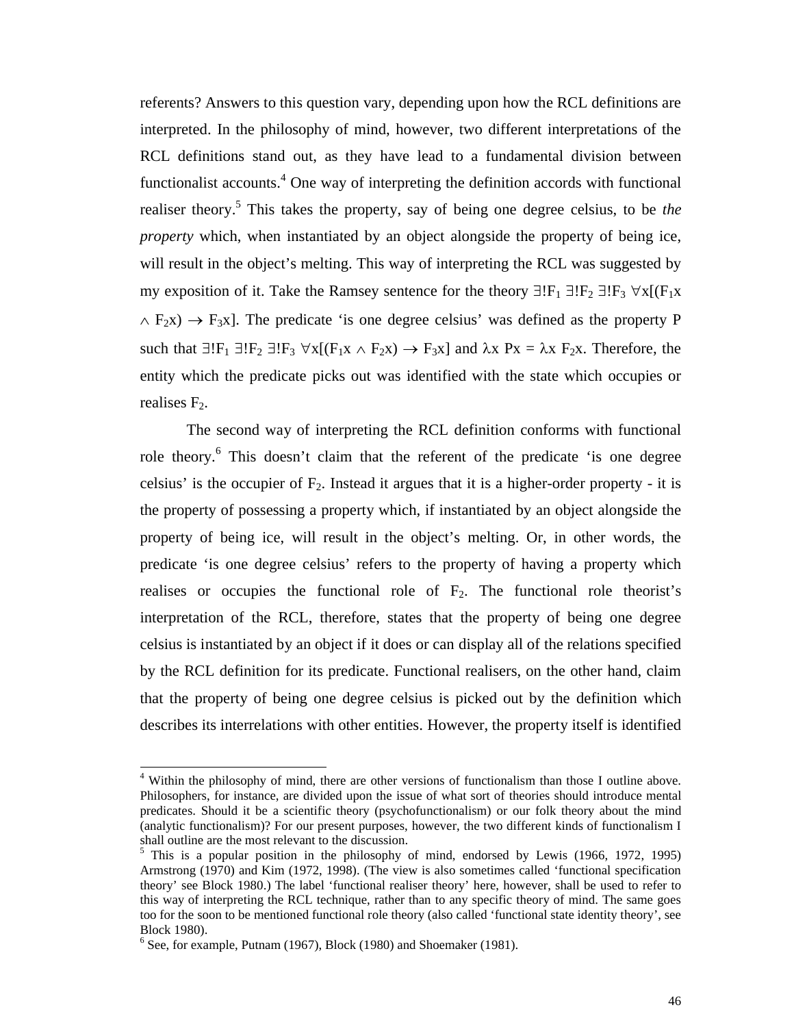referents? Answers to this question vary, depending upon how the RCL definitions are interpreted. In the philosophy of mind, however, two different interpretations of the RCL definitions stand out, as they have lead to a fundamental division between functionalist accounts.[4] One way of interpreting the definition accords with functional realiser theory.[5] This takes the property, say of being one degree celsius, to be *the property* which, when instantiated by an object alongside the property of being ice, will result in the object's melting. This way of interpreting the RCL was suggested by my exposition of it. Take the Ramsey sentence for the theory $\exists!F_1\ \exists!F_2\ \exists!F_3\ \forall x[(F_1x \land F_2x) \rightarrow F_3x]$. The predicate 'is one degree celsius' was defined as the property P such that $\exists!F_1\ \exists!F_2\ \exists!F_3\ \forall x[(F_1x \land F_2x) \rightarrow F_3x]$ and $\lambda x\ Px = \lambda x\ F_2x$. Therefore, the entity which the predicate picks out was identified with the state which occupies or realises $F_2$.

The second way of interpreting the RCL definition conforms with functional role theory.[6] This doesn't claim that the referent of the predicate 'is one degree celsius' is the occupier of $F_2$. Instead it argues that it is a higher-order property - it is the property of possessing a property which, if instantiated by an object alongside the property of being ice, will result in the object's melting. Or, in other words, the predicate 'is one degree celsius' refers to the property of having a property which realises or occupies the functional role of $F_2$. The functional role theorist's interpretation of the RCL, therefore, states that the property of being one degree celsius is instantiated by an object if it does or can display all of the relations specified by the RCL definition for its predicate. Functional realisers, on the other hand, claim that the property of being one degree celsius is picked out by the definition which describes its interrelations with other entities. However, the property itself is identified

---

[4] Within the philosophy of mind, there are other versions of functionalism than those I outline above. Philosophers, for instance, are divided upon the issue of what sort of theories should introduce mental predicates. Should it be a scientific theory (psychofunctionalism) or our folk theory about the mind (analytic functionalism)? For our present purposes, however, the two different kinds of functionalism I shall outline are the most relevant to the discussion.

[5] This is a popular position in the philosophy of mind, endorsed by Lewis (1966, 1972, 1995) Armstrong (1970) and Kim (1972, 1998). (The view is also sometimes called 'functional specification theory' see Block 1980.) The label 'functional realiser theory' here, however, shall be used to refer to this way of interpreting the RCL technique, rather than to any specific theory of mind. The same goes too for the soon to be mentioned functional role theory (also called 'functional state identity theory', see Block 1980).

[6] See, for example, Putnam (1967), Block (1980) and Shoemaker (1981).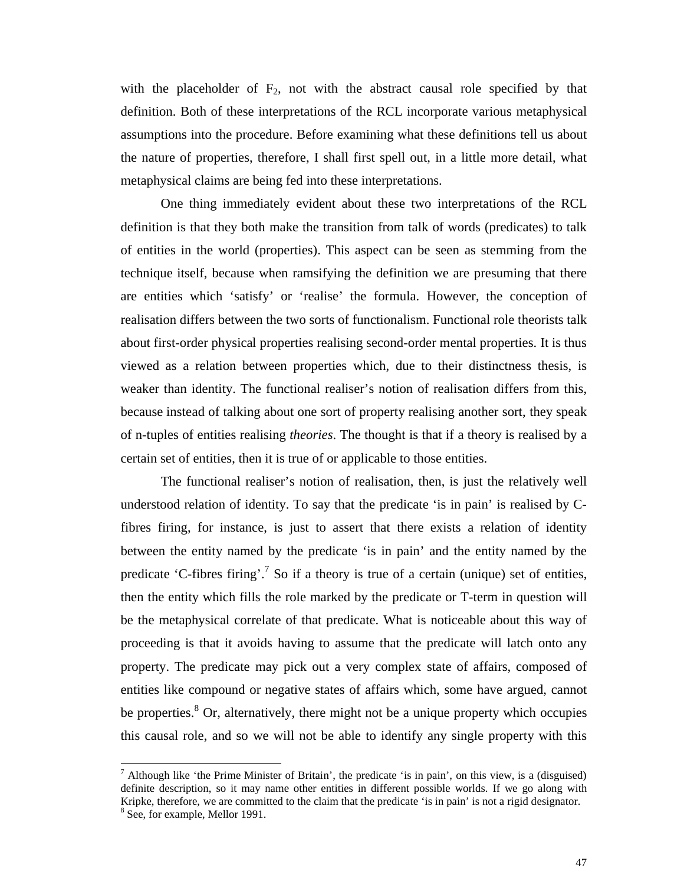with the placeholder of $F_2$, not with the abstract causal role specified by that definition. Both of these interpretations of the RCL incorporate various metaphysical assumptions into the procedure. Before examining what these definitions tell us about the nature of properties, therefore, I shall first spell out, in a little more detail, what metaphysical claims are being fed into these interpretations.

One thing immediately evident about these two interpretations of the RCL definition is that they both make the transition from talk of words (predicates) to talk of entities in the world (properties). This aspect can be seen as stemming from the technique itself, because when ramsifying the definition we are presuming that there are entities which 'satisfy' or 'realise' the formula. However, the conception of realisation differs between the two sorts of functionalism. Functional role theorists talk about first-order physical properties realising second-order mental properties. It is thus viewed as a relation between properties which, due to their distinctness thesis, is weaker than identity. The functional realiser's notion of realisation differs from this, because instead of talking about one sort of property realising another sort, they speak of n-tuples of entities realising *theories*. The thought is that if a theory is realised by a certain set of entities, then it is true of or applicable to those entities.

The functional realiser's notion of realisation, then, is just the relatively well understood relation of identity. To say that the predicate 'is in pain' is realised by C-fibres firing, for instance, is just to assert that there exists a relation of identity between the entity named by the predicate 'is in pain' and the entity named by the predicate 'C-fibres firing'.[7] So if a theory is true of a certain (unique) set of entities, then the entity which fills the role marked by the predicate or T-term in question will be the metaphysical correlate of that predicate. What is noticeable about this way of proceeding is that it avoids having to assume that the predicate will latch onto any property. The predicate may pick out a very complex state of affairs, composed of entities like compound or negative states of affairs which, some have argued, cannot be properties.[8] Or, alternatively, there might not be a unique property which occupies this causal role, and so we will not be able to identify any single property with this

[7] Although like 'the Prime Minister of Britain', the predicate 'is in pain', on this view, is a (disguised) definite description, so it may name other entities in different possible worlds. If we go along with Kripke, therefore, we are committed to the claim that the predicate 'is in pain' is not a rigid designator.

[8] See, for example, Mellor 1991.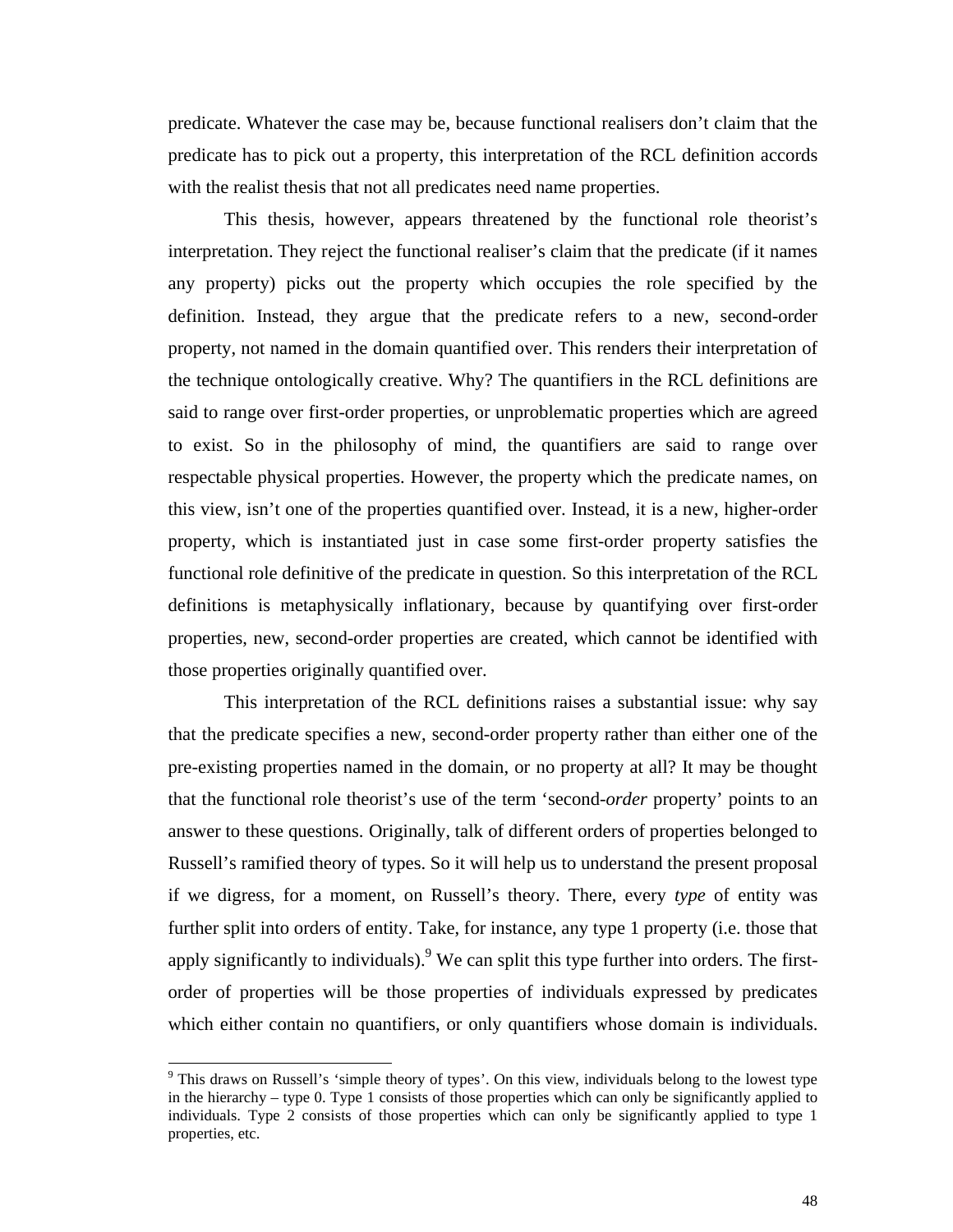predicate. Whatever the case may be, because functional realisers don't claim that the predicate has to pick out a property, this interpretation of the RCL definition accords with the realist thesis that not all predicates need name properties.

This thesis, however, appears threatened by the functional role theorist's interpretation. They reject the functional realiser's claim that the predicate (if it names any property) picks out the property which occupies the role specified by the definition. Instead, they argue that the predicate refers to a new, second-order property, not named in the domain quantified over. This renders their interpretation of the technique ontologically creative. Why? The quantifiers in the RCL definitions are said to range over first-order properties, or unproblematic properties which are agreed to exist. So in the philosophy of mind, the quantifiers are said to range over respectable physical properties. However, the property which the predicate names, on this view, isn't one of the properties quantified over. Instead, it is a new, higher-order property, which is instantiated just in case some first-order property satisfies the functional role definitive of the predicate in question. So this interpretation of the RCL definitions is metaphysically inflationary, because by quantifying over first-order properties, new, second-order properties are created, which cannot be identified with those properties originally quantified over.

This interpretation of the RCL definitions raises a substantial issue: why say that the predicate specifies a new, second-order property rather than either one of the pre-existing properties named in the domain, or no property at all? It may be thought that the functional role theorist's use of the term 'second-*order* property' points to an answer to these questions. Originally, talk of different orders of properties belonged to Russell's ramified theory of types. So it will help us to understand the present proposal if we digress, for a moment, on Russell's theory. There, every *type* of entity was further split into orders of entity. Take, for instance, any type 1 property (i.e. those that apply significantly to individuals).[9] We can split this type further into orders. The first-order of properties will be those properties of individuals expressed by predicates which either contain no quantifiers, or only quantifiers whose domain is individuals.

[9] This draws on Russell's 'simple theory of types'. On this view, individuals belong to the lowest type in the hierarchy – type 0. Type 1 consists of those properties which can only be significantly applied to individuals. Type 2 consists of those properties which can only be significantly applied to type 1 properties, etc.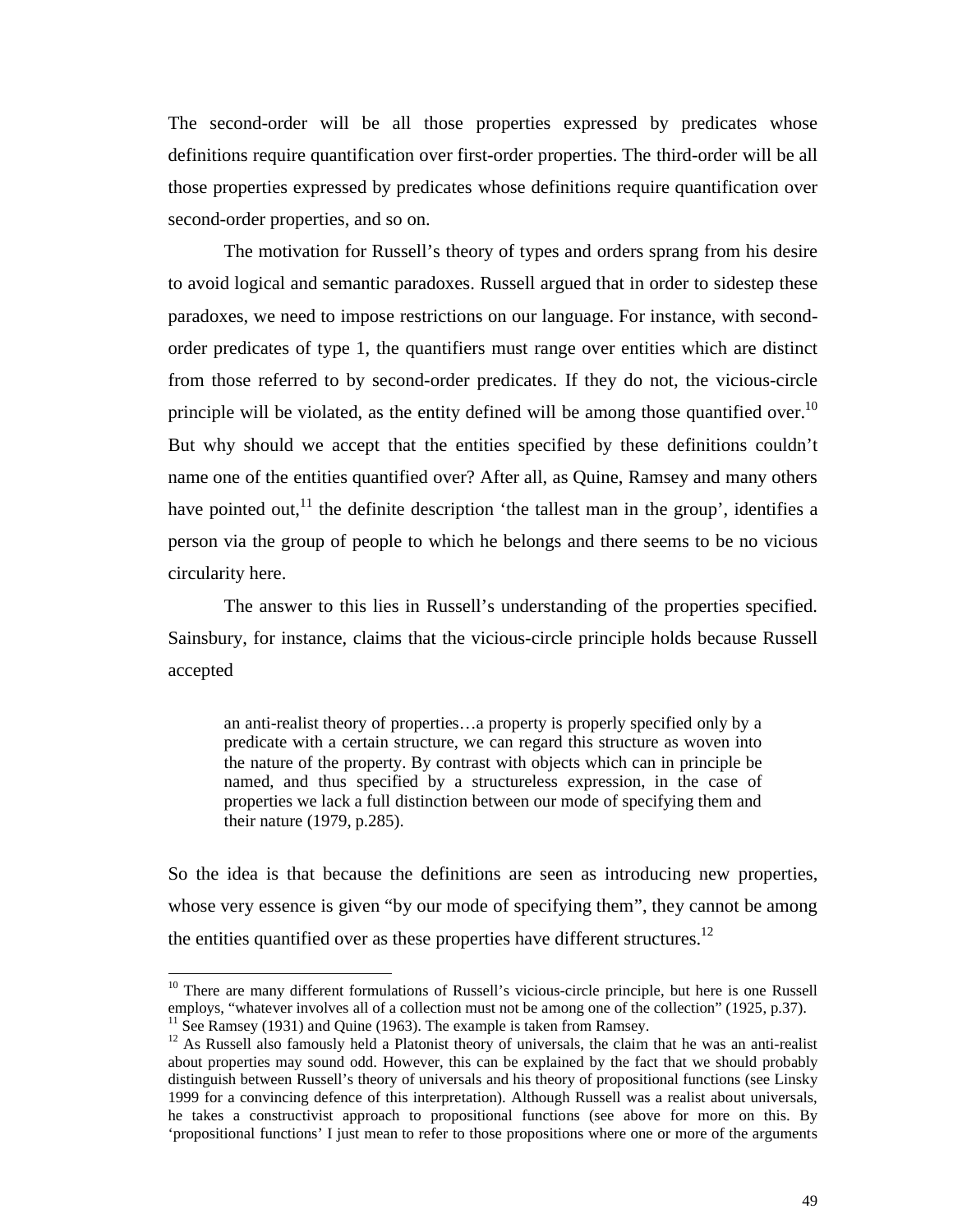The second-order will be all those properties expressed by predicates whose definitions require quantification over first-order properties. The third-order will be all those properties expressed by predicates whose definitions require quantification over second-order properties, and so on.

The motivation for Russell's theory of types and orders sprang from his desire to avoid logical and semantic paradoxes. Russell argued that in order to sidestep these paradoxes, we need to impose restrictions on our language. For instance, with second-order predicates of type 1, the quantifiers must range over entities which are distinct from those referred to by second-order predicates. If they do not, the vicious-circle principle will be violated, as the entity defined will be among those quantified over.[10] But why should we accept that the entities specified by these definitions couldn't name one of the entities quantified over? After all, as Quine, Ramsey and many others have pointed out,[11] the definite description 'the tallest man in the group', identifies a person via the group of people to which he belongs and there seems to be no vicious circularity here.

The answer to this lies in Russell's understanding of the properties specified. Sainsbury, for instance, claims that the vicious-circle principle holds because Russell accepted

> an anti-realist theory of properties…a property is properly specified only by a predicate with a certain structure, we can regard this structure as woven into the nature of the property. By contrast with objects which can in principle be named, and thus specified by a structureless expression, in the case of properties we lack a full distinction between our mode of specifying them and their nature (1979, p.285).

So the idea is that because the definitions are seen as introducing new properties, whose very essence is given "by our mode of specifying them", they cannot be among the entities quantified over as these properties have different structures.[12]

---

[10] There are many different formulations of Russell's vicious-circle principle, but here is one Russell employs, "whatever involves all of a collection must not be among one of the collection" (1925, p.37).

[11] See Ramsey (1931) and Quine (1963). The example is taken from Ramsey.

[12] As Russell also famously held a Platonist theory of universals, the claim that he was an anti-realist about properties may sound odd. However, this can be explained by the fact that we should probably distinguish between Russell's theory of universals and his theory of propositional functions (see Linsky 1999 for a convincing defence of this interpretation). Although Russell was a realist about universals, he takes a constructivist approach to propositional functions (see above for more on this. By 'propositional functions' I just mean to refer to those propositions where one or more of the arguments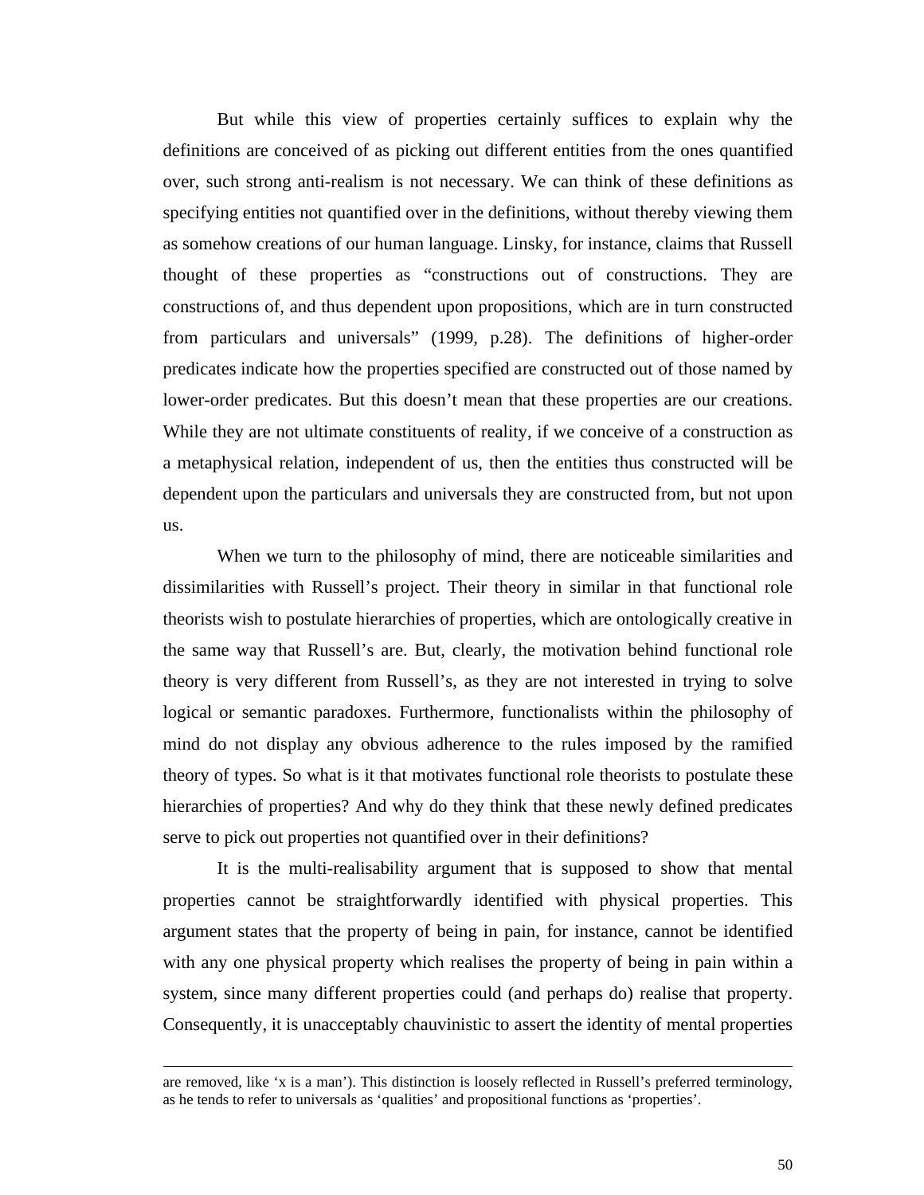But while this view of properties certainly suffices to explain why the definitions are conceived of as picking out different entities from the ones quantified over, such strong anti-realism is not necessary. We can think of these definitions as specifying entities not quantified over in the definitions, without thereby viewing them as somehow creations of our human language. Linsky, for instance, claims that Russell thought of these properties as "constructions out of constructions. They are constructions of, and thus dependent upon propositions, which are in turn constructed from particulars and universals" (1999, p.28). The definitions of higher-order predicates indicate how the properties specified are constructed out of those named by lower-order predicates. But this doesn't mean that these properties are our creations. While they are not ultimate constituents of reality, if we conceive of a construction as a metaphysical relation, independent of us, then the entities thus constructed will be dependent upon the particulars and universals they are constructed from, but not upon us.

When we turn to the philosophy of mind, there are noticeable similarities and dissimilarities with Russell's project. Their theory in similar in that functional role theorists wish to postulate hierarchies of properties, which are ontologically creative in the same way that Russell's are. But, clearly, the motivation behind functional role theory is very different from Russell's, as they are not interested in trying to solve logical or semantic paradoxes. Furthermore, functionalists within the philosophy of mind do not display any obvious adherence to the rules imposed by the ramified theory of types. So what is it that motivates functional role theorists to postulate these hierarchies of properties? And why do they think that these newly defined predicates serve to pick out properties not quantified over in their definitions?

It is the multi-realisability argument that is supposed to show that mental properties cannot be straightforwardly identified with physical properties. This argument states that the property of being in pain, for instance, cannot be identified with any one physical property which realises the property of being in pain within a system, since many different properties could (and perhaps do) realise that property. Consequently, it is unacceptably chauvinistic to assert the identity of mental properties

---

are removed, like 'x is a man'). This distinction is loosely reflected in Russell's preferred terminology, as he tends to refer to universals as 'qualities' and propositional functions as 'properties'.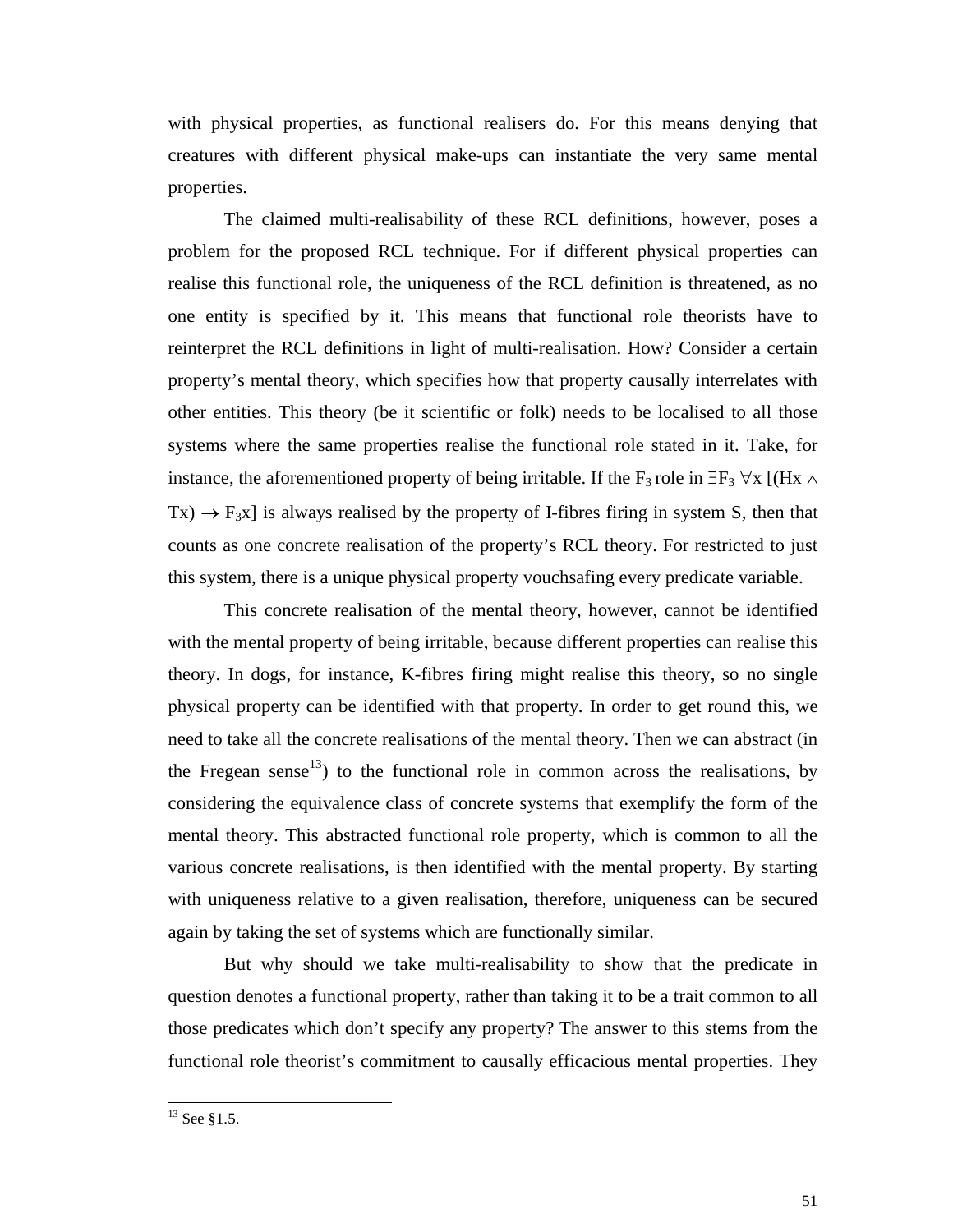with physical properties, as functional realisers do. For this means denying that creatures with different physical make-ups can instantiate the very same mental properties.

The claimed multi-realisability of these RCL definitions, however, poses a problem for the proposed RCL technique. For if different physical properties can realise this functional role, the uniqueness of the RCL definition is threatened, as no one entity is specified by it. This means that functional role theorists have to reinterpret the RCL definitions in light of multi-realisation. How? Consider a certain property's mental theory, which specifies how that property causally interrelates with other entities. This theory (be it scientific or folk) needs to be localised to all those systems where the same properties realise the functional role stated in it. Take, for instance, the aforementioned property of being irritable. If the $F_3$ role in $\exists F_3 \; \forall x \; [(Hx \wedge Tx) \rightarrow F_3x]$ is always realised by the property of I-fibres firing in system S, then that counts as one concrete realisation of the property's RCL theory. For restricted to just this system, there is a unique physical property vouchsafing every predicate variable.

This concrete realisation of the mental theory, however, cannot be identified with the mental property of being irritable, because different properties can realise this theory. In dogs, for instance, K-fibres firing might realise this theory, so no single physical property can be identified with that property. In order to get round this, we need to take all the concrete realisations of the mental theory. Then we can abstract (in the Fregean sense[13]) to the functional role in common across the realisations, by considering the equivalence class of concrete systems that exemplify the form of the mental theory. This abstracted functional role property, which is common to all the various concrete realisations, is then identified with the mental property. By starting with uniqueness relative to a given realisation, therefore, uniqueness can be secured again by taking the set of systems which are functionally similar.

But why should we take multi-realisability to show that the predicate in question denotes a functional property, rather than taking it to be a trait common to all those predicates which don't specify any property? The answer to this stems from the functional role theorist's commitment to causally efficacious mental properties. They

[13] See §1.5.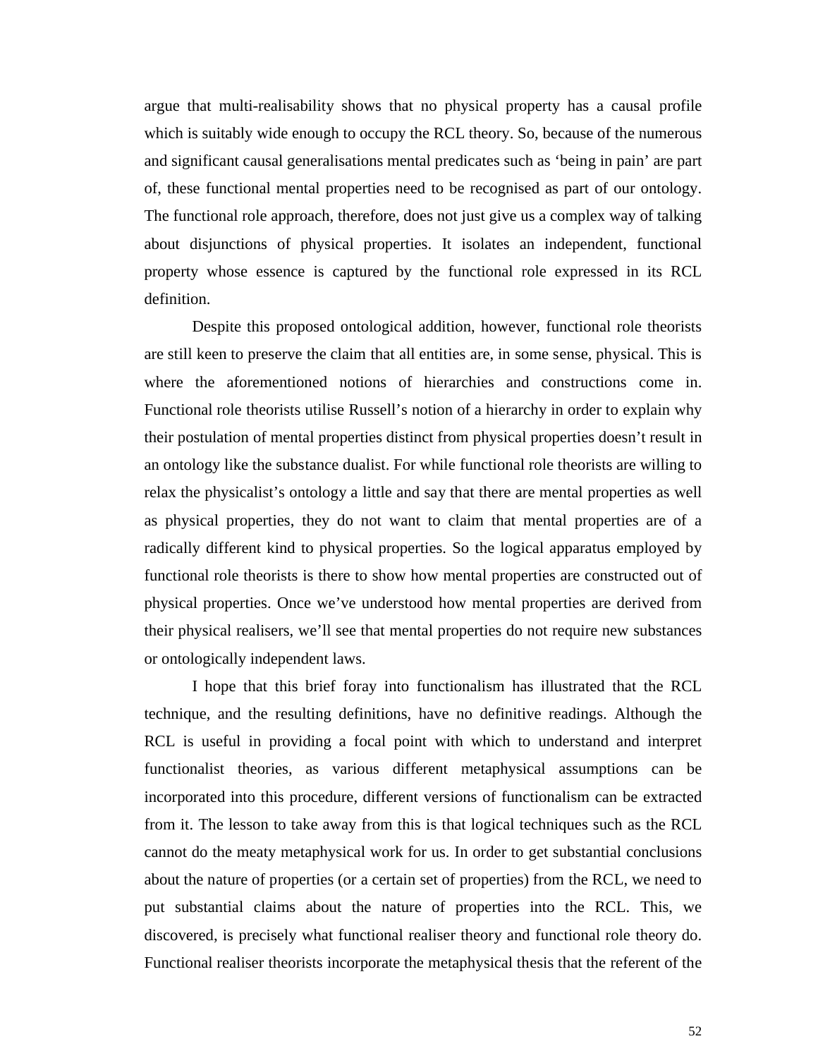argue that multi-realisability shows that no physical property has a causal profile which is suitably wide enough to occupy the RCL theory. So, because of the numerous and significant causal generalisations mental predicates such as 'being in pain' are part of, these functional mental properties need to be recognised as part of our ontology. The functional role approach, therefore, does not just give us a complex way of talking about disjunctions of physical properties. It isolates an independent, functional property whose essence is captured by the functional role expressed in its RCL definition.

Despite this proposed ontological addition, however, functional role theorists are still keen to preserve the claim that all entities are, in some sense, physical. This is where the aforementioned notions of hierarchies and constructions come in. Functional role theorists utilise Russell's notion of a hierarchy in order to explain why their postulation of mental properties distinct from physical properties doesn't result in an ontology like the substance dualist. For while functional role theorists are willing to relax the physicalist's ontology a little and say that there are mental properties as well as physical properties, they do not want to claim that mental properties are of a radically different kind to physical properties. So the logical apparatus employed by functional role theorists is there to show how mental properties are constructed out of physical properties. Once we've understood how mental properties are derived from their physical realisers, we'll see that mental properties do not require new substances or ontologically independent laws.

I hope that this brief foray into functionalism has illustrated that the RCL technique, and the resulting definitions, have no definitive readings. Although the RCL is useful in providing a focal point with which to understand and interpret functionalist theories, as various different metaphysical assumptions can be incorporated into this procedure, different versions of functionalism can be extracted from it. The lesson to take away from this is that logical techniques such as the RCL cannot do the meaty metaphysical work for us. In order to get substantial conclusions about the nature of properties (or a certain set of properties) from the RCL, we need to put substantial claims about the nature of properties into the RCL. This, we discovered, is precisely what functional realiser theory and functional role theory do. Functional realiser theorists incorporate the metaphysical thesis that the referent of the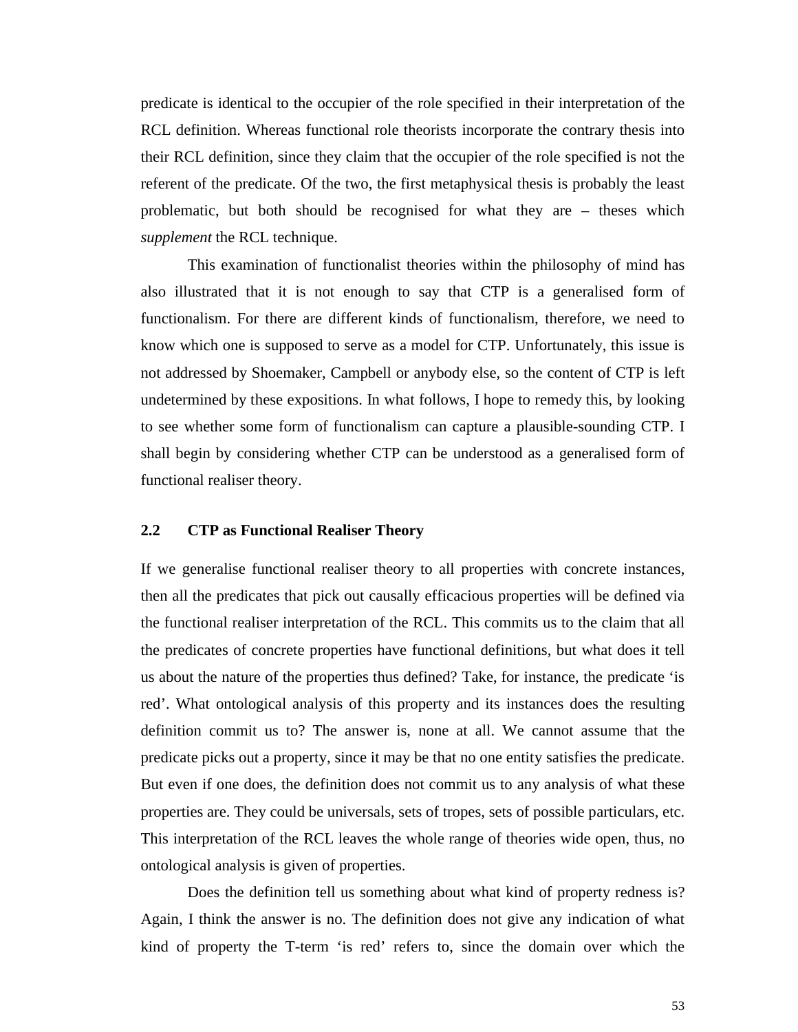predicate is identical to the occupier of the role specified in their interpretation of the RCL definition. Whereas functional role theorists incorporate the contrary thesis into their RCL definition, since they claim that the occupier of the role specified is not the referent of the predicate. Of the two, the first metaphysical thesis is probably the least problematic, but both should be recognised for what they are – theses which *supplement* the RCL technique.

This examination of functionalist theories within the philosophy of mind has also illustrated that it is not enough to say that CTP is a generalised form of functionalism. For there are different kinds of functionalism, therefore, we need to know which one is supposed to serve as a model for CTP. Unfortunately, this issue is not addressed by Shoemaker, Campbell or anybody else, so the content of CTP is left undetermined by these expositions. In what follows, I hope to remedy this, by looking to see whether some form of functionalism can capture a plausible-sounding CTP. I shall begin by considering whether CTP can be understood as a generalised form of functional realiser theory.

## 2.2 CTP as Functional Realiser Theory

If we generalise functional realiser theory to all properties with concrete instances, then all the predicates that pick out causally efficacious properties will be defined via the functional realiser interpretation of the RCL. This commits us to the claim that all the predicates of concrete properties have functional definitions, but what does it tell us about the nature of the properties thus defined? Take, for instance, the predicate 'is red'. What ontological analysis of this property and its instances does the resulting definition commit us to? The answer is, none at all. We cannot assume that the predicate picks out a property, since it may be that no one entity satisfies the predicate. But even if one does, the definition does not commit us to any analysis of what these properties are. They could be universals, sets of tropes, sets of possible particulars, etc. This interpretation of the RCL leaves the whole range of theories wide open, thus, no ontological analysis is given of properties.

Does the definition tell us something about what kind of property redness is? Again, I think the answer is no. The definition does not give any indication of what kind of property the T-term 'is red' refers to, since the domain over which the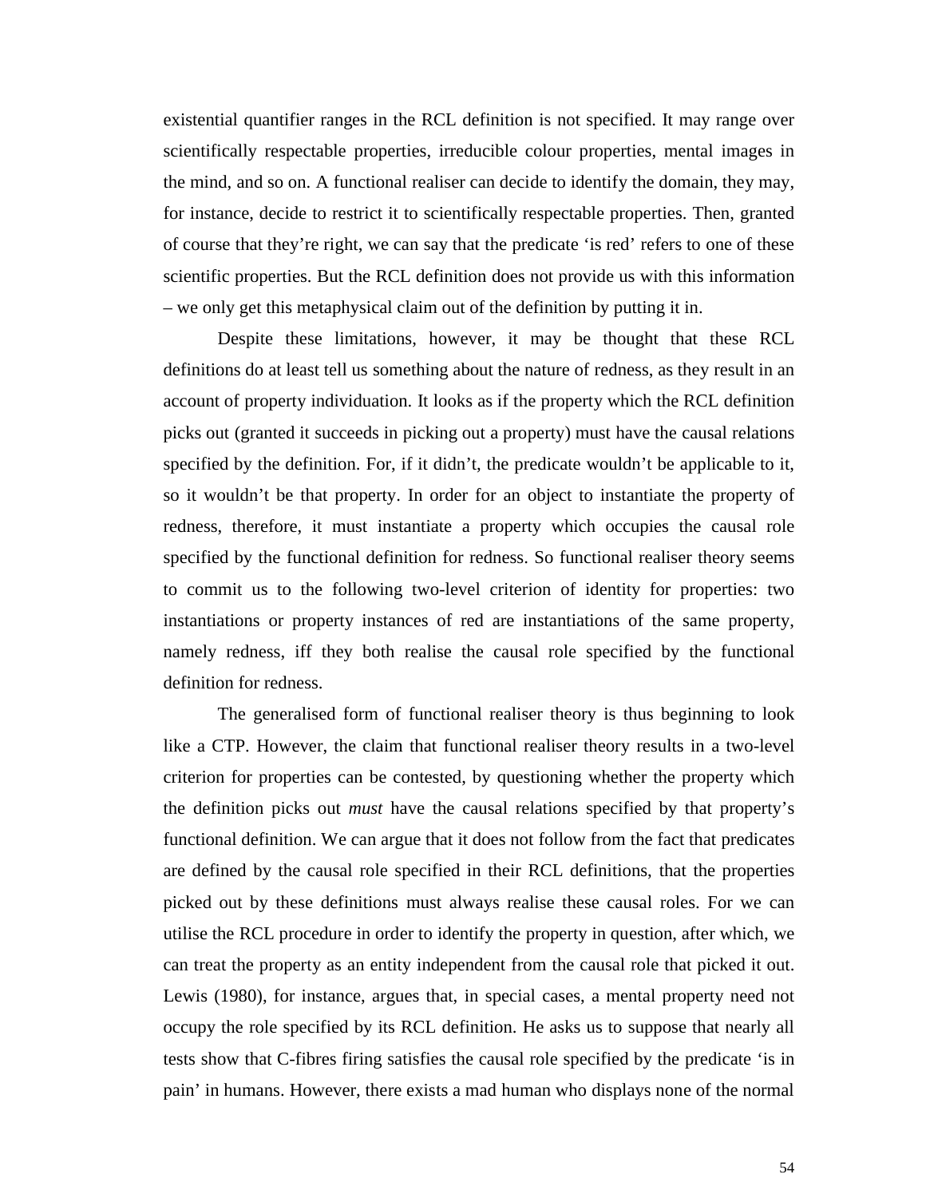existential quantifier ranges in the RCL definition is not specified. It may range over scientifically respectable properties, irreducible colour properties, mental images in the mind, and so on. A functional realiser can decide to identify the domain, they may, for instance, decide to restrict it to scientifically respectable properties. Then, granted of course that they're right, we can say that the predicate 'is red' refers to one of these scientific properties. But the RCL definition does not provide us with this information – we only get this metaphysical claim out of the definition by putting it in.

Despite these limitations, however, it may be thought that these RCL definitions do at least tell us something about the nature of redness, as they result in an account of property individuation. It looks as if the property which the RCL definition picks out (granted it succeeds in picking out a property) must have the causal relations specified by the definition. For, if it didn't, the predicate wouldn't be applicable to it, so it wouldn't be that property. In order for an object to instantiate the property of redness, therefore, it must instantiate a property which occupies the causal role specified by the functional definition for redness. So functional realiser theory seems to commit us to the following two-level criterion of identity for properties: two instantiations or property instances of red are instantiations of the same property, namely redness, iff they both realise the causal role specified by the functional definition for redness.

The generalised form of functional realiser theory is thus beginning to look like a CTP. However, the claim that functional realiser theory results in a two-level criterion for properties can be contested, by questioning whether the property which the definition picks out *must* have the causal relations specified by that property's functional definition. We can argue that it does not follow from the fact that predicates are defined by the causal role specified in their RCL definitions, that the properties picked out by these definitions must always realise these causal roles. For we can utilise the RCL procedure in order to identify the property in question, after which, we can treat the property as an entity independent from the causal role that picked it out. Lewis (1980), for instance, argues that, in special cases, a mental property need not occupy the role specified by its RCL definition. He asks us to suppose that nearly all tests show that C-fibres firing satisfies the causal role specified by the predicate 'is in pain' in humans. However, there exists a mad human who displays none of the normal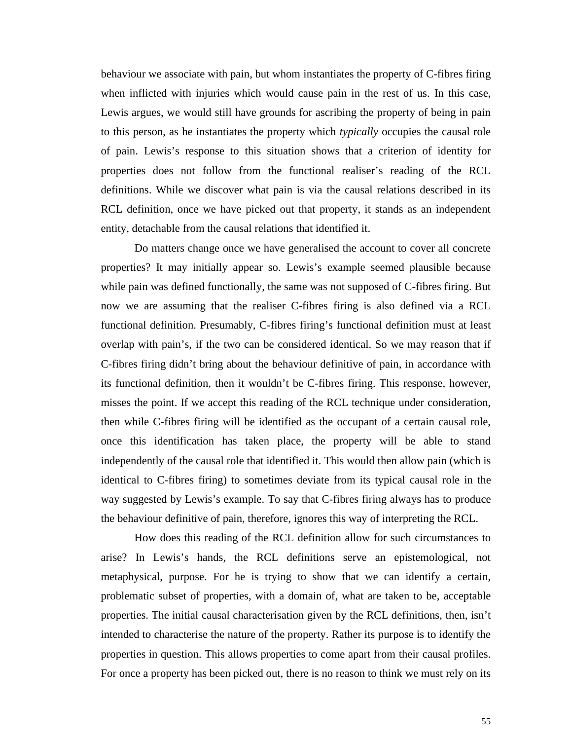behaviour we associate with pain, but whom instantiates the property of C-fibres firing when inflicted with injuries which would cause pain in the rest of us. In this case, Lewis argues, we would still have grounds for ascribing the property of being in pain to this person, as he instantiates the property which *typically* occupies the causal role of pain. Lewis's response to this situation shows that a criterion of identity for properties does not follow from the functional realiser's reading of the RCL definitions. While we discover what pain is via the causal relations described in its RCL definition, once we have picked out that property, it stands as an independent entity, detachable from the causal relations that identified it.

Do matters change once we have generalised the account to cover all concrete properties? It may initially appear so. Lewis's example seemed plausible because while pain was defined functionally, the same was not supposed of C-fibres firing. But now we are assuming that the realiser C-fibres firing is also defined via a RCL functional definition. Presumably, C-fibres firing's functional definition must at least overlap with pain's, if the two can be considered identical. So we may reason that if C-fibres firing didn't bring about the behaviour definitive of pain, in accordance with its functional definition, then it wouldn't be C-fibres firing. This response, however, misses the point. If we accept this reading of the RCL technique under consideration, then while C-fibres firing will be identified as the occupant of a certain causal role, once this identification has taken place, the property will be able to stand independently of the causal role that identified it. This would then allow pain (which is identical to C-fibres firing) to sometimes deviate from its typical causal role in the way suggested by Lewis's example. To say that C-fibres firing always has to produce the behaviour definitive of pain, therefore, ignores this way of interpreting the RCL.

How does this reading of the RCL definition allow for such circumstances to arise? In Lewis's hands, the RCL definitions serve an epistemological, not metaphysical, purpose. For he is trying to show that we can identify a certain, problematic subset of properties, with a domain of, what are taken to be, acceptable properties. The initial causal characterisation given by the RCL definitions, then, isn't intended to characterise the nature of the property. Rather its purpose is to identify the properties in question. This allows properties to come apart from their causal profiles. For once a property has been picked out, there is no reason to think we must rely on its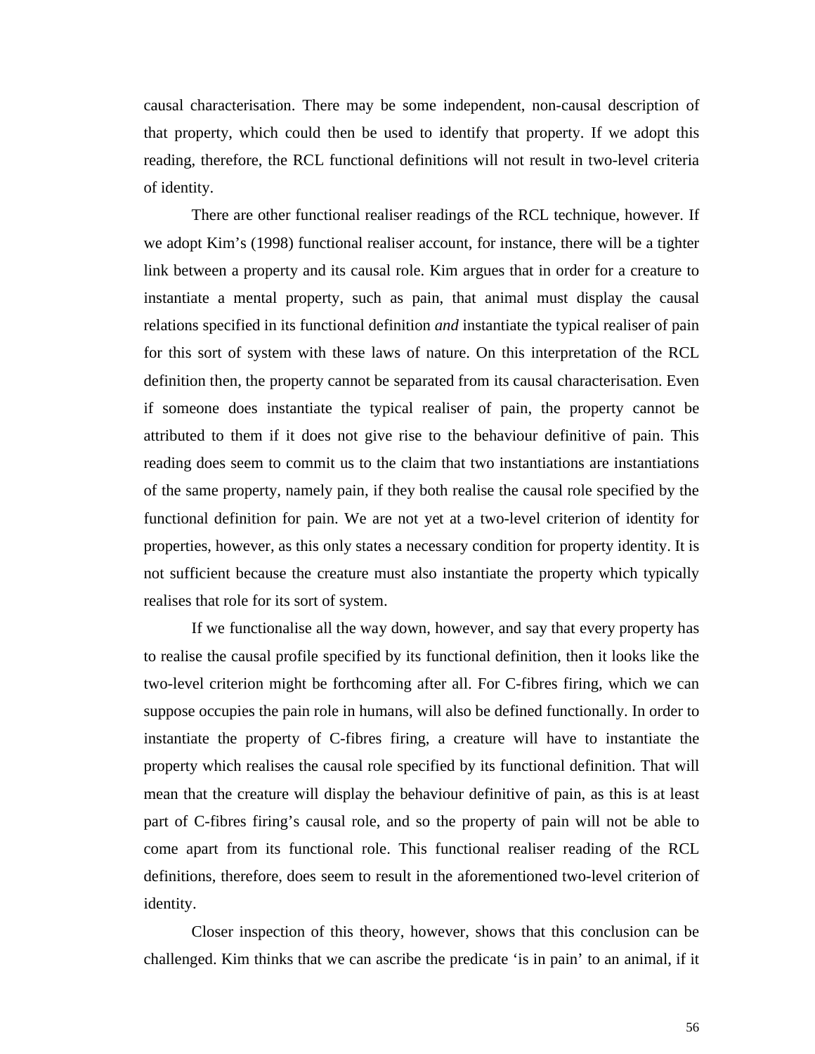causal characterisation. There may be some independent, non-causal description of that property, which could then be used to identify that property. If we adopt this reading, therefore, the RCL functional definitions will not result in two-level criteria of identity.

There are other functional realiser readings of the RCL technique, however. If we adopt Kim's (1998) functional realiser account, for instance, there will be a tighter link between a property and its causal role. Kim argues that in order for a creature to instantiate a mental property, such as pain, that animal must display the causal relations specified in its functional definition *and* instantiate the typical realiser of pain for this sort of system with these laws of nature. On this interpretation of the RCL definition then, the property cannot be separated from its causal characterisation. Even if someone does instantiate the typical realiser of pain, the property cannot be attributed to them if it does not give rise to the behaviour definitive of pain. This reading does seem to commit us to the claim that two instantiations are instantiations of the same property, namely pain, if they both realise the causal role specified by the functional definition for pain. We are not yet at a two-level criterion of identity for properties, however, as this only states a necessary condition for property identity. It is not sufficient because the creature must also instantiate the property which typically realises that role for its sort of system.

If we functionalise all the way down, however, and say that every property has to realise the causal profile specified by its functional definition, then it looks like the two-level criterion might be forthcoming after all. For C-fibres firing, which we can suppose occupies the pain role in humans, will also be defined functionally. In order to instantiate the property of C-fibres firing, a creature will have to instantiate the property which realises the causal role specified by its functional definition. That will mean that the creature will display the behaviour definitive of pain, as this is at least part of C-fibres firing's causal role, and so the property of pain will not be able to come apart from its functional role. This functional realiser reading of the RCL definitions, therefore, does seem to result in the aforementioned two-level criterion of identity.

Closer inspection of this theory, however, shows that this conclusion can be challenged. Kim thinks that we can ascribe the predicate 'is in pain' to an animal, if it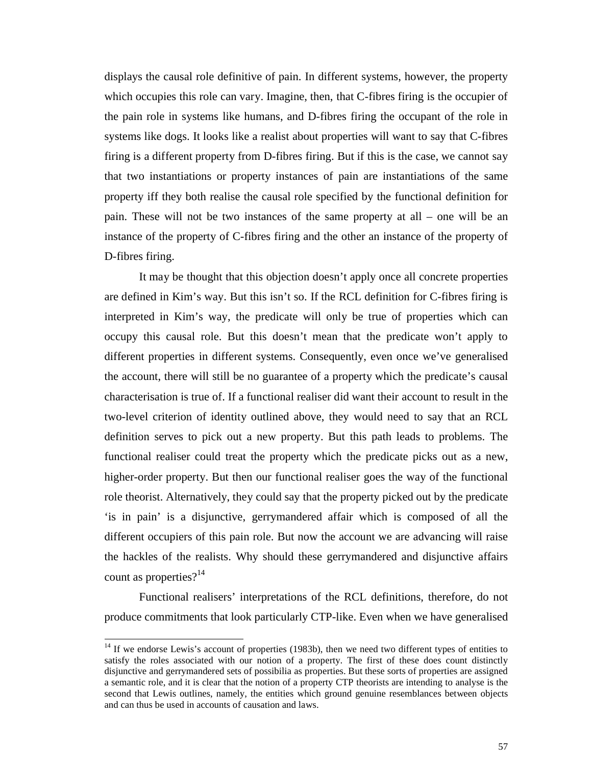displays the causal role definitive of pain. In different systems, however, the property which occupies this role can vary. Imagine, then, that C-fibres firing is the occupier of the pain role in systems like humans, and D-fibres firing the occupant of the role in systems like dogs. It looks like a realist about properties will want to say that C-fibres firing is a different property from D-fibres firing. But if this is the case, we cannot say that two instantiations or property instances of pain are instantiations of the same property iff they both realise the causal role specified by the functional definition for pain. These will not be two instances of the same property at all – one will be an instance of the property of C-fibres firing and the other an instance of the property of D-fibres firing.

It may be thought that this objection doesn't apply once all concrete properties are defined in Kim's way. But this isn't so. If the RCL definition for C-fibres firing is interpreted in Kim's way, the predicate will only be true of properties which can occupy this causal role. But this doesn't mean that the predicate won't apply to different properties in different systems. Consequently, even once we've generalised the account, there will still be no guarantee of a property which the predicate's causal characterisation is true of. If a functional realiser did want their account to result in the two-level criterion of identity outlined above, they would need to say that an RCL definition serves to pick out a new property. But this path leads to problems. The functional realiser could treat the property which the predicate picks out as a new, higher-order property. But then our functional realiser goes the way of the functional role theorist. Alternatively, they could say that the property picked out by the predicate 'is in pain' is a disjunctive, gerrymandered affair which is composed of all the different occupiers of this pain role. But now the account we are advancing will raise the hackles of the realists. Why should these gerrymandered and disjunctive affairs count as properties?[14]

Functional realisers' interpretations of the RCL definitions, therefore, do not produce commitments that look particularly CTP-like. Even when we have generalised

[14] If we endorse Lewis's account of properties (1983b), then we need two different types of entities to satisfy the roles associated with our notion of a property. The first of these does count distinctly disjunctive and gerrymandered sets of possibilia as properties. But these sorts of properties are assigned a semantic role, and it is clear that the notion of a property CTP theorists are intending to analyse is the second that Lewis outlines, namely, the entities which ground genuine resemblances between objects and can thus be used in accounts of causation and laws.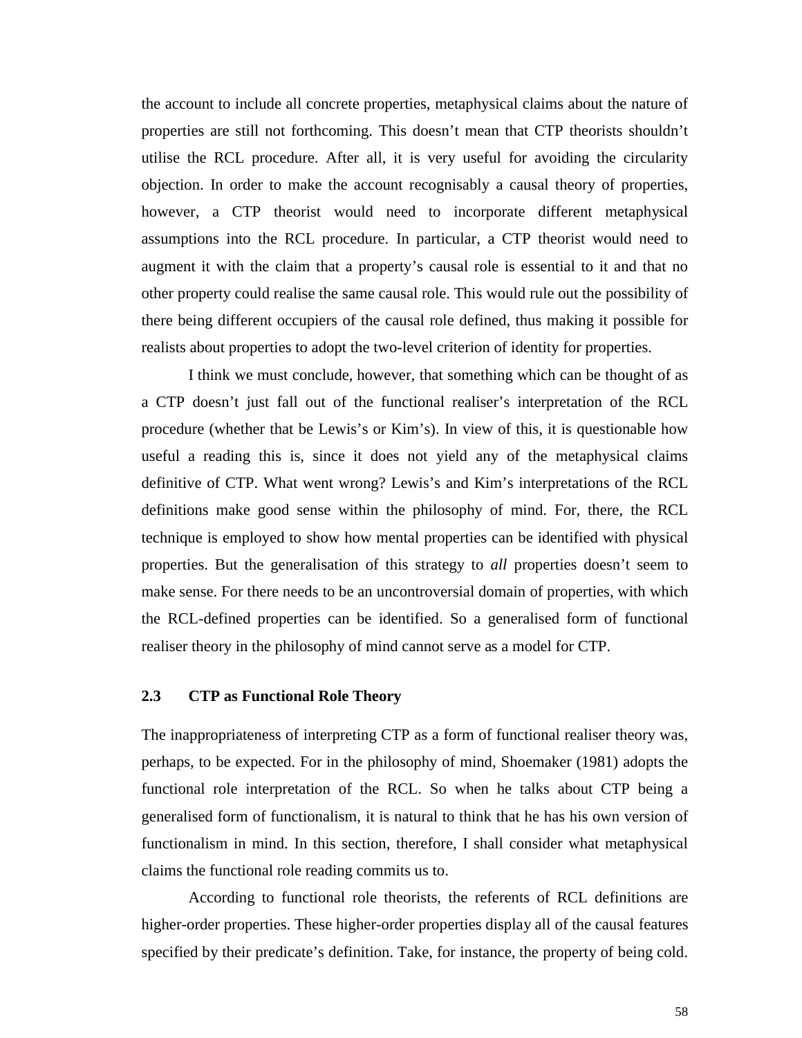the account to include all concrete properties, metaphysical claims about the nature of properties are still not forthcoming. This doesn't mean that CTP theorists shouldn't utilise the RCL procedure. After all, it is very useful for avoiding the circularity objection. In order to make the account recognisably a causal theory of properties, however, a CTP theorist would need to incorporate different metaphysical assumptions into the RCL procedure. In particular, a CTP theorist would need to augment it with the claim that a property's causal role is essential to it and that no other property could realise the same causal role. This would rule out the possibility of there being different occupiers of the causal role defined, thus making it possible for realists about properties to adopt the two-level criterion of identity for properties.

I think we must conclude, however, that something which can be thought of as a CTP doesn't just fall out of the functional realiser's interpretation of the RCL procedure (whether that be Lewis's or Kim's). In view of this, it is questionable how useful a reading this is, since it does not yield any of the metaphysical claims definitive of CTP. What went wrong? Lewis's and Kim's interpretations of the RCL definitions make good sense within the philosophy of mind. For, there, the RCL technique is employed to show how mental properties can be identified with physical properties. But the generalisation of this strategy to *all* properties doesn't seem to make sense. For there needs to be an uncontroversial domain of properties, with which the RCL-defined properties can be identified. So a generalised form of functional realiser theory in the philosophy of mind cannot serve as a model for CTP.

### 2.3 CTP as Functional Role Theory

The inappropriateness of interpreting CTP as a form of functional realiser theory was, perhaps, to be expected. For in the philosophy of mind, Shoemaker (1981) adopts the functional role interpretation of the RCL. So when he talks about CTP being a generalised form of functionalism, it is natural to think that he has his own version of functionalism in mind. In this section, therefore, I shall consider what metaphysical claims the functional role reading commits us to.

According to functional role theorists, the referents of RCL definitions are higher-order properties. These higher-order properties display all of the causal features specified by their predicate's definition. Take, for instance, the property of being cold.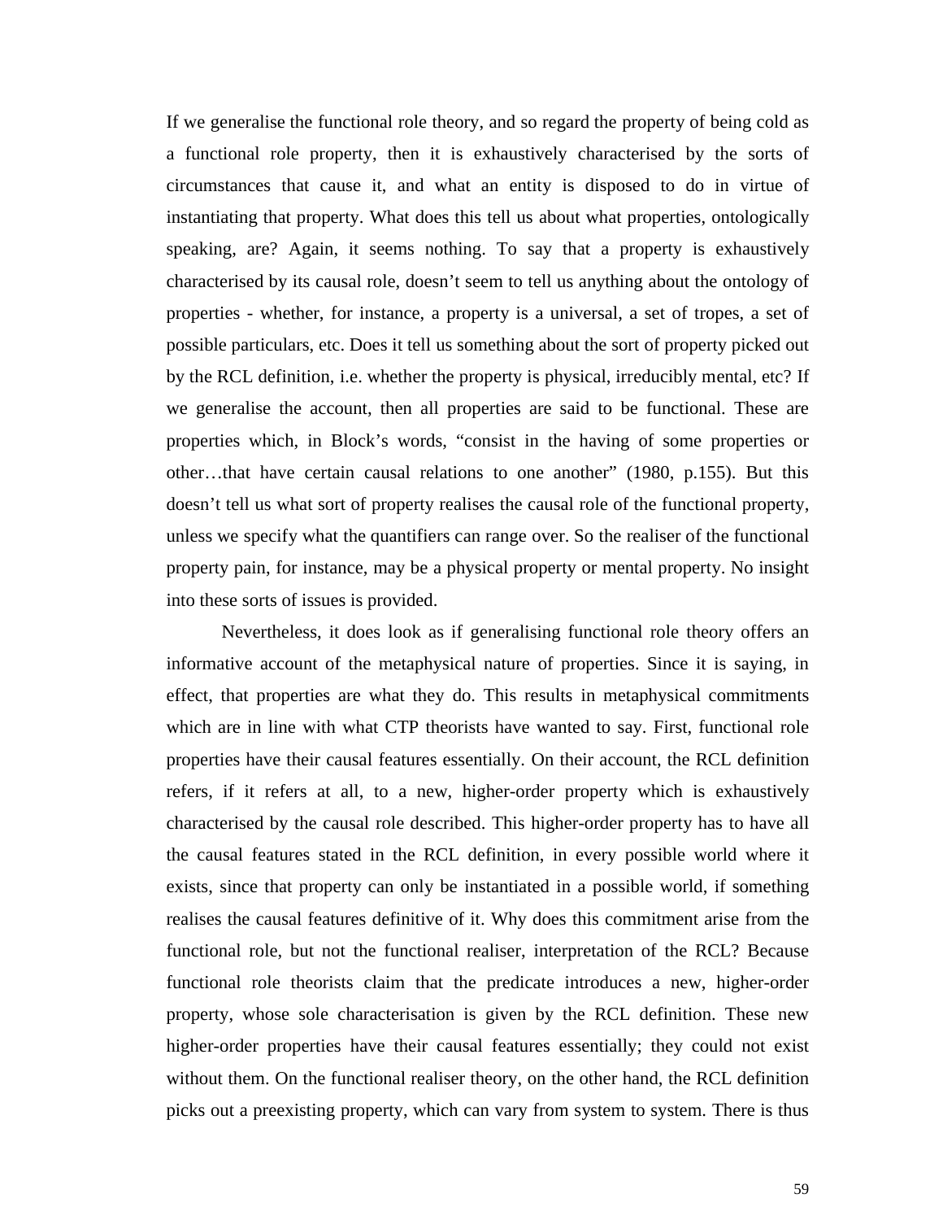If we generalise the functional role theory, and so regard the property of being cold as a functional role property, then it is exhaustively characterised by the sorts of circumstances that cause it, and what an entity is disposed to do in virtue of instantiating that property. What does this tell us about what properties, ontologically speaking, are? Again, it seems nothing. To say that a property is exhaustively characterised by its causal role, doesn't seem to tell us anything about the ontology of properties - whether, for instance, a property is a universal, a set of tropes, a set of possible particulars, etc. Does it tell us something about the sort of property picked out by the RCL definition, i.e. whether the property is physical, irreducibly mental, etc? If we generalise the account, then all properties are said to be functional. These are properties which, in Block's words, "consist in the having of some properties or other…that have certain causal relations to one another" (1980, p.155). But this doesn't tell us what sort of property realises the causal role of the functional property, unless we specify what the quantifiers can range over. So the realiser of the functional property pain, for instance, may be a physical property or mental property. No insight into these sorts of issues is provided.

Nevertheless, it does look as if generalising functional role theory offers an informative account of the metaphysical nature of properties. Since it is saying, in effect, that properties are what they do. This results in metaphysical commitments which are in line with what CTP theorists have wanted to say. First, functional role properties have their causal features essentially. On their account, the RCL definition refers, if it refers at all, to a new, higher-order property which is exhaustively characterised by the causal role described. This higher-order property has to have all the causal features stated in the RCL definition, in every possible world where it exists, since that property can only be instantiated in a possible world, if something realises the causal features definitive of it. Why does this commitment arise from the functional role, but not the functional realiser, interpretation of the RCL? Because functional role theorists claim that the predicate introduces a new, higher-order property, whose sole characterisation is given by the RCL definition. These new higher-order properties have their causal features essentially; they could not exist without them. On the functional realiser theory, on the other hand, the RCL definition picks out a preexisting property, which can vary from system to system. There is thus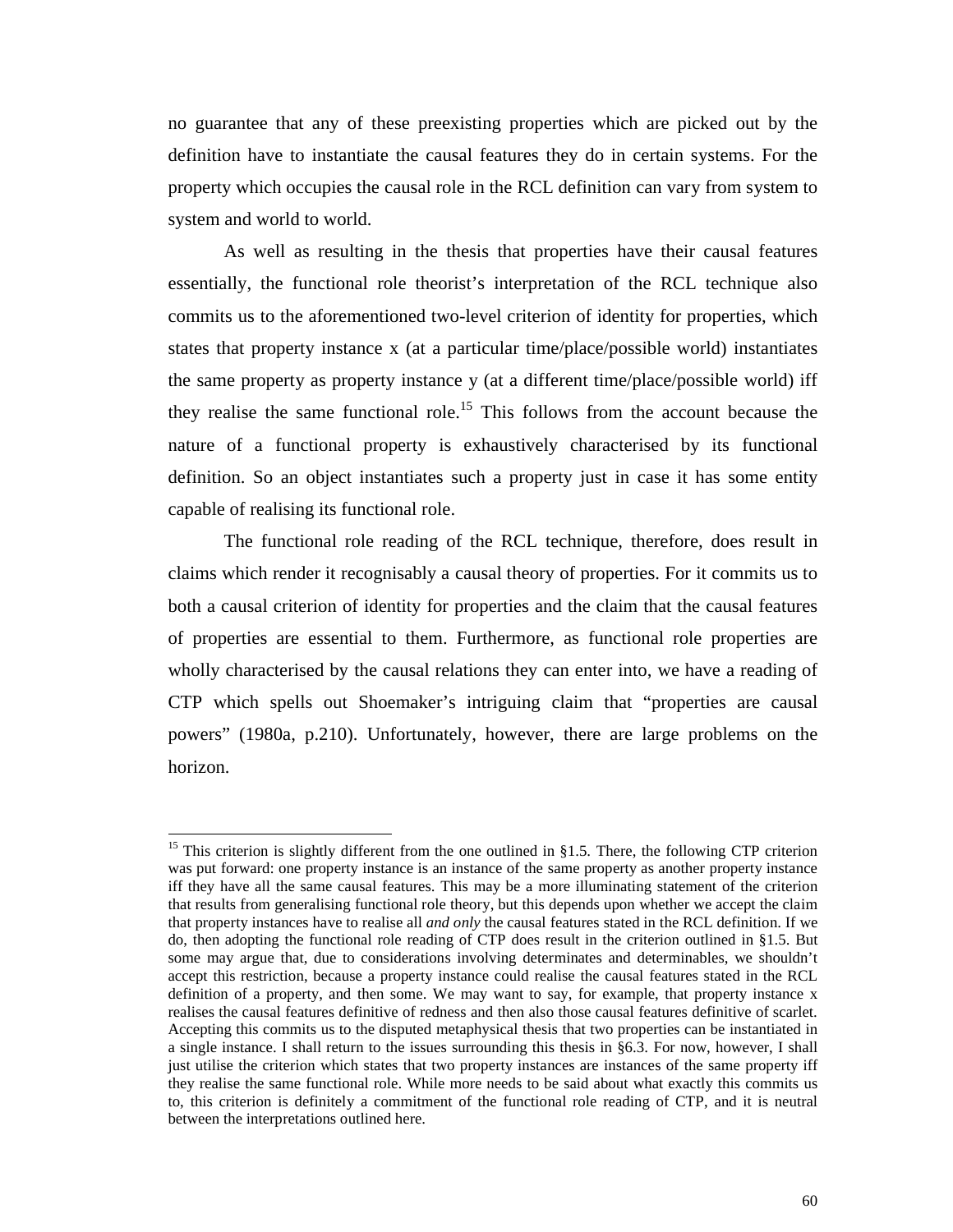no guarantee that any of these preexisting properties which are picked out by the definition have to instantiate the causal features they do in certain systems. For the property which occupies the causal role in the RCL definition can vary from system to system and world to world.

As well as resulting in the thesis that properties have their causal features essentially, the functional role theorist's interpretation of the RCL technique also commits us to the aforementioned two-level criterion of identity for properties, which states that property instance x (at a particular time/place/possible world) instantiates the same property as property instance y (at a different time/place/possible world) iff they realise the same functional role.[15] This follows from the account because the nature of a functional property is exhaustively characterised by its functional definition. So an object instantiates such a property just in case it has some entity capable of realising its functional role.

The functional role reading of the RCL technique, therefore, does result in claims which render it recognisably a causal theory of properties. For it commits us to both a causal criterion of identity for properties and the claim that the causal features of properties are essential to them. Furthermore, as functional role properties are wholly characterised by the causal relations they can enter into, we have a reading of CTP which spells out Shoemaker's intriguing claim that "properties are causal powers" (1980a, p.210). Unfortunately, however, there are large problems on the horizon.

---

[15] This criterion is slightly different from the one outlined in §1.5. There, the following CTP criterion was put forward: one property instance is an instance of the same property as another property instance iff they have all the same causal features. This may be a more illuminating statement of the criterion that results from generalising functional role theory, but this depends upon whether we accept the claim that property instances have to realise all *and only* the causal features stated in the RCL definition. If we do, then adopting the functional role reading of CTP does result in the criterion outlined in §1.5. But some may argue that, due to considerations involving determinates and determinables, we shouldn't accept this restriction, because a property instance could realise the causal features stated in the RCL definition of a property, and then some. We may want to say, for example, that property instance x realises the causal features definitive of redness and then also those causal features definitive of scarlet. Accepting this commits us to the disputed metaphysical thesis that two properties can be instantiated in a single instance. I shall return to the issues surrounding this thesis in §6.3. For now, however, I shall just utilise the criterion which states that two property instances are instances of the same property iff they realise the same functional role. While more needs to be said about what exactly this commits us to, this criterion is definitely a commitment of the functional role reading of CTP, and it is neutral between the interpretations outlined here.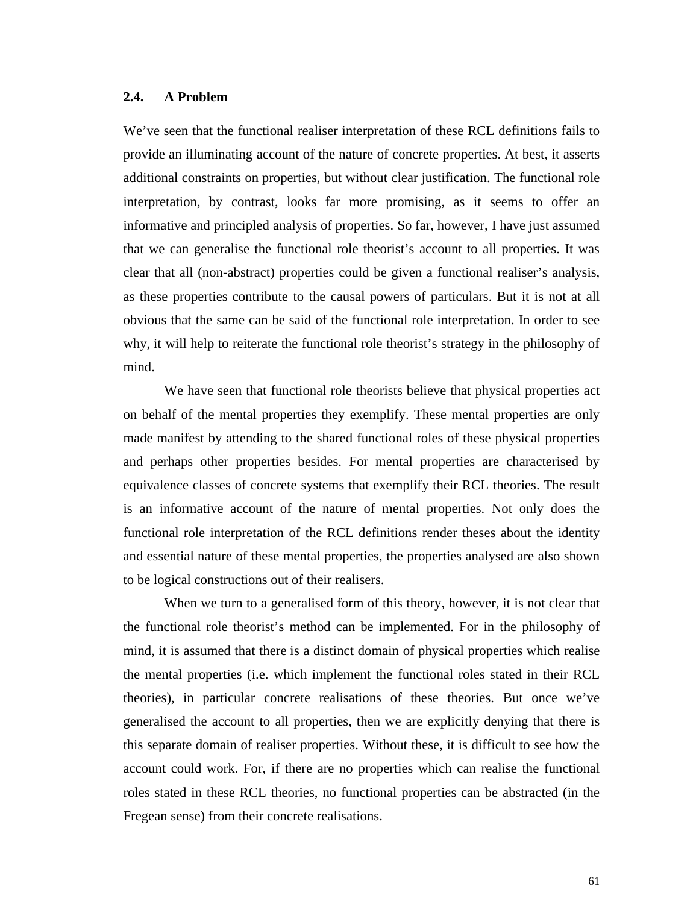## 2.4. A Problem

We've seen that the functional realiser interpretation of these RCL definitions fails to provide an illuminating account of the nature of concrete properties. At best, it asserts additional constraints on properties, but without clear justification. The functional role interpretation, by contrast, looks far more promising, as it seems to offer an informative and principled analysis of properties. So far, however, I have just assumed that we can generalise the functional role theorist's account to all properties. It was clear that all (non-abstract) properties could be given a functional realiser's analysis, as these properties contribute to the causal powers of particulars. But it is not at all obvious that the same can be said of the functional role interpretation. In order to see why, it will help to reiterate the functional role theorist's strategy in the philosophy of mind.

We have seen that functional role theorists believe that physical properties act on behalf of the mental properties they exemplify. These mental properties are only made manifest by attending to the shared functional roles of these physical properties and perhaps other properties besides. For mental properties are characterised by equivalence classes of concrete systems that exemplify their RCL theories. The result is an informative account of the nature of mental properties. Not only does the functional role interpretation of the RCL definitions render theses about the identity and essential nature of these mental properties, the properties analysed are also shown to be logical constructions out of their realisers.

When we turn to a generalised form of this theory, however, it is not clear that the functional role theorist's method can be implemented. For in the philosophy of mind, it is assumed that there is a distinct domain of physical properties which realise the mental properties (i.e. which implement the functional roles stated in their RCL theories), in particular concrete realisations of these theories. But once we've generalised the account to all properties, then we are explicitly denying that there is this separate domain of realiser properties. Without these, it is difficult to see how the account could work. For, if there are no properties which can realise the functional roles stated in these RCL theories, no functional properties can be abstracted (in the Fregean sense) from their concrete realisations.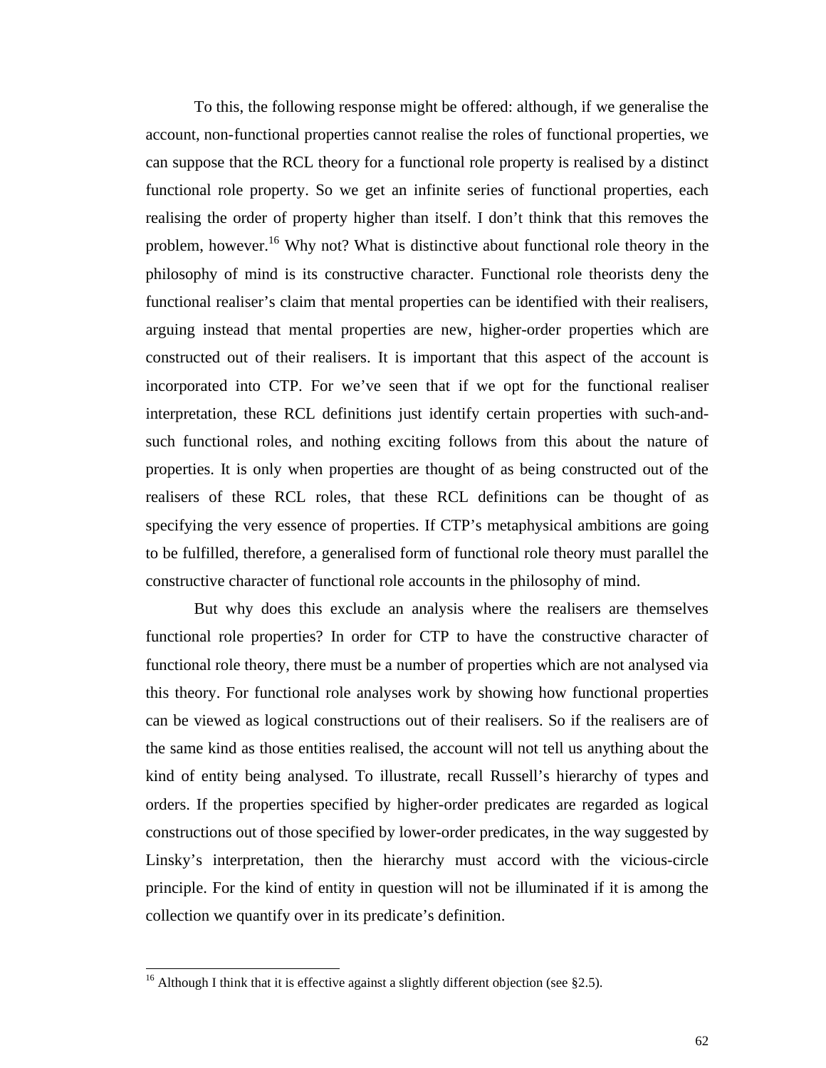To this, the following response might be offered: although, if we generalise the account, non-functional properties cannot realise the roles of functional properties, we can suppose that the RCL theory for a functional role property is realised by a distinct functional role property. So we get an infinite series of functional properties, each realising the order of property higher than itself. I don't think that this removes the problem, however.[16] Why not? What is distinctive about functional role theory in the philosophy of mind is its constructive character. Functional role theorists deny the functional realiser's claim that mental properties can be identified with their realisers, arguing instead that mental properties are new, higher-order properties which are constructed out of their realisers. It is important that this aspect of the account is incorporated into CTP. For we've seen that if we opt for the functional realiser interpretation, these RCL definitions just identify certain properties with such-and-such functional roles, and nothing exciting follows from this about the nature of properties. It is only when properties are thought of as being constructed out of the realisers of these RCL roles, that these RCL definitions can be thought of as specifying the very essence of properties. If CTP's metaphysical ambitions are going to be fulfilled, therefore, a generalised form of functional role theory must parallel the constructive character of functional role accounts in the philosophy of mind.

But why does this exclude an analysis where the realisers are themselves functional role properties? In order for CTP to have the constructive character of functional role theory, there must be a number of properties which are not analysed via this theory. For functional role analyses work by showing how functional properties can be viewed as logical constructions out of their realisers. So if the realisers are of the same kind as those entities realised, the account will not tell us anything about the kind of entity being analysed. To illustrate, recall Russell's hierarchy of types and orders. If the properties specified by higher-order predicates are regarded as logical constructions out of those specified by lower-order predicates, in the way suggested by Linsky's interpretation, then the hierarchy must accord with the vicious-circle principle. For the kind of entity in question will not be illuminated if it is among the collection we quantify over in its predicate's definition.

[16] Although I think that it is effective against a slightly different objection (see §2.5).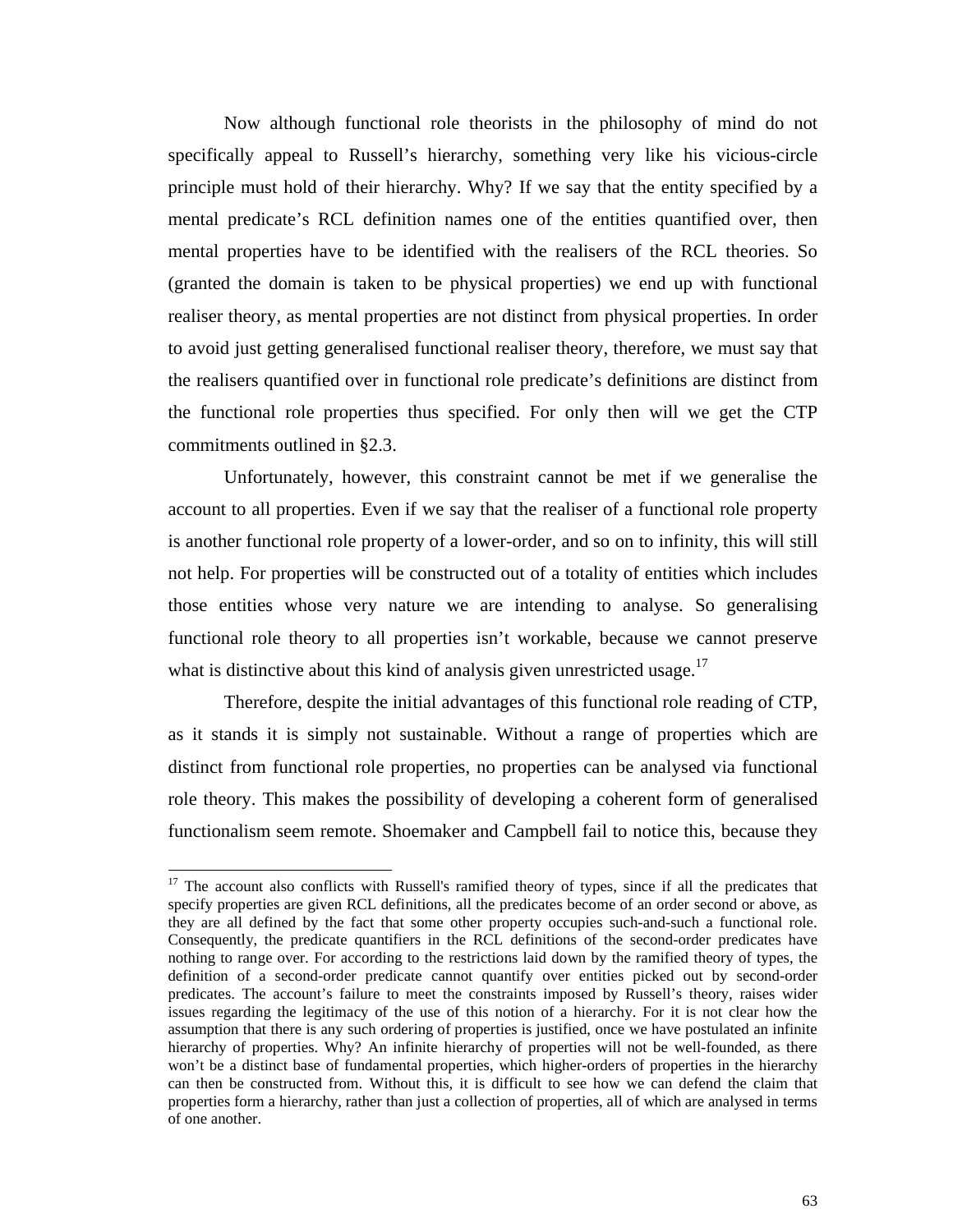Now although functional role theorists in the philosophy of mind do not specifically appeal to Russell's hierarchy, something very like his vicious-circle principle must hold of their hierarchy. Why? If we say that the entity specified by a mental predicate's RCL definition names one of the entities quantified over, then mental properties have to be identified with the realisers of the RCL theories. So (granted the domain is taken to be physical properties) we end up with functional realiser theory, as mental properties are not distinct from physical properties. In order to avoid just getting generalised functional realiser theory, therefore, we must say that the realisers quantified over in functional role predicate's definitions are distinct from the functional role properties thus specified. For only then will we get the CTP commitments outlined in §2.3.

Unfortunately, however, this constraint cannot be met if we generalise the account to all properties. Even if we say that the realiser of a functional role property is another functional role property of a lower-order, and so on to infinity, this will still not help. For properties will be constructed out of a totality of entities which includes those entities whose very nature we are intending to analyse. So generalising functional role theory to all properties isn't workable, because we cannot preserve what is distinctive about this kind of analysis given unrestricted usage.[17]

Therefore, despite the initial advantages of this functional role reading of CTP, as it stands it is simply not sustainable. Without a range of properties which are distinct from functional role properties, no properties can be analysed via functional role theory. This makes the possibility of developing a coherent form of generalised functionalism seem remote. Shoemaker and Campbell fail to notice this, because they

---

[17] The account also conflicts with Russell's ramified theory of types, since if all the predicates that specify properties are given RCL definitions, all the predicates become of an order second or above, as they are all defined by the fact that some other property occupies such-and-such a functional role. Consequently, the predicate quantifiers in the RCL definitions of the second-order predicates have nothing to range over. For according to the restrictions laid down by the ramified theory of types, the definition of a second-order predicate cannot quantify over entities picked out by second-order predicates. The account's failure to meet the constraints imposed by Russell's theory, raises wider issues regarding the legitimacy of the use of this notion of a hierarchy. For it is not clear how the assumption that there is any such ordering of properties is justified, once we have postulated an infinite hierarchy of properties. Why? An infinite hierarchy of properties will not be well-founded, as there won't be a distinct base of fundamental properties, which higher-orders of properties in the hierarchy can then be constructed from. Without this, it is difficult to see how we can defend the claim that properties form a hierarchy, rather than just a collection of properties, all of which are analysed in terms of one another.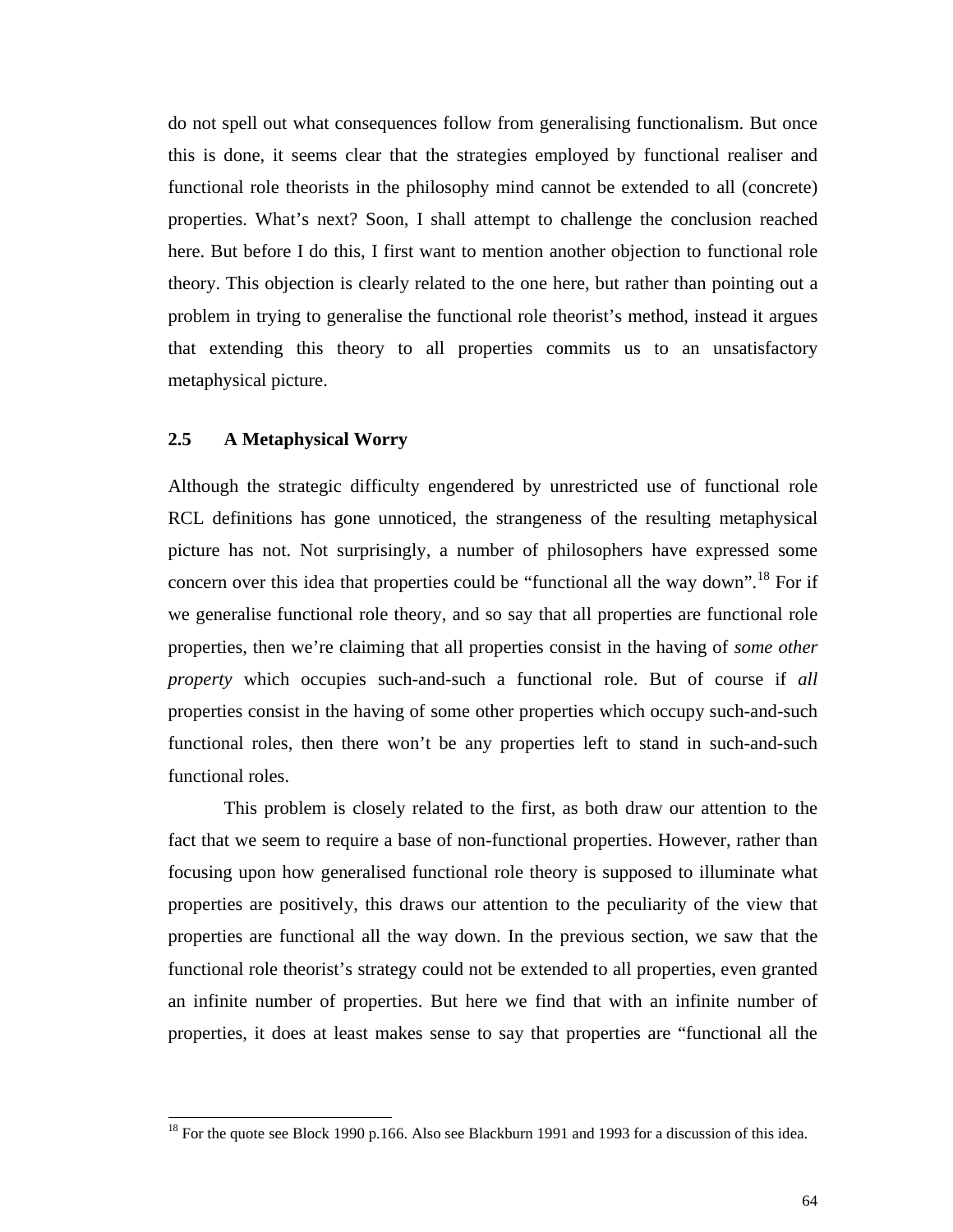do not spell out what consequences follow from generalising functionalism. But once this is done, it seems clear that the strategies employed by functional realiser and functional role theorists in the philosophy mind cannot be extended to all (concrete) properties. What's next? Soon, I shall attempt to challenge the conclusion reached here. But before I do this, I first want to mention another objection to functional role theory. This objection is clearly related to the one here, but rather than pointing out a problem in trying to generalise the functional role theorist's method, instead it argues that extending this theory to all properties commits us to an unsatisfactory metaphysical picture.

## 2.5 A Metaphysical Worry

Although the strategic difficulty engendered by unrestricted use of functional role RCL definitions has gone unnoticed, the strangeness of the resulting metaphysical picture has not. Not surprisingly, a number of philosophers have expressed some concern over this idea that properties could be "functional all the way down".[18] For if we generalise functional role theory, and so say that all properties are functional role properties, then we're claiming that all properties consist in the having of *some other property* which occupies such-and-such a functional role. But of course if *all* properties consist in the having of some other properties which occupy such-and-such functional roles, then there won't be any properties left to stand in such-and-such functional roles.

This problem is closely related to the first, as both draw our attention to the fact that we seem to require a base of non-functional properties. However, rather than focusing upon how generalised functional role theory is supposed to illuminate what properties are positively, this draws our attention to the peculiarity of the view that properties are functional all the way down. In the previous section, we saw that the functional role theorist's strategy could not be extended to all properties, even granted an infinite number of properties. But here we find that with an infinite number of properties, it does at least makes sense to say that properties are "functional all the

---

[18] For the quote see Block 1990 p.166. Also see Blackburn 1991 and 1993 for a discussion of this idea.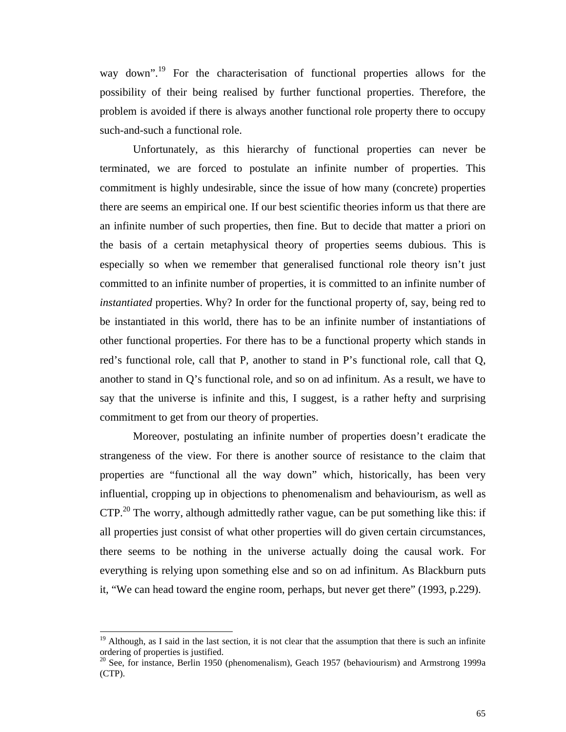way down".[19] For the characterisation of functional properties allows for the possibility of their being realised by further functional properties. Therefore, the problem is avoided if there is always another functional role property there to occupy such-and-such a functional role.

Unfortunately, as this hierarchy of functional properties can never be terminated, we are forced to postulate an infinite number of properties. This commitment is highly undesirable, since the issue of how many (concrete) properties there are seems an empirical one. If our best scientific theories inform us that there are an infinite number of such properties, then fine. But to decide that matter a priori on the basis of a certain metaphysical theory of properties seems dubious. This is especially so when we remember that generalised functional role theory isn't just committed to an infinite number of properties, it is committed to an infinite number of *instantiated* properties. Why? In order for the functional property of, say, being red to be instantiated in this world, there has to be an infinite number of instantiations of other functional properties. For there has to be a functional property which stands in red's functional role, call that P, another to stand in P's functional role, call that Q, another to stand in Q's functional role, and so on ad infinitum. As a result, we have to say that the universe is infinite and this, I suggest, is a rather hefty and surprising commitment to get from our theory of properties.

Moreover, postulating an infinite number of properties doesn't eradicate the strangeness of the view. For there is another source of resistance to the claim that properties are "functional all the way down" which, historically, has been very influential, cropping up in objections to phenomenalism and behaviourism, as well as CTP.[20] The worry, although admittedly rather vague, can be put something like this: if all properties just consist of what other properties will do given certain circumstances, there seems to be nothing in the universe actually doing the causal work. For everything is relying upon something else and so on ad infinitum. As Blackburn puts it, "We can head toward the engine room, perhaps, but never get there" (1993, p.229).

---

[19] Although, as I said in the last section, it is not clear that the assumption that there is such an infinite ordering of properties is justified.

[20] See, for instance, Berlin 1950 (phenomenalism), Geach 1957 (behaviourism) and Armstrong 1999a (CTP).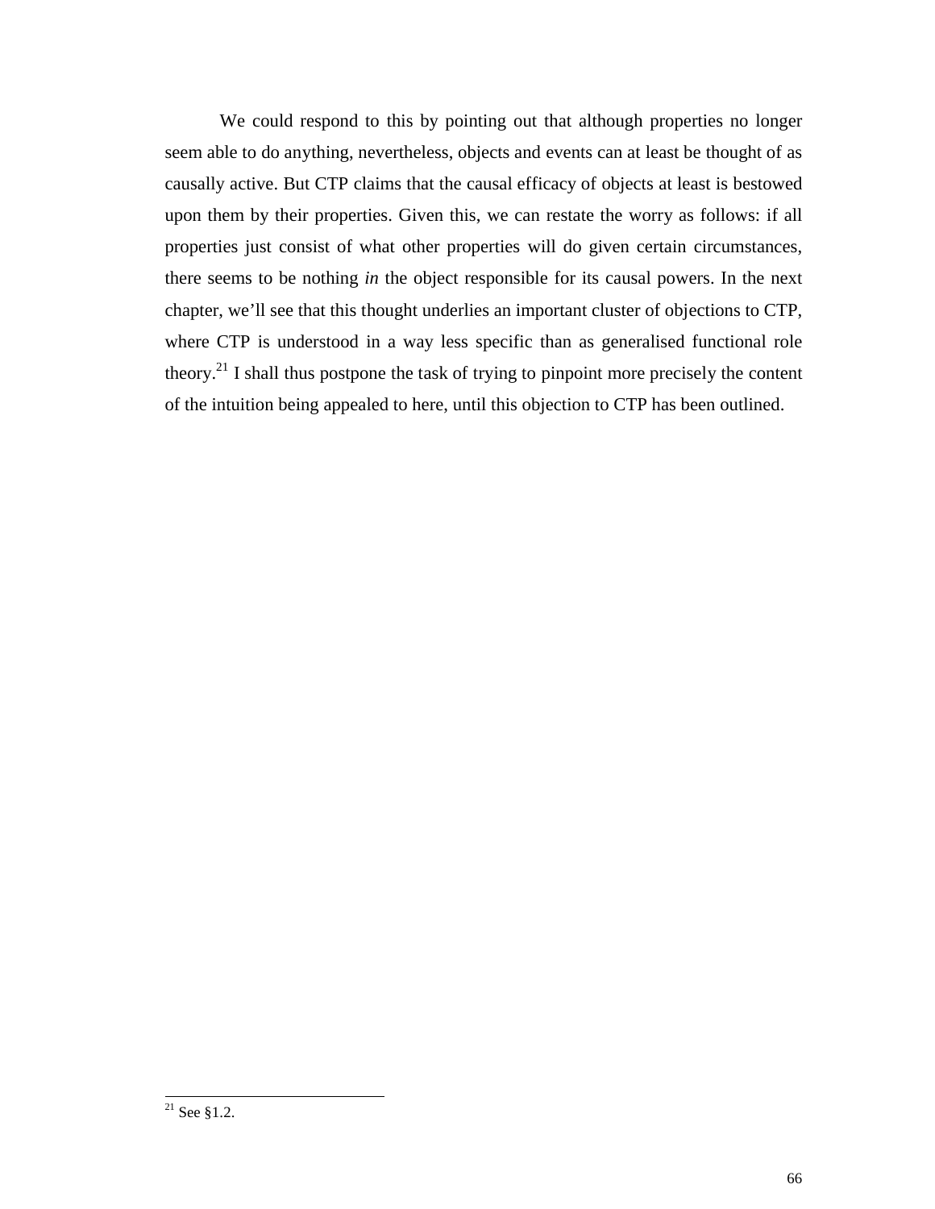We could respond to this by pointing out that although properties no longer seem able to do anything, nevertheless, objects and events can at least be thought of as causally active. But CTP claims that the causal efficacy of objects at least is bestowed upon them by their properties. Given this, we can restate the worry as follows: if all properties just consist of what other properties will do given certain circumstances, there seems to be nothing *in* the object responsible for its causal powers. In the next chapter, we'll see that this thought underlies an important cluster of objections to CTP, where CTP is understood in a way less specific than as generalised functional role theory.[21] I shall thus postpone the task of trying to pinpoint more precisely the content of the intuition being appealed to here, until this objection to CTP has been outlined.

---

[21] See §1.2.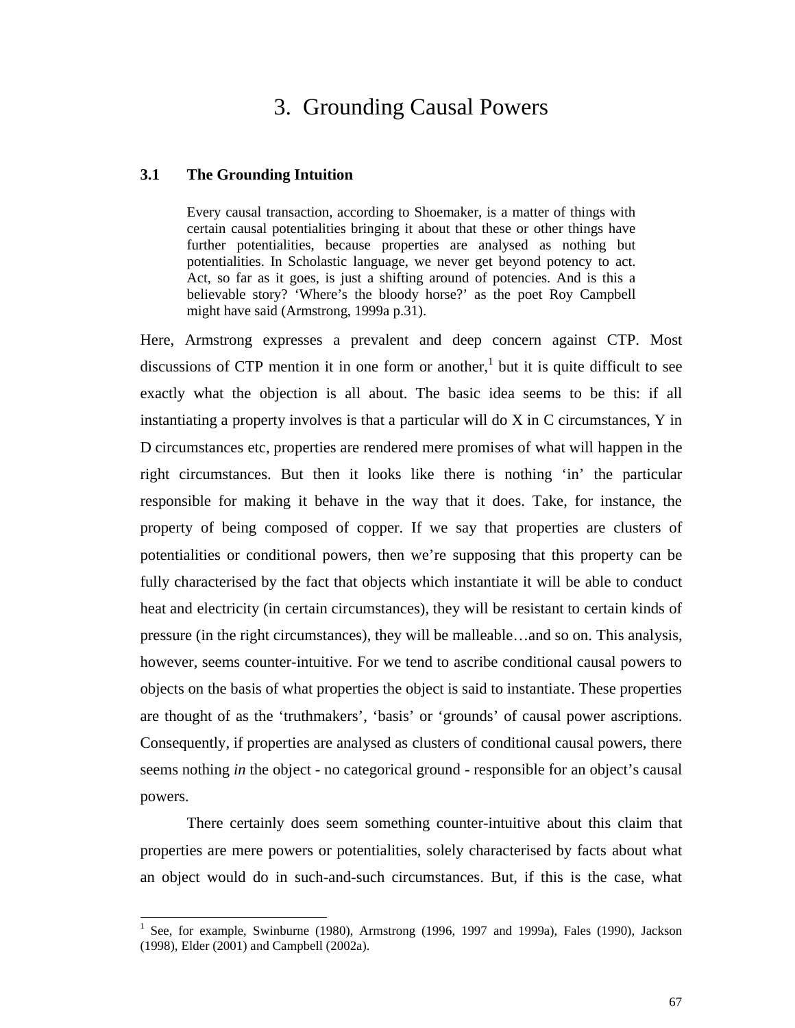# 3. Grounding Causal Powers

## 3.1 The Grounding Intuition

> Every causal transaction, according to Shoemaker, is a matter of things with certain causal potentialities bringing it about that these or other things have further potentialities, because properties are analysed as nothing but potentialities. In Scholastic language, we never get beyond potency to act. Act, so far as it goes, is just a shifting around of potencies. And is this a believable story? 'Where's the bloody horse?' as the poet Roy Campbell might have said (Armstrong, 1999a p.31).

Here, Armstrong expresses a prevalent and deep concern against CTP. Most discussions of CTP mention it in one form or another,[1] but it is quite difficult to see exactly what the objection is all about. The basic idea seems to be this: if all instantiating a property involves is that a particular will do X in C circumstances, Y in D circumstances etc, properties are rendered mere promises of what will happen in the right circumstances. But then it looks like there is nothing 'in' the particular responsible for making it behave in the way that it does. Take, for instance, the property of being composed of copper. If we say that properties are clusters of potentialities or conditional powers, then we're supposing that this property can be fully characterised by the fact that objects which instantiate it will be able to conduct heat and electricity (in certain circumstances), they will be resistant to certain kinds of pressure (in the right circumstances), they will be malleable…and so on. This analysis, however, seems counter-intuitive. For we tend to ascribe conditional causal powers to objects on the basis of what properties the object is said to instantiate. These properties are thought of as the 'truthmakers', 'basis' or 'grounds' of causal power ascriptions. Consequently, if properties are analysed as clusters of conditional causal powers, there seems nothing *in* the object - no categorical ground - responsible for an object's causal powers.

There certainly does seem something counter-intuitive about this claim that properties are mere powers or potentialities, solely characterised by facts about what an object would do in such-and-such circumstances. But, if this is the case, what

[1] See, for example, Swinburne (1980), Armstrong (1996, 1997 and 1999a), Fales (1990), Jackson (1998), Elder (2001) and Campbell (2002a).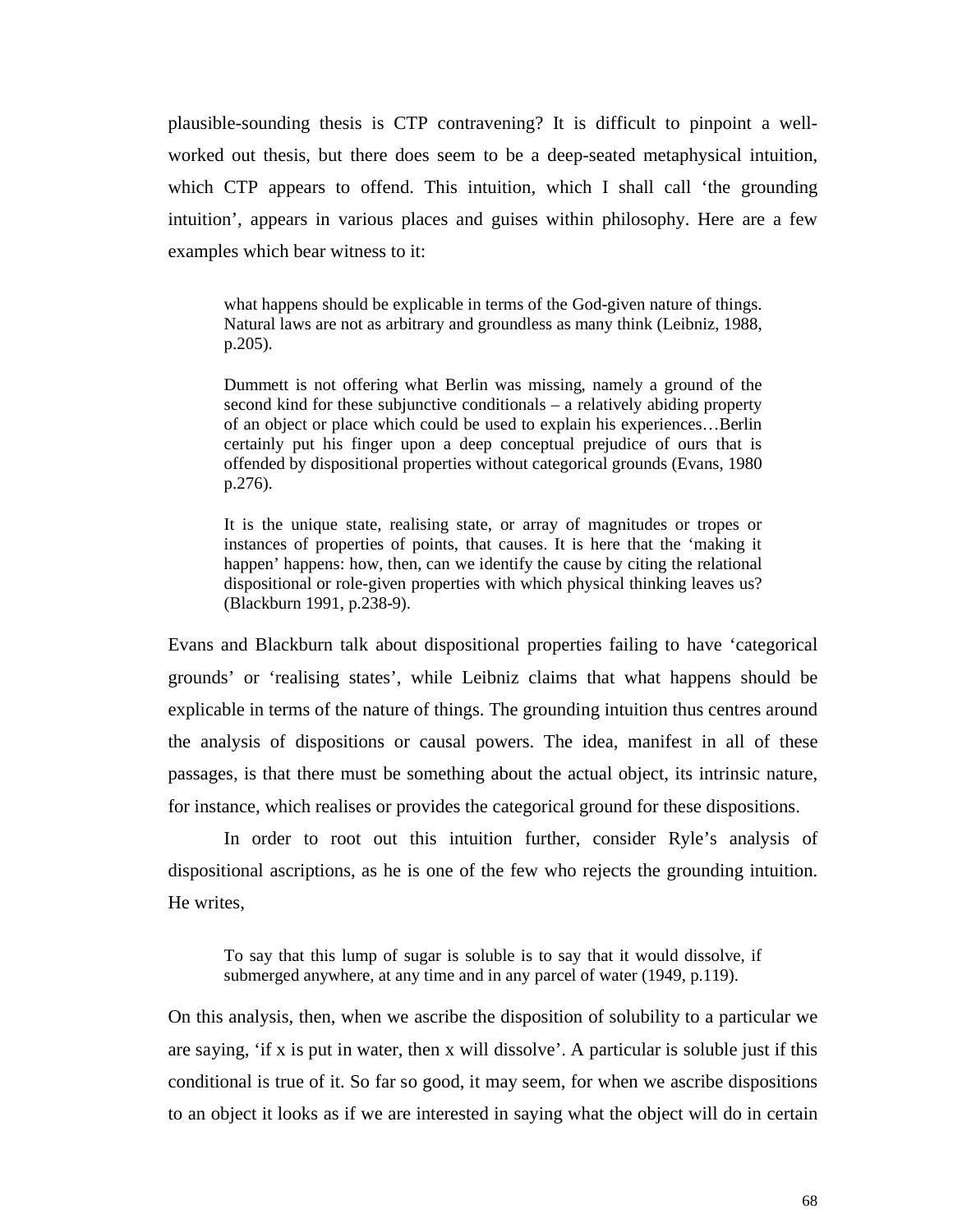plausible-sounding thesis is CTP contravening? It is difficult to pinpoint a well-worked out thesis, but there does seem to be a deep-seated metaphysical intuition, which CTP appears to offend. This intuition, which I shall call 'the grounding intuition', appears in various places and guises within philosophy. Here are a few examples which bear witness to it:

> what happens should be explicable in terms of the God-given nature of things. Natural laws are not as arbitrary and groundless as many think (Leibniz, 1988, p.205).

> Dummett is not offering what Berlin was missing, namely a ground of the second kind for these subjunctive conditionals – a relatively abiding property of an object or place which could be used to explain his experiences…Berlin certainly put his finger upon a deep conceptual prejudice of ours that is offended by dispositional properties without categorical grounds (Evans, 1980 p.276).

> It is the unique state, realising state, or array of magnitudes or tropes or instances of properties of points, that causes. It is here that the 'making it happen' happens: how, then, can we identify the cause by citing the relational dispositional or role-given properties with which physical thinking leaves us? (Blackburn 1991, p.238-9).

Evans and Blackburn talk about dispositional properties failing to have 'categorical grounds' or 'realising states', while Leibniz claims that what happens should be explicable in terms of the nature of things. The grounding intuition thus centres around the analysis of dispositions or causal powers. The idea, manifest in all of these passages, is that there must be something about the actual object, its intrinsic nature, for instance, which realises or provides the categorical ground for these dispositions.

In order to root out this intuition further, consider Ryle's analysis of dispositional ascriptions, as he is one of the few who rejects the grounding intuition. He writes,

> To say that this lump of sugar is soluble is to say that it would dissolve, if submerged anywhere, at any time and in any parcel of water (1949, p.119).

On this analysis, then, when we ascribe the disposition of solubility to a particular we are saying, 'if x is put in water, then x will dissolve'. A particular is soluble just if this conditional is true of it. So far so good, it may seem, for when we ascribe dispositions to an object it looks as if we are interested in saying what the object will do in certain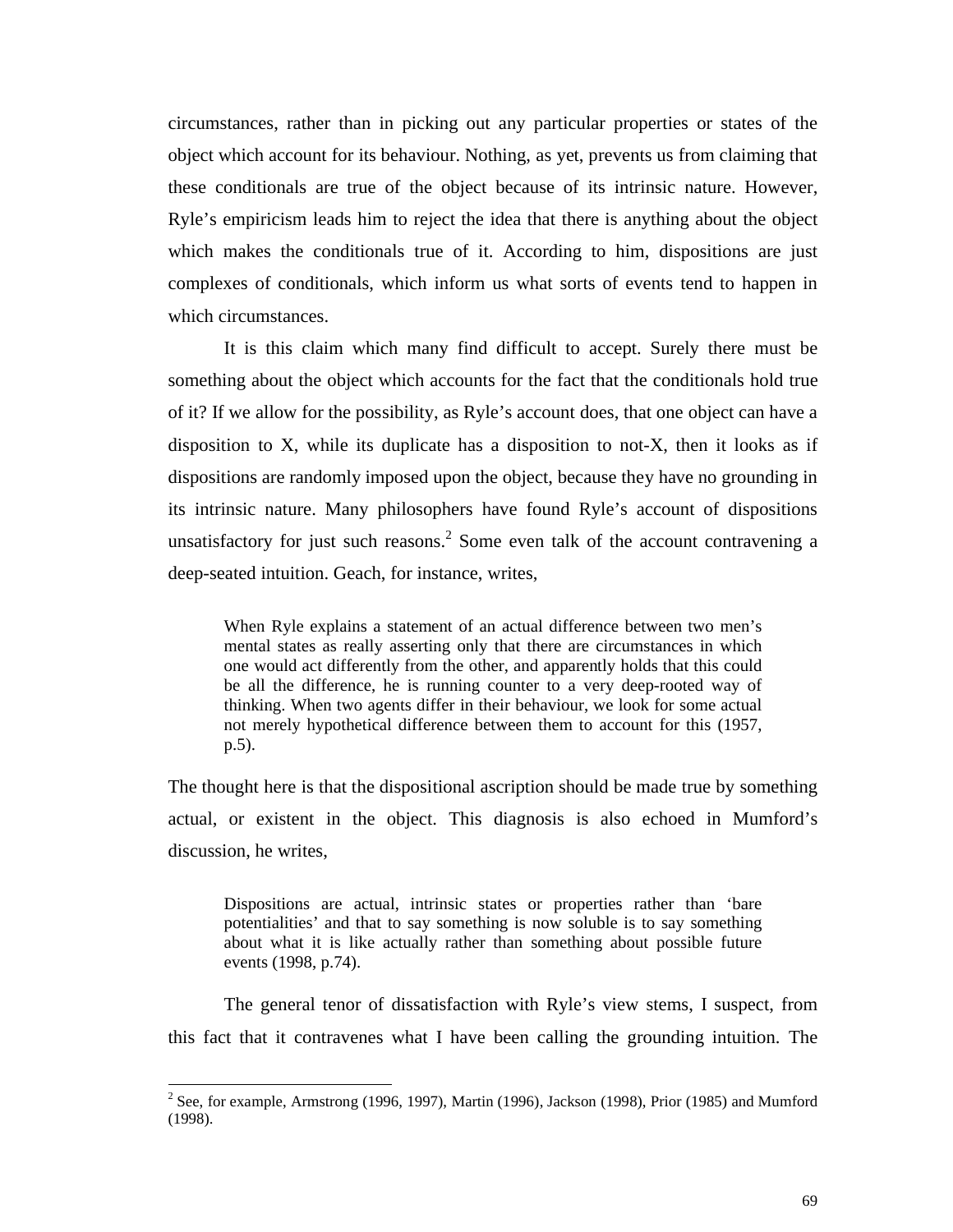circumstances, rather than in picking out any particular properties or states of the object which account for its behaviour. Nothing, as yet, prevents us from claiming that these conditionals are true of the object because of its intrinsic nature. However, Ryle's empiricism leads him to reject the idea that there is anything about the object which makes the conditionals true of it. According to him, dispositions are just complexes of conditionals, which inform us what sorts of events tend to happen in which circumstances.

It is this claim which many find difficult to accept. Surely there must be something about the object which accounts for the fact that the conditionals hold true of it? If we allow for the possibility, as Ryle's account does, that one object can have a disposition to X, while its duplicate has a disposition to not-X, then it looks as if dispositions are randomly imposed upon the object, because they have no grounding in its intrinsic nature. Many philosophers have found Ryle's account of dispositions unsatisfactory for just such reasons.[2] Some even talk of the account contravening a deep-seated intuition. Geach, for instance, writes,

> When Ryle explains a statement of an actual difference between two men's mental states as really asserting only that there are circumstances in which one would act differently from the other, and apparently holds that this could be all the difference, he is running counter to a very deep-rooted way of thinking. When two agents differ in their behaviour, we look for some actual not merely hypothetical difference between them to account for this (1957, p.5).

The thought here is that the dispositional ascription should be made true by something actual, or existent in the object. This diagnosis is also echoed in Mumford's discussion, he writes,

> Dispositions are actual, intrinsic states or properties rather than 'bare potentialities' and that to say something is now soluble is to say something about what it is like actually rather than something about possible future events (1998, p.74).

The general tenor of dissatisfaction with Ryle's view stems, I suspect, from this fact that it contravenes what I have been calling the grounding intuition. The

---

[2] See, for example, Armstrong (1996, 1997), Martin (1996), Jackson (1998), Prior (1985) and Mumford (1998).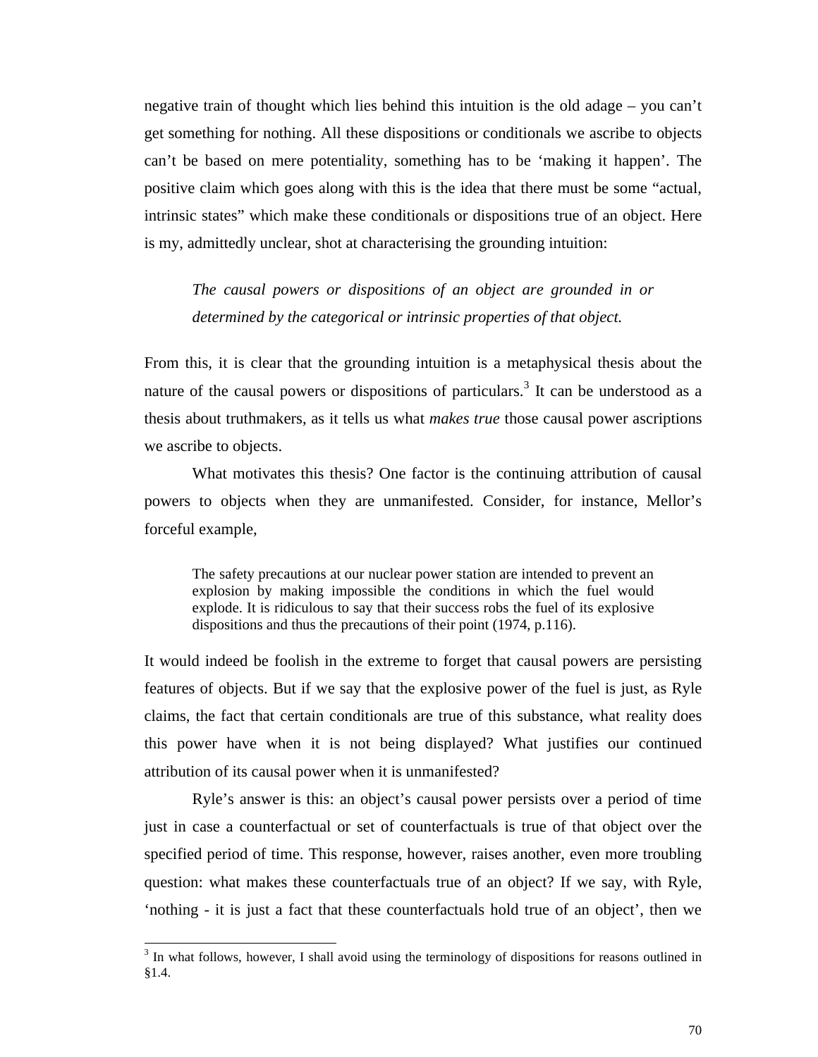negative train of thought which lies behind this intuition is the old adage – you can't get something for nothing. All these dispositions or conditionals we ascribe to objects can't be based on mere potentiality, something has to be 'making it happen'. The positive claim which goes along with this is the idea that there must be some "actual, intrinsic states" which make these conditionals or dispositions true of an object. Here is my, admittedly unclear, shot at characterising the grounding intuition:

> *The causal powers or dispositions of an object are grounded in or determined by the categorical or intrinsic properties of that object.*

From this, it is clear that the grounding intuition is a metaphysical thesis about the nature of the causal powers or dispositions of particulars.[3] It can be understood as a thesis about truthmakers, as it tells us what *makes true* those causal power ascriptions we ascribe to objects.

What motivates this thesis? One factor is the continuing attribution of causal powers to objects when they are unmanifested. Consider, for instance, Mellor's forceful example,

> The safety precautions at our nuclear power station are intended to prevent an explosion by making impossible the conditions in which the fuel would explode. It is ridiculous to say that their success robs the fuel of its explosive dispositions and thus the precautions of their point (1974, p.116).

It would indeed be foolish in the extreme to forget that causal powers are persisting features of objects. But if we say that the explosive power of the fuel is just, as Ryle claims, the fact that certain conditionals are true of this substance, what reality does this power have when it is not being displayed? What justifies our continued attribution of its causal power when it is unmanifested?

Ryle's answer is this: an object's causal power persists over a period of time just in case a counterfactual or set of counterfactuals is true of that object over the specified period of time. This response, however, raises another, even more troubling question: what makes these counterfactuals true of an object? If we say, with Ryle, 'nothing - it is just a fact that these counterfactuals hold true of an object', then we

---

[3] In what follows, however, I shall avoid using the terminology of dispositions for reasons outlined in §1.4.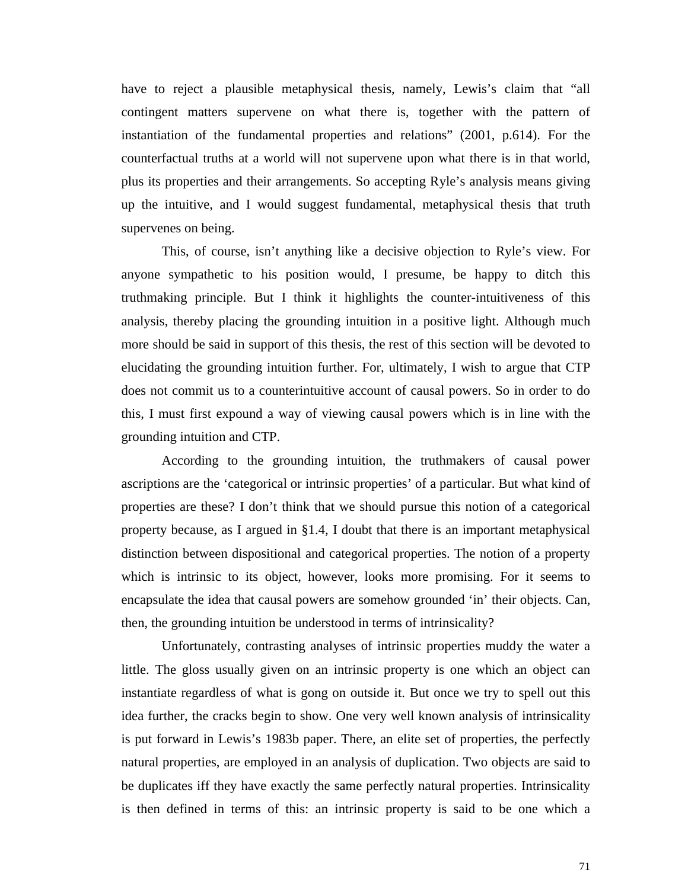have to reject a plausible metaphysical thesis, namely, Lewis's claim that "all contingent matters supervene on what there is, together with the pattern of instantiation of the fundamental properties and relations" (2001, p.614). For the counterfactual truths at a world will not supervene upon what there is in that world, plus its properties and their arrangements. So accepting Ryle's analysis means giving up the intuitive, and I would suggest fundamental, metaphysical thesis that truth supervenes on being.

This, of course, isn't anything like a decisive objection to Ryle's view. For anyone sympathetic to his position would, I presume, be happy to ditch this truthmaking principle. But I think it highlights the counter-intuitiveness of this analysis, thereby placing the grounding intuition in a positive light. Although much more should be said in support of this thesis, the rest of this section will be devoted to elucidating the grounding intuition further. For, ultimately, I wish to argue that CTP does not commit us to a counterintuitive account of causal powers. So in order to do this, I must first expound a way of viewing causal powers which is in line with the grounding intuition and CTP.

According to the grounding intuition, the truthmakers of causal power ascriptions are the 'categorical or intrinsic properties' of a particular. But what kind of properties are these? I don't think that we should pursue this notion of a categorical property because, as I argued in §1.4, I doubt that there is an important metaphysical distinction between dispositional and categorical properties. The notion of a property which is intrinsic to its object, however, looks more promising. For it seems to encapsulate the idea that causal powers are somehow grounded 'in' their objects. Can, then, the grounding intuition be understood in terms of intrinsicality?

Unfortunately, contrasting analyses of intrinsic properties muddy the water a little. The gloss usually given on an intrinsic property is one which an object can instantiate regardless of what is gong on outside it. But once we try to spell out this idea further, the cracks begin to show. One very well known analysis of intrinsicality is put forward in Lewis's 1983b paper. There, an elite set of properties, the perfectly natural properties, are employed in an analysis of duplication. Two objects are said to be duplicates iff they have exactly the same perfectly natural properties. Intrinsicality is then defined in terms of this: an intrinsic property is said to be one which a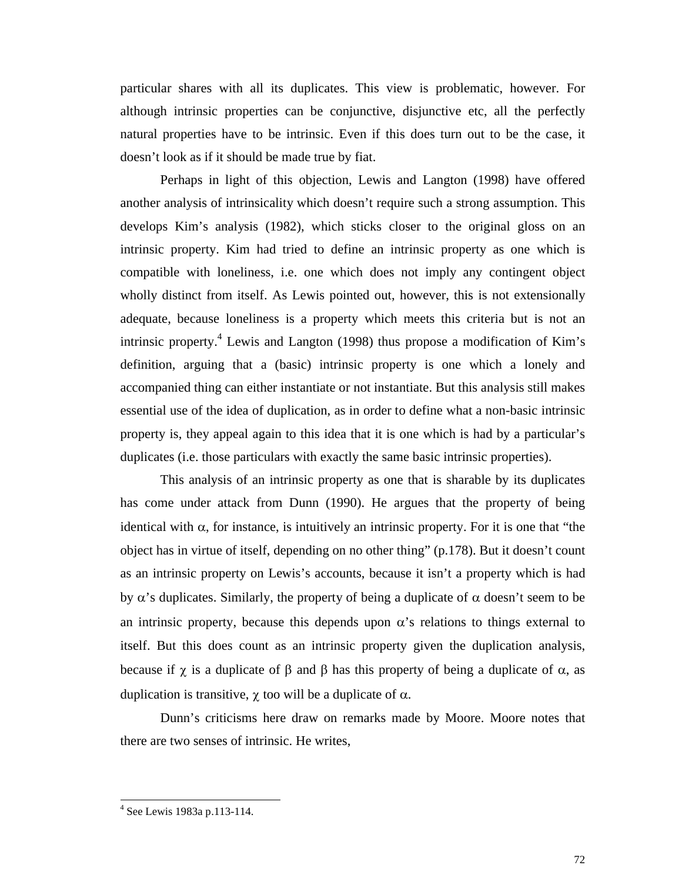particular shares with all its duplicates. This view is problematic, however. For although intrinsic properties can be conjunctive, disjunctive etc, all the perfectly natural properties have to be intrinsic. Even if this does turn out to be the case, it doesn't look as if it should be made true by fiat.

Perhaps in light of this objection, Lewis and Langton (1998) have offered another analysis of intrinsicality which doesn't require such a strong assumption. This develops Kim's analysis (1982), which sticks closer to the original gloss on an intrinsic property. Kim had tried to define an intrinsic property as one which is compatible with loneliness, i.e. one which does not imply any contingent object wholly distinct from itself. As Lewis pointed out, however, this is not extensionally adequate, because loneliness is a property which meets this criteria but is not an intrinsic property.[4] Lewis and Langton (1998) thus propose a modification of Kim's definition, arguing that a (basic) intrinsic property is one which a lonely and accompanied thing can either instantiate or not instantiate. But this analysis still makes essential use of the idea of duplication, as in order to define what a non-basic intrinsic property is, they appeal again to this idea that it is one which is had by a particular's duplicates (i.e. those particulars with exactly the same basic intrinsic properties).

This analysis of an intrinsic property as one that is sharable by its duplicates has come under attack from Dunn (1990). He argues that the property of being identical with $\alpha$, for instance, is intuitively an intrinsic property. For it is one that "the object has in virtue of itself, depending on no other thing" (p.178). But it doesn't count as an intrinsic property on Lewis's accounts, because it isn't a property which is had by $\alpha$'s duplicates. Similarly, the property of being a duplicate of $\alpha$ doesn't seem to be an intrinsic property, because this depends upon $\alpha$'s relations to things external to itself. But this does count as an intrinsic property given the duplication analysis, because if $\chi$ is a duplicate of $\beta$ and $\beta$ has this property of being a duplicate of $\alpha$, as duplication is transitive, $\chi$ too will be a duplicate of $\alpha$.

Dunn's criticisms here draw on remarks made by Moore. Moore notes that there are two senses of intrinsic. He writes,

---

[4] See Lewis 1983a p.113-114.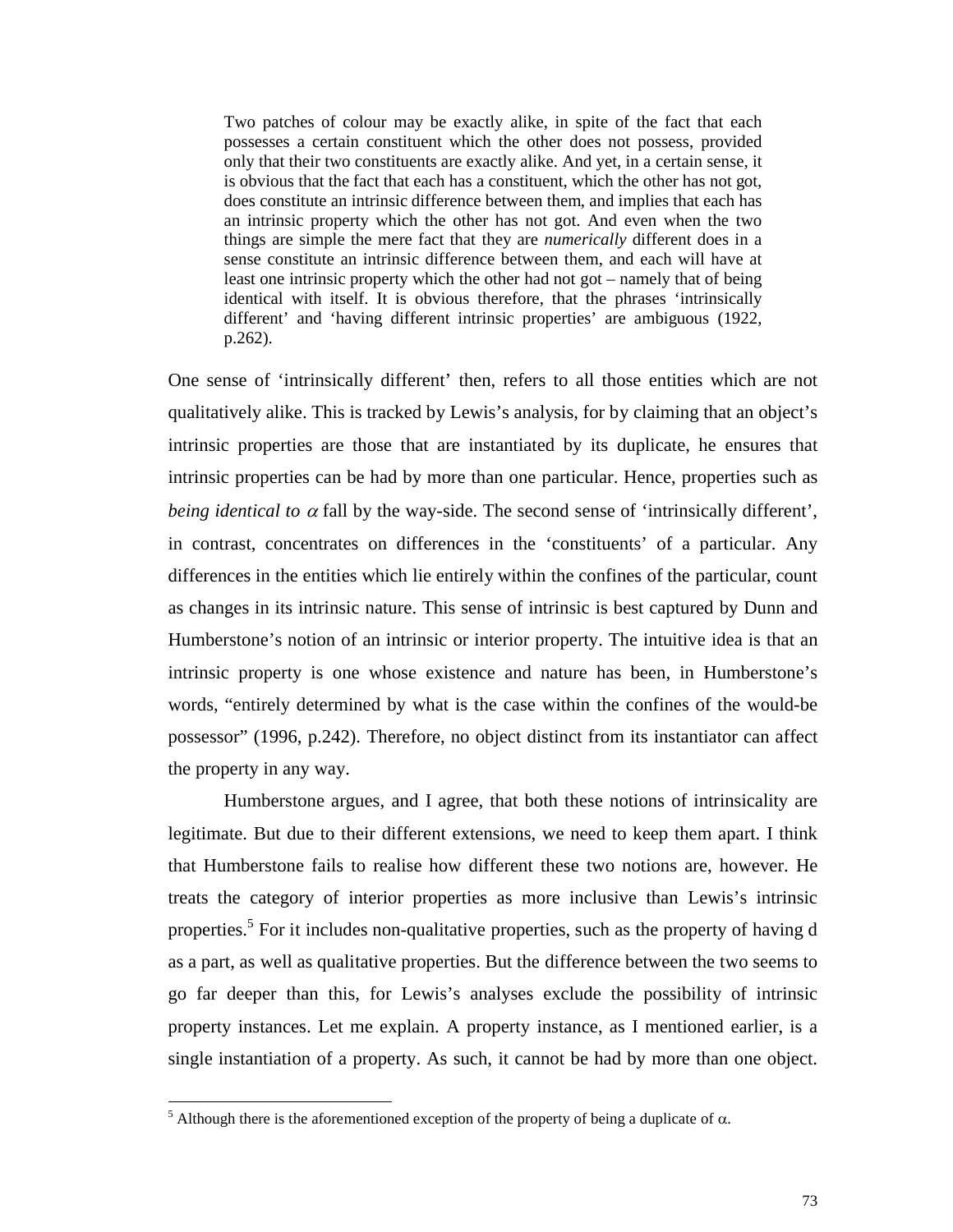> Two patches of colour may be exactly alike, in spite of the fact that each possesses a certain constituent which the other does not possess, provided only that their two constituents are exactly alike. And yet, in a certain sense, it is obvious that the fact that each has a constituent, which the other has not got, does constitute an intrinsic difference between them, and implies that each has an intrinsic property which the other has not got. And even when the two things are simple the mere fact that they are *numerically* different does in a sense constitute an intrinsic difference between them, and each will have at least one intrinsic property which the other had not got – namely that of being identical with itself. It is obvious therefore, that the phrases 'intrinsically different' and 'having different intrinsic properties' are ambiguous (1922, p.262).

One sense of 'intrinsically different' then, refers to all those entities which are not qualitatively alike. This is tracked by Lewis's analysis, for by claiming that an object's intrinsic properties are those that are instantiated by its duplicate, he ensures that intrinsic properties can be had by more than one particular. Hence, properties such as *being identical to* $\alpha$ fall by the way-side. The second sense of 'intrinsically different', in contrast, concentrates on differences in the 'constituents' of a particular. Any differences in the entities which lie entirely within the confines of the particular, count as changes in its intrinsic nature. This sense of intrinsic is best captured by Dunn and Humberstone's notion of an intrinsic or interior property. The intuitive idea is that an intrinsic property is one whose existence and nature has been, in Humberstone's words, "entirely determined by what is the case within the confines of the would-be possessor" (1996, p.242). Therefore, no object distinct from its instantiator can affect the property in any way.

Humberstone argues, and I agree, that both these notions of intrinsicality are legitimate. But due to their different extensions, we need to keep them apart. I think that Humberstone fails to realise how different these two notions are, however. He treats the category of interior properties as more inclusive than Lewis's intrinsic properties.[5] For it includes non-qualitative properties, such as the property of having d as a part, as well as qualitative properties. But the difference between the two seems to go far deeper than this, for Lewis's analyses exclude the possibility of intrinsic property instances. Let me explain. A property instance, as I mentioned earlier, is a single instantiation of a property. As such, it cannot be had by more than one object.

[5] Although there is the aforementioned exception of the property of being a duplicate of $\alpha$.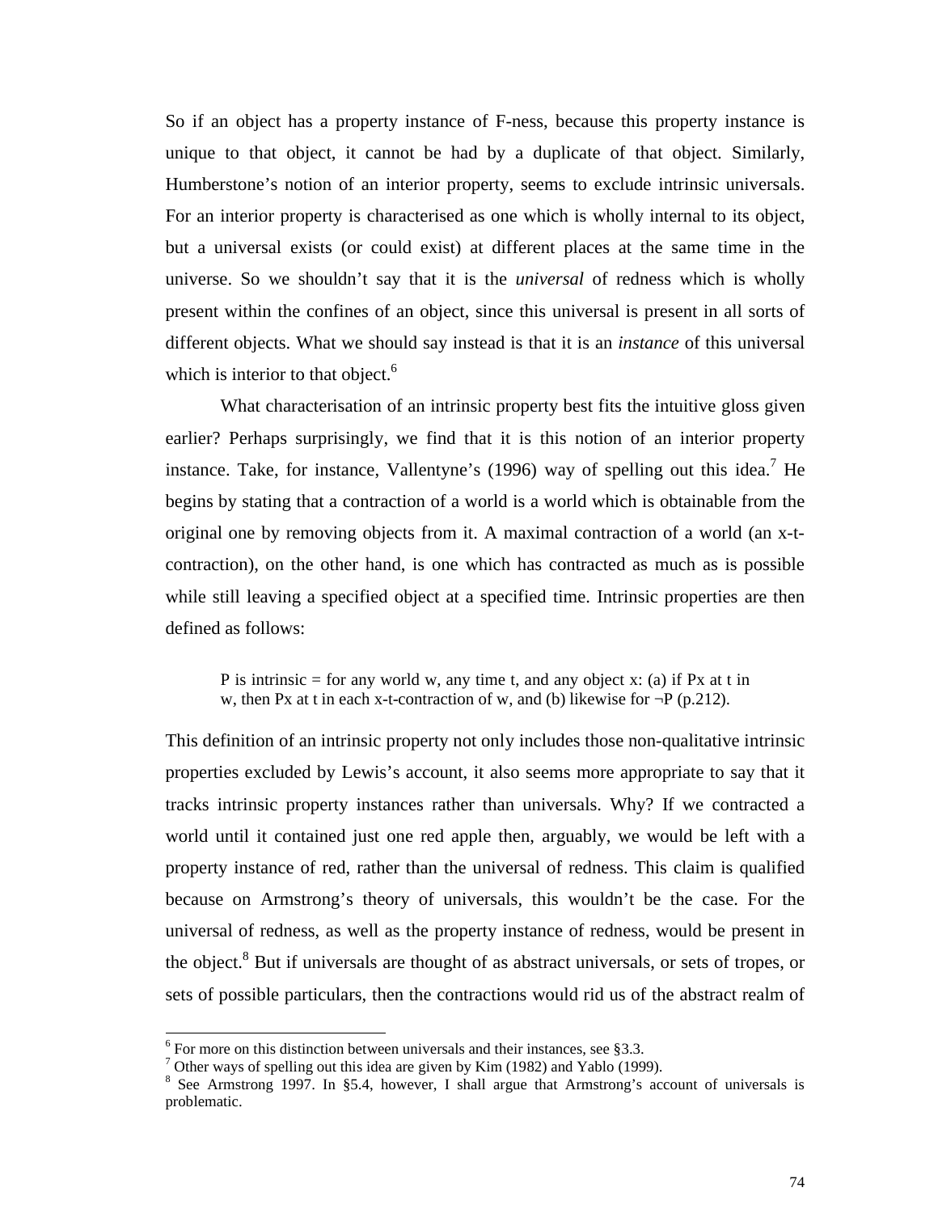So if an object has a property instance of F-ness, because this property instance is unique to that object, it cannot be had by a duplicate of that object. Similarly, Humberstone's notion of an interior property, seems to exclude intrinsic universals. For an interior property is characterised as one which is wholly internal to its object, but a universal exists (or could exist) at different places at the same time in the universe. So we shouldn't say that it is the *universal* of redness which is wholly present within the confines of an object, since this universal is present in all sorts of different objects. What we should say instead is that it is an *instance* of this universal which is interior to that object.[6]

What characterisation of an intrinsic property best fits the intuitive gloss given earlier? Perhaps surprisingly, we find that it is this notion of an interior property instance. Take, for instance, Vallentyne's (1996) way of spelling out this idea.[7] He begins by stating that a contraction of a world is a world which is obtainable from the original one by removing objects from it. A maximal contraction of a world (an x-t-contraction), on the other hand, is one which has contracted as much as is possible while still leaving a specified object at a specified time. Intrinsic properties are then defined as follows:

> P is intrinsic = for any world w, any time t, and any object x: (a) if Px at t in w, then Px at t in each x-t-contraction of w, and (b) likewise for ¬P (p.212).

This definition of an intrinsic property not only includes those non-qualitative intrinsic properties excluded by Lewis's account, it also seems more appropriate to say that it tracks intrinsic property instances rather than universals. Why? If we contracted a world until it contained just one red apple then, arguably, we would be left with a property instance of red, rather than the universal of redness. This claim is qualified because on Armstrong's theory of universals, this wouldn't be the case. For the universal of redness, as well as the property instance of redness, would be present in the object.[8] But if universals are thought of as abstract universals, or sets of tropes, or sets of possible particulars, then the contractions would rid us of the abstract realm of

---

[6] For more on this distinction between universals and their instances, see §3.3.

[7] Other ways of spelling out this idea are given by Kim (1982) and Yablo (1999).

[8] See Armstrong 1997. In §5.4, however, I shall argue that Armstrong's account of universals is problematic.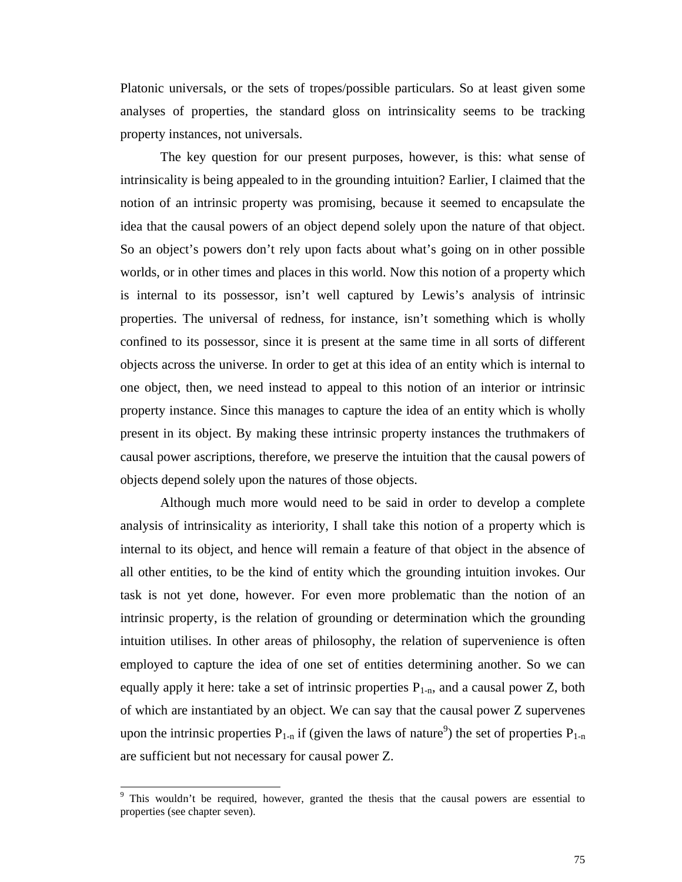Platonic universals, or the sets of tropes/possible particulars. So at least given some analyses of properties, the standard gloss on intrinsicality seems to be tracking property instances, not universals.

The key question for our present purposes, however, is this: what sense of intrinsicality is being appealed to in the grounding intuition? Earlier, I claimed that the notion of an intrinsic property was promising, because it seemed to encapsulate the idea that the causal powers of an object depend solely upon the nature of that object. So an object's powers don't rely upon facts about what's going on in other possible worlds, or in other times and places in this world. Now this notion of a property which is internal to its possessor, isn't well captured by Lewis's analysis of intrinsic properties. The universal of redness, for instance, isn't something which is wholly confined to its possessor, since it is present at the same time in all sorts of different objects across the universe. In order to get at this idea of an entity which is internal to one object, then, we need instead to appeal to this notion of an interior or intrinsic property instance. Since this manages to capture the idea of an entity which is wholly present in its object. By making these intrinsic property instances the truthmakers of causal power ascriptions, therefore, we preserve the intuition that the causal powers of objects depend solely upon the natures of those objects.

Although much more would need to be said in order to develop a complete analysis of intrinsicality as interiority, I shall take this notion of a property which is internal to its object, and hence will remain a feature of that object in the absence of all other entities, to be the kind of entity which the grounding intuition invokes. Our task is not yet done, however. For even more problematic than the notion of an intrinsic property, is the relation of grounding or determination which the grounding intuition utilises. In other areas of philosophy, the relation of supervenience is often employed to capture the idea of one set of entities determining another. So we can equally apply it here: take a set of intrinsic properties $P_{1\text{-}n}$, and a causal power Z, both of which are instantiated by an object. We can say that the causal power Z supervenes upon the intrinsic properties $P_{1\text{-}n}$ if (given the laws of nature[9]) the set of properties $P_{1\text{-}n}$ are sufficient but not necessary for causal power Z.

---

[9] This wouldn't be required, however, granted the thesis that the causal powers are essential to properties (see chapter seven).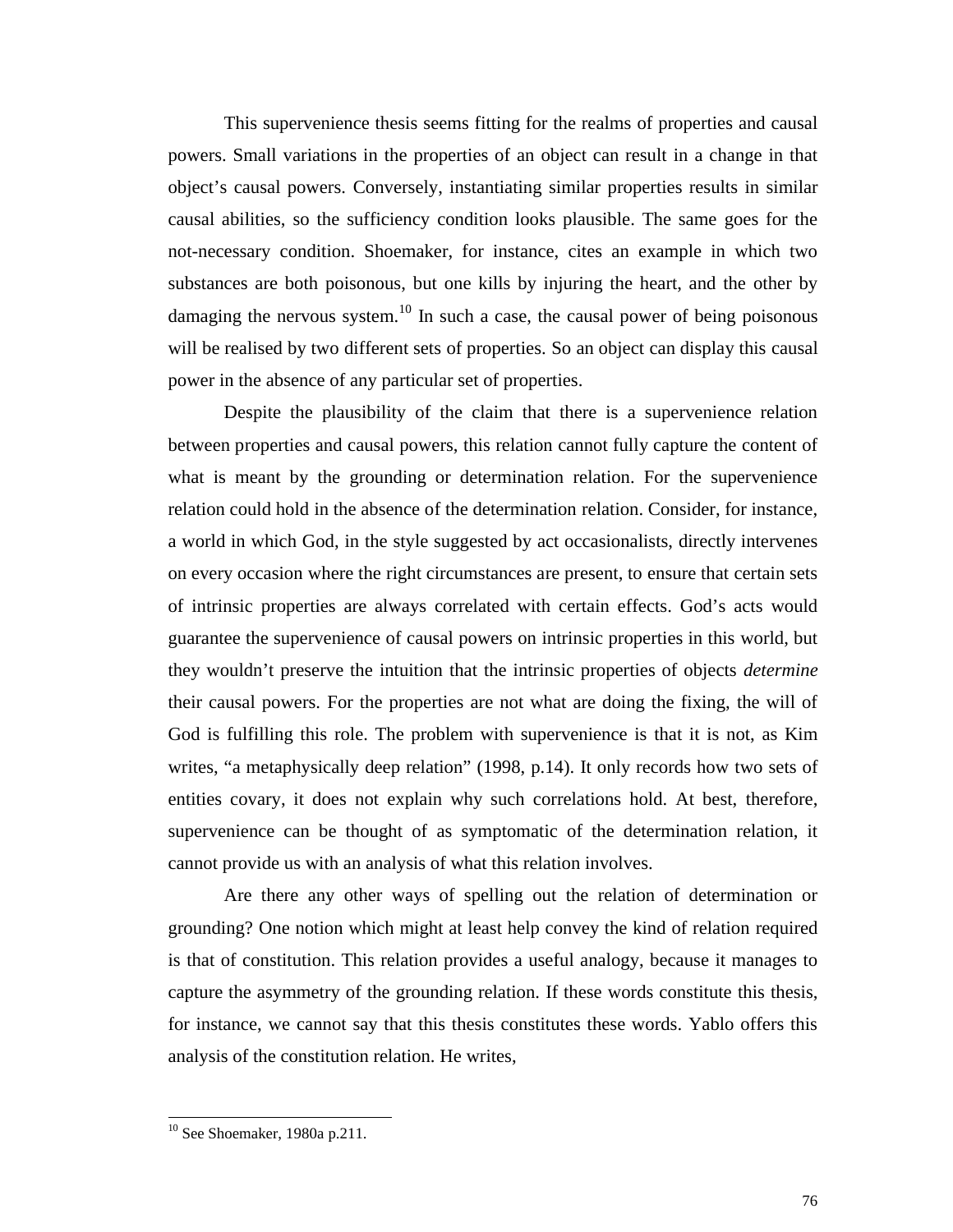This supervenience thesis seems fitting for the realms of properties and causal powers. Small variations in the properties of an object can result in a change in that object's causal powers. Conversely, instantiating similar properties results in similar causal abilities, so the sufficiency condition looks plausible. The same goes for the not-necessary condition. Shoemaker, for instance, cites an example in which two substances are both poisonous, but one kills by injuring the heart, and the other by damaging the nervous system.[10] In such a case, the causal power of being poisonous will be realised by two different sets of properties. So an object can display this causal power in the absence of any particular set of properties.

Despite the plausibility of the claim that there is a supervenience relation between properties and causal powers, this relation cannot fully capture the content of what is meant by the grounding or determination relation. For the supervenience relation could hold in the absence of the determination relation. Consider, for instance, a world in which God, in the style suggested by act occasionalists, directly intervenes on every occasion where the right circumstances are present, to ensure that certain sets of intrinsic properties are always correlated with certain effects. God's acts would guarantee the supervenience of causal powers on intrinsic properties in this world, but they wouldn't preserve the intuition that the intrinsic properties of objects *determine* their causal powers. For the properties are not what are doing the fixing, the will of God is fulfilling this role. The problem with supervenience is that it is not, as Kim writes, "a metaphysically deep relation" (1998, p.14). It only records how two sets of entities covary, it does not explain why such correlations hold. At best, therefore, supervenience can be thought of as symptomatic of the determination relation, it cannot provide us with an analysis of what this relation involves.

Are there any other ways of spelling out the relation of determination or grounding? One notion which might at least help convey the kind of relation required is that of constitution. This relation provides a useful analogy, because it manages to capture the asymmetry of the grounding relation. If these words constitute this thesis, for instance, we cannot say that this thesis constitutes these words. Yablo offers this analysis of the constitution relation. He writes,

---

[10] See Shoemaker, 1980a p.211.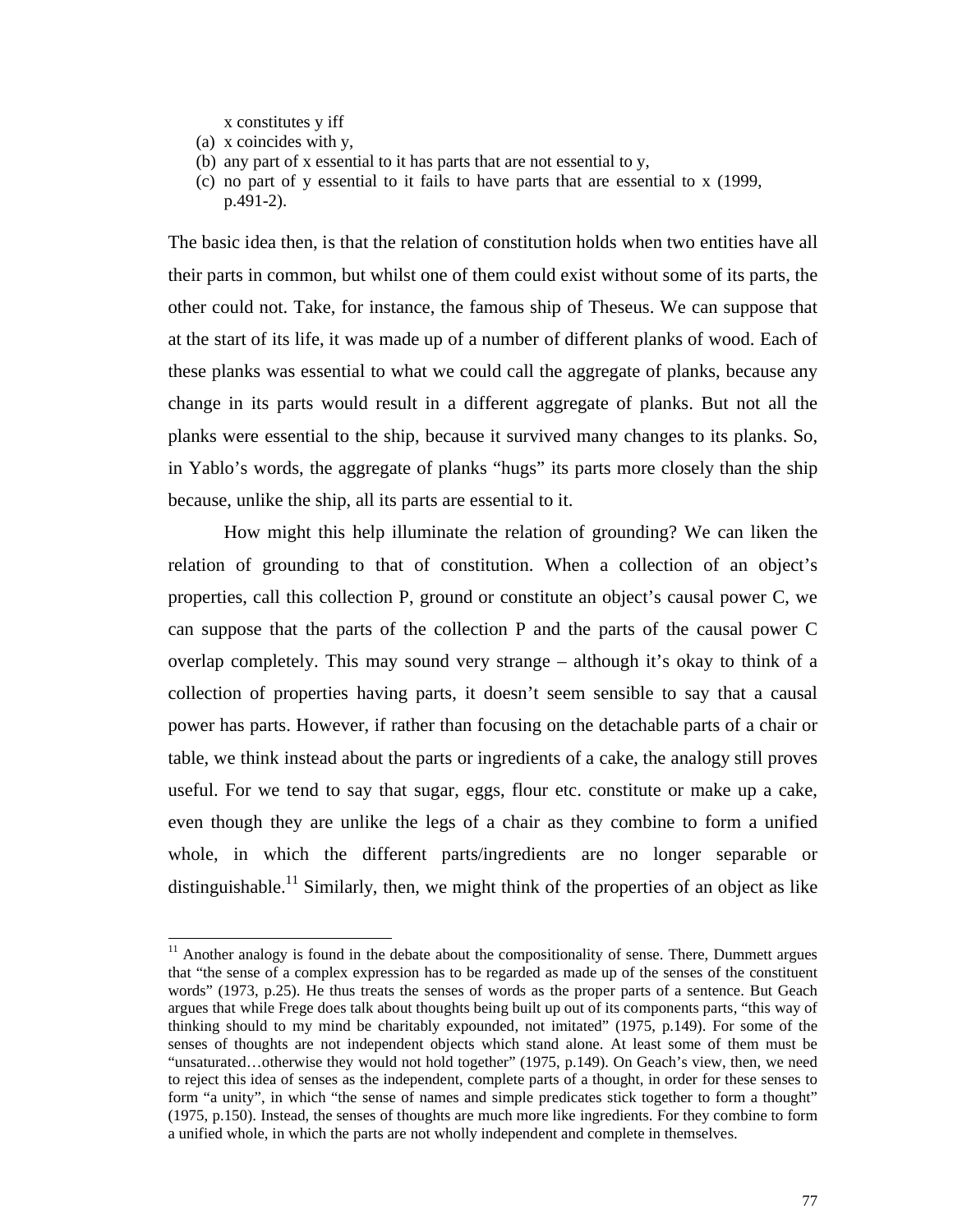x constitutes y iff

(a) x coincides with y,
(b) any part of x essential to it has parts that are not essential to y,
(c) no part of y essential to it fails to have parts that are essential to x (1999, p.491-2).

The basic idea then, is that the relation of constitution holds when two entities have all their parts in common, but whilst one of them could exist without some of its parts, the other could not. Take, for instance, the famous ship of Theseus. We can suppose that at the start of its life, it was made up of a number of different planks of wood. Each of these planks was essential to what we could call the aggregate of planks, because any change in its parts would result in a different aggregate of planks. But not all the planks were essential to the ship, because it survived many changes to its planks. So, in Yablo's words, the aggregate of planks "hugs" its parts more closely than the ship because, unlike the ship, all its parts are essential to it.

How might this help illuminate the relation of grounding? We can liken the relation of grounding to that of constitution. When a collection of an object's properties, call this collection P, ground or constitute an object's causal power C, we can suppose that the parts of the collection P and the parts of the causal power C overlap completely. This may sound very strange – although it's okay to think of a collection of properties having parts, it doesn't seem sensible to say that a causal power has parts. However, if rather than focusing on the detachable parts of a chair or table, we think instead about the parts or ingredients of a cake, the analogy still proves useful. For we tend to say that sugar, eggs, flour etc. constitute or make up a cake, even though they are unlike the legs of a chair as they combine to form a unified whole, in which the different parts/ingredients are no longer separable or distinguishable.[11] Similarly, then, we might think of the properties of an object as like

[11] Another analogy is found in the debate about the compositionality of sense. There, Dummett argues that "the sense of a complex expression has to be regarded as made up of the senses of the constituent words" (1973, p.25). He thus treats the senses of words as the proper parts of a sentence. But Geach argues that while Frege does talk about thoughts being built up out of its components parts, "this way of thinking should to my mind be charitably expounded, not imitated" (1975, p.149). For some of the senses of thoughts are not independent objects which stand alone. At least some of them must be "unsaturated…otherwise they would not hold together" (1975, p.149). On Geach's view, then, we need to reject this idea of senses as the independent, complete parts of a thought, in order for these senses to form "a unity", in which "the sense of names and simple predicates stick together to form a thought" (1975, p.150). Instead, the senses of thoughts are much more like ingredients. For they combine to form a unified whole, in which the parts are not wholly independent and complete in themselves.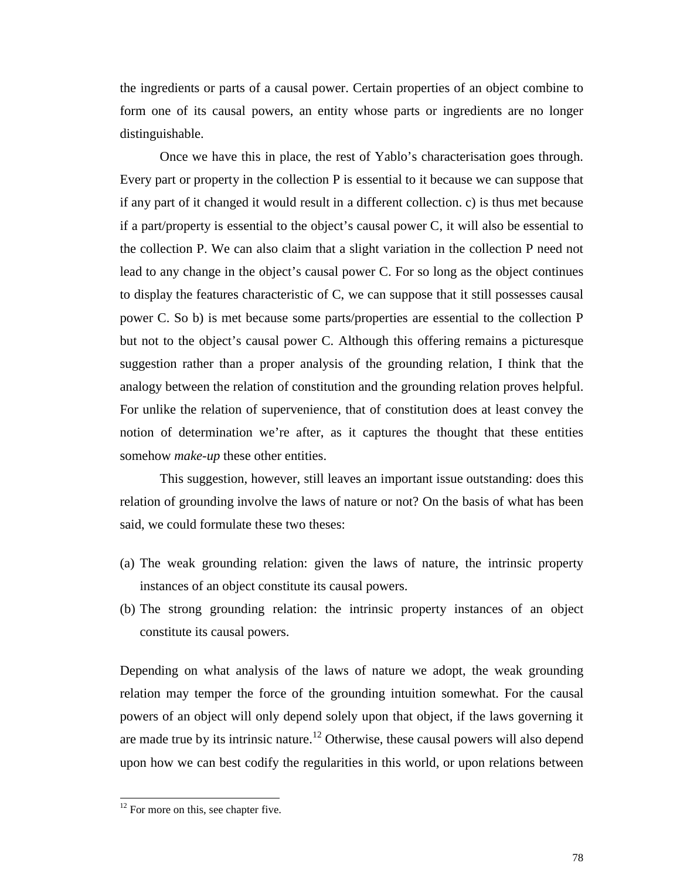the ingredients or parts of a causal power. Certain properties of an object combine to form one of its causal powers, an entity whose parts or ingredients are no longer distinguishable.

Once we have this in place, the rest of Yablo's characterisation goes through. Every part or property in the collection P is essential to it because we can suppose that if any part of it changed it would result in a different collection. c) is thus met because if a part/property is essential to the object's causal power C, it will also be essential to the collection P. We can also claim that a slight variation in the collection P need not lead to any change in the object's causal power C. For so long as the object continues to display the features characteristic of C, we can suppose that it still possesses causal power C. So b) is met because some parts/properties are essential to the collection P but not to the object's causal power C. Although this offering remains a picturesque suggestion rather than a proper analysis of the grounding relation, I think that the analogy between the relation of constitution and the grounding relation proves helpful. For unlike the relation of supervenience, that of constitution does at least convey the notion of determination we're after, as it captures the thought that these entities somehow *make-up* these other entities.

This suggestion, however, still leaves an important issue outstanding: does this relation of grounding involve the laws of nature or not? On the basis of what has been said, we could formulate these two theses:

(a) The weak grounding relation: given the laws of nature, the intrinsic property instances of an object constitute its causal powers.

(b) The strong grounding relation: the intrinsic property instances of an object constitute its causal powers.

Depending on what analysis of the laws of nature we adopt, the weak grounding relation may temper the force of the grounding intuition somewhat. For the causal powers of an object will only depend solely upon that object, if the laws governing it are made true by its intrinsic nature.[12] Otherwise, these causal powers will also depend upon how we can best codify the regularities in this world, or upon relations between

[12] For more on this, see chapter five.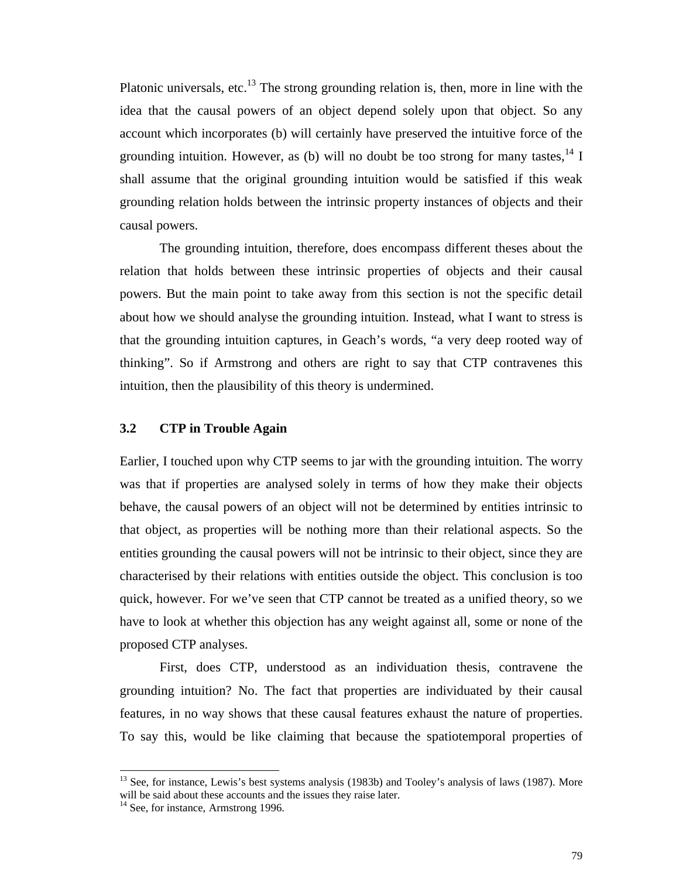Platonic universals, etc.[13] The strong grounding relation is, then, more in line with the idea that the causal powers of an object depend solely upon that object. So any account which incorporates (b) will certainly have preserved the intuitive force of the grounding intuition. However, as (b) will no doubt be too strong for many tastes,[14] I shall assume that the original grounding intuition would be satisfied if this weak grounding relation holds between the intrinsic property instances of objects and their causal powers.

The grounding intuition, therefore, does encompass different theses about the relation that holds between these intrinsic properties of objects and their causal powers. But the main point to take away from this section is not the specific detail about how we should analyse the grounding intuition. Instead, what I want to stress is that the grounding intuition captures, in Geach's words, "a very deep rooted way of thinking". So if Armstrong and others are right to say that CTP contravenes this intuition, then the plausibility of this theory is undermined.

### 3.2 CTP in Trouble Again

Earlier, I touched upon why CTP seems to jar with the grounding intuition. The worry was that if properties are analysed solely in terms of how they make their objects behave, the causal powers of an object will not be determined by entities intrinsic to that object, as properties will be nothing more than their relational aspects. So the entities grounding the causal powers will not be intrinsic to their object, since they are characterised by their relations with entities outside the object. This conclusion is too quick, however. For we've seen that CTP cannot be treated as a unified theory, so we have to look at whether this objection has any weight against all, some or none of the proposed CTP analyses.

First, does CTP, understood as an individuation thesis, contravene the grounding intuition? No. The fact that properties are individuated by their causal features, in no way shows that these causal features exhaust the nature of properties. To say this, would be like claiming that because the spatiotemporal properties of

---

[13] See, for instance, Lewis's best systems analysis (1983b) and Tooley's analysis of laws (1987). More will be said about these accounts and the issues they raise later.

[14] See, for instance, Armstrong 1996.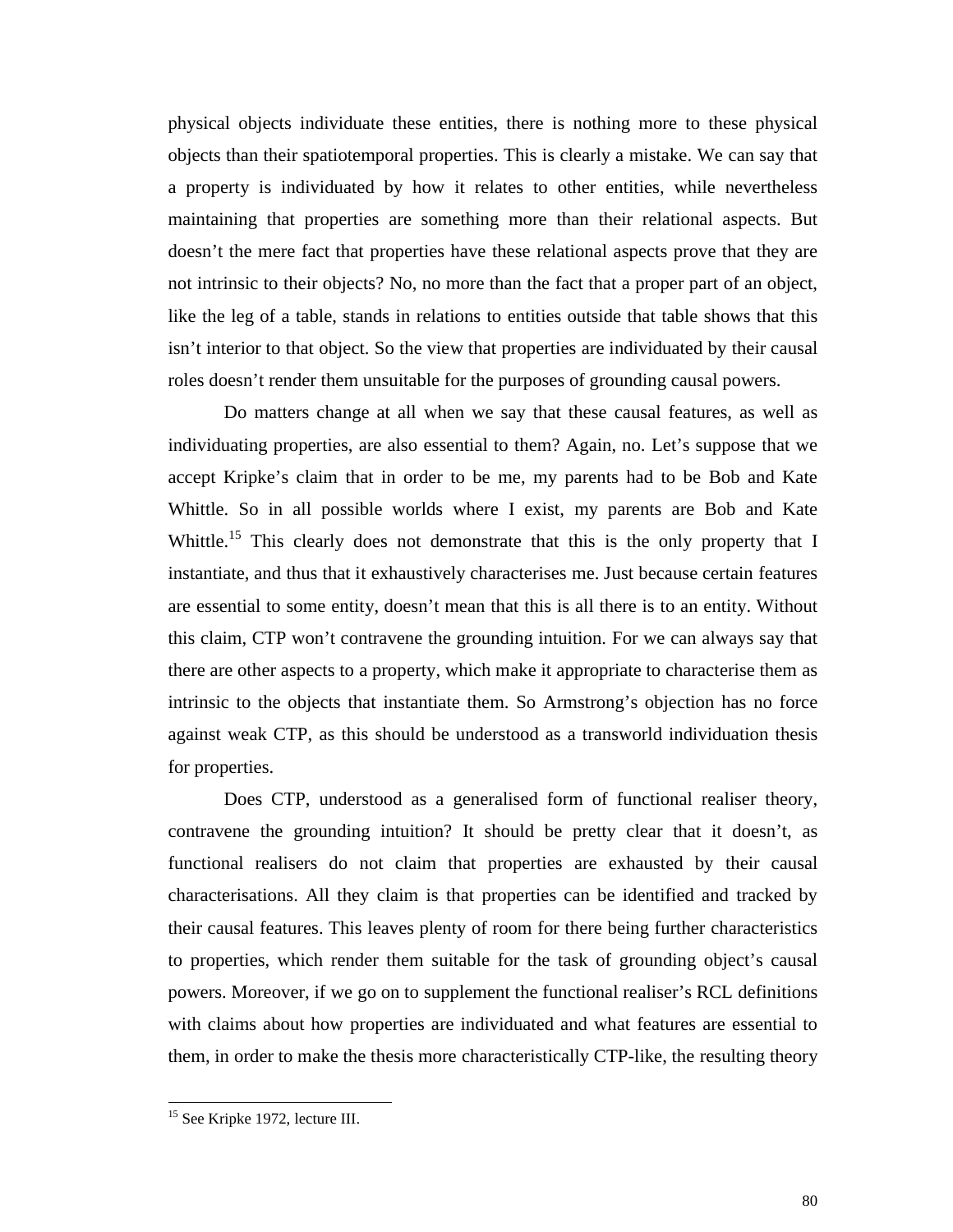physical objects individuate these entities, there is nothing more to these physical objects than their spatiotemporal properties. This is clearly a mistake. We can say that a property is individuated by how it relates to other entities, while nevertheless maintaining that properties are something more than their relational aspects. But doesn't the mere fact that properties have these relational aspects prove that they are not intrinsic to their objects? No, no more than the fact that a proper part of an object, like the leg of a table, stands in relations to entities outside that table shows that this isn't interior to that object. So the view that properties are individuated by their causal roles doesn't render them unsuitable for the purposes of grounding causal powers.

Do matters change at all when we say that these causal features, as well as individuating properties, are also essential to them? Again, no. Let's suppose that we accept Kripke's claim that in order to be me, my parents had to be Bob and Kate Whittle. So in all possible worlds where I exist, my parents are Bob and Kate Whittle.[15] This clearly does not demonstrate that this is the only property that I instantiate, and thus that it exhaustively characterises me. Just because certain features are essential to some entity, doesn't mean that this is all there is to an entity. Without this claim, CTP won't contravene the grounding intuition. For we can always say that there are other aspects to a property, which make it appropriate to characterise them as intrinsic to the objects that instantiate them. So Armstrong's objection has no force against weak CTP, as this should be understood as a transworld individuation thesis for properties.

Does CTP, understood as a generalised form of functional realiser theory, contravene the grounding intuition? It should be pretty clear that it doesn't, as functional realisers do not claim that properties are exhausted by their causal characterisations. All they claim is that properties can be identified and tracked by their causal features. This leaves plenty of room for there being further characteristics to properties, which render them suitable for the task of grounding object's causal powers. Moreover, if we go on to supplement the functional realiser's RCL definitions with claims about how properties are individuated and what features are essential to them, in order to make the thesis more characteristically CTP-like, the resulting theory

[15] See Kripke 1972, lecture III.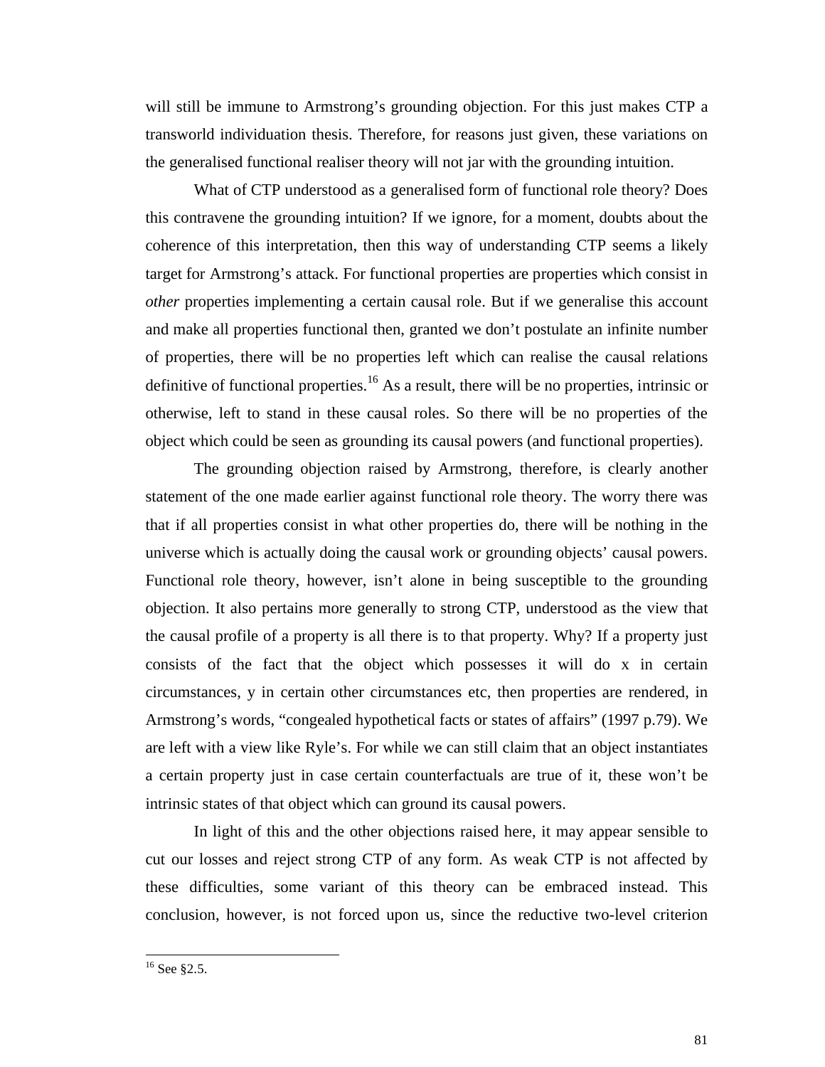will still be immune to Armstrong's grounding objection. For this just makes CTP a transworld individuation thesis. Therefore, for reasons just given, these variations on the generalised functional realiser theory will not jar with the grounding intuition.

What of CTP understood as a generalised form of functional role theory? Does this contravene the grounding intuition? If we ignore, for a moment, doubts about the coherence of this interpretation, then this way of understanding CTP seems a likely target for Armstrong's attack. For functional properties are properties which consist in *other* properties implementing a certain causal role. But if we generalise this account and make all properties functional then, granted we don't postulate an infinite number of properties, there will be no properties left which can realise the causal relations definitive of functional properties.[16] As a result, there will be no properties, intrinsic or otherwise, left to stand in these causal roles. So there will be no properties of the object which could be seen as grounding its causal powers (and functional properties).

The grounding objection raised by Armstrong, therefore, is clearly another statement of the one made earlier against functional role theory. The worry there was that if all properties consist in what other properties do, there will be nothing in the universe which is actually doing the causal work or grounding objects' causal powers. Functional role theory, however, isn't alone in being susceptible to the grounding objection. It also pertains more generally to strong CTP, understood as the view that the causal profile of a property is all there is to that property. Why? If a property just consists of the fact that the object which possesses it will do x in certain circumstances, y in certain other circumstances etc, then properties are rendered, in Armstrong's words, "congealed hypothetical facts or states of affairs" (1997 p.79). We are left with a view like Ryle's. For while we can still claim that an object instantiates a certain property just in case certain counterfactuals are true of it, these won't be intrinsic states of that object which can ground its causal powers.

In light of this and the other objections raised here, it may appear sensible to cut our losses and reject strong CTP of any form. As weak CTP is not affected by these difficulties, some variant of this theory can be embraced instead. This conclusion, however, is not forced upon us, since the reductive two-level criterion

---

[16] See §2.5.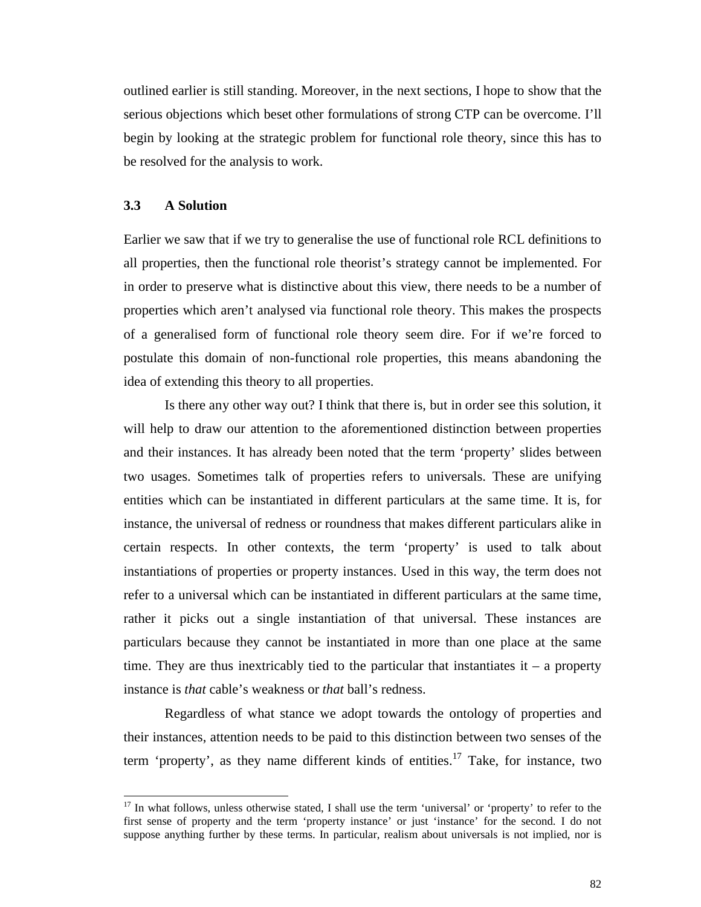outlined earlier is still standing. Moreover, in the next sections, I hope to show that the serious objections which beset other formulations of strong CTP can be overcome. I'll begin by looking at the strategic problem for functional role theory, since this has to be resolved for the analysis to work.

### 3.3 A Solution

Earlier we saw that if we try to generalise the use of functional role RCL definitions to all properties, then the functional role theorist's strategy cannot be implemented. For in order to preserve what is distinctive about this view, there needs to be a number of properties which aren't analysed via functional role theory. This makes the prospects of a generalised form of functional role theory seem dire. For if we're forced to postulate this domain of non-functional role properties, this means abandoning the idea of extending this theory to all properties.

Is there any other way out? I think that there is, but in order see this solution, it will help to draw our attention to the aforementioned distinction between properties and their instances. It has already been noted that the term 'property' slides between two usages. Sometimes talk of properties refers to universals. These are unifying entities which can be instantiated in different particulars at the same time. It is, for instance, the universal of redness or roundness that makes different particulars alike in certain respects. In other contexts, the term 'property' is used to talk about instantiations of properties or property instances. Used in this way, the term does not refer to a universal which can be instantiated in different particulars at the same time, rather it picks out a single instantiation of that universal. These instances are particulars because they cannot be instantiated in more than one place at the same time. They are thus inextricably tied to the particular that instantiates it – a property instance is *that* cable's weakness or *that* ball's redness.

Regardless of what stance we adopt towards the ontology of properties and their instances, attention needs to be paid to this distinction between two senses of the term 'property', as they name different kinds of entities.[17] Take, for instance, two

---

[17] In what follows, unless otherwise stated, I shall use the term 'universal' or 'property' to refer to the first sense of property and the term 'property instance' or just 'instance' for the second. I do not suppose anything further by these terms. In particular, realism about universals is not implied, nor is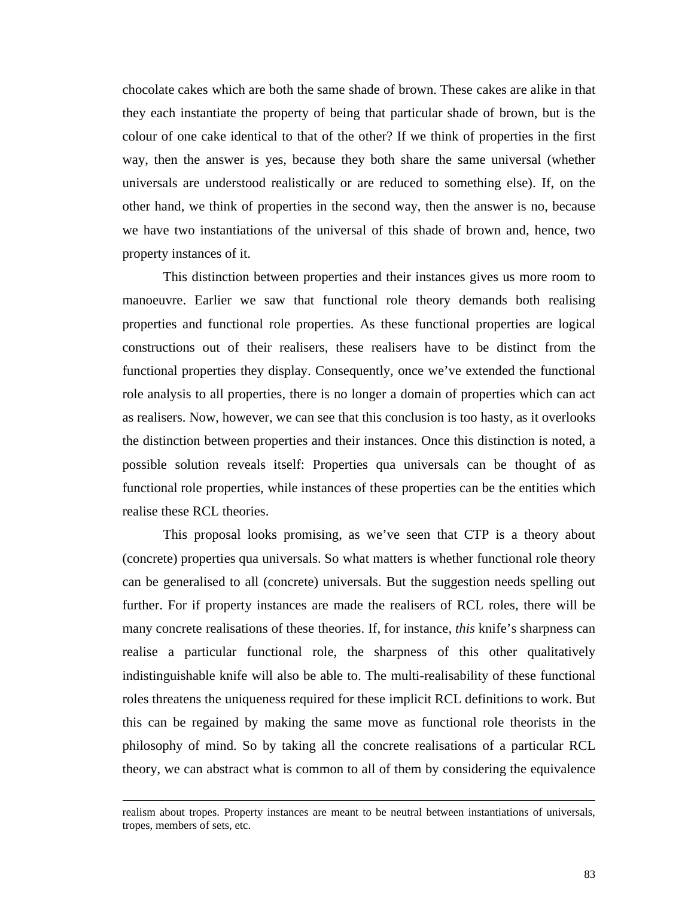chocolate cakes which are both the same shade of brown. These cakes are alike in that they each instantiate the property of being that particular shade of brown, but is the colour of one cake identical to that of the other? If we think of properties in the first way, then the answer is yes, because they both share the same universal (whether universals are understood realistically or are reduced to something else). If, on the other hand, we think of properties in the second way, then the answer is no, because we have two instantiations of the universal of this shade of brown and, hence, two property instances of it.

This distinction between properties and their instances gives us more room to manoeuvre. Earlier we saw that functional role theory demands both realising properties and functional role properties. As these functional properties are logical constructions out of their realisers, these realisers have to be distinct from the functional properties they display. Consequently, once we've extended the functional role analysis to all properties, there is no longer a domain of properties which can act as realisers. Now, however, we can see that this conclusion is too hasty, as it overlooks the distinction between properties and their instances. Once this distinction is noted, a possible solution reveals itself: Properties qua universals can be thought of as functional role properties, while instances of these properties can be the entities which realise these RCL theories.

This proposal looks promising, as we've seen that CTP is a theory about (concrete) properties qua universals. So what matters is whether functional role theory can be generalised to all (concrete) universals. But the suggestion needs spelling out further. For if property instances are made the realisers of RCL roles, there will be many concrete realisations of these theories. If, for instance, *this* knife's sharpness can realise a particular functional role, the sharpness of this other qualitatively indistinguishable knife will also be able to. The multi-realisability of these functional roles threatens the uniqueness required for these implicit RCL definitions to work. But this can be regained by making the same move as functional role theorists in the philosophy of mind. So by taking all the concrete realisations of a particular RCL theory, we can abstract what is common to all of them by considering the equivalence

---

realism about tropes. Property instances are meant to be neutral between instantiations of universals, tropes, members of sets, etc.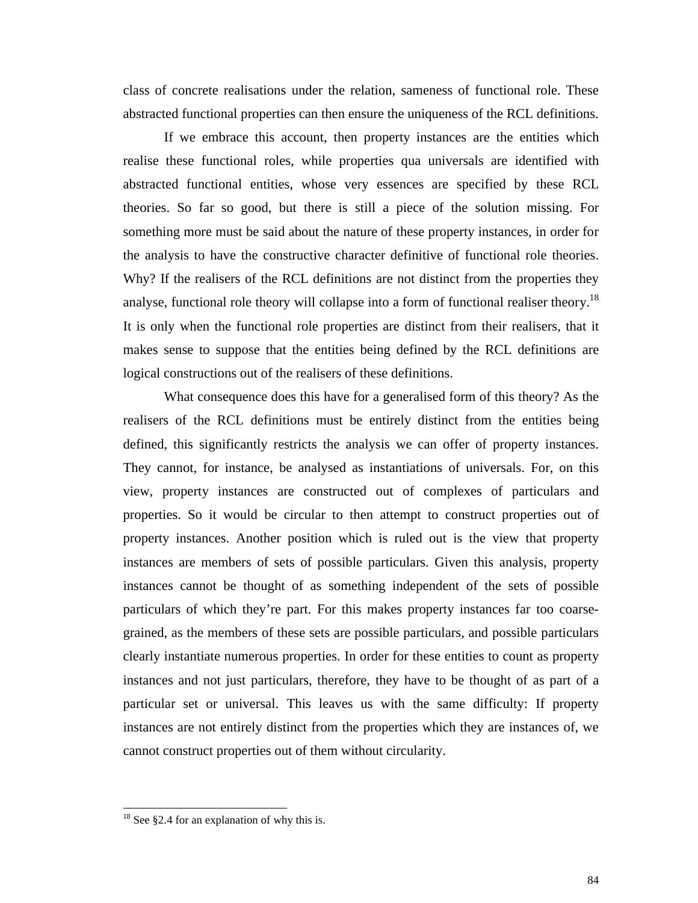class of concrete realisations under the relation, sameness of functional role. These abstracted functional properties can then ensure the uniqueness of the RCL definitions.

If we embrace this account, then property instances are the entities which realise these functional roles, while properties qua universals are identified with abstracted functional entities, whose very essences are specified by these RCL theories. So far so good, but there is still a piece of the solution missing. For something more must be said about the nature of these property instances, in order for the analysis to have the constructive character definitive of functional role theories. Why? If the realisers of the RCL definitions are not distinct from the properties they analyse, functional role theory will collapse into a form of functional realiser theory.[18] It is only when the functional role properties are distinct from their realisers, that it makes sense to suppose that the entities being defined by the RCL definitions are logical constructions out of the realisers of these definitions.

What consequence does this have for a generalised form of this theory? As the realisers of the RCL definitions must be entirely distinct from the entities being defined, this significantly restricts the analysis we can offer of property instances. They cannot, for instance, be analysed as instantiations of universals. For, on this view, property instances are constructed out of complexes of particulars and properties. So it would be circular to then attempt to construct properties out of property instances. Another position which is ruled out is the view that property instances are members of sets of possible particulars. Given this analysis, property instances cannot be thought of as something independent of the sets of possible particulars of which they're part. For this makes property instances far too coarse-grained, as the members of these sets are possible particulars, and possible particulars clearly instantiate numerous properties. In order for these entities to count as property instances and not just particulars, therefore, they have to be thought of as part of a particular set or universal. This leaves us with the same difficulty: If property instances are not entirely distinct from the properties which they are instances of, we cannot construct properties out of them without circularity.

[18] See §2.4 for an explanation of why this is.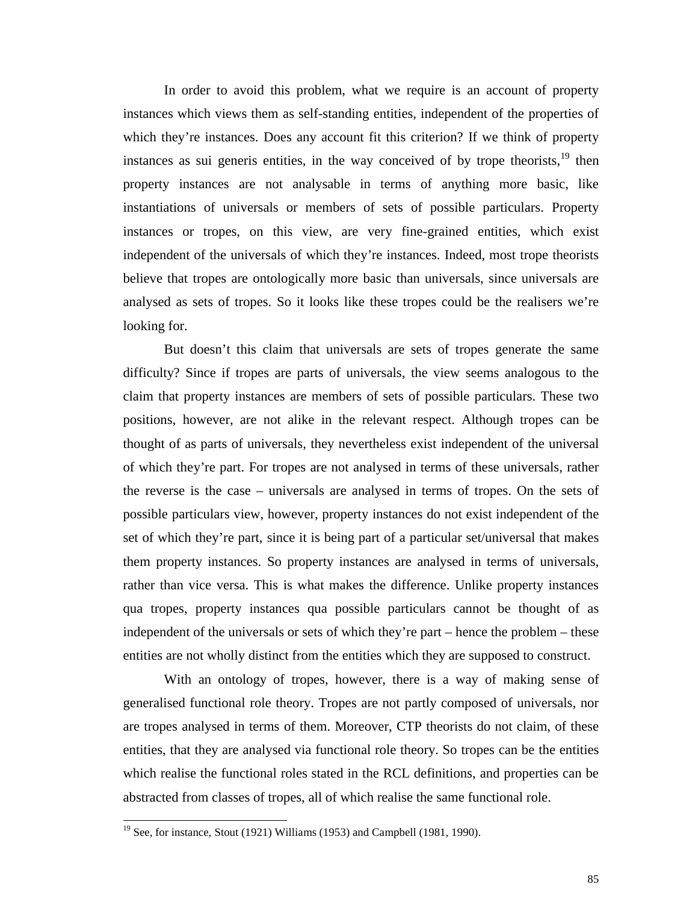In order to avoid this problem, what we require is an account of property instances which views them as self-standing entities, independent of the properties of which they're instances. Does any account fit this criterion? If we think of property instances as sui generis entities, in the way conceived of by trope theorists,[19] then property instances are not analysable in terms of anything more basic, like instantiations of universals or members of sets of possible particulars. Property instances or tropes, on this view, are very fine-grained entities, which exist independent of the universals of which they're instances. Indeed, most trope theorists believe that tropes are ontologically more basic than universals, since universals are analysed as sets of tropes. So it looks like these tropes could be the realisers we're looking for.

But doesn't this claim that universals are sets of tropes generate the same difficulty? Since if tropes are parts of universals, the view seems analogous to the claim that property instances are members of sets of possible particulars. These two positions, however, are not alike in the relevant respect. Although tropes can be thought of as parts of universals, they nevertheless exist independent of the universal of which they're part. For tropes are not analysed in terms of these universals, rather the reverse is the case – universals are analysed in terms of tropes. On the sets of possible particulars view, however, property instances do not exist independent of the set of which they're part, since it is being part of a particular set/universal that makes them property instances. So property instances are analysed in terms of universals, rather than vice versa. This is what makes the difference. Unlike property instances qua tropes, property instances qua possible particulars cannot be thought of as independent of the universals or sets of which they're part – hence the problem – these entities are not wholly distinct from the entities which they are supposed to construct.

With an ontology of tropes, however, there is a way of making sense of generalised functional role theory. Tropes are not partly composed of universals, nor are tropes analysed in terms of them. Moreover, CTP theorists do not claim, of these entities, that they are analysed via functional role theory. So tropes can be the entities which realise the functional roles stated in the RCL definitions, and properties can be abstracted from classes of tropes, all of which realise the same functional role.

[19] See, for instance, Stout (1921) Williams (1953) and Campbell (1981, 1990).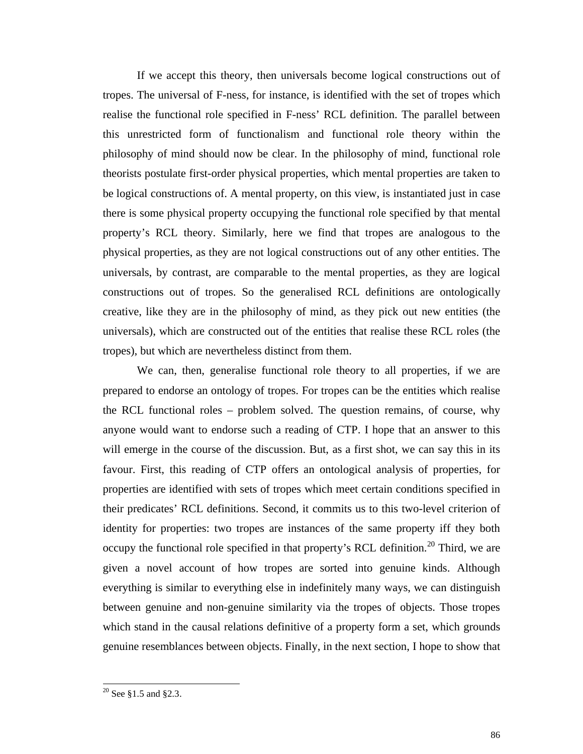If we accept this theory, then universals become logical constructions out of tropes. The universal of F-ness, for instance, is identified with the set of tropes which realise the functional role specified in F-ness' RCL definition. The parallel between this unrestricted form of functionalism and functional role theory within the philosophy of mind should now be clear. In the philosophy of mind, functional role theorists postulate first-order physical properties, which mental properties are taken to be logical constructions of. A mental property, on this view, is instantiated just in case there is some physical property occupying the functional role specified by that mental property's RCL theory. Similarly, here we find that tropes are analogous to the physical properties, as they are not logical constructions out of any other entities. The universals, by contrast, are comparable to the mental properties, as they are logical constructions out of tropes. So the generalised RCL definitions are ontologically creative, like they are in the philosophy of mind, as they pick out new entities (the universals), which are constructed out of the entities that realise these RCL roles (the tropes), but which are nevertheless distinct from them.

We can, then, generalise functional role theory to all properties, if we are prepared to endorse an ontology of tropes. For tropes can be the entities which realise the RCL functional roles – problem solved. The question remains, of course, why anyone would want to endorse such a reading of CTP. I hope that an answer to this will emerge in the course of the discussion. But, as a first shot, we can say this in its favour. First, this reading of CTP offers an ontological analysis of properties, for properties are identified with sets of tropes which meet certain conditions specified in their predicates' RCL definitions. Second, it commits us to this two-level criterion of identity for properties: two tropes are instances of the same property iff they both occupy the functional role specified in that property's RCL definition.[20] Third, we are given a novel account of how tropes are sorted into genuine kinds. Although everything is similar to everything else in indefinitely many ways, we can distinguish between genuine and non-genuine similarity via the tropes of objects. Those tropes which stand in the causal relations definitive of a property form a set, which grounds genuine resemblances between objects. Finally, in the next section, I hope to show that

[20] See §1.5 and §2.3.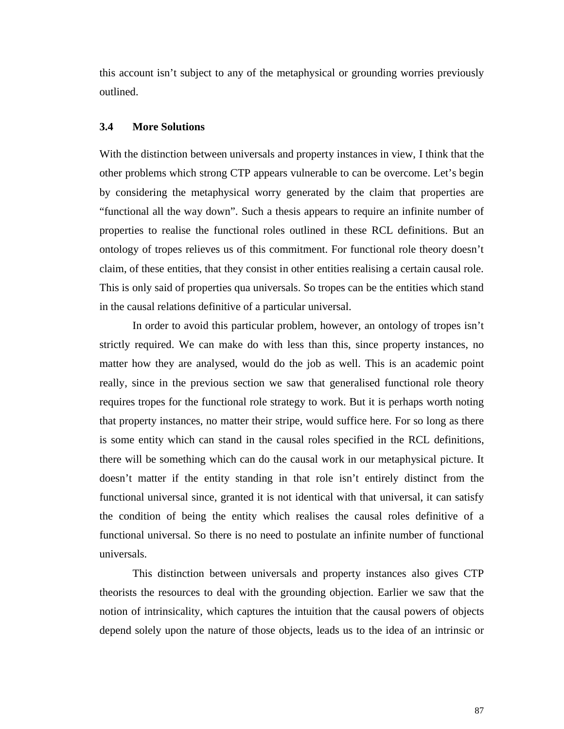this account isn't subject to any of the metaphysical or grounding worries previously outlined.

### 3.4 More Solutions

With the distinction between universals and property instances in view, I think that the other problems which strong CTP appears vulnerable to can be overcome. Let's begin by considering the metaphysical worry generated by the claim that properties are "functional all the way down". Such a thesis appears to require an infinite number of properties to realise the functional roles outlined in these RCL definitions. But an ontology of tropes relieves us of this commitment. For functional role theory doesn't claim, of these entities, that they consist in other entities realising a certain causal role. This is only said of properties qua universals. So tropes can be the entities which stand in the causal relations definitive of a particular universal.

In order to avoid this particular problem, however, an ontology of tropes isn't strictly required. We can make do with less than this, since property instances, no matter how they are analysed, would do the job as well. This is an academic point really, since in the previous section we saw that generalised functional role theory requires tropes for the functional role strategy to work. But it is perhaps worth noting that property instances, no matter their stripe, would suffice here. For so long as there is some entity which can stand in the causal roles specified in the RCL definitions, there will be something which can do the causal work in our metaphysical picture. It doesn't matter if the entity standing in that role isn't entirely distinct from the functional universal since, granted it is not identical with that universal, it can satisfy the condition of being the entity which realises the causal roles definitive of a functional universal. So there is no need to postulate an infinite number of functional universals.

This distinction between universals and property instances also gives CTP theorists the resources to deal with the grounding objection. Earlier we saw that the notion of intrinsicality, which captures the intuition that the causal powers of objects depend solely upon the nature of those objects, leads us to the idea of an intrinsic or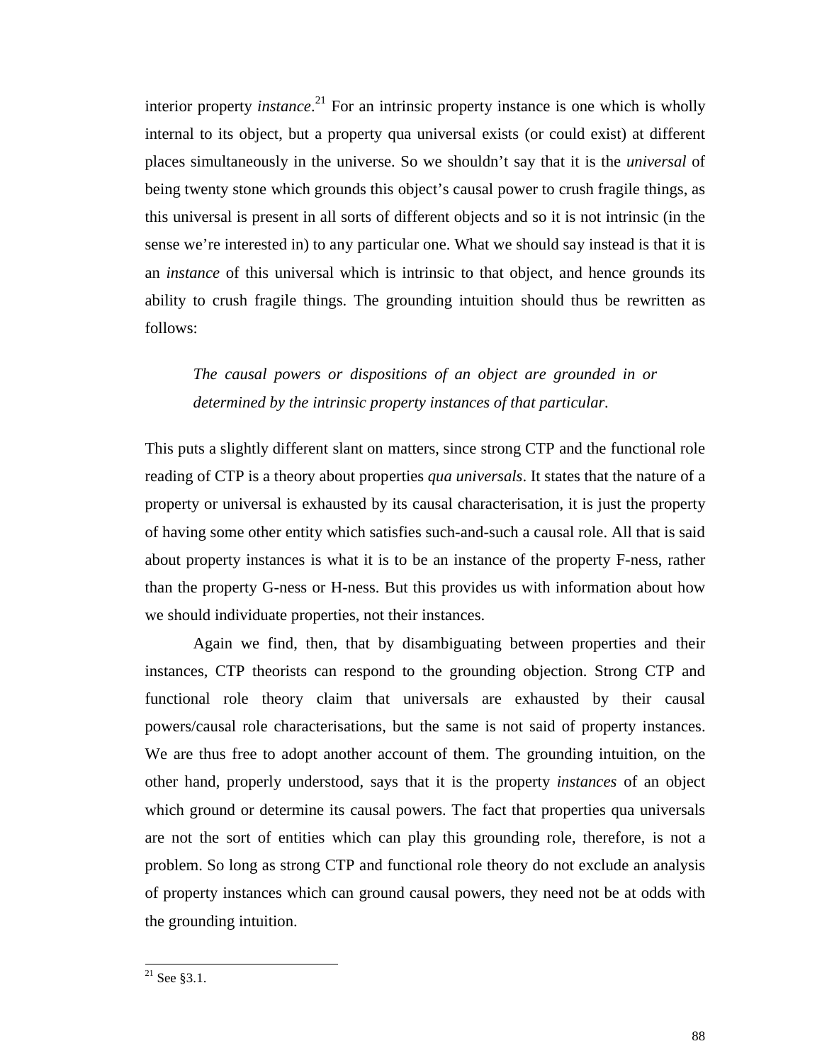interior property *instance*.[21] For an intrinsic property instance is one which is wholly internal to its object, but a property qua universal exists (or could exist) at different places simultaneously in the universe. So we shouldn't say that it is the *universal* of being twenty stone which grounds this object's causal power to crush fragile things, as this universal is present in all sorts of different objects and so it is not intrinsic (in the sense we're interested in) to any particular one. What we should say instead is that it is an *instance* of this universal which is intrinsic to that object, and hence grounds its ability to crush fragile things. The grounding intuition should thus be rewritten as follows:

> *The causal powers or dispositions of an object are grounded in or determined by the intrinsic property instances of that particular.*

This puts a slightly different slant on matters, since strong CTP and the functional role reading of CTP is a theory about properties *qua universals*. It states that the nature of a property or universal is exhausted by its causal characterisation, it is just the property of having some other entity which satisfies such-and-such a causal role. All that is said about property instances is what it is to be an instance of the property F-ness, rather than the property G-ness or H-ness. But this provides us with information about how we should individuate properties, not their instances.

Again we find, then, that by disambiguating between properties and their instances, CTP theorists can respond to the grounding objection. Strong CTP and functional role theory claim that universals are exhausted by their causal powers/causal role characterisations, but the same is not said of property instances. We are thus free to adopt another account of them. The grounding intuition, on the other hand, properly understood, says that it is the property *instances* of an object which ground or determine its causal powers. The fact that properties qua universals are not the sort of entities which can play this grounding role, therefore, is not a problem. So long as strong CTP and functional role theory do not exclude an analysis of property instances which can ground causal powers, they need not be at odds with the grounding intuition.

---

[21] See §3.1.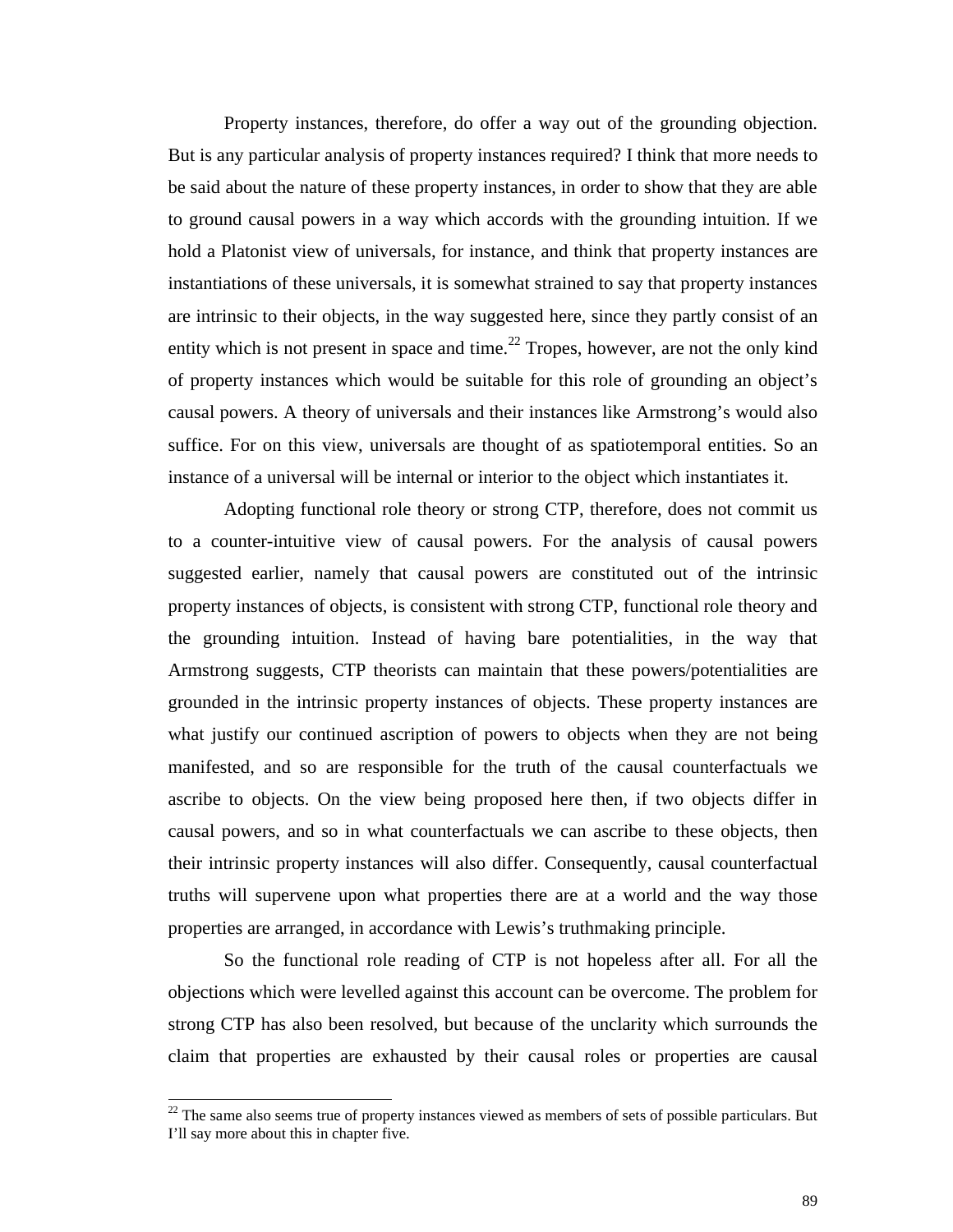Property instances, therefore, do offer a way out of the grounding objection. But is any particular analysis of property instances required? I think that more needs to be said about the nature of these property instances, in order to show that they are able to ground causal powers in a way which accords with the grounding intuition. If we hold a Platonist view of universals, for instance, and think that property instances are instantiations of these universals, it is somewhat strained to say that property instances are intrinsic to their objects, in the way suggested here, since they partly consist of an entity which is not present in space and time.[22] Tropes, however, are not the only kind of property instances which would be suitable for this role of grounding an object's causal powers. A theory of universals and their instances like Armstrong's would also suffice. For on this view, universals are thought of as spatiotemporal entities. So an instance of a universal will be internal or interior to the object which instantiates it.

Adopting functional role theory or strong CTP, therefore, does not commit us to a counter-intuitive view of causal powers. For the analysis of causal powers suggested earlier, namely that causal powers are constituted out of the intrinsic property instances of objects, is consistent with strong CTP, functional role theory and the grounding intuition. Instead of having bare potentialities, in the way that Armstrong suggests, CTP theorists can maintain that these powers/potentialities are grounded in the intrinsic property instances of objects. These property instances are what justify our continued ascription of powers to objects when they are not being manifested, and so are responsible for the truth of the causal counterfactuals we ascribe to objects. On the view being proposed here then, if two objects differ in causal powers, and so in what counterfactuals we can ascribe to these objects, then their intrinsic property instances will also differ. Consequently, causal counterfactual truths will supervene upon what properties there are at a world and the way those properties are arranged, in accordance with Lewis's truthmaking principle.

So the functional role reading of CTP is not hopeless after all. For all the objections which were levelled against this account can be overcome. The problem for strong CTP has also been resolved, but because of the unclarity which surrounds the claim that properties are exhausted by their causal roles or properties are causal

[22] The same also seems true of property instances viewed as members of sets of possible particulars. But I'll say more about this in chapter five.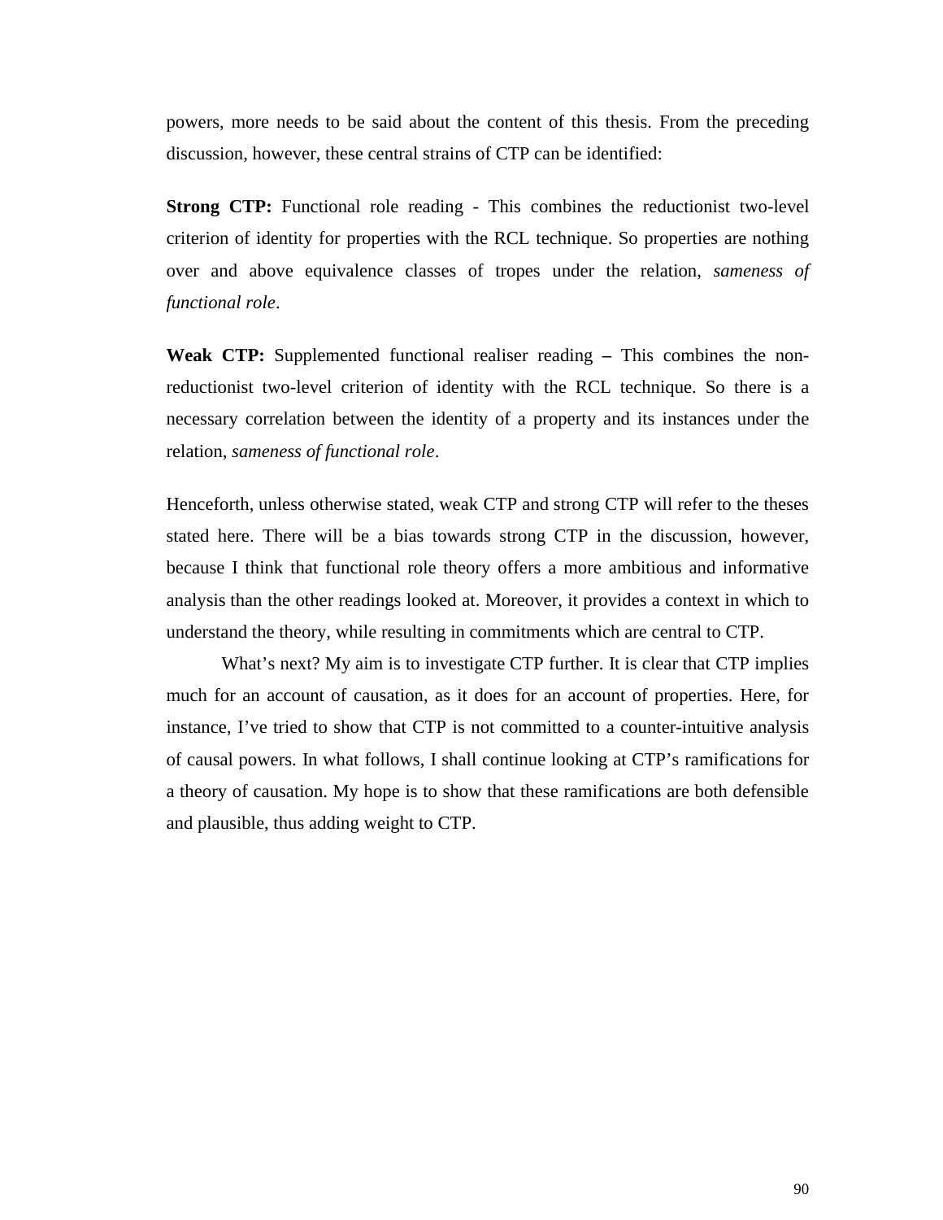powers, more needs to be said about the content of this thesis. From the preceding discussion, however, these central strains of CTP can be identified:

**Strong CTP:** Functional role reading - This combines the reductionist two-level criterion of identity for properties with the RCL technique. So properties are nothing over and above equivalence classes of tropes under the relation, *sameness of functional role*.

**Weak CTP:** Supplemented functional realiser reading **–** This combines the non-reductionist two-level criterion of identity with the RCL technique. So there is a necessary correlation between the identity of a property and its instances under the relation, *sameness of functional role*.

Henceforth, unless otherwise stated, weak CTP and strong CTP will refer to the theses stated here. There will be a bias towards strong CTP in the discussion, however, because I think that functional role theory offers a more ambitious and informative analysis than the other readings looked at. Moreover, it provides a context in which to understand the theory, while resulting in commitments which are central to CTP.

What's next? My aim is to investigate CTP further. It is clear that CTP implies much for an account of causation, as it does for an account of properties. Here, for instance, I've tried to show that CTP is not committed to a counter-intuitive analysis of causal powers. In what follows, I shall continue looking at CTP's ramifications for a theory of causation. My hope is to show that these ramifications are both defensible and plausible, thus adding weight to CTP.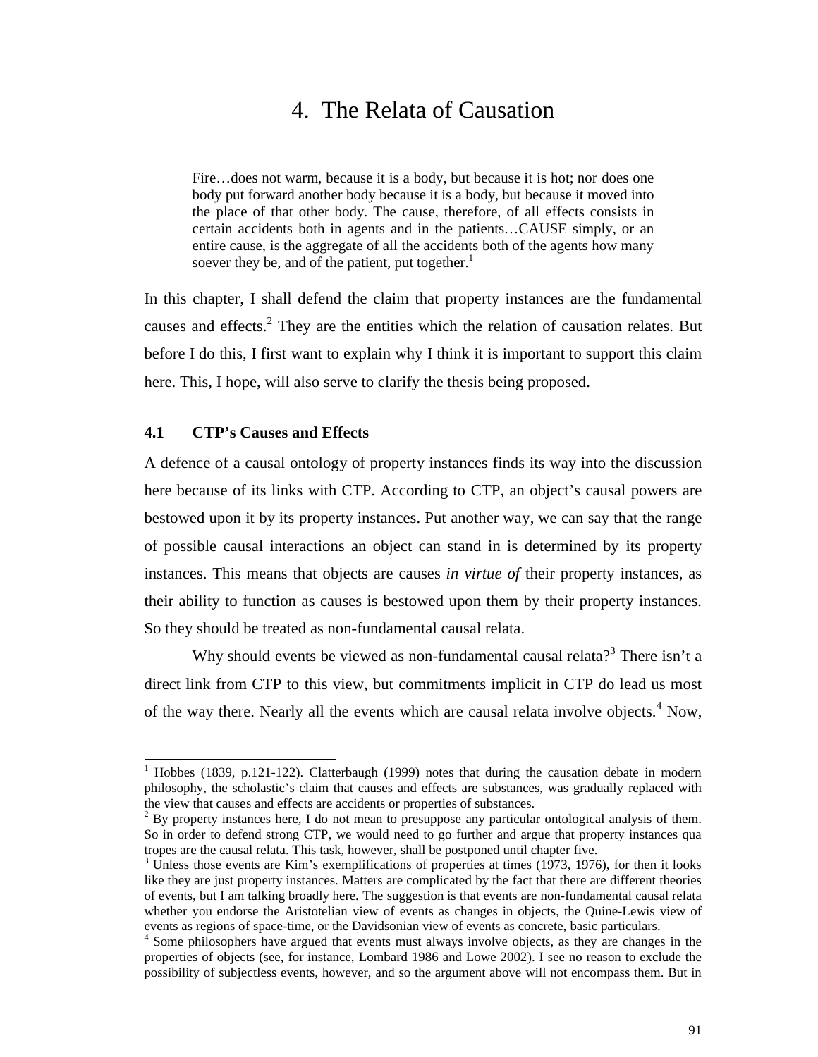# 4. The Relata of Causation

> Fire…does not warm, because it is a body, but because it is hot; nor does one body put forward another body because it is a body, but because it moved into the place of that other body. The cause, therefore, of all effects consists in certain accidents both in agents and in the patients…CAUSE simply, or an entire cause, is the aggregate of all the accidents both of the agents how many soever they be, and of the patient, put together.[1]

In this chapter, I shall defend the claim that property instances are the fundamental causes and effects.[2] They are the entities which the relation of causation relates. But before I do this, I first want to explain why I think it is important to support this claim here. This, I hope, will also serve to clarify the thesis being proposed.

### 4.1 CTP's Causes and Effects

A defence of a causal ontology of property instances finds its way into the discussion here because of its links with CTP. According to CTP, an object's causal powers are bestowed upon it by its property instances. Put another way, we can say that the range of possible causal interactions an object can stand in is determined by its property instances. This means that objects are causes *in virtue of* their property instances, as their ability to function as causes is bestowed upon them by their property instances. So they should be treated as non-fundamental causal relata.

Why should events be viewed as non-fundamental causal relata?[3] There isn't a direct link from CTP to this view, but commitments implicit in CTP do lead us most of the way there. Nearly all the events which are causal relata involve objects.[4] Now,

---

[1] Hobbes (1839, p.121-122). Clatterbaugh (1999) notes that during the causation debate in modern philosophy, the scholastic's claim that causes and effects are substances, was gradually replaced with the view that causes and effects are accidents or properties of substances.

[2] By property instances here, I do not mean to presuppose any particular ontological analysis of them. So in order to defend strong CTP, we would need to go further and argue that property instances qua tropes are the causal relata. This task, however, shall be postponed until chapter five.

[3] Unless those events are Kim's exemplifications of properties at times (1973, 1976), for then it looks like they are just property instances. Matters are complicated by the fact that there are different theories of events, but I am talking broadly here. The suggestion is that events are non-fundamental causal relata whether you endorse the Aristotelian view of events as changes in objects, the Quine-Lewis view of events as regions of space-time, or the Davidsonian view of events as concrete, basic particulars.

[4] Some philosophers have argued that events must always involve objects, as they are changes in the properties of objects (see, for instance, Lombard 1986 and Lowe 2002). I see no reason to exclude the possibility of subjectless events, however, and so the argument above will not encompass them. But in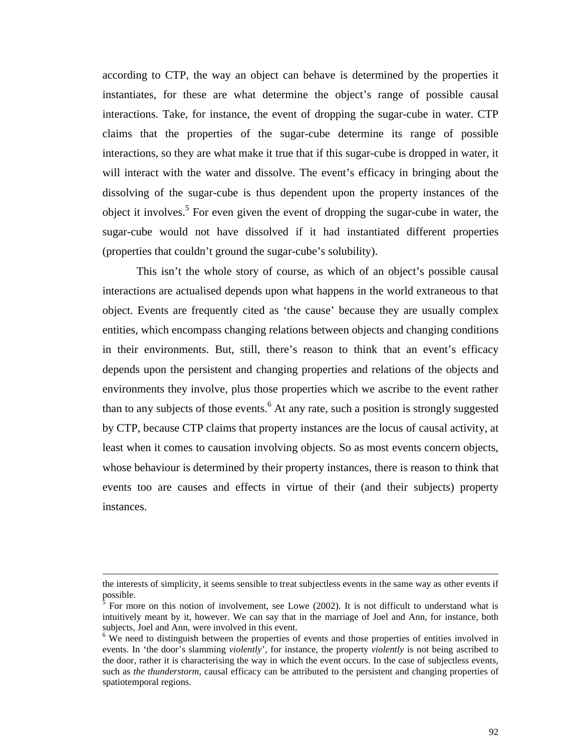according to CTP, the way an object can behave is determined by the properties it instantiates, for these are what determine the object's range of possible causal interactions. Take, for instance, the event of dropping the sugar-cube in water. CTP claims that the properties of the sugar-cube determine its range of possible interactions, so they are what make it true that if this sugar-cube is dropped in water, it will interact with the water and dissolve. The event's efficacy in bringing about the dissolving of the sugar-cube is thus dependent upon the property instances of the object it involves.[5] For even given the event of dropping the sugar-cube in water, the sugar-cube would not have dissolved if it had instantiated different properties (properties that couldn't ground the sugar-cube's solubility).

This isn't the whole story of course, as which of an object's possible causal interactions are actualised depends upon what happens in the world extraneous to that object. Events are frequently cited as 'the cause' because they are usually complex entities, which encompass changing relations between objects and changing conditions in their environments. But, still, there's reason to think that an event's efficacy depends upon the persistent and changing properties and relations of the objects and environments they involve, plus those properties which we ascribe to the event rather than to any subjects of those events.[6] At any rate, such a position is strongly suggested by CTP, because CTP claims that property instances are the locus of causal activity, at least when it comes to causation involving objects. So as most events concern objects, whose behaviour is determined by their property instances, there is reason to think that events too are causes and effects in virtue of their (and their subjects) property instances.

---

the interests of simplicity, it seems sensible to treat subjectless events in the same way as other events if possible.

[5] For more on this notion of involvement, see Lowe (2002). It is not difficult to understand what is intuitively meant by it, however. We can say that in the marriage of Joel and Ann, for instance, both subjects, Joel and Ann, were involved in this event.

[6] We need to distinguish between the properties of events and those properties of entities involved in events. In 'the door's slamming *violently*', for instance, the property *violently* is not being ascribed to the door, rather it is characterising the way in which the event occurs. In the case of subjectless events, such as *the thunderstorm*, causal efficacy can be attributed to the persistent and changing properties of spatiotemporal regions.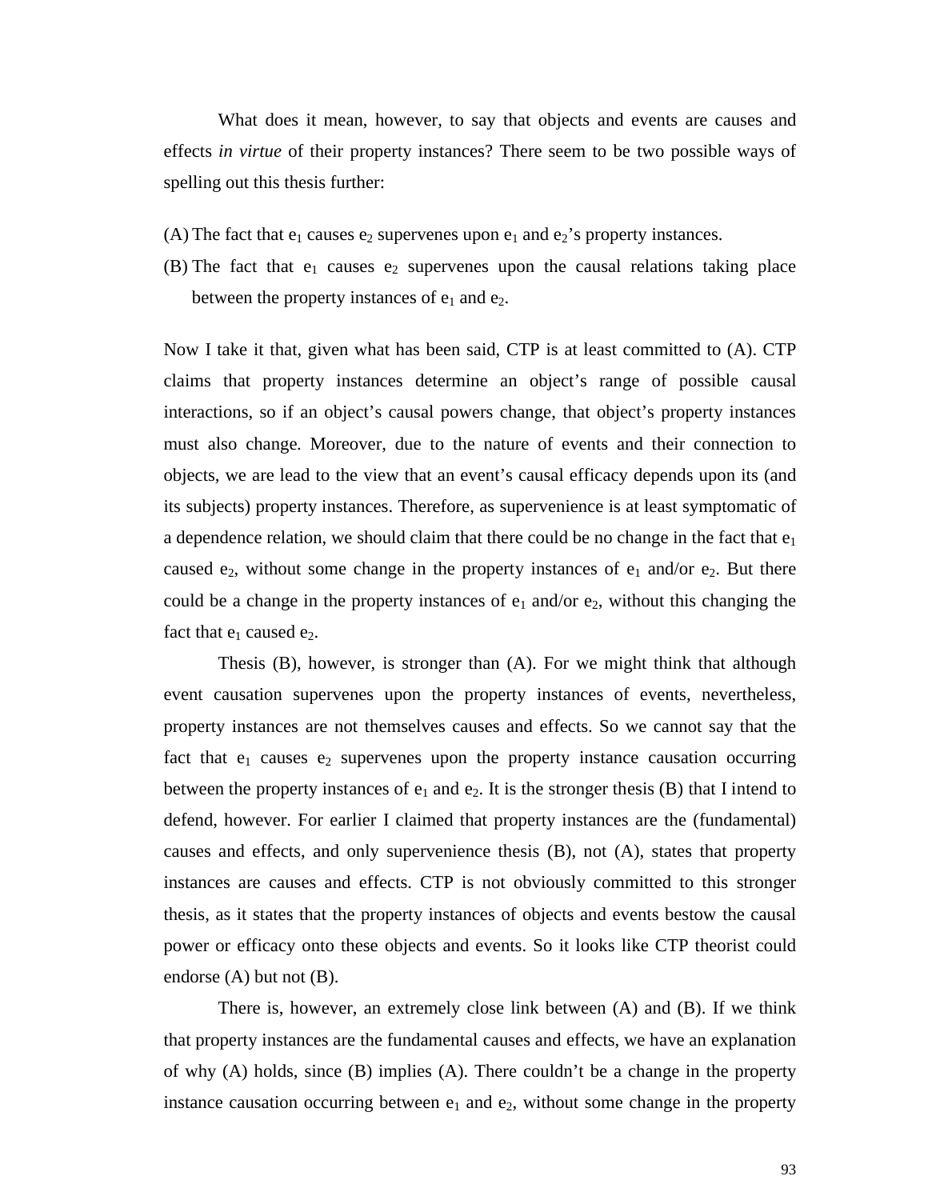What does it mean, however, to say that objects and events are causes and effects *in virtue* of their property instances? There seem to be two possible ways of spelling out this thesis further:

(A) The fact that $e_1$ causes $e_2$ supervenes upon $e_1$ and $e_2$'s property instances.

(B) The fact that $e_1$ causes $e_2$ supervenes upon the causal relations taking place between the property instances of $e_1$ and $e_2$.

Now I take it that, given what has been said, CTP is at least committed to (A). CTP claims that property instances determine an object's range of possible causal interactions, so if an object's causal powers change, that object's property instances must also change. Moreover, due to the nature of events and their connection to objects, we are lead to the view that an event's causal efficacy depends upon its (and its subjects) property instances. Therefore, as supervenience is at least symptomatic of a dependence relation, we should claim that there could be no change in the fact that $e_1$ caused $e_2$, without some change in the property instances of $e_1$ and/or $e_2$. But there could be a change in the property instances of $e_1$ and/or $e_2$, without this changing the fact that $e_1$ caused $e_2$.

Thesis (B), however, is stronger than (A). For we might think that although event causation supervenes upon the property instances of events, nevertheless, property instances are not themselves causes and effects. So we cannot say that the fact that $e_1$ causes $e_2$ supervenes upon the property instance causation occurring between the property instances of $e_1$ and $e_2$. It is the stronger thesis (B) that I intend to defend, however. For earlier I claimed that property instances are the (fundamental) causes and effects, and only supervenience thesis (B), not (A), states that property instances are causes and effects. CTP is not obviously committed to this stronger thesis, as it states that the property instances of objects and events bestow the causal power or efficacy onto these objects and events. So it looks like CTP theorist could endorse (A) but not (B).

There is, however, an extremely close link between (A) and (B). If we think that property instances are the fundamental causes and effects, we have an explanation of why (A) holds, since (B) implies (A). There couldn't be a change in the property instance causation occurring between $e_1$ and $e_2$, without some change in the property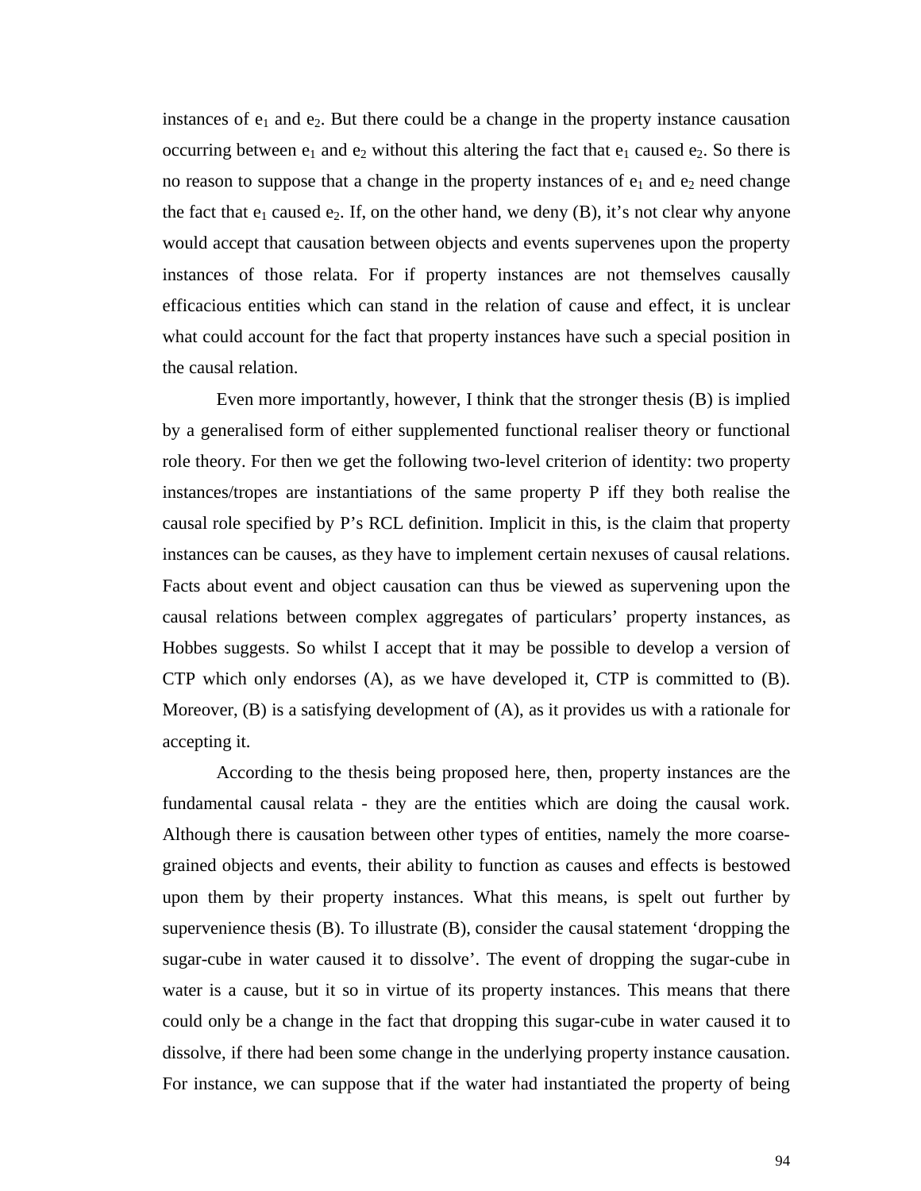instances of $e_1$ and $e_2$. But there could be a change in the property instance causation occurring between $e_1$ and $e_2$ without this altering the fact that $e_1$ caused $e_2$. So there is no reason to suppose that a change in the property instances of $e_1$ and $e_2$ need change the fact that $e_1$ caused $e_2$. If, on the other hand, we deny (B), it's not clear why anyone would accept that causation between objects and events supervenes upon the property instances of those relata. For if property instances are not themselves causally efficacious entities which can stand in the relation of cause and effect, it is unclear what could account for the fact that property instances have such a special position in the causal relation.

Even more importantly, however, I think that the stronger thesis (B) is implied by a generalised form of either supplemented functional realiser theory or functional role theory. For then we get the following two-level criterion of identity: two property instances/tropes are instantiations of the same property P iff they both realise the causal role specified by P's RCL definition. Implicit in this, is the claim that property instances can be causes, as they have to implement certain nexuses of causal relations. Facts about event and object causation can thus be viewed as supervening upon the causal relations between complex aggregates of particulars' property instances, as Hobbes suggests. So whilst I accept that it may be possible to develop a version of CTP which only endorses (A), as we have developed it, CTP is committed to (B). Moreover, (B) is a satisfying development of (A), as it provides us with a rationale for accepting it.

According to the thesis being proposed here, then, property instances are the fundamental causal relata - they are the entities which are doing the causal work. Although there is causation between other types of entities, namely the more coarse-grained objects and events, their ability to function as causes and effects is bestowed upon them by their property instances. What this means, is spelt out further by supervenience thesis (B). To illustrate (B), consider the causal statement 'dropping the sugar-cube in water caused it to dissolve'. The event of dropping the sugar-cube in water is a cause, but it so in virtue of its property instances. This means that there could only be a change in the fact that dropping this sugar-cube in water caused it to dissolve, if there had been some change in the underlying property instance causation. For instance, we can suppose that if the water had instantiated the property of being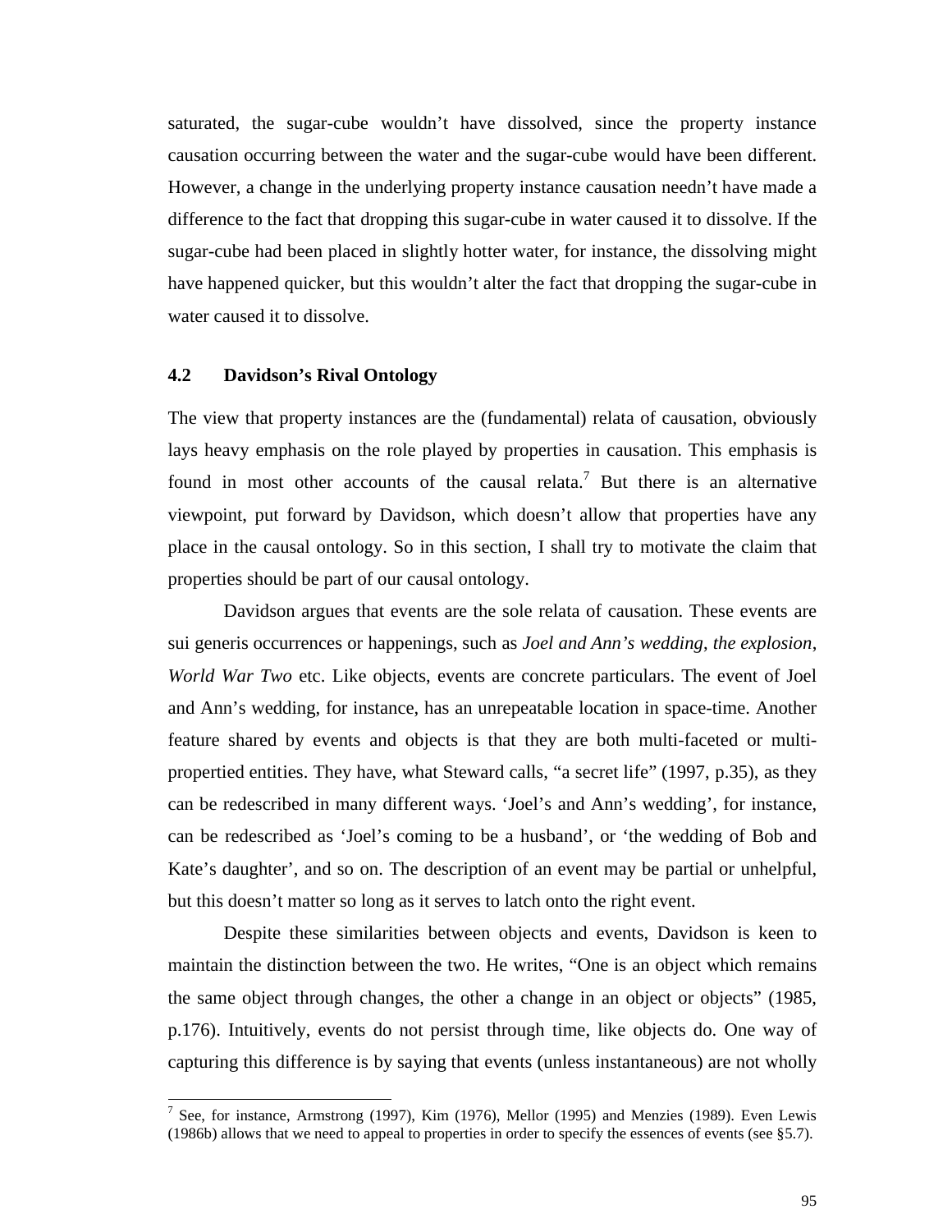saturated, the sugar-cube wouldn't have dissolved, since the property instance causation occurring between the water and the sugar-cube would have been different. However, a change in the underlying property instance causation needn't have made a difference to the fact that dropping this sugar-cube in water caused it to dissolve. If the sugar-cube had been placed in slightly hotter water, for instance, the dissolving might have happened quicker, but this wouldn't alter the fact that dropping the sugar-cube in water caused it to dissolve.

### 4.2 Davidson's Rival Ontology

The view that property instances are the (fundamental) relata of causation, obviously lays heavy emphasis on the role played by properties in causation. This emphasis is found in most other accounts of the causal relata.[7] But there is an alternative viewpoint, put forward by Davidson, which doesn't allow that properties have any place in the causal ontology. So in this section, I shall try to motivate the claim that properties should be part of our causal ontology.

Davidson argues that events are the sole relata of causation. These events are sui generis occurrences or happenings, such as *Joel and Ann's wedding*, *the explosion*, *World War Two* etc. Like objects, events are concrete particulars. The event of Joel and Ann's wedding, for instance, has an unrepeatable location in space-time. Another feature shared by events and objects is that they are both multi-faceted or multi-propertied entities. They have, what Steward calls, "a secret life" (1997, p.35), as they can be redescribed in many different ways. 'Joel's and Ann's wedding', for instance, can be redescribed as 'Joel's coming to be a husband', or 'the wedding of Bob and Kate's daughter', and so on. The description of an event may be partial or unhelpful, but this doesn't matter so long as it serves to latch onto the right event.

Despite these similarities between objects and events, Davidson is keen to maintain the distinction between the two. He writes, "One is an object which remains the same object through changes, the other a change in an object or objects" (1985, p.176). Intuitively, events do not persist through time, like objects do. One way of capturing this difference is by saying that events (unless instantaneous) are not wholly

---

[7] See, for instance, Armstrong (1997), Kim (1976), Mellor (1995) and Menzies (1989). Even Lewis (1986b) allows that we need to appeal to properties in order to specify the essences of events (see §5.7).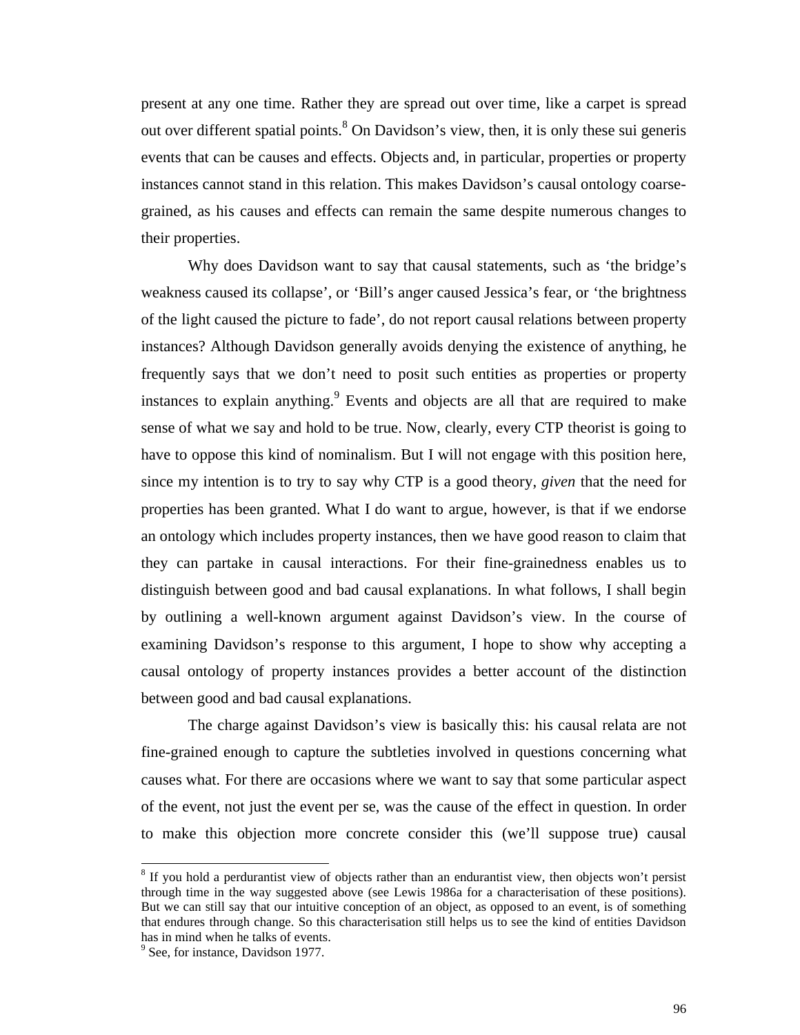present at any one time. Rather they are spread out over time, like a carpet is spread out over different spatial points.[8] On Davidson's view, then, it is only these sui generis events that can be causes and effects. Objects and, in particular, properties or property instances cannot stand in this relation. This makes Davidson's causal ontology coarse-grained, as his causes and effects can remain the same despite numerous changes to their properties.

Why does Davidson want to say that causal statements, such as 'the bridge's weakness caused its collapse', or 'Bill's anger caused Jessica's fear, or 'the brightness of the light caused the picture to fade', do not report causal relations between property instances? Although Davidson generally avoids denying the existence of anything, he frequently says that we don't need to posit such entities as properties or property instances to explain anything.[9] Events and objects are all that are required to make sense of what we say and hold to be true. Now, clearly, every CTP theorist is going to have to oppose this kind of nominalism. But I will not engage with this position here, since my intention is to try to say why CTP is a good theory, *given* that the need for properties has been granted. What I do want to argue, however, is that if we endorse an ontology which includes property instances, then we have good reason to claim that they can partake in causal interactions. For their fine-grainedness enables us to distinguish between good and bad causal explanations. In what follows, I shall begin by outlining a well-known argument against Davidson's view. In the course of examining Davidson's response to this argument, I hope to show why accepting a causal ontology of property instances provides a better account of the distinction between good and bad causal explanations.

The charge against Davidson's view is basically this: his causal relata are not fine-grained enough to capture the subtleties involved in questions concerning what causes what. For there are occasions where we want to say that some particular aspect of the event, not just the event per se, was the cause of the effect in question. In order to make this objection more concrete consider this (we'll suppose true) causal

---

[8] If you hold a perdurantist view of objects rather than an endurantist view, then objects won't persist through time in the way suggested above (see Lewis 1986a for a characterisation of these positions). But we can still say that our intuitive conception of an object, as opposed to an event, is of something that endures through change. So this characterisation still helps us to see the kind of entities Davidson has in mind when he talks of events.

[9] See, for instance, Davidson 1977.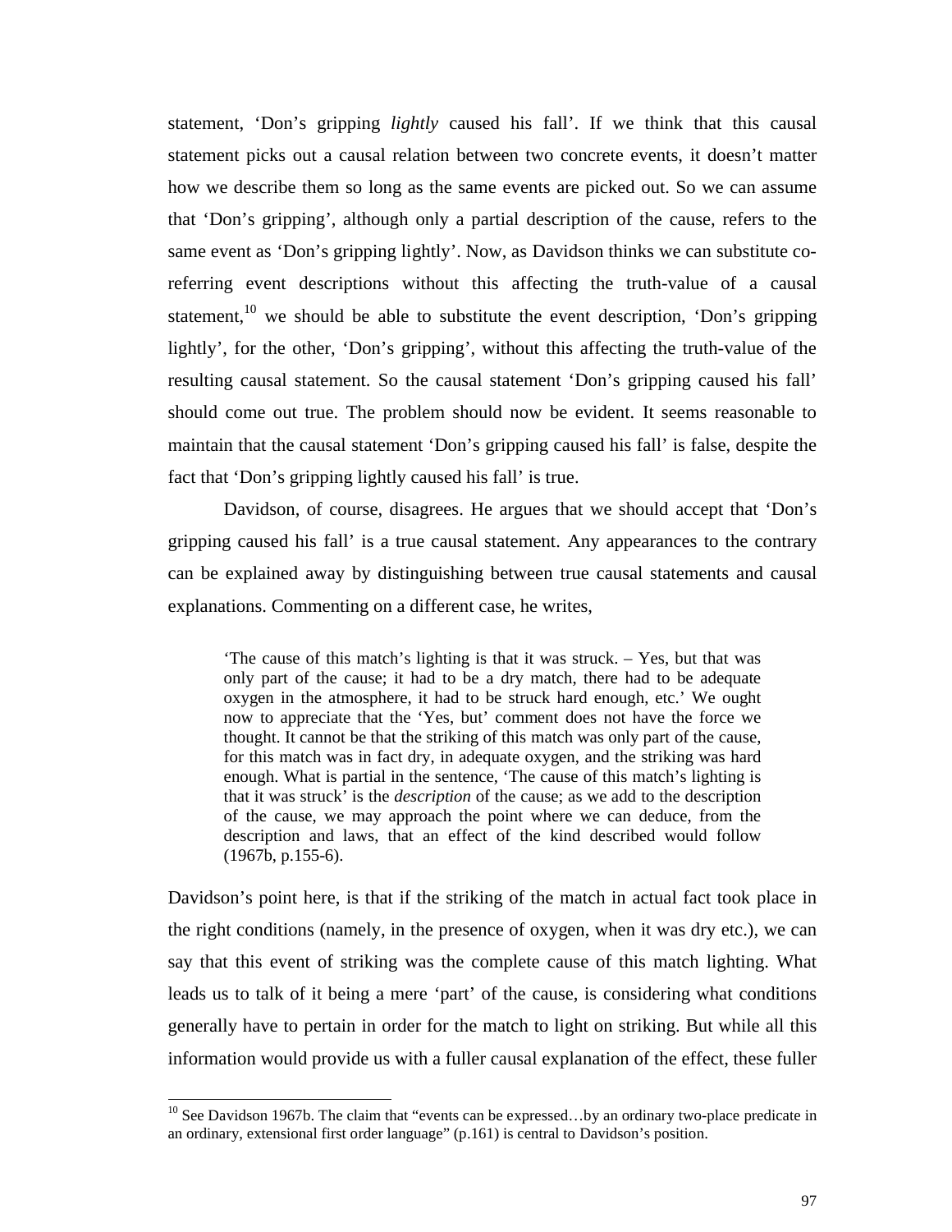statement, 'Don's gripping *lightly* caused his fall'. If we think that this causal statement picks out a causal relation between two concrete events, it doesn't matter how we describe them so long as the same events are picked out. So we can assume that 'Don's gripping', although only a partial description of the cause, refers to the same event as 'Don's gripping lightly'. Now, as Davidson thinks we can substitute co-referring event descriptions without this affecting the truth-value of a causal statement,[10] we should be able to substitute the event description, 'Don's gripping lightly', for the other, 'Don's gripping', without this affecting the truth-value of the resulting causal statement. So the causal statement 'Don's gripping caused his fall' should come out true. The problem should now be evident. It seems reasonable to maintain that the causal statement 'Don's gripping caused his fall' is false, despite the fact that 'Don's gripping lightly caused his fall' is true.

Davidson, of course, disagrees. He argues that we should accept that 'Don's gripping caused his fall' is a true causal statement. Any appearances to the contrary can be explained away by distinguishing between true causal statements and causal explanations. Commenting on a different case, he writes,

> 'The cause of this match's lighting is that it was struck. – Yes, but that was only part of the cause; it had to be a dry match, there had to be adequate oxygen in the atmosphere, it had to be struck hard enough, etc.' We ought now to appreciate that the 'Yes, but' comment does not have the force we thought. It cannot be that the striking of this match was only part of the cause, for this match was in fact dry, in adequate oxygen, and the striking was hard enough. What is partial in the sentence, 'The cause of this match's lighting is that it was struck' is the *description* of the cause; as we add to the description of the cause, we may approach the point where we can deduce, from the description and laws, that an effect of the kind described would follow (1967b, p.155-6).

Davidson's point here, is that if the striking of the match in actual fact took place in the right conditions (namely, in the presence of oxygen, when it was dry etc.), we can say that this event of striking was the complete cause of this match lighting. What leads us to talk of it being a mere 'part' of the cause, is considering what conditions generally have to pertain in order for the match to light on striking. But while all this information would provide us with a fuller causal explanation of the effect, these fuller

[10] See Davidson 1967b. The claim that "events can be expressed…by an ordinary two-place predicate in an ordinary, extensional first order language" (p.161) is central to Davidson's position.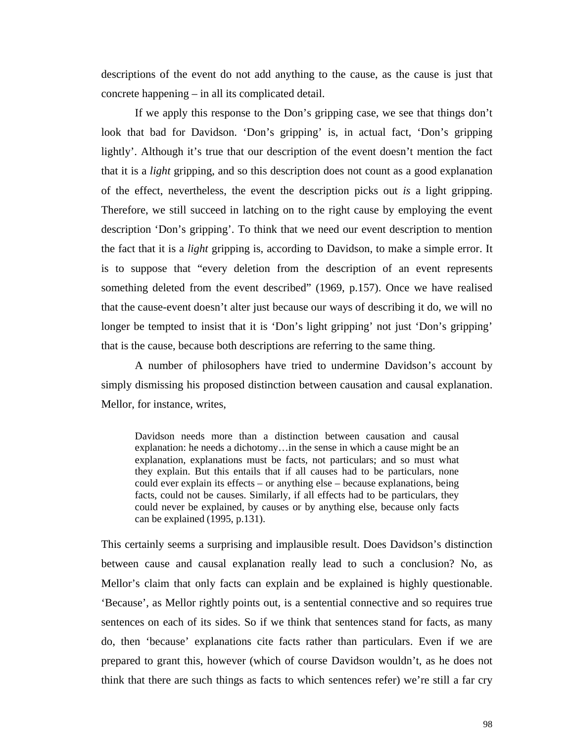descriptions of the event do not add anything to the cause, as the cause is just that concrete happening – in all its complicated detail.

If we apply this response to the Don's gripping case, we see that things don't look that bad for Davidson. 'Don's gripping' is, in actual fact, 'Don's gripping lightly'. Although it's true that our description of the event doesn't mention the fact that it is a *light* gripping, and so this description does not count as a good explanation of the effect, nevertheless, the event the description picks out *is* a light gripping. Therefore, we still succeed in latching on to the right cause by employing the event description 'Don's gripping'. To think that we need our event description to mention the fact that it is a *light* gripping is, according to Davidson, to make a simple error. It is to suppose that "every deletion from the description of an event represents something deleted from the event described" (1969, p.157). Once we have realised that the cause-event doesn't alter just because our ways of describing it do, we will no longer be tempted to insist that it is 'Don's light gripping' not just 'Don's gripping' that is the cause, because both descriptions are referring to the same thing.

A number of philosophers have tried to undermine Davidson's account by simply dismissing his proposed distinction between causation and causal explanation. Mellor, for instance, writes,

> Davidson needs more than a distinction between causation and causal explanation: he needs a dichotomy…in the sense in which a cause might be an explanation, explanations must be facts, not particulars; and so must what they explain. But this entails that if all causes had to be particulars, none could ever explain its effects – or anything else – because explanations, being facts, could not be causes. Similarly, if all effects had to be particulars, they could never be explained, by causes or by anything else, because only facts can be explained (1995, p.131).

This certainly seems a surprising and implausible result. Does Davidson's distinction between cause and causal explanation really lead to such a conclusion? No, as Mellor's claim that only facts can explain and be explained is highly questionable. 'Because', as Mellor rightly points out, is a sentential connective and so requires true sentences on each of its sides. So if we think that sentences stand for facts, as many do, then 'because' explanations cite facts rather than particulars. Even if we are prepared to grant this, however (which of course Davidson wouldn't, as he does not think that there are such things as facts to which sentences refer) we're still a far cry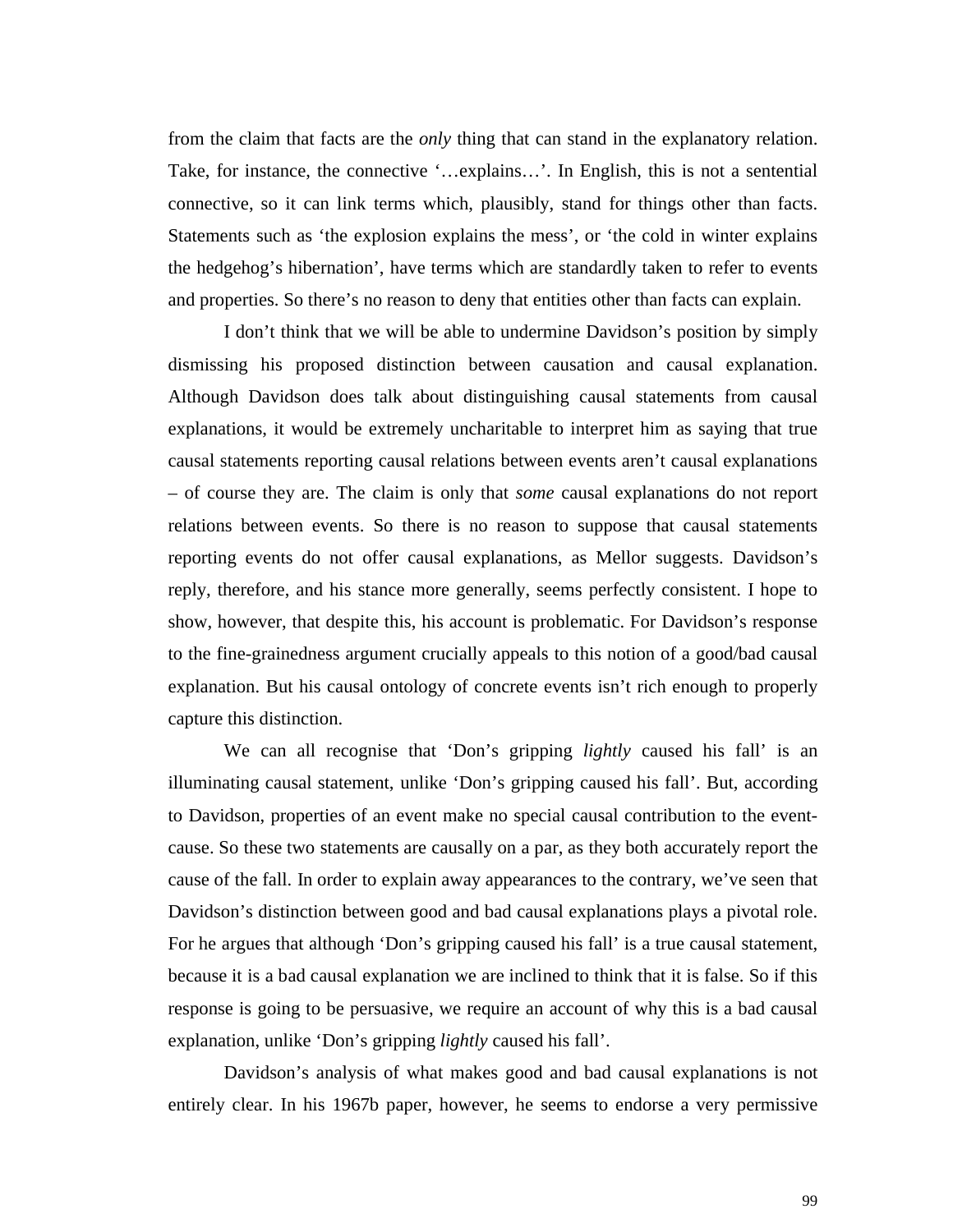from the claim that facts are the *only* thing that can stand in the explanatory relation. Take, for instance, the connective '…explains…'. In English, this is not a sentential connective, so it can link terms which, plausibly, stand for things other than facts. Statements such as 'the explosion explains the mess', or 'the cold in winter explains the hedgehog's hibernation', have terms which are standardly taken to refer to events and properties. So there's no reason to deny that entities other than facts can explain.

I don't think that we will be able to undermine Davidson's position by simply dismissing his proposed distinction between causation and causal explanation. Although Davidson does talk about distinguishing causal statements from causal explanations, it would be extremely uncharitable to interpret him as saying that true causal statements reporting causal relations between events aren't causal explanations – of course they are. The claim is only that *some* causal explanations do not report relations between events. So there is no reason to suppose that causal statements reporting events do not offer causal explanations, as Mellor suggests. Davidson's reply, therefore, and his stance more generally, seems perfectly consistent. I hope to show, however, that despite this, his account is problematic. For Davidson's response to the fine-grainedness argument crucially appeals to this notion of a good/bad causal explanation. But his causal ontology of concrete events isn't rich enough to properly capture this distinction.

We can all recognise that 'Don's gripping *lightly* caused his fall' is an illuminating causal statement, unlike 'Don's gripping caused his fall'. But, according to Davidson, properties of an event make no special causal contribution to the event-cause. So these two statements are causally on a par, as they both accurately report the cause of the fall. In order to explain away appearances to the contrary, we've seen that Davidson's distinction between good and bad causal explanations plays a pivotal role. For he argues that although 'Don's gripping caused his fall' is a true causal statement, because it is a bad causal explanation we are inclined to think that it is false. So if this response is going to be persuasive, we require an account of why this is a bad causal explanation, unlike 'Don's gripping *lightly* caused his fall'.

Davidson's analysis of what makes good and bad causal explanations is not entirely clear. In his 1967b paper, however, he seems to endorse a very permissive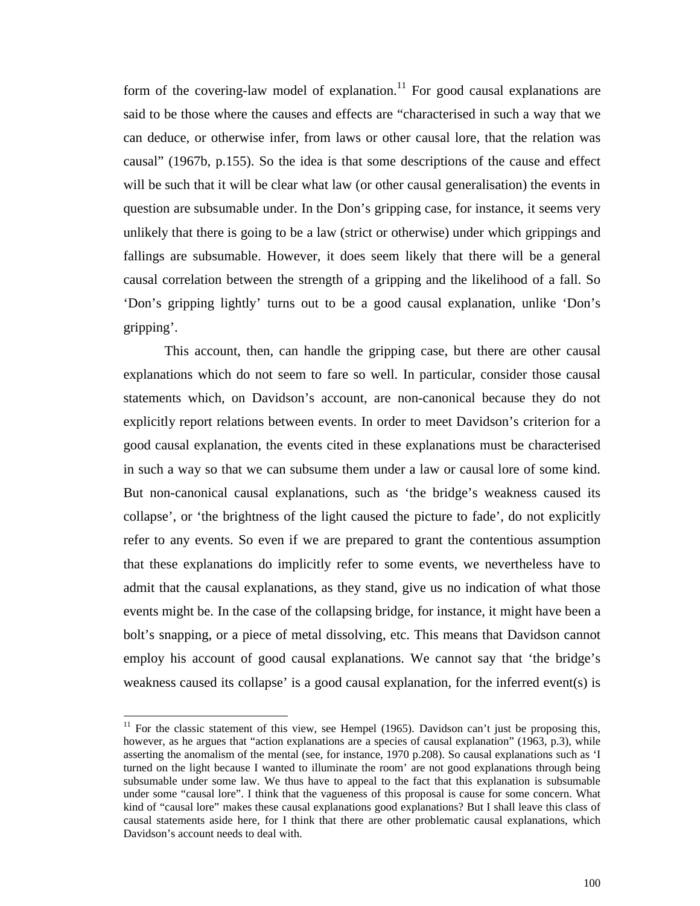form of the covering-law model of explanation.[11] For good causal explanations are said to be those where the causes and effects are "characterised in such a way that we can deduce, or otherwise infer, from laws or other causal lore, that the relation was causal" (1967b, p.155). So the idea is that some descriptions of the cause and effect will be such that it will be clear what law (or other causal generalisation) the events in question are subsumable under. In the Don's gripping case, for instance, it seems very unlikely that there is going to be a law (strict or otherwise) under which grippings and fallings are subsumable. However, it does seem likely that there will be a general causal correlation between the strength of a gripping and the likelihood of a fall. So 'Don's gripping lightly' turns out to be a good causal explanation, unlike 'Don's gripping'.

This account, then, can handle the gripping case, but there are other causal explanations which do not seem to fare so well. In particular, consider those causal statements which, on Davidson's account, are non-canonical because they do not explicitly report relations between events. In order to meet Davidson's criterion for a good causal explanation, the events cited in these explanations must be characterised in such a way so that we can subsume them under a law or causal lore of some kind. But non-canonical causal explanations, such as 'the bridge's weakness caused its collapse', or 'the brightness of the light caused the picture to fade', do not explicitly refer to any events. So even if we are prepared to grant the contentious assumption that these explanations do implicitly refer to some events, we nevertheless have to admit that the causal explanations, as they stand, give us no indication of what those events might be. In the case of the collapsing bridge, for instance, it might have been a bolt's snapping, or a piece of metal dissolving, etc. This means that Davidson cannot employ his account of good causal explanations. We cannot say that 'the bridge's weakness caused its collapse' is a good causal explanation, for the inferred event(s) is

---

[11] For the classic statement of this view, see Hempel (1965). Davidson can't just be proposing this, however, as he argues that "action explanations are a species of causal explanation" (1963, p.3), while asserting the anomalism of the mental (see, for instance, 1970 p.208). So causal explanations such as 'I turned on the light because I wanted to illuminate the room' are not good explanations through being subsumable under some law. We thus have to appeal to the fact that this explanation is subsumable under some "causal lore". I think that the vagueness of this proposal is cause for some concern. What kind of "causal lore" makes these causal explanations good explanations? But I shall leave this class of causal statements aside here, for I think that there are other problematic causal explanations, which Davidson's account needs to deal with.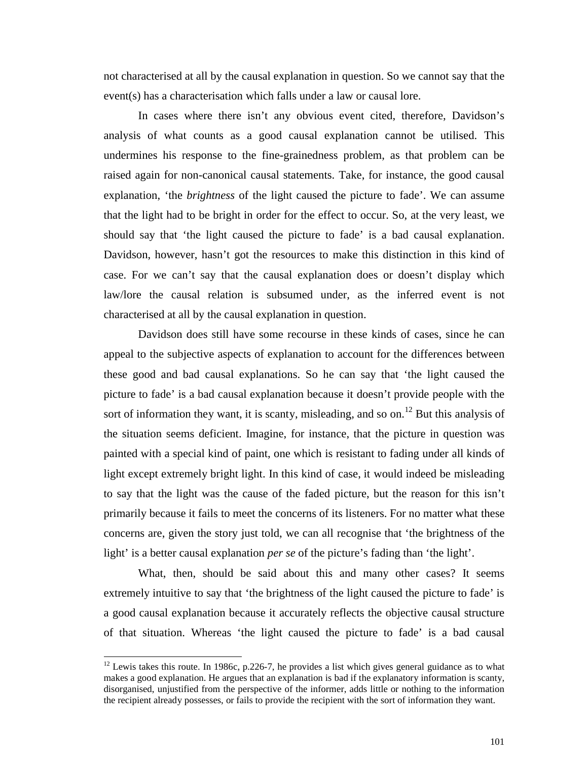not characterised at all by the causal explanation in question. So we cannot say that the event(s) has a characterisation which falls under a law or causal lore.

In cases where there isn't any obvious event cited, therefore, Davidson's analysis of what counts as a good causal explanation cannot be utilised. This undermines his response to the fine-grainedness problem, as that problem can be raised again for non-canonical causal statements. Take, for instance, the good causal explanation, 'the *brightness* of the light caused the picture to fade'. We can assume that the light had to be bright in order for the effect to occur. So, at the very least, we should say that 'the light caused the picture to fade' is a bad causal explanation. Davidson, however, hasn't got the resources to make this distinction in this kind of case. For we can't say that the causal explanation does or doesn't display which law/lore the causal relation is subsumed under, as the inferred event is not characterised at all by the causal explanation in question.

Davidson does still have some recourse in these kinds of cases, since he can appeal to the subjective aspects of explanation to account for the differences between these good and bad causal explanations. So he can say that 'the light caused the picture to fade' is a bad causal explanation because it doesn't provide people with the sort of information they want, it is scanty, misleading, and so on.[12] But this analysis of the situation seems deficient. Imagine, for instance, that the picture in question was painted with a special kind of paint, one which is resistant to fading under all kinds of light except extremely bright light. In this kind of case, it would indeed be misleading to say that the light was the cause of the faded picture, but the reason for this isn't primarily because it fails to meet the concerns of its listeners. For no matter what these concerns are, given the story just told, we can all recognise that 'the brightness of the light' is a better causal explanation *per se* of the picture's fading than 'the light'.

What, then, should be said about this and many other cases? It seems extremely intuitive to say that 'the brightness of the light caused the picture to fade' is a good causal explanation because it accurately reflects the objective causal structure of that situation. Whereas 'the light caused the picture to fade' is a bad causal

[12] Lewis takes this route. In 1986c, p.226-7, he provides a list which gives general guidance as to what makes a good explanation. He argues that an explanation is bad if the explanatory information is scanty, disorganised, unjustified from the perspective of the informer, adds little or nothing to the information the recipient already possesses, or fails to provide the recipient with the sort of information they want.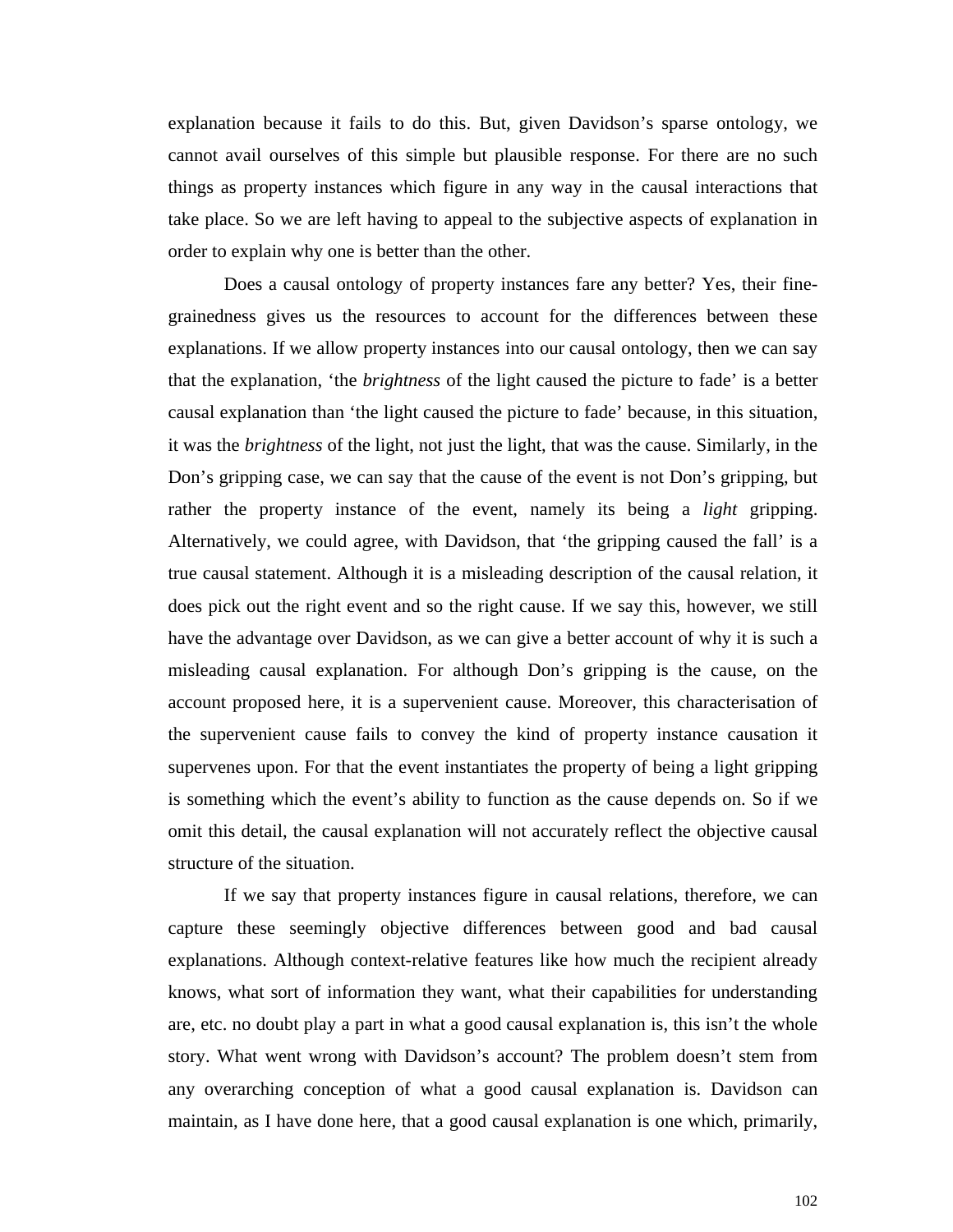explanation because it fails to do this. But, given Davidson's sparse ontology, we cannot avail ourselves of this simple but plausible response. For there are no such things as property instances which figure in any way in the causal interactions that take place. So we are left having to appeal to the subjective aspects of explanation in order to explain why one is better than the other.

Does a causal ontology of property instances fare any better? Yes, their fine-grainedness gives us the resources to account for the differences between these explanations. If we allow property instances into our causal ontology, then we can say that the explanation, 'the *brightness* of the light caused the picture to fade' is a better causal explanation than 'the light caused the picture to fade' because, in this situation, it was the *brightness* of the light, not just the light, that was the cause. Similarly, in the Don's gripping case, we can say that the cause of the event is not Don's gripping, but rather the property instance of the event, namely its being a *light* gripping. Alternatively, we could agree, with Davidson, that 'the gripping caused the fall' is a true causal statement. Although it is a misleading description of the causal relation, it does pick out the right event and so the right cause. If we say this, however, we still have the advantage over Davidson, as we can give a better account of why it is such a misleading causal explanation. For although Don's gripping is the cause, on the account proposed here, it is a supervenient cause. Moreover, this characterisation of the supervenient cause fails to convey the kind of property instance causation it supervenes upon. For that the event instantiates the property of being a light gripping is something which the event's ability to function as the cause depends on. So if we omit this detail, the causal explanation will not accurately reflect the objective causal structure of the situation.

If we say that property instances figure in causal relations, therefore, we can capture these seemingly objective differences between good and bad causal explanations. Although context-relative features like how much the recipient already knows, what sort of information they want, what their capabilities for understanding are, etc. no doubt play a part in what a good causal explanation is, this isn't the whole story. What went wrong with Davidson's account? The problem doesn't stem from any overarching conception of what a good causal explanation is. Davidson can maintain, as I have done here, that a good causal explanation is one which, primarily,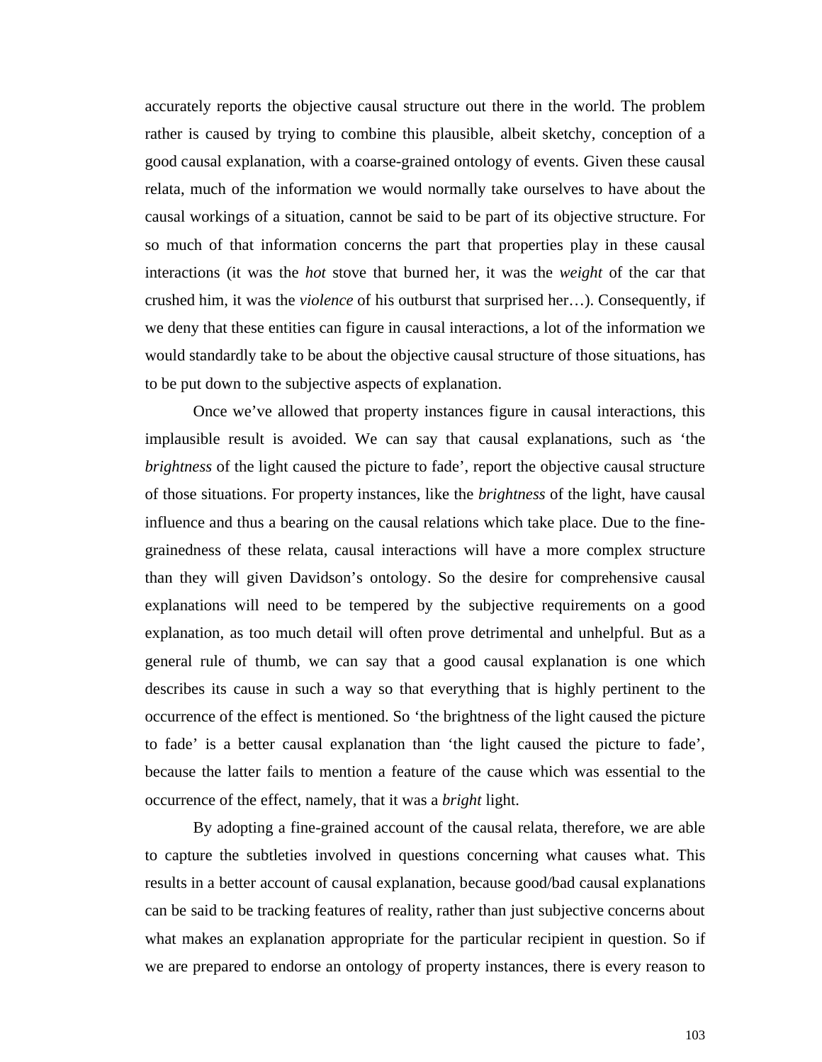accurately reports the objective causal structure out there in the world. The problem rather is caused by trying to combine this plausible, albeit sketchy, conception of a good causal explanation, with a coarse-grained ontology of events. Given these causal relata, much of the information we would normally take ourselves to have about the causal workings of a situation, cannot be said to be part of its objective structure. For so much of that information concerns the part that properties play in these causal interactions (it was the *hot* stove that burned her, it was the *weight* of the car that crushed him, it was the *violence* of his outburst that surprised her…). Consequently, if we deny that these entities can figure in causal interactions, a lot of the information we would standardly take to be about the objective causal structure of those situations, has to be put down to the subjective aspects of explanation.

Once we've allowed that property instances figure in causal interactions, this implausible result is avoided. We can say that causal explanations, such as 'the *brightness* of the light caused the picture to fade', report the objective causal structure of those situations. For property instances, like the *brightness* of the light, have causal influence and thus a bearing on the causal relations which take place. Due to the fine-grainedness of these relata, causal interactions will have a more complex structure than they will given Davidson's ontology. So the desire for comprehensive causal explanations will need to be tempered by the subjective requirements on a good explanation, as too much detail will often prove detrimental and unhelpful. But as a general rule of thumb, we can say that a good causal explanation is one which describes its cause in such a way so that everything that is highly pertinent to the occurrence of the effect is mentioned. So 'the brightness of the light caused the picture to fade' is a better causal explanation than 'the light caused the picture to fade', because the latter fails to mention a feature of the cause which was essential to the occurrence of the effect, namely, that it was a *bright* light.

By adopting a fine-grained account of the causal relata, therefore, we are able to capture the subtleties involved in questions concerning what causes what. This results in a better account of causal explanation, because good/bad causal explanations can be said to be tracking features of reality, rather than just subjective concerns about what makes an explanation appropriate for the particular recipient in question. So if we are prepared to endorse an ontology of property instances, there is every reason to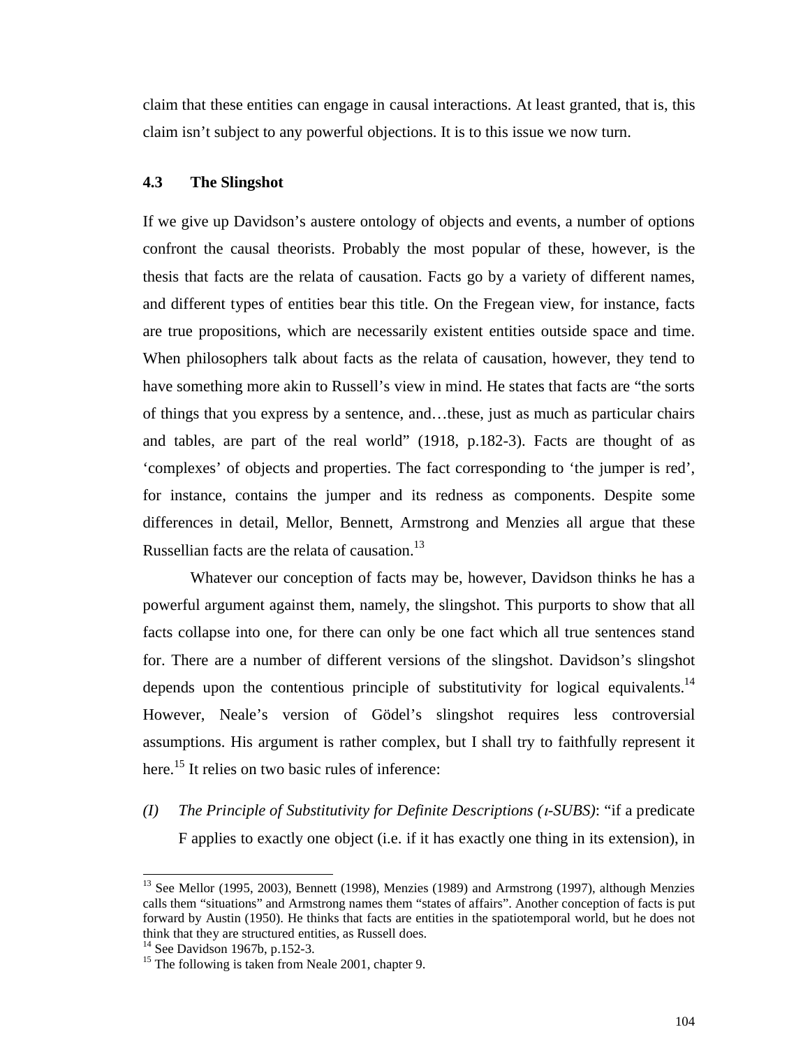claim that these entities can engage in causal interactions. At least granted, that is, this claim isn't subject to any powerful objections. It is to this issue we now turn.

### 4.3 The Slingshot

If we give up Davidson's austere ontology of objects and events, a number of options confront the causal theorists. Probably the most popular of these, however, is the thesis that facts are the relata of causation. Facts go by a variety of different names, and different types of entities bear this title. On the Fregean view, for instance, facts are true propositions, which are necessarily existent entities outside space and time. When philosophers talk about facts as the relata of causation, however, they tend to have something more akin to Russell's view in mind. He states that facts are "the sorts of things that you express by a sentence, and…these, just as much as particular chairs and tables, are part of the real world" (1918, p.182-3). Facts are thought of as 'complexes' of objects and properties. The fact corresponding to 'the jumper is red', for instance, contains the jumper and its redness as components. Despite some differences in detail, Mellor, Bennett, Armstrong and Menzies all argue that these Russellian facts are the relata of causation.[13]

Whatever our conception of facts may be, however, Davidson thinks he has a powerful argument against them, namely, the slingshot. This purports to show that all facts collapse into one, for there can only be one fact which all true sentences stand for. There are a number of different versions of the slingshot. Davidson's slingshot depends upon the contentious principle of substitutivity for logical equivalents.[14] However, Neale's version of Gödel's slingshot requires less controversial assumptions. His argument is rather complex, but I shall try to faithfully represent it here.[15] It relies on two basic rules of inference:

*(I) The Principle of Substitutivity for Definite Descriptions (ι-SUBS)*: "if a predicate F applies to exactly one object (i.e. if it has exactly one thing in its extension), in

---

[13] See Mellor (1995, 2003), Bennett (1998), Menzies (1989) and Armstrong (1997), although Menzies calls them "situations" and Armstrong names them "states of affairs". Another conception of facts is put forward by Austin (1950). He thinks that facts are entities in the spatiotemporal world, but he does not think that they are structured entities, as Russell does.

[14] See Davidson 1967b, p.152-3.

[15] The following is taken from Neale 2001, chapter 9.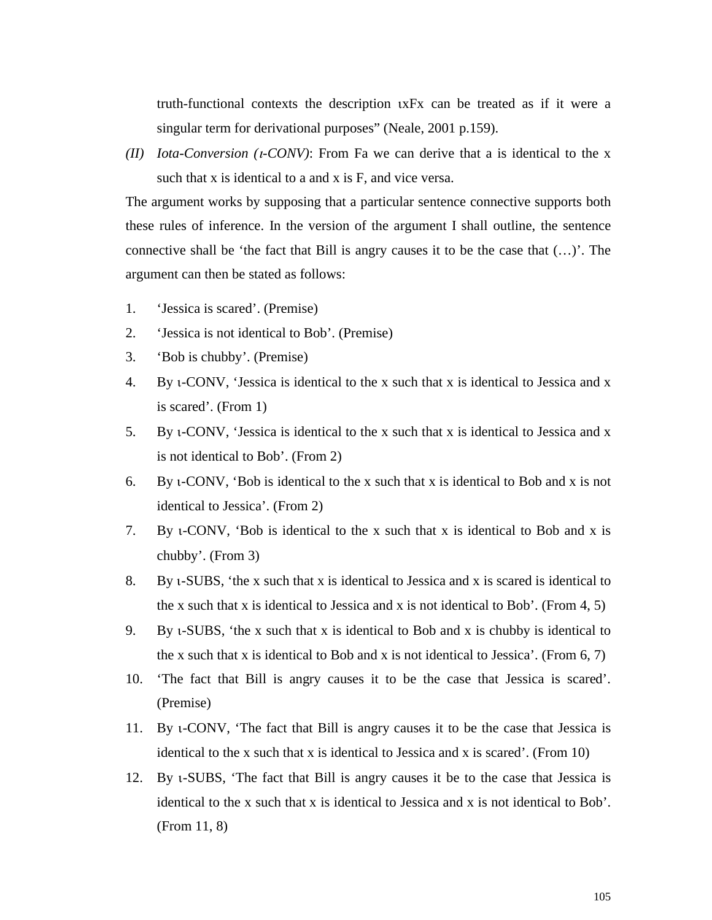truth-functional contexts the description ιxFx can be treated as if it were a singular term for derivational purposes" (Neale, 2001 p.159).

*(II)* *Iota-Conversion (ι-CONV)*: From Fa we can derive that a is identical to the x such that x is identical to a and x is F, and vice versa.

The argument works by supposing that a particular sentence connective supports both these rules of inference. In the version of the argument I shall outline, the sentence connective shall be 'the fact that Bill is angry causes it to be the case that (…)'. The argument can then be stated as follows:

1. 'Jessica is scared'. (Premise)
2. 'Jessica is not identical to Bob'. (Premise)
3. 'Bob is chubby'. (Premise)
4. By ι-CONV, 'Jessica is identical to the x such that x is identical to Jessica and x is scared'. (From 1)
5. By ι-CONV, 'Jessica is identical to the x such that x is identical to Jessica and x is not identical to Bob'. (From 2)
6. By ι-CONV, 'Bob is identical to the x such that x is identical to Bob and x is not identical to Jessica'. (From 2)
7. By ι-CONV, 'Bob is identical to the x such that x is identical to Bob and x is chubby'. (From 3)
8. By ι-SUBS, 'the x such that x is identical to Jessica and x is scared is identical to the x such that x is identical to Jessica and x is not identical to Bob'. (From 4, 5)
9. By ι-SUBS, 'the x such that x is identical to Bob and x is chubby is identical to the x such that x is identical to Bob and x is not identical to Jessica'. (From 6, 7)
10. 'The fact that Bill is angry causes it to be the case that Jessica is scared'. (Premise)
11. By ι-CONV, 'The fact that Bill is angry causes it to be the case that Jessica is identical to the x such that x is identical to Jessica and x is scared'. (From 10)
12. By ι-SUBS, 'The fact that Bill is angry causes it be to the case that Jessica is identical to the x such that x is identical to Jessica and x is not identical to Bob'. (From 11, 8)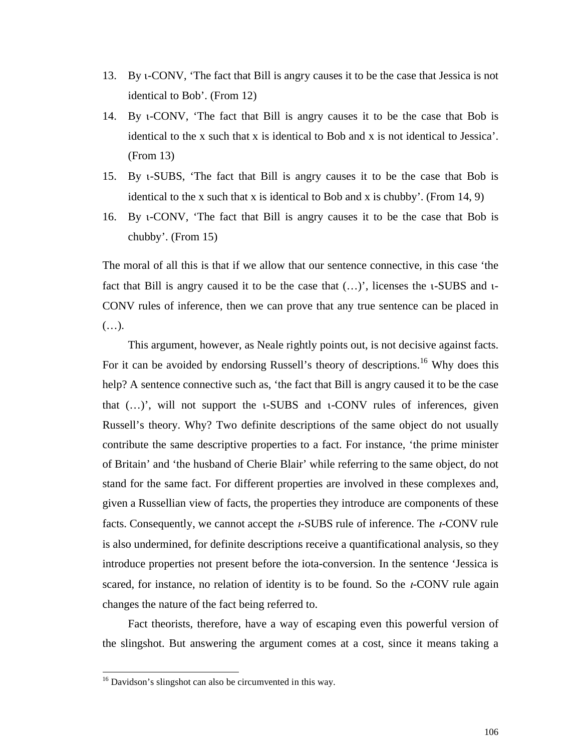13. By ι-CONV, 'The fact that Bill is angry causes it to be the case that Jessica is not identical to Bob'. (From 12)
14. By ι-CONV, 'The fact that Bill is angry causes it to be the case that Bob is identical to the x such that x is identical to Bob and x is not identical to Jessica'. (From 13)
15. By ι-SUBS, 'The fact that Bill is angry causes it to be the case that Bob is identical to the x such that x is identical to Bob and x is chubby'. (From 14, 9)
16. By ι-CONV, 'The fact that Bill is angry causes it to be the case that Bob is chubby'. (From 15)

The moral of all this is that if we allow that our sentence connective, in this case 'the fact that Bill is angry caused it to be the case that (…)', licenses the ι-SUBS and ι-CONV rules of inference, then we can prove that any true sentence can be placed in (…).

This argument, however, as Neale rightly points out, is not decisive against facts. For it can be avoided by endorsing Russell's theory of descriptions.[16] Why does this help? A sentence connective such as, 'the fact that Bill is angry caused it to be the case that (…)', will not support the ι-SUBS and ι-CONV rules of inferences, given Russell's theory. Why? Two definite descriptions of the same object do not usually contribute the same descriptive properties to a fact. For instance, 'the prime minister of Britain' and 'the husband of Cherie Blair' while referring to the same object, do not stand for the same fact. For different properties are involved in these complexes and, given a Russellian view of facts, the properties they introduce are components of these facts. Consequently, we cannot accept the *ι*-SUBS rule of inference. The *ι*-CONV rule is also undermined, for definite descriptions receive a quantificational analysis, so they introduce properties not present before the iota-conversion. In the sentence 'Jessica is scared, for instance, no relation of identity is to be found. So the *ι*-CONV rule again changes the nature of the fact being referred to.

Fact theorists, therefore, have a way of escaping even this powerful version of the slingshot. But answering the argument comes at a cost, since it means taking a

[16] Davidson's slingshot can also be circumvented in this way.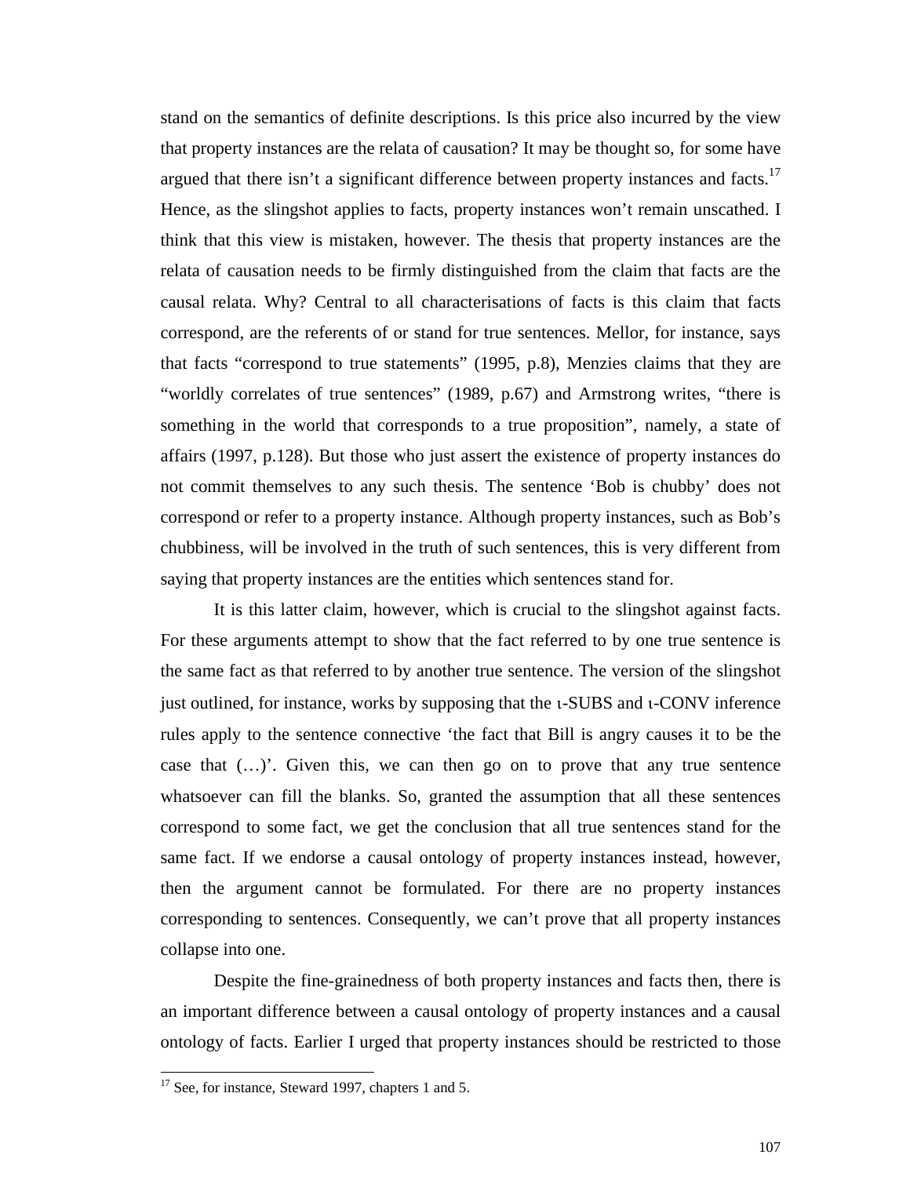stand on the semantics of definite descriptions. Is this price also incurred by the view that property instances are the relata of causation? It may be thought so, for some have argued that there isn't a significant difference between property instances and facts.[17] Hence, as the slingshot applies to facts, property instances won't remain unscathed. I think that this view is mistaken, however. The thesis that property instances are the relata of causation needs to be firmly distinguished from the claim that facts are the causal relata. Why? Central to all characterisations of facts is this claim that facts correspond, are the referents of or stand for true sentences. Mellor, for instance, says that facts "correspond to true statements" (1995, p.8), Menzies claims that they are "worldly correlates of true sentences" (1989, p.67) and Armstrong writes, "there is something in the world that corresponds to a true proposition", namely, a state of affairs (1997, p.128). But those who just assert the existence of property instances do not commit themselves to any such thesis. The sentence 'Bob is chubby' does not correspond or refer to a property instance. Although property instances, such as Bob's chubbiness, will be involved in the truth of such sentences, this is very different from saying that property instances are the entities which sentences stand for.

It is this latter claim, however, which is crucial to the slingshot against facts. For these arguments attempt to show that the fact referred to by one true sentence is the same fact as that referred to by another true sentence. The version of the slingshot just outlined, for instance, works by supposing that the ι-SUBS and ι-CONV inference rules apply to the sentence connective 'the fact that Bill is angry causes it to be the case that (…)'. Given this, we can then go on to prove that any true sentence whatsoever can fill the blanks. So, granted the assumption that all these sentences correspond to some fact, we get the conclusion that all true sentences stand for the same fact. If we endorse a causal ontology of property instances instead, however, then the argument cannot be formulated. For there are no property instances corresponding to sentences. Consequently, we can't prove that all property instances collapse into one.

Despite the fine-grainedness of both property instances and facts then, there is an important difference between a causal ontology of property instances and a causal ontology of facts. Earlier I urged that property instances should be restricted to those

[17] See, for instance, Steward 1997, chapters 1 and 5.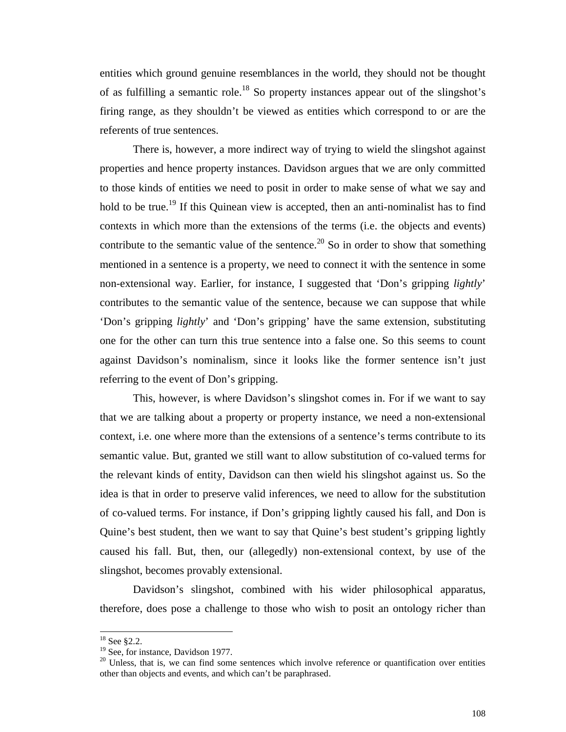entities which ground genuine resemblances in the world, they should not be thought of as fulfilling a semantic role.[18] So property instances appear out of the slingshot's firing range, as they shouldn't be viewed as entities which correspond to or are the referents of true sentences.

There is, however, a more indirect way of trying to wield the slingshot against properties and hence property instances. Davidson argues that we are only committed to those kinds of entities we need to posit in order to make sense of what we say and hold to be true.[19] If this Quinean view is accepted, then an anti-nominalist has to find contexts in which more than the extensions of the terms (i.e. the objects and events) contribute to the semantic value of the sentence.[20] So in order to show that something mentioned in a sentence is a property, we need to connect it with the sentence in some non-extensional way. Earlier, for instance, I suggested that 'Don's gripping *lightly*' contributes to the semantic value of the sentence, because we can suppose that while 'Don's gripping *lightly*' and 'Don's gripping' have the same extension, substituting one for the other can turn this true sentence into a false one. So this seems to count against Davidson's nominalism, since it looks like the former sentence isn't just referring to the event of Don's gripping.

This, however, is where Davidson's slingshot comes in. For if we want to say that we are talking about a property or property instance, we need a non-extensional context, i.e. one where more than the extensions of a sentence's terms contribute to its semantic value. But, granted we still want to allow substitution of co-valued terms for the relevant kinds of entity, Davidson can then wield his slingshot against us. So the idea is that in order to preserve valid inferences, we need to allow for the substitution of co-valued terms. For instance, if Don's gripping lightly caused his fall, and Don is Quine's best student, then we want to say that Quine's best student's gripping lightly caused his fall. But, then, our (allegedly) non-extensional context, by use of the slingshot, becomes provably extensional.

Davidson's slingshot, combined with his wider philosophical apparatus, therefore, does pose a challenge to those who wish to posit an ontology richer than

---

[18] See §2.2.

[19] See, for instance, Davidson 1977.

[20] Unless, that is, we can find some sentences which involve reference or quantification over entities other than objects and events, and which can't be paraphrased.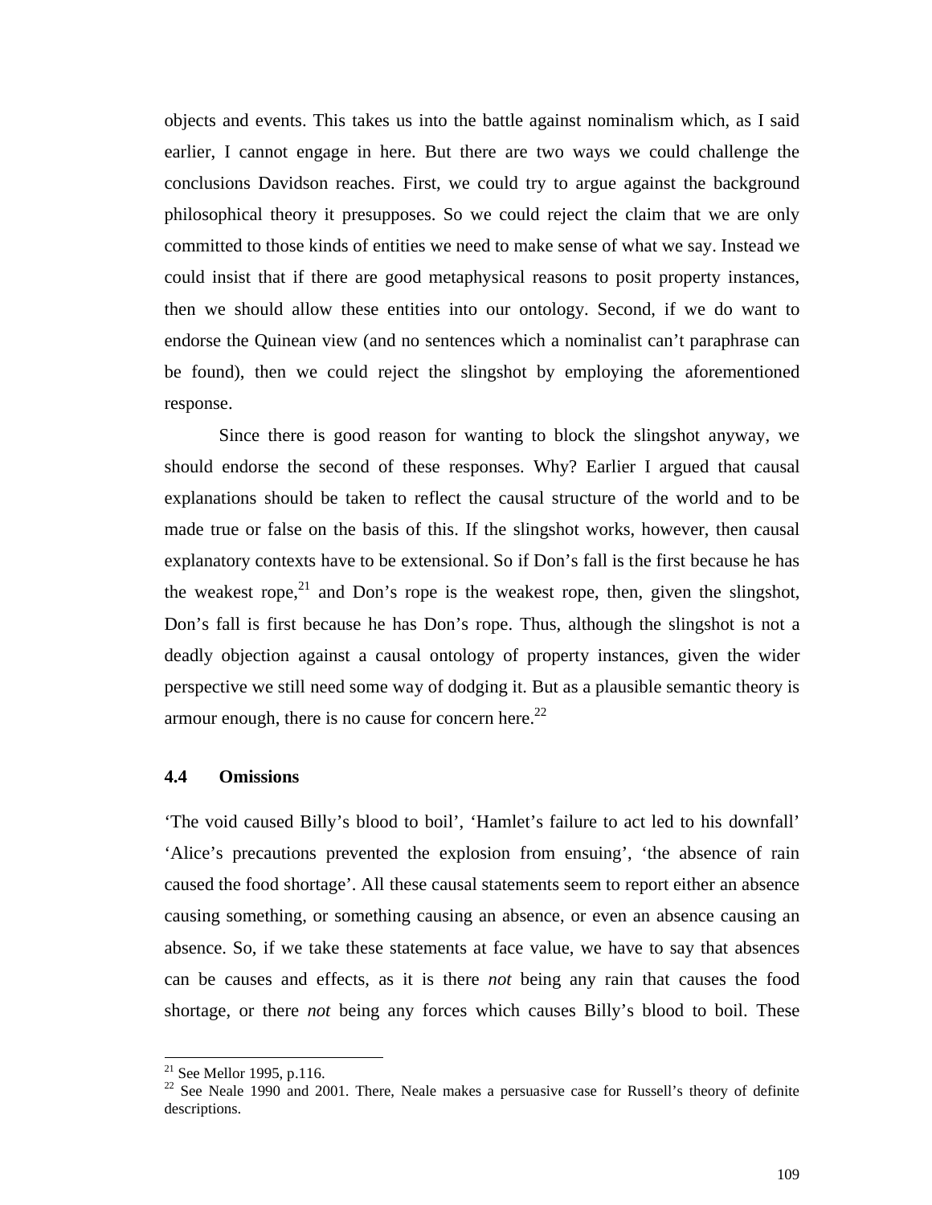objects and events. This takes us into the battle against nominalism which, as I said earlier, I cannot engage in here. But there are two ways we could challenge the conclusions Davidson reaches. First, we could try to argue against the background philosophical theory it presupposes. So we could reject the claim that we are only committed to those kinds of entities we need to make sense of what we say. Instead we could insist that if there are good metaphysical reasons to posit property instances, then we should allow these entities into our ontology. Second, if we do want to endorse the Quinean view (and no sentences which a nominalist can't paraphrase can be found), then we could reject the slingshot by employing the aforementioned response.

Since there is good reason for wanting to block the slingshot anyway, we should endorse the second of these responses. Why? Earlier I argued that causal explanations should be taken to reflect the causal structure of the world and to be made true or false on the basis of this. If the slingshot works, however, then causal explanatory contexts have to be extensional. So if Don's fall is the first because he has the weakest rope,[21] and Don's rope is the weakest rope, then, given the slingshot, Don's fall is first because he has Don's rope. Thus, although the slingshot is not a deadly objection against a causal ontology of property instances, given the wider perspective we still need some way of dodging it. But as a plausible semantic theory is armour enough, there is no cause for concern here.[22]

### 4.4 Omissions

'The void caused Billy's blood to boil', 'Hamlet's failure to act led to his downfall' 'Alice's precautions prevented the explosion from ensuing', 'the absence of rain caused the food shortage'. All these causal statements seem to report either an absence causing something, or something causing an absence, or even an absence causing an absence. So, if we take these statements at face value, we have to say that absences can be causes and effects, as it is there *not* being any rain that causes the food shortage, or there *not* being any forces which causes Billy's blood to boil. These

---

[21] See Mellor 1995, p.116.

[22] See Neale 1990 and 2001. There, Neale makes a persuasive case for Russell's theory of definite descriptions.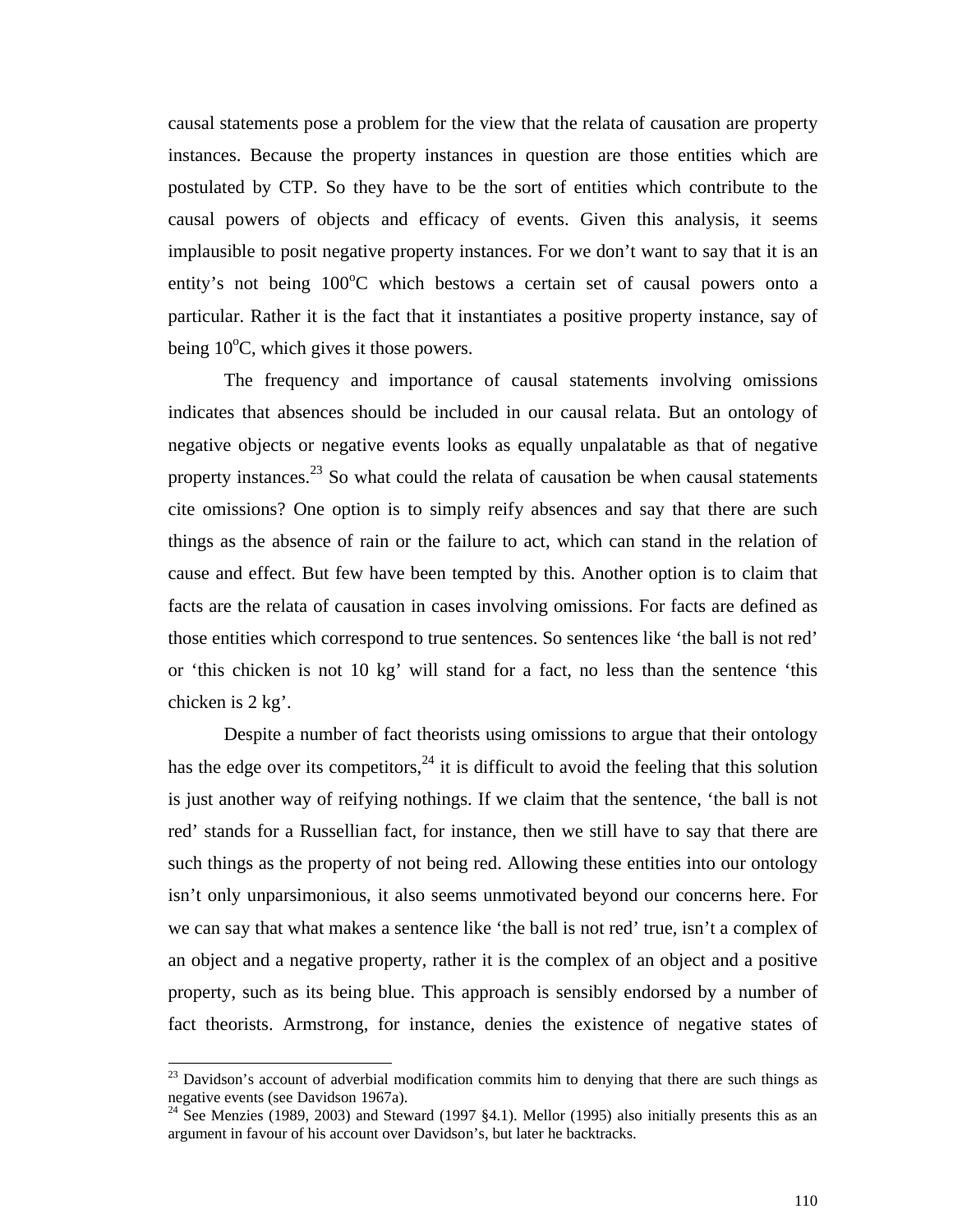causal statements pose a problem for the view that the relata of causation are property instances. Because the property instances in question are those entities which are postulated by CTP. So they have to be the sort of entities which contribute to the causal powers of objects and efficacy of events. Given this analysis, it seems implausible to posit negative property instances. For we don't want to say that it is an entity's not being 100°C which bestows a certain set of causal powers onto a particular. Rather it is the fact that it instantiates a positive property instance, say of being 10°C, which gives it those powers.

The frequency and importance of causal statements involving omissions indicates that absences should be included in our causal relata. But an ontology of negative objects or negative events looks as equally unpalatable as that of negative property instances.[23] So what could the relata of causation be when causal statements cite omissions? One option is to simply reify absences and say that there are such things as the absence of rain or the failure to act, which can stand in the relation of cause and effect. But few have been tempted by this. Another option is to claim that facts are the relata of causation in cases involving omissions. For facts are defined as those entities which correspond to true sentences. So sentences like 'the ball is not red' or 'this chicken is not 10 kg' will stand for a fact, no less than the sentence 'this chicken is 2 kg'.

Despite a number of fact theorists using omissions to argue that their ontology has the edge over its competitors,[24] it is difficult to avoid the feeling that this solution is just another way of reifying nothings. If we claim that the sentence, 'the ball is not red' stands for a Russellian fact, for instance, then we still have to say that there are such things as the property of not being red. Allowing these entities into our ontology isn't only unparsimonious, it also seems unmotivated beyond our concerns here. For we can say that what makes a sentence like 'the ball is not red' true, isn't a complex of an object and a negative property, rather it is the complex of an object and a positive property, such as its being blue. This approach is sensibly endorsed by a number of fact theorists. Armstrong, for instance, denies the existence of negative states of

---

[23] Davidson's account of adverbial modification commits him to denying that there are such things as negative events (see Davidson 1967a).

[24] See Menzies (1989, 2003) and Steward (1997 §4.1). Mellor (1995) also initially presents this as an argument in favour of his account over Davidson's, but later he backtracks.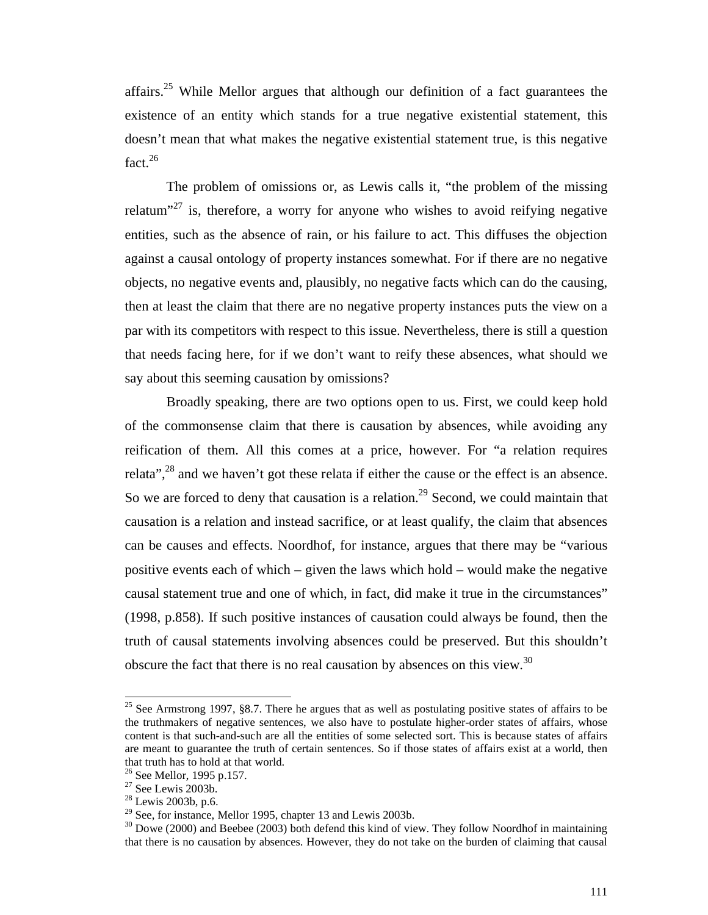affairs.[25] While Mellor argues that although our definition of a fact guarantees the existence of an entity which stands for a true negative existential statement, this doesn't mean that what makes the negative existential statement true, is this negative fact.[26]

The problem of omissions or, as Lewis calls it, "the problem of the missing relatum"[27] is, therefore, a worry for anyone who wishes to avoid reifying negative entities, such as the absence of rain, or his failure to act. This diffuses the objection against a causal ontology of property instances somewhat. For if there are no negative objects, no negative events and, plausibly, no negative facts which can do the causing, then at least the claim that there are no negative property instances puts the view on a par with its competitors with respect to this issue. Nevertheless, there is still a question that needs facing here, for if we don't want to reify these absences, what should we say about this seeming causation by omissions?

Broadly speaking, there are two options open to us. First, we could keep hold of the commonsense claim that there is causation by absences, while avoiding any reification of them. All this comes at a price, however. For "a relation requires relata",[28] and we haven't got these relata if either the cause or the effect is an absence. So we are forced to deny that causation is a relation.[29] Second, we could maintain that causation is a relation and instead sacrifice, or at least qualify, the claim that absences can be causes and effects. Noordhof, for instance, argues that there may be "various positive events each of which – given the laws which hold – would make the negative causal statement true and one of which, in fact, did make it true in the circumstances" (1998, p.858). If such positive instances of causation could always be found, then the truth of causal statements involving absences could be preserved. But this shouldn't obscure the fact that there is no real causation by absences on this view.[30]

---

[25] See Armstrong 1997, §8.7. There he argues that as well as postulating positive states of affairs to be the truthmakers of negative sentences, we also have to postulate higher-order states of affairs, whose content is that such-and-such are all the entities of some selected sort. This is because states of affairs are meant to guarantee the truth of certain sentences. So if those states of affairs exist at a world, then that truth has to hold at that world.

[26] See Mellor, 1995 p.157.

[27] See Lewis 2003b.

[28] Lewis 2003b, p.6.

[29] See, for instance, Mellor 1995, chapter 13 and Lewis 2003b.

[30] Dowe (2000) and Beebee (2003) both defend this kind of view. They follow Noordhof in maintaining that there is no causation by absences. However, they do not take on the burden of claiming that causal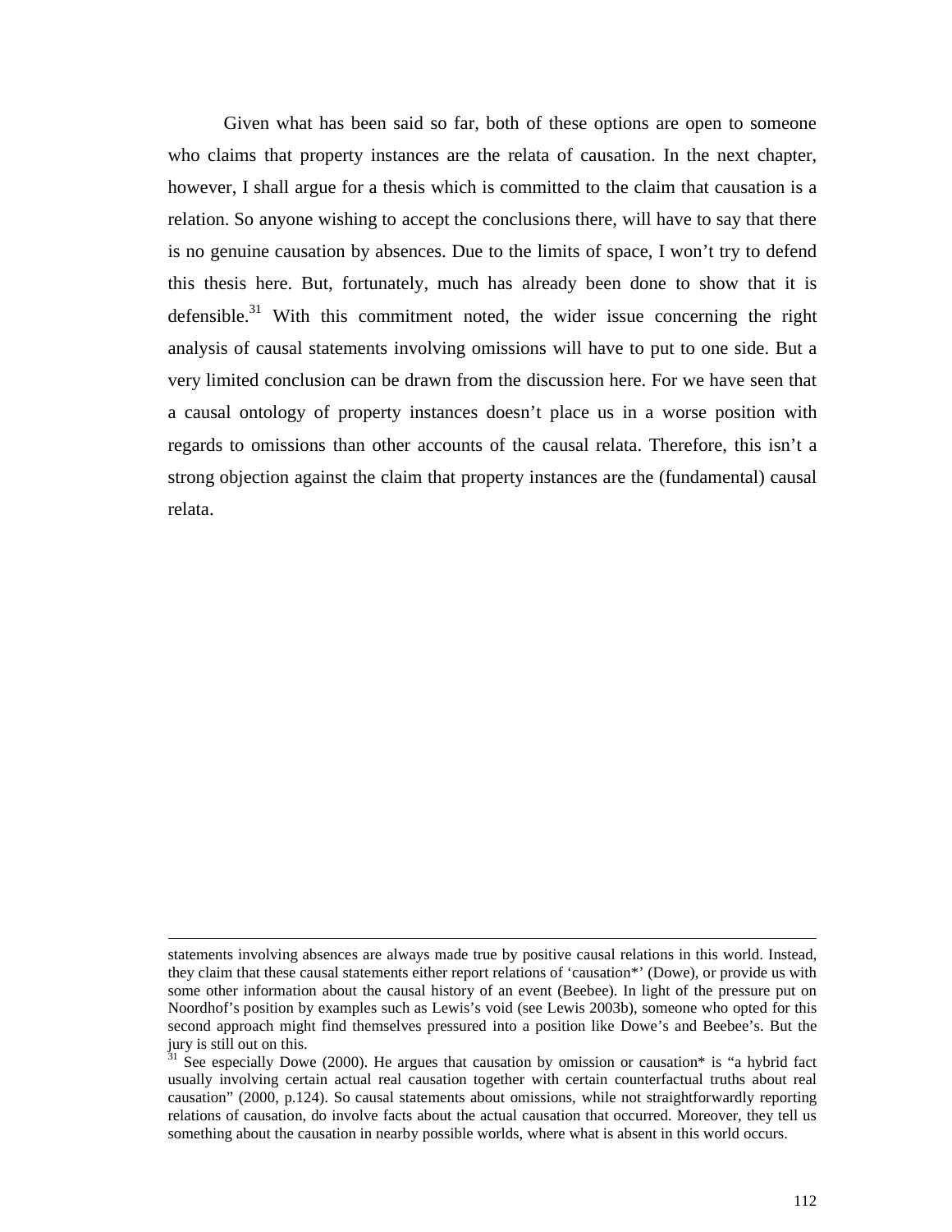Given what has been said so far, both of these options are open to someone who claims that property instances are the relata of causation. In the next chapter, however, I shall argue for a thesis which is committed to the claim that causation is a relation. So anyone wishing to accept the conclusions there, will have to say that there is no genuine causation by absences. Due to the limits of space, I won't try to defend this thesis here. But, fortunately, much has already been done to show that it is defensible.[31] With this commitment noted, the wider issue concerning the right analysis of causal statements involving omissions will have to put to one side. But a very limited conclusion can be drawn from the discussion here. For we have seen that a causal ontology of property instances doesn't place us in a worse position with regards to omissions than other accounts of the causal relata. Therefore, this isn't a strong objection against the claim that property instances are the (fundamental) causal relata.

---

statements involving absences are always made true by positive causal relations in this world. Instead, they claim that these causal statements either report relations of 'causation*' (Dowe), or provide us with some other information about the causal history of an event (Beebee). In light of the pressure put on Noordhof's position by examples such as Lewis's void (see Lewis 2003b), someone who opted for this second approach might find themselves pressured into a position like Dowe's and Beebee's. But the jury is still out on this.

[31] See especially Dowe (2000). He argues that causation by omission or causation* is "a hybrid fact usually involving certain actual real causation together with certain counterfactual truths about real causation" (2000, p.124). So causal statements about omissions, while not straightforwardly reporting relations of causation, do involve facts about the actual causation that occurred. Moreover, they tell us something about the causation in nearby possible worlds, where what is absent in this world occurs.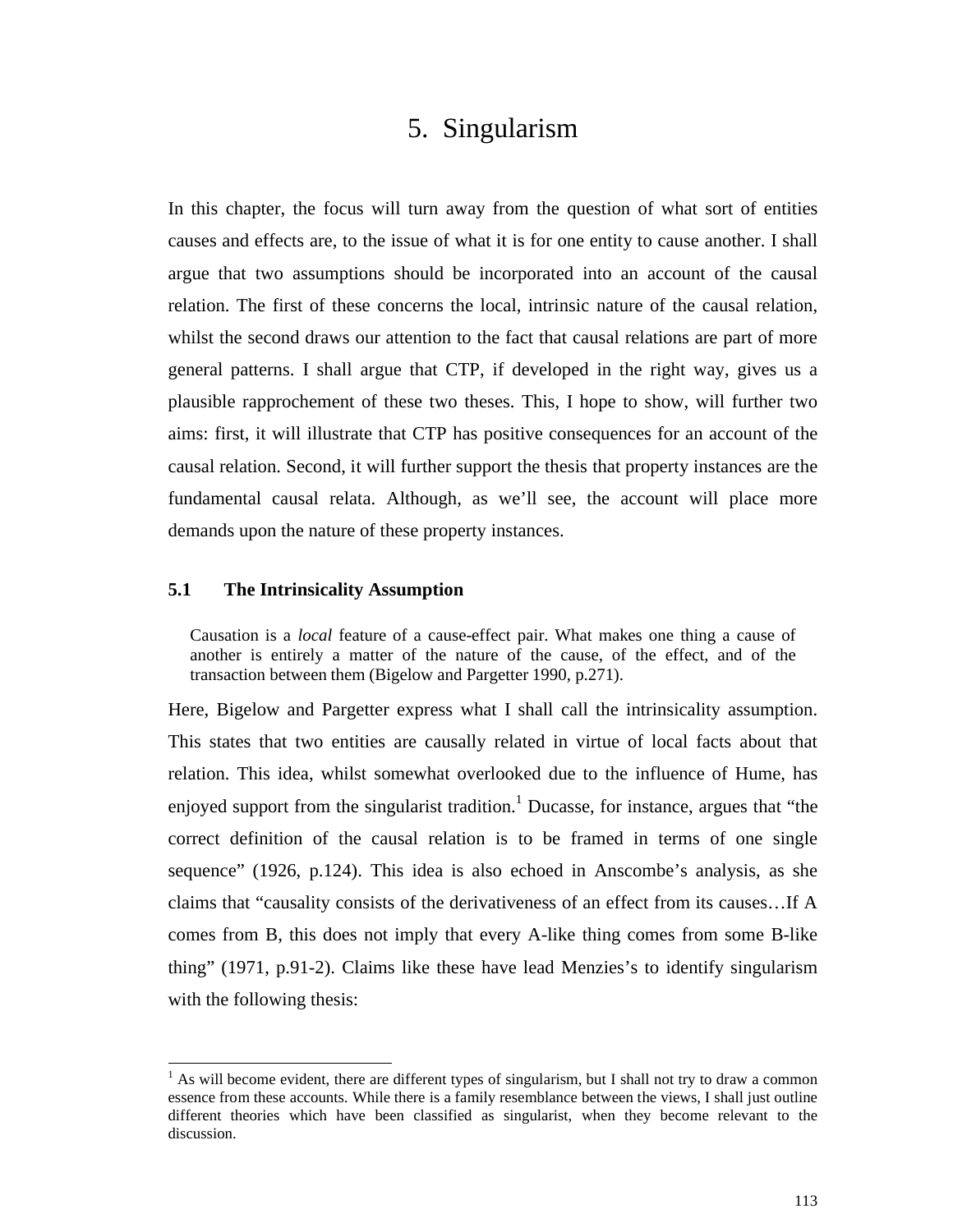# 5. Singularism

In this chapter, the focus will turn away from the question of what sort of entities causes and effects are, to the issue of what it is for one entity to cause another. I shall argue that two assumptions should be incorporated into an account of the causal relation. The first of these concerns the local, intrinsic nature of the causal relation, whilst the second draws our attention to the fact that causal relations are part of more general patterns. I shall argue that CTP, if developed in the right way, gives us a plausible rapprochement of these two theses. This, I hope to show, will further two aims: first, it will illustrate that CTP has positive consequences for an account of the causal relation. Second, it will further support the thesis that property instances are the fundamental causal relata. Although, as we'll see, the account will place more demands upon the nature of these property instances.

## 5.1 The Intrinsicality Assumption

> Causation is a *local* feature of a cause-effect pair. What makes one thing a cause of another is entirely a matter of the nature of the cause, of the effect, and of the transaction between them (Bigelow and Pargetter 1990, p.271).

Here, Bigelow and Pargetter express what I shall call the intrinsicality assumption. This states that two entities are causally related in virtue of local facts about that relation. This idea, whilst somewhat overlooked due to the influence of Hume, has enjoyed support from the singularist tradition.[1] Ducasse, for instance, argues that "the correct definition of the causal relation is to be framed in terms of one single sequence" (1926, p.124). This idea is also echoed in Anscombe's analysis, as she claims that "causality consists of the derivativeness of an effect from its causes…If A comes from B, this does not imply that every A-like thing comes from some B-like thing" (1971, p.91-2). Claims like these have lead Menzies's to identify singularism with the following thesis:

[1] As will become evident, there are different types of singularism, but I shall not try to draw a common essence from these accounts. While there is a family resemblance between the views, I shall just outline different theories which have been classified as singularist, when they become relevant to the discussion.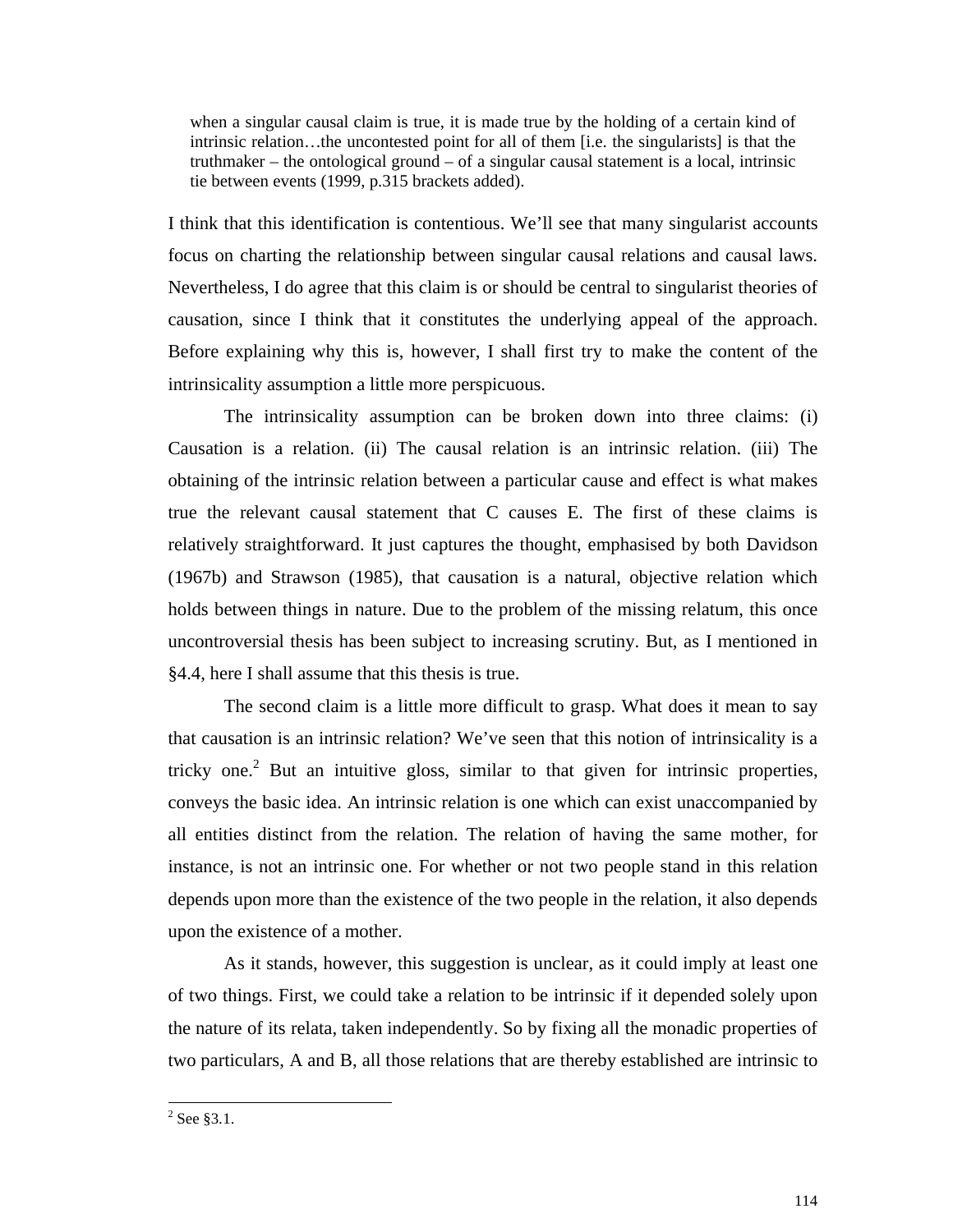> when a singular causal claim is true, it is made true by the holding of a certain kind of intrinsic relation…the uncontested point for all of them [i.e. the singularists] is that the truthmaker – the ontological ground – of a singular causal statement is a local, intrinsic tie between events (1999, p.315 brackets added).

I think that this identification is contentious. We'll see that many singularist accounts focus on charting the relationship between singular causal relations and causal laws. Nevertheless, I do agree that this claim is or should be central to singularist theories of causation, since I think that it constitutes the underlying appeal of the approach. Before explaining why this is, however, I shall first try to make the content of the intrinsicality assumption a little more perspicuous.

The intrinsicality assumption can be broken down into three claims: (i) Causation is a relation. (ii) The causal relation is an intrinsic relation. (iii) The obtaining of the intrinsic relation between a particular cause and effect is what makes true the relevant causal statement that C causes E. The first of these claims is relatively straightforward. It just captures the thought, emphasised by both Davidson (1967b) and Strawson (1985), that causation is a natural, objective relation which holds between things in nature. Due to the problem of the missing relatum, this once uncontroversial thesis has been subject to increasing scrutiny. But, as I mentioned in §4.4, here I shall assume that this thesis is true.

The second claim is a little more difficult to grasp. What does it mean to say that causation is an intrinsic relation? We've seen that this notion of intrinsicality is a tricky one.[2] But an intuitive gloss, similar to that given for intrinsic properties, conveys the basic idea. An intrinsic relation is one which can exist unaccompanied by all entities distinct from the relation. The relation of having the same mother, for instance, is not an intrinsic one. For whether or not two people stand in this relation depends upon more than the existence of the two people in the relation, it also depends upon the existence of a mother.

As it stands, however, this suggestion is unclear, as it could imply at least one of two things. First, we could take a relation to be intrinsic if it depended solely upon the nature of its relata, taken independently. So by fixing all the monadic properties of two particulars, A and B, all those relations that are thereby established are intrinsic to

---

[2] See §3.1.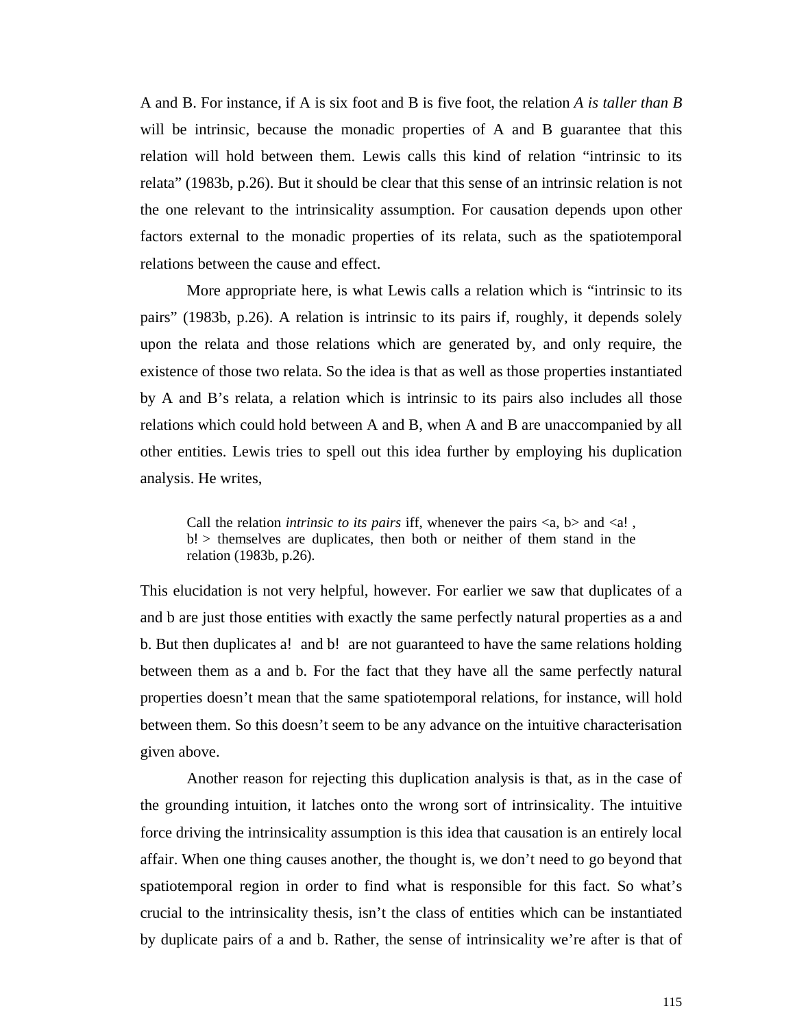A and B. For instance, if A is six foot and B is five foot, the relation *A is taller than B* will be intrinsic, because the monadic properties of A and B guarantee that this relation will hold between them. Lewis calls this kind of relation "intrinsic to its relata" (1983b, p.26). But it should be clear that this sense of an intrinsic relation is not the one relevant to the intrinsicality assumption. For causation depends upon other factors external to the monadic properties of its relata, such as the spatiotemporal relations between the cause and effect.

More appropriate here, is what Lewis calls a relation which is "intrinsic to its pairs" (1983b, p.26). A relation is intrinsic to its pairs if, roughly, it depends solely upon the relata and those relations which are generated by, and only require, the existence of those two relata. So the idea is that as well as those properties instantiated by A and B's relata, a relation which is intrinsic to its pairs also includes all those relations which could hold between A and B, when A and B are unaccompanied by all other entities. Lewis tries to spell out this idea further by employing his duplication analysis. He writes,

> Call the relation *intrinsic to its pairs* iff, whenever the pairs <a, b> and <a! , b! > themselves are duplicates, then both or neither of them stand in the relation (1983b, p.26).

This elucidation is not very helpful, however. For earlier we saw that duplicates of a and b are just those entities with exactly the same perfectly natural properties as a and b. But then duplicates a! and b! are not guaranteed to have the same relations holding between them as a and b. For the fact that they have all the same perfectly natural properties doesn't mean that the same spatiotemporal relations, for instance, will hold between them. So this doesn't seem to be any advance on the intuitive characterisation given above.

Another reason for rejecting this duplication analysis is that, as in the case of the grounding intuition, it latches onto the wrong sort of intrinsicality. The intuitive force driving the intrinsicality assumption is this idea that causation is an entirely local affair. When one thing causes another, the thought is, we don't need to go beyond that spatiotemporal region in order to find what is responsible for this fact. So what's crucial to the intrinsicality thesis, isn't the class of entities which can be instantiated by duplicate pairs of a and b. Rather, the sense of intrinsicality we're after is that of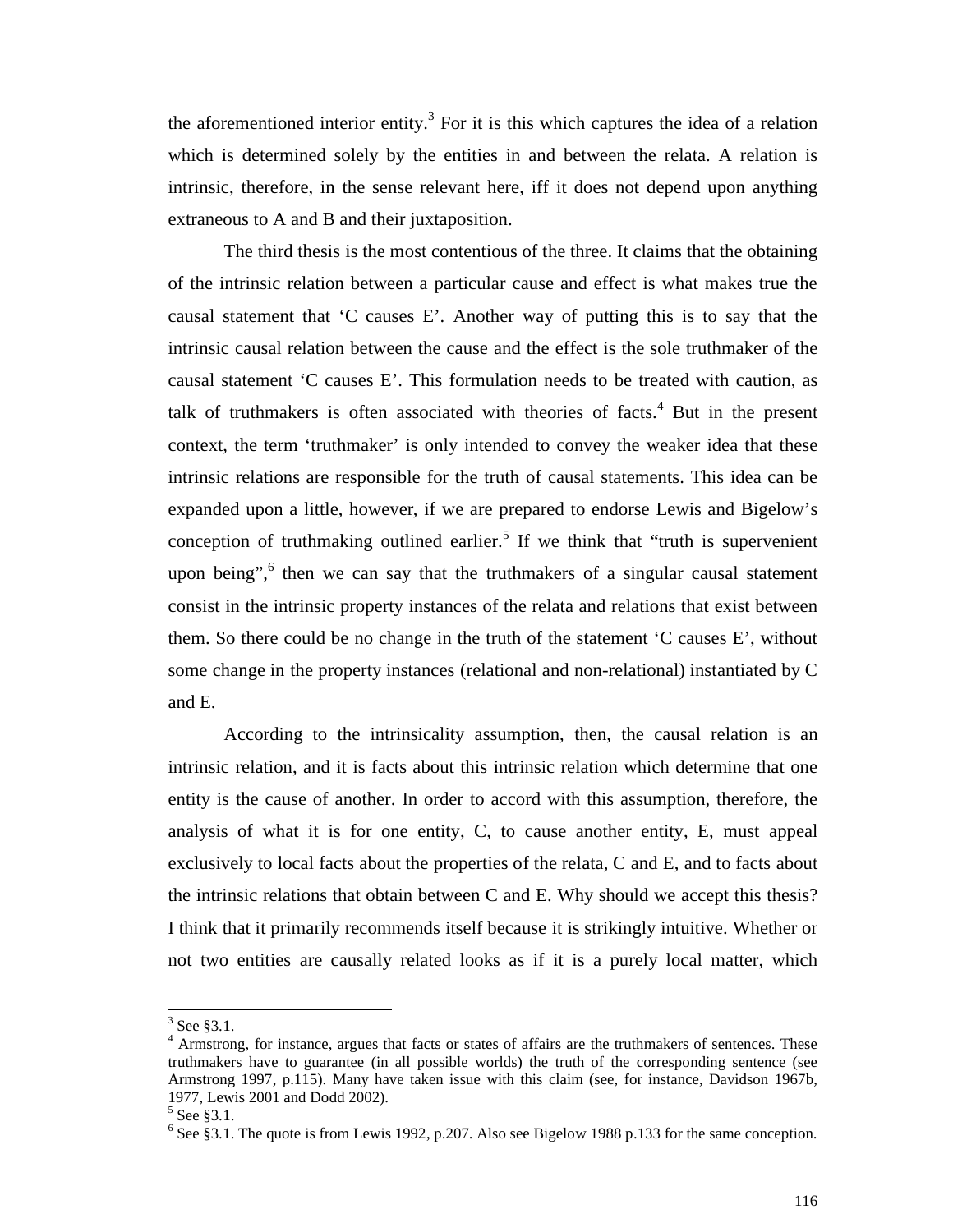the aforementioned interior entity.[3] For it is this which captures the idea of a relation which is determined solely by the entities in and between the relata. A relation is intrinsic, therefore, in the sense relevant here, iff it does not depend upon anything extraneous to A and B and their juxtaposition.

The third thesis is the most contentious of the three. It claims that the obtaining of the intrinsic relation between a particular cause and effect is what makes true the causal statement that 'C causes E'. Another way of putting this is to say that the intrinsic causal relation between the cause and the effect is the sole truthmaker of the causal statement 'C causes E'. This formulation needs to be treated with caution, as talk of truthmakers is often associated with theories of facts.[4] But in the present context, the term 'truthmaker' is only intended to convey the weaker idea that these intrinsic relations are responsible for the truth of causal statements. This idea can be expanded upon a little, however, if we are prepared to endorse Lewis and Bigelow's conception of truthmaking outlined earlier.[5] If we think that "truth is supervenient upon being",[6] then we can say that the truthmakers of a singular causal statement consist in the intrinsic property instances of the relata and relations that exist between them. So there could be no change in the truth of the statement 'C causes E', without some change in the property instances (relational and non-relational) instantiated by C and E.

According to the intrinsicality assumption, then, the causal relation is an intrinsic relation, and it is facts about this intrinsic relation which determine that one entity is the cause of another. In order to accord with this assumption, therefore, the analysis of what it is for one entity, C, to cause another entity, E, must appeal exclusively to local facts about the properties of the relata, C and E, and to facts about the intrinsic relations that obtain between C and E. Why should we accept this thesis? I think that it primarily recommends itself because it is strikingly intuitive. Whether or not two entities are causally related looks as if it is a purely local matter, which

---

[3] See §3.1.

[4] Armstrong, for instance, argues that facts or states of affairs are the truthmakers of sentences. These truthmakers have to guarantee (in all possible worlds) the truth of the corresponding sentence (see Armstrong 1997, p.115). Many have taken issue with this claim (see, for instance, Davidson 1967b, 1977, Lewis 2001 and Dodd 2002).

[5] See §3.1.

[6] See §3.1. The quote is from Lewis 1992, p.207. Also see Bigelow 1988 p.133 for the same conception.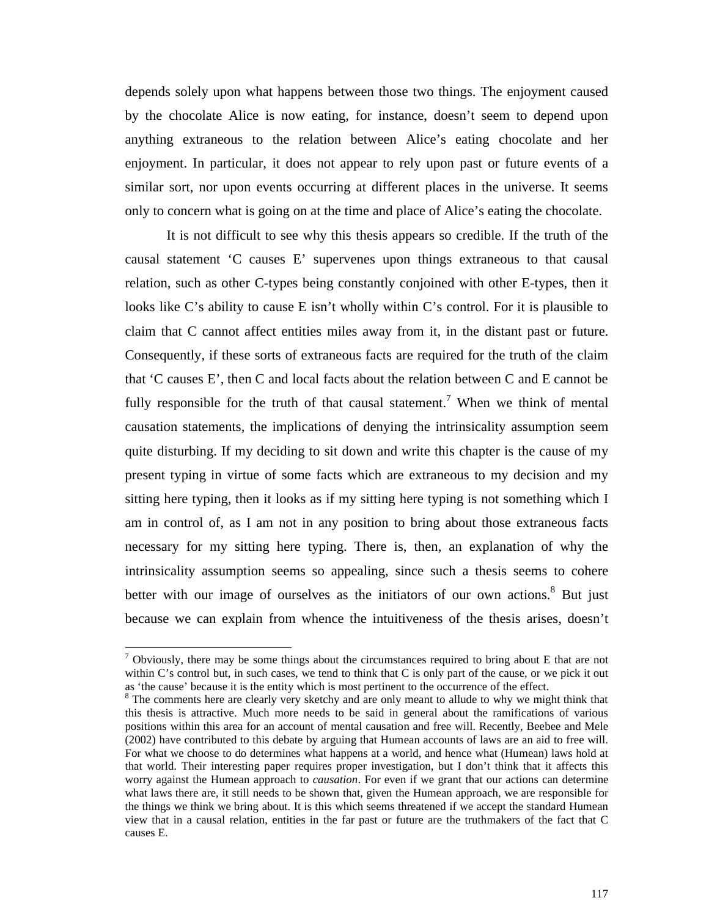depends solely upon what happens between those two things. The enjoyment caused by the chocolate Alice is now eating, for instance, doesn't seem to depend upon anything extraneous to the relation between Alice's eating chocolate and her enjoyment. In particular, it does not appear to rely upon past or future events of a similar sort, nor upon events occurring at different places in the universe. It seems only to concern what is going on at the time and place of Alice's eating the chocolate.

It is not difficult to see why this thesis appears so credible. If the truth of the causal statement 'C causes E' supervenes upon things extraneous to that causal relation, such as other C-types being constantly conjoined with other E-types, then it looks like C's ability to cause E isn't wholly within C's control. For it is plausible to claim that C cannot affect entities miles away from it, in the distant past or future. Consequently, if these sorts of extraneous facts are required for the truth of the claim that 'C causes E', then C and local facts about the relation between C and E cannot be fully responsible for the truth of that causal statement.[7] When we think of mental causation statements, the implications of denying the intrinsicality assumption seem quite disturbing. If my deciding to sit down and write this chapter is the cause of my present typing in virtue of some facts which are extraneous to my decision and my sitting here typing, then it looks as if my sitting here typing is not something which I am in control of, as I am not in any position to bring about those extraneous facts necessary for my sitting here typing. There is, then, an explanation of why the intrinsicality assumption seems so appealing, since such a thesis seems to cohere better with our image of ourselves as the initiators of our own actions.[8] But just because we can explain from whence the intuitiveness of the thesis arises, doesn't

---

[7] Obviously, there may be some things about the circumstances required to bring about E that are not within C's control but, in such cases, we tend to think that C is only part of the cause, or we pick it out as 'the cause' because it is the entity which is most pertinent to the occurrence of the effect.

[8] The comments here are clearly very sketchy and are only meant to allude to why we might think that this thesis is attractive. Much more needs to be said in general about the ramifications of various positions within this area for an account of mental causation and free will. Recently, Beebee and Mele (2002) have contributed to this debate by arguing that Humean accounts of laws are an aid to free will. For what we choose to do determines what happens at a world, and hence what (Humean) laws hold at that world. Their interesting paper requires proper investigation, but I don't think that it affects this worry against the Humean approach to *causation*. For even if we grant that our actions can determine what laws there are, it still needs to be shown that, given the Humean approach, we are responsible for the things we think we bring about. It is this which seems threatened if we accept the standard Humean view that in a causal relation, entities in the far past or future are the truthmakers of the fact that C causes E.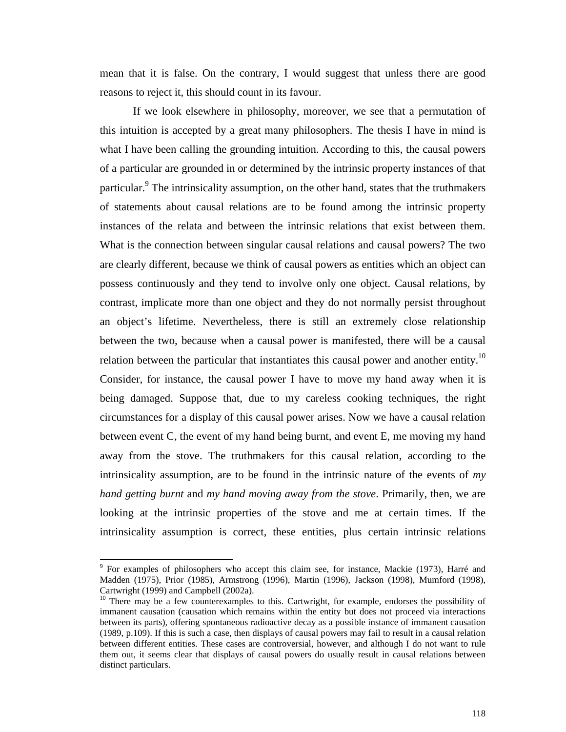mean that it is false. On the contrary, I would suggest that unless there are good reasons to reject it, this should count in its favour.

If we look elsewhere in philosophy, moreover, we see that a permutation of this intuition is accepted by a great many philosophers. The thesis I have in mind is what I have been calling the grounding intuition. According to this, the causal powers of a particular are grounded in or determined by the intrinsic property instances of that particular.[9] The intrinsicality assumption, on the other hand, states that the truthmakers of statements about causal relations are to be found among the intrinsic property instances of the relata and between the intrinsic relations that exist between them. What is the connection between singular causal relations and causal powers? The two are clearly different, because we think of causal powers as entities which an object can possess continuously and they tend to involve only one object. Causal relations, by contrast, implicate more than one object and they do not normally persist throughout an object's lifetime. Nevertheless, there is still an extremely close relationship between the two, because when a causal power is manifested, there will be a causal relation between the particular that instantiates this causal power and another entity.[10] Consider, for instance, the causal power I have to move my hand away when it is being damaged. Suppose that, due to my careless cooking techniques, the right circumstances for a display of this causal power arises. Now we have a causal relation between event C, the event of my hand being burnt, and event E, me moving my hand away from the stove. The truthmakers for this causal relation, according to the intrinsicality assumption, are to be found in the intrinsic nature of the events of *my hand getting burnt* and *my hand moving away from the stove*. Primarily, then, we are looking at the intrinsic properties of the stove and me at certain times. If the intrinsicality assumption is correct, these entities, plus certain intrinsic relations

---

[9] For examples of philosophers who accept this claim see, for instance, Mackie (1973), Harré and Madden (1975), Prior (1985), Armstrong (1996), Martin (1996), Jackson (1998), Mumford (1998), Cartwright (1999) and Campbell (2002a).

[10] There may be a few counterexamples to this. Cartwright, for example, endorses the possibility of immanent causation (causation which remains within the entity but does not proceed via interactions between its parts), offering spontaneous radioactive decay as a possible instance of immanent causation (1989, p.109). If this is such a case, then displays of causal powers may fail to result in a causal relation between different entities. These cases are controversial, however, and although I do not want to rule them out, it seems clear that displays of causal powers do usually result in causal relations between distinct particulars.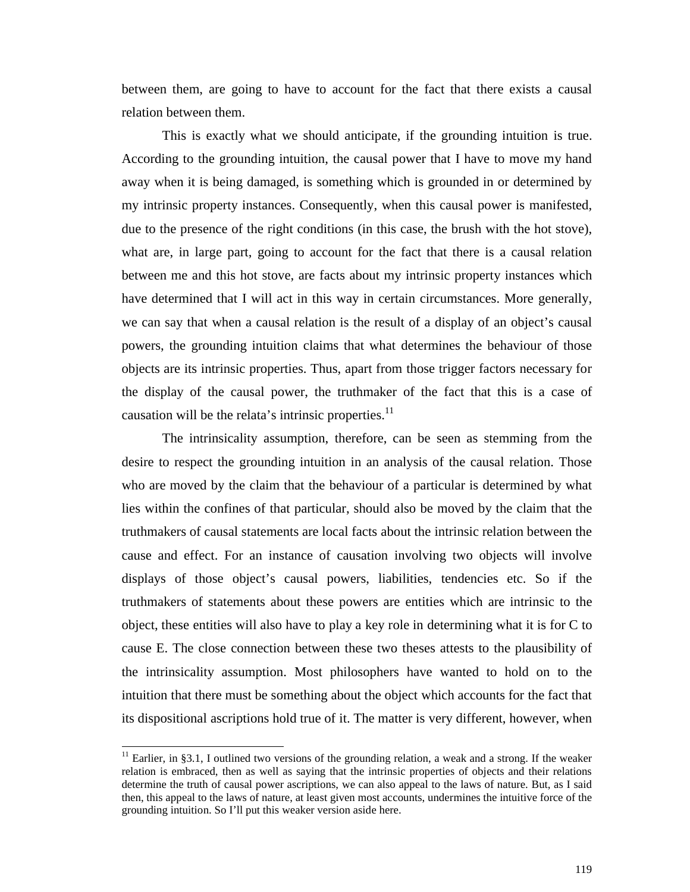between them, are going to have to account for the fact that there exists a causal relation between them.

This is exactly what we should anticipate, if the grounding intuition is true. According to the grounding intuition, the causal power that I have to move my hand away when it is being damaged, is something which is grounded in or determined by my intrinsic property instances. Consequently, when this causal power is manifested, due to the presence of the right conditions (in this case, the brush with the hot stove), what are, in large part, going to account for the fact that there is a causal relation between me and this hot stove, are facts about my intrinsic property instances which have determined that I will act in this way in certain circumstances. More generally, we can say that when a causal relation is the result of a display of an object's causal powers, the grounding intuition claims that what determines the behaviour of those objects are its intrinsic properties. Thus, apart from those trigger factors necessary for the display of the causal power, the truthmaker of the fact that this is a case of causation will be the relata's intrinsic properties.[11]

The intrinsicality assumption, therefore, can be seen as stemming from the desire to respect the grounding intuition in an analysis of the causal relation. Those who are moved by the claim that the behaviour of a particular is determined by what lies within the confines of that particular, should also be moved by the claim that the truthmakers of causal statements are local facts about the intrinsic relation between the cause and effect. For an instance of causation involving two objects will involve displays of those object's causal powers, liabilities, tendencies etc. So if the truthmakers of statements about these powers are entities which are intrinsic to the object, these entities will also have to play a key role in determining what it is for C to cause E. The close connection between these two theses attests to the plausibility of the intrinsicality assumption. Most philosophers have wanted to hold on to the intuition that there must be something about the object which accounts for the fact that its dispositional ascriptions hold true of it. The matter is very different, however, when

[11] Earlier, in §3.1, I outlined two versions of the grounding relation, a weak and a strong. If the weaker relation is embraced, then as well as saying that the intrinsic properties of objects and their relations determine the truth of causal power ascriptions, we can also appeal to the laws of nature. But, as I said then, this appeal to the laws of nature, at least given most accounts, undermines the intuitive force of the grounding intuition. So I'll put this weaker version aside here.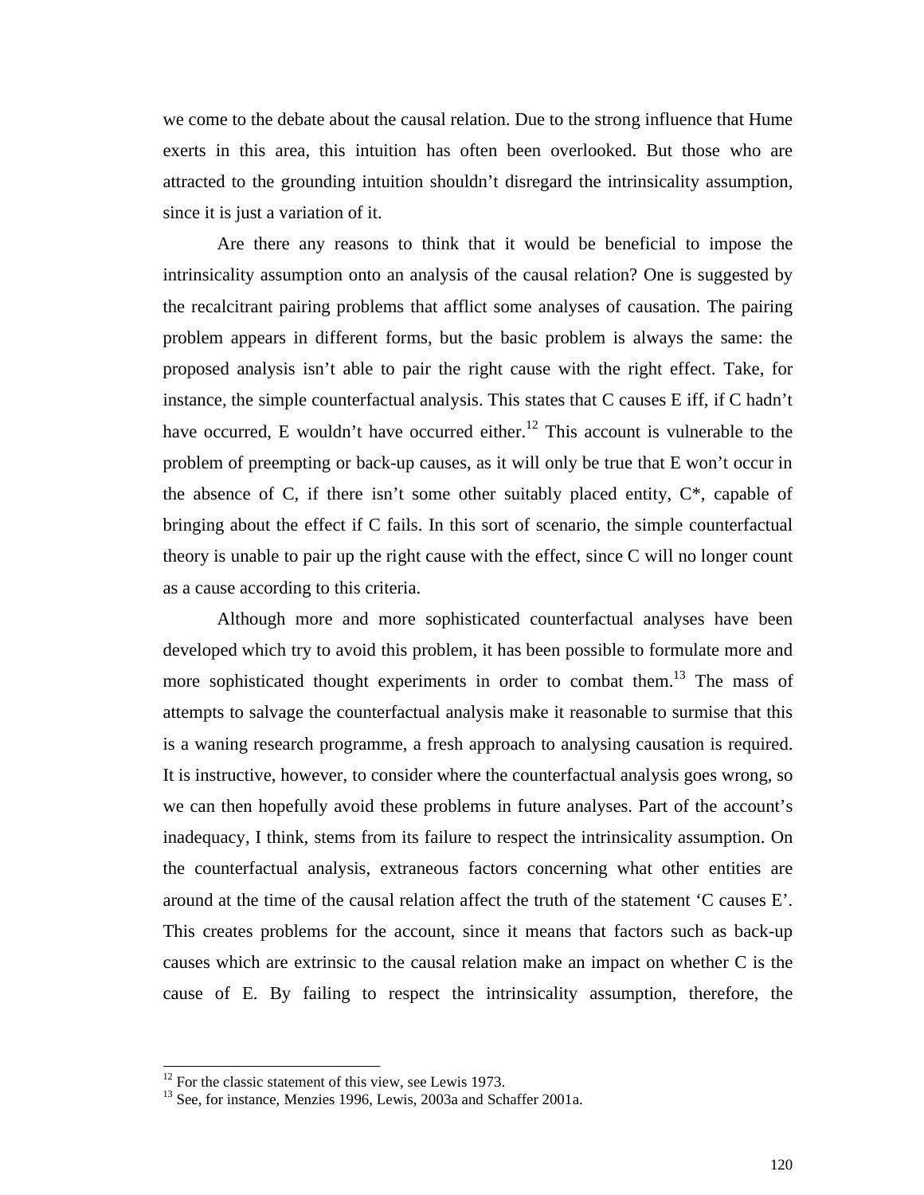we come to the debate about the causal relation. Due to the strong influence that Hume exerts in this area, this intuition has often been overlooked. But those who are attracted to the grounding intuition shouldn't disregard the intrinsicality assumption, since it is just a variation of it.

Are there any reasons to think that it would be beneficial to impose the intrinsicality assumption onto an analysis of the causal relation? One is suggested by the recalcitrant pairing problems that afflict some analyses of causation. The pairing problem appears in different forms, but the basic problem is always the same: the proposed analysis isn't able to pair the right cause with the right effect. Take, for instance, the simple counterfactual analysis. This states that C causes E iff, if C hadn't have occurred, E wouldn't have occurred either.[12] This account is vulnerable to the problem of preempting or back-up causes, as it will only be true that E won't occur in the absence of C, if there isn't some other suitably placed entity, C*, capable of bringing about the effect if C fails. In this sort of scenario, the simple counterfactual theory is unable to pair up the right cause with the effect, since C will no longer count as a cause according to this criteria.

Although more and more sophisticated counterfactual analyses have been developed which try to avoid this problem, it has been possible to formulate more and more sophisticated thought experiments in order to combat them.[13] The mass of attempts to salvage the counterfactual analysis make it reasonable to surmise that this is a waning research programme, a fresh approach to analysing causation is required. It is instructive, however, to consider where the counterfactual analysis goes wrong, so we can then hopefully avoid these problems in future analyses. Part of the account's inadequacy, I think, stems from its failure to respect the intrinsicality assumption. On the counterfactual analysis, extraneous factors concerning what other entities are around at the time of the causal relation affect the truth of the statement 'C causes E'. This creates problems for the account, since it means that factors such as back-up causes which are extrinsic to the causal relation make an impact on whether C is the cause of E. By failing to respect the intrinsicality assumption, therefore, the

[12] For the classic statement of this view, see Lewis 1973.

[13] See, for instance, Menzies 1996, Lewis, 2003a and Schaffer 2001a.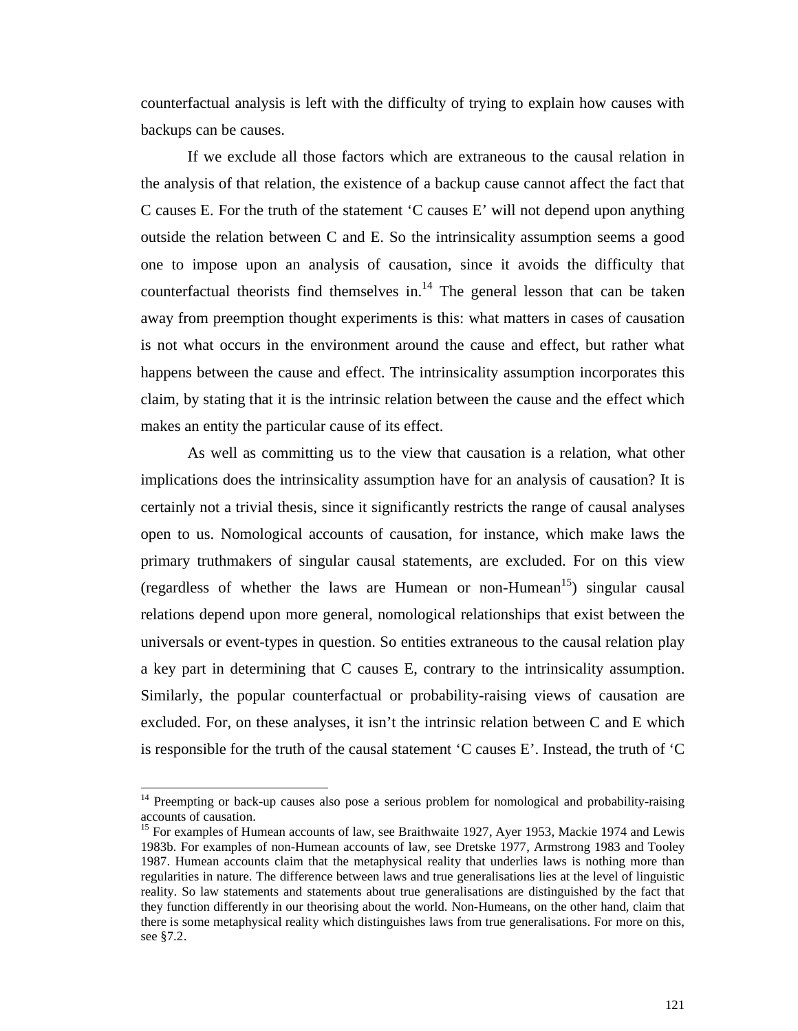counterfactual analysis is left with the difficulty of trying to explain how causes with backups can be causes.

If we exclude all those factors which are extraneous to the causal relation in the analysis of that relation, the existence of a backup cause cannot affect the fact that C causes E. For the truth of the statement 'C causes E' will not depend upon anything outside the relation between C and E. So the intrinsicality assumption seems a good one to impose upon an analysis of causation, since it avoids the difficulty that counterfactual theorists find themselves in.[14] The general lesson that can be taken away from preemption thought experiments is this: what matters in cases of causation is not what occurs in the environment around the cause and effect, but rather what happens between the cause and effect. The intrinsicality assumption incorporates this claim, by stating that it is the intrinsic relation between the cause and the effect which makes an entity the particular cause of its effect.

As well as committing us to the view that causation is a relation, what other implications does the intrinsicality assumption have for an analysis of causation? It is certainly not a trivial thesis, since it significantly restricts the range of causal analyses open to us. Nomological accounts of causation, for instance, which make laws the primary truthmakers of singular causal statements, are excluded. For on this view (regardless of whether the laws are Humean or non-Humean[15]) singular causal relations depend upon more general, nomological relationships that exist between the universals or event-types in question. So entities extraneous to the causal relation play a key part in determining that C causes E, contrary to the intrinsicality assumption. Similarly, the popular counterfactual or probability-raising views of causation are excluded. For, on these analyses, it isn't the intrinsic relation between C and E which is responsible for the truth of the causal statement 'C causes E'. Instead, the truth of 'C

---

[14] Preempting or back-up causes also pose a serious problem for nomological and probability-raising accounts of causation.

[15] For examples of Humean accounts of law, see Braithwaite 1927, Ayer 1953, Mackie 1974 and Lewis 1983b. For examples of non-Humean accounts of law, see Dretske 1977, Armstrong 1983 and Tooley 1987. Humean accounts claim that the metaphysical reality that underlies laws is nothing more than regularities in nature. The difference between laws and true generalisations lies at the level of linguistic reality. So law statements and statements about true generalisations are distinguished by the fact that they function differently in our theorising about the world. Non-Humeans, on the other hand, claim that there is some metaphysical reality which distinguishes laws from true generalisations. For more on this, see §7.2.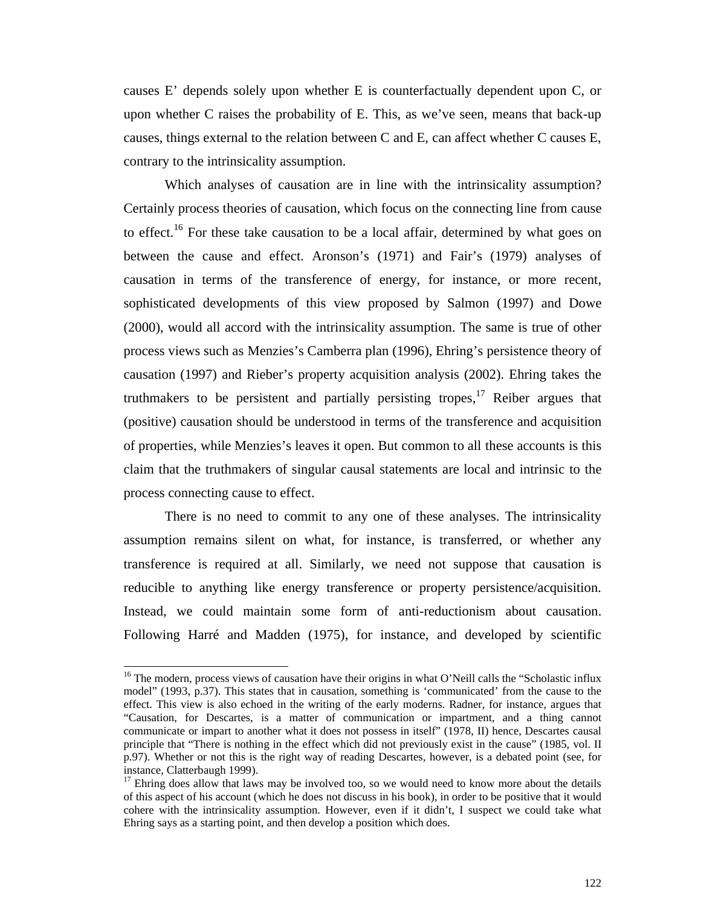causes E' depends solely upon whether E is counterfactually dependent upon C, or upon whether C raises the probability of E. This, as we've seen, means that back-up causes, things external to the relation between C and E, can affect whether C causes E, contrary to the intrinsicality assumption.

Which analyses of causation are in line with the intrinsicality assumption? Certainly process theories of causation, which focus on the connecting line from cause to effect.[16] For these take causation to be a local affair, determined by what goes on between the cause and effect. Aronson's (1971) and Fair's (1979) analyses of causation in terms of the transference of energy, for instance, or more recent, sophisticated developments of this view proposed by Salmon (1997) and Dowe (2000), would all accord with the intrinsicality assumption. The same is true of other process views such as Menzies's Camberra plan (1996), Ehring's persistence theory of causation (1997) and Rieber's property acquisition analysis (2002). Ehring takes the truthmakers to be persistent and partially persisting tropes,[17] Reiber argues that (positive) causation should be understood in terms of the transference and acquisition of properties, while Menzies's leaves it open. But common to all these accounts is this claim that the truthmakers of singular causal statements are local and intrinsic to the process connecting cause to effect.

There is no need to commit to any one of these analyses. The intrinsicality assumption remains silent on what, for instance, is transferred, or whether any transference is required at all. Similarly, we need not suppose that causation is reducible to anything like energy transference or property persistence/acquisition. Instead, we could maintain some form of anti-reductionism about causation. Following Harré and Madden (1975), for instance, and developed by scientific

---

[16] The modern, process views of causation have their origins in what O'Neill calls the "Scholastic influx model" (1993, p.37). This states that in causation, something is 'communicated' from the cause to the effect. This view is also echoed in the writing of the early moderns. Radner, for instance, argues that "Causation, for Descartes, is a matter of communication or impartment, and a thing cannot communicate or impart to another what it does not possess in itself" (1978, II) hence, Descartes causal principle that "There is nothing in the effect which did not previously exist in the cause" (1985, vol. II p.97). Whether or not this is the right way of reading Descartes, however, is a debated point (see, for instance, Clatterbaugh 1999).

[17] Ehring does allow that laws may be involved too, so we would need to know more about the details of this aspect of his account (which he does not discuss in his book), in order to be positive that it would cohere with the intrinsicality assumption. However, even if it didn't, I suspect we could take what Ehring says as a starting point, and then develop a position which does.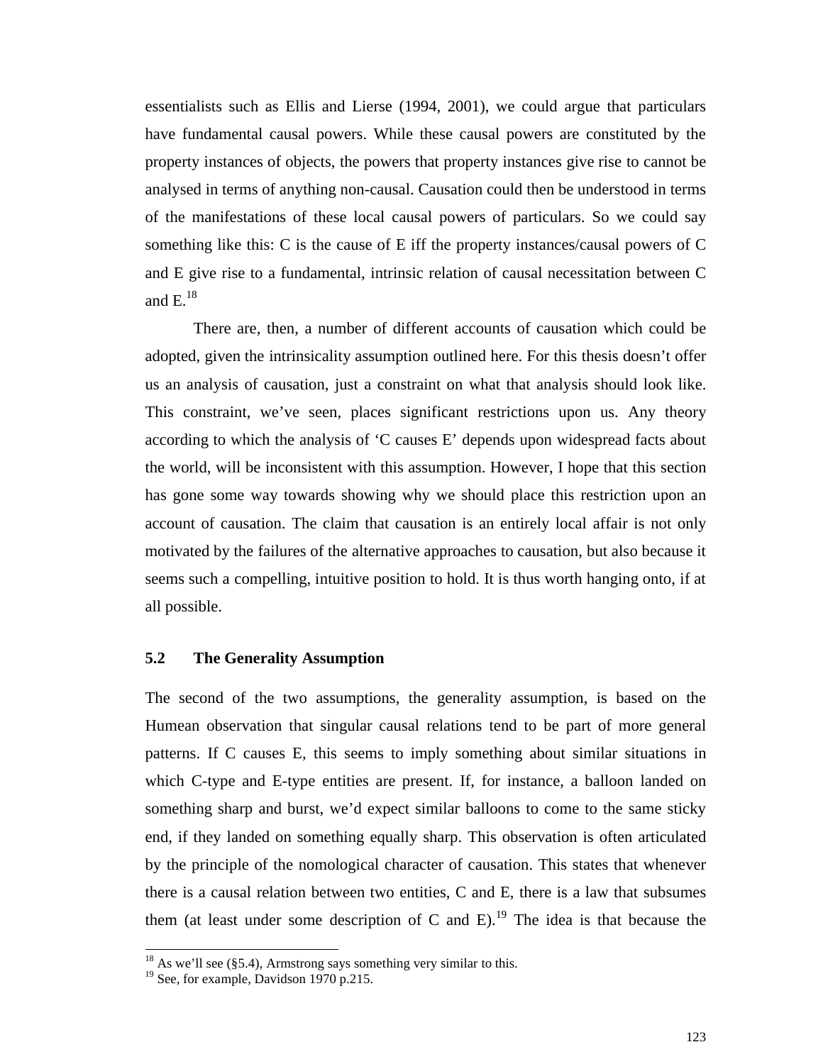essentialists such as Ellis and Lierse (1994, 2001), we could argue that particulars have fundamental causal powers. While these causal powers are constituted by the property instances of objects, the powers that property instances give rise to cannot be analysed in terms of anything non-causal. Causation could then be understood in terms of the manifestations of these local causal powers of particulars. So we could say something like this: C is the cause of E iff the property instances/causal powers of C and E give rise to a fundamental, intrinsic relation of causal necessitation between C and E.[18]

There are, then, a number of different accounts of causation which could be adopted, given the intrinsicality assumption outlined here. For this thesis doesn't offer us an analysis of causation, just a constraint on what that analysis should look like. This constraint, we've seen, places significant restrictions upon us. Any theory according to which the analysis of 'C causes E' depends upon widespread facts about the world, will be inconsistent with this assumption. However, I hope that this section has gone some way towards showing why we should place this restriction upon an account of causation. The claim that causation is an entirely local affair is not only motivated by the failures of the alternative approaches to causation, but also because it seems such a compelling, intuitive position to hold. It is thus worth hanging onto, if at all possible.

### 5.2 The Generality Assumption

The second of the two assumptions, the generality assumption, is based on the Humean observation that singular causal relations tend to be part of more general patterns. If C causes E, this seems to imply something about similar situations in which C-type and E-type entities are present. If, for instance, a balloon landed on something sharp and burst, we'd expect similar balloons to come to the same sticky end, if they landed on something equally sharp. This observation is often articulated by the principle of the nomological character of causation. This states that whenever there is a causal relation between two entities, C and E, there is a law that subsumes them (at least under some description of C and E).[19] The idea is that because the

[18] As we'll see (§5.4), Armstrong says something very similar to this.
[19] See, for example, Davidson 1970 p.215.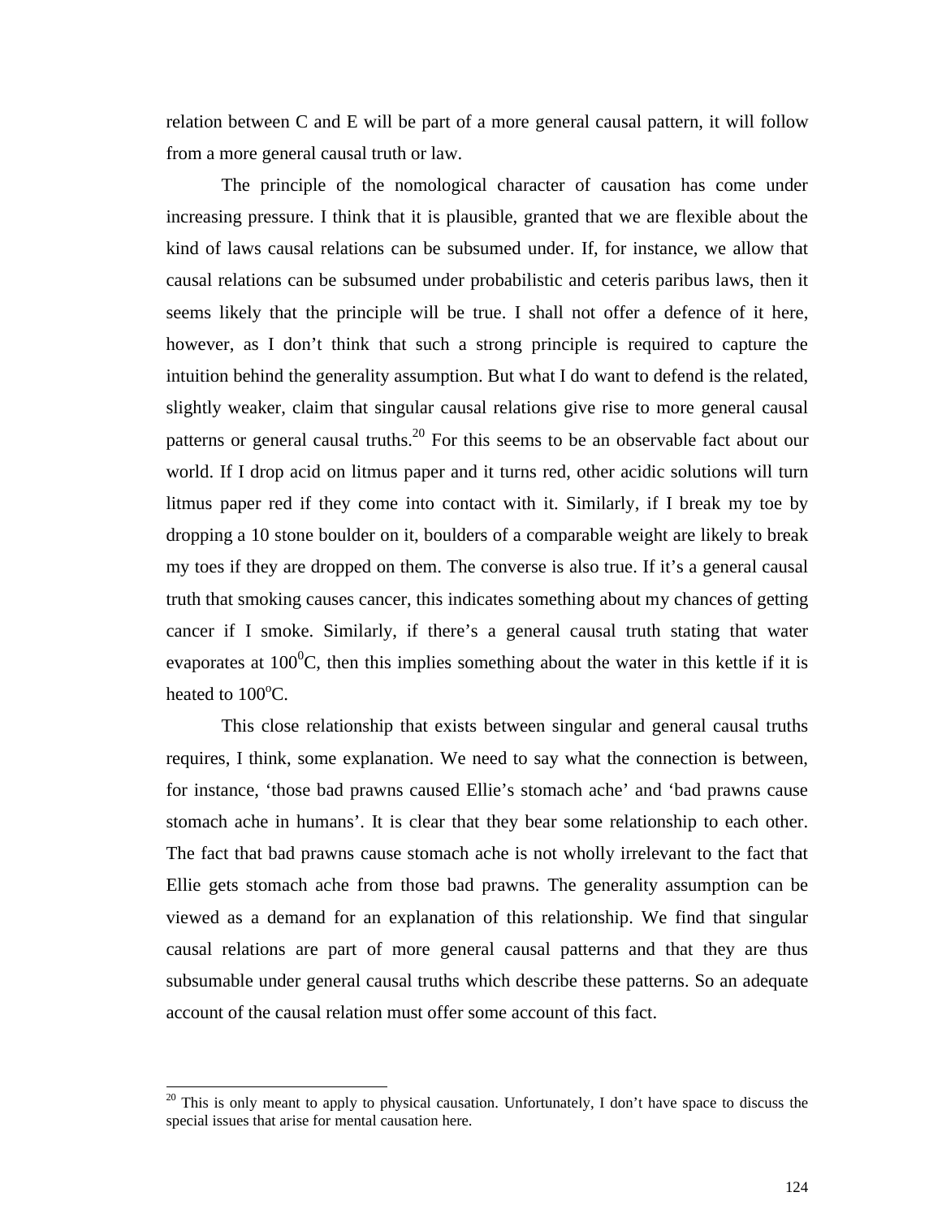relation between C and E will be part of a more general causal pattern, it will follow from a more general causal truth or law.

The principle of the nomological character of causation has come under increasing pressure. I think that it is plausible, granted that we are flexible about the kind of laws causal relations can be subsumed under. If, for instance, we allow that causal relations can be subsumed under probabilistic and ceteris paribus laws, then it seems likely that the principle will be true. I shall not offer a defence of it here, however, as I don't think that such a strong principle is required to capture the intuition behind the generality assumption. But what I do want to defend is the related, slightly weaker, claim that singular causal relations give rise to more general causal patterns or general causal truths.[20] For this seems to be an observable fact about our world. If I drop acid on litmus paper and it turns red, other acidic solutions will turn litmus paper red if they come into contact with it. Similarly, if I break my toe by dropping a 10 stone boulder on it, boulders of a comparable weight are likely to break my toes if they are dropped on them. The converse is also true. If it's a general causal truth that smoking causes cancer, this indicates something about my chances of getting cancer if I smoke. Similarly, if there's a general causal truth stating that water evaporates at $100^{0}$C, then this implies something about the water in this kettle if it is heated to $100^{o}$C.

This close relationship that exists between singular and general causal truths requires, I think, some explanation. We need to say what the connection is between, for instance, 'those bad prawns caused Ellie's stomach ache' and 'bad prawns cause stomach ache in humans'. It is clear that they bear some relationship to each other. The fact that bad prawns cause stomach ache is not wholly irrelevant to the fact that Ellie gets stomach ache from those bad prawns. The generality assumption can be viewed as a demand for an explanation of this relationship. We find that singular causal relations are part of more general causal patterns and that they are thus subsumable under general causal truths which describe these patterns. So an adequate account of the causal relation must offer some account of this fact.

[20] This is only meant to apply to physical causation. Unfortunately, I don't have space to discuss the special issues that arise for mental causation here.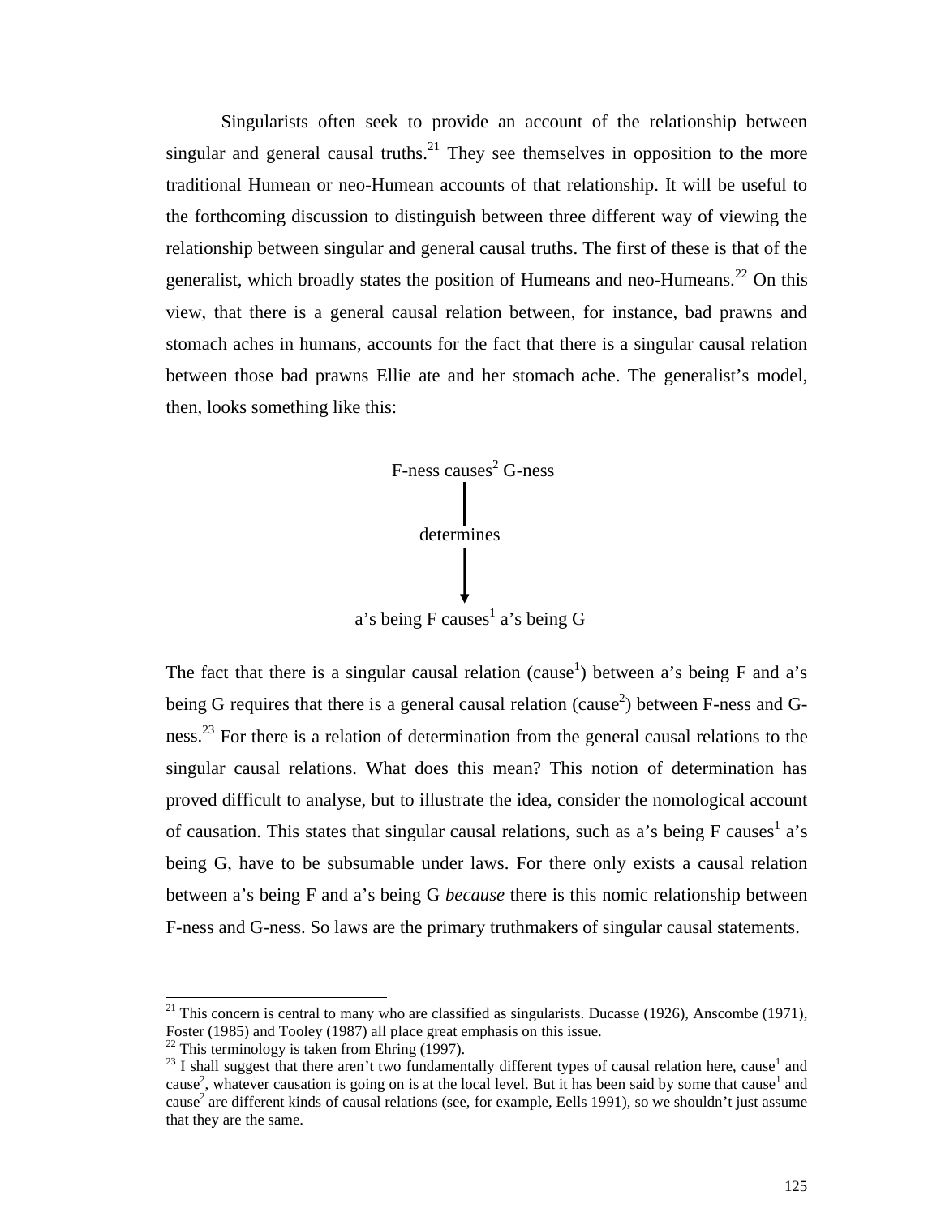Singularists often seek to provide an account of the relationship between singular and general causal truths.[21] They see themselves in opposition to the more traditional Humean or neo-Humean accounts of that relationship. It will be useful to the forthcoming discussion to distinguish between three different way of viewing the relationship between singular and general causal truths. The first of these is that of the generalist, which broadly states the position of Humeans and neo-Humeans.[22] On this view, that there is a general causal relation between, for instance, bad prawns and stomach aches in humans, accounts for the fact that there is a singular causal relation between those bad prawns Ellie ate and her stomach ache. The generalist's model, then, looks something like this:

F-ness causes[2] G-ness

determines

↓

a's being F causes[1] a's being G

The fact that there is a singular causal relation (cause[1]) between a's being F and a's being G requires that there is a general causal relation (cause[2]) between F-ness and G-ness.[23] For there is a relation of determination from the general causal relations to the singular causal relations. What does this mean? This notion of determination has proved difficult to analyse, but to illustrate the idea, consider the nomological account of causation. This states that singular causal relations, such as a's being F causes[1] a's being G, have to be subsumable under laws. For there only exists a causal relation between a's being F and a's being G *because* there is this nomic relationship between F-ness and G-ness. So laws are the primary truthmakers of singular causal statements.

---

[21] This concern is central to many who are classified as singularists. Ducasse (1926), Anscombe (1971), Foster (1985) and Tooley (1987) all place great emphasis on this issue.

[22] This terminology is taken from Ehring (1997).

[23] I shall suggest that there aren't two fundamentally different types of causal relation here, cause[1] and cause[2], whatever causation is going on is at the local level. But it has been said by some that cause[1] and cause[2] are different kinds of causal relations (see, for example, Eells 1991), so we shouldn't just assume that they are the same.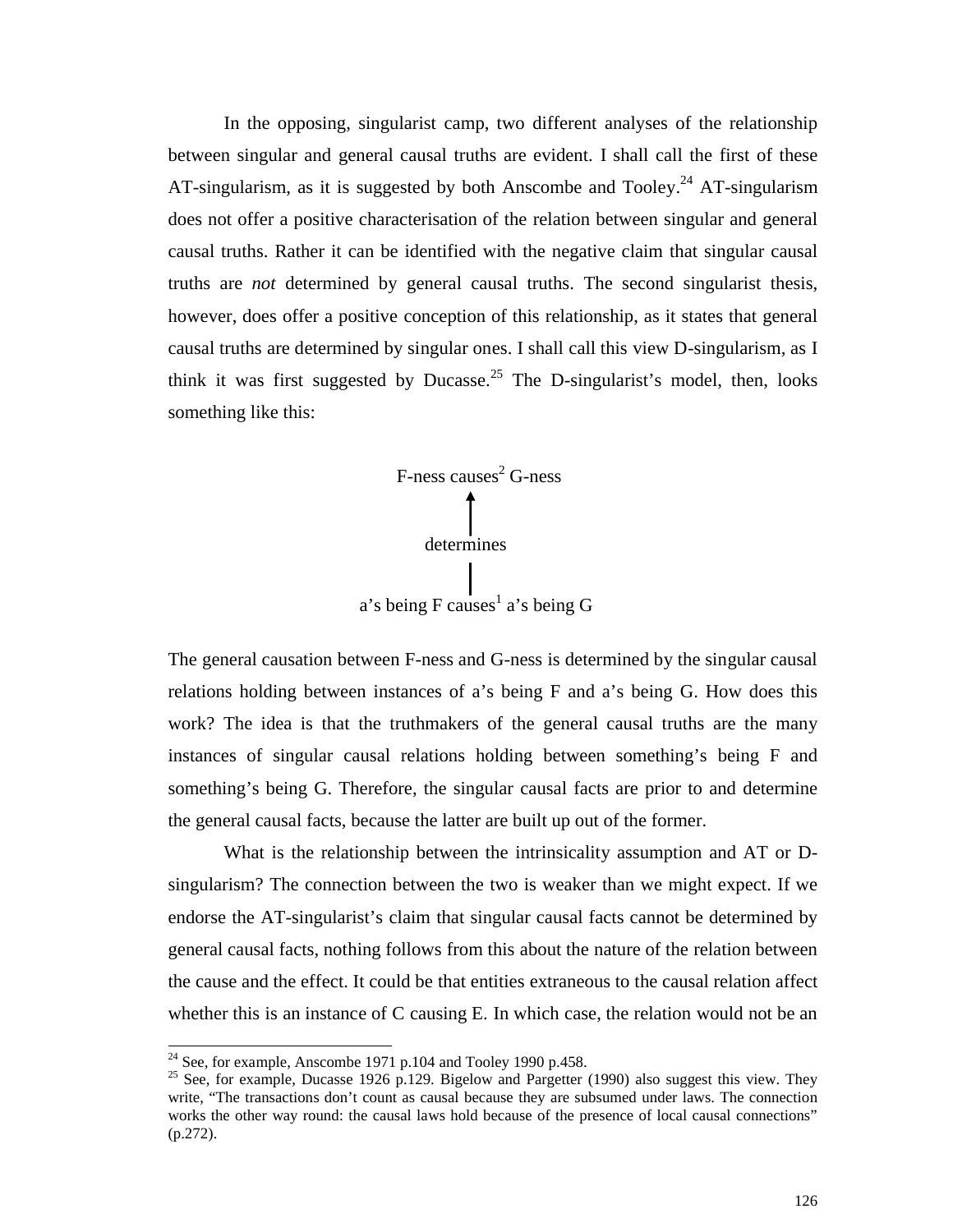In the opposing, singularist camp, two different analyses of the relationship between singular and general causal truths are evident. I shall call the first of these AT-singularism, as it is suggested by both Anscombe and Tooley.[24] AT-singularism does not offer a positive characterisation of the relation between singular and general causal truths. Rather it can be identified with the negative claim that singular causal truths are *not* determined by general causal truths. The second singularist thesis, however, does offer a positive conception of this relationship, as it states that general causal truths are determined by singular ones. I shall call this view D-singularism, as I think it was first suggested by Ducasse.[25] The D-singularist's model, then, looks something like this:

F-ness causes[2] G-ness

↑

determines

|

a's being F causes[1] a's being G

The general causation between F-ness and G-ness is determined by the singular causal relations holding between instances of a's being F and a's being G. How does this work? The idea is that the truthmakers of the general causal truths are the many instances of singular causal relations holding between something's being F and something's being G. Therefore, the singular causal facts are prior to and determine the general causal facts, because the latter are built up out of the former.

What is the relationship between the intrinsicality assumption and AT or D-singularism? The connection between the two is weaker than we might expect. If we endorse the AT-singularist's claim that singular causal facts cannot be determined by general causal facts, nothing follows from this about the nature of the relation between the cause and the effect. It could be that entities extraneous to the causal relation affect whether this is an instance of C causing E. In which case, the relation would not be an

---

[24] See, for example, Anscombe 1971 p.104 and Tooley 1990 p.458.

[25] See, for example, Ducasse 1926 p.129. Bigelow and Pargetter (1990) also suggest this view. They write, "The transactions don't count as causal because they are subsumed under laws. The connection works the other way round: the causal laws hold because of the presence of local causal connections" (p.272).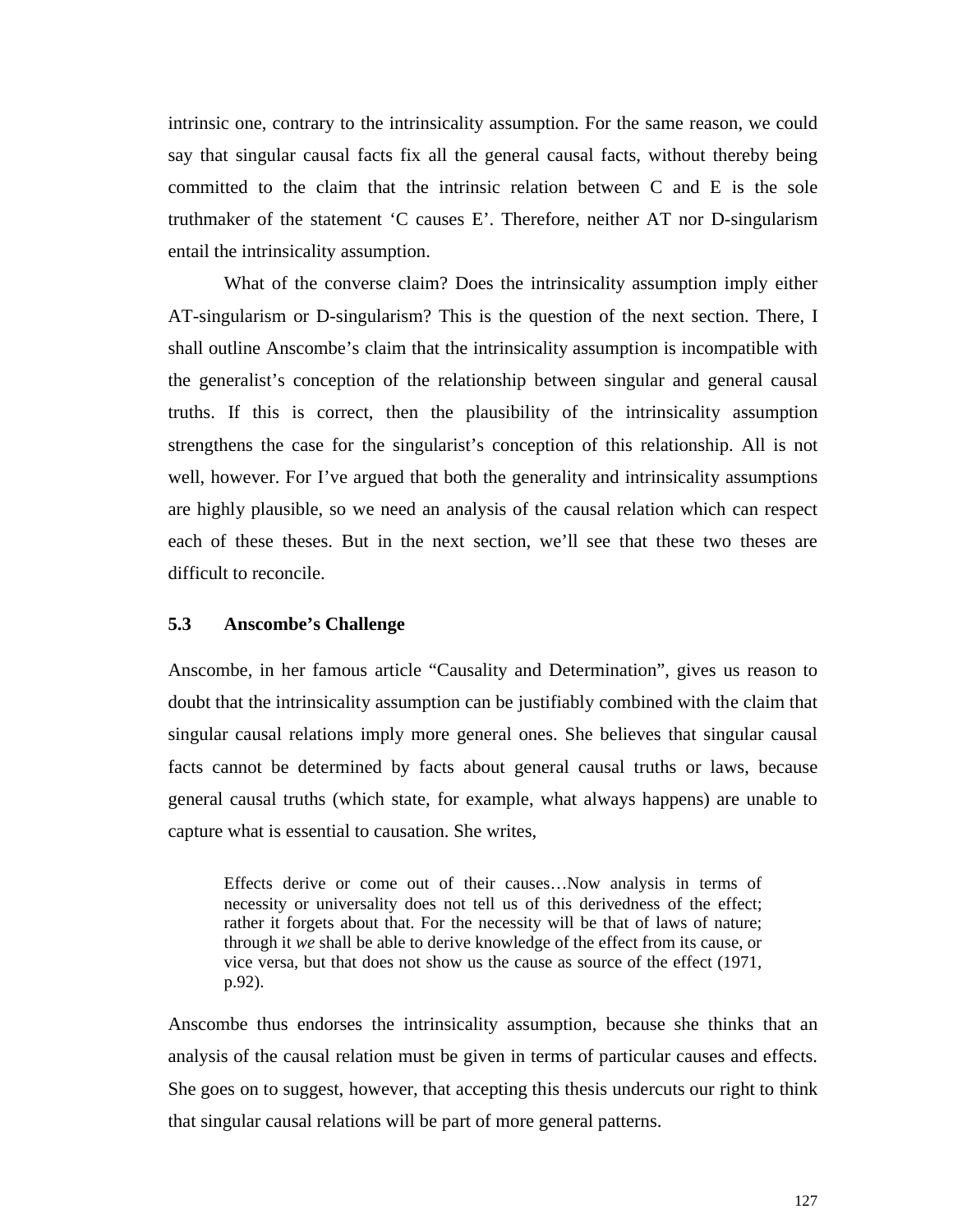intrinsic one, contrary to the intrinsicality assumption. For the same reason, we could say that singular causal facts fix all the general causal facts, without thereby being committed to the claim that the intrinsic relation between C and E is the sole truthmaker of the statement 'C causes E'. Therefore, neither AT nor D-singularism entail the intrinsicality assumption.

What of the converse claim? Does the intrinsicality assumption imply either AT-singularism or D-singularism? This is the question of the next section. There, I shall outline Anscombe's claim that the intrinsicality assumption is incompatible with the generalist's conception of the relationship between singular and general causal truths. If this is correct, then the plausibility of the intrinsicality assumption strengthens the case for the singularist's conception of this relationship. All is not well, however. For I've argued that both the generality and intrinsicality assumptions are highly plausible, so we need an analysis of the causal relation which can respect each of these theses. But in the next section, we'll see that these two theses are difficult to reconcile.

### 5.3 Anscombe's Challenge

Anscombe, in her famous article "Causality and Determination", gives us reason to doubt that the intrinsicality assumption can be justifiably combined with the claim that singular causal relations imply more general ones. She believes that singular causal facts cannot be determined by facts about general causal truths or laws, because general causal truths (which state, for example, what always happens) are unable to capture what is essential to causation. She writes,

> Effects derive or come out of their causes…Now analysis in terms of necessity or universality does not tell us of this derivedness of the effect; rather it forgets about that. For the necessity will be that of laws of nature; through it *we* shall be able to derive knowledge of the effect from its cause, or vice versa, but that does not show us the cause as source of the effect (1971, p.92).

Anscombe thus endorses the intrinsicality assumption, because she thinks that an analysis of the causal relation must be given in terms of particular causes and effects. She goes on to suggest, however, that accepting this thesis undercuts our right to think that singular causal relations will be part of more general patterns.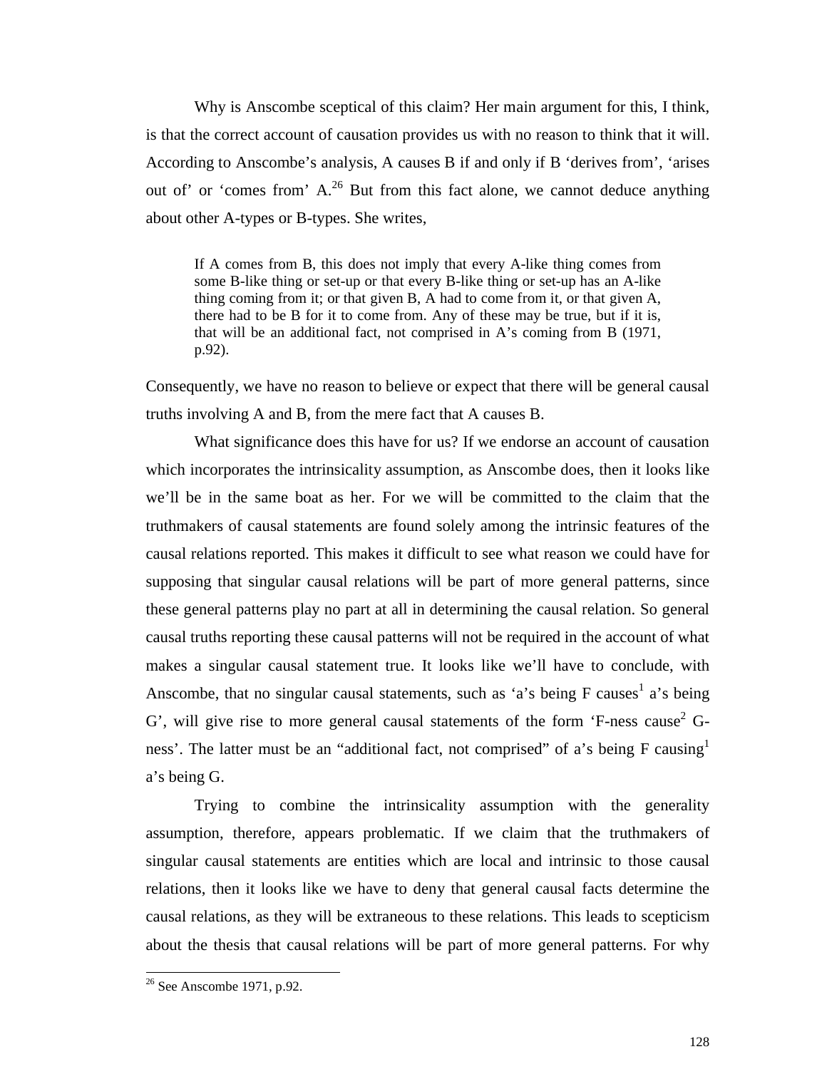Why is Anscombe sceptical of this claim? Her main argument for this, I think, is that the correct account of causation provides us with no reason to think that it will. According to Anscombe's analysis, A causes B if and only if B 'derives from', 'arises out of' or 'comes from' A.[26] But from this fact alone, we cannot deduce anything about other A-types or B-types. She writes,

> If A comes from B, this does not imply that every A-like thing comes from some B-like thing or set-up or that every B-like thing or set-up has an A-like thing coming from it; or that given B, A had to come from it, or that given A, there had to be B for it to come from. Any of these may be true, but if it is, that will be an additional fact, not comprised in A's coming from B (1971, p.92).

Consequently, we have no reason to believe or expect that there will be general causal truths involving A and B, from the mere fact that A causes B.

What significance does this have for us? If we endorse an account of causation which incorporates the intrinsicality assumption, as Anscombe does, then it looks like we'll be in the same boat as her. For we will be committed to the claim that the truthmakers of causal statements are found solely among the intrinsic features of the causal relations reported. This makes it difficult to see what reason we could have for supposing that singular causal relations will be part of more general patterns, since these general patterns play no part at all in determining the causal relation. So general causal truths reporting these causal patterns will not be required in the account of what makes a singular causal statement true. It looks like we'll have to conclude, with Anscombe, that no singular causal statements, such as 'a's being F causes$^1$ a's being G', will give rise to more general causal statements of the form 'F-ness cause$^2$ G-ness'. The latter must be an "additional fact, not comprised" of a's being F causing$^1$ a's being G.

Trying to combine the intrinsicality assumption with the generality assumption, therefore, appears problematic. If we claim that the truthmakers of singular causal statements are entities which are local and intrinsic to those causal relations, then it looks like we have to deny that general causal facts determine the causal relations, as they will be extraneous to these relations. This leads to scepticism about the thesis that causal relations will be part of more general patterns. For why

[26] See Anscombe 1971, p.92.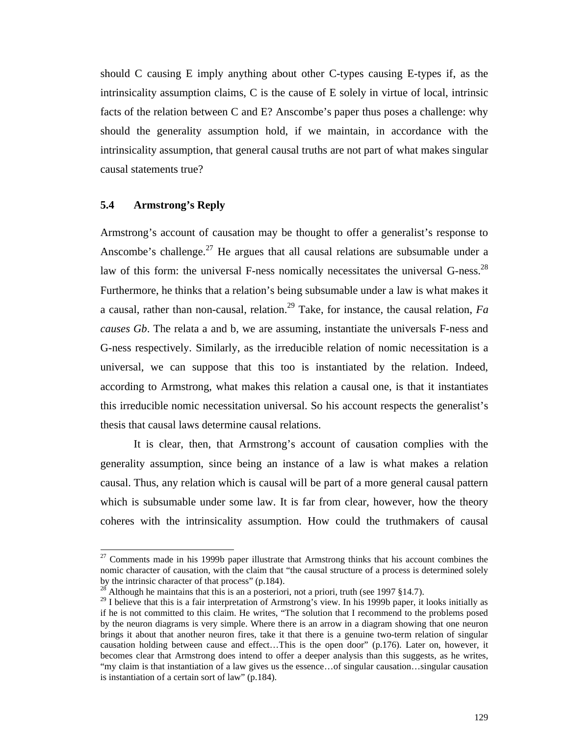should C causing E imply anything about other C-types causing E-types if, as the intrinsicality assumption claims, C is the cause of E solely in virtue of local, intrinsic facts of the relation between C and E? Anscombe's paper thus poses a challenge: why should the generality assumption hold, if we maintain, in accordance with the intrinsicality assumption, that general causal truths are not part of what makes singular causal statements true?

### 5.4 Armstrong's Reply

Armstrong's account of causation may be thought to offer a generalist's response to Anscombe's challenge.[27] He argues that all causal relations are subsumable under a law of this form: the universal F-ness nomically necessitates the universal G-ness.[28] Furthermore, he thinks that a relation's being subsumable under a law is what makes it a causal, rather than non-causal, relation.[29] Take, for instance, the causal relation, *Fa causes Gb*. The relata a and b, we are assuming, instantiate the universals F-ness and G-ness respectively. Similarly, as the irreducible relation of nomic necessitation is a universal, we can suppose that this too is instantiated by the relation. Indeed, according to Armstrong, what makes this relation a causal one, is that it instantiates this irreducible nomic necessitation universal. So his account respects the generalist's thesis that causal laws determine causal relations.

It is clear, then, that Armstrong's account of causation complies with the generality assumption, since being an instance of a law is what makes a relation causal. Thus, any relation which is causal will be part of a more general causal pattern which is subsumable under some law. It is far from clear, however, how the theory coheres with the intrinsicality assumption. How could the truthmakers of causal

---

[27] Comments made in his 1999b paper illustrate that Armstrong thinks that his account combines the nomic character of causation, with the claim that "the causal structure of a process is determined solely by the intrinsic character of that process" (p.184).

[28] Although he maintains that this is an a posteriori, not a priori, truth (see 1997 §14.7).

[29] I believe that this is a fair interpretation of Armstrong's view. In his 1999b paper, it looks initially as if he is not committed to this claim. He writes, "The solution that I recommend to the problems posed by the neuron diagrams is very simple. Where there is an arrow in a diagram showing that one neuron brings it about that another neuron fires, take it that there is a genuine two-term relation of singular causation holding between cause and effect…This is the open door" (p.176). Later on, however, it becomes clear that Armstrong does intend to offer a deeper analysis than this suggests, as he writes, "my claim is that instantiation of a law gives us the essence…of singular causation…singular causation is instantiation of a certain sort of law" (p.184).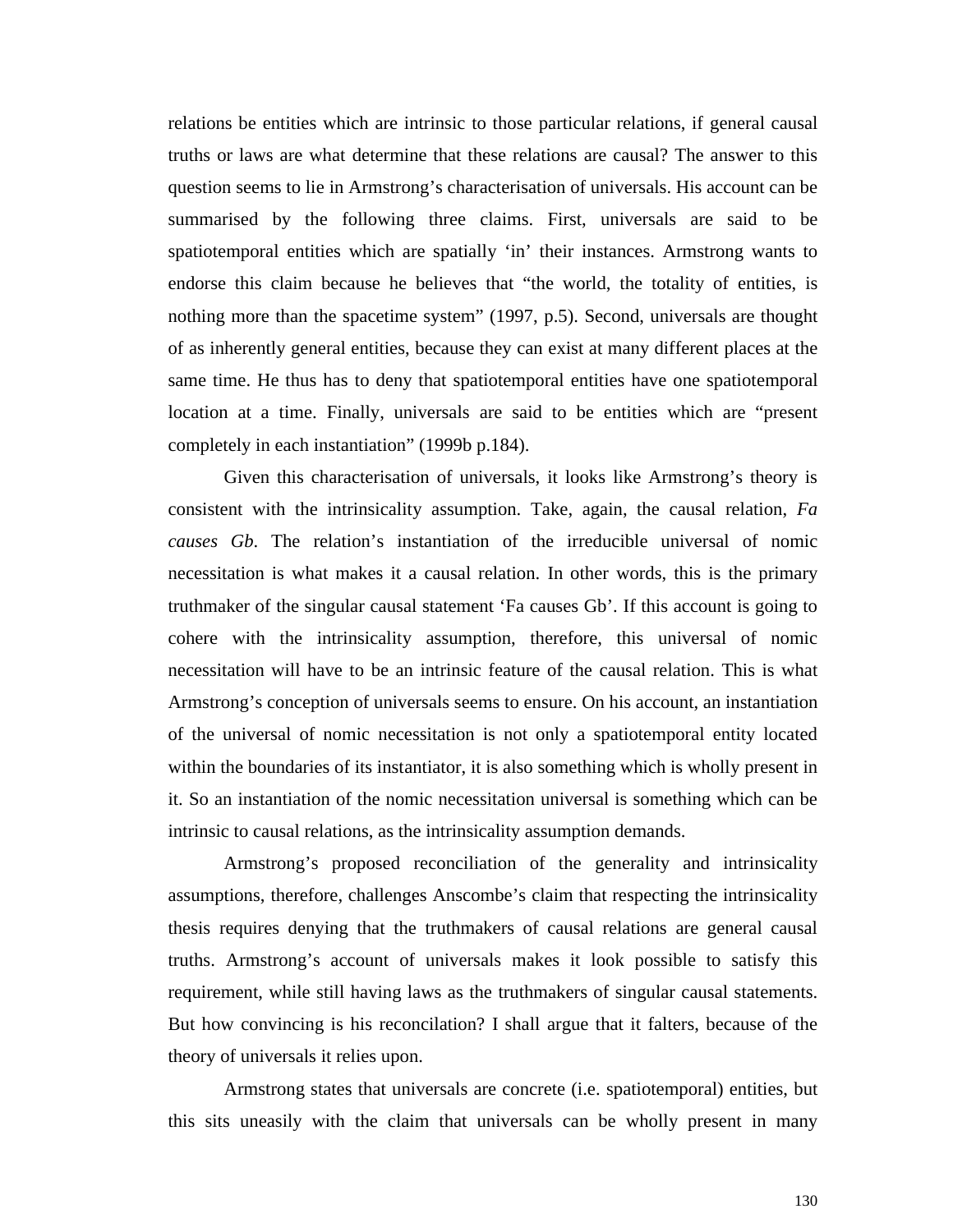relations be entities which are intrinsic to those particular relations, if general causal truths or laws are what determine that these relations are causal? The answer to this question seems to lie in Armstrong's characterisation of universals. His account can be summarised by the following three claims. First, universals are said to be spatiotemporal entities which are spatially 'in' their instances. Armstrong wants to endorse this claim because he believes that "the world, the totality of entities, is nothing more than the spacetime system" (1997, p.5). Second, universals are thought of as inherently general entities, because they can exist at many different places at the same time. He thus has to deny that spatiotemporal entities have one spatiotemporal location at a time. Finally, universals are said to be entities which are "present completely in each instantiation" (1999b p.184).

Given this characterisation of universals, it looks like Armstrong's theory is consistent with the intrinsicality assumption. Take, again, the causal relation, *Fa causes Gb*. The relation's instantiation of the irreducible universal of nomic necessitation is what makes it a causal relation. In other words, this is the primary truthmaker of the singular causal statement 'Fa causes Gb'. If this account is going to cohere with the intrinsicality assumption, therefore, this universal of nomic necessitation will have to be an intrinsic feature of the causal relation. This is what Armstrong's conception of universals seems to ensure. On his account, an instantiation of the universal of nomic necessitation is not only a spatiotemporal entity located within the boundaries of its instantiator, it is also something which is wholly present in it. So an instantiation of the nomic necessitation universal is something which can be intrinsic to causal relations, as the intrinsicality assumption demands.

Armstrong's proposed reconciliation of the generality and intrinsicality assumptions, therefore, challenges Anscombe's claim that respecting the intrinsicality thesis requires denying that the truthmakers of causal relations are general causal truths. Armstrong's account of universals makes it look possible to satisfy this requirement, while still having laws as the truthmakers of singular causal statements. But how convincing is his reconcilation? I shall argue that it falters, because of the theory of universals it relies upon.

Armstrong states that universals are concrete (i.e. spatiotemporal) entities, but this sits uneasily with the claim that universals can be wholly present in many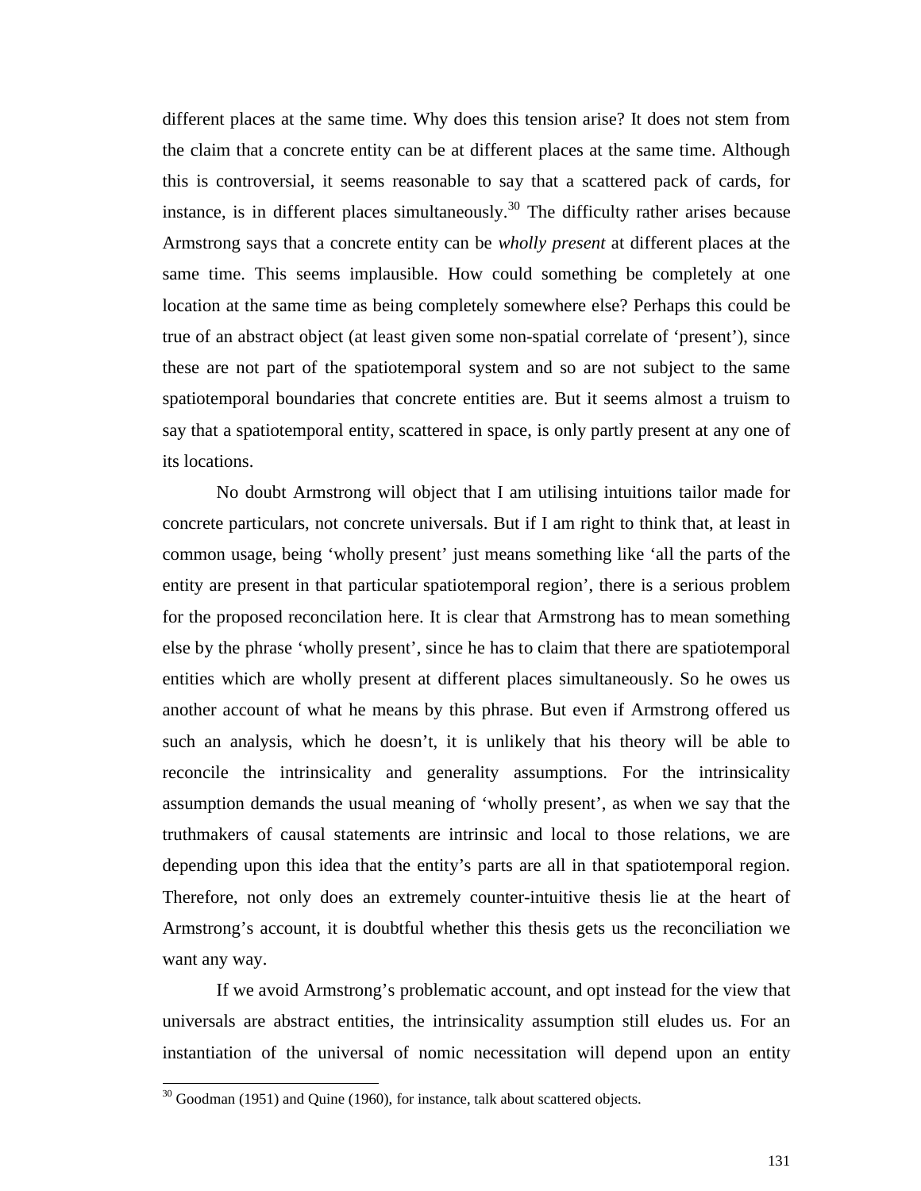different places at the same time. Why does this tension arise? It does not stem from the claim that a concrete entity can be at different places at the same time. Although this is controversial, it seems reasonable to say that a scattered pack of cards, for instance, is in different places simultaneously.[30] The difficulty rather arises because Armstrong says that a concrete entity can be *wholly present* at different places at the same time. This seems implausible. How could something be completely at one location at the same time as being completely somewhere else? Perhaps this could be true of an abstract object (at least given some non-spatial correlate of 'present'), since these are not part of the spatiotemporal system and so are not subject to the same spatiotemporal boundaries that concrete entities are. But it seems almost a truism to say that a spatiotemporal entity, scattered in space, is only partly present at any one of its locations.

No doubt Armstrong will object that I am utilising intuitions tailor made for concrete particulars, not concrete universals. But if I am right to think that, at least in common usage, being 'wholly present' just means something like 'all the parts of the entity are present in that particular spatiotemporal region', there is a serious problem for the proposed reconcilation here. It is clear that Armstrong has to mean something else by the phrase 'wholly present', since he has to claim that there are spatiotemporal entities which are wholly present at different places simultaneously. So he owes us another account of what he means by this phrase. But even if Armstrong offered us such an analysis, which he doesn't, it is unlikely that his theory will be able to reconcile the intrinsicality and generality assumptions. For the intrinsicality assumption demands the usual meaning of 'wholly present', as when we say that the truthmakers of causal statements are intrinsic and local to those relations, we are depending upon this idea that the entity's parts are all in that spatiotemporal region. Therefore, not only does an extremely counter-intuitive thesis lie at the heart of Armstrong's account, it is doubtful whether this thesis gets us the reconciliation we want any way.

If we avoid Armstrong's problematic account, and opt instead for the view that universals are abstract entities, the intrinsicality assumption still eludes us. For an instantiation of the universal of nomic necessitation will depend upon an entity

---

[30] Goodman (1951) and Quine (1960), for instance, talk about scattered objects.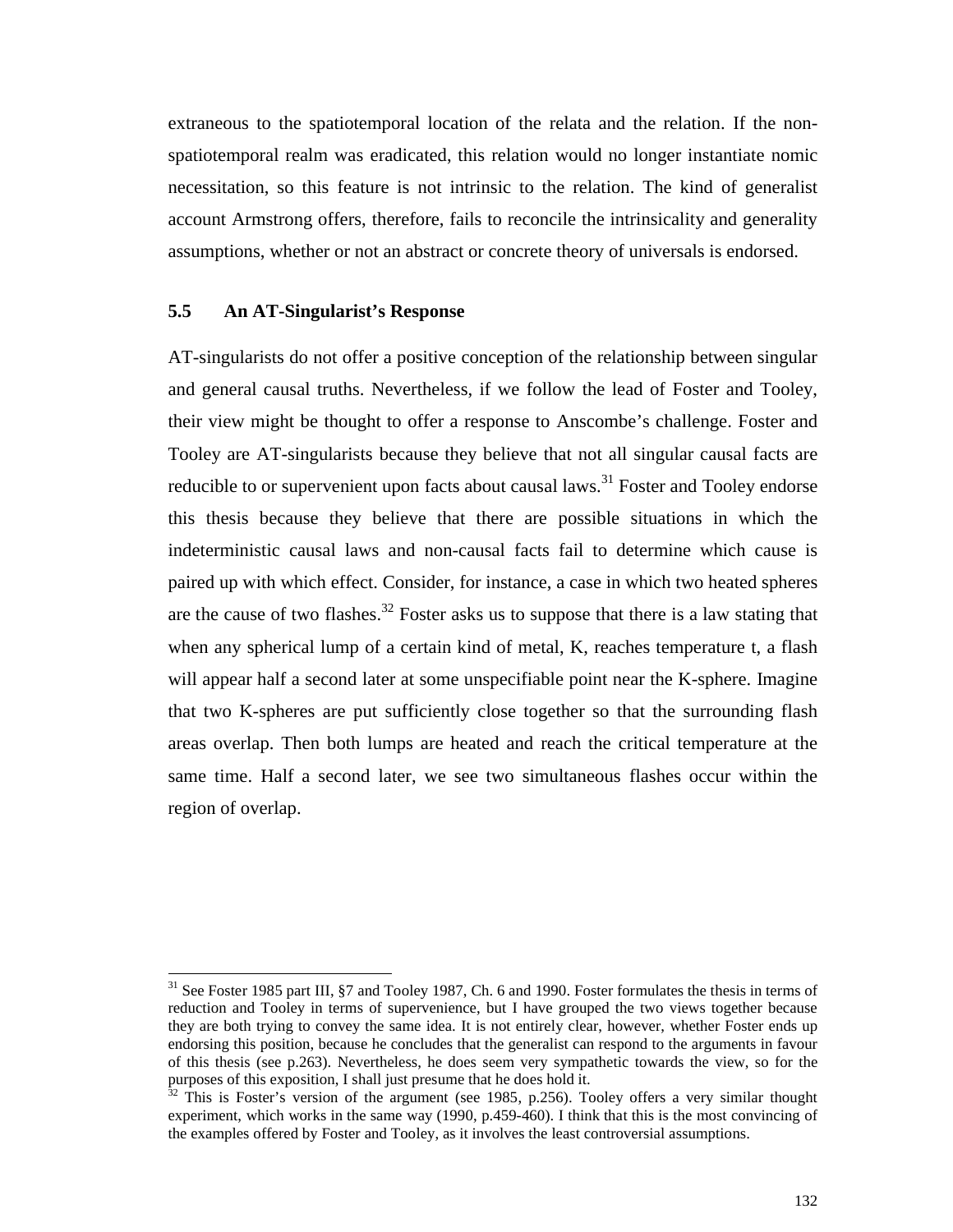extraneous to the spatiotemporal location of the relata and the relation. If the non-spatiotemporal realm was eradicated, this relation would no longer instantiate nomic necessitation, so this feature is not intrinsic to the relation. The kind of generalist account Armstrong offers, therefore, fails to reconcile the intrinsicality and generality assumptions, whether or not an abstract or concrete theory of universals is endorsed.

### 5.5 An AT-Singularist's Response

AT-singularists do not offer a positive conception of the relationship between singular and general causal truths. Nevertheless, if we follow the lead of Foster and Tooley, their view might be thought to offer a response to Anscombe's challenge. Foster and Tooley are AT-singularists because they believe that not all singular causal facts are reducible to or supervenient upon facts about causal laws.[31] Foster and Tooley endorse this thesis because they believe that there are possible situations in which the indeterministic causal laws and non-causal facts fail to determine which cause is paired up with which effect. Consider, for instance, a case in which two heated spheres are the cause of two flashes.[32] Foster asks us to suppose that there is a law stating that when any spherical lump of a certain kind of metal, K, reaches temperature t, a flash will appear half a second later at some unspecifiable point near the K-sphere. Imagine that two K-spheres are put sufficiently close together so that the surrounding flash areas overlap. Then both lumps are heated and reach the critical temperature at the same time. Half a second later, we see two simultaneous flashes occur within the region of overlap.

---

[31] See Foster 1985 part III, §7 and Tooley 1987, Ch. 6 and 1990. Foster formulates the thesis in terms of reduction and Tooley in terms of supervenience, but I have grouped the two views together because they are both trying to convey the same idea. It is not entirely clear, however, whether Foster ends up endorsing this position, because he concludes that the generalist can respond to the arguments in favour of this thesis (see p.263). Nevertheless, he does seem very sympathetic towards the view, so for the purposes of this exposition, I shall just presume that he does hold it.

[32] This is Foster's version of the argument (see 1985, p.256). Tooley offers a very similar thought experiment, which works in the same way (1990, p.459-460). I think that this is the most convincing of the examples offered by Foster and Tooley, as it involves the least controversial assumptions.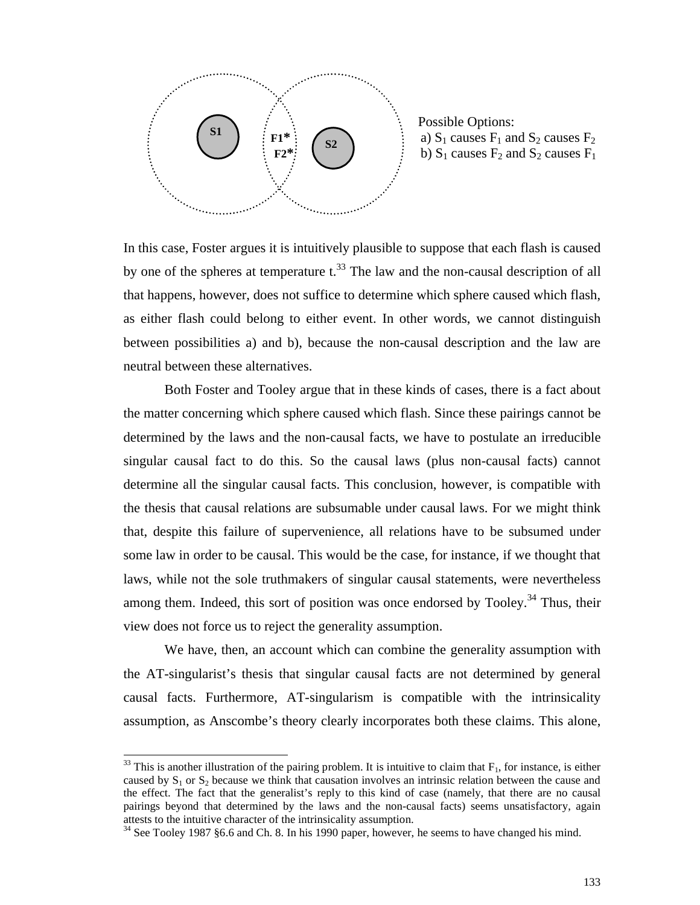Possible Options:
a) $S_1$ causes $F_1$ and $S_2$ causes $F_2$
b) $S_1$ causes $F_2$ and $S_2$ causes $F_1$

In this case, Foster argues it is intuitively plausible to suppose that each flash is caused by one of the spheres at temperature t.[33] The law and the non-causal description of all that happens, however, does not suffice to determine which sphere caused which flash, as either flash could belong to either event. In other words, we cannot distinguish between possibilities a) and b), because the non-causal description and the law are neutral between these alternatives.

Both Foster and Tooley argue that in these kinds of cases, there is a fact about the matter concerning which sphere caused which flash. Since these pairings cannot be determined by the laws and the non-causal facts, we have to postulate an irreducible singular causal fact to do this. So the causal laws (plus non-causal facts) cannot determine all the singular causal facts. This conclusion, however, is compatible with the thesis that causal relations are subsumable under causal laws. For we might think that, despite this failure of supervenience, all relations have to be subsumed under some law in order to be causal. This would be the case, for instance, if we thought that laws, while not the sole truthmakers of singular causal statements, were nevertheless among them. Indeed, this sort of position was once endorsed by Tooley.[34] Thus, their view does not force us to reject the generality assumption.

We have, then, an account which can combine the generality assumption with the AT-singularist's thesis that singular causal facts are not determined by general causal facts. Furthermore, AT-singularism is compatible with the intrinsicality assumption, as Anscombe's theory clearly incorporates both these claims. This alone,

[33] This is another illustration of the pairing problem. It is intuitive to claim that $F_1$, for instance, is either caused by $S_1$ or $S_2$ because we think that causation involves an intrinsic relation between the cause and the effect. The fact that the generalist's reply to this kind of case (namely, that there are no causal pairings beyond that determined by the laws and the non-causal facts) seems unsatisfactory, again attests to the intuitive character of the intrinsicality assumption.

[34] See Tooley 1987 §6.6 and Ch. 8. In his 1990 paper, however, he seems to have changed his mind.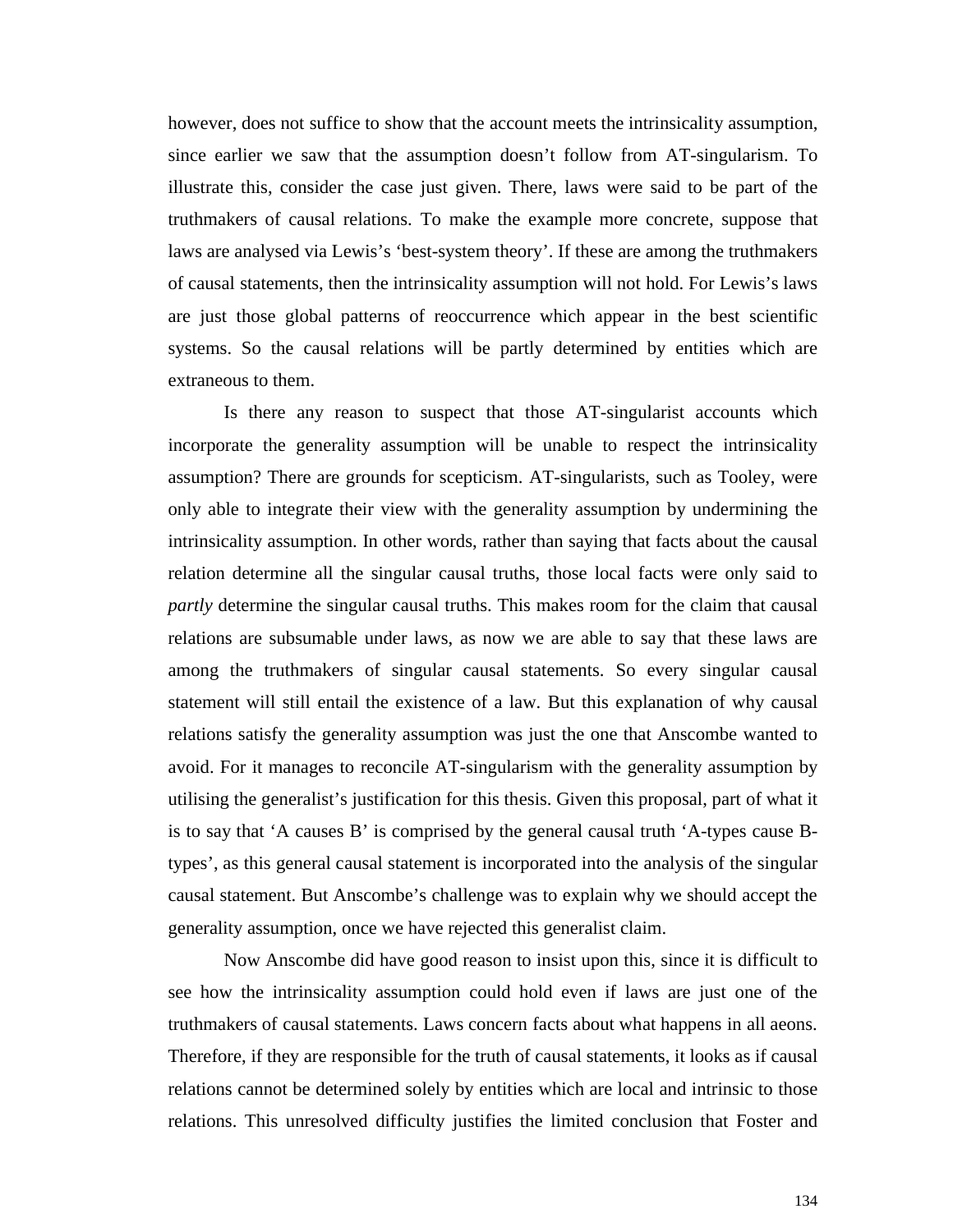however, does not suffice to show that the account meets the intrinsicality assumption, since earlier we saw that the assumption doesn't follow from AT-singularism. To illustrate this, consider the case just given. There, laws were said to be part of the truthmakers of causal relations. To make the example more concrete, suppose that laws are analysed via Lewis's 'best-system theory'. If these are among the truthmakers of causal statements, then the intrinsicality assumption will not hold. For Lewis's laws are just those global patterns of reoccurrence which appear in the best scientific systems. So the causal relations will be partly determined by entities which are extraneous to them.

Is there any reason to suspect that those AT-singularist accounts which incorporate the generality assumption will be unable to respect the intrinsicality assumption? There are grounds for scepticism. AT-singularists, such as Tooley, were only able to integrate their view with the generality assumption by undermining the intrinsicality assumption. In other words, rather than saying that facts about the causal relation determine all the singular causal truths, those local facts were only said to *partly* determine the singular causal truths. This makes room for the claim that causal relations are subsumable under laws, as now we are able to say that these laws are among the truthmakers of singular causal statements. So every singular causal statement will still entail the existence of a law. But this explanation of why causal relations satisfy the generality assumption was just the one that Anscombe wanted to avoid. For it manages to reconcile AT-singularism with the generality assumption by utilising the generalist's justification for this thesis. Given this proposal, part of what it is to say that 'A causes B' is comprised by the general causal truth 'A-types cause B-types', as this general causal statement is incorporated into the analysis of the singular causal statement. But Anscombe's challenge was to explain why we should accept the generality assumption, once we have rejected this generalist claim.

Now Anscombe did have good reason to insist upon this, since it is difficult to see how the intrinsicality assumption could hold even if laws are just one of the truthmakers of causal statements. Laws concern facts about what happens in all aeons. Therefore, if they are responsible for the truth of causal statements, it looks as if causal relations cannot be determined solely by entities which are local and intrinsic to those relations. This unresolved difficulty justifies the limited conclusion that Foster and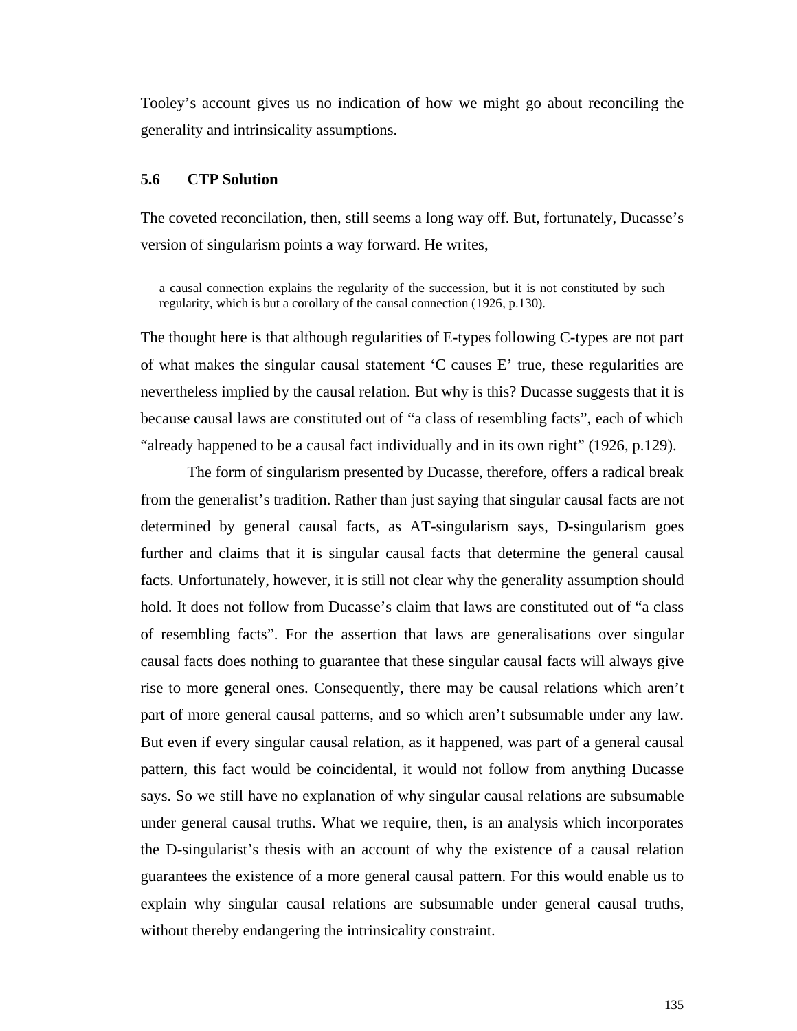Tooley's account gives us no indication of how we might go about reconciling the generality and intrinsicality assumptions.

### 5.6 CTP Solution

The coveted reconcilation, then, still seems a long way off. But, fortunately, Ducasse's version of singularism points a way forward. He writes,

> a causal connection explains the regularity of the succession, but it is not constituted by such regularity, which is but a corollary of the causal connection (1926, p.130).

The thought here is that although regularities of E-types following C-types are not part of what makes the singular causal statement 'C causes E' true, these regularities are nevertheless implied by the causal relation. But why is this? Ducasse suggests that it is because causal laws are constituted out of "a class of resembling facts", each of which "already happened to be a causal fact individually and in its own right" (1926, p.129).

The form of singularism presented by Ducasse, therefore, offers a radical break from the generalist's tradition. Rather than just saying that singular causal facts are not determined by general causal facts, as AT-singularism says, D-singularism goes further and claims that it is singular causal facts that determine the general causal facts. Unfortunately, however, it is still not clear why the generality assumption should hold. It does not follow from Ducasse's claim that laws are constituted out of "a class of resembling facts". For the assertion that laws are generalisations over singular causal facts does nothing to guarantee that these singular causal facts will always give rise to more general ones. Consequently, there may be causal relations which aren't part of more general causal patterns, and so which aren't subsumable under any law. But even if every singular causal relation, as it happened, was part of a general causal pattern, this fact would be coincidental, it would not follow from anything Ducasse says. So we still have no explanation of why singular causal relations are subsumable under general causal truths. What we require, then, is an analysis which incorporates the D-singularist's thesis with an account of why the existence of a causal relation guarantees the existence of a more general causal pattern. For this would enable us to explain why singular causal relations are subsumable under general causal truths, without thereby endangering the intrinsicality constraint.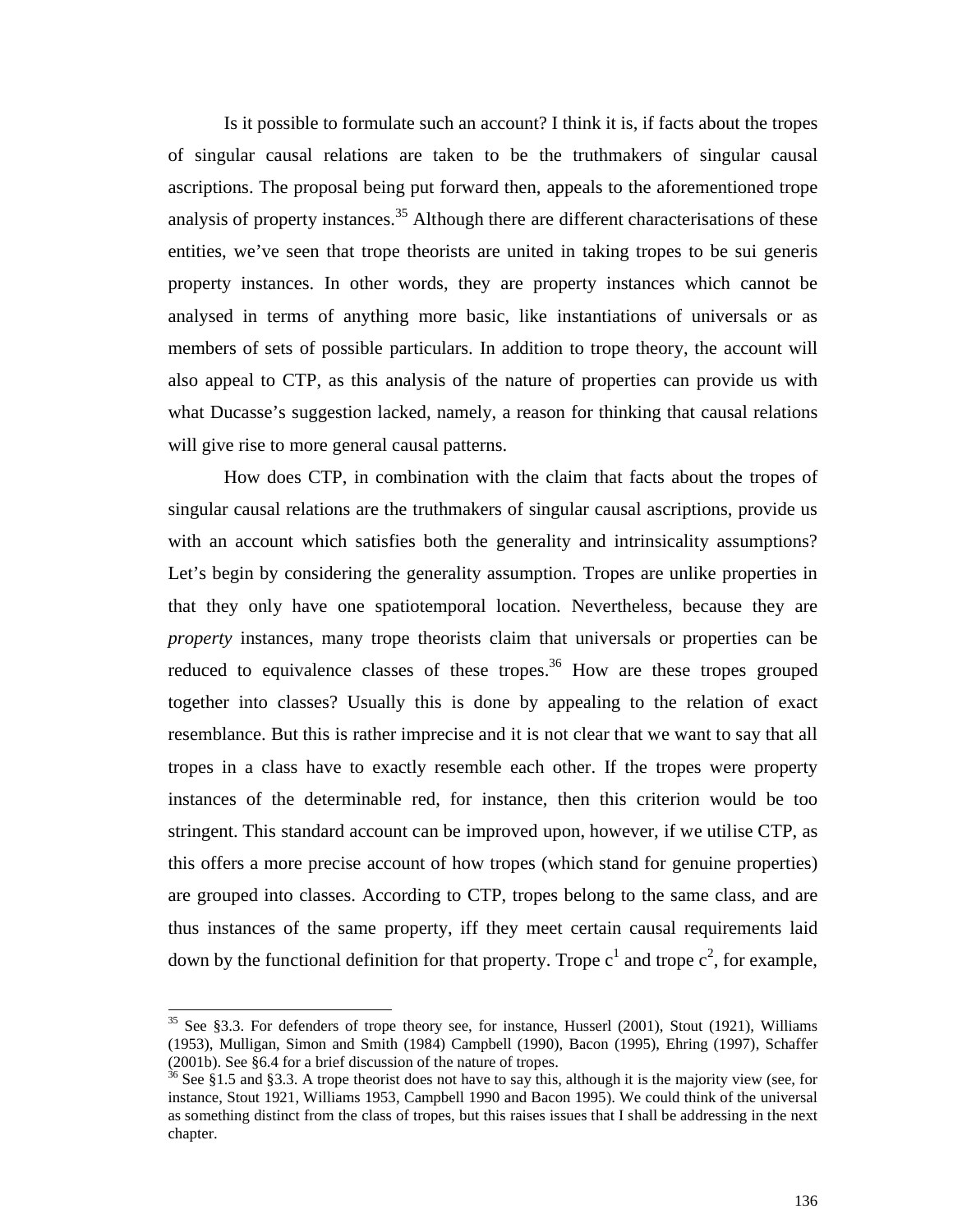Is it possible to formulate such an account? I think it is, if facts about the tropes of singular causal relations are taken to be the truthmakers of singular causal ascriptions. The proposal being put forward then, appeals to the aforementioned trope analysis of property instances.[35] Although there are different characterisations of these entities, we've seen that trope theorists are united in taking tropes to be sui generis property instances. In other words, they are property instances which cannot be analysed in terms of anything more basic, like instantiations of universals or as members of sets of possible particulars. In addition to trope theory, the account will also appeal to CTP, as this analysis of the nature of properties can provide us with what Ducasse's suggestion lacked, namely, a reason for thinking that causal relations will give rise to more general causal patterns.

How does CTP, in combination with the claim that facts about the tropes of singular causal relations are the truthmakers of singular causal ascriptions, provide us with an account which satisfies both the generality and intrinsicality assumptions? Let's begin by considering the generality assumption. Tropes are unlike properties in that they only have one spatiotemporal location. Nevertheless, because they are *property* instances, many trope theorists claim that universals or properties can be reduced to equivalence classes of these tropes.[36] How are these tropes grouped together into classes? Usually this is done by appealing to the relation of exact resemblance. But this is rather imprecise and it is not clear that we want to say that all tropes in a class have to exactly resemble each other. If the tropes were property instances of the determinable red, for instance, then this criterion would be too stringent. This standard account can be improved upon, however, if we utilise CTP, as this offers a more precise account of how tropes (which stand for genuine properties) are grouped into classes. According to CTP, tropes belong to the same class, and are thus instances of the same property, iff they meet certain causal requirements laid down by the functional definition for that property. Trope $c^1$ and trope $c^2$, for example,

---

[35] See §3.3. For defenders of trope theory see, for instance, Husserl (2001), Stout (1921), Williams (1953), Mulligan, Simon and Smith (1984) Campbell (1990), Bacon (1995), Ehring (1997), Schaffer (2001b). See §6.4 for a brief discussion of the nature of tropes.

[36] See §1.5 and §3.3. A trope theorist does not have to say this, although it is the majority view (see, for instance, Stout 1921, Williams 1953, Campbell 1990 and Bacon 1995). We could think of the universal as something distinct from the class of tropes, but this raises issues that I shall be addressing in the next chapter.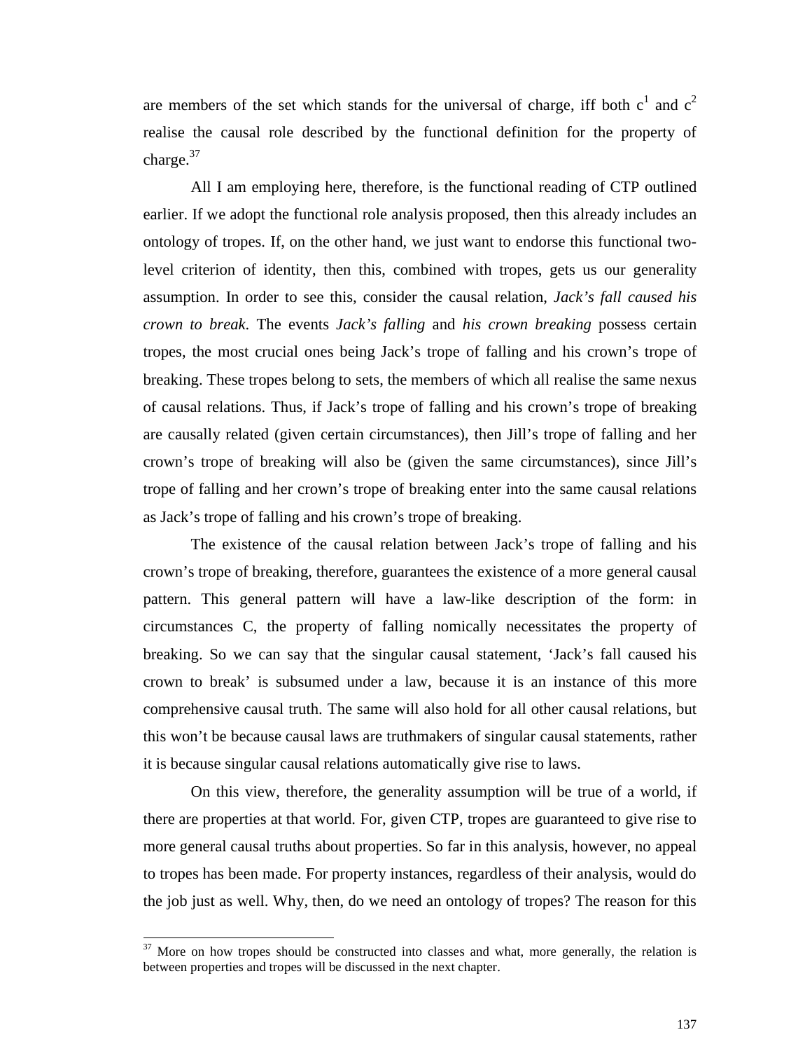are members of the set which stands for the universal of charge, iff both $c^1$ and $c^2$ realise the causal role described by the functional definition for the property of charge.[37]

All I am employing here, therefore, is the functional reading of CTP outlined earlier. If we adopt the functional role analysis proposed, then this already includes an ontology of tropes. If, on the other hand, we just want to endorse this functional two-level criterion of identity, then this, combined with tropes, gets us our generality assumption. In order to see this, consider the causal relation, *Jack's fall caused his crown to break*. The events *Jack's falling* and *his crown breaking* possess certain tropes, the most crucial ones being Jack's trope of falling and his crown's trope of breaking. These tropes belong to sets, the members of which all realise the same nexus of causal relations. Thus, if Jack's trope of falling and his crown's trope of breaking are causally related (given certain circumstances), then Jill's trope of falling and her crown's trope of breaking will also be (given the same circumstances), since Jill's trope of falling and her crown's trope of breaking enter into the same causal relations as Jack's trope of falling and his crown's trope of breaking.

The existence of the causal relation between Jack's trope of falling and his crown's trope of breaking, therefore, guarantees the existence of a more general causal pattern. This general pattern will have a law-like description of the form: in circumstances C, the property of falling nomically necessitates the property of breaking. So we can say that the singular causal statement, 'Jack's fall caused his crown to break' is subsumed under a law, because it is an instance of this more comprehensive causal truth. The same will also hold for all other causal relations, but this won't be because causal laws are truthmakers of singular causal statements, rather it is because singular causal relations automatically give rise to laws.

On this view, therefore, the generality assumption will be true of a world, if there are properties at that world. For, given CTP, tropes are guaranteed to give rise to more general causal truths about properties. So far in this analysis, however, no appeal to tropes has been made. For property instances, regardless of their analysis, would do the job just as well. Why, then, do we need an ontology of tropes? The reason for this

[37] More on how tropes should be constructed into classes and what, more generally, the relation is between properties and tropes will be discussed in the next chapter.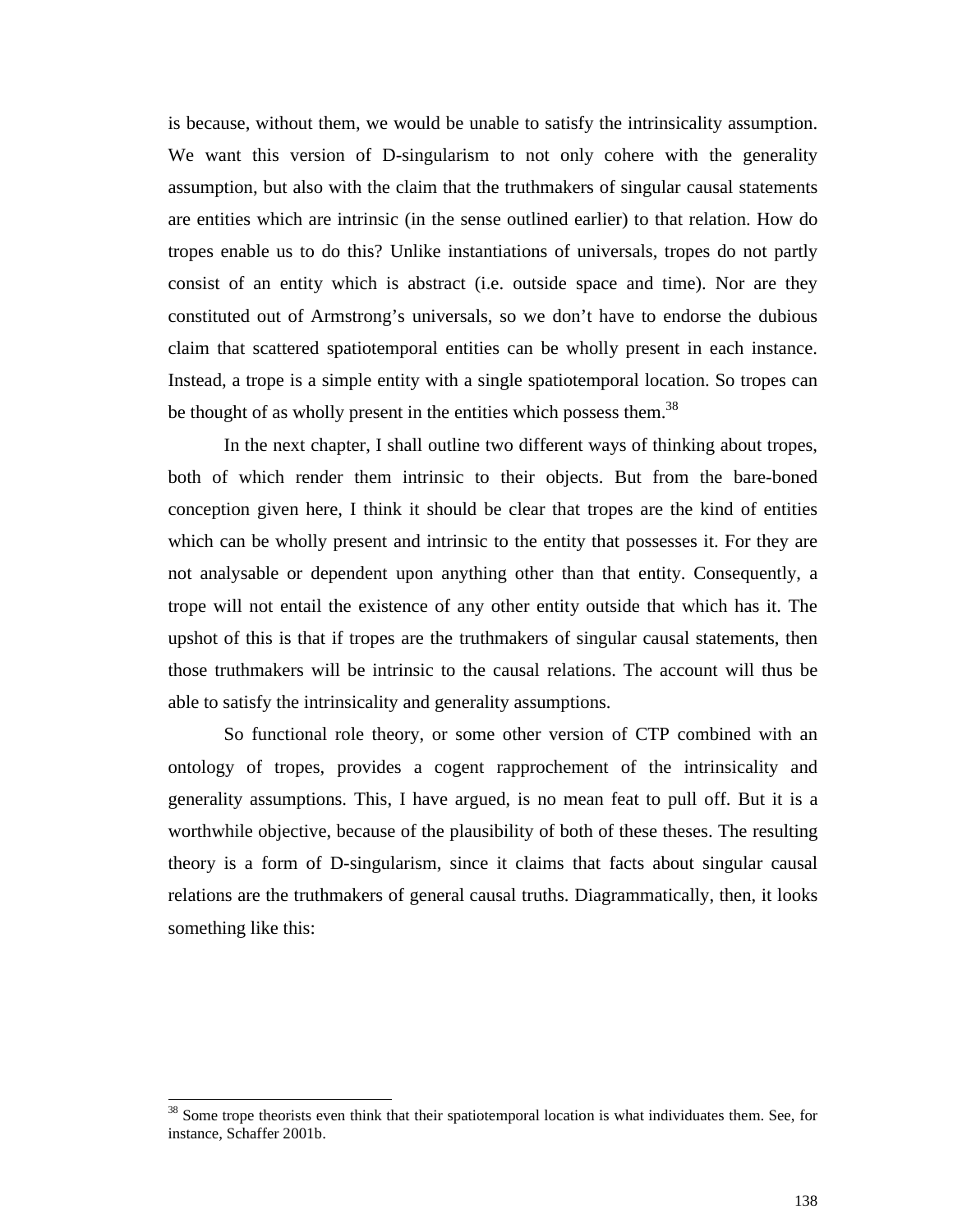is because, without them, we would be unable to satisfy the intrinsicality assumption. We want this version of D-singularism to not only cohere with the generality assumption, but also with the claim that the truthmakers of singular causal statements are entities which are intrinsic (in the sense outlined earlier) to that relation. How do tropes enable us to do this? Unlike instantiations of universals, tropes do not partly consist of an entity which is abstract (i.e. outside space and time). Nor are they constituted out of Armstrong's universals, so we don't have to endorse the dubious claim that scattered spatiotemporal entities can be wholly present in each instance. Instead, a trope is a simple entity with a single spatiotemporal location. So tropes can be thought of as wholly present in the entities which possess them.[38]

In the next chapter, I shall outline two different ways of thinking about tropes, both of which render them intrinsic to their objects. But from the bare-boned conception given here, I think it should be clear that tropes are the kind of entities which can be wholly present and intrinsic to the entity that possesses it. For they are not analysable or dependent upon anything other than that entity. Consequently, a trope will not entail the existence of any other entity outside that which has it. The upshot of this is that if tropes are the truthmakers of singular causal statements, then those truthmakers will be intrinsic to the causal relations. The account will thus be able to satisfy the intrinsicality and generality assumptions.

So functional role theory, or some other version of CTP combined with an ontology of tropes, provides a cogent rapprochement of the intrinsicality and generality assumptions. This, I have argued, is no mean feat to pull off. But it is a worthwhile objective, because of the plausibility of both of these theses. The resulting theory is a form of D-singularism, since it claims that facts about singular causal relations are the truthmakers of general causal truths. Diagrammatically, then, it looks something like this:

[38] Some trope theorists even think that their spatiotemporal location is what individuates them. See, for instance, Schaffer 2001b.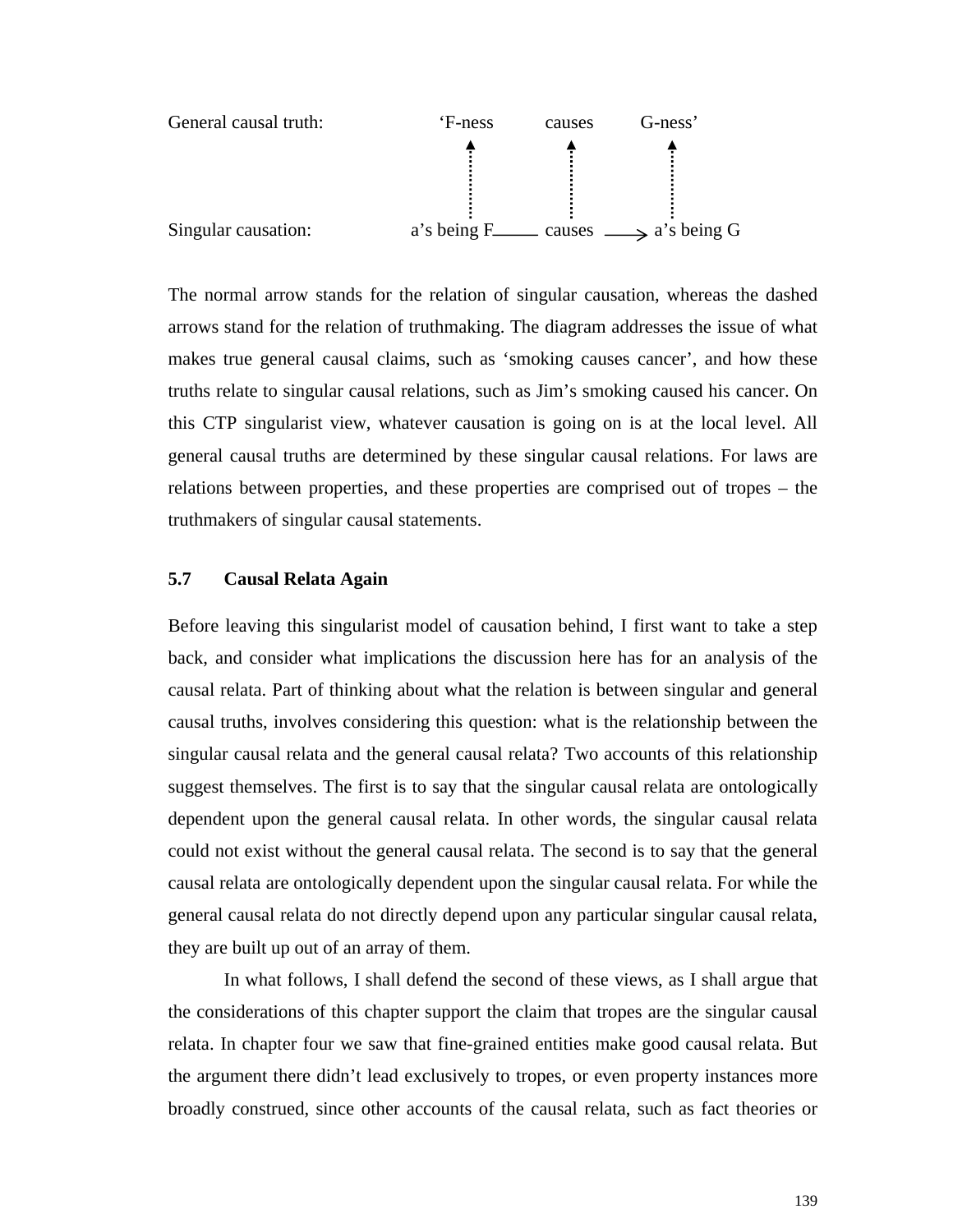General causal truth: ‘F-ness causes G-ness’

Singular causation: a’s being F —— causes ——> a’s being G

The normal arrow stands for the relation of singular causation, whereas the dashed arrows stand for the relation of truthmaking. The diagram addresses the issue of what makes true general causal claims, such as ‘smoking causes cancer’, and how these truths relate to singular causal relations, such as Jim’s smoking caused his cancer. On this CTP singularist view, whatever causation is going on is at the local level. All general causal truths are determined by these singular causal relations. For laws are relations between properties, and these properties are comprised out of tropes – the truthmakers of singular causal statements.

## 5.7 Causal Relata Again

Before leaving this singularist model of causation behind, I first want to take a step back, and consider what implications the discussion here has for an analysis of the causal relata. Part of thinking about what the relation is between singular and general causal truths, involves considering this question: what is the relationship between the singular causal relata and the general causal relata? Two accounts of this relationship suggest themselves. The first is to say that the singular causal relata are ontologically dependent upon the general causal relata. In other words, the singular causal relata could not exist without the general causal relata. The second is to say that the general causal relata are ontologically dependent upon the singular causal relata. For while the general causal relata do not directly depend upon any particular singular causal relata, they are built up out of an array of them.

In what follows, I shall defend the second of these views, as I shall argue that the considerations of this chapter support the claim that tropes are the singular causal relata. In chapter four we saw that fine-grained entities make good causal relata. But the argument there didn’t lead exclusively to tropes, or even property instances more broadly construed, since other accounts of the causal relata, such as fact theories or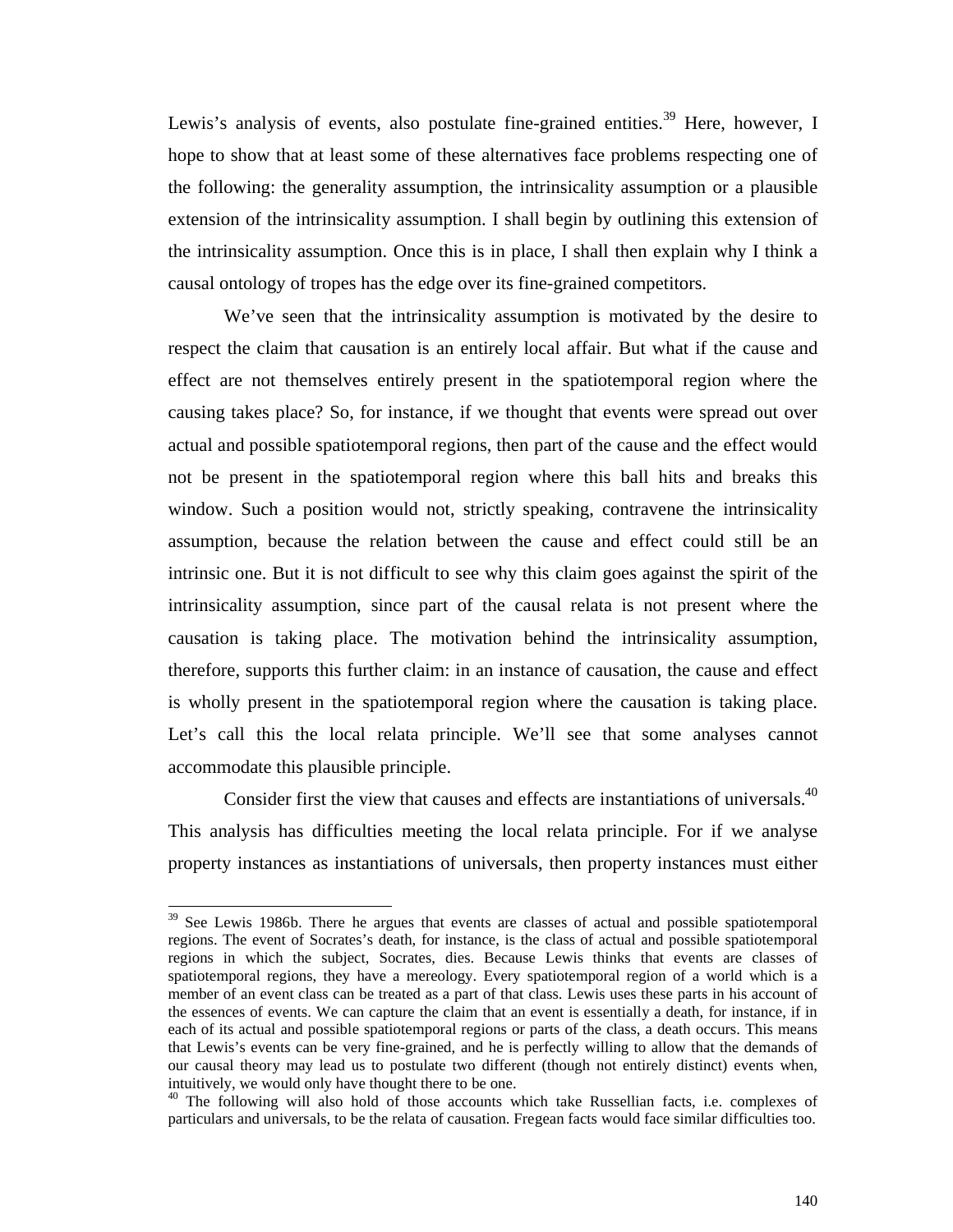Lewis's analysis of events, also postulate fine-grained entities.[39] Here, however, I hope to show that at least some of these alternatives face problems respecting one of the following: the generality assumption, the intrinsicality assumption or a plausible extension of the intrinsicality assumption. I shall begin by outlining this extension of the intrinsicality assumption. Once this is in place, I shall then explain why I think a causal ontology of tropes has the edge over its fine-grained competitors.

We've seen that the intrinsicality assumption is motivated by the desire to respect the claim that causation is an entirely local affair. But what if the cause and effect are not themselves entirely present in the spatiotemporal region where the causing takes place? So, for instance, if we thought that events were spread out over actual and possible spatiotemporal regions, then part of the cause and the effect would not be present in the spatiotemporal region where this ball hits and breaks this window. Such a position would not, strictly speaking, contravene the intrinsicality assumption, because the relation between the cause and effect could still be an intrinsic one. But it is not difficult to see why this claim goes against the spirit of the intrinsicality assumption, since part of the causal relata is not present where the causation is taking place. The motivation behind the intrinsicality assumption, therefore, supports this further claim: in an instance of causation, the cause and effect is wholly present in the spatiotemporal region where the causation is taking place. Let's call this the local relata principle. We'll see that some analyses cannot accommodate this plausible principle.

Consider first the view that causes and effects are instantiations of universals.[40] This analysis has difficulties meeting the local relata principle. For if we analyse property instances as instantiations of universals, then property instances must either

[39] See Lewis 1986b. There he argues that events are classes of actual and possible spatiotemporal regions. The event of Socrates's death, for instance, is the class of actual and possible spatiotemporal regions in which the subject, Socrates, dies. Because Lewis thinks that events are classes of spatiotemporal regions, they have a mereology. Every spatiotemporal region of a world which is a member of an event class can be treated as a part of that class. Lewis uses these parts in his account of the essences of events. We can capture the claim that an event is essentially a death, for instance, if in each of its actual and possible spatiotemporal regions or parts of the class, a death occurs. This means that Lewis's events can be very fine-grained, and he is perfectly willing to allow that the demands of our causal theory may lead us to postulate two different (though not entirely distinct) events when, intuitively, we would only have thought there to be one.

[40] The following will also hold of those accounts which take Russellian facts, i.e. complexes of particulars and universals, to be the relata of causation. Fregean facts would face similar difficulties too.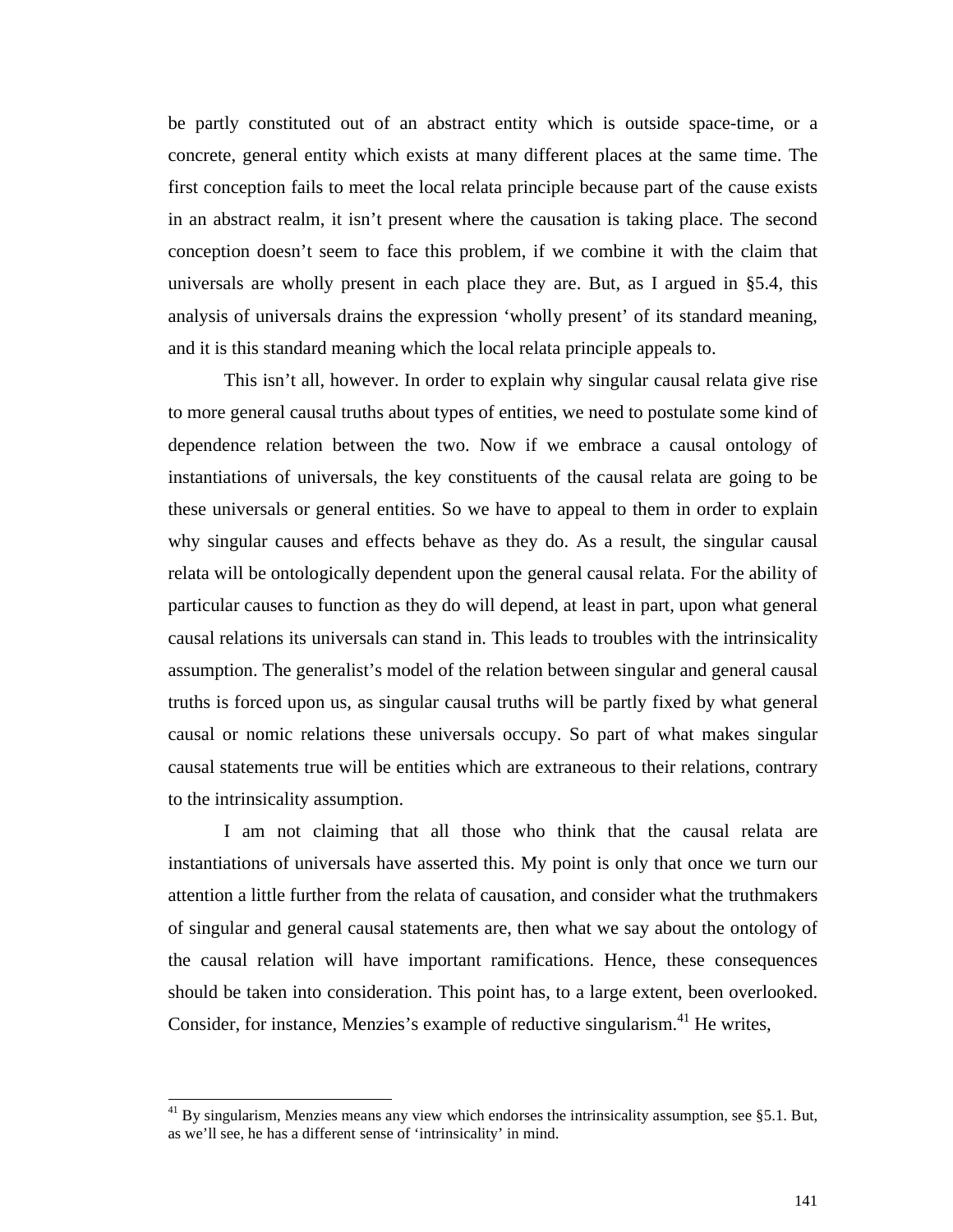be partly constituted out of an abstract entity which is outside space-time, or a concrete, general entity which exists at many different places at the same time. The first conception fails to meet the local relata principle because part of the cause exists in an abstract realm, it isn't present where the causation is taking place. The second conception doesn't seem to face this problem, if we combine it with the claim that universals are wholly present in each place they are. But, as I argued in §5.4, this analysis of universals drains the expression 'wholly present' of its standard meaning, and it is this standard meaning which the local relata principle appeals to.

This isn't all, however. In order to explain why singular causal relata give rise to more general causal truths about types of entities, we need to postulate some kind of dependence relation between the two. Now if we embrace a causal ontology of instantiations of universals, the key constituents of the causal relata are going to be these universals or general entities. So we have to appeal to them in order to explain why singular causes and effects behave as they do. As a result, the singular causal relata will be ontologically dependent upon the general causal relata. For the ability of particular causes to function as they do will depend, at least in part, upon what general causal relations its universals can stand in. This leads to troubles with the intrinsicality assumption. The generalist's model of the relation between singular and general causal truths is forced upon us, as singular causal truths will be partly fixed by what general causal or nomic relations these universals occupy. So part of what makes singular causal statements true will be entities which are extraneous to their relations, contrary to the intrinsicality assumption.

I am not claiming that all those who think that the causal relata are instantiations of universals have asserted this. My point is only that once we turn our attention a little further from the relata of causation, and consider what the truthmakers of singular and general causal statements are, then what we say about the ontology of the causal relation will have important ramifications. Hence, these consequences should be taken into consideration. This point has, to a large extent, been overlooked. Consider, for instance, Menzies's example of reductive singularism.[41] He writes,

---

[41] By singularism, Menzies means any view which endorses the intrinsicality assumption, see §5.1. But, as we'll see, he has a different sense of 'intrinsicality' in mind.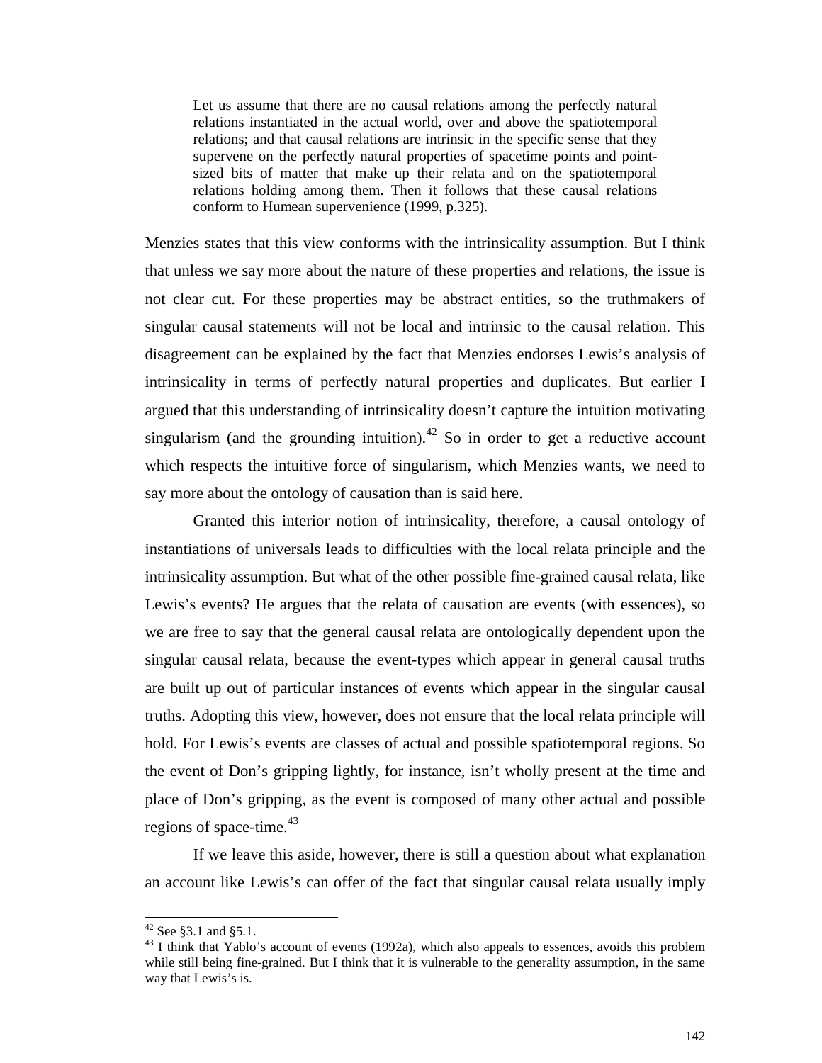> Let us assume that there are no causal relations among the perfectly natural relations instantiated in the actual world, over and above the spatiotemporal relations; and that causal relations are intrinsic in the specific sense that they supervene on the perfectly natural properties of spacetime points and point-sized bits of matter that make up their relata and on the spatiotemporal relations holding among them. Then it follows that these causal relations conform to Humean supervenience (1999, p.325).

Menzies states that this view conforms with the intrinsicality assumption. But I think that unless we say more about the nature of these properties and relations, the issue is not clear cut. For these properties may be abstract entities, so the truthmakers of singular causal statements will not be local and intrinsic to the causal relation. This disagreement can be explained by the fact that Menzies endorses Lewis's analysis of intrinsicality in terms of perfectly natural properties and duplicates. But earlier I argued that this understanding of intrinsicality doesn't capture the intuition motivating singularism (and the grounding intuition).[42] So in order to get a reductive account which respects the intuitive force of singularism, which Menzies wants, we need to say more about the ontology of causation than is said here.

Granted this interior notion of intrinsicality, therefore, a causal ontology of instantiations of universals leads to difficulties with the local relata principle and the intrinsicality assumption. But what of the other possible fine-grained causal relata, like Lewis's events? He argues that the relata of causation are events (with essences), so we are free to say that the general causal relata are ontologically dependent upon the singular causal relata, because the event-types which appear in general causal truths are built up out of particular instances of events which appear in the singular causal truths. Adopting this view, however, does not ensure that the local relata principle will hold. For Lewis's events are classes of actual and possible spatiotemporal regions. So the event of Don's gripping lightly, for instance, isn't wholly present at the time and place of Don's gripping, as the event is composed of many other actual and possible regions of space-time.[43]

If we leave this aside, however, there is still a question about what explanation an account like Lewis's can offer of the fact that singular causal relata usually imply

---

[42] See §3.1 and §5.1.

[43] I think that Yablo's account of events (1992a), which also appeals to essences, avoids this problem while still being fine-grained. But I think that it is vulnerable to the generality assumption, in the same way that Lewis's is.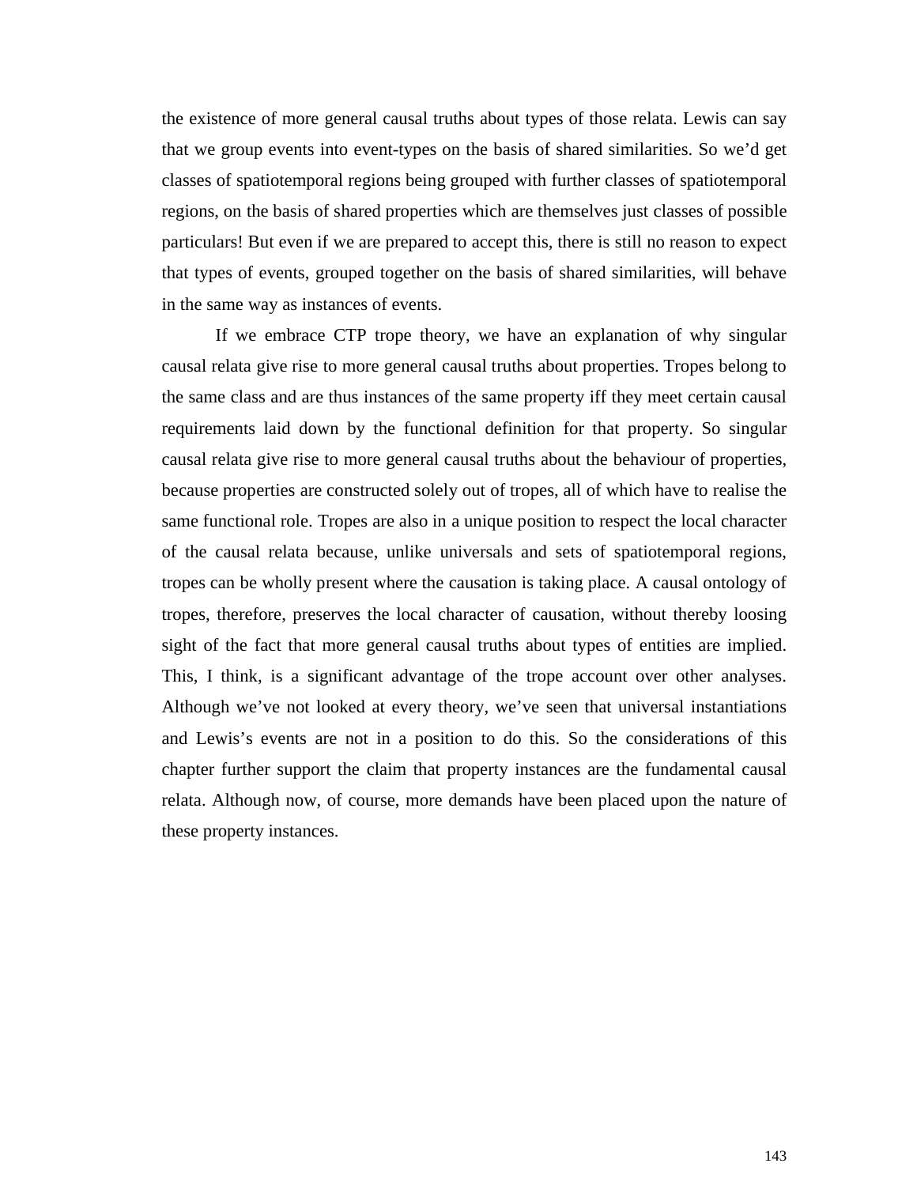the existence of more general causal truths about types of those relata. Lewis can say that we group events into event-types on the basis of shared similarities. So we'd get classes of spatiotemporal regions being grouped with further classes of spatiotemporal regions, on the basis of shared properties which are themselves just classes of possible particulars! But even if we are prepared to accept this, there is still no reason to expect that types of events, grouped together on the basis of shared similarities, will behave in the same way as instances of events.

If we embrace CTP trope theory, we have an explanation of why singular causal relata give rise to more general causal truths about properties. Tropes belong to the same class and are thus instances of the same property iff they meet certain causal requirements laid down by the functional definition for that property. So singular causal relata give rise to more general causal truths about the behaviour of properties, because properties are constructed solely out of tropes, all of which have to realise the same functional role. Tropes are also in a unique position to respect the local character of the causal relata because, unlike universals and sets of spatiotemporal regions, tropes can be wholly present where the causation is taking place. A causal ontology of tropes, therefore, preserves the local character of causation, without thereby loosing sight of the fact that more general causal truths about types of entities are implied. This, I think, is a significant advantage of the trope account over other analyses. Although we've not looked at every theory, we've seen that universal instantiations and Lewis's events are not in a position to do this. So the considerations of this chapter further support the claim that property instances are the fundamental causal relata. Although now, of course, more demands have been placed upon the nature of these property instances.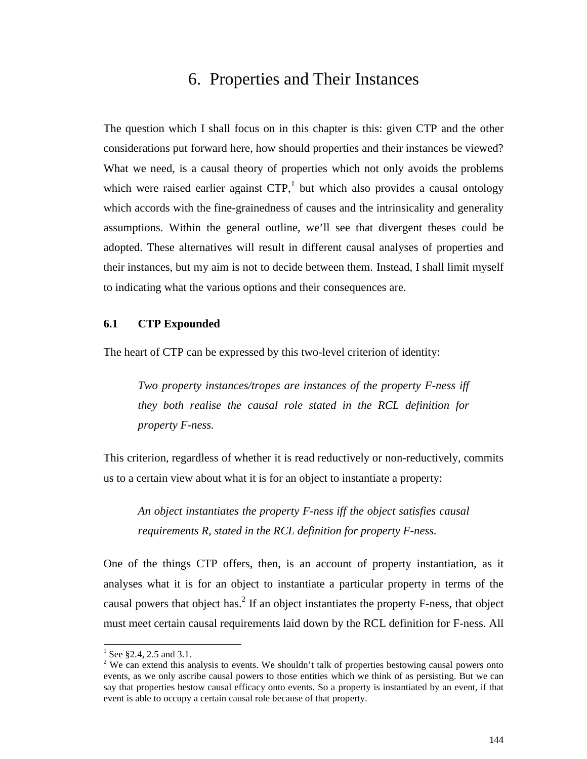# 6. Properties and Their Instances

The question which I shall focus on in this chapter is this: given CTP and the other considerations put forward here, how should properties and their instances be viewed? What we need, is a causal theory of properties which not only avoids the problems which were raised earlier against CTP,[1] but which also provides a causal ontology which accords with the fine-grainedness of causes and the intrinsicality and generality assumptions. Within the general outline, we'll see that divergent theses could be adopted. These alternatives will result in different causal analyses of properties and their instances, but my aim is not to decide between them. Instead, I shall limit myself to indicating what the various options and their consequences are.

## 6.1 CTP Expounded

The heart of CTP can be expressed by this two-level criterion of identity:

> *Two property instances/tropes are instances of the property F-ness iff they both realise the causal role stated in the RCL definition for property F-ness.*

This criterion, regardless of whether it is read reductively or non-reductively, commits us to a certain view about what it is for an object to instantiate a property:

> *An object instantiates the property F-ness iff the object satisfies causal requirements R, stated in the RCL definition for property F-ness.*

One of the things CTP offers, then, is an account of property instantiation, as it analyses what it is for an object to instantiate a particular property in terms of the causal powers that object has.[2] If an object instantiates the property F-ness, that object must meet certain causal requirements laid down by the RCL definition for F-ness. All

---

[1] See §2.4, 2.5 and 3.1.

[2] We can extend this analysis to events. We shouldn't talk of properties bestowing causal powers onto events, as we only ascribe causal powers to those entities which we think of as persisting. But we can say that properties bestow causal efficacy onto events. So a property is instantiated by an event, if that event is able to occupy a certain causal role because of that property.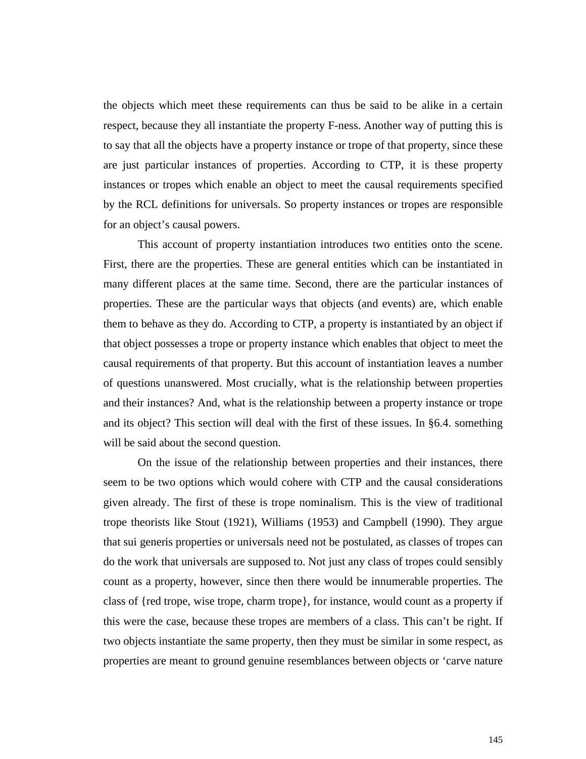the objects which meet these requirements can thus be said to be alike in a certain respect, because they all instantiate the property F-ness. Another way of putting this is to say that all the objects have a property instance or trope of that property, since these are just particular instances of properties. According to CTP, it is these property instances or tropes which enable an object to meet the causal requirements specified by the RCL definitions for universals. So property instances or tropes are responsible for an object's causal powers.

This account of property instantiation introduces two entities onto the scene. First, there are the properties. These are general entities which can be instantiated in many different places at the same time. Second, there are the particular instances of properties. These are the particular ways that objects (and events) are, which enable them to behave as they do. According to CTP, a property is instantiated by an object if that object possesses a trope or property instance which enables that object to meet the causal requirements of that property. But this account of instantiation leaves a number of questions unanswered. Most crucially, what is the relationship between properties and their instances? And, what is the relationship between a property instance or trope and its object? This section will deal with the first of these issues. In §6.4. something will be said about the second question.

On the issue of the relationship between properties and their instances, there seem to be two options which would cohere with CTP and the causal considerations given already. The first of these is trope nominalism. This is the view of traditional trope theorists like Stout (1921), Williams (1953) and Campbell (1990). They argue that sui generis properties or universals need not be postulated, as classes of tropes can do the work that universals are supposed to. Not just any class of tropes could sensibly count as a property, however, since then there would be innumerable properties. The class of {red trope, wise trope, charm trope}, for instance, would count as a property if this were the case, because these tropes are members of a class. This can't be right. If two objects instantiate the same property, then they must be similar in some respect, as properties are meant to ground genuine resemblances between objects or 'carve nature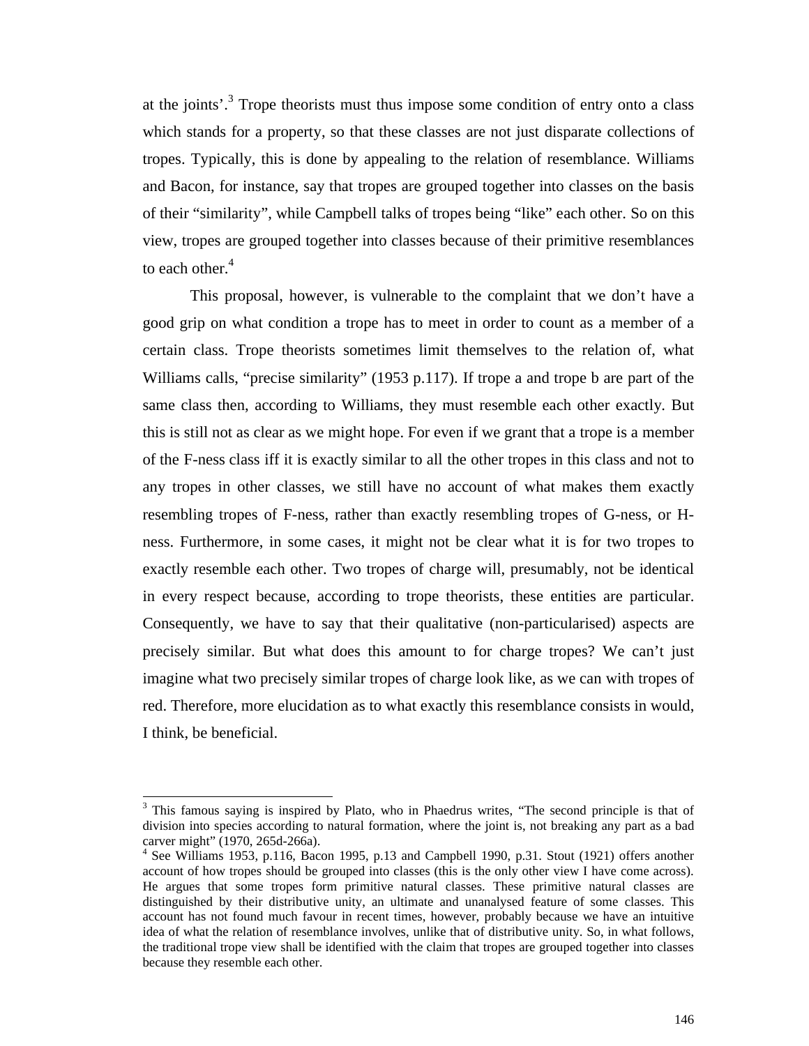at the joints'.[3] Trope theorists must thus impose some condition of entry onto a class which stands for a property, so that these classes are not just disparate collections of tropes. Typically, this is done by appealing to the relation of resemblance. Williams and Bacon, for instance, say that tropes are grouped together into classes on the basis of their "similarity", while Campbell talks of tropes being "like" each other. So on this view, tropes are grouped together into classes because of their primitive resemblances to each other.[4]

This proposal, however, is vulnerable to the complaint that we don't have a good grip on what condition a trope has to meet in order to count as a member of a certain class. Trope theorists sometimes limit themselves to the relation of, what Williams calls, "precise similarity" (1953 p.117). If trope a and trope b are part of the same class then, according to Williams, they must resemble each other exactly. But this is still not as clear as we might hope. For even if we grant that a trope is a member of the F-ness class iff it is exactly similar to all the other tropes in this class and not to any tropes in other classes, we still have no account of what makes them exactly resembling tropes of F-ness, rather than exactly resembling tropes of G-ness, or H-ness. Furthermore, in some cases, it might not be clear what it is for two tropes to exactly resemble each other. Two tropes of charge will, presumably, not be identical in every respect because, according to trope theorists, these entities are particular. Consequently, we have to say that their qualitative (non-particularised) aspects are precisely similar. But what does this amount to for charge tropes? We can't just imagine what two precisely similar tropes of charge look like, as we can with tropes of red. Therefore, more elucidation as to what exactly this resemblance consists in would, I think, be beneficial.

---

[3] This famous saying is inspired by Plato, who in Phaedrus writes, "The second principle is that of division into species according to natural formation, where the joint is, not breaking any part as a bad carver might" (1970, 265d-266a).

[4] See Williams 1953, p.116, Bacon 1995, p.13 and Campbell 1990, p.31. Stout (1921) offers another account of how tropes should be grouped into classes (this is the only other view I have come across). He argues that some tropes form primitive natural classes. These primitive natural classes are distinguished by their distributive unity, an ultimate and unanalysed feature of some classes. This account has not found much favour in recent times, however, probably because we have an intuitive idea of what the relation of resemblance involves, unlike that of distributive unity. So, in what follows, the traditional trope view shall be identified with the claim that tropes are grouped together into classes because they resemble each other.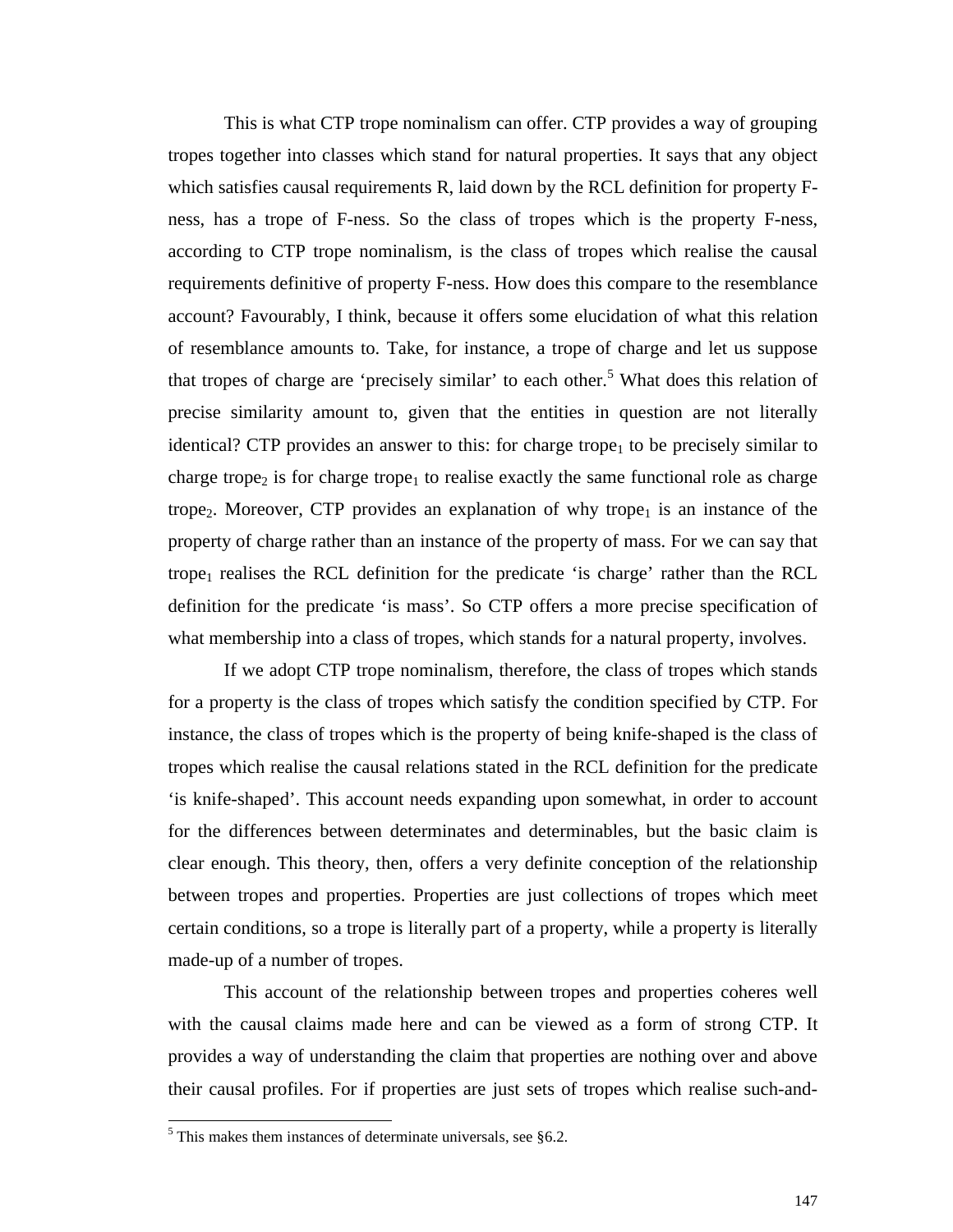This is what CTP trope nominalism can offer. CTP provides a way of grouping tropes together into classes which stand for natural properties. It says that any object which satisfies causal requirements R, laid down by the RCL definition for property F-ness, has a trope of F-ness. So the class of tropes which is the property F-ness, according to CTP trope nominalism, is the class of tropes which realise the causal requirements definitive of property F-ness. How does this compare to the resemblance account? Favourably, I think, because it offers some elucidation of what this relation of resemblance amounts to. Take, for instance, a trope of charge and let us suppose that tropes of charge are 'precisely similar' to each other.[5] What does this relation of precise similarity amount to, given that the entities in question are not literally identical? CTP provides an answer to this: for charge $trope_1$ to be precisely similar to charge $trope_2$ is for charge $trope_1$ to realise exactly the same functional role as charge $trope_2$. Moreover, CTP provides an explanation of why $trope_1$ is an instance of the property of charge rather than an instance of the property of mass. For we can say that $trope_1$ realises the RCL definition for the predicate 'is charge' rather than the RCL definition for the predicate 'is mass'. So CTP offers a more precise specification of what membership into a class of tropes, which stands for a natural property, involves.

If we adopt CTP trope nominalism, therefore, the class of tropes which stands for a property is the class of tropes which satisfy the condition specified by CTP. For instance, the class of tropes which is the property of being knife-shaped is the class of tropes which realise the causal relations stated in the RCL definition for the predicate 'is knife-shaped'. This account needs expanding upon somewhat, in order to account for the differences between determinates and determinables, but the basic claim is clear enough. This theory, then, offers a very definite conception of the relationship between tropes and properties. Properties are just collections of tropes which meet certain conditions, so a trope is literally part of a property, while a property is literally made-up of a number of tropes.

This account of the relationship between tropes and properties coheres well with the causal claims made here and can be viewed as a form of strong CTP. It provides a way of understanding the claim that properties are nothing over and above their causal profiles. For if properties are just sets of tropes which realise such-and-

[5] This makes them instances of determinate universals, see §6.2.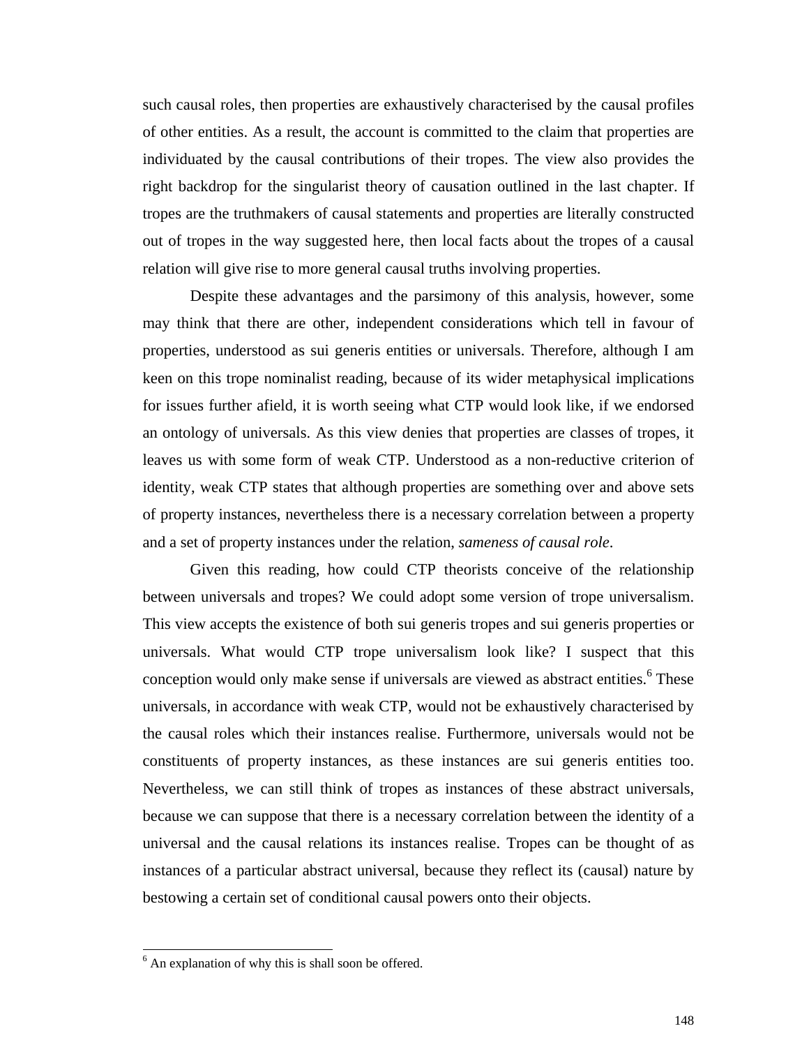such causal roles, then properties are exhaustively characterised by the causal profiles of other entities. As a result, the account is committed to the claim that properties are individuated by the causal contributions of their tropes. The view also provides the right backdrop for the singularist theory of causation outlined in the last chapter. If tropes are the truthmakers of causal statements and properties are literally constructed out of tropes in the way suggested here, then local facts about the tropes of a causal relation will give rise to more general causal truths involving properties.

Despite these advantages and the parsimony of this analysis, however, some may think that there are other, independent considerations which tell in favour of properties, understood as sui generis entities or universals. Therefore, although I am keen on this trope nominalist reading, because of its wider metaphysical implications for issues further afield, it is worth seeing what CTP would look like, if we endorsed an ontology of universals. As this view denies that properties are classes of tropes, it leaves us with some form of weak CTP. Understood as a non-reductive criterion of identity, weak CTP states that although properties are something over and above sets of property instances, nevertheless there is a necessary correlation between a property and a set of property instances under the relation, *sameness of causal role*.

Given this reading, how could CTP theorists conceive of the relationship between universals and tropes? We could adopt some version of trope universalism. This view accepts the existence of both sui generis tropes and sui generis properties or universals. What would CTP trope universalism look like? I suspect that this conception would only make sense if universals are viewed as abstract entities.[6] These universals, in accordance with weak CTP, would not be exhaustively characterised by the causal roles which their instances realise. Furthermore, universals would not be constituents of property instances, as these instances are sui generis entities too. Nevertheless, we can still think of tropes as instances of these abstract universals, because we can suppose that there is a necessary correlation between the identity of a universal and the causal relations its instances realise. Tropes can be thought of as instances of a particular abstract universal, because they reflect its (causal) nature by bestowing a certain set of conditional causal powers onto their objects.

---

[6] An explanation of why this is shall soon be offered.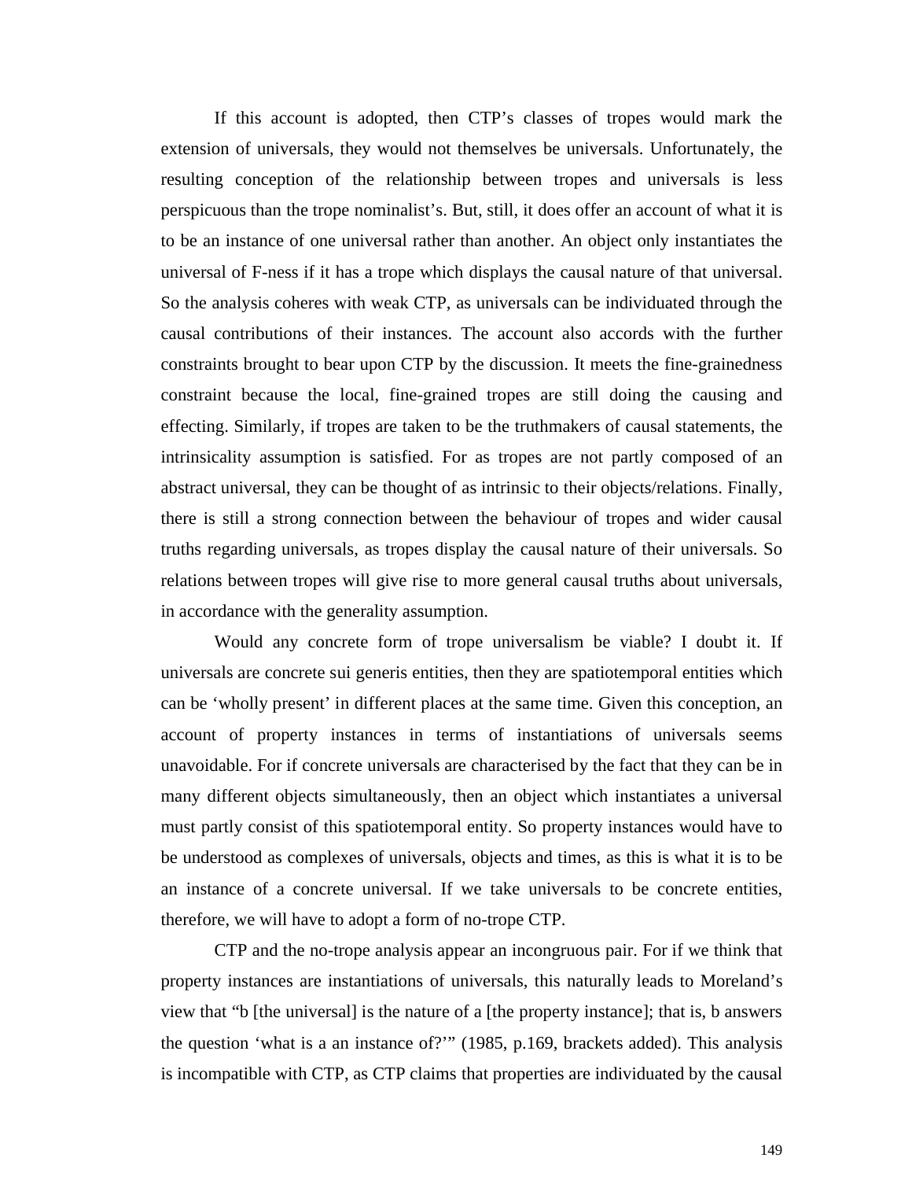If this account is adopted, then CTP's classes of tropes would mark the extension of universals, they would not themselves be universals. Unfortunately, the resulting conception of the relationship between tropes and universals is less perspicuous than the trope nominalist's. But, still, it does offer an account of what it is to be an instance of one universal rather than another. An object only instantiates the universal of F-ness if it has a trope which displays the causal nature of that universal. So the analysis coheres with weak CTP, as universals can be individuated through the causal contributions of their instances. The account also accords with the further constraints brought to bear upon CTP by the discussion. It meets the fine-grainedness constraint because the local, fine-grained tropes are still doing the causing and effecting. Similarly, if tropes are taken to be the truthmakers of causal statements, the intrinsicality assumption is satisfied. For as tropes are not partly composed of an abstract universal, they can be thought of as intrinsic to their objects/relations. Finally, there is still a strong connection between the behaviour of tropes and wider causal truths regarding universals, as tropes display the causal nature of their universals. So relations between tropes will give rise to more general causal truths about universals, in accordance with the generality assumption.

Would any concrete form of trope universalism be viable? I doubt it. If universals are concrete sui generis entities, then they are spatiotemporal entities which can be 'wholly present' in different places at the same time. Given this conception, an account of property instances in terms of instantiations of universals seems unavoidable. For if concrete universals are characterised by the fact that they can be in many different objects simultaneously, then an object which instantiates a universal must partly consist of this spatiotemporal entity. So property instances would have to be understood as complexes of universals, objects and times, as this is what it is to be an instance of a concrete universal. If we take universals to be concrete entities, therefore, we will have to adopt a form of no-trope CTP.

CTP and the no-trope analysis appear an incongruous pair. For if we think that property instances are instantiations of universals, this naturally leads to Moreland's view that "b [the universal] is the nature of a [the property instance]; that is, b answers the question 'what is a an instance of?'" (1985, p.169, brackets added). This analysis is incompatible with CTP, as CTP claims that properties are individuated by the causal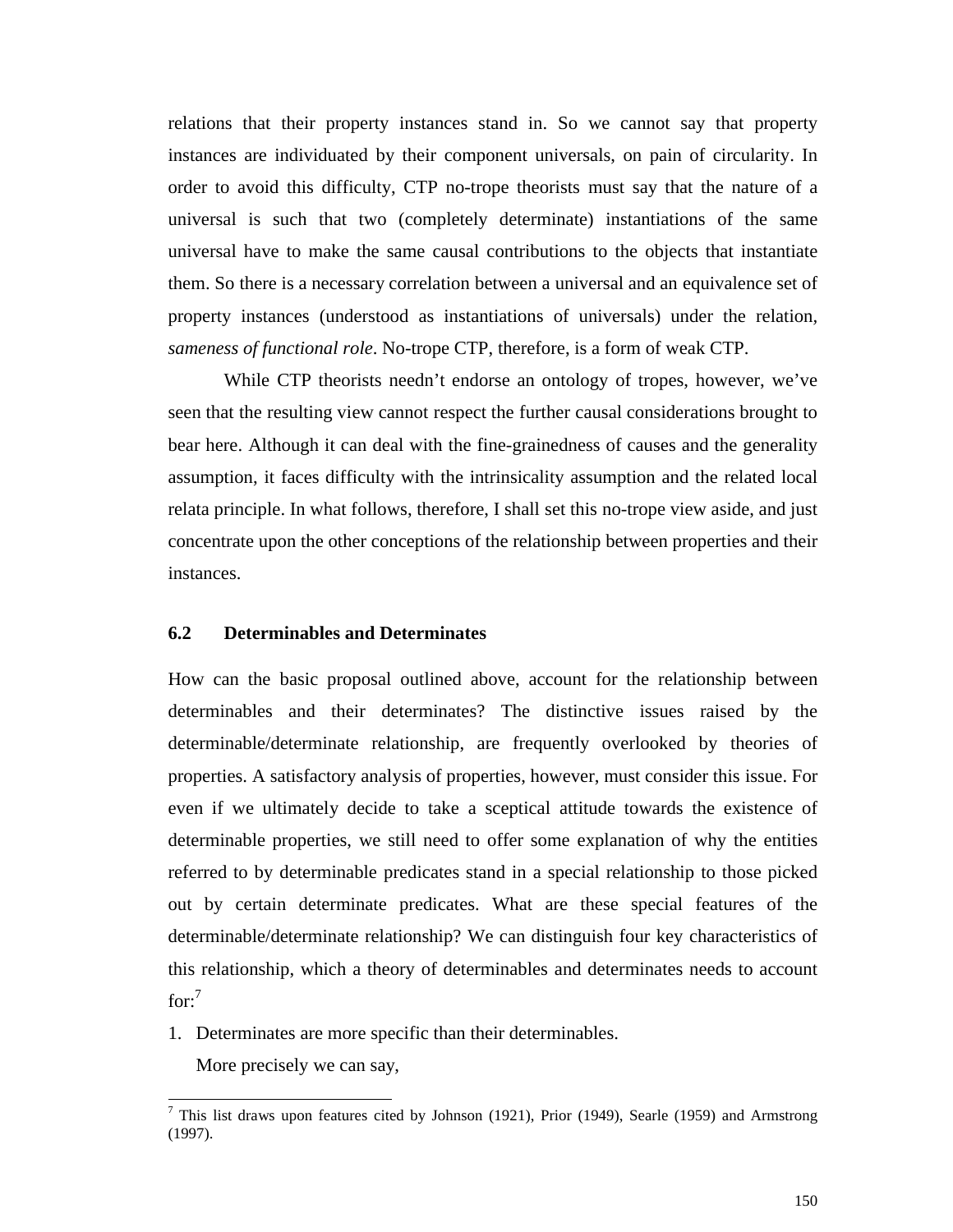relations that their property instances stand in. So we cannot say that property instances are individuated by their component universals, on pain of circularity. In order to avoid this difficulty, CTP no-trope theorists must say that the nature of a universal is such that two (completely determinate) instantiations of the same universal have to make the same causal contributions to the objects that instantiate them. So there is a necessary correlation between a universal and an equivalence set of property instances (understood as instantiations of universals) under the relation, *sameness of functional role*. No-trope CTP, therefore, is a form of weak CTP.

While CTP theorists needn't endorse an ontology of tropes, however, we've seen that the resulting view cannot respect the further causal considerations brought to bear here. Although it can deal with the fine-grainedness of causes and the generality assumption, it faces difficulty with the intrinsicality assumption and the related local relata principle. In what follows, therefore, I shall set this no-trope view aside, and just concentrate upon the other conceptions of the relationship between properties and their instances.

### 6.2 Determinables and Determinates

How can the basic proposal outlined above, account for the relationship between determinables and their determinates? The distinctive issues raised by the determinable/determinate relationship, are frequently overlooked by theories of properties. A satisfactory analysis of properties, however, must consider this issue. For even if we ultimately decide to take a sceptical attitude towards the existence of determinable properties, we still need to offer some explanation of why the entities referred to by determinable predicates stand in a special relationship to those picked out by certain determinate predicates. What are these special features of the determinable/determinate relationship? We can distinguish four key characteristics of this relationship, which a theory of determinables and determinates needs to account for:[7]

1. Determinates are more specific than their determinables.

   More precisely we can say,

[7] This list draws upon features cited by Johnson (1921), Prior (1949), Searle (1959) and Armstrong (1997).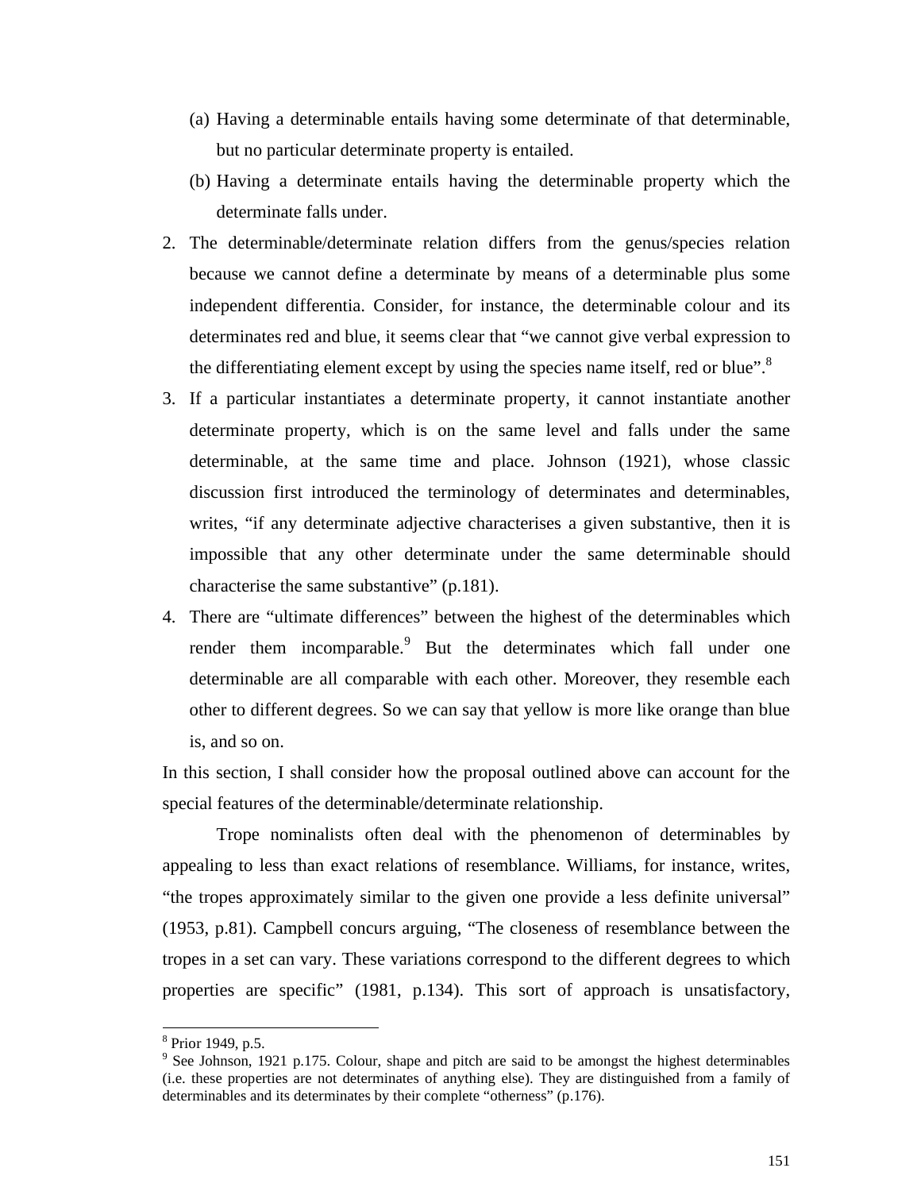(a) Having a determinable entails having some determinate of that determinable, but no particular determinate property is entailed.
   (b) Having a determinate entails having the determinable property which the determinate falls under.
2. The determinable/determinate relation differs from the genus/species relation because we cannot define a determinate by means of a determinable plus some independent differentia. Consider, for instance, the determinable colour and its determinates red and blue, it seems clear that "we cannot give verbal expression to the differentiating element except by using the species name itself, red or blue".[8]
3. If a particular instantiates a determinate property, it cannot instantiate another determinate property, which is on the same level and falls under the same determinable, at the same time and place. Johnson (1921), whose classic discussion first introduced the terminology of determinates and determinables, writes, "if any determinate adjective characterises a given substantive, then it is impossible that any other determinate under the same determinable should characterise the same substantive" (p.181).
4. There are "ultimate differences" between the highest of the determinables which render them incomparable.[9] But the determinates which fall under one determinable are all comparable with each other. Moreover, they resemble each other to different degrees. So we can say that yellow is more like orange than blue is, and so on.

In this section, I shall consider how the proposal outlined above can account for the special features of the determinable/determinate relationship.

Trope nominalists often deal with the phenomenon of determinables by appealing to less than exact relations of resemblance. Williams, for instance, writes, "the tropes approximately similar to the given one provide a less definite universal" (1953, p.81). Campbell concurs arguing, "The closeness of resemblance between the tropes in a set can vary. These variations correspond to the different degrees to which properties are specific" (1981, p.134). This sort of approach is unsatisfactory,

[8] Prior 1949, p.5.

[9] See Johnson, 1921 p.175. Colour, shape and pitch are said to be amongst the highest determinables (i.e. these properties are not determinates of anything else). They are distinguished from a family of determinables and its determinates by their complete "otherness" (p.176).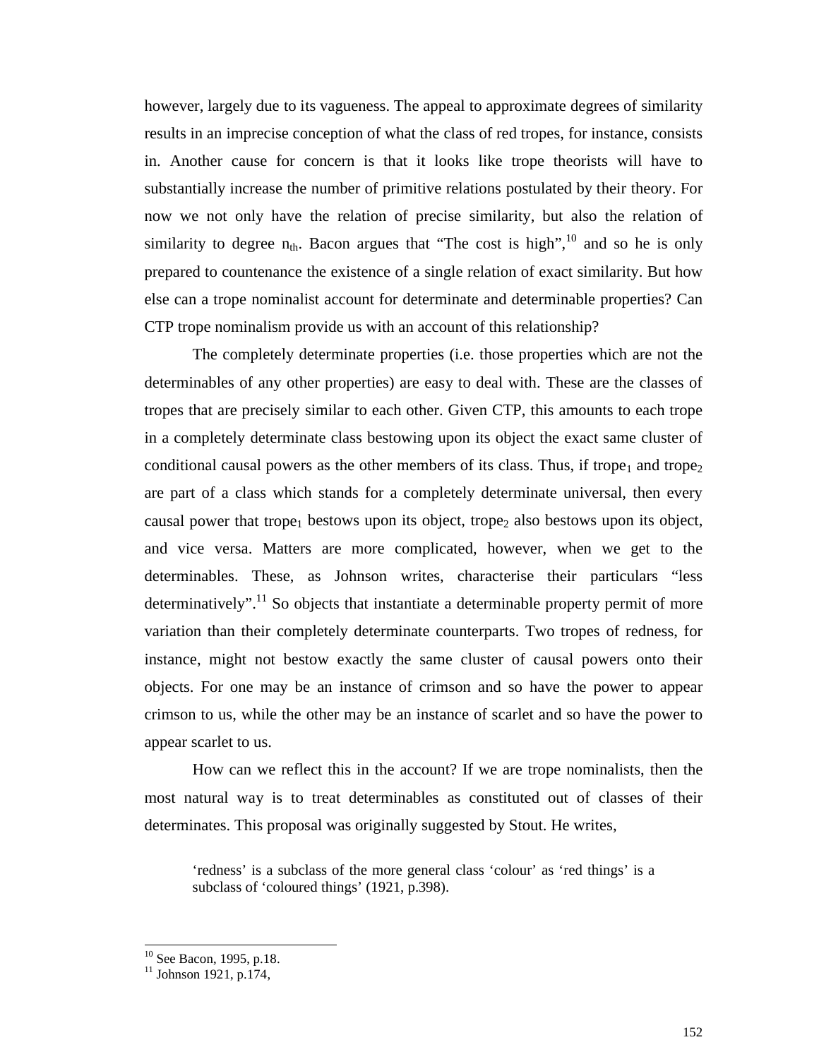however, largely due to its vagueness. The appeal to approximate degrees of similarity results in an imprecise conception of what the class of red tropes, for instance, consists in. Another cause for concern is that it looks like trope theorists will have to substantially increase the number of primitive relations postulated by their theory. For now we not only have the relation of precise similarity, but also the relation of similarity to degree $n_{th}$. Bacon argues that “The cost is high”,[10] and so he is only prepared to countenance the existence of a single relation of exact similarity. But how else can a trope nominalist account for determinate and determinable properties? Can CTP trope nominalism provide us with an account of this relationship?

The completely determinate properties (i.e. those properties which are not the determinables of any other properties) are easy to deal with. These are the classes of tropes that are precisely similar to each other. Given CTP, this amounts to each trope in a completely determinate class bestowing upon its object the exact same cluster of conditional causal powers as the other members of its class. Thus, if $\text{trope}_1$ and $\text{trope}_2$ are part of a class which stands for a completely determinate universal, then every causal power that $\text{trope}_1$ bestows upon its object, $\text{trope}_2$ also bestows upon its object, and vice versa. Matters are more complicated, however, when we get to the determinables. These, as Johnson writes, characterise their particulars “less determinatively”.[11] So objects that instantiate a determinable property permit of more variation than their completely determinate counterparts. Two tropes of redness, for instance, might not bestow exactly the same cluster of causal powers onto their objects. For one may be an instance of crimson and so have the power to appear crimson to us, while the other may be an instance of scarlet and so have the power to appear scarlet to us.

How can we reflect this in the account? If we are trope nominalists, then the most natural way is to treat determinables as constituted out of classes of their determinates. This proposal was originally suggested by Stout. He writes,

> ‘redness’ is a subclass of the more general class ‘colour’ as ‘red things’ is a subclass of ‘coloured things’ (1921, p.398).

---

[10] See Bacon, 1995, p.18.

[11] Johnson 1921, p.174,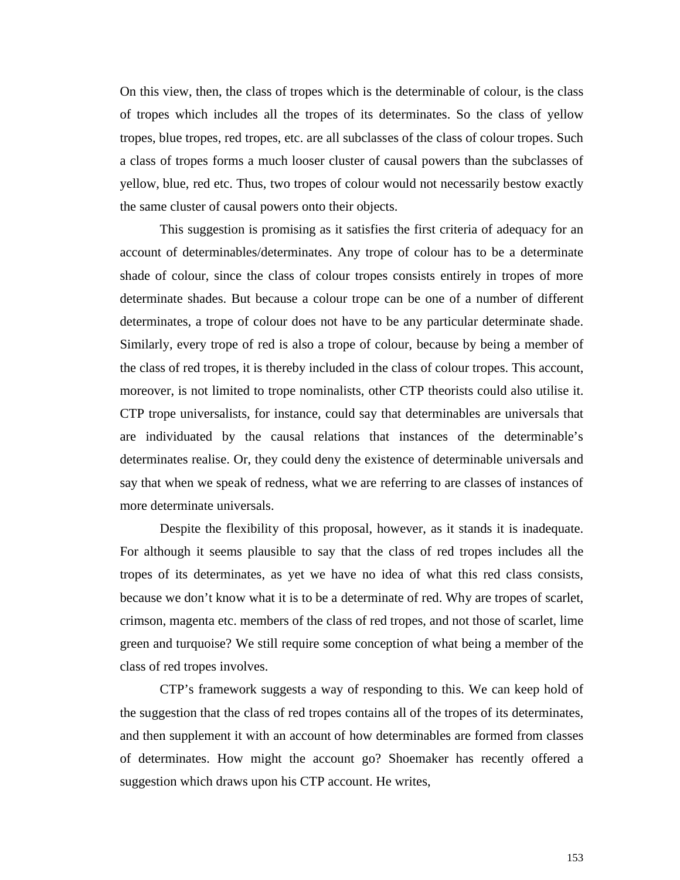On this view, then, the class of tropes which is the determinable of colour, is the class of tropes which includes all the tropes of its determinates. So the class of yellow tropes, blue tropes, red tropes, etc. are all subclasses of the class of colour tropes. Such a class of tropes forms a much looser cluster of causal powers than the subclasses of yellow, blue, red etc. Thus, two tropes of colour would not necessarily bestow exactly the same cluster of causal powers onto their objects.

This suggestion is promising as it satisfies the first criteria of adequacy for an account of determinables/determinates. Any trope of colour has to be a determinate shade of colour, since the class of colour tropes consists entirely in tropes of more determinate shades. But because a colour trope can be one of a number of different determinates, a trope of colour does not have to be any particular determinate shade. Similarly, every trope of red is also a trope of colour, because by being a member of the class of red tropes, it is thereby included in the class of colour tropes. This account, moreover, is not limited to trope nominalists, other CTP theorists could also utilise it. CTP trope universalists, for instance, could say that determinables are universals that are individuated by the causal relations that instances of the determinable's determinates realise. Or, they could deny the existence of determinable universals and say that when we speak of redness, what we are referring to are classes of instances of more determinate universals.

Despite the flexibility of this proposal, however, as it stands it is inadequate. For although it seems plausible to say that the class of red tropes includes all the tropes of its determinates, as yet we have no idea of what this red class consists, because we don't know what it is to be a determinate of red. Why are tropes of scarlet, crimson, magenta etc. members of the class of red tropes, and not those of scarlet, lime green and turquoise? We still require some conception of what being a member of the class of red tropes involves.

CTP's framework suggests a way of responding to this. We can keep hold of the suggestion that the class of red tropes contains all of the tropes of its determinates, and then supplement it with an account of how determinables are formed from classes of determinates. How might the account go? Shoemaker has recently offered a suggestion which draws upon his CTP account. He writes,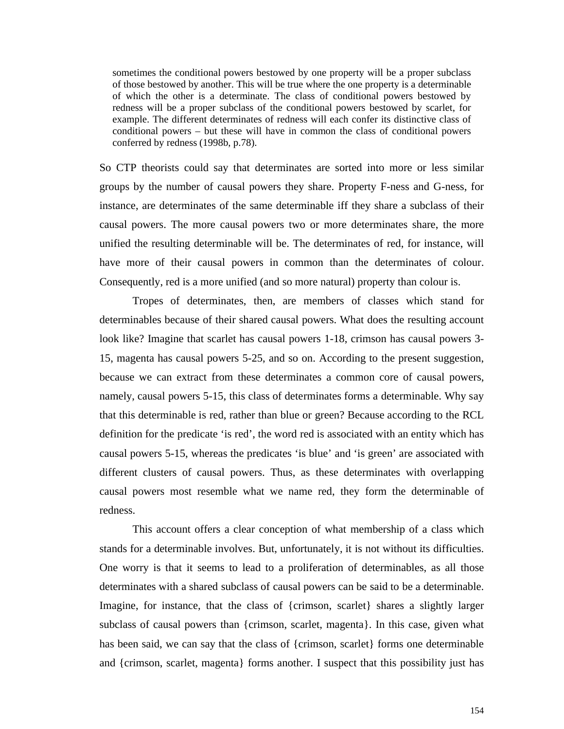> sometimes the conditional powers bestowed by one property will be a proper subclass of those bestowed by another. This will be true where the one property is a determinable of which the other is a determinate. The class of conditional powers bestowed by redness will be a proper subclass of the conditional powers bestowed by scarlet, for example. The different determinates of redness will each confer its distinctive class of conditional powers – but these will have in common the class of conditional powers conferred by redness (1998b, p.78).

So CTP theorists could say that determinates are sorted into more or less similar groups by the number of causal powers they share. Property F-ness and G-ness, for instance, are determinates of the same determinable iff they share a subclass of their causal powers. The more causal powers two or more determinates share, the more unified the resulting determinable will be. The determinates of red, for instance, will have more of their causal powers in common than the determinates of colour. Consequently, red is a more unified (and so more natural) property than colour is.

Tropes of determinates, then, are members of classes which stand for determinables because of their shared causal powers. What does the resulting account look like? Imagine that scarlet has causal powers 1-18, crimson has causal powers 3-15, magenta has causal powers 5-25, and so on. According to the present suggestion, because we can extract from these determinates a common core of causal powers, namely, causal powers 5-15, this class of determinates forms a determinable. Why say that this determinable is red, rather than blue or green? Because according to the RCL definition for the predicate 'is red', the word red is associated with an entity which has causal powers 5-15, whereas the predicates 'is blue' and 'is green' are associated with different clusters of causal powers. Thus, as these determinates with overlapping causal powers most resemble what we name red, they form the determinable of redness.

This account offers a clear conception of what membership of a class which stands for a determinable involves. But, unfortunately, it is not without its difficulties. One worry is that it seems to lead to a proliferation of determinables, as all those determinates with a shared subclass of causal powers can be said to be a determinable. Imagine, for instance, that the class of {crimson, scarlet} shares a slightly larger subclass of causal powers than {crimson, scarlet, magenta}. In this case, given what has been said, we can say that the class of {crimson, scarlet} forms one determinable and {crimson, scarlet, magenta} forms another. I suspect that this possibility just has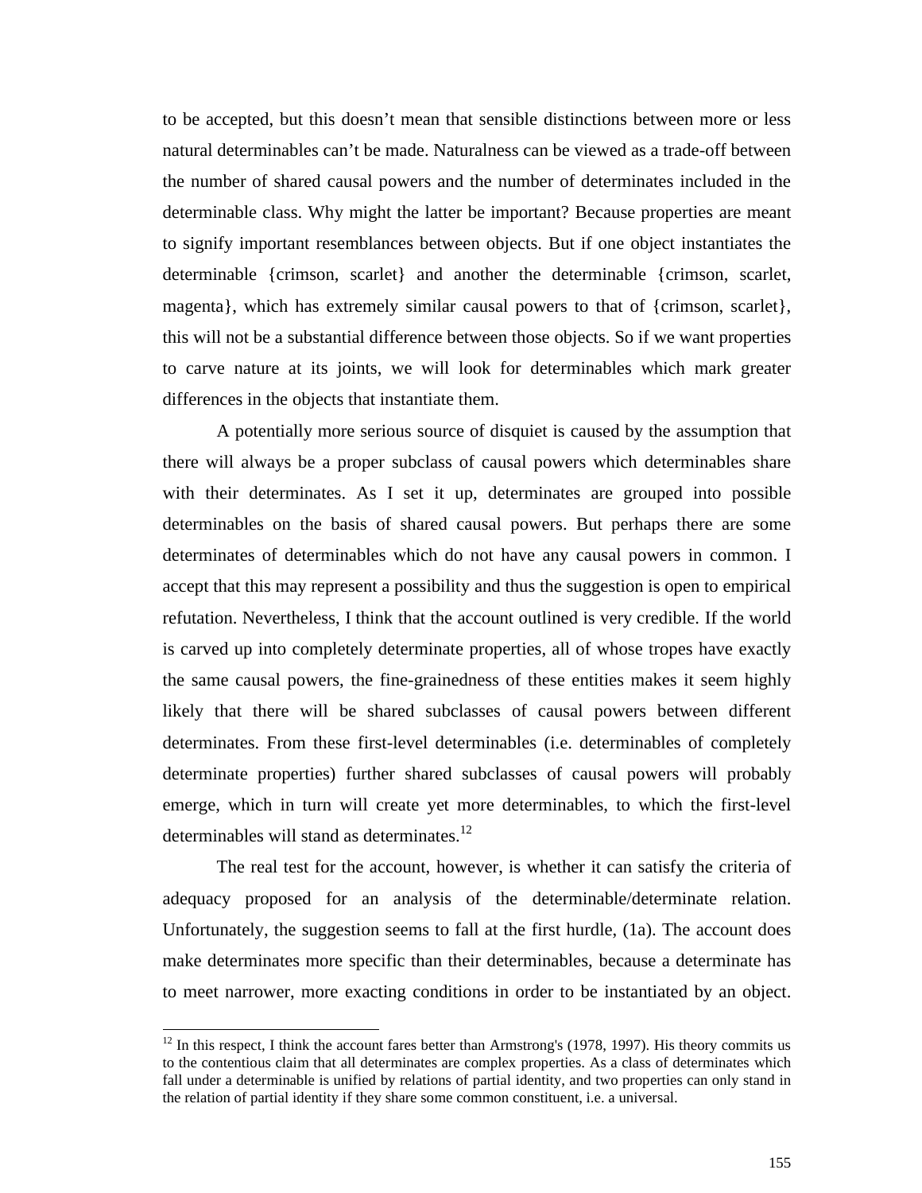to be accepted, but this doesn't mean that sensible distinctions between more or less natural determinables can't be made. Naturalness can be viewed as a trade-off between the number of shared causal powers and the number of determinates included in the determinable class. Why might the latter be important? Because properties are meant to signify important resemblances between objects. But if one object instantiates the determinable {crimson, scarlet} and another the determinable {crimson, scarlet, magenta}, which has extremely similar causal powers to that of {crimson, scarlet}, this will not be a substantial difference between those objects. So if we want properties to carve nature at its joints, we will look for determinables which mark greater differences in the objects that instantiate them.

A potentially more serious source of disquiet is caused by the assumption that there will always be a proper subclass of causal powers which determinables share with their determinates. As I set it up, determinates are grouped into possible determinables on the basis of shared causal powers. But perhaps there are some determinates of determinables which do not have any causal powers in common. I accept that this may represent a possibility and thus the suggestion is open to empirical refutation. Nevertheless, I think that the account outlined is very credible. If the world is carved up into completely determinate properties, all of whose tropes have exactly the same causal powers, the fine-grainedness of these entities makes it seem highly likely that there will be shared subclasses of causal powers between different determinates. From these first-level determinables (i.e. determinables of completely determinate properties) further shared subclasses of causal powers will probably emerge, which in turn will create yet more determinables, to which the first-level determinables will stand as determinates.[12]

The real test for the account, however, is whether it can satisfy the criteria of adequacy proposed for an analysis of the determinable/determinate relation. Unfortunately, the suggestion seems to fall at the first hurdle, (1a). The account does make determinates more specific than their determinables, because a determinate has to meet narrower, more exacting conditions in order to be instantiated by an object.

[12] In this respect, I think the account fares better than Armstrong's (1978, 1997). His theory commits us to the contentious claim that all determinates are complex properties. As a class of determinates which fall under a determinable is unified by relations of partial identity, and two properties can only stand in the relation of partial identity if they share some common constituent, i.e. a universal.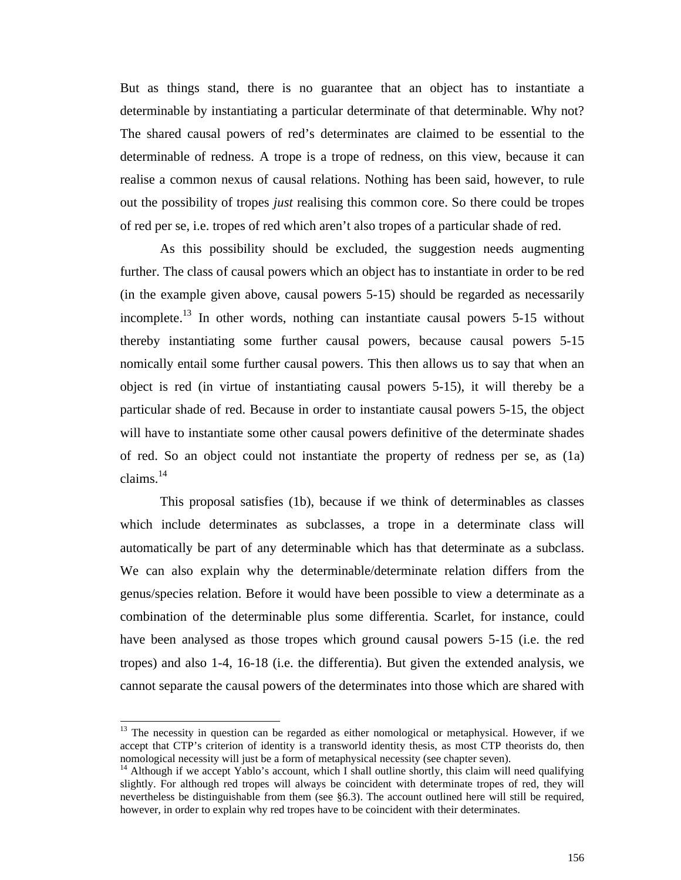But as things stand, there is no guarantee that an object has to instantiate a determinable by instantiating a particular determinate of that determinable. Why not? The shared causal powers of red's determinates are claimed to be essential to the determinable of redness. A trope is a trope of redness, on this view, because it can realise a common nexus of causal relations. Nothing has been said, however, to rule out the possibility of tropes *just* realising this common core. So there could be tropes of red per se, i.e. tropes of red which aren't also tropes of a particular shade of red.

As this possibility should be excluded, the suggestion needs augmenting further. The class of causal powers which an object has to instantiate in order to be red (in the example given above, causal powers 5-15) should be regarded as necessarily incomplete.[13] In other words, nothing can instantiate causal powers 5-15 without thereby instantiating some further causal powers, because causal powers 5-15 nomically entail some further causal powers. This then allows us to say that when an object is red (in virtue of instantiating causal powers 5-15), it will thereby be a particular shade of red. Because in order to instantiate causal powers 5-15, the object will have to instantiate some other causal powers definitive of the determinate shades of red. So an object could not instantiate the property of redness per se, as (1a) claims.[14]

This proposal satisfies (1b), because if we think of determinables as classes which include determinates as subclasses, a trope in a determinate class will automatically be part of any determinable which has that determinate as a subclass. We can also explain why the determinable/determinate relation differs from the genus/species relation. Before it would have been possible to view a determinate as a combination of the determinable plus some differentia. Scarlet, for instance, could have been analysed as those tropes which ground causal powers 5-15 (i.e. the red tropes) and also 1-4, 16-18 (i.e. the differentia). But given the extended analysis, we cannot separate the causal powers of the determinates into those which are shared with

---

[13] The necessity in question can be regarded as either nomological or metaphysical. However, if we accept that CTP's criterion of identity is a transworld identity thesis, as most CTP theorists do, then nomological necessity will just be a form of metaphysical necessity (see chapter seven).

[14] Although if we accept Yablo's account, which I shall outline shortly, this claim will need qualifying slightly. For although red tropes will always be coincident with determinate tropes of red, they will nevertheless be distinguishable from them (see §6.3). The account outlined here will still be required, however, in order to explain why red tropes have to be coincident with their determinates.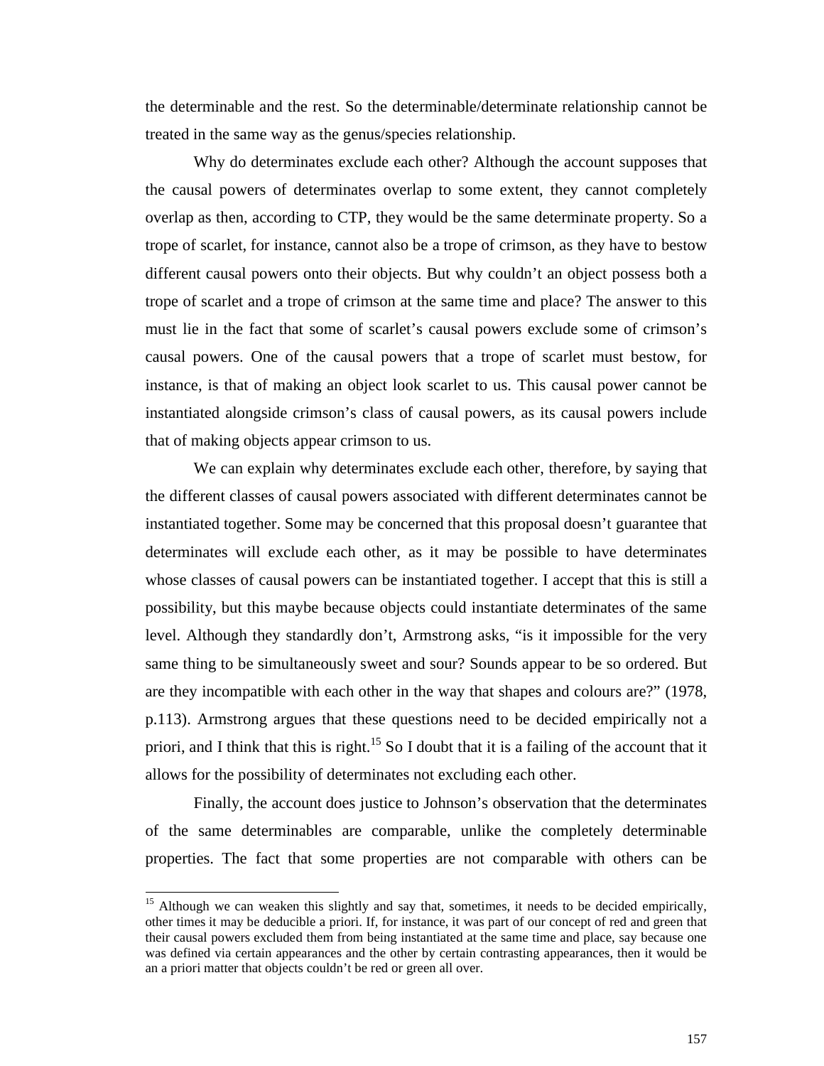the determinable and the rest. So the determinable/determinate relationship cannot be treated in the same way as the genus/species relationship.

Why do determinates exclude each other? Although the account supposes that the causal powers of determinates overlap to some extent, they cannot completely overlap as then, according to CTP, they would be the same determinate property. So a trope of scarlet, for instance, cannot also be a trope of crimson, as they have to bestow different causal powers onto their objects. But why couldn't an object possess both a trope of scarlet and a trope of crimson at the same time and place? The answer to this must lie in the fact that some of scarlet's causal powers exclude some of crimson's causal powers. One of the causal powers that a trope of scarlet must bestow, for instance, is that of making an object look scarlet to us. This causal power cannot be instantiated alongside crimson's class of causal powers, as its causal powers include that of making objects appear crimson to us.

We can explain why determinates exclude each other, therefore, by saying that the different classes of causal powers associated with different determinates cannot be instantiated together. Some may be concerned that this proposal doesn't guarantee that determinates will exclude each other, as it may be possible to have determinates whose classes of causal powers can be instantiated together. I accept that this is still a possibility, but this maybe because objects could instantiate determinates of the same level. Although they standardly don't, Armstrong asks, "is it impossible for the very same thing to be simultaneously sweet and sour? Sounds appear to be so ordered. But are they incompatible with each other in the way that shapes and colours are?" (1978, p.113). Armstrong argues that these questions need to be decided empirically not a priori, and I think that this is right.[15] So I doubt that it is a failing of the account that it allows for the possibility of determinates not excluding each other.

Finally, the account does justice to Johnson's observation that the determinates of the same determinables are comparable, unlike the completely determinable properties. The fact that some properties are not comparable with others can be

[15] Although we can weaken this slightly and say that, sometimes, it needs to be decided empirically, other times it may be deducible a priori. If, for instance, it was part of our concept of red and green that their causal powers excluded them from being instantiated at the same time and place, say because one was defined via certain appearances and the other by certain contrasting appearances, then it would be an a priori matter that objects couldn't be red or green all over.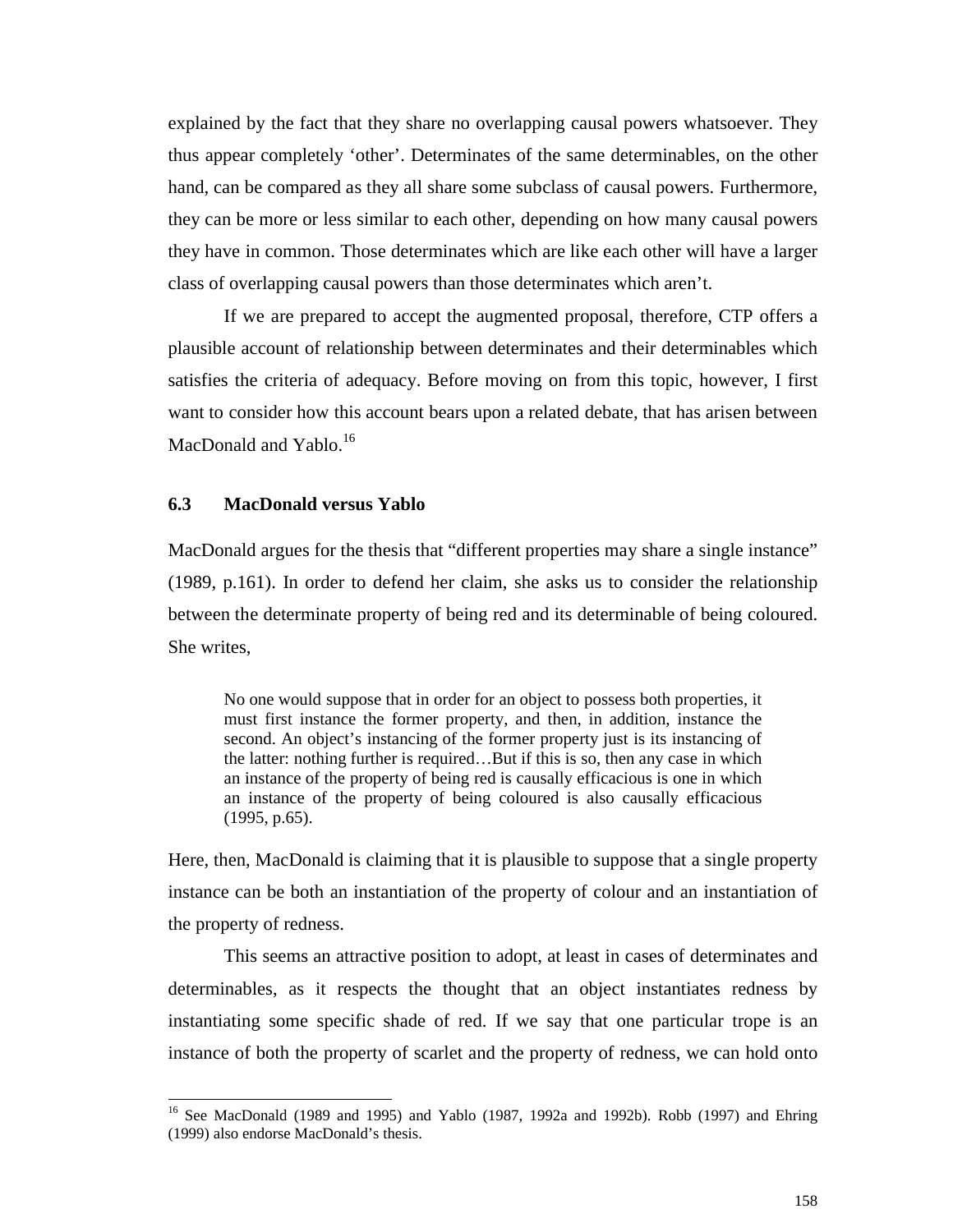explained by the fact that they share no overlapping causal powers whatsoever. They thus appear completely 'other'. Determinates of the same determinables, on the other hand, can be compared as they all share some subclass of causal powers. Furthermore, they can be more or less similar to each other, depending on how many causal powers they have in common. Those determinates which are like each other will have a larger class of overlapping causal powers than those determinates which aren't.

If we are prepared to accept the augmented proposal, therefore, CTP offers a plausible account of relationship between determinates and their determinables which satisfies the criteria of adequacy. Before moving on from this topic, however, I first want to consider how this account bears upon a related debate, that has arisen between MacDonald and Yablo.[16]

### 6.3 MacDonald versus Yablo

MacDonald argues for the thesis that "different properties may share a single instance" (1989, p.161). In order to defend her claim, she asks us to consider the relationship between the determinate property of being red and its determinable of being coloured. She writes,

> No one would suppose that in order for an object to possess both properties, it must first instance the former property, and then, in addition, instance the second. An object's instancing of the former property just is its instancing of the latter: nothing further is required…But if this is so, then any case in which an instance of the property of being red is causally efficacious is one in which an instance of the property of being coloured is also causally efficacious (1995, p.65).

Here, then, MacDonald is claiming that it is plausible to suppose that a single property instance can be both an instantiation of the property of colour and an instantiation of the property of redness.

This seems an attractive position to adopt, at least in cases of determinates and determinables, as it respects the thought that an object instantiates redness by instantiating some specific shade of red. If we say that one particular trope is an instance of both the property of scarlet and the property of redness, we can hold onto

[16] See MacDonald (1989 and 1995) and Yablo (1987, 1992a and 1992b). Robb (1997) and Ehring (1999) also endorse MacDonald's thesis.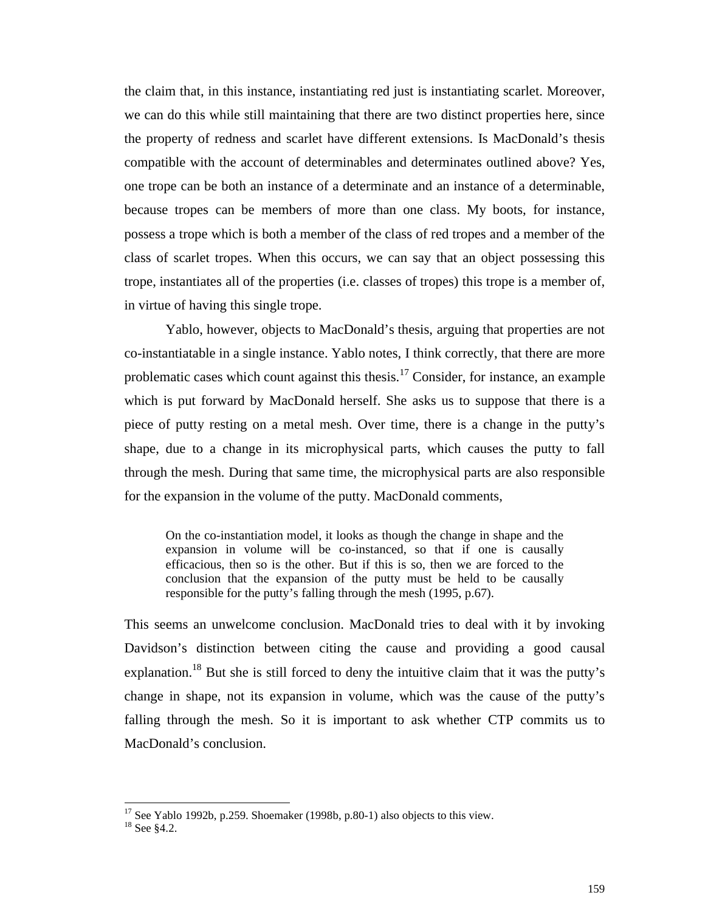the claim that, in this instance, instantiating red just is instantiating scarlet. Moreover, we can do this while still maintaining that there are two distinct properties here, since the property of redness and scarlet have different extensions. Is MacDonald's thesis compatible with the account of determinables and determinates outlined above? Yes, one trope can be both an instance of a determinate and an instance of a determinable, because tropes can be members of more than one class. My boots, for instance, possess a trope which is both a member of the class of red tropes and a member of the class of scarlet tropes. When this occurs, we can say that an object possessing this trope, instantiates all of the properties (i.e. classes of tropes) this trope is a member of, in virtue of having this single trope.

Yablo, however, objects to MacDonald's thesis, arguing that properties are not co-instantiatable in a single instance. Yablo notes, I think correctly, that there are more problematic cases which count against this thesis.[17] Consider, for instance, an example which is put forward by MacDonald herself. She asks us to suppose that there is a piece of putty resting on a metal mesh. Over time, there is a change in the putty's shape, due to a change in its microphysical parts, which causes the putty to fall through the mesh. During that same time, the microphysical parts are also responsible for the expansion in the volume of the putty. MacDonald comments,

> On the co-instantiation model, it looks as though the change in shape and the expansion in volume will be co-instanced, so that if one is causally efficacious, then so is the other. But if this is so, then we are forced to the conclusion that the expansion of the putty must be held to be causally responsible for the putty's falling through the mesh (1995, p.67).

This seems an unwelcome conclusion. MacDonald tries to deal with it by invoking Davidson's distinction between citing the cause and providing a good causal explanation.[18] But she is still forced to deny the intuitive claim that it was the putty's change in shape, not its expansion in volume, which was the cause of the putty's falling through the mesh. So it is important to ask whether CTP commits us to MacDonald's conclusion.

---

[17] See Yablo 1992b, p.259. Shoemaker (1998b, p.80-1) also objects to this view.

[18] See §4.2.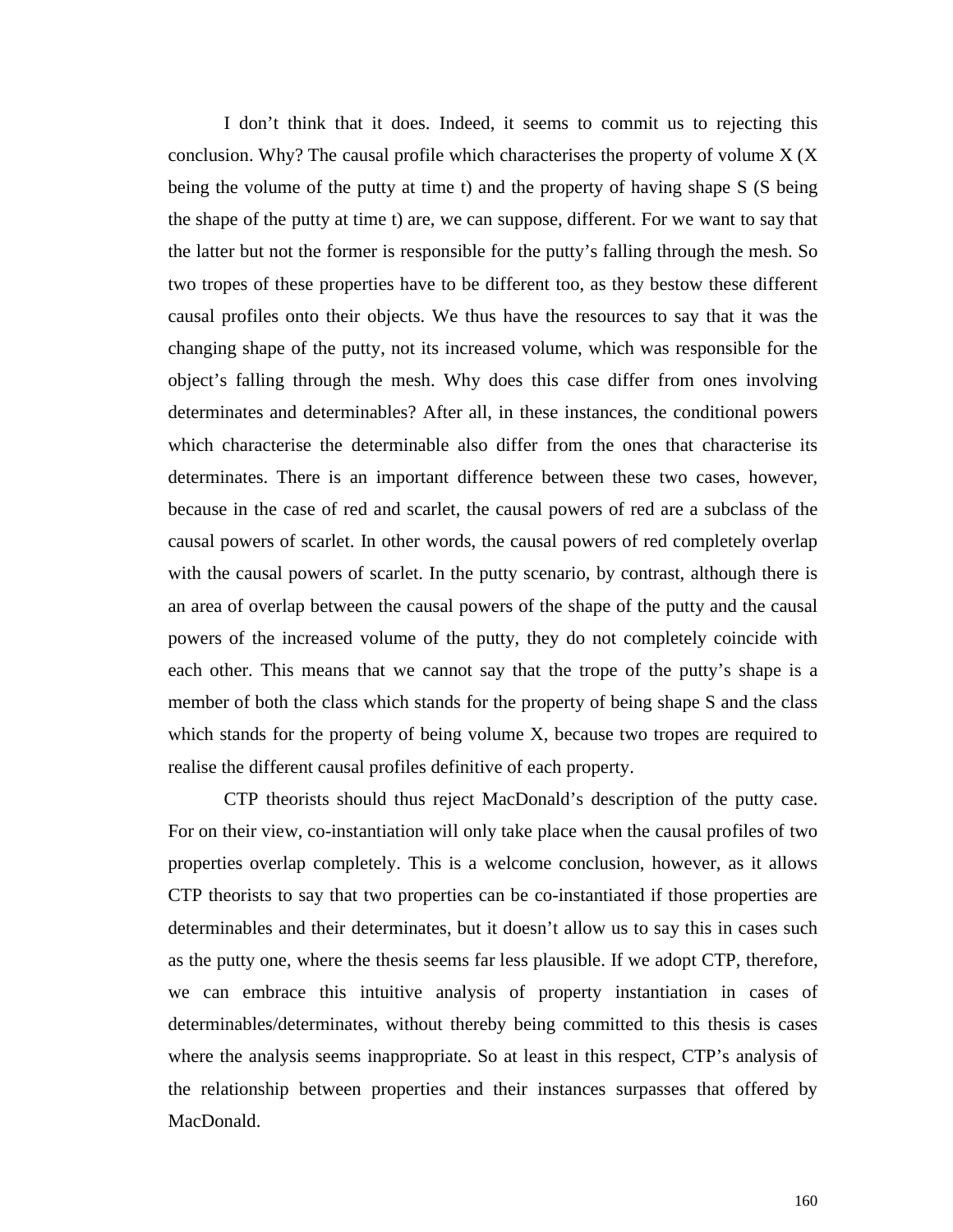I don't think that it does. Indeed, it seems to commit us to rejecting this conclusion. Why? The causal profile which characterises the property of volume X (X being the volume of the putty at time t) and the property of having shape S (S being the shape of the putty at time t) are, we can suppose, different. For we want to say that the latter but not the former is responsible for the putty's falling through the mesh. So two tropes of these properties have to be different too, as they bestow these different causal profiles onto their objects. We thus have the resources to say that it was the changing shape of the putty, not its increased volume, which was responsible for the object's falling through the mesh. Why does this case differ from ones involving determinates and determinables? After all, in these instances, the conditional powers which characterise the determinable also differ from the ones that characterise its determinates. There is an important difference between these two cases, however, because in the case of red and scarlet, the causal powers of red are a subclass of the causal powers of scarlet. In other words, the causal powers of red completely overlap with the causal powers of scarlet. In the putty scenario, by contrast, although there is an area of overlap between the causal powers of the shape of the putty and the causal powers of the increased volume of the putty, they do not completely coincide with each other. This means that we cannot say that the trope of the putty's shape is a member of both the class which stands for the property of being shape S and the class which stands for the property of being volume X, because two tropes are required to realise the different causal profiles definitive of each property.

CTP theorists should thus reject MacDonald's description of the putty case. For on their view, co-instantiation will only take place when the causal profiles of two properties overlap completely. This is a welcome conclusion, however, as it allows CTP theorists to say that two properties can be co-instantiated if those properties are determinables and their determinates, but it doesn't allow us to say this in cases such as the putty one, where the thesis seems far less plausible. If we adopt CTP, therefore, we can embrace this intuitive analysis of property instantiation in cases of determinables/determinates, without thereby being committed to this thesis is cases where the analysis seems inappropriate. So at least in this respect, CTP's analysis of the relationship between properties and their instances surpasses that offered by MacDonald.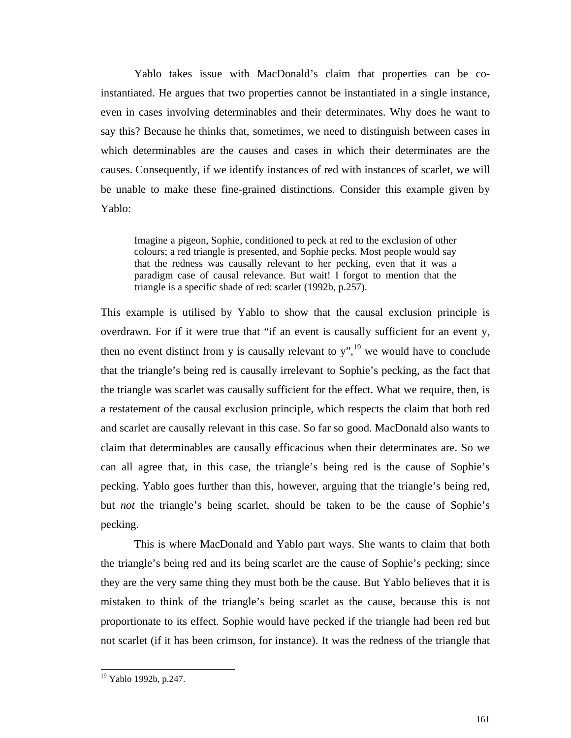Yablo takes issue with MacDonald's claim that properties can be co-instantiated. He argues that two properties cannot be instantiated in a single instance, even in cases involving determinables and their determinates. Why does he want to say this? Because he thinks that, sometimes, we need to distinguish between cases in which determinables are the causes and cases in which their determinates are the causes. Consequently, if we identify instances of red with instances of scarlet, we will be unable to make these fine-grained distinctions. Consider this example given by Yablo:

> Imagine a pigeon, Sophie, conditioned to peck at red to the exclusion of other colours; a red triangle is presented, and Sophie pecks. Most people would say that the redness was causally relevant to her pecking, even that it was a paradigm case of causal relevance. But wait! I forgot to mention that the triangle is a specific shade of red: scarlet (1992b, p.257).

This example is utilised by Yablo to show that the causal exclusion principle is overdrawn. For if it were true that "if an event is causally sufficient for an event y, then no event distinct from y is causally relevant to y",[19] we would have to conclude that the triangle's being red is causally irrelevant to Sophie's pecking, as the fact that the triangle was scarlet was causally sufficient for the effect. What we require, then, is a restatement of the causal exclusion principle, which respects the claim that both red and scarlet are causally relevant in this case. So far so good. MacDonald also wants to claim that determinables are causally efficacious when their determinates are. So we can all agree that, in this case, the triangle's being red is the cause of Sophie's pecking. Yablo goes further than this, however, arguing that the triangle's being red, but *not* the triangle's being scarlet, should be taken to be the cause of Sophie's pecking.

This is where MacDonald and Yablo part ways. She wants to claim that both the triangle's being red and its being scarlet are the cause of Sophie's pecking; since they are the very same thing they must both be the cause. But Yablo believes that it is mistaken to think of the triangle's being scarlet as the cause, because this is not proportionate to its effect. Sophie would have pecked if the triangle had been red but not scarlet (if it has been crimson, for instance). It was the redness of the triangle that

[19] Yablo 1992b, p.247.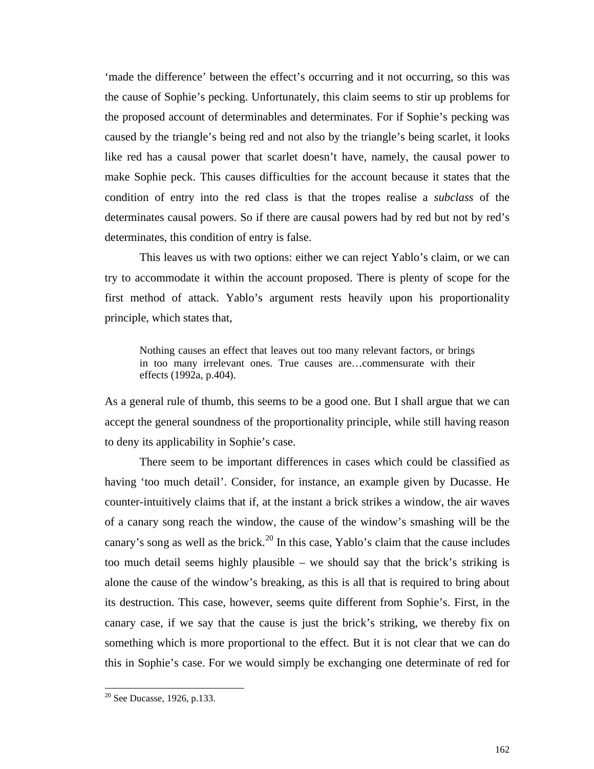'made the difference' between the effect's occurring and it not occurring, so this was the cause of Sophie's pecking. Unfortunately, this claim seems to stir up problems for the proposed account of determinables and determinates. For if Sophie's pecking was caused by the triangle's being red and not also by the triangle's being scarlet, it looks like red has a causal power that scarlet doesn't have, namely, the causal power to make Sophie peck. This causes difficulties for the account because it states that the condition of entry into the red class is that the tropes realise a *subclass* of the determinates causal powers. So if there are causal powers had by red but not by red's determinates, this condition of entry is false.

This leaves us with two options: either we can reject Yablo's claim, or we can try to accommodate it within the account proposed. There is plenty of scope for the first method of attack. Yablo's argument rests heavily upon his proportionality principle, which states that,

> Nothing causes an effect that leaves out too many relevant factors, or brings in too many irrelevant ones. True causes are…commensurate with their effects (1992a, p.404).

As a general rule of thumb, this seems to be a good one. But I shall argue that we can accept the general soundness of the proportionality principle, while still having reason to deny its applicability in Sophie's case.

There seem to be important differences in cases which could be classified as having 'too much detail'. Consider, for instance, an example given by Ducasse. He counter-intuitively claims that if, at the instant a brick strikes a window, the air waves of a canary song reach the window, the cause of the window's smashing will be the canary's song as well as the brick.[20] In this case, Yablo's claim that the cause includes too much detail seems highly plausible – we should say that the brick's striking is alone the cause of the window's breaking, as this is all that is required to bring about its destruction. This case, however, seems quite different from Sophie's. First, in the canary case, if we say that the cause is just the brick's striking, we thereby fix on something which is more proportional to the effect. But it is not clear that we can do this in Sophie's case. For we would simply be exchanging one determinate of red for

[20] See Ducasse, 1926, p.133.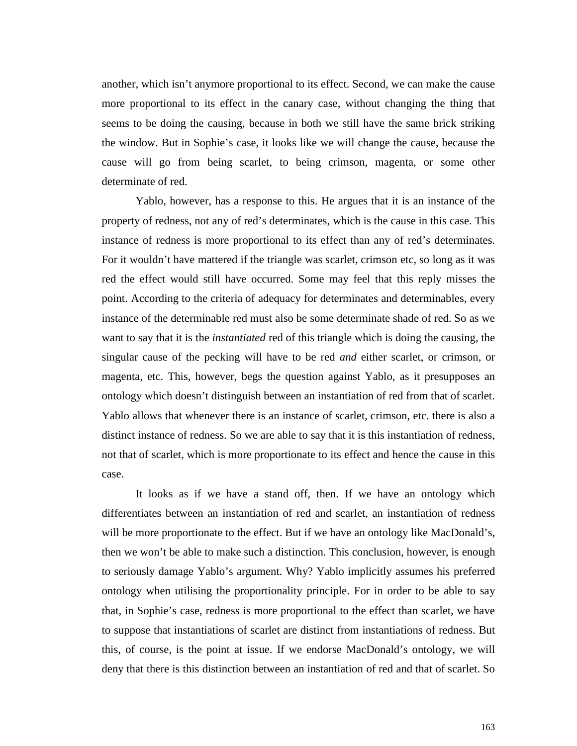another, which isn't anymore proportional to its effect. Second, we can make the cause more proportional to its effect in the canary case, without changing the thing that seems to be doing the causing, because in both we still have the same brick striking the window. But in Sophie's case, it looks like we will change the cause, because the cause will go from being scarlet, to being crimson, magenta, or some other determinate of red.

Yablo, however, has a response to this. He argues that it is an instance of the property of redness, not any of red's determinates, which is the cause in this case. This instance of redness is more proportional to its effect than any of red's determinates. For it wouldn't have mattered if the triangle was scarlet, crimson etc, so long as it was red the effect would still have occurred. Some may feel that this reply misses the point. According to the criteria of adequacy for determinates and determinables, every instance of the determinable red must also be some determinate shade of red. So as we want to say that it is the *instantiated* red of this triangle which is doing the causing, the singular cause of the pecking will have to be red *and* either scarlet, or crimson, or magenta, etc. This, however, begs the question against Yablo, as it presupposes an ontology which doesn't distinguish between an instantiation of red from that of scarlet. Yablo allows that whenever there is an instance of scarlet, crimson, etc. there is also a distinct instance of redness. So we are able to say that it is this instantiation of redness, not that of scarlet, which is more proportionate to its effect and hence the cause in this case.

It looks as if we have a stand off, then. If we have an ontology which differentiates between an instantiation of red and scarlet, an instantiation of redness will be more proportionate to the effect. But if we have an ontology like MacDonald's, then we won't be able to make such a distinction. This conclusion, however, is enough to seriously damage Yablo's argument. Why? Yablo implicitly assumes his preferred ontology when utilising the proportionality principle. For in order to be able to say that, in Sophie's case, redness is more proportional to the effect than scarlet, we have to suppose that instantiations of scarlet are distinct from instantiations of redness. But this, of course, is the point at issue. If we endorse MacDonald's ontology, we will deny that there is this distinction between an instantiation of red and that of scarlet. So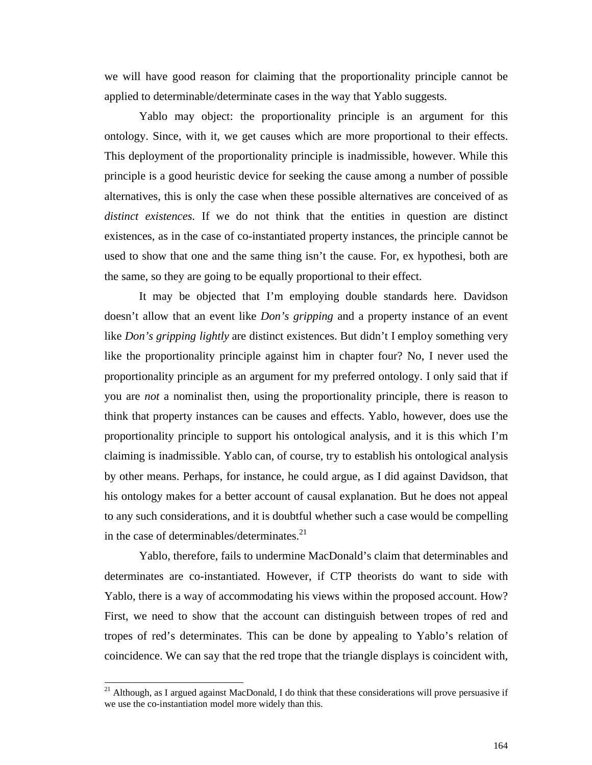we will have good reason for claiming that the proportionality principle cannot be applied to determinable/determinate cases in the way that Yablo suggests.

Yablo may object: the proportionality principle is an argument for this ontology. Since, with it, we get causes which are more proportional to their effects. This deployment of the proportionality principle is inadmissible, however. While this principle is a good heuristic device for seeking the cause among a number of possible alternatives, this is only the case when these possible alternatives are conceived of as *distinct existences.* If we do not think that the entities in question are distinct existences, as in the case of co-instantiated property instances, the principle cannot be used to show that one and the same thing isn't the cause. For, ex hypothesi, both are the same, so they are going to be equally proportional to their effect.

It may be objected that I'm employing double standards here. Davidson doesn't allow that an event like *Don's gripping* and a property instance of an event like *Don's gripping lightly* are distinct existences. But didn't I employ something very like the proportionality principle against him in chapter four? No, I never used the proportionality principle as an argument for my preferred ontology. I only said that if you are *not* a nominalist then, using the proportionality principle, there is reason to think that property instances can be causes and effects. Yablo, however, does use the proportionality principle to support his ontological analysis, and it is this which I'm claiming is inadmissible. Yablo can, of course, try to establish his ontological analysis by other means. Perhaps, for instance, he could argue, as I did against Davidson, that his ontology makes for a better account of causal explanation. But he does not appeal to any such considerations, and it is doubtful whether such a case would be compelling in the case of determinables/determinates.[21]

Yablo, therefore, fails to undermine MacDonald's claim that determinables and determinates are co-instantiated. However, if CTP theorists do want to side with Yablo, there is a way of accommodating his views within the proposed account. How? First, we need to show that the account can distinguish between tropes of red and tropes of red's determinates. This can be done by appealing to Yablo's relation of coincidence. We can say that the red trope that the triangle displays is coincident with,

[21] Although, as I argued against MacDonald, I do think that these considerations will prove persuasive if we use the co-instantiation model more widely than this.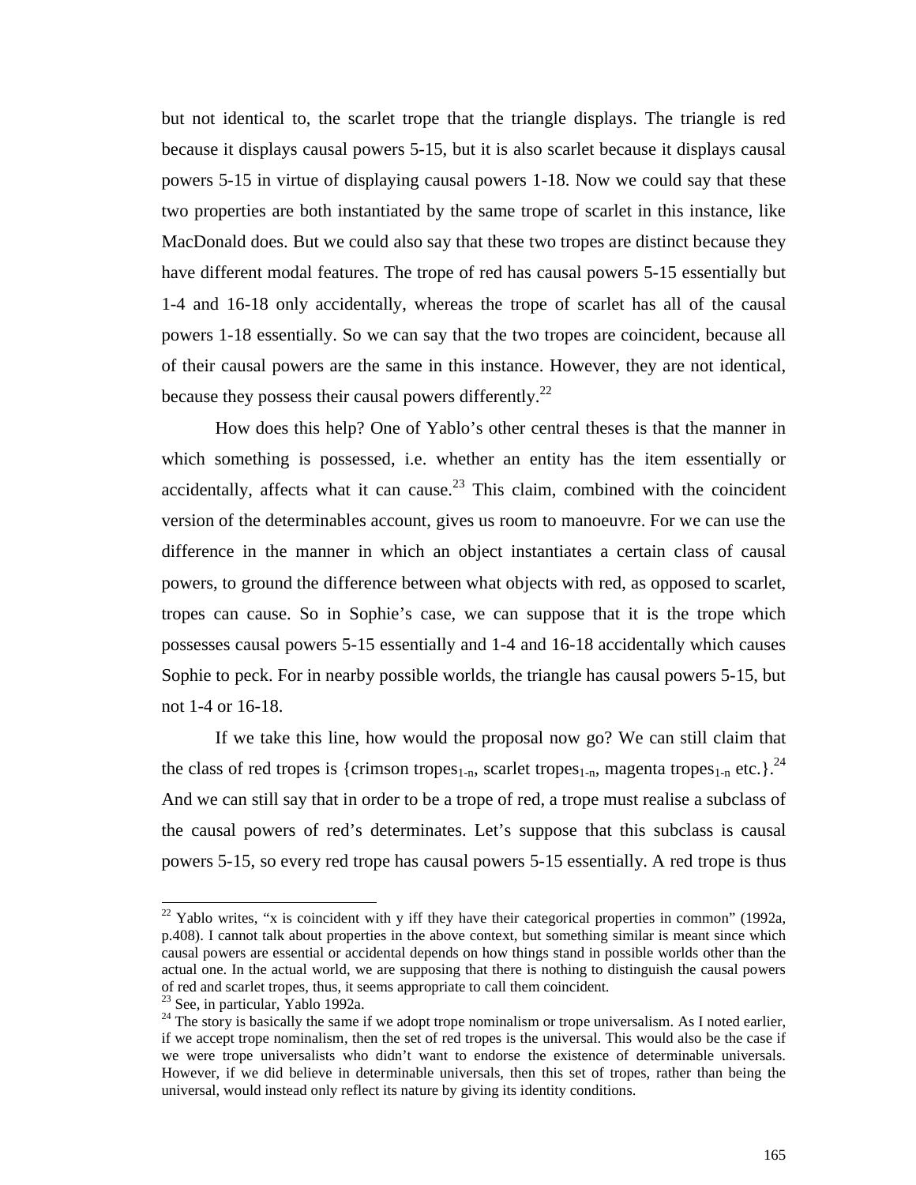but not identical to, the scarlet trope that the triangle displays. The triangle is red because it displays causal powers 5-15, but it is also scarlet because it displays causal powers 5-15 in virtue of displaying causal powers 1-18. Now we could say that these two properties are both instantiated by the same trope of scarlet in this instance, like MacDonald does. But we could also say that these two tropes are distinct because they have different modal features. The trope of red has causal powers 5-15 essentially but 1-4 and 16-18 only accidentally, whereas the trope of scarlet has all of the causal powers 1-18 essentially. So we can say that the two tropes are coincident, because all of their causal powers are the same in this instance. However, they are not identical, because they possess their causal powers differently.[22]

How does this help? One of Yablo's other central theses is that the manner in which something is possessed, i.e. whether an entity has the item essentially or accidentally, affects what it can cause.[23] This claim, combined with the coincident version of the determinables account, gives us room to manoeuvre. For we can use the difference in the manner in which an object instantiates a certain class of causal powers, to ground the difference between what objects with red, as opposed to scarlet, tropes can cause. So in Sophie's case, we can suppose that it is the trope which possesses causal powers 5-15 essentially and 1-4 and 16-18 accidentally which causes Sophie to peck. For in nearby possible worlds, the triangle has causal powers 5-15, but not 1-4 or 16-18.

If we take this line, how would the proposal now go? We can still claim that the class of red tropes is {crimson tropes$_{1\text{-}n}$, scarlet tropes$_{1\text{-}n}$, magenta tropes$_{1\text{-}n}$ etc.}.[24] And we can still say that in order to be a trope of red, a trope must realise a subclass of the causal powers of red's determinates. Let's suppose that this subclass is causal powers 5-15, so every red trope has causal powers 5-15 essentially. A red trope is thus

---

[22] Yablo writes, "x is coincident with y iff they have their categorical properties in common" (1992a, p.408). I cannot talk about properties in the above context, but something similar is meant since which causal powers are essential or accidental depends on how things stand in possible worlds other than the actual one. In the actual world, we are supposing that there is nothing to distinguish the causal powers of red and scarlet tropes, thus, it seems appropriate to call them coincident.

[23] See, in particular, Yablo 1992a.

[24] The story is basically the same if we adopt trope nominalism or trope universalism. As I noted earlier, if we accept trope nominalism, then the set of red tropes is the universal. This would also be the case if we were trope universalists who didn't want to endorse the existence of determinable universals. However, if we did believe in determinable universals, then this set of tropes, rather than being the universal, would instead only reflect its nature by giving its identity conditions.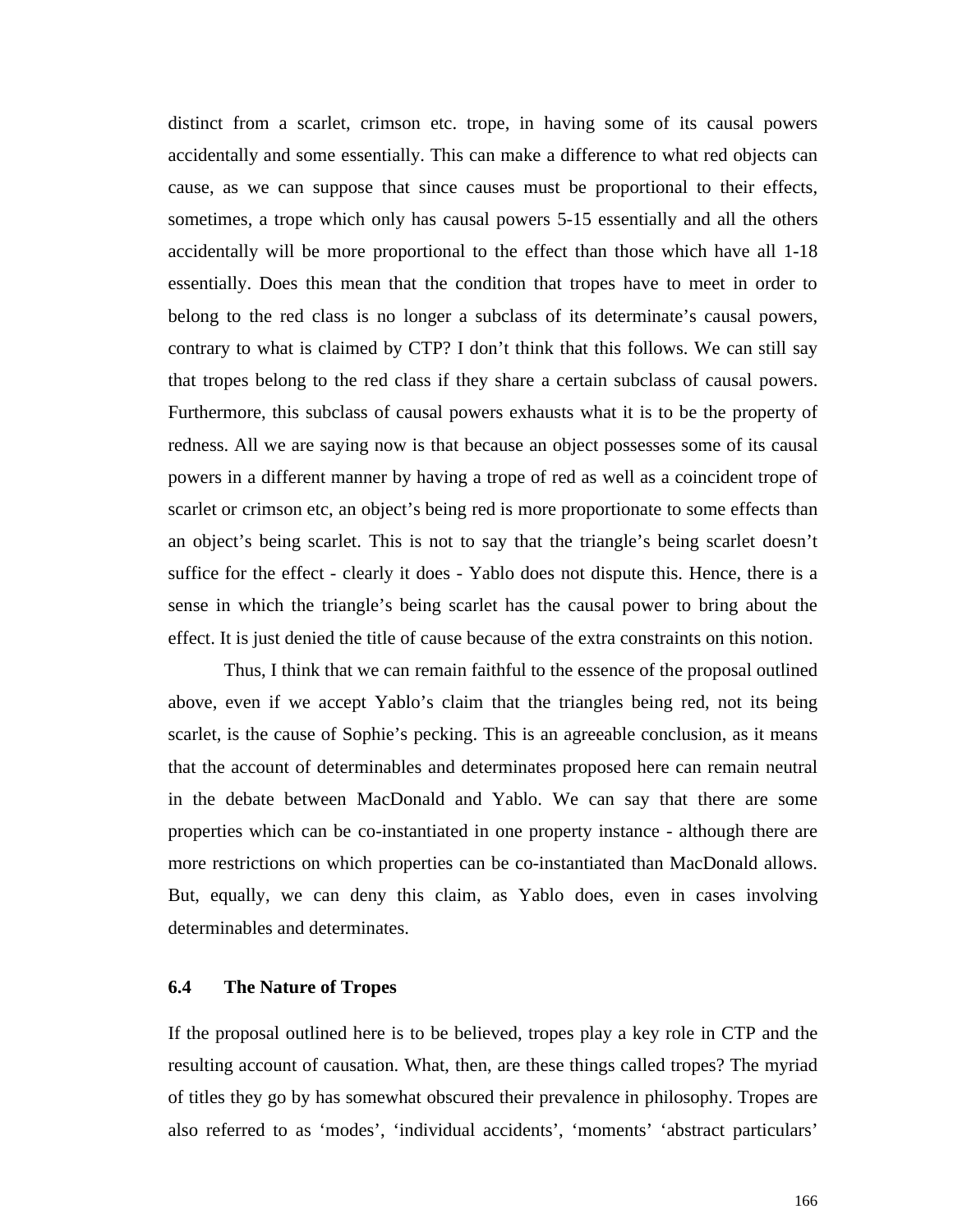distinct from a scarlet, crimson etc. trope, in having some of its causal powers accidentally and some essentially. This can make a difference to what red objects can cause, as we can suppose that since causes must be proportional to their effects, sometimes, a trope which only has causal powers 5-15 essentially and all the others accidentally will be more proportional to the effect than those which have all 1-18 essentially. Does this mean that the condition that tropes have to meet in order to belong to the red class is no longer a subclass of its determinate's causal powers, contrary to what is claimed by CTP? I don't think that this follows. We can still say that tropes belong to the red class if they share a certain subclass of causal powers. Furthermore, this subclass of causal powers exhausts what it is to be the property of redness. All we are saying now is that because an object possesses some of its causal powers in a different manner by having a trope of red as well as a coincident trope of scarlet or crimson etc, an object's being red is more proportionate to some effects than an object's being scarlet. This is not to say that the triangle's being scarlet doesn't suffice for the effect - clearly it does - Yablo does not dispute this. Hence, there is a sense in which the triangle's being scarlet has the causal power to bring about the effect. It is just denied the title of cause because of the extra constraints on this notion.

Thus, I think that we can remain faithful to the essence of the proposal outlined above, even if we accept Yablo's claim that the triangles being red, not its being scarlet, is the cause of Sophie's pecking. This is an agreeable conclusion, as it means that the account of determinables and determinates proposed here can remain neutral in the debate between MacDonald and Yablo. We can say that there are some properties which can be co-instantiated in one property instance - although there are more restrictions on which properties can be co-instantiated than MacDonald allows. But, equally, we can deny this claim, as Yablo does, even in cases involving determinables and determinates.

### 6.4 The Nature of Tropes

If the proposal outlined here is to be believed, tropes play a key role in CTP and the resulting account of causation. What, then, are these things called tropes? The myriad of titles they go by has somewhat obscured their prevalence in philosophy. Tropes are also referred to as 'modes', 'individual accidents', 'moments' 'abstract particulars'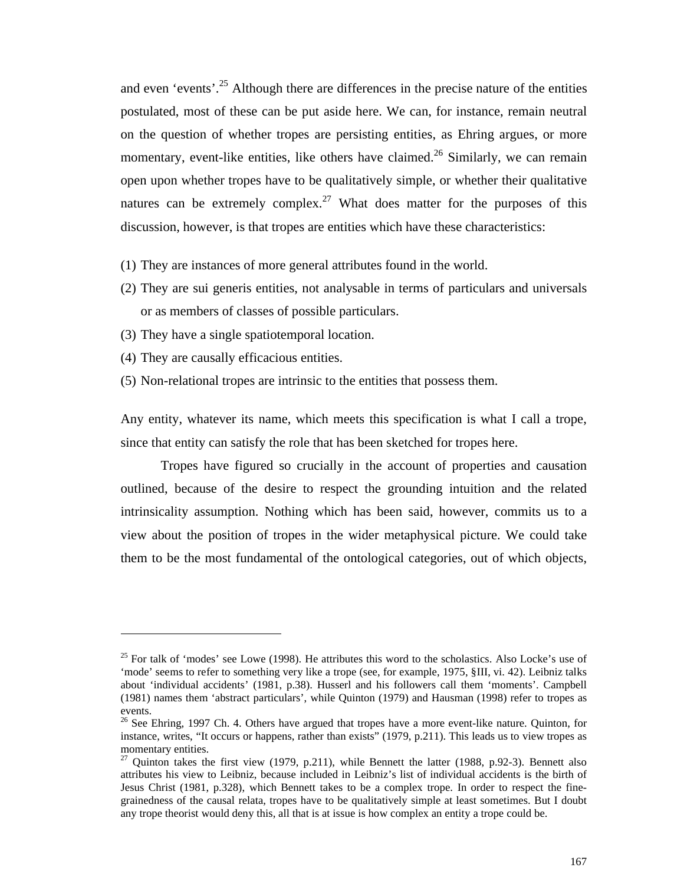and even ‘events’.[25] Although there are differences in the precise nature of the entities postulated, most of these can be put aside here. We can, for instance, remain neutral on the question of whether tropes are persisting entities, as Ehring argues, or more momentary, event-like entities, like others have claimed.[26] Similarly, we can remain open upon whether tropes have to be qualitatively simple, or whether their qualitative natures can be extremely complex.[27] What does matter for the purposes of this discussion, however, is that tropes are entities which have these characteristics:

(1) They are instances of more general attributes found in the world.
(2) They are sui generis entities, not analysable in terms of particulars and universals or as members of classes of possible particulars.
(3) They have a single spatiotemporal location.
(4) They are causally efficacious entities.
(5) Non-relational tropes are intrinsic to the entities that possess them.

Any entity, whatever its name, which meets this specification is what I call a trope, since that entity can satisfy the role that has been sketched for tropes here.

Tropes have figured so crucially in the account of properties and causation outlined, because of the desire to respect the grounding intuition and the related intrinsicality assumption. Nothing which has been said, however, commits us to a view about the position of tropes in the wider metaphysical picture. We could take them to be the most fundamental of the ontological categories, out of which objects,

---

[25] For talk of ‘modes’ see Lowe (1998). He attributes this word to the scholastics. Also Locke’s use of ‘mode’ seems to refer to something very like a trope (see, for example, 1975, §III, vi. 42). Leibniz talks about ‘individual accidents’ (1981, p.38). Husserl and his followers call them ‘moments’. Campbell (1981) names them ‘abstract particulars’, while Quinton (1979) and Hausman (1998) refer to tropes as events.

[26] See Ehring, 1997 Ch. 4. Others have argued that tropes have a more event-like nature. Quinton, for instance, writes, “It occurs or happens, rather than exists” (1979, p.211). This leads us to view tropes as momentary entities.

[27] Quinton takes the first view (1979, p.211), while Bennett the latter (1988, p.92-3). Bennett also attributes his view to Leibniz, because included in Leibniz’s list of individual accidents is the birth of Jesus Christ (1981, p.328), which Bennett takes to be a complex trope. In order to respect the fine-grainedness of the causal relata, tropes have to be qualitatively simple at least sometimes. But I doubt any trope theorist would deny this, all that is at issue is how complex an entity a trope could be.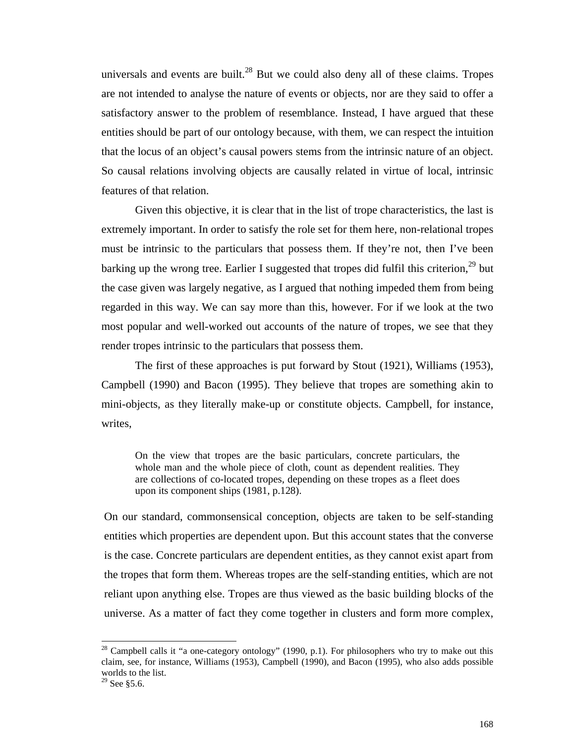universals and events are built.[28] But we could also deny all of these claims. Tropes are not intended to analyse the nature of events or objects, nor are they said to offer a satisfactory answer to the problem of resemblance. Instead, I have argued that these entities should be part of our ontology because, with them, we can respect the intuition that the locus of an object's causal powers stems from the intrinsic nature of an object. So causal relations involving objects are causally related in virtue of local, intrinsic features of that relation.

Given this objective, it is clear that in the list of trope characteristics, the last is extremely important. In order to satisfy the role set for them here, non-relational tropes must be intrinsic to the particulars that possess them. If they're not, then I've been barking up the wrong tree. Earlier I suggested that tropes did fulfil this criterion,[29] but the case given was largely negative, as I argued that nothing impeded them from being regarded in this way. We can say more than this, however. For if we look at the two most popular and well-worked out accounts of the nature of tropes, we see that they render tropes intrinsic to the particulars that possess them.

The first of these approaches is put forward by Stout (1921), Williams (1953), Campbell (1990) and Bacon (1995). They believe that tropes are something akin to mini-objects, as they literally make-up or constitute objects. Campbell, for instance, writes,

> On the view that tropes are the basic particulars, concrete particulars, the whole man and the whole piece of cloth, count as dependent realities. They are collections of co-located tropes, depending on these tropes as a fleet does upon its component ships (1981, p.128).

On our standard, commonsensical conception, objects are taken to be self-standing entities which properties are dependent upon. But this account states that the converse is the case. Concrete particulars are dependent entities, as they cannot exist apart from the tropes that form them. Whereas tropes are the self-standing entities, which are not reliant upon anything else. Tropes are thus viewed as the basic building blocks of the universe. As a matter of fact they come together in clusters and form more complex,

[28] Campbell calls it "a one-category ontology" (1990, p.1). For philosophers who try to make out this claim, see, for instance, Williams (1953), Campbell (1990), and Bacon (1995), who also adds possible worlds to the list.

[29] See §5.6.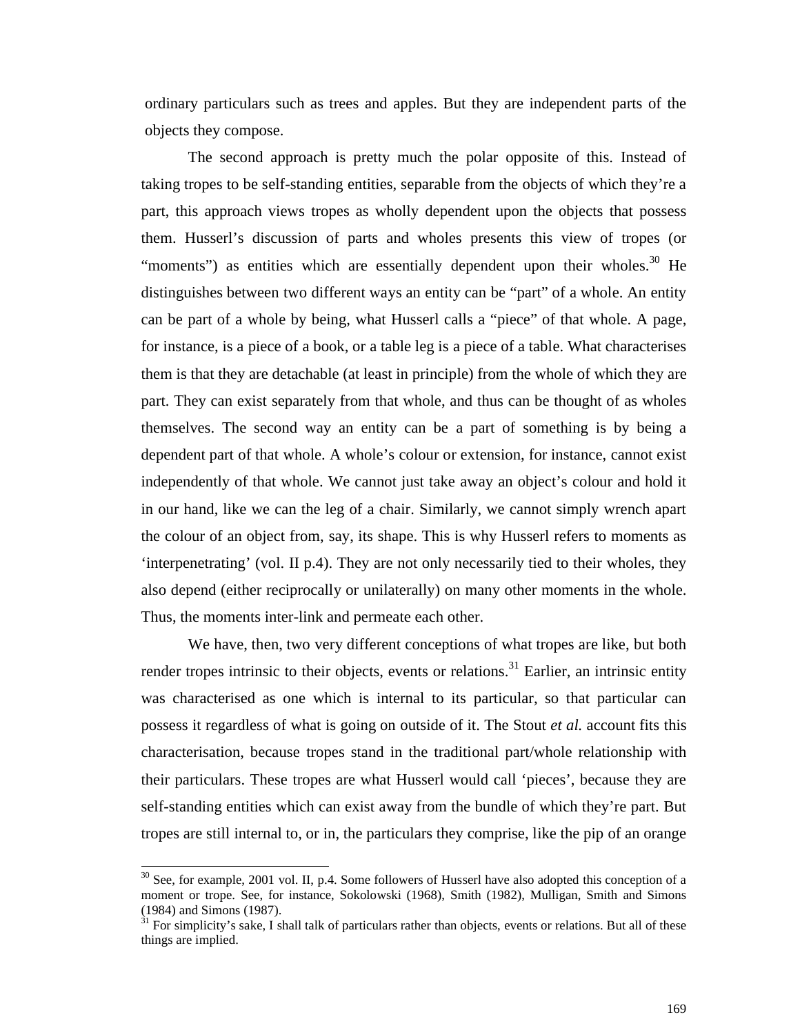ordinary particulars such as trees and apples. But they are independent parts of the objects they compose.

The second approach is pretty much the polar opposite of this. Instead of taking tropes to be self-standing entities, separable from the objects of which they're a part, this approach views tropes as wholly dependent upon the objects that possess them. Husserl's discussion of parts and wholes presents this view of tropes (or "moments") as entities which are essentially dependent upon their wholes.[30] He distinguishes between two different ways an entity can be "part" of a whole. An entity can be part of a whole by being, what Husserl calls a "piece" of that whole. A page, for instance, is a piece of a book, or a table leg is a piece of a table. What characterises them is that they are detachable (at least in principle) from the whole of which they are part. They can exist separately from that whole, and thus can be thought of as wholes themselves. The second way an entity can be a part of something is by being a dependent part of that whole. A whole's colour or extension, for instance, cannot exist independently of that whole. We cannot just take away an object's colour and hold it in our hand, like we can the leg of a chair. Similarly, we cannot simply wrench apart the colour of an object from, say, its shape. This is why Husserl refers to moments as 'interpenetrating' (vol. II p.4). They are not only necessarily tied to their wholes, they also depend (either reciprocally or unilaterally) on many other moments in the whole. Thus, the moments inter-link and permeate each other.

We have, then, two very different conceptions of what tropes are like, but both render tropes intrinsic to their objects, events or relations.[31] Earlier, an intrinsic entity was characterised as one which is internal to its particular, so that particular can possess it regardless of what is going on outside of it. The Stout *et al.* account fits this characterisation, because tropes stand in the traditional part/whole relationship with their particulars. These tropes are what Husserl would call 'pieces', because they are self-standing entities which can exist away from the bundle of which they're part. But tropes are still internal to, or in, the particulars they comprise, like the pip of an orange

---

[30] See, for example, 2001 vol. II, p.4. Some followers of Husserl have also adopted this conception of a moment or trope. See, for instance, Sokolowski (1968), Smith (1982), Mulligan, Smith and Simons (1984) and Simons (1987).

[31] For simplicity's sake, I shall talk of particulars rather than objects, events or relations. But all of these things are implied.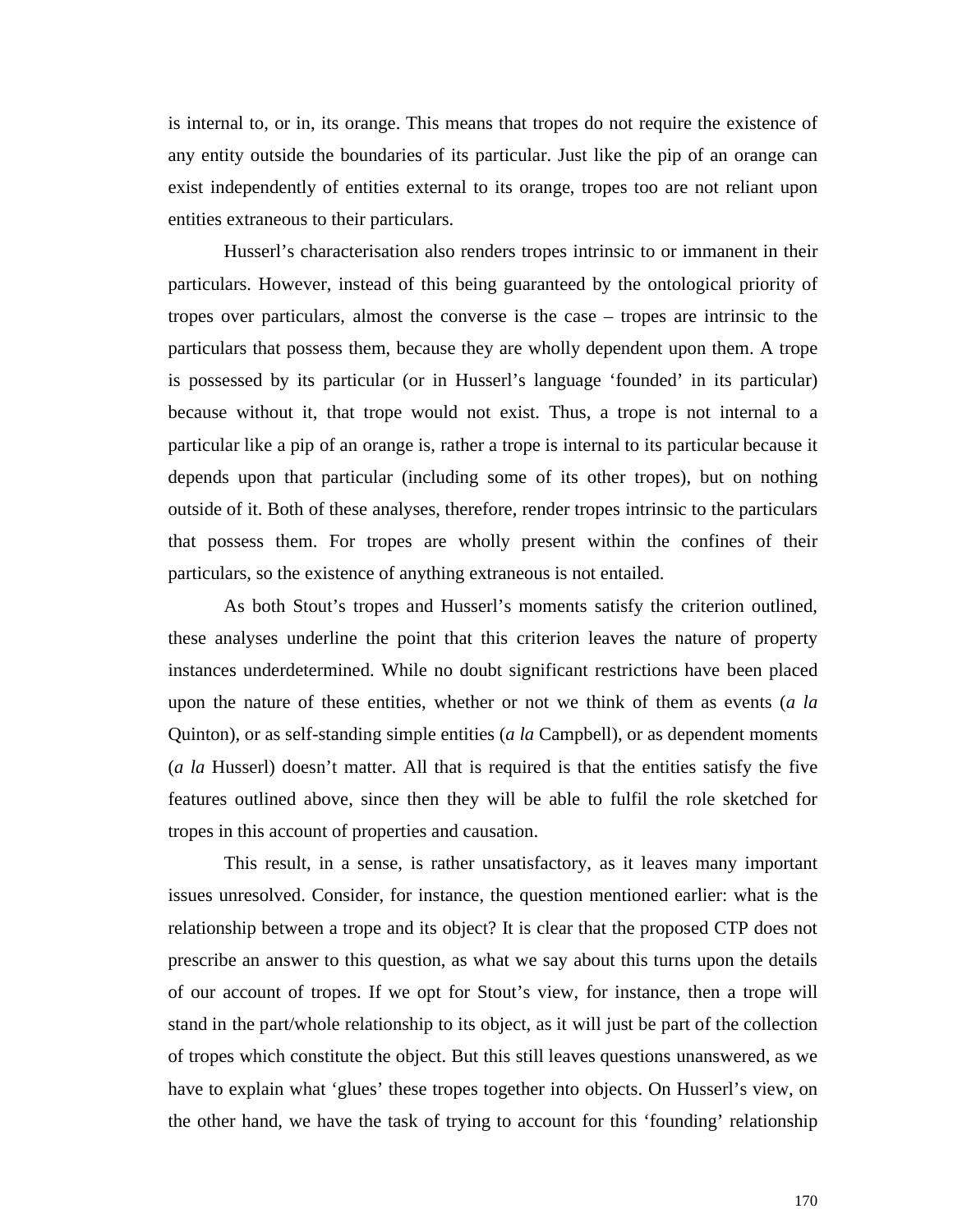is internal to, or in, its orange. This means that tropes do not require the existence of any entity outside the boundaries of its particular. Just like the pip of an orange can exist independently of entities external to its orange, tropes too are not reliant upon entities extraneous to their particulars.

Husserl's characterisation also renders tropes intrinsic to or immanent in their particulars. However, instead of this being guaranteed by the ontological priority of tropes over particulars, almost the converse is the case – tropes are intrinsic to the particulars that possess them, because they are wholly dependent upon them. A trope is possessed by its particular (or in Husserl's language 'founded' in its particular) because without it, that trope would not exist. Thus, a trope is not internal to a particular like a pip of an orange is, rather a trope is internal to its particular because it depends upon that particular (including some of its other tropes), but on nothing outside of it. Both of these analyses, therefore, render tropes intrinsic to the particulars that possess them. For tropes are wholly present within the confines of their particulars, so the existence of anything extraneous is not entailed.

As both Stout's tropes and Husserl's moments satisfy the criterion outlined, these analyses underline the point that this criterion leaves the nature of property instances underdetermined. While no doubt significant restrictions have been placed upon the nature of these entities, whether or not we think of them as events (*a la* Quinton), or as self-standing simple entities (*a la* Campbell), or as dependent moments (*a la* Husserl) doesn't matter. All that is required is that the entities satisfy the five features outlined above, since then they will be able to fulfil the role sketched for tropes in this account of properties and causation.

This result, in a sense, is rather unsatisfactory, as it leaves many important issues unresolved. Consider, for instance, the question mentioned earlier: what is the relationship between a trope and its object? It is clear that the proposed CTP does not prescribe an answer to this question, as what we say about this turns upon the details of our account of tropes. If we opt for Stout's view, for instance, then a trope will stand in the part/whole relationship to its object, as it will just be part of the collection of tropes which constitute the object. But this still leaves questions unanswered, as we have to explain what 'glues' these tropes together into objects. On Husserl's view, on the other hand, we have the task of trying to account for this 'founding' relationship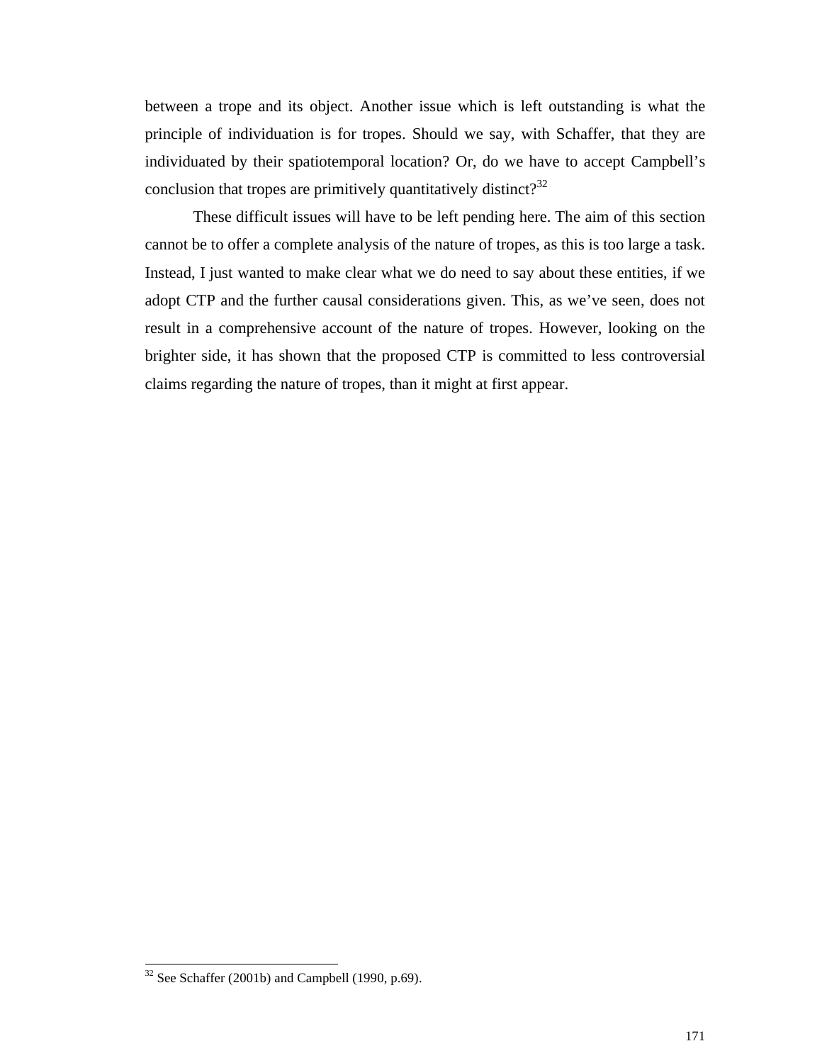between a trope and its object. Another issue which is left outstanding is what the principle of individuation is for tropes. Should we say, with Schaffer, that they are individuated by their spatiotemporal location? Or, do we have to accept Campbell's conclusion that tropes are primitively quantitatively distinct?[32]

These difficult issues will have to be left pending here. The aim of this section cannot be to offer a complete analysis of the nature of tropes, as this is too large a task. Instead, I just wanted to make clear what we do need to say about these entities, if we adopt CTP and the further causal considerations given. This, as we've seen, does not result in a comprehensive account of the nature of tropes. However, looking on the brighter side, it has shown that the proposed CTP is committed to less controversial claims regarding the nature of tropes, than it might at first appear.

---

[32] See Schaffer (2001b) and Campbell (1990, p.69).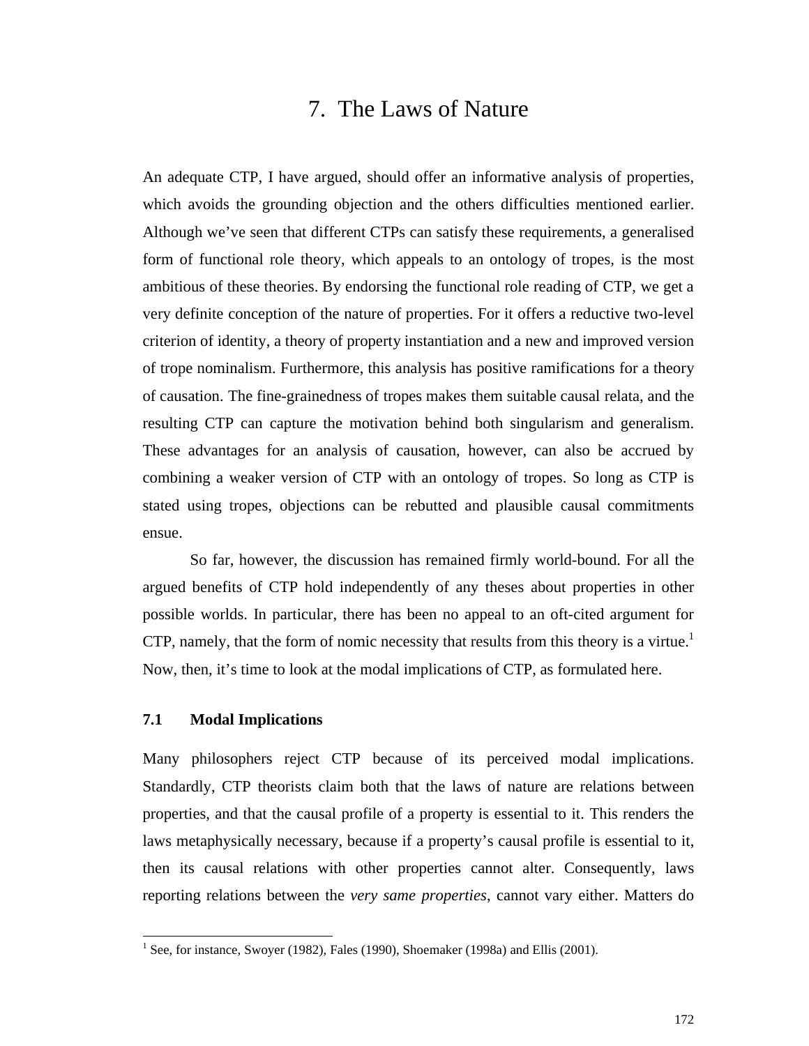# 7. The Laws of Nature

An adequate CTP, I have argued, should offer an informative analysis of properties, which avoids the grounding objection and the others difficulties mentioned earlier. Although we've seen that different CTPs can satisfy these requirements, a generalised form of functional role theory, which appeals to an ontology of tropes, is the most ambitious of these theories. By endorsing the functional role reading of CTP, we get a very definite conception of the nature of properties. For it offers a reductive two-level criterion of identity, a theory of property instantiation and a new and improved version of trope nominalism. Furthermore, this analysis has positive ramifications for a theory of causation. The fine-grainedness of tropes makes them suitable causal relata, and the resulting CTP can capture the motivation behind both singularism and generalism. These advantages for an analysis of causation, however, can also be accrued by combining a weaker version of CTP with an ontology of tropes. So long as CTP is stated using tropes, objections can be rebutted and plausible causal commitments ensue.

So far, however, the discussion has remained firmly world-bound. For all the argued benefits of CTP hold independently of any theses about properties in other possible worlds. In particular, there has been no appeal to an oft-cited argument for CTP, namely, that the form of nomic necessity that results from this theory is a virtue.[1] Now, then, it's time to look at the modal implications of CTP, as formulated here.

### 7.1 Modal Implications

Many philosophers reject CTP because of its perceived modal implications. Standardly, CTP theorists claim both that the laws of nature are relations between properties, and that the causal profile of a property is essential to it. This renders the laws metaphysically necessary, because if a property's causal profile is essential to it, then its causal relations with other properties cannot alter. Consequently, laws reporting relations between the *very same properties*, cannot vary either. Matters do

[1] See, for instance, Swoyer (1982), Fales (1990), Shoemaker (1998a) and Ellis (2001).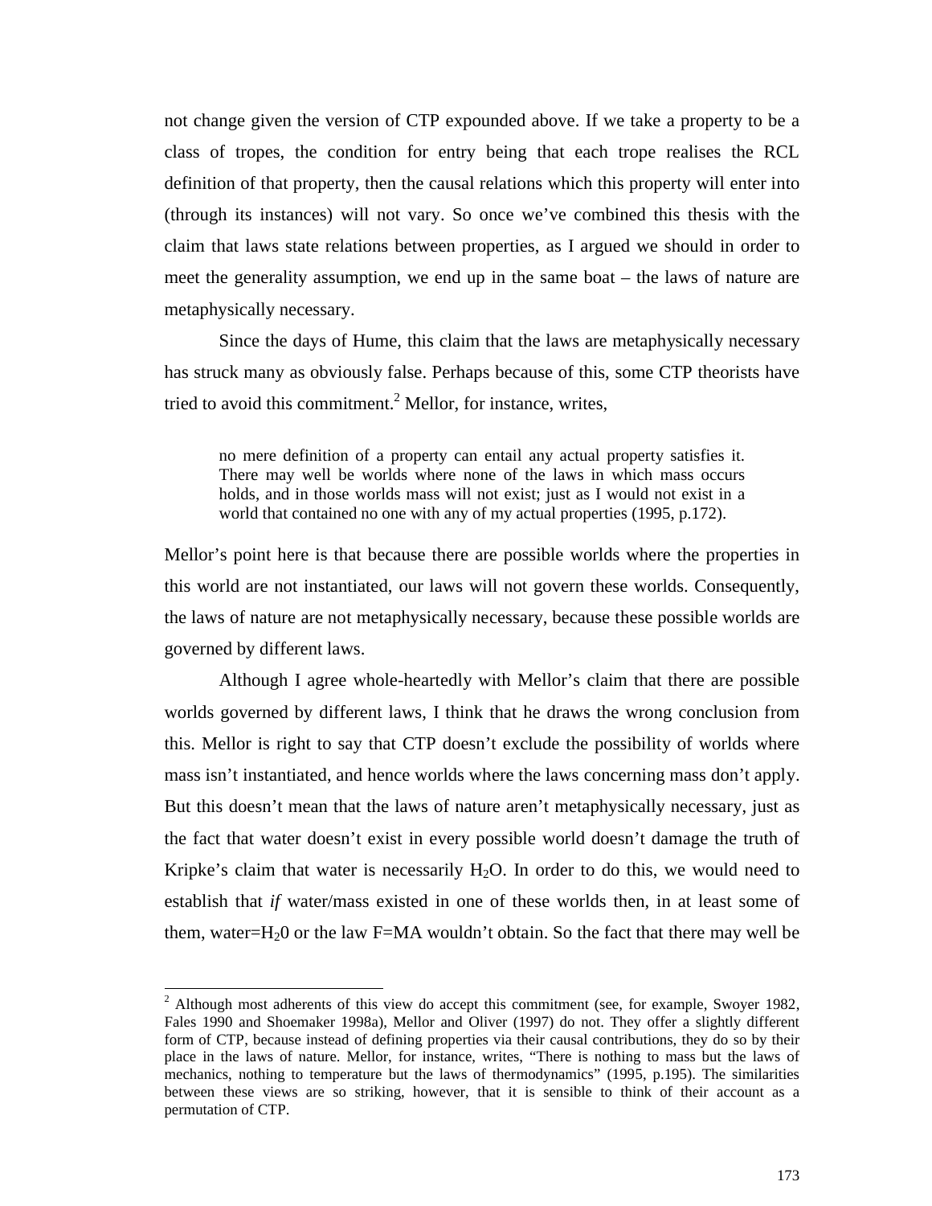not change given the version of CTP expounded above. If we take a property to be a class of tropes, the condition for entry being that each trope realises the RCL definition of that property, then the causal relations which this property will enter into (through its instances) will not vary. So once we've combined this thesis with the claim that laws state relations between properties, as I argued we should in order to meet the generality assumption, we end up in the same boat – the laws of nature are metaphysically necessary.

Since the days of Hume, this claim that the laws are metaphysically necessary has struck many as obviously false. Perhaps because of this, some CTP theorists have tried to avoid this commitment.[2] Mellor, for instance, writes,

> no mere definition of a property can entail any actual property satisfies it. There may well be worlds where none of the laws in which mass occurs holds, and in those worlds mass will not exist; just as I would not exist in a world that contained no one with any of my actual properties (1995, p.172).

Mellor's point here is that because there are possible worlds where the properties in this world are not instantiated, our laws will not govern these worlds. Consequently, the laws of nature are not metaphysically necessary, because these possible worlds are governed by different laws.

Although I agree whole-heartedly with Mellor's claim that there are possible worlds governed by different laws, I think that he draws the wrong conclusion from this. Mellor is right to say that CTP doesn't exclude the possibility of worlds where mass isn't instantiated, and hence worlds where the laws concerning mass don't apply. But this doesn't mean that the laws of nature aren't metaphysically necessary, just as the fact that water doesn't exist in every possible world doesn't damage the truth of Kripke's claim that water is necessarily $H_2O$. In order to do this, we would need to establish that *if* water/mass existed in one of these worlds then, in at least some of them, water=$H_20$ or the law F=MA wouldn't obtain. So the fact that there may well be

[2] Although most adherents of this view do accept this commitment (see, for example, Swoyer 1982, Fales 1990 and Shoemaker 1998a), Mellor and Oliver (1997) do not. They offer a slightly different form of CTP, because instead of defining properties via their causal contributions, they do so by their place in the laws of nature. Mellor, for instance, writes, "There is nothing to mass but the laws of mechanics, nothing to temperature but the laws of thermodynamics" (1995, p.195). The similarities between these views are so striking, however, that it is sensible to think of their account as a permutation of CTP.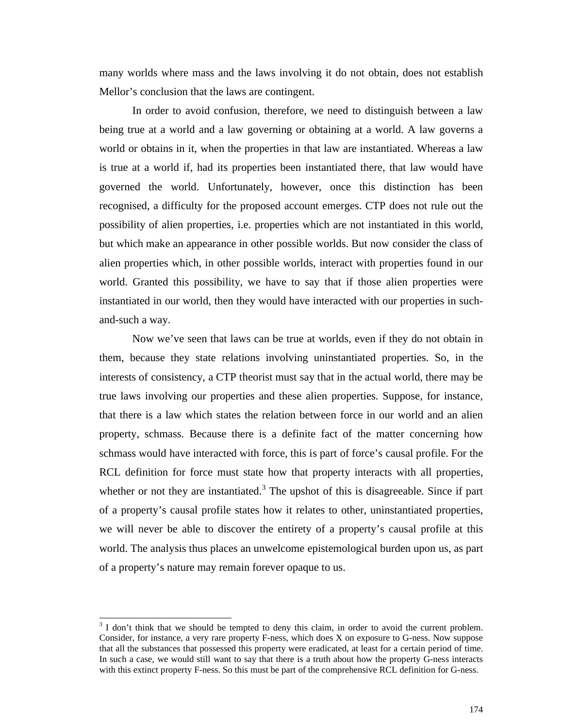many worlds where mass and the laws involving it do not obtain, does not establish Mellor's conclusion that the laws are contingent.

In order to avoid confusion, therefore, we need to distinguish between a law being true at a world and a law governing or obtaining at a world. A law governs a world or obtains in it, when the properties in that law are instantiated. Whereas a law is true at a world if, had its properties been instantiated there, that law would have governed the world. Unfortunately, however, once this distinction has been recognised, a difficulty for the proposed account emerges. CTP does not rule out the possibility of alien properties, i.e. properties which are not instantiated in this world, but which make an appearance in other possible worlds. But now consider the class of alien properties which, in other possible worlds, interact with properties found in our world. Granted this possibility, we have to say that if those alien properties were instantiated in our world, then they would have interacted with our properties in such-and-such a way.

Now we've seen that laws can be true at worlds, even if they do not obtain in them, because they state relations involving uninstantiated properties. So, in the interests of consistency, a CTP theorist must say that in the actual world, there may be true laws involving our properties and these alien properties. Suppose, for instance, that there is a law which states the relation between force in our world and an alien property, schmass. Because there is a definite fact of the matter concerning how schmass would have interacted with force, this is part of force's causal profile. For the RCL definition for force must state how that property interacts with all properties, whether or not they are instantiated.[3] The upshot of this is disagreeable. Since if part of a property's causal profile states how it relates to other, uninstantiated properties, we will never be able to discover the entirety of a property's causal profile at this world. The analysis thus places an unwelcome epistemological burden upon us, as part of a property's nature may remain forever opaque to us.

---

[3] I don't think that we should be tempted to deny this claim, in order to avoid the current problem. Consider, for instance, a very rare property F-ness, which does X on exposure to G-ness. Now suppose that all the substances that possessed this property were eradicated, at least for a certain period of time. In such a case, we would still want to say that there is a truth about how the property G-ness interacts with this extinct property F-ness. So this must be part of the comprehensive RCL definition for G-ness.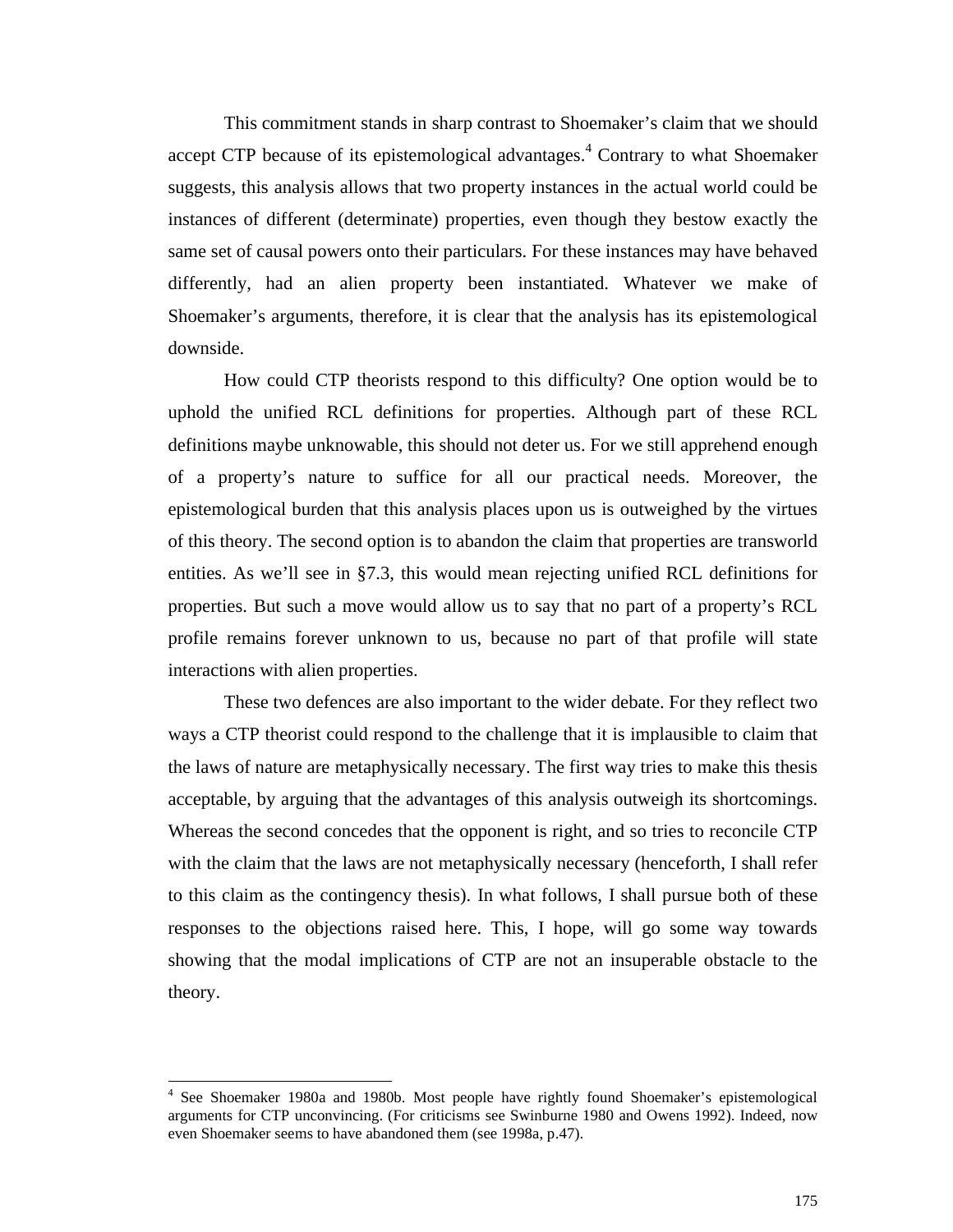This commitment stands in sharp contrast to Shoemaker's claim that we should accept CTP because of its epistemological advantages.[4] Contrary to what Shoemaker suggests, this analysis allows that two property instances in the actual world could be instances of different (determinate) properties, even though they bestow exactly the same set of causal powers onto their particulars. For these instances may have behaved differently, had an alien property been instantiated. Whatever we make of Shoemaker's arguments, therefore, it is clear that the analysis has its epistemological downside.

How could CTP theorists respond to this difficulty? One option would be to uphold the unified RCL definitions for properties. Although part of these RCL definitions maybe unknowable, this should not deter us. For we still apprehend enough of a property's nature to suffice for all our practical needs. Moreover, the epistemological burden that this analysis places upon us is outweighed by the virtues of this theory. The second option is to abandon the claim that properties are transworld entities. As we'll see in §7.3, this would mean rejecting unified RCL definitions for properties. But such a move would allow us to say that no part of a property's RCL profile remains forever unknown to us, because no part of that profile will state interactions with alien properties.

These two defences are also important to the wider debate. For they reflect two ways a CTP theorist could respond to the challenge that it is implausible to claim that the laws of nature are metaphysically necessary. The first way tries to make this thesis acceptable, by arguing that the advantages of this analysis outweigh its shortcomings. Whereas the second concedes that the opponent is right, and so tries to reconcile CTP with the claim that the laws are not metaphysically necessary (henceforth, I shall refer to this claim as the contingency thesis). In what follows, I shall pursue both of these responses to the objections raised here. This, I hope, will go some way towards showing that the modal implications of CTP are not an insuperable obstacle to the theory.

---

[4] See Shoemaker 1980a and 1980b. Most people have rightly found Shoemaker's epistemological arguments for CTP unconvincing. (For criticisms see Swinburne 1980 and Owens 1992). Indeed, now even Shoemaker seems to have abandoned them (see 1998a, p.47).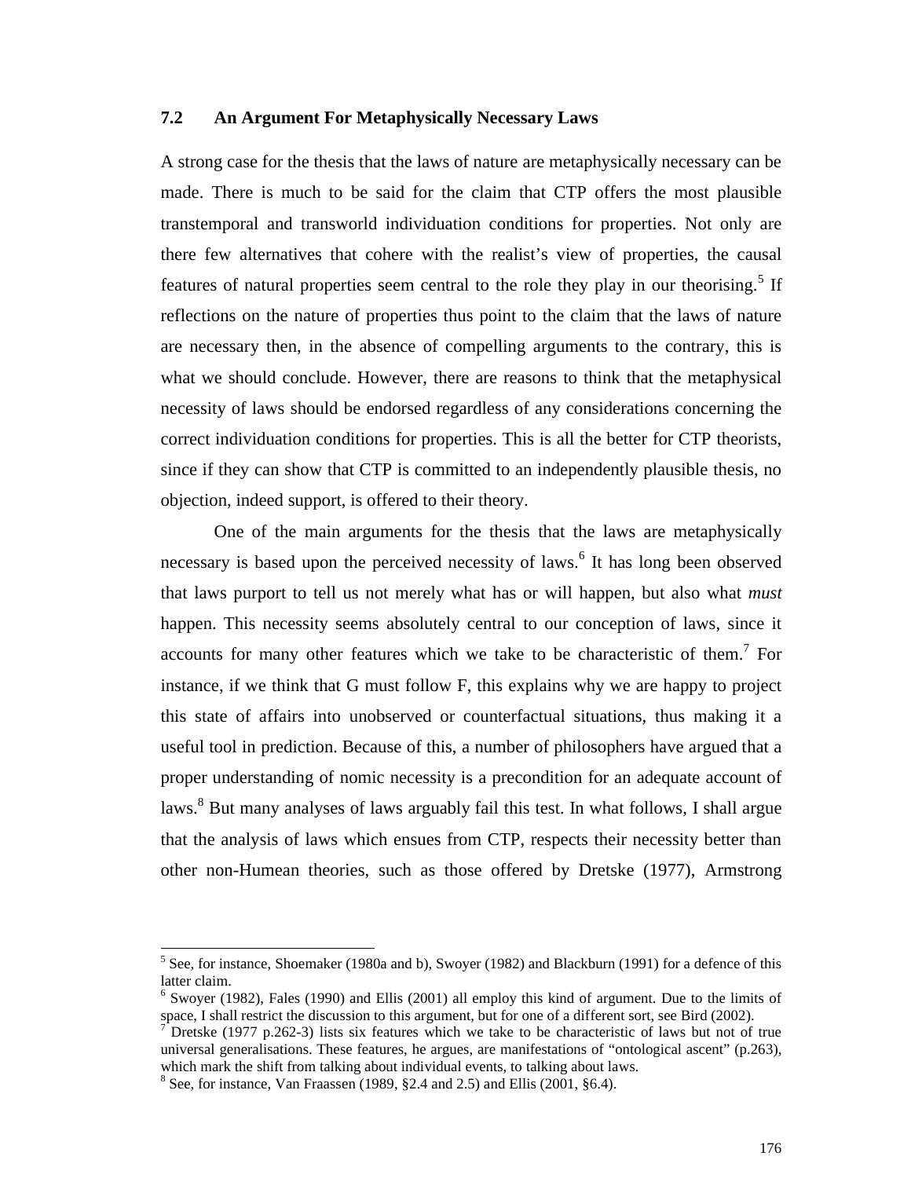## 7.2 An Argument For Metaphysically Necessary Laws

A strong case for the thesis that the laws of nature are metaphysically necessary can be made. There is much to be said for the claim that CTP offers the most plausible transtemporal and transworld individuation conditions for properties. Not only are there few alternatives that cohere with the realist's view of properties, the causal features of natural properties seem central to the role they play in our theorising.[5] If reflections on the nature of properties thus point to the claim that the laws of nature are necessary then, in the absence of compelling arguments to the contrary, this is what we should conclude. However, there are reasons to think that the metaphysical necessity of laws should be endorsed regardless of any considerations concerning the correct individuation conditions for properties. This is all the better for CTP theorists, since if they can show that CTP is committed to an independently plausible thesis, no objection, indeed support, is offered to their theory.

One of the main arguments for the thesis that the laws are metaphysically necessary is based upon the perceived necessity of laws.[6] It has long been observed that laws purport to tell us not merely what has or will happen, but also what *must* happen. This necessity seems absolutely central to our conception of laws, since it accounts for many other features which we take to be characteristic of them.[7] For instance, if we think that G must follow F, this explains why we are happy to project this state of affairs into unobserved or counterfactual situations, thus making it a useful tool in prediction. Because of this, a number of philosophers have argued that a proper understanding of nomic necessity is a precondition for an adequate account of laws.[8] But many analyses of laws arguably fail this test. In what follows, I shall argue that the analysis of laws which ensues from CTP, respects their necessity better than other non-Humean theories, such as those offered by Dretske (1977), Armstrong

---

[5] See, for instance, Shoemaker (1980a and b), Swoyer (1982) and Blackburn (1991) for a defence of this latter claim.

[6] Swoyer (1982), Fales (1990) and Ellis (2001) all employ this kind of argument. Due to the limits of space, I shall restrict the discussion to this argument, but for one of a different sort, see Bird (2002).

[7] Dretske (1977 p.262-3) lists six features which we take to be characteristic of laws but not of true universal generalisations. These features, he argues, are manifestations of "ontological ascent" (p.263), which mark the shift from talking about individual events, to talking about laws.

[8] See, for instance, Van Fraassen (1989, §2.4 and 2.5) and Ellis (2001, §6.4).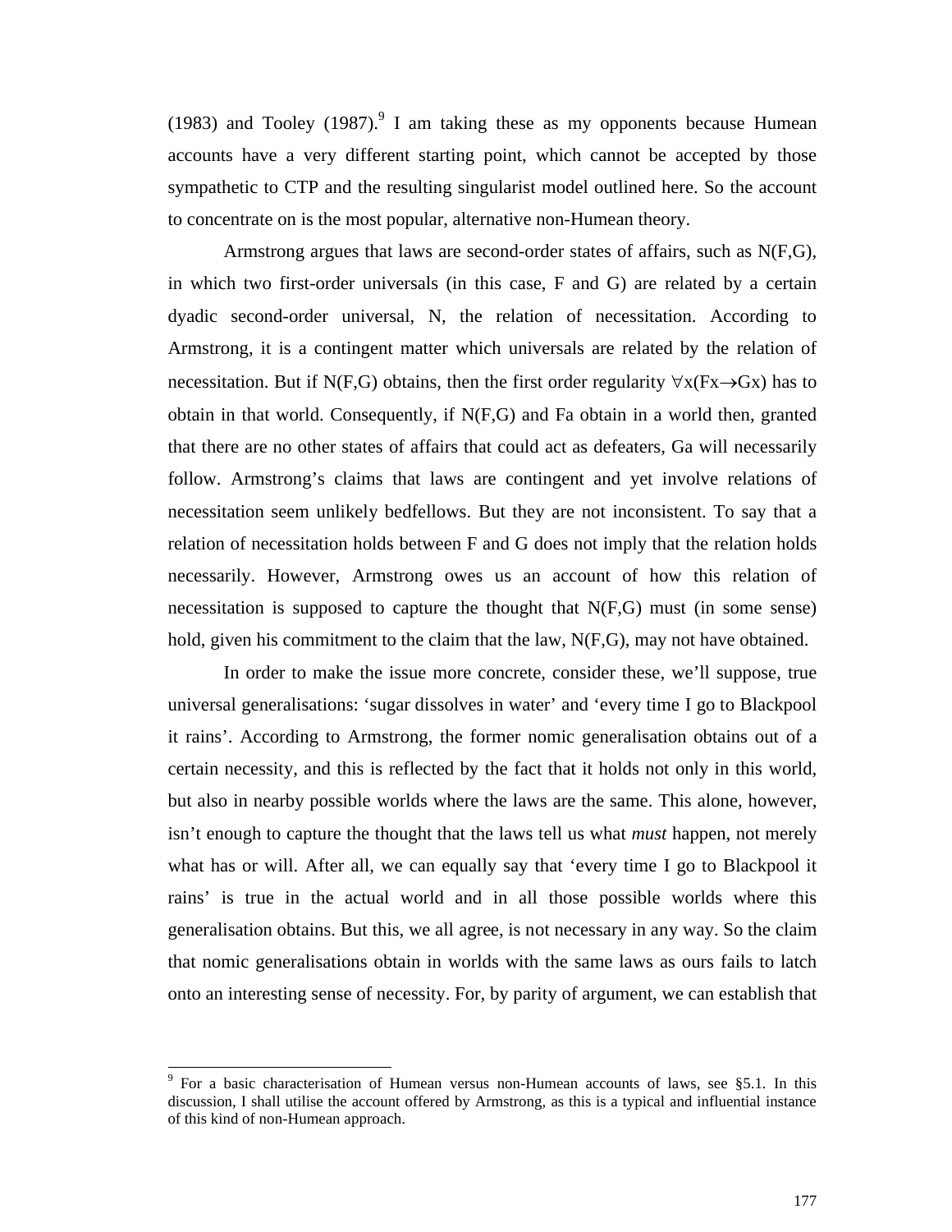(1983) and Tooley (1987).[9] I am taking these as my opponents because Humean accounts have a very different starting point, which cannot be accepted by those sympathetic to CTP and the resulting singularist model outlined here. So the account to concentrate on is the most popular, alternative non-Humean theory.

Armstrong argues that laws are second-order states of affairs, such as N(F,G), in which two first-order universals (in this case, F and G) are related by a certain dyadic second-order universal, N, the relation of necessitation. According to Armstrong, it is a contingent matter which universals are related by the relation of necessitation. But if N(F,G) obtains, then the first order regularity $\forall x(Fx \rightarrow Gx)$ has to obtain in that world. Consequently, if N(F,G) and Fa obtain in a world then, granted that there are no other states of affairs that could act as defeaters, Ga will necessarily follow. Armstrong's claims that laws are contingent and yet involve relations of necessitation seem unlikely bedfellows. But they are not inconsistent. To say that a relation of necessitation holds between F and G does not imply that the relation holds necessarily. However, Armstrong owes us an account of how this relation of necessitation is supposed to capture the thought that N(F,G) must (in some sense) hold, given his commitment to the claim that the law, N(F,G), may not have obtained.

In order to make the issue more concrete, consider these, we'll suppose, true universal generalisations: 'sugar dissolves in water' and 'every time I go to Blackpool it rains'. According to Armstrong, the former nomic generalisation obtains out of a certain necessity, and this is reflected by the fact that it holds not only in this world, but also in nearby possible worlds where the laws are the same. This alone, however, isn't enough to capture the thought that the laws tell us what *must* happen, not merely what has or will. After all, we can equally say that 'every time I go to Blackpool it rains' is true in the actual world and in all those possible worlds where this generalisation obtains. But this, we all agree, is not necessary in any way. So the claim that nomic generalisations obtain in worlds with the same laws as ours fails to latch onto an interesting sense of necessity. For, by parity of argument, we can establish that

[9] For a basic characterisation of Humean versus non-Humean accounts of laws, see §5.1. In this discussion, I shall utilise the account offered by Armstrong, as this is a typical and influential instance of this kind of non-Humean approach.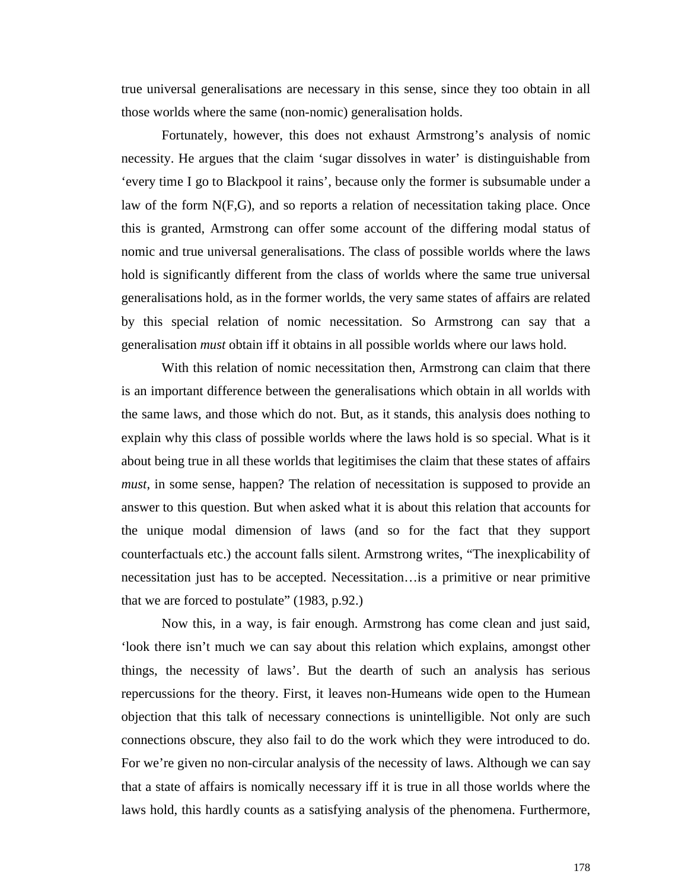true universal generalisations are necessary in this sense, since they too obtain in all those worlds where the same (non-nomic) generalisation holds.

Fortunately, however, this does not exhaust Armstrong's analysis of nomic necessity. He argues that the claim 'sugar dissolves in water' is distinguishable from 'every time I go to Blackpool it rains', because only the former is subsumable under a law of the form N(F,G), and so reports a relation of necessitation taking place. Once this is granted, Armstrong can offer some account of the differing modal status of nomic and true universal generalisations. The class of possible worlds where the laws hold is significantly different from the class of worlds where the same true universal generalisations hold, as in the former worlds, the very same states of affairs are related by this special relation of nomic necessitation. So Armstrong can say that a generalisation *must* obtain iff it obtains in all possible worlds where our laws hold.

With this relation of nomic necessitation then, Armstrong can claim that there is an important difference between the generalisations which obtain in all worlds with the same laws, and those which do not. But, as it stands, this analysis does nothing to explain why this class of possible worlds where the laws hold is so special. What is it about being true in all these worlds that legitimises the claim that these states of affairs *must*, in some sense, happen? The relation of necessitation is supposed to provide an answer to this question. But when asked what it is about this relation that accounts for the unique modal dimension of laws (and so for the fact that they support counterfactuals etc.) the account falls silent. Armstrong writes, "The inexplicability of necessitation just has to be accepted. Necessitation…is a primitive or near primitive that we are forced to postulate" (1983, p.92.)

Now this, in a way, is fair enough. Armstrong has come clean and just said, 'look there isn't much we can say about this relation which explains, amongst other things, the necessity of laws'. But the dearth of such an analysis has serious repercussions for the theory. First, it leaves non-Humeans wide open to the Humean objection that this talk of necessary connections is unintelligible. Not only are such connections obscure, they also fail to do the work which they were introduced to do. For we're given no non-circular analysis of the necessity of laws. Although we can say that a state of affairs is nomically necessary iff it is true in all those worlds where the laws hold, this hardly counts as a satisfying analysis of the phenomena. Furthermore,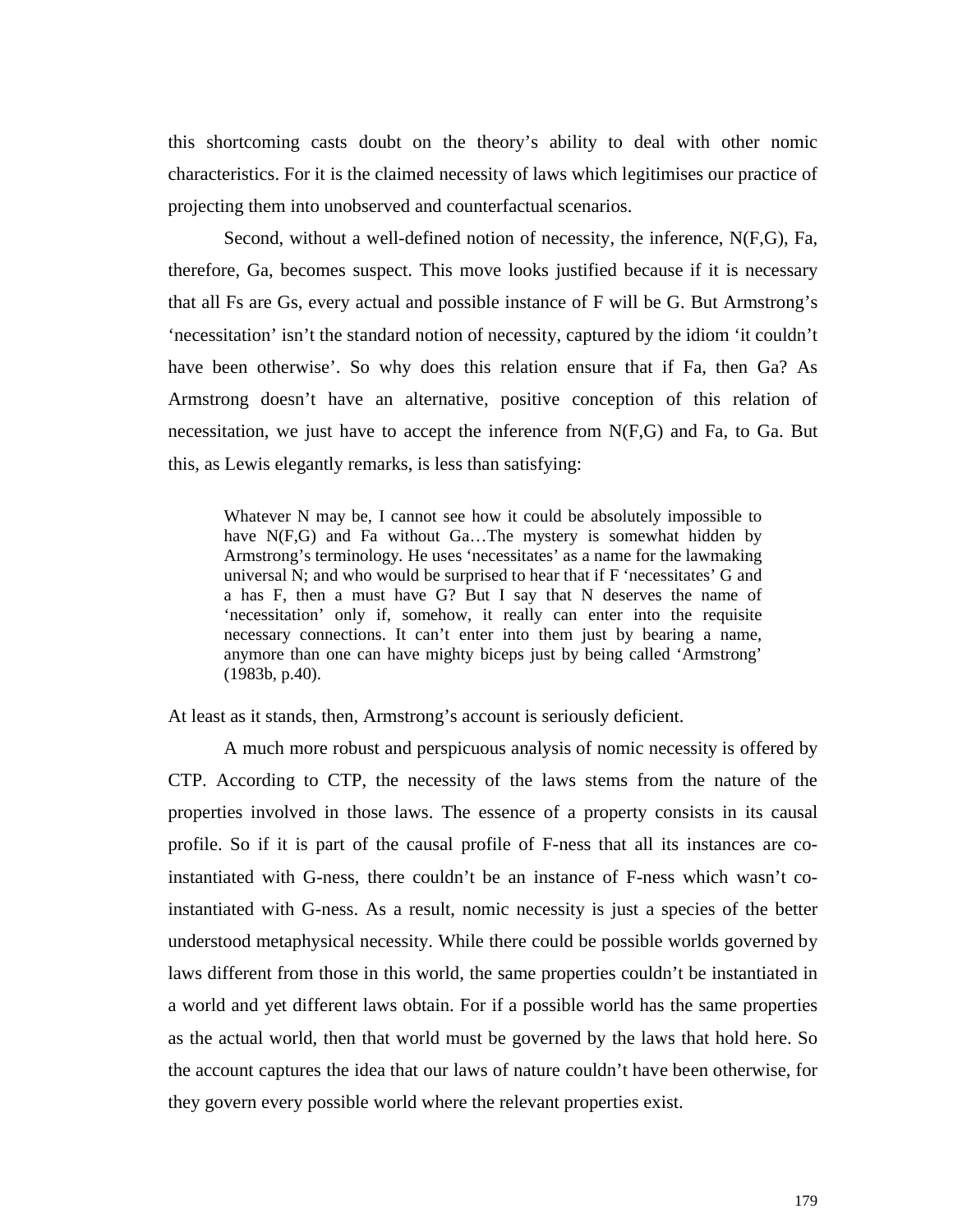this shortcoming casts doubt on the theory's ability to deal with other nomic characteristics. For it is the claimed necessity of laws which legitimises our practice of projecting them into unobserved and counterfactual scenarios.

Second, without a well-defined notion of necessity, the inference, N(F,G), Fa, therefore, Ga, becomes suspect. This move looks justified because if it is necessary that all Fs are Gs, every actual and possible instance of F will be G. But Armstrong's 'necessitation' isn't the standard notion of necessity, captured by the idiom 'it couldn't have been otherwise'. So why does this relation ensure that if Fa, then Ga? As Armstrong doesn't have an alternative, positive conception of this relation of necessitation, we just have to accept the inference from N(F,G) and Fa, to Ga. But this, as Lewis elegantly remarks, is less than satisfying:

> Whatever N may be, I cannot see how it could be absolutely impossible to have N(F,G) and Fa without Ga…The mystery is somewhat hidden by Armstrong's terminology. He uses 'necessitates' as a name for the lawmaking universal N; and who would be surprised to hear that if F 'necessitates' G and a has F, then a must have G? But I say that N deserves the name of 'necessitation' only if, somehow, it really can enter into the requisite necessary connections. It can't enter into them just by bearing a name, anymore than one can have mighty biceps just by being called 'Armstrong' (1983b, p.40).

At least as it stands, then, Armstrong's account is seriously deficient.

A much more robust and perspicuous analysis of nomic necessity is offered by CTP. According to CTP, the necessity of the laws stems from the nature of the properties involved in those laws. The essence of a property consists in its causal profile. So if it is part of the causal profile of F-ness that all its instances are co-instantiated with G-ness, there couldn't be an instance of F-ness which wasn't co-instantiated with G-ness. As a result, nomic necessity is just a species of the better understood metaphysical necessity. While there could be possible worlds governed by laws different from those in this world, the same properties couldn't be instantiated in a world and yet different laws obtain. For if a possible world has the same properties as the actual world, then that world must be governed by the laws that hold here. So the account captures the idea that our laws of nature couldn't have been otherwise, for they govern every possible world where the relevant properties exist.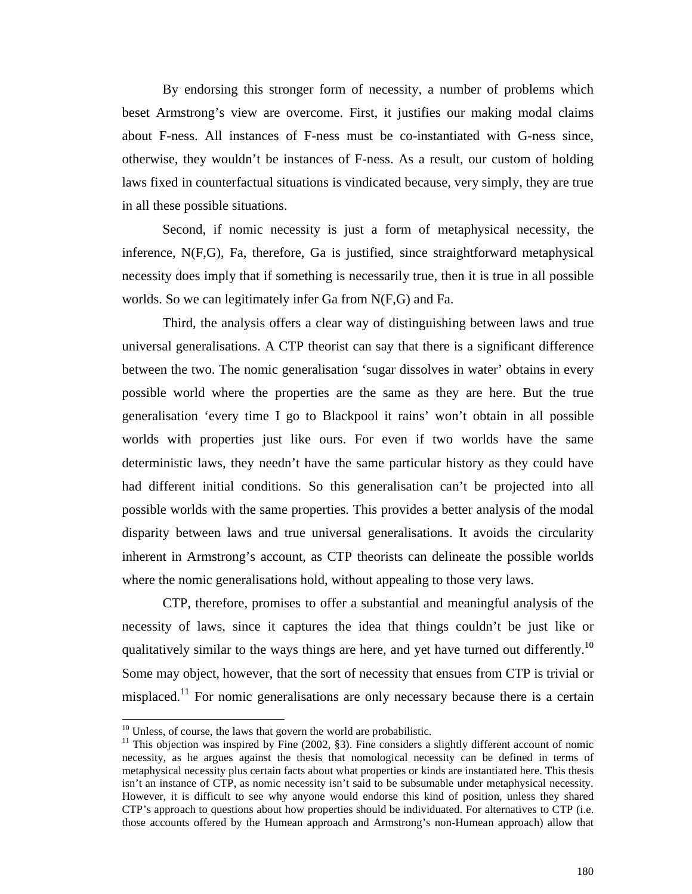By endorsing this stronger form of necessity, a number of problems which beset Armstrong's view are overcome. First, it justifies our making modal claims about F-ness. All instances of F-ness must be co-instantiated with G-ness since, otherwise, they wouldn't be instances of F-ness. As a result, our custom of holding laws fixed in counterfactual situations is vindicated because, very simply, they are true in all these possible situations.

Second, if nomic necessity is just a form of metaphysical necessity, the inference, N(F,G), Fa, therefore, Ga is justified, since straightforward metaphysical necessity does imply that if something is necessarily true, then it is true in all possible worlds. So we can legitimately infer Ga from N(F,G) and Fa.

Third, the analysis offers a clear way of distinguishing between laws and true universal generalisations. A CTP theorist can say that there is a significant difference between the two. The nomic generalisation 'sugar dissolves in water' obtains in every possible world where the properties are the same as they are here. But the true generalisation 'every time I go to Blackpool it rains' won't obtain in all possible worlds with properties just like ours. For even if two worlds have the same deterministic laws, they needn't have the same particular history as they could have had different initial conditions. So this generalisation can't be projected into all possible worlds with the same properties. This provides a better analysis of the modal disparity between laws and true universal generalisations. It avoids the circularity inherent in Armstrong's account, as CTP theorists can delineate the possible worlds where the nomic generalisations hold, without appealing to those very laws.

CTP, therefore, promises to offer a substantial and meaningful analysis of the necessity of laws, since it captures the idea that things couldn't be just like or qualitatively similar to the ways things are here, and yet have turned out differently.[10] Some may object, however, that the sort of necessity that ensues from CTP is trivial or misplaced.[11] For nomic generalisations are only necessary because there is a certain

---

[10] Unless, of course, the laws that govern the world are probabilistic.

[11] This objection was inspired by Fine (2002, §3). Fine considers a slightly different account of nomic necessity, as he argues against the thesis that nomological necessity can be defined in terms of metaphysical necessity plus certain facts about what properties or kinds are instantiated here. This thesis isn't an instance of CTP, as nomic necessity isn't said to be subsumable under metaphysical necessity. However, it is difficult to see why anyone would endorse this kind of position, unless they shared CTP's approach to questions about how properties should be individuated. For alternatives to CTP (i.e. those accounts offered by the Humean approach and Armstrong's non-Humean approach) allow that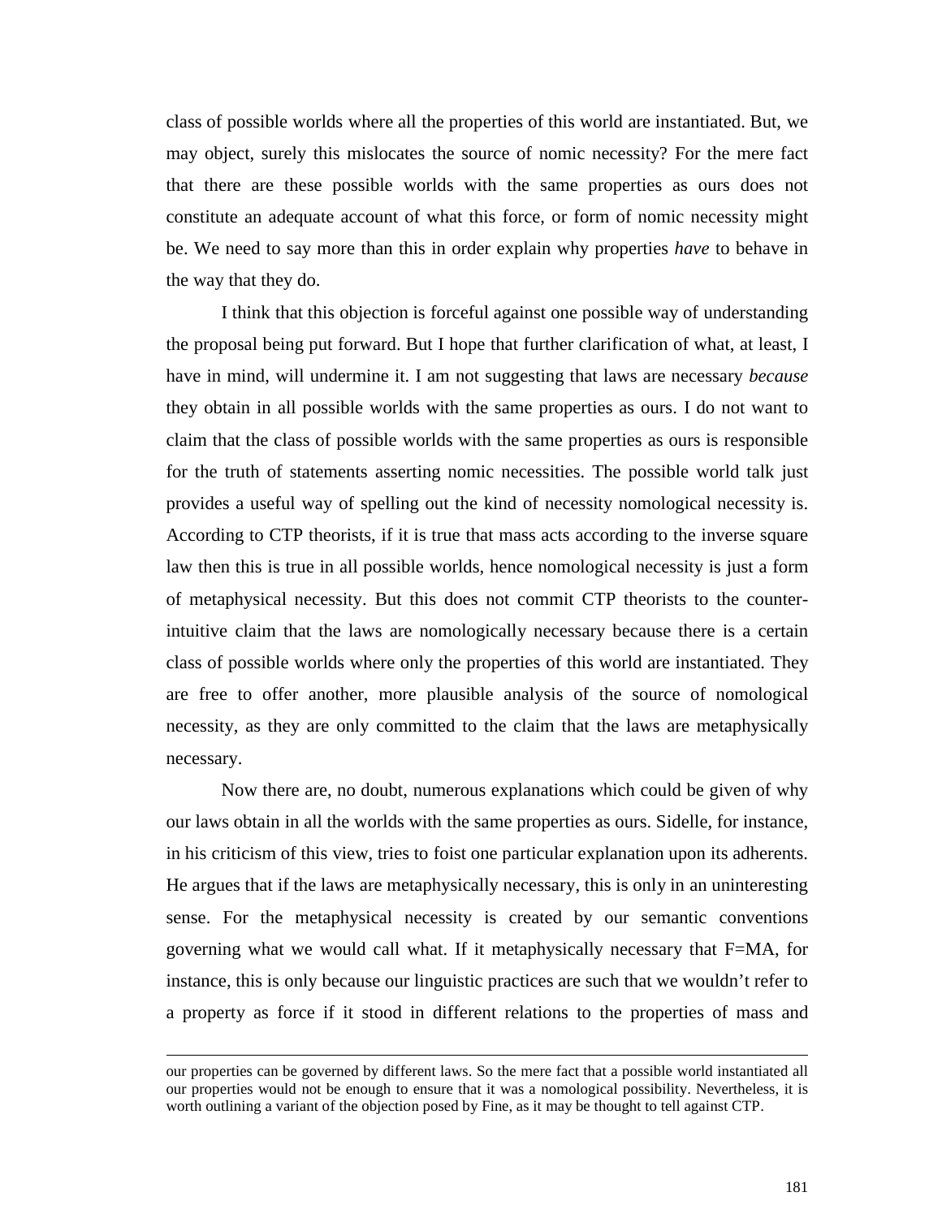class of possible worlds where all the properties of this world are instantiated. But, we may object, surely this mislocates the source of nomic necessity? For the mere fact that there are these possible worlds with the same properties as ours does not constitute an adequate account of what this force, or form of nomic necessity might be. We need to say more than this in order explain why properties *have* to behave in the way that they do.

I think that this objection is forceful against one possible way of understanding the proposal being put forward. But I hope that further clarification of what, at least, I have in mind, will undermine it. I am not suggesting that laws are necessary *because* they obtain in all possible worlds with the same properties as ours. I do not want to claim that the class of possible worlds with the same properties as ours is responsible for the truth of statements asserting nomic necessities. The possible world talk just provides a useful way of spelling out the kind of necessity nomological necessity is. According to CTP theorists, if it is true that mass acts according to the inverse square law then this is true in all possible worlds, hence nomological necessity is just a form of metaphysical necessity. But this does not commit CTP theorists to the counter-intuitive claim that the laws are nomologically necessary because there is a certain class of possible worlds where only the properties of this world are instantiated. They are free to offer another, more plausible analysis of the source of nomological necessity, as they are only committed to the claim that the laws are metaphysically necessary.

Now there are, no doubt, numerous explanations which could be given of why our laws obtain in all the worlds with the same properties as ours. Sidelle, for instance, in his criticism of this view, tries to foist one particular explanation upon its adherents. He argues that if the laws are metaphysically necessary, this is only in an uninteresting sense. For the metaphysical necessity is created by our semantic conventions governing what we would call what. If it metaphysically necessary that F=MA, for instance, this is only because our linguistic practices are such that we wouldn't refer to a property as force if it stood in different relations to the properties of mass and

---

our properties can be governed by different laws. So the mere fact that a possible world instantiated all our properties would not be enough to ensure that it was a nomological possibility. Nevertheless, it is worth outlining a variant of the objection posed by Fine, as it may be thought to tell against CTP.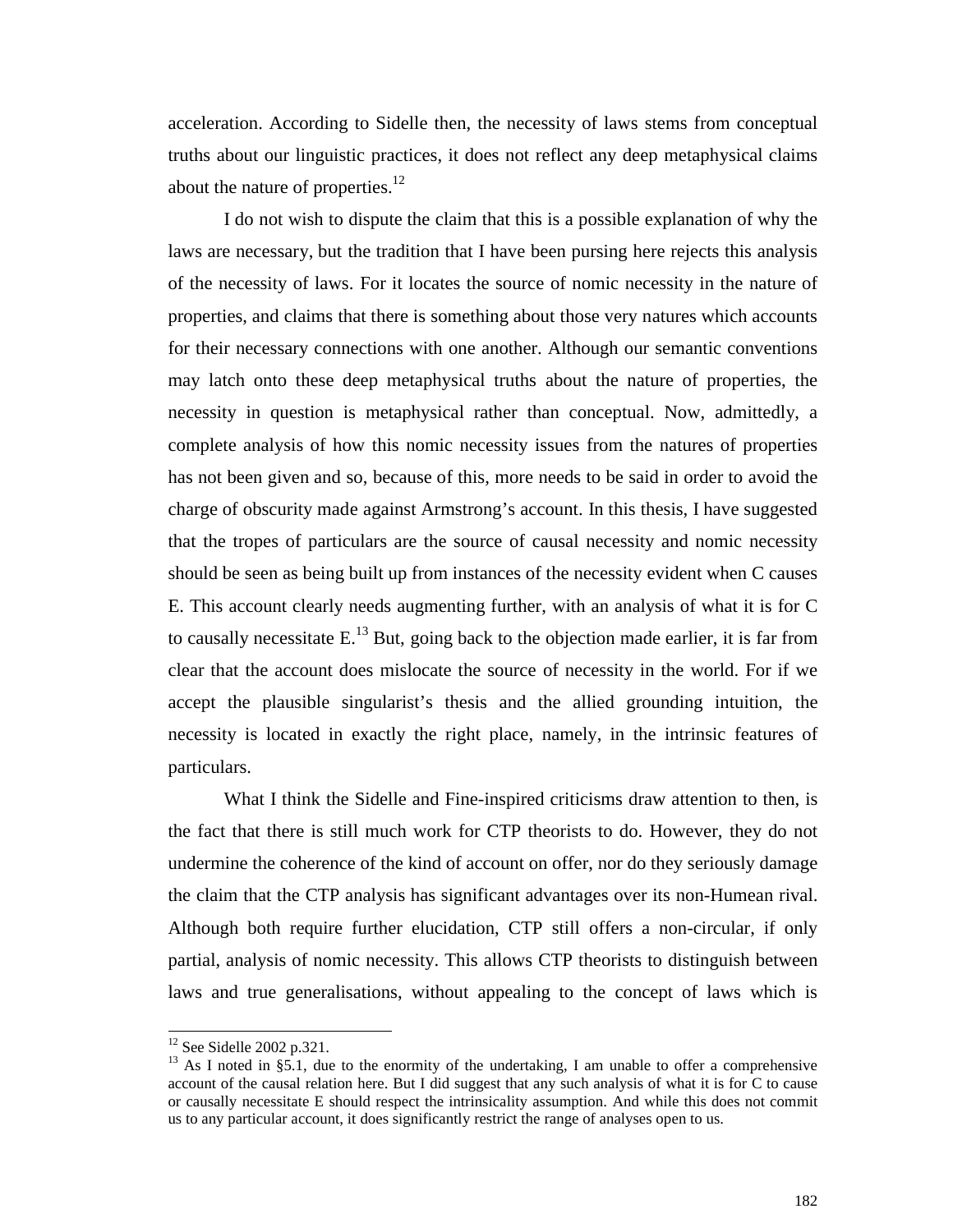acceleration. According to Sidelle then, the necessity of laws stems from conceptual truths about our linguistic practices, it does not reflect any deep metaphysical claims about the nature of properties.[12]

I do not wish to dispute the claim that this is a possible explanation of why the laws are necessary, but the tradition that I have been pursing here rejects this analysis of the necessity of laws. For it locates the source of nomic necessity in the nature of properties, and claims that there is something about those very natures which accounts for their necessary connections with one another. Although our semantic conventions may latch onto these deep metaphysical truths about the nature of properties, the necessity in question is metaphysical rather than conceptual. Now, admittedly, a complete analysis of how this nomic necessity issues from the natures of properties has not been given and so, because of this, more needs to be said in order to avoid the charge of obscurity made against Armstrong's account. In this thesis, I have suggested that the tropes of particulars are the source of causal necessity and nomic necessity should be seen as being built up from instances of the necessity evident when C causes E. This account clearly needs augmenting further, with an analysis of what it is for C to causally necessitate E.[13] But, going back to the objection made earlier, it is far from clear that the account does mislocate the source of necessity in the world. For if we accept the plausible singularist's thesis and the allied grounding intuition, the necessity is located in exactly the right place, namely, in the intrinsic features of particulars.

What I think the Sidelle and Fine-inspired criticisms draw attention to then, is the fact that there is still much work for CTP theorists to do. However, they do not undermine the coherence of the kind of account on offer, nor do they seriously damage the claim that the CTP analysis has significant advantages over its non-Humean rival. Although both require further elucidation, CTP still offers a non-circular, if only partial, analysis of nomic necessity. This allows CTP theorists to distinguish between laws and true generalisations, without appealing to the concept of laws which is

---

[12] See Sidelle 2002 p.321.

[13] As I noted in §5.1, due to the enormity of the undertaking, I am unable to offer a comprehensive account of the causal relation here. But I did suggest that any such analysis of what it is for C to cause or causally necessitate E should respect the intrinsicality assumption. And while this does not commit us to any particular account, it does significantly restrict the range of analyses open to us.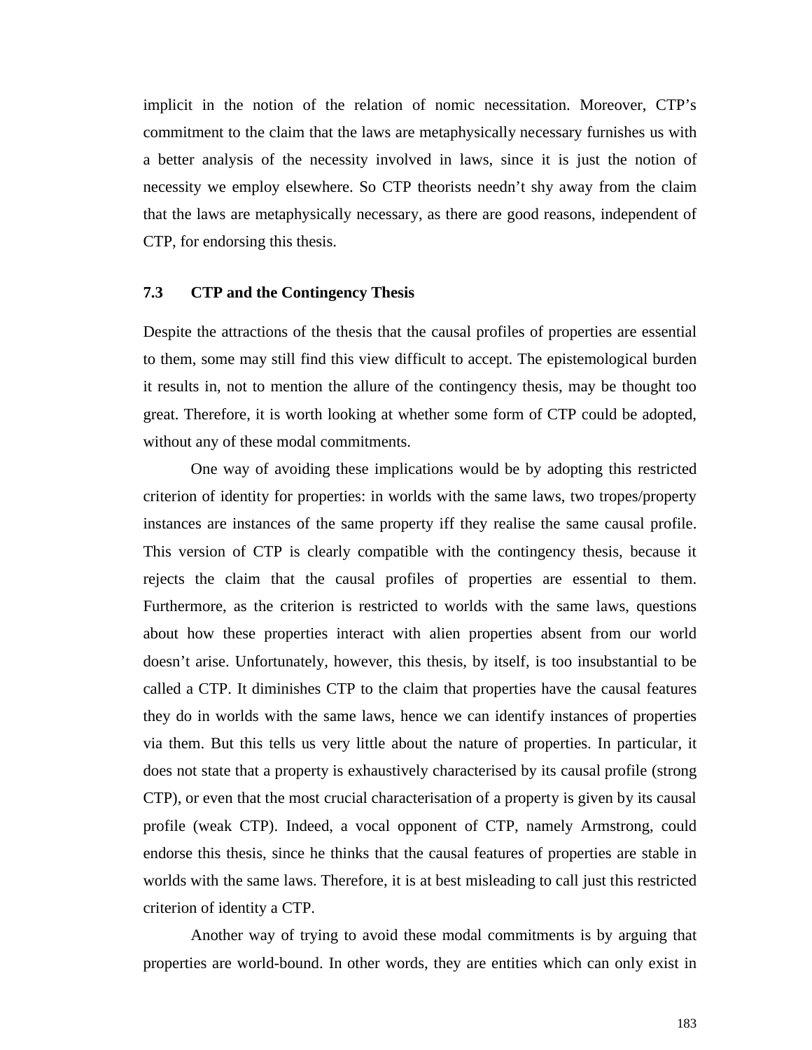implicit in the notion of the relation of nomic necessitation. Moreover, CTP's commitment to the claim that the laws are metaphysically necessary furnishes us with a better analysis of the necessity involved in laws, since it is just the notion of necessity we employ elsewhere. So CTP theorists needn't shy away from the claim that the laws are metaphysically necessary, as there are good reasons, independent of CTP, for endorsing this thesis.

### 7.3 CTP and the Contingency Thesis

Despite the attractions of the thesis that the causal profiles of properties are essential to them, some may still find this view difficult to accept. The epistemological burden it results in, not to mention the allure of the contingency thesis, may be thought too great. Therefore, it is worth looking at whether some form of CTP could be adopted, without any of these modal commitments.

One way of avoiding these implications would be by adopting this restricted criterion of identity for properties: in worlds with the same laws, two tropes/property instances are instances of the same property iff they realise the same causal profile. This version of CTP is clearly compatible with the contingency thesis, because it rejects the claim that the causal profiles of properties are essential to them. Furthermore, as the criterion is restricted to worlds with the same laws, questions about how these properties interact with alien properties absent from our world doesn't arise. Unfortunately, however, this thesis, by itself, is too insubstantial to be called a CTP. It diminishes CTP to the claim that properties have the causal features they do in worlds with the same laws, hence we can identify instances of properties via them. But this tells us very little about the nature of properties. In particular, it does not state that a property is exhaustively characterised by its causal profile (strong CTP), or even that the most crucial characterisation of a property is given by its causal profile (weak CTP). Indeed, a vocal opponent of CTP, namely Armstrong, could endorse this thesis, since he thinks that the causal features of properties are stable in worlds with the same laws. Therefore, it is at best misleading to call just this restricted criterion of identity a CTP.

Another way of trying to avoid these modal commitments is by arguing that properties are world-bound. In other words, they are entities which can only exist in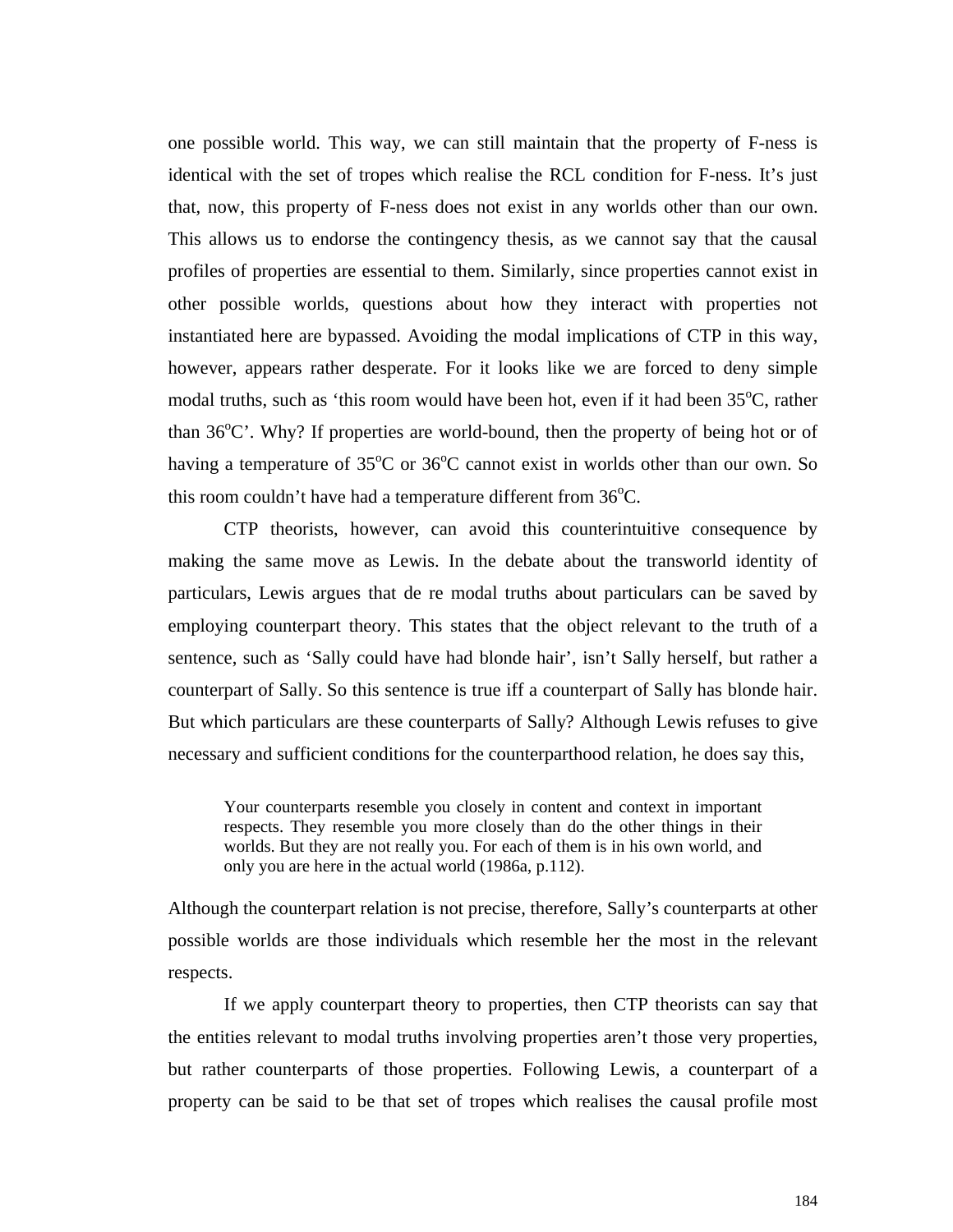one possible world. This way, we can still maintain that the property of F-ness is identical with the set of tropes which realise the RCL condition for F-ness. It's just that, now, this property of F-ness does not exist in any worlds other than our own. This allows us to endorse the contingency thesis, as we cannot say that the causal profiles of properties are essential to them. Similarly, since properties cannot exist in other possible worlds, questions about how they interact with properties not instantiated here are bypassed. Avoiding the modal implications of CTP in this way, however, appears rather desperate. For it looks like we are forced to deny simple modal truths, such as 'this room would have been hot, even if it had been 35$^{o}$C, rather than 36$^{o}$C'. Why? If properties are world-bound, then the property of being hot or of having a temperature of 35$^{o}$C or 36$^{o}$C cannot exist in worlds other than our own. So this room couldn't have had a temperature different from 36$^{o}$C.

CTP theorists, however, can avoid this counterintuitive consequence by making the same move as Lewis. In the debate about the transworld identity of particulars, Lewis argues that de re modal truths about particulars can be saved by employing counterpart theory. This states that the object relevant to the truth of a sentence, such as 'Sally could have had blonde hair', isn't Sally herself, but rather a counterpart of Sally. So this sentence is true iff a counterpart of Sally has blonde hair. But which particulars are these counterparts of Sally? Although Lewis refuses to give necessary and sufficient conditions for the counterparthood relation, he does say this,

> Your counterparts resemble you closely in content and context in important respects. They resemble you more closely than do the other things in their worlds. But they are not really you. For each of them is in his own world, and only you are here in the actual world (1986a, p.112).

Although the counterpart relation is not precise, therefore, Sally's counterparts at other possible worlds are those individuals which resemble her the most in the relevant respects.

If we apply counterpart theory to properties, then CTP theorists can say that the entities relevant to modal truths involving properties aren't those very properties, but rather counterparts of those properties. Following Lewis, a counterpart of a property can be said to be that set of tropes which realises the causal profile most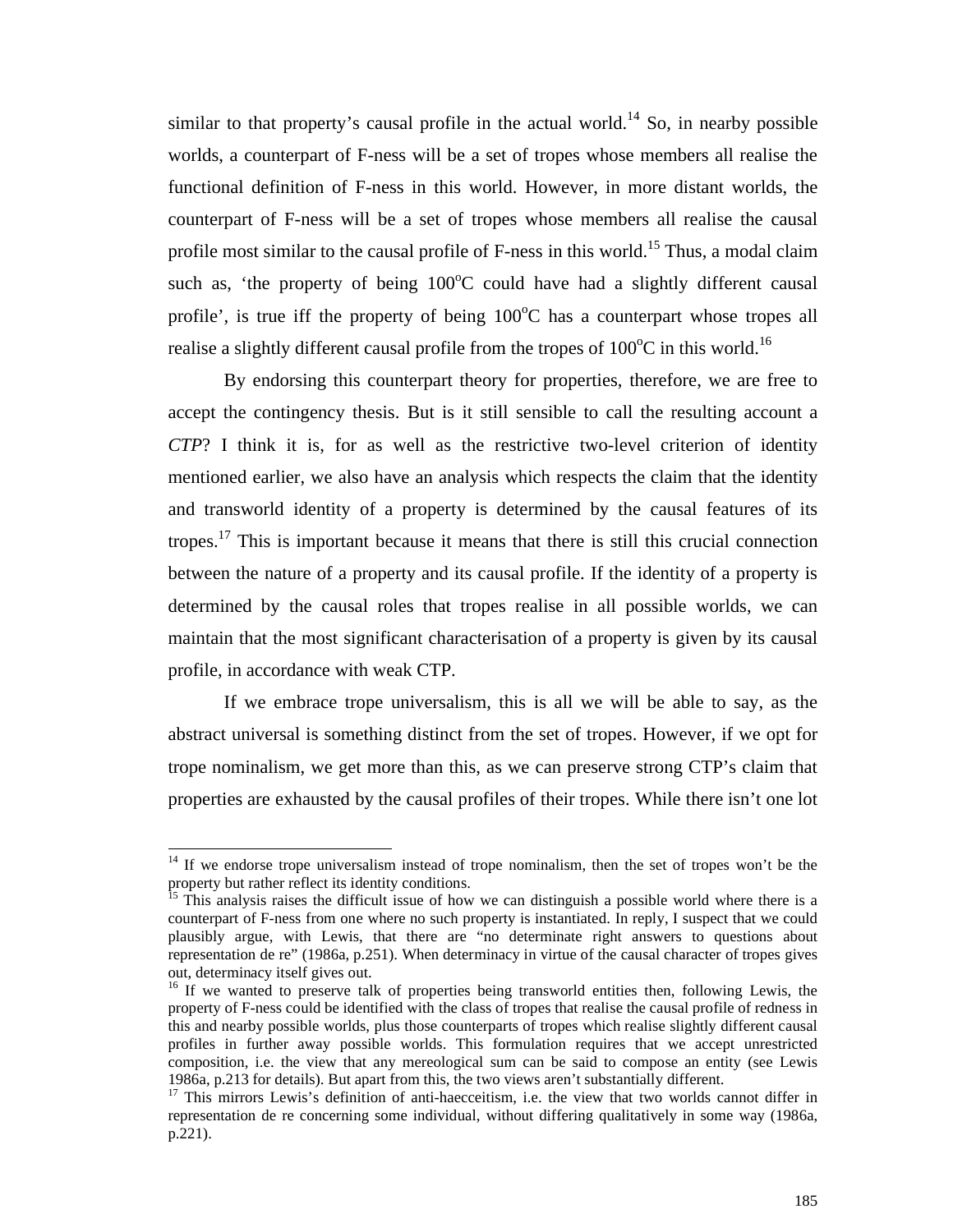similar to that property's causal profile in the actual world.[14] So, in nearby possible worlds, a counterpart of F-ness will be a set of tropes whose members all realise the functional definition of F-ness in this world. However, in more distant worlds, the counterpart of F-ness will be a set of tropes whose members all realise the causal profile most similar to the causal profile of F-ness in this world.[15] Thus, a modal claim such as, 'the property of being 100$^{o}$C could have had a slightly different causal profile', is true iff the property of being 100$^{o}$C has a counterpart whose tropes all realise a slightly different causal profile from the tropes of 100$^{o}$C in this world.[16]

By endorsing this counterpart theory for properties, therefore, we are free to accept the contingency thesis. But is it still sensible to call the resulting account a *CTP*? I think it is, for as well as the restrictive two-level criterion of identity mentioned earlier, we also have an analysis which respects the claim that the identity and transworld identity of a property is determined by the causal features of its tropes.[17] This is important because it means that there is still this crucial connection between the nature of a property and its causal profile. If the identity of a property is determined by the causal roles that tropes realise in all possible worlds, we can maintain that the most significant characterisation of a property is given by its causal profile, in accordance with weak CTP.

If we embrace trope universalism, this is all we will be able to say, as the abstract universal is something distinct from the set of tropes. However, if we opt for trope nominalism, we get more than this, as we can preserve strong CTP's claim that properties are exhausted by the causal profiles of their tropes. While there isn't one lot

---

[14] If we endorse trope universalism instead of trope nominalism, then the set of tropes won't be the property but rather reflect its identity conditions.

[15] This analysis raises the difficult issue of how we can distinguish a possible world where there is a counterpart of F-ness from one where no such property is instantiated. In reply, I suspect that we could plausibly argue, with Lewis, that there are "no determinate right answers to questions about representation de re" (1986a, p.251). When determinacy in virtue of the causal character of tropes gives out, determinacy itself gives out.

[16] If we wanted to preserve talk of properties being transworld entities then, following Lewis, the property of F-ness could be identified with the class of tropes that realise the causal profile of redness in this and nearby possible worlds, plus those counterparts of tropes which realise slightly different causal profiles in further away possible worlds. This formulation requires that we accept unrestricted composition, i.e. the view that any mereological sum can be said to compose an entity (see Lewis 1986a, p.213 for details). But apart from this, the two views aren't substantially different.

[17] This mirrors Lewis's definition of anti-haecceitism, i.e. the view that two worlds cannot differ in representation de re concerning some individual, without differing qualitatively in some way (1986a, p.221).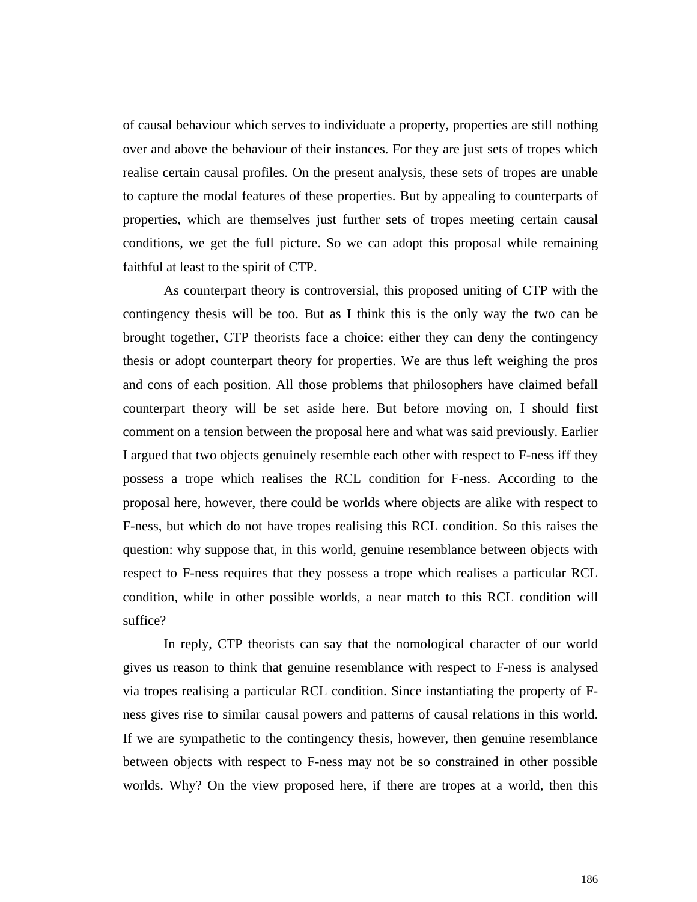of causal behaviour which serves to individuate a property, properties are still nothing over and above the behaviour of their instances. For they are just sets of tropes which realise certain causal profiles. On the present analysis, these sets of tropes are unable to capture the modal features of these properties. But by appealing to counterparts of properties, which are themselves just further sets of tropes meeting certain causal conditions, we get the full picture. So we can adopt this proposal while remaining faithful at least to the spirit of CTP.

As counterpart theory is controversial, this proposed uniting of CTP with the contingency thesis will be too. But as I think this is the only way the two can be brought together, CTP theorists face a choice: either they can deny the contingency thesis or adopt counterpart theory for properties. We are thus left weighing the pros and cons of each position. All those problems that philosophers have claimed befall counterpart theory will be set aside here. But before moving on, I should first comment on a tension between the proposal here and what was said previously. Earlier I argued that two objects genuinely resemble each other with respect to F-ness iff they possess a trope which realises the RCL condition for F-ness. According to the proposal here, however, there could be worlds where objects are alike with respect to F-ness, but which do not have tropes realising this RCL condition. So this raises the question: why suppose that, in this world, genuine resemblance between objects with respect to F-ness requires that they possess a trope which realises a particular RCL condition, while in other possible worlds, a near match to this RCL condition will suffice?

In reply, CTP theorists can say that the nomological character of our world gives us reason to think that genuine resemblance with respect to F-ness is analysed via tropes realising a particular RCL condition. Since instantiating the property of F-ness gives rise to similar causal powers and patterns of causal relations in this world. If we are sympathetic to the contingency thesis, however, then genuine resemblance between objects with respect to F-ness may not be so constrained in other possible worlds. Why? On the view proposed here, if there are tropes at a world, then this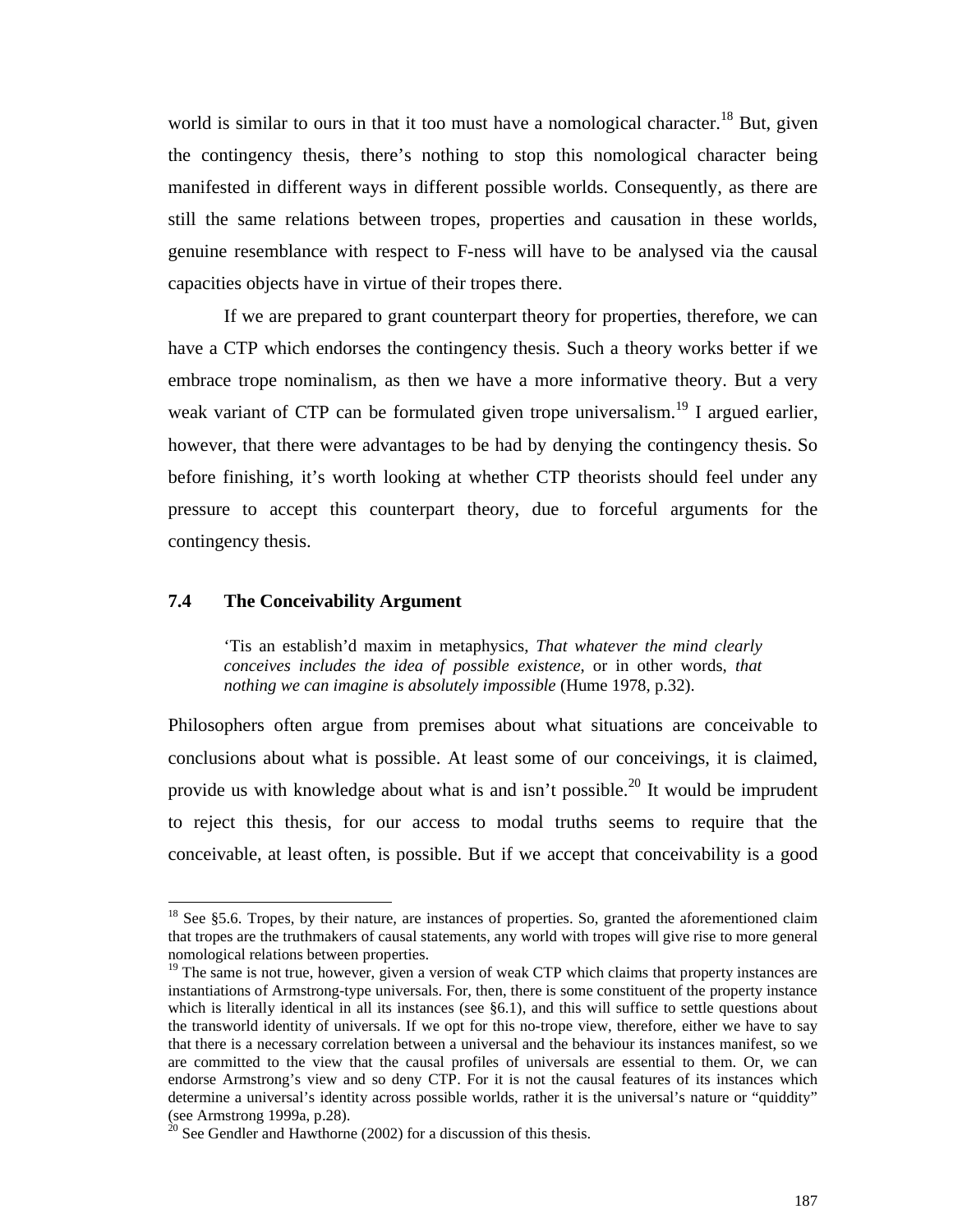world is similar to ours in that it too must have a nomological character.[18] But, given the contingency thesis, there's nothing to stop this nomological character being manifested in different ways in different possible worlds. Consequently, as there are still the same relations between tropes, properties and causation in these worlds, genuine resemblance with respect to F-ness will have to be analysed via the causal capacities objects have in virtue of their tropes there.

If we are prepared to grant counterpart theory for properties, therefore, we can have a CTP which endorses the contingency thesis. Such a theory works better if we embrace trope nominalism, as then we have a more informative theory. But a very weak variant of CTP can be formulated given trope universalism.[19] I argued earlier, however, that there were advantages to be had by denying the contingency thesis. So before finishing, it's worth looking at whether CTP theorists should feel under any pressure to accept this counterpart theory, due to forceful arguments for the contingency thesis.

### 7.4 The Conceivability Argument

> 'Tis an establish'd maxim in metaphysics, *That whatever the mind clearly conceives includes the idea of possible existence*, or in other words, *that nothing we can imagine is absolutely impossible* (Hume 1978, p.32).

Philosophers often argue from premises about what situations are conceivable to conclusions about what is possible. At least some of our conceivings, it is claimed, provide us with knowledge about what is and isn't possible.[20] It would be imprudent to reject this thesis, for our access to modal truths seems to require that the conceivable, at least often, is possible. But if we accept that conceivability is a good

---

[18] See §5.6. Tropes, by their nature, are instances of properties. So, granted the aforementioned claim that tropes are the truthmakers of causal statements, any world with tropes will give rise to more general nomological relations between properties.

[19] The same is not true, however, given a version of weak CTP which claims that property instances are instantiations of Armstrong-type universals. For, then, there is some constituent of the property instance which is literally identical in all its instances (see §6.1), and this will suffice to settle questions about the transworld identity of universals. If we opt for this no-trope view, therefore, either we have to say that there is a necessary correlation between a universal and the behaviour its instances manifest, so we are committed to the view that the causal profiles of universals are essential to them. Or, we can endorse Armstrong's view and so deny CTP. For it is not the causal features of its instances which determine a universal's identity across possible worlds, rather it is the universal's nature or "quiddity" (see Armstrong 1999a, p.28).

[20] See Gendler and Hawthorne (2002) for a discussion of this thesis.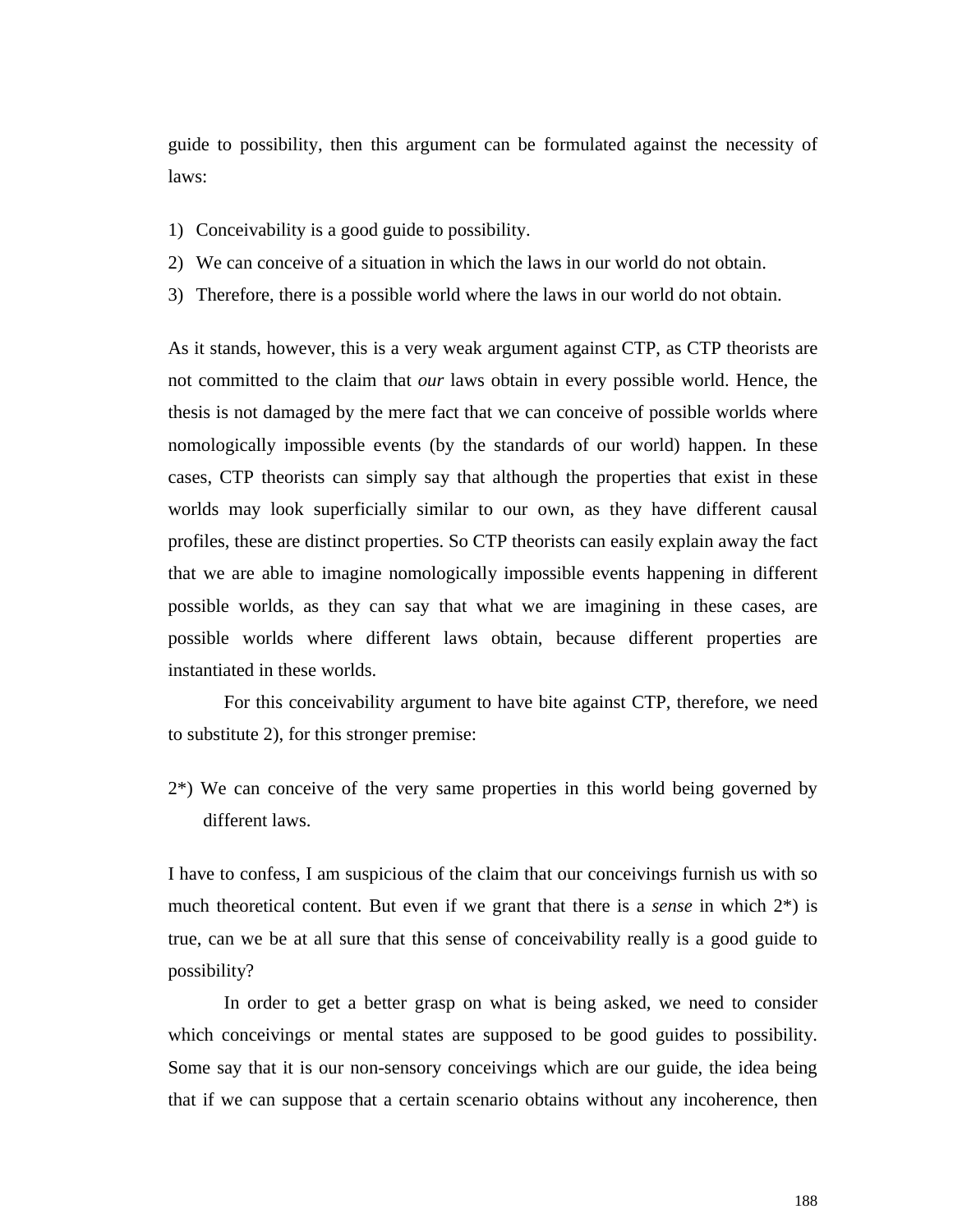guide to possibility, then this argument can be formulated against the necessity of laws:

1) Conceivability is a good guide to possibility.
2) We can conceive of a situation in which the laws in our world do not obtain.
3) Therefore, there is a possible world where the laws in our world do not obtain.

As it stands, however, this is a very weak argument against CTP, as CTP theorists are not committed to the claim that *our* laws obtain in every possible world. Hence, the thesis is not damaged by the mere fact that we can conceive of possible worlds where nomologically impossible events (by the standards of our world) happen. In these cases, CTP theorists can simply say that although the properties that exist in these worlds may look superficially similar to our own, as they have different causal profiles, these are distinct properties. So CTP theorists can easily explain away the fact that we are able to imagine nomologically impossible events happening in different possible worlds, as they can say that what we are imagining in these cases, are possible worlds where different laws obtain, because different properties are instantiated in these worlds.

For this conceivability argument to have bite against CTP, therefore, we need to substitute 2), for this stronger premise:

2*) We can conceive of the very same properties in this world being governed by different laws.

I have to confess, I am suspicious of the claim that our conceivings furnish us with so much theoretical content. But even if we grant that there is a *sense* in which 2*) is true, can we be at all sure that this sense of conceivability really is a good guide to possibility?

In order to get a better grasp on what is being asked, we need to consider which conceivings or mental states are supposed to be good guides to possibility. Some say that it is our non-sensory conceivings which are our guide, the idea being that if we can suppose that a certain scenario obtains without any incoherence, then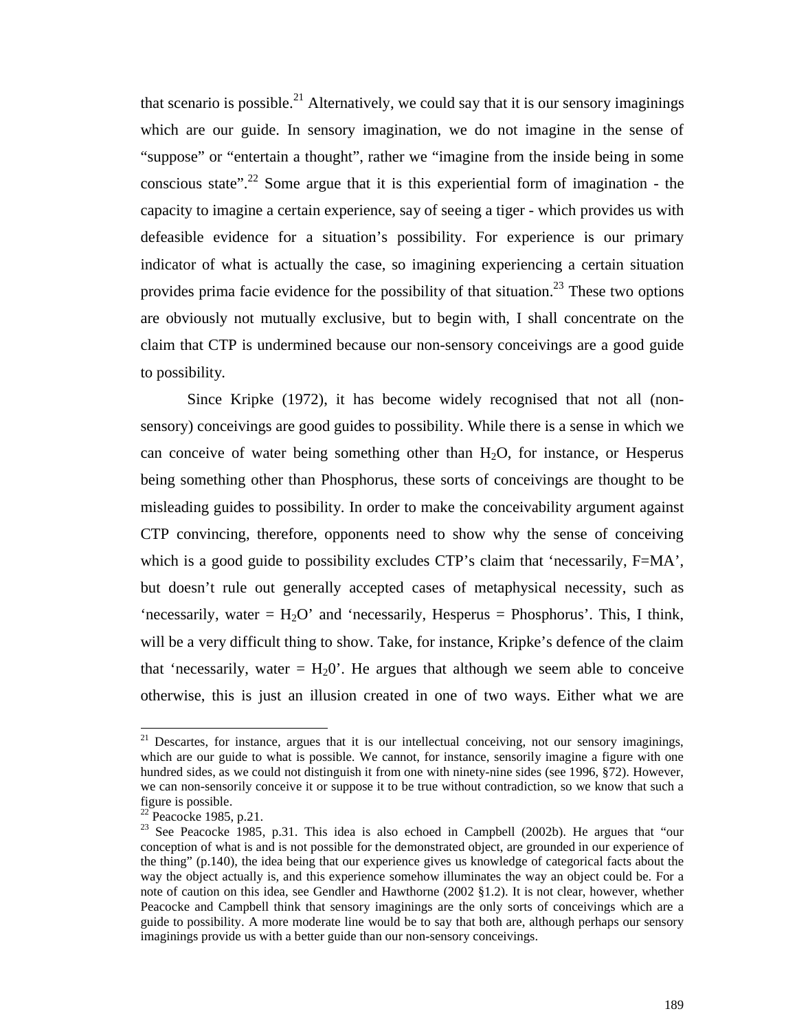that scenario is possible.[21] Alternatively, we could say that it is our sensory imaginings which are our guide. In sensory imagination, we do not imagine in the sense of "suppose" or "entertain a thought", rather we "imagine from the inside being in some conscious state".[22] Some argue that it is this experiential form of imagination - the capacity to imagine a certain experience, say of seeing a tiger - which provides us with defeasible evidence for a situation's possibility. For experience is our primary indicator of what is actually the case, so imagining experiencing a certain situation provides prima facie evidence for the possibility of that situation.[23] These two options are obviously not mutually exclusive, but to begin with, I shall concentrate on the claim that CTP is undermined because our non-sensory conceivings are a good guide to possibility.

Since Kripke (1972), it has become widely recognised that not all (non-sensory) conceivings are good guides to possibility. While there is a sense in which we can conceive of water being something other than $H_2O$, for instance, or Hesperus being something other than Phosphorus, these sorts of conceivings are thought to be misleading guides to possibility. In order to make the conceivability argument against CTP convincing, therefore, opponents need to show why the sense of conceiving which is a good guide to possibility excludes CTP's claim that 'necessarily, F=MA', but doesn't rule out generally accepted cases of metaphysical necessity, such as 'necessarily, water = $H_2O$' and 'necessarily, Hesperus = Phosphorus'. This, I think, will be a very difficult thing to show. Take, for instance, Kripke's defence of the claim that 'necessarily, water = $H_20$'. He argues that although we seem able to conceive otherwise, this is just an illusion created in one of two ways. Either what we are

---

[21] Descartes, for instance, argues that it is our intellectual conceiving, not our sensory imaginings, which are our guide to what is possible. We cannot, for instance, sensorily imagine a figure with one hundred sides, as we could not distinguish it from one with ninety-nine sides (see 1996, §72). However, we can non-sensorily conceive it or suppose it to be true without contradiction, so we know that such a figure is possible.

[22] Peacocke 1985, p.21.

[23] See Peacocke 1985, p.31. This idea is also echoed in Campbell (2002b). He argues that "our conception of what is and is not possible for the demonstrated object, are grounded in our experience of the thing" (p.140), the idea being that our experience gives us knowledge of categorical facts about the way the object actually is, and this experience somehow illuminates the way an object could be. For a note of caution on this idea, see Gendler and Hawthorne (2002 §1.2). It is not clear, however, whether Peacocke and Campbell think that sensory imaginings are the only sorts of conceivings which are a guide to possibility. A more moderate line would be to say that both are, although perhaps our sensory imaginings provide us with a better guide than our non-sensory conceivings.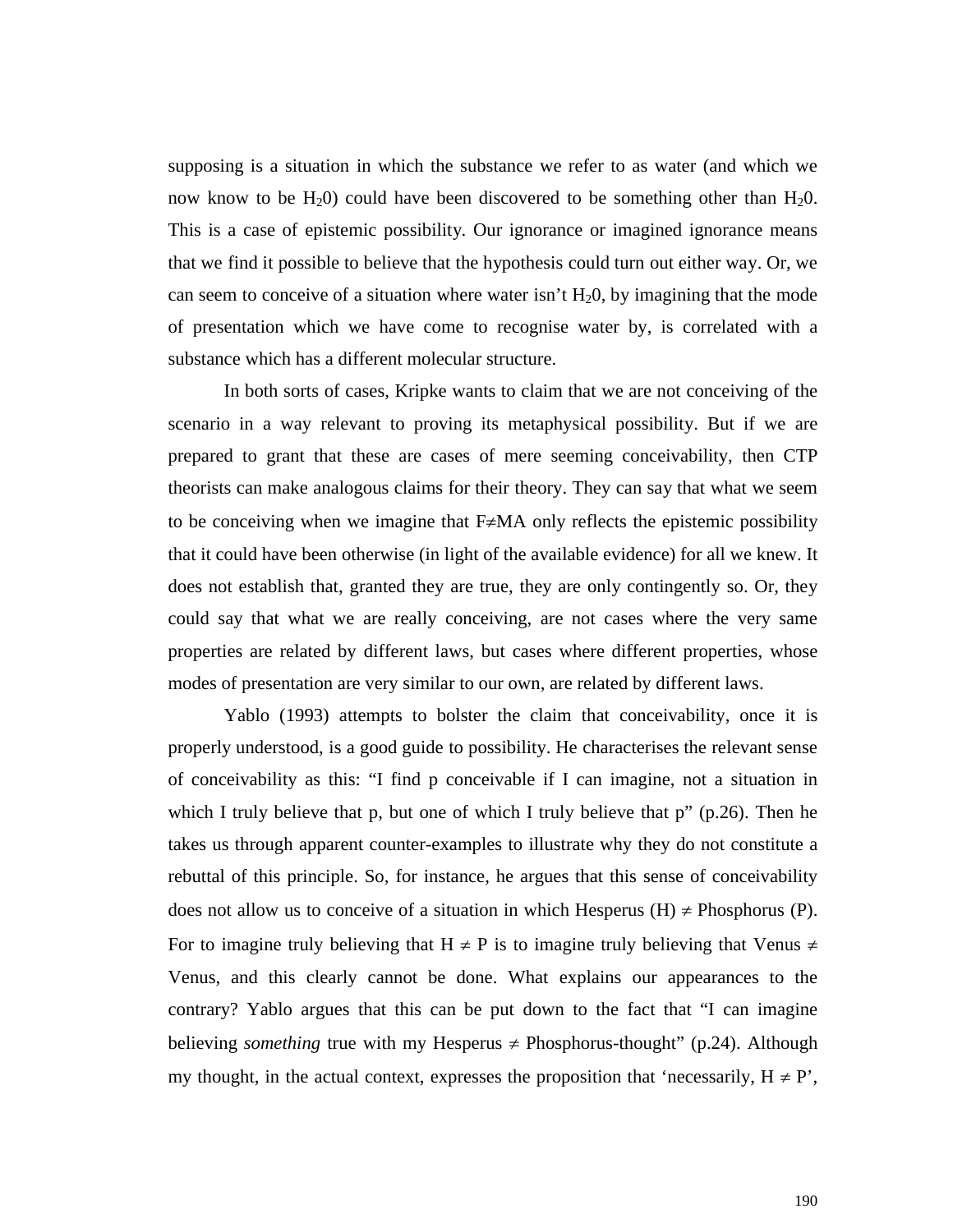supposing is a situation in which the substance we refer to as water (and which we now know to be $H_20$) could have been discovered to be something other than $H_20$. This is a case of epistemic possibility. Our ignorance or imagined ignorance means that we find it possible to believe that the hypothesis could turn out either way. Or, we can seem to conceive of a situation where water isn't $H_20$, by imagining that the mode of presentation which we have come to recognise water by, is correlated with a substance which has a different molecular structure.

In both sorts of cases, Kripke wants to claim that we are not conceiving of the scenario in a way relevant to proving its metaphysical possibility. But if we are prepared to grant that these are cases of mere seeming conceivability, then CTP theorists can make analogous claims for their theory. They can say that what we seem to be conceiving when we imagine that F≠MA only reflects the epistemic possibility that it could have been otherwise (in light of the available evidence) for all we knew. It does not establish that, granted they are true, they are only contingently so. Or, they could say that what we are really conceiving, are not cases where the very same properties are related by different laws, but cases where different properties, whose modes of presentation are very similar to our own, are related by different laws.

Yablo (1993) attempts to bolster the claim that conceivability, once it is properly understood, is a good guide to possibility. He characterises the relevant sense of conceivability as this: "I find p conceivable if I can imagine, not a situation in which I truly believe that p, but one of which I truly believe that p" (p.26). Then he takes us through apparent counter-examples to illustrate why they do not constitute a rebuttal of this principle. So, for instance, he argues that this sense of conceivability does not allow us to conceive of a situation in which Hesperus (H) ≠ Phosphorus (P). For to imagine truly believing that H ≠ P is to imagine truly believing that Venus ≠ Venus, and this clearly cannot be done. What explains our appearances to the contrary? Yablo argues that this can be put down to the fact that "I can imagine believing *something* true with my Hesperus ≠ Phosphorus-thought" (p.24). Although my thought, in the actual context, expresses the proposition that 'necessarily, H ≠ P',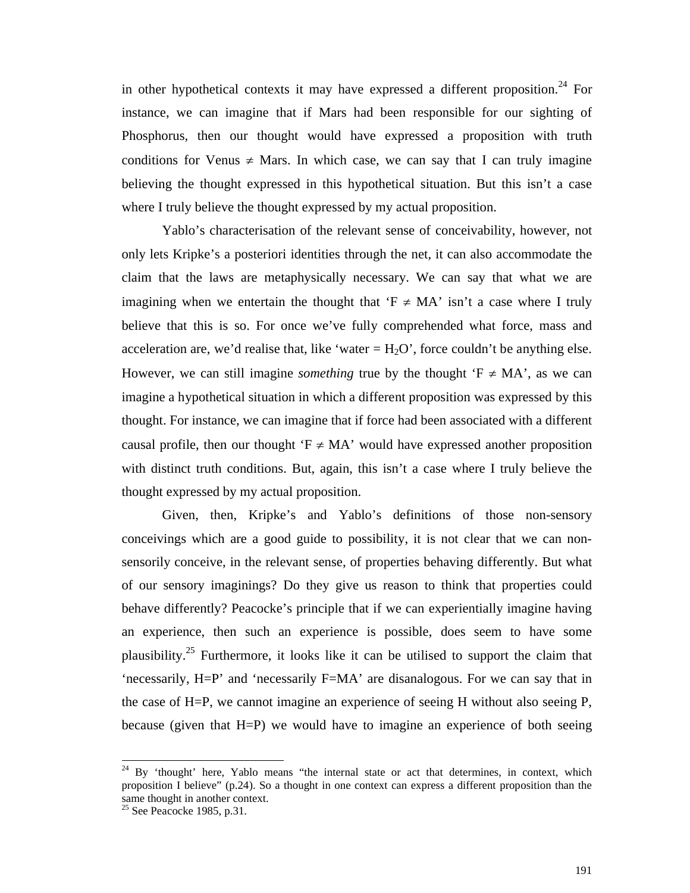in other hypothetical contexts it may have expressed a different proposition.[24] For instance, we can imagine that if Mars had been responsible for our sighting of Phosphorus, then our thought would have expressed a proposition with truth conditions for Venus $\neq$ Mars. In which case, we can say that I can truly imagine believing the thought expressed in this hypothetical situation. But this isn't a case where I truly believe the thought expressed by my actual proposition.

Yablo's characterisation of the relevant sense of conceivability, however, not only lets Kripke's a posteriori identities through the net, it can also accommodate the claim that the laws are metaphysically necessary. We can say that what we are imagining when we entertain the thought that 'F $\neq$ MA' isn't a case where I truly believe that this is so. For once we've fully comprehended what force, mass and acceleration are, we'd realise that, like 'water = $H_2O$', force couldn't be anything else. However, we can still imagine *something* true by the thought 'F $\neq$ MA', as we can imagine a hypothetical situation in which a different proposition was expressed by this thought. For instance, we can imagine that if force had been associated with a different causal profile, then our thought 'F $\neq$ MA' would have expressed another proposition with distinct truth conditions. But, again, this isn't a case where I truly believe the thought expressed by my actual proposition.

Given, then, Kripke's and Yablo's definitions of those non-sensory conceivings which are a good guide to possibility, it is not clear that we can non-sensorily conceive, in the relevant sense, of properties behaving differently. But what of our sensory imaginings? Do they give us reason to think that properties could behave differently? Peacocke's principle that if we can experientially imagine having an experience, then such an experience is possible, does seem to have some plausibility.[25] Furthermore, it looks like it can be utilised to support the claim that 'necessarily, H=P' and 'necessarily F=MA' are disanalogous. For we can say that in the case of H=P, we cannot imagine an experience of seeing H without also seeing P, because (given that H=P) we would have to imagine an experience of both seeing

---

[24] By 'thought' here, Yablo means "the internal state or act that determines, in context, which proposition I believe" (p.24). So a thought in one context can express a different proposition than the same thought in another context.

[25] See Peacocke 1985, p.31.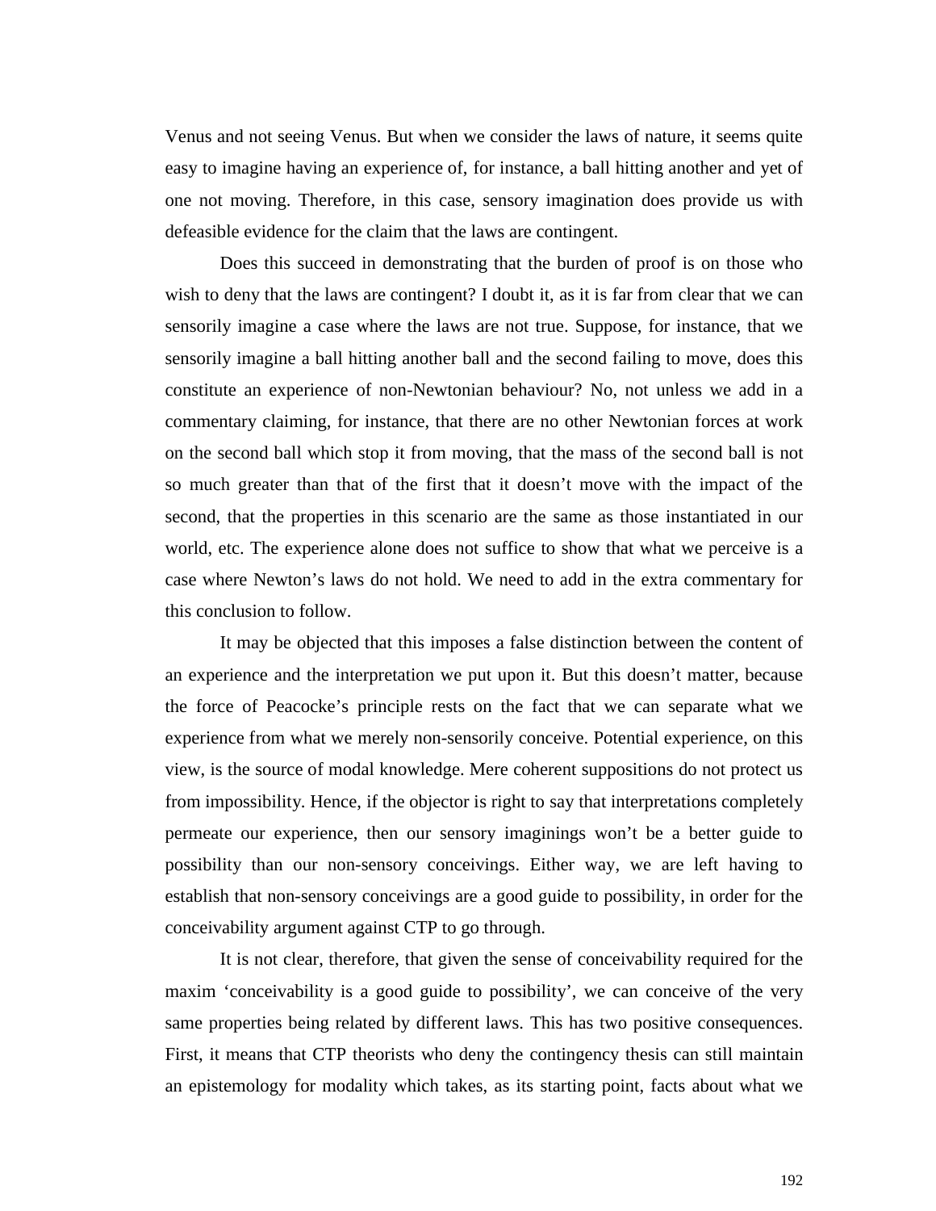Venus and not seeing Venus. But when we consider the laws of nature, it seems quite easy to imagine having an experience of, for instance, a ball hitting another and yet of one not moving. Therefore, in this case, sensory imagination does provide us with defeasible evidence for the claim that the laws are contingent.

Does this succeed in demonstrating that the burden of proof is on those who wish to deny that the laws are contingent? I doubt it, as it is far from clear that we can sensorily imagine a case where the laws are not true. Suppose, for instance, that we sensorily imagine a ball hitting another ball and the second failing to move, does this constitute an experience of non-Newtonian behaviour? No, not unless we add in a commentary claiming, for instance, that there are no other Newtonian forces at work on the second ball which stop it from moving, that the mass of the second ball is not so much greater than that of the first that it doesn't move with the impact of the second, that the properties in this scenario are the same as those instantiated in our world, etc. The experience alone does not suffice to show that what we perceive is a case where Newton's laws do not hold. We need to add in the extra commentary for this conclusion to follow.

It may be objected that this imposes a false distinction between the content of an experience and the interpretation we put upon it. But this doesn't matter, because the force of Peacocke's principle rests on the fact that we can separate what we experience from what we merely non-sensorily conceive. Potential experience, on this view, is the source of modal knowledge. Mere coherent suppositions do not protect us from impossibility. Hence, if the objector is right to say that interpretations completely permeate our experience, then our sensory imaginings won't be a better guide to possibility than our non-sensory conceivings. Either way, we are left having to establish that non-sensory conceivings are a good guide to possibility, in order for the conceivability argument against CTP to go through.

It is not clear, therefore, that given the sense of conceivability required for the maxim 'conceivability is a good guide to possibility', we can conceive of the very same properties being related by different laws. This has two positive consequences. First, it means that CTP theorists who deny the contingency thesis can still maintain an epistemology for modality which takes, as its starting point, facts about what we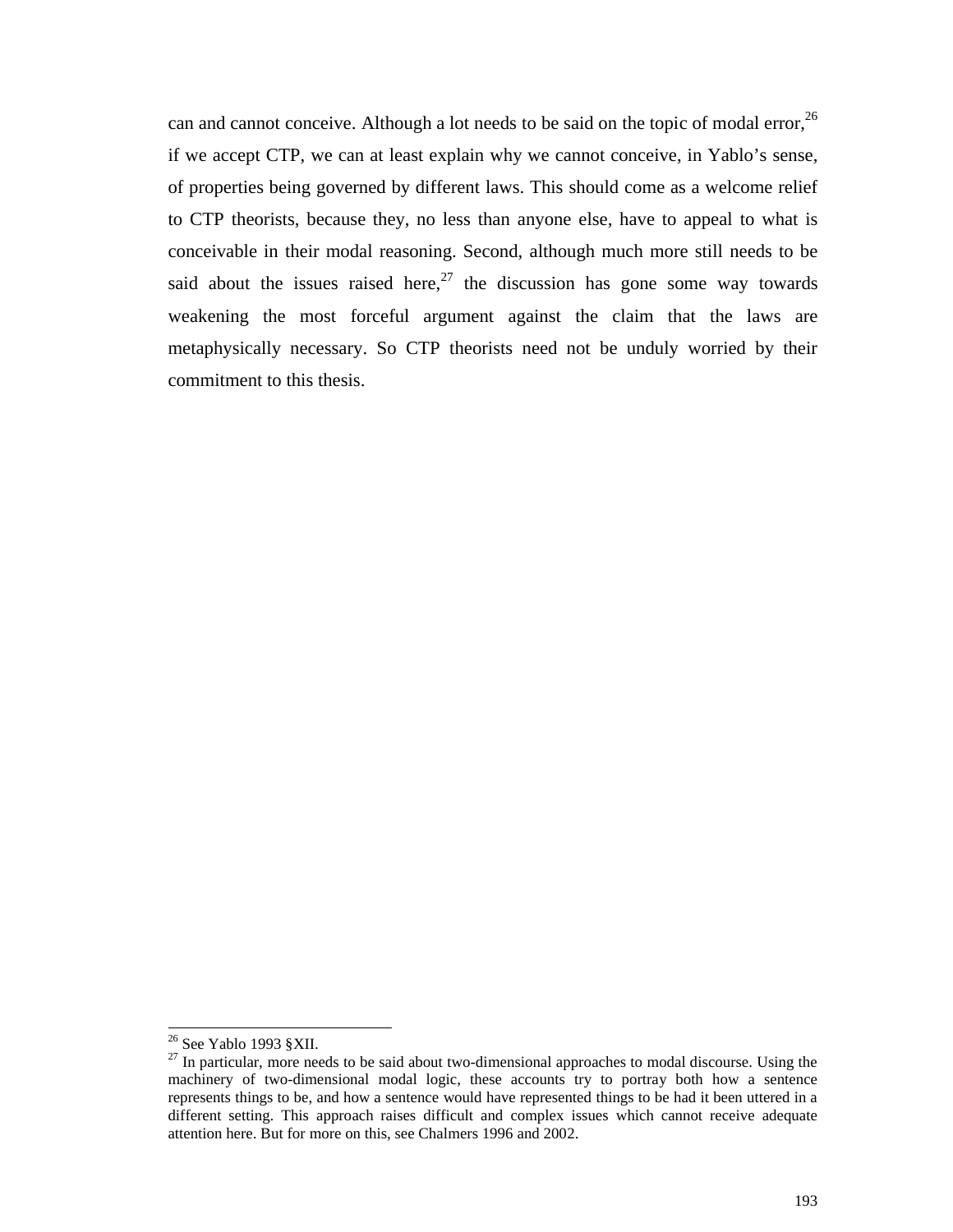can and cannot conceive. Although a lot needs to be said on the topic of modal error,[26] if we accept CTP, we can at least explain why we cannot conceive, in Yablo's sense, of properties being governed by different laws. This should come as a welcome relief to CTP theorists, because they, no less than anyone else, have to appeal to what is conceivable in their modal reasoning. Second, although much more still needs to be said about the issues raised here,[27] the discussion has gone some way towards weakening the most forceful argument against the claim that the laws are metaphysically necessary. So CTP theorists need not be unduly worried by their commitment to this thesis.

---

[26] See Yablo 1993 §XII.

[27] In particular, more needs to be said about two-dimensional approaches to modal discourse. Using the machinery of two-dimensional modal logic, these accounts try to portray both how a sentence represents things to be, and how a sentence would have represented things to be had it been uttered in a different setting. This approach raises difficult and complex issues which cannot receive adequate attention here. But for more on this, see Chalmers 1996 and 2002.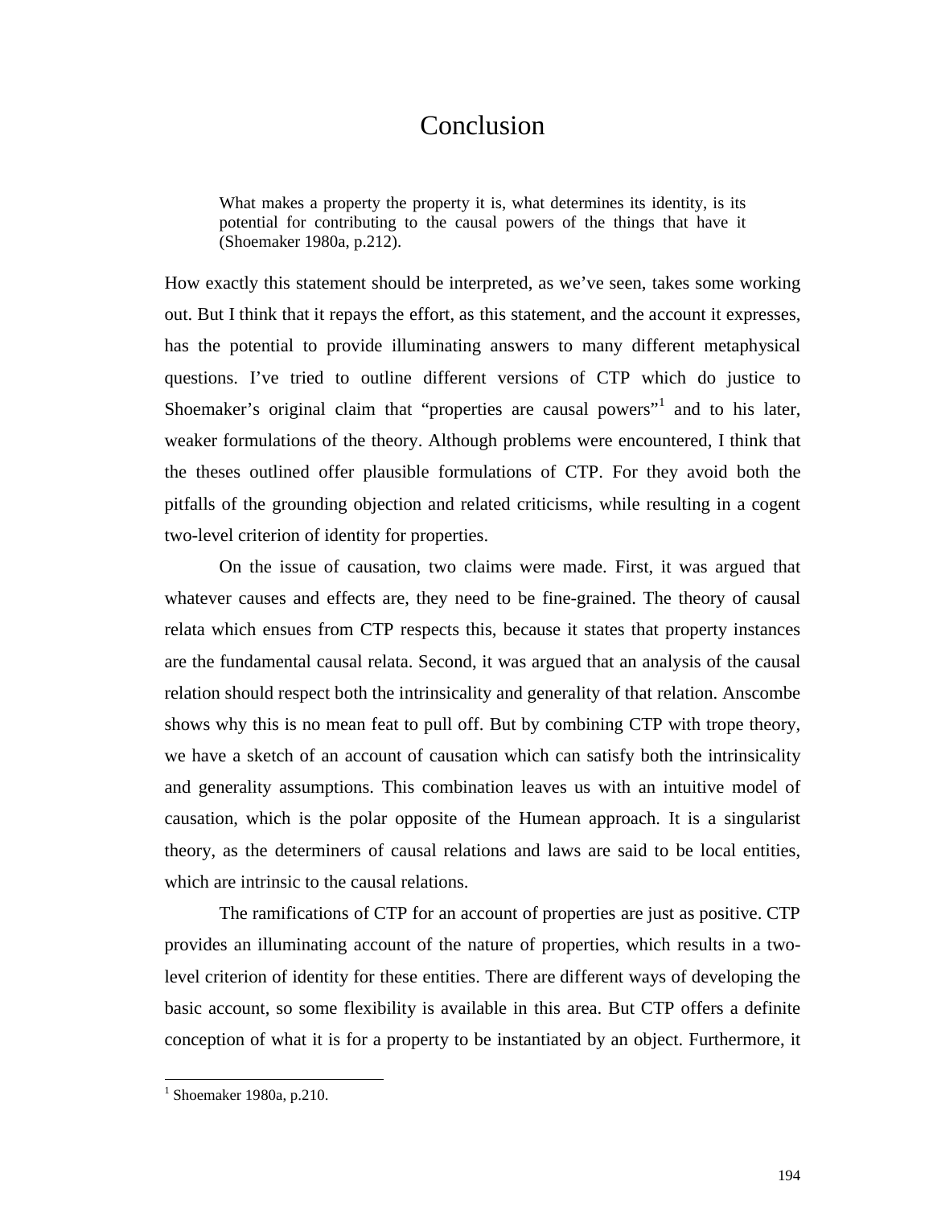# Conclusion

> What makes a property the property it is, what determines its identity, is its potential for contributing to the causal powers of the things that have it (Shoemaker 1980a, p.212).

How exactly this statement should be interpreted, as we've seen, takes some working out. But I think that it repays the effort, as this statement, and the account it expresses, has the potential to provide illuminating answers to many different metaphysical questions. I've tried to outline different versions of CTP which do justice to Shoemaker's original claim that "properties are causal powers"[1] and to his later, weaker formulations of the theory. Although problems were encountered, I think that the theses outlined offer plausible formulations of CTP. For they avoid both the pitfalls of the grounding objection and related criticisms, while resulting in a cogent two-level criterion of identity for properties.

On the issue of causation, two claims were made. First, it was argued that whatever causes and effects are, they need to be fine-grained. The theory of causal relata which ensues from CTP respects this, because it states that property instances are the fundamental causal relata. Second, it was argued that an analysis of the causal relation should respect both the intrinsicality and generality of that relation. Anscombe shows why this is no mean feat to pull off. But by combining CTP with trope theory, we have a sketch of an account of causation which can satisfy both the intrinsicality and generality assumptions. This combination leaves us with an intuitive model of causation, which is the polar opposite of the Humean approach. It is a singularist theory, as the determiners of causal relations and laws are said to be local entities, which are intrinsic to the causal relations.

The ramifications of CTP for an account of properties are just as positive. CTP provides an illuminating account of the nature of properties, which results in a two-level criterion of identity for these entities. There are different ways of developing the basic account, so some flexibility is available in this area. But CTP offers a definite conception of what it is for a property to be instantiated by an object. Furthermore, it

---

[1] Shoemaker 1980a, p.210.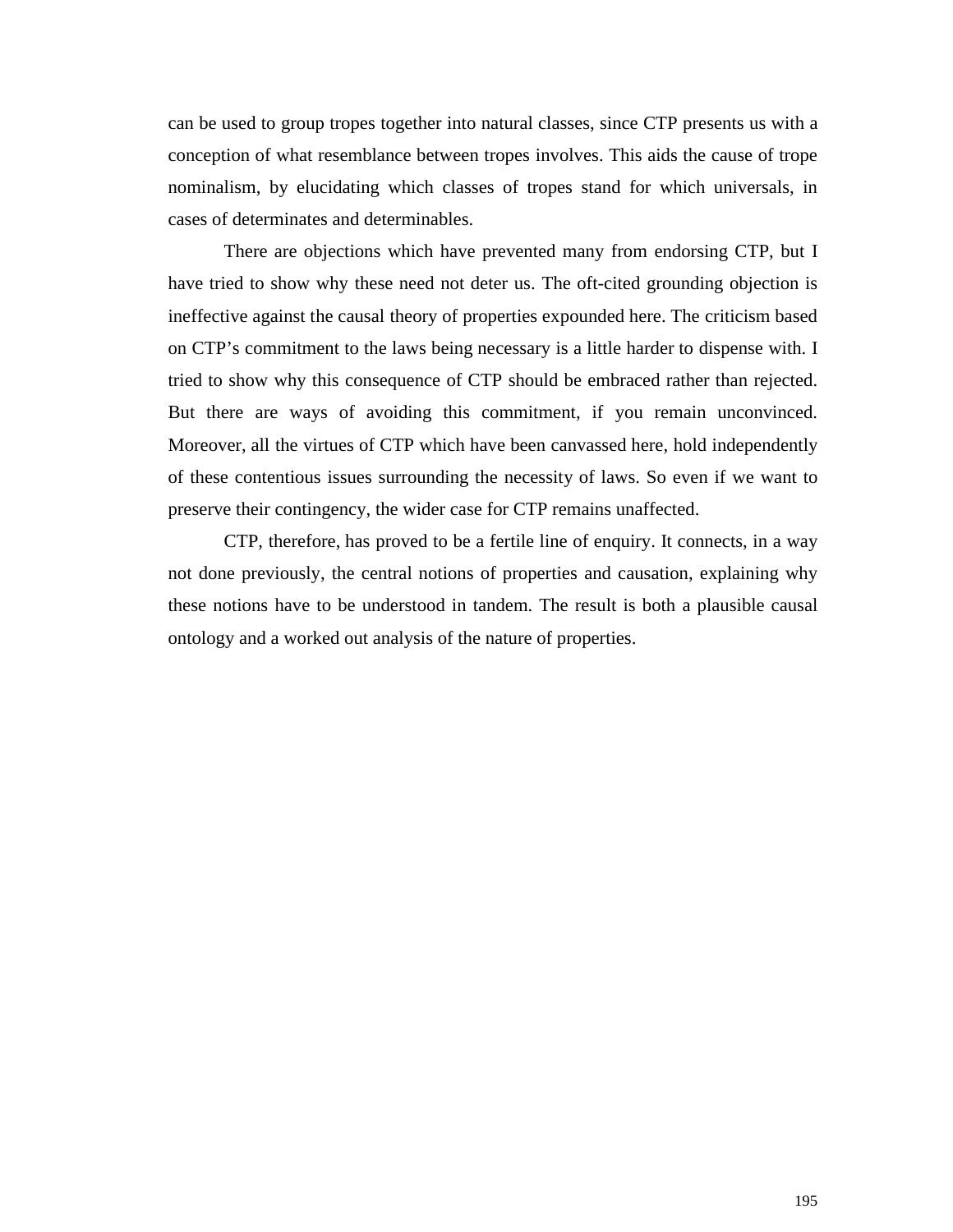can be used to group tropes together into natural classes, since CTP presents us with a conception of what resemblance between tropes involves. This aids the cause of trope nominalism, by elucidating which classes of tropes stand for which universals, in cases of determinates and determinables.

There are objections which have prevented many from endorsing CTP, but I have tried to show why these need not deter us. The oft-cited grounding objection is ineffective against the causal theory of properties expounded here. The criticism based on CTP's commitment to the laws being necessary is a little harder to dispense with. I tried to show why this consequence of CTP should be embraced rather than rejected. But there are ways of avoiding this commitment, if you remain unconvinced. Moreover, all the virtues of CTP which have been canvassed here, hold independently of these contentious issues surrounding the necessity of laws. So even if we want to preserve their contingency, the wider case for CTP remains unaffected.

CTP, therefore, has proved to be a fertile line of enquiry. It connects, in a way not done previously, the central notions of properties and causation, explaining why these notions have to be understood in tandem. The result is both a plausible causal ontology and a worked out analysis of the nature of properties.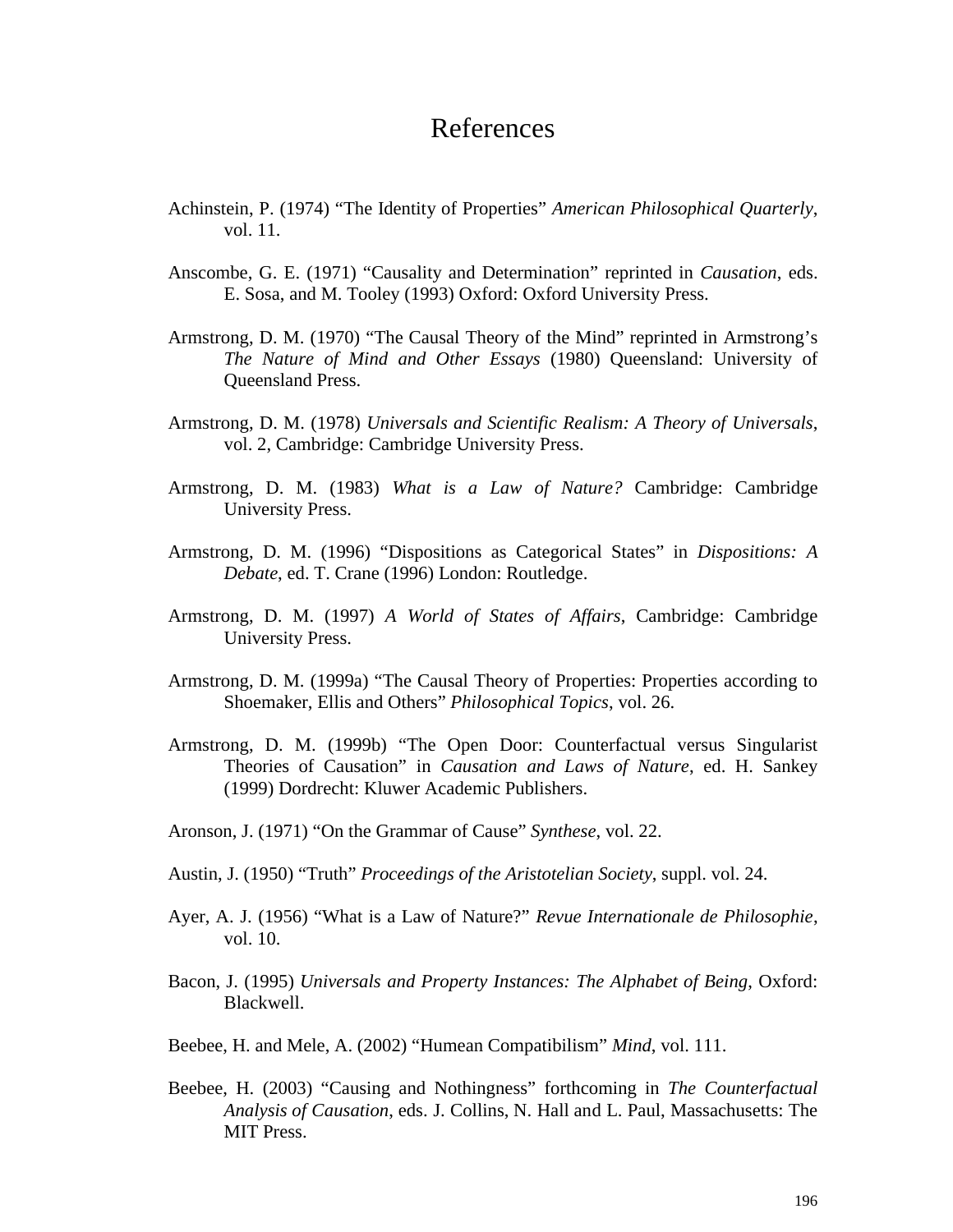# References

Achinstein, P. (1974) "The Identity of Properties" *American Philosophical Quarterly*, vol. 11.

Anscombe, G. E. (1971) "Causality and Determination" reprinted in *Causation*, eds. E. Sosa, and M. Tooley (1993) Oxford: Oxford University Press.

Armstrong, D. M. (1970) "The Causal Theory of the Mind" reprinted in Armstrong's *The Nature of Mind and Other Essays* (1980) Queensland: University of Queensland Press.

Armstrong, D. M. (1978) *Universals and Scientific Realism: A Theory of Universals*, vol. 2, Cambridge: Cambridge University Press.

Armstrong, D. M. (1983) *What is a Law of Nature?* Cambridge: Cambridge University Press.

Armstrong, D. M. (1996) "Dispositions as Categorical States" in *Dispositions: A Debate*, ed. T. Crane (1996) London: Routledge.

Armstrong, D. M. (1997) *A World of States of Affairs*, Cambridge: Cambridge University Press.

Armstrong, D. M. (1999a) "The Causal Theory of Properties: Properties according to Shoemaker, Ellis and Others" *Philosophical Topics*, vol. 26.

Armstrong, D. M. (1999b) "The Open Door: Counterfactual versus Singularist Theories of Causation" in *Causation and Laws of Nature*, ed. H. Sankey (1999) Dordrecht: Kluwer Academic Publishers.

Aronson, J. (1971) "On the Grammar of Cause" *Synthese*, vol. 22.

Austin, J. (1950) "Truth" *Proceedings of the Aristotelian Society*, suppl. vol. 24.

Ayer, A. J. (1956) "What is a Law of Nature?" *Revue Internationale de Philosophie*, vol. 10.

Bacon, J. (1995) *Universals and Property Instances: The Alphabet of Being*, Oxford: Blackwell.

Beebee, H. and Mele, A. (2002) "Humean Compatibilism" *Mind*, vol. 111.

Beebee, H. (2003) "Causing and Nothingness" forthcoming in *The Counterfactual Analysis of Causation*, eds. J. Collins, N. Hall and L. Paul, Massachusetts: The MIT Press.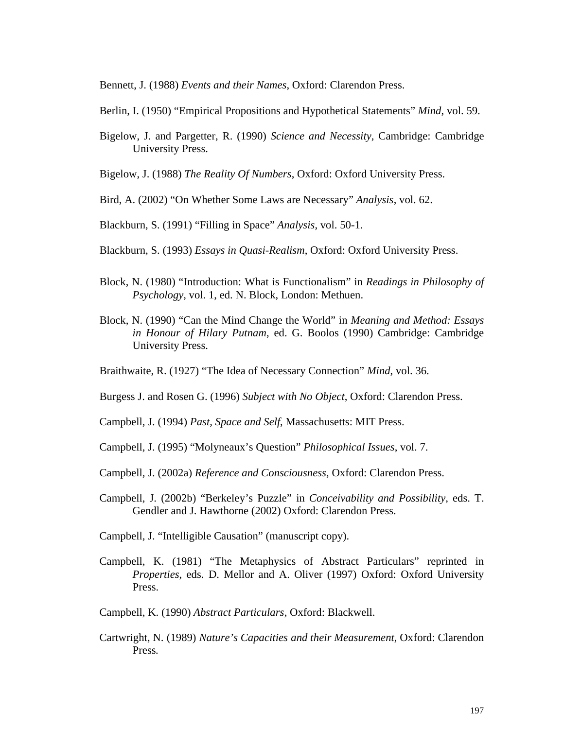Bennett, J. (1988) *Events and their Names*, Oxford: Clarendon Press.

Berlin, I. (1950) "Empirical Propositions and Hypothetical Statements" *Mind*, vol. 59.

Bigelow, J. and Pargetter, R. (1990) *Science and Necessity*, Cambridge: Cambridge University Press.

Bigelow, J. (1988) *The Reality Of Numbers*, Oxford: Oxford University Press.

Bird, A. (2002) "On Whether Some Laws are Necessary" *Analysis*, vol. 62.

Blackburn, S. (1991) "Filling in Space" *Analysis*, vol. 50-1.

Blackburn, S. (1993) *Essays in Quasi-Realism*, Oxford: Oxford University Press.

Block, N. (1980) "Introduction: What is Functionalism" in *Readings in Philosophy of Psychology*, vol. 1, ed. N. Block, London: Methuen.

Block, N. (1990) "Can the Mind Change the World" in *Meaning and Method: Essays in Honour of Hilary Putnam*, ed. G. Boolos (1990) Cambridge: Cambridge University Press.

Braithwaite, R. (1927) "The Idea of Necessary Connection" *Mind*, vol. 36.

Burgess J. and Rosen G. (1996) *Subject with No Object*, Oxford: Clarendon Press.

Campbell, J. (1994) *Past, Space and Self*, Massachusetts: MIT Press.

Campbell, J. (1995) "Molyneaux's Question" *Philosophical Issues*, vol. 7.

Campbell, J. (2002a) *Reference and Consciousness*, Oxford: Clarendon Press.

Campbell, J. (2002b) "Berkeley's Puzzle" in *Conceivability and Possibility*, eds. T. Gendler and J. Hawthorne (2002) Oxford: Clarendon Press.

Campbell, J. "Intelligible Causation" (manuscript copy).

Campbell, K. (1981) "The Metaphysics of Abstract Particulars" reprinted in *Properties*, eds. D. Mellor and A. Oliver (1997) Oxford: Oxford University Press.

Campbell, K. (1990) *Abstract Particulars*, Oxford: Blackwell.

Cartwright, N. (1989) *Nature's Capacities and their Measurement*, Oxford: Clarendon Press.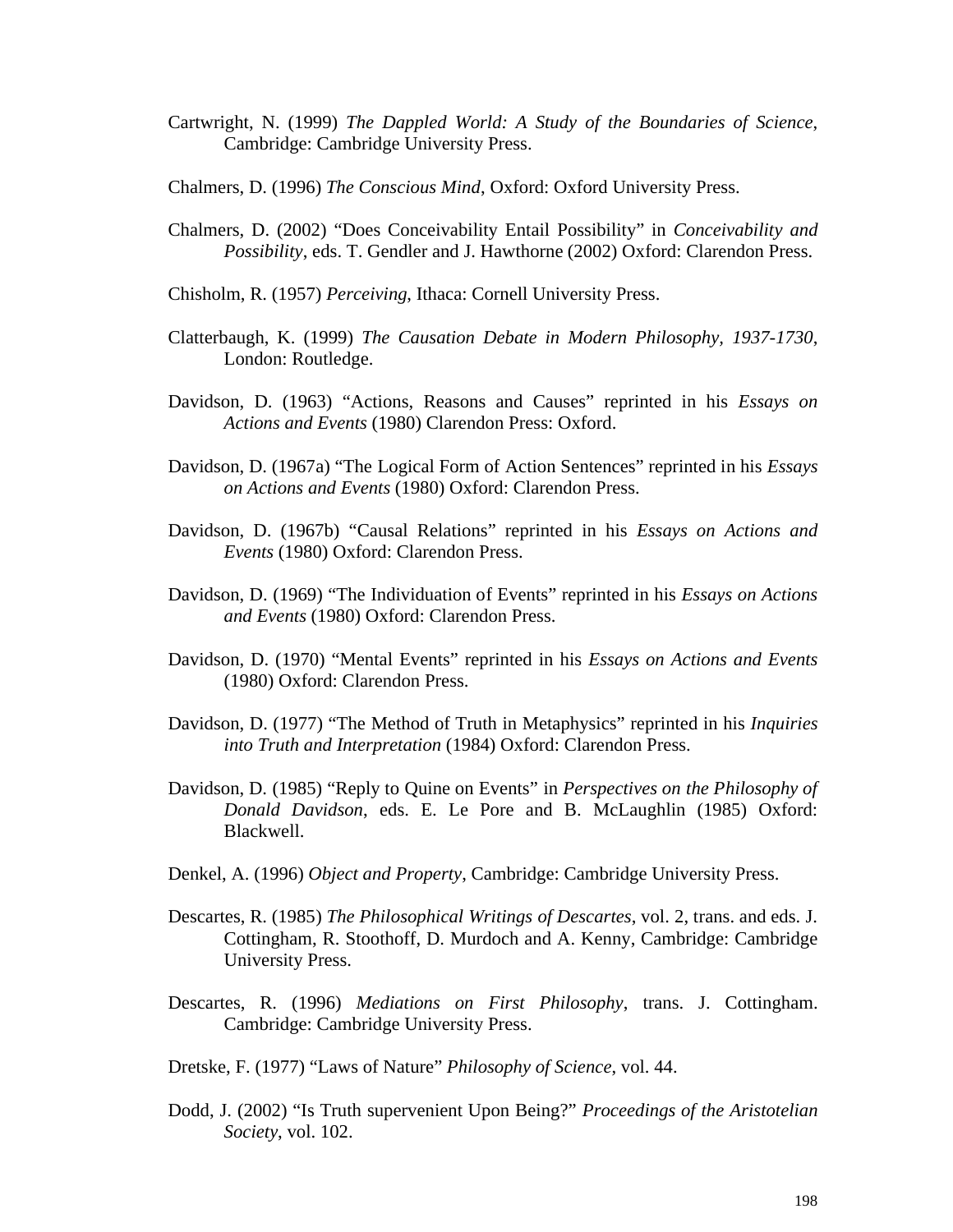Cartwright, N. (1999) *The Dappled World: A Study of the Boundaries of Science*, Cambridge: Cambridge University Press.

Chalmers, D. (1996) *The Conscious Mind*, Oxford: Oxford University Press.

Chalmers, D. (2002) "Does Conceivability Entail Possibility" in *Conceivability and Possibility*, eds. T. Gendler and J. Hawthorne (2002) Oxford: Clarendon Press.

Chisholm, R. (1957) *Perceiving*, Ithaca: Cornell University Press.

Clatterbaugh, K. (1999) *The Causation Debate in Modern Philosophy, 1937-1730*, London: Routledge.

Davidson, D. (1963) "Actions, Reasons and Causes" reprinted in his *Essays on Actions and Events* (1980) Clarendon Press: Oxford.

Davidson, D. (1967a) "The Logical Form of Action Sentences" reprinted in his *Essays on Actions and Events* (1980) Oxford: Clarendon Press.

Davidson, D. (1967b) "Causal Relations" reprinted in his *Essays on Actions and Events* (1980) Oxford: Clarendon Press.

Davidson, D. (1969) "The Individuation of Events" reprinted in his *Essays on Actions and Events* (1980) Oxford: Clarendon Press.

Davidson, D. (1970) "Mental Events" reprinted in his *Essays on Actions and Events* (1980) Oxford: Clarendon Press.

Davidson, D. (1977) "The Method of Truth in Metaphysics" reprinted in his *Inquiries into Truth and Interpretation* (1984) Oxford: Clarendon Press.

Davidson, D. (1985) "Reply to Quine on Events" in *Perspectives on the Philosophy of Donald Davidson*, eds. E. Le Pore and B. McLaughlin (1985) Oxford: Blackwell.

Denkel, A. (1996) *Object and Property*, Cambridge: Cambridge University Press.

Descartes, R. (1985) *The Philosophical Writings of Descartes*, vol. 2, trans. and eds. J. Cottingham, R. Stoothoff, D. Murdoch and A. Kenny, Cambridge: Cambridge University Press.

Descartes, R. (1996) *Mediations on First Philosophy*, trans. J. Cottingham. Cambridge: Cambridge University Press.

Dretske, F. (1977) "Laws of Nature" *Philosophy of Science*, vol. 44.

Dodd, J. (2002) "Is Truth supervenient Upon Being?" *Proceedings of the Aristotelian Society*, vol. 102.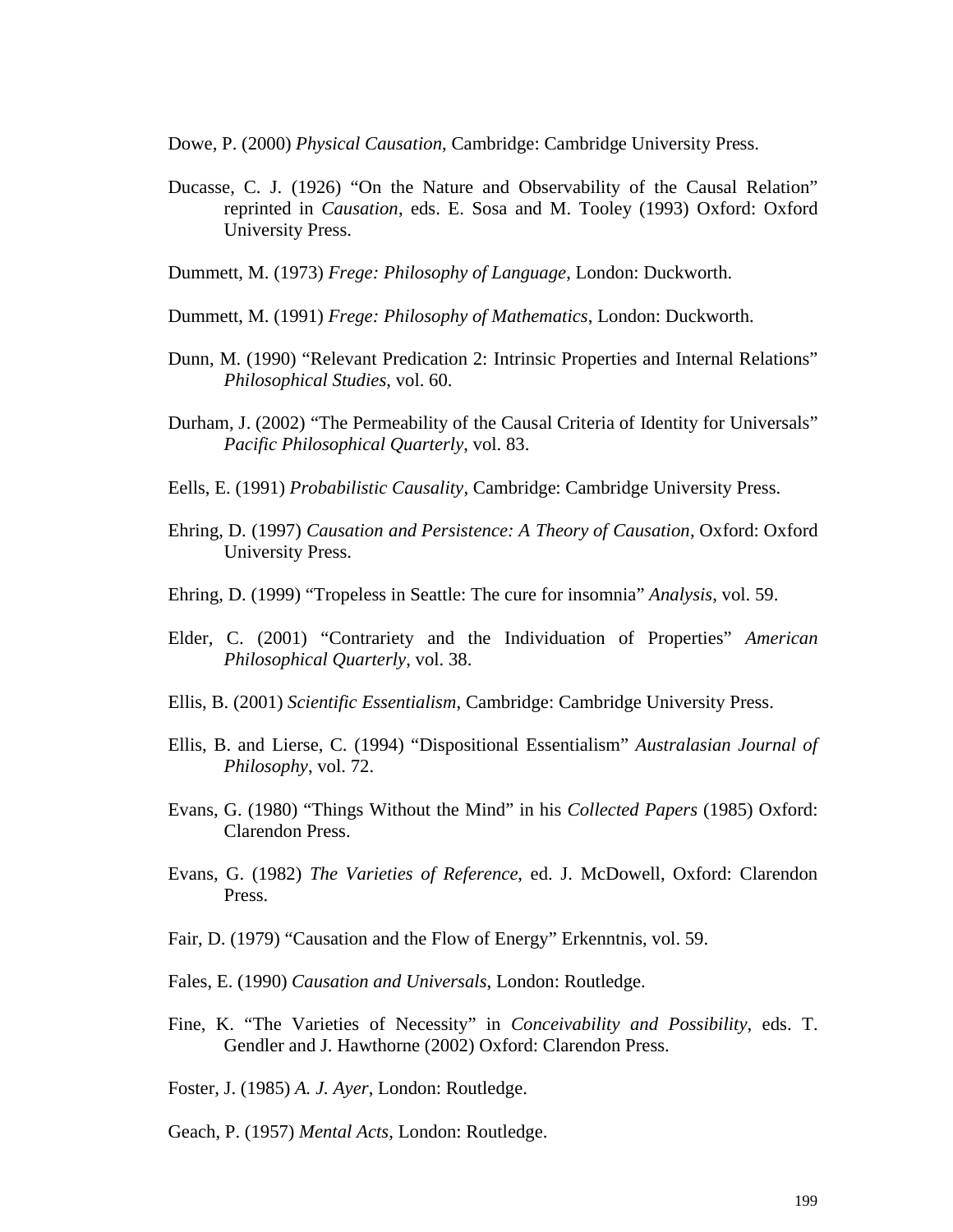Dowe, P. (2000) *Physical Causation*, Cambridge: Cambridge University Press.

Ducasse, C. J. (1926) "On the Nature and Observability of the Causal Relation" reprinted in *Causation*, eds. E. Sosa and M. Tooley (1993) Oxford: Oxford University Press.

Dummett, M. (1973) *Frege: Philosophy of Language*, London: Duckworth.

Dummett, M. (1991) *Frege: Philosophy of Mathematics*, London: Duckworth.

Dunn, M. (1990) "Relevant Predication 2: Intrinsic Properties and Internal Relations" *Philosophical Studies*, vol. 60.

Durham, J. (2002) "The Permeability of the Causal Criteria of Identity for Universals" *Pacific Philosophical Quarterly*, vol. 83.

Eells, E. (1991) *Probabilistic Causality*, Cambridge: Cambridge University Press.

Ehring, D. (1997) *Causation and Persistence: A Theory of Causation*, Oxford: Oxford University Press.

Ehring, D. (1999) "Tropeless in Seattle: The cure for insomnia" *Analysis*, vol. 59.

Elder, C. (2001) "Contrariety and the Individuation of Properties" *American Philosophical Quarterly*, vol. 38.

Ellis, B. (2001) *Scientific Essentialism*, Cambridge: Cambridge University Press.

Ellis, B. and Lierse, C. (1994) "Dispositional Essentialism" *Australasian Journal of Philosophy*, vol. 72.

Evans, G. (1980) "Things Without the Mind" in his *Collected Papers* (1985) Oxford: Clarendon Press.

Evans, G. (1982) *The Varieties of Reference*, ed. J. McDowell, Oxford: Clarendon Press.

Fair, D. (1979) "Causation and the Flow of Energy" Erkenntnis, vol. 59.

Fales, E. (1990) *Causation and Universals*, London: Routledge.

Fine, K. "The Varieties of Necessity" in *Conceivability and Possibility*, eds. T. Gendler and J. Hawthorne (2002) Oxford: Clarendon Press.

Foster, J. (1985) *A. J. Ayer*, London: Routledge.

Geach, P. (1957) *Mental Acts*, London: Routledge.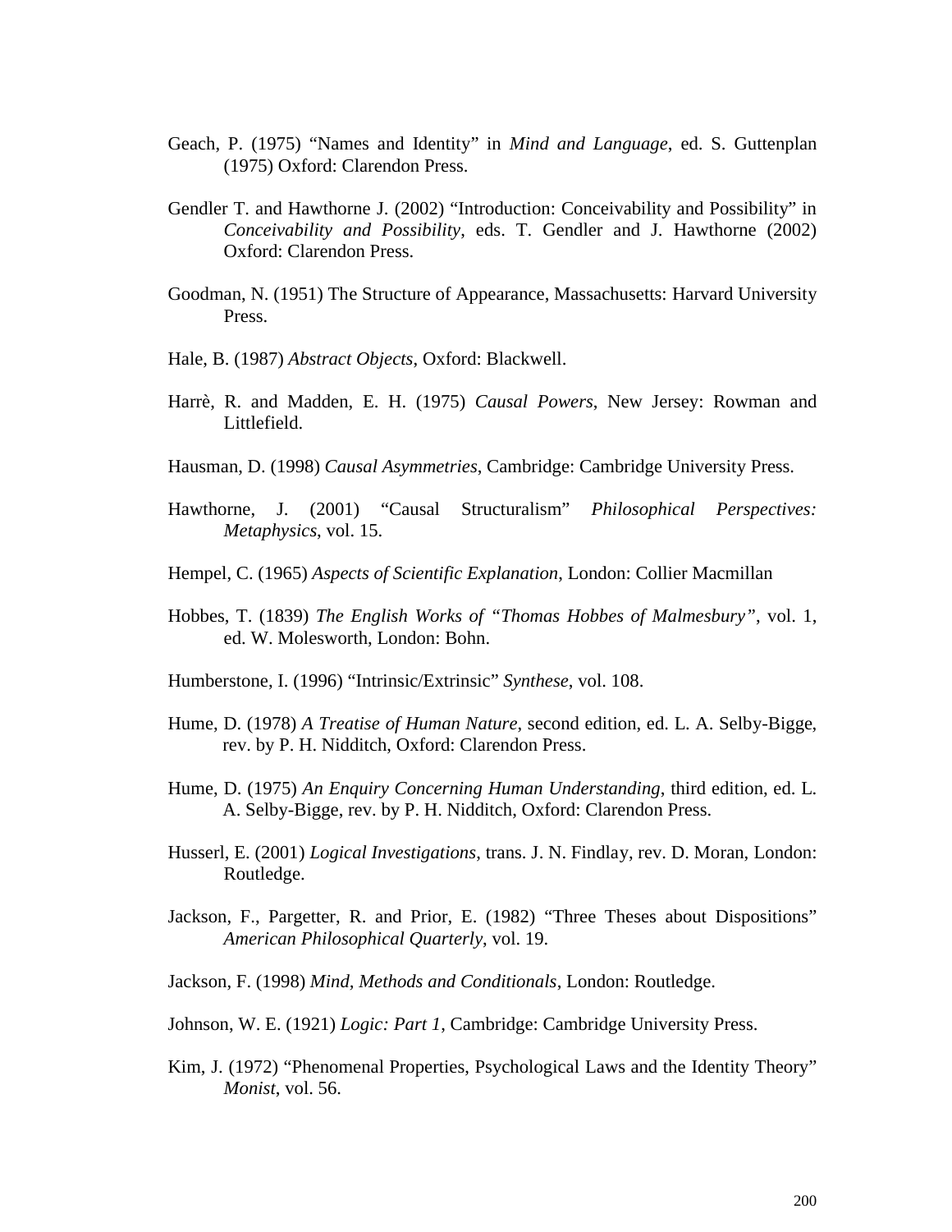Geach, P. (1975) "Names and Identity" in *Mind and Language*, ed. S. Guttenplan (1975) Oxford: Clarendon Press.

Gendler T. and Hawthorne J. (2002) "Introduction: Conceivability and Possibility" in *Conceivability and Possibility*, eds. T. Gendler and J. Hawthorne (2002) Oxford: Clarendon Press.

Goodman, N. (1951) The Structure of Appearance, Massachusetts: Harvard University Press.

Hale, B. (1987) *Abstract Objects*, Oxford: Blackwell.

Harrè, R. and Madden, E. H. (1975) *Causal Powers*, New Jersey: Rowman and Littlefield.

Hausman, D. (1998) *Causal Asymmetries*, Cambridge: Cambridge University Press.

Hawthorne, J. (2001) "Causal Structuralism" *Philosophical Perspectives: Metaphysics*, vol. 15.

Hempel, C. (1965) *Aspects of Scientific Explanation*, London: Collier Macmillan

Hobbes, T. (1839) *The English Works of "Thomas Hobbes of Malmesbury"*, vol. 1, ed. W. Molesworth, London: Bohn.

Humberstone, I. (1996) "Intrinsic/Extrinsic" *Synthese*, vol. 108.

Hume, D. (1978) *A Treatise of Human Nature*, second edition, ed. L. A. Selby-Bigge, rev. by P. H. Nidditch, Oxford: Clarendon Press.

Hume, D. (1975) *An Enquiry Concerning Human Understanding*, third edition, ed. L. A. Selby-Bigge, rev. by P. H. Nidditch, Oxford: Clarendon Press.

Husserl, E. (2001) *Logical Investigations*, trans. J. N. Findlay, rev. D. Moran, London: Routledge.

Jackson, F., Pargetter, R. and Prior, E. (1982) "Three Theses about Dispositions" *American Philosophical Quarterly*, vol. 19.

Jackson, F. (1998) *Mind, Methods and Conditionals*, London: Routledge.

Johnson, W. E. (1921) *Logic: Part 1*, Cambridge: Cambridge University Press.

Kim, J. (1972) "Phenomenal Properties, Psychological Laws and the Identity Theory" *Monist*, vol. 56.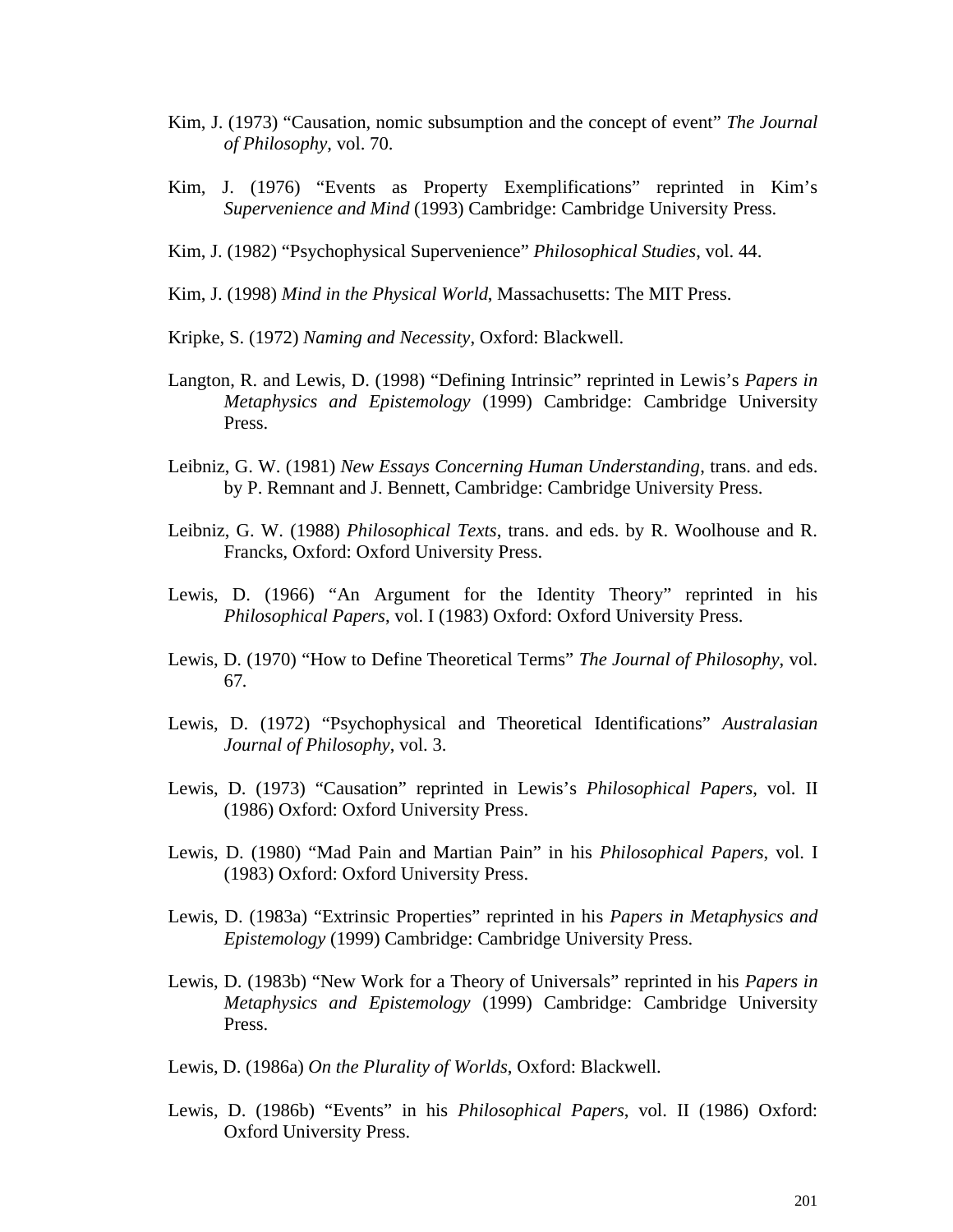Kim, J. (1973) “Causation, nomic subsumption and the concept of event” *The Journal of Philosophy*, vol. 70.

Kim, J. (1976) “Events as Property Exemplifications” reprinted in Kim’s *Supervenience and Mind* (1993) Cambridge: Cambridge University Press.

Kim, J. (1982) “Psychophysical Supervenience” *Philosophical Studies*, vol. 44.

Kim, J. (1998) *Mind in the Physical World*, Massachusetts: The MIT Press.

Kripke, S. (1972) *Naming and Necessity*, Oxford: Blackwell.

Langton, R. and Lewis, D. (1998) “Defining Intrinsic” reprinted in Lewis’s *Papers in Metaphysics and Epistemology* (1999) Cambridge: Cambridge University Press.

Leibniz, G. W. (1981) *New Essays Concerning Human Understanding*, trans. and eds. by P. Remnant and J. Bennett, Cambridge: Cambridge University Press.

Leibniz, G. W. (1988) *Philosophical Texts*, trans. and eds. by R. Woolhouse and R. Francks, Oxford: Oxford University Press.

Lewis, D. (1966) “An Argument for the Identity Theory” reprinted in his *Philosophical Papers*, vol. I (1983) Oxford: Oxford University Press.

Lewis, D. (1970) “How to Define Theoretical Terms” *The Journal of Philosophy*, vol. 67.

Lewis, D. (1972) “Psychophysical and Theoretical Identifications” *Australasian Journal of Philosophy*, vol. 3.

Lewis, D. (1973) “Causation” reprinted in Lewis’s *Philosophical Papers*, vol. II (1986) Oxford: Oxford University Press.

Lewis, D. (1980) “Mad Pain and Martian Pain” in his *Philosophical Papers*, vol. I (1983) Oxford: Oxford University Press.

Lewis, D. (1983a) “Extrinsic Properties” reprinted in his *Papers in Metaphysics and Epistemology* (1999) Cambridge: Cambridge University Press.

Lewis, D. (1983b) “New Work for a Theory of Universals” reprinted in his *Papers in Metaphysics and Epistemology* (1999) Cambridge: Cambridge University Press.

Lewis, D. (1986a) *On the Plurality of Worlds*, Oxford: Blackwell.

Lewis, D. (1986b) “Events” in his *Philosophical Papers*, vol. II (1986) Oxford: Oxford University Press.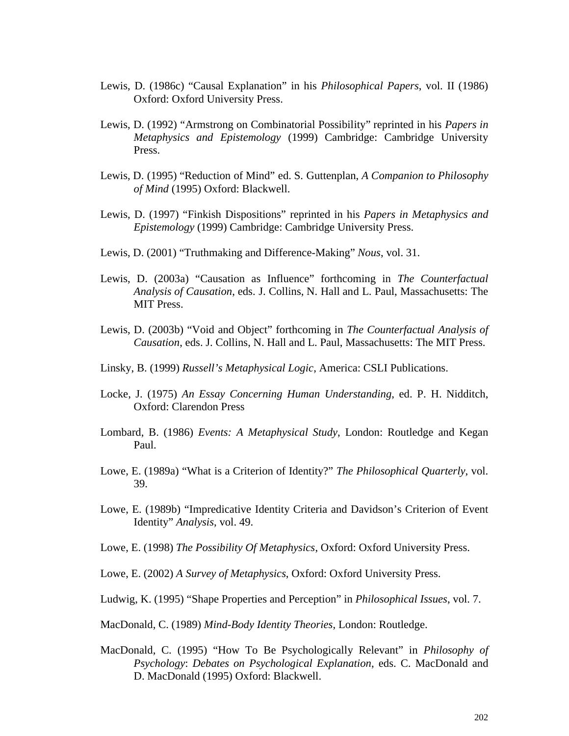Lewis, D. (1986c) "Causal Explanation" in his *Philosophical Papers*, vol. II (1986) Oxford: Oxford University Press.

Lewis, D. (1992) "Armstrong on Combinatorial Possibility" reprinted in his *Papers in Metaphysics and Epistemology* (1999) Cambridge: Cambridge University Press.

Lewis, D. (1995) "Reduction of Mind" ed. S. Guttenplan, *A Companion to Philosophy of Mind* (1995) Oxford: Blackwell.

Lewis, D. (1997) "Finkish Dispositions" reprinted in his *Papers in Metaphysics and Epistemology* (1999) Cambridge: Cambridge University Press.

Lewis, D. (2001) "Truthmaking and Difference-Making" *Nous*, vol. 31.

Lewis, D. (2003a) "Causation as Influence" forthcoming in *The Counterfactual Analysis of Causation*, eds. J. Collins, N. Hall and L. Paul, Massachusetts: The MIT Press.

Lewis, D. (2003b) "Void and Object" forthcoming in *The Counterfactual Analysis of Causation*, eds. J. Collins, N. Hall and L. Paul, Massachusetts: The MIT Press.

Linsky, B. (1999) *Russell's Metaphysical Logic*, America: CSLI Publications.

Locke, J. (1975) *An Essay Concerning Human Understanding*, ed. P. H. Nidditch, Oxford: Clarendon Press

Lombard, B. (1986) *Events: A Metaphysical Study*, London: Routledge and Kegan Paul.

Lowe, E. (1989a) "What is a Criterion of Identity?" *The Philosophical Quarterly*, vol. 39.

Lowe, E. (1989b) "Impredicative Identity Criteria and Davidson's Criterion of Event Identity" *Analysis*, vol. 49.

Lowe, E. (1998) *The Possibility Of Metaphysics*, Oxford: Oxford University Press.

Lowe, E. (2002) *A Survey of Metaphysics*, Oxford: Oxford University Press.

Ludwig, K. (1995) "Shape Properties and Perception" in *Philosophical Issues*, vol. 7.

MacDonald, C. (1989) *Mind-Body Identity Theories*, London: Routledge.

MacDonald, C. (1995) "How To Be Psychologically Relevant" in *Philosophy of Psychology*: *Debates on Psychological Explanation*, eds. C. MacDonald and D. MacDonald (1995) Oxford: Blackwell.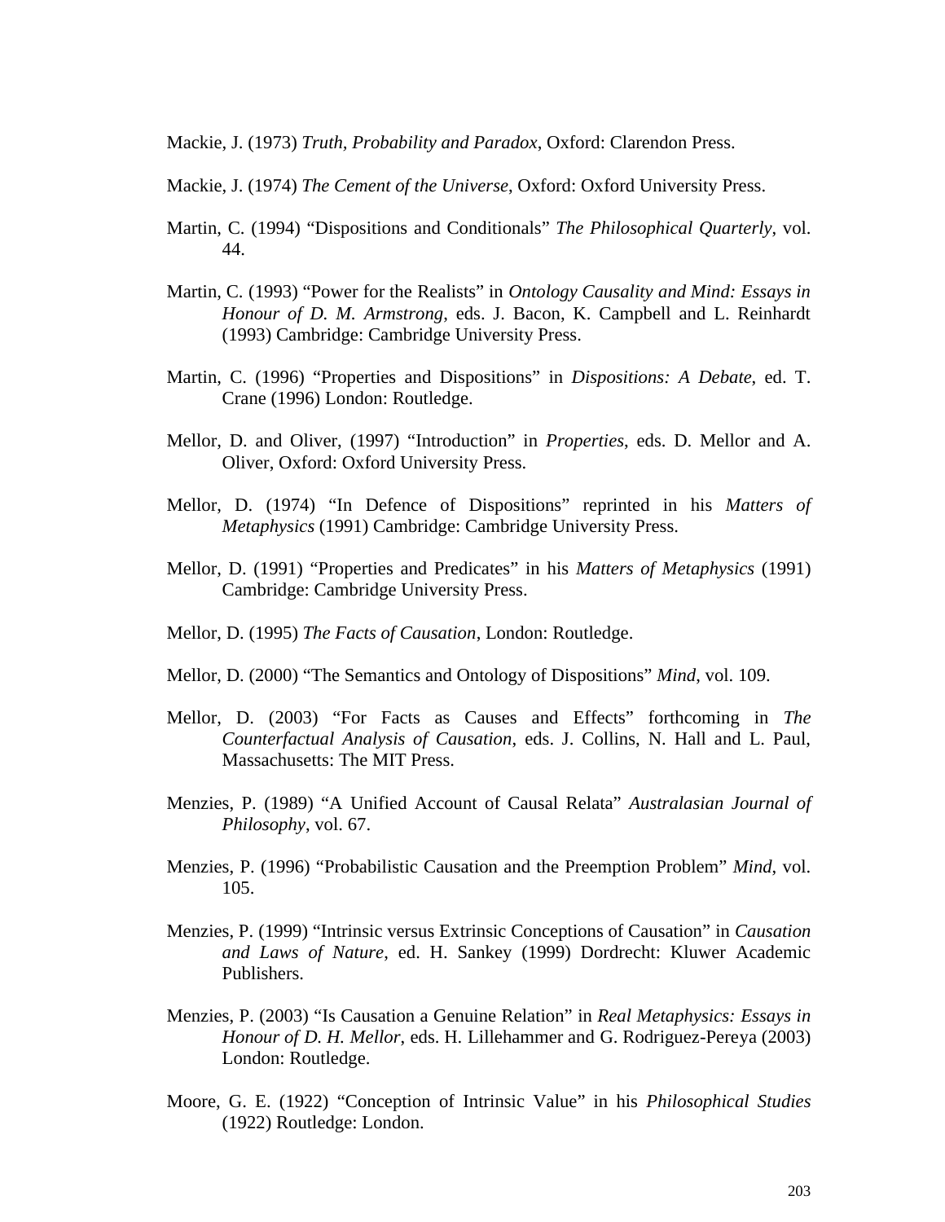Mackie, J. (1973) *Truth, Probability and Paradox*, Oxford: Clarendon Press.

Mackie, J. (1974) *The Cement of the Universe*, Oxford: Oxford University Press.

Martin, C. (1994) “Dispositions and Conditionals” *The Philosophical Quarterly*, vol. 44.

Martin, C. (1993) “Power for the Realists” in *Ontology Causality and Mind: Essays in Honour of D. M. Armstrong*, eds. J. Bacon, K. Campbell and L. Reinhardt (1993) Cambridge: Cambridge University Press.

Martin, C. (1996) “Properties and Dispositions” in *Dispositions: A Debate*, ed. T. Crane (1996) London: Routledge.

Mellor, D. and Oliver, (1997) “Introduction” in *Properties*, eds. D. Mellor and A. Oliver, Oxford: Oxford University Press.

Mellor, D. (1974) “In Defence of Dispositions” reprinted in his *Matters of Metaphysics* (1991) Cambridge: Cambridge University Press.

Mellor, D. (1991) “Properties and Predicates” in his *Matters of Metaphysics* (1991) Cambridge: Cambridge University Press.

Mellor, D. (1995) *The Facts of Causation*, London: Routledge.

Mellor, D. (2000) “The Semantics and Ontology of Dispositions” *Mind*, vol. 109.

Mellor, D. (2003) “For Facts as Causes and Effects” forthcoming in *The Counterfactual Analysis of Causation*, eds. J. Collins, N. Hall and L. Paul, Massachusetts: The MIT Press.

Menzies, P. (1989) “A Unified Account of Causal Relata” *Australasian Journal of Philosophy*, vol. 67.

Menzies, P. (1996) “Probabilistic Causation and the Preemption Problem” *Mind*, vol. 105.

Menzies, P. (1999) “Intrinsic versus Extrinsic Conceptions of Causation” in *Causation and Laws of Nature*, ed. H. Sankey (1999) Dordrecht: Kluwer Academic Publishers.

Menzies, P. (2003) “Is Causation a Genuine Relation” in *Real Metaphysics: Essays in Honour of D. H. Mellor*, eds. H. Lillehammer and G. Rodriguez-Pereya (2003) London: Routledge.

Moore, G. E. (1922) “Conception of Intrinsic Value” in his *Philosophical Studies* (1922) Routledge: London.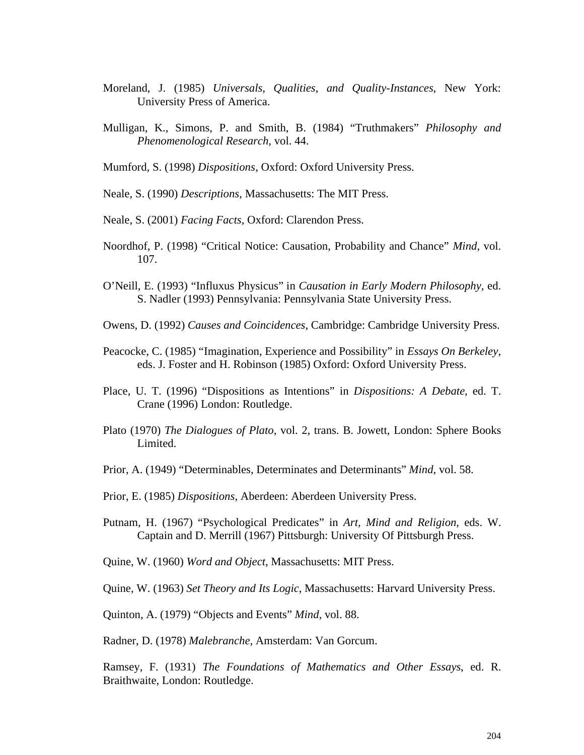Moreland, J. (1985) *Universals, Qualities, and Quality-Instances,* New York: University Press of America.

Mulligan, K., Simons, P. and Smith, B. (1984) "Truthmakers" *Philosophy and Phenomenological Research*, vol. 44.

Mumford, S. (1998) *Dispositions*, Oxford: Oxford University Press.

Neale, S. (1990) *Descriptions*, Massachusetts: The MIT Press.

Neale, S. (2001) *Facing Facts*, Oxford: Clarendon Press.

Noordhof, P. (1998) "Critical Notice: Causation, Probability and Chance" *Mind*, vol. 107.

O'Neill, E. (1993) "Influxus Physicus" in *Causation in Early Modern Philosophy*, ed. S. Nadler (1993) Pennsylvania: Pennsylvania State University Press.

Owens, D. (1992) *Causes and Coincidences*, Cambridge: Cambridge University Press.

Peacocke, C. (1985) "Imagination, Experience and Possibility" in *Essays On Berkeley*, eds. J. Foster and H. Robinson (1985) Oxford: Oxford University Press.

Place, U. T. (1996) "Dispositions as Intentions" in *Dispositions: A Debate*, ed. T. Crane (1996) London: Routledge.

Plato (1970) *The Dialogues of Plato*, vol. 2, trans. B. Jowett, London: Sphere Books Limited.

Prior, A. (1949) "Determinables, Determinates and Determinants" *Mind*, vol. 58.

Prior, E. (1985) *Dispositions*, Aberdeen: Aberdeen University Press.

Putnam, H. (1967) "Psychological Predicates" in *Art, Mind and Religion*, eds. W. Captain and D. Merrill (1967) Pittsburgh: University Of Pittsburgh Press.

Quine, W. (1960) *Word and Object*, Massachusetts: MIT Press.

Quine, W. (1963) *Set Theory and Its Logic*, Massachusetts: Harvard University Press.

Quinton, A. (1979) "Objects and Events" *Mind*, vol. 88.

Radner, D. (1978) *Malebranche*, Amsterdam: Van Gorcum.

Ramsey, F. (1931) *The Foundations of Mathematics and Other Essays*, ed. R. Braithwaite, London: Routledge.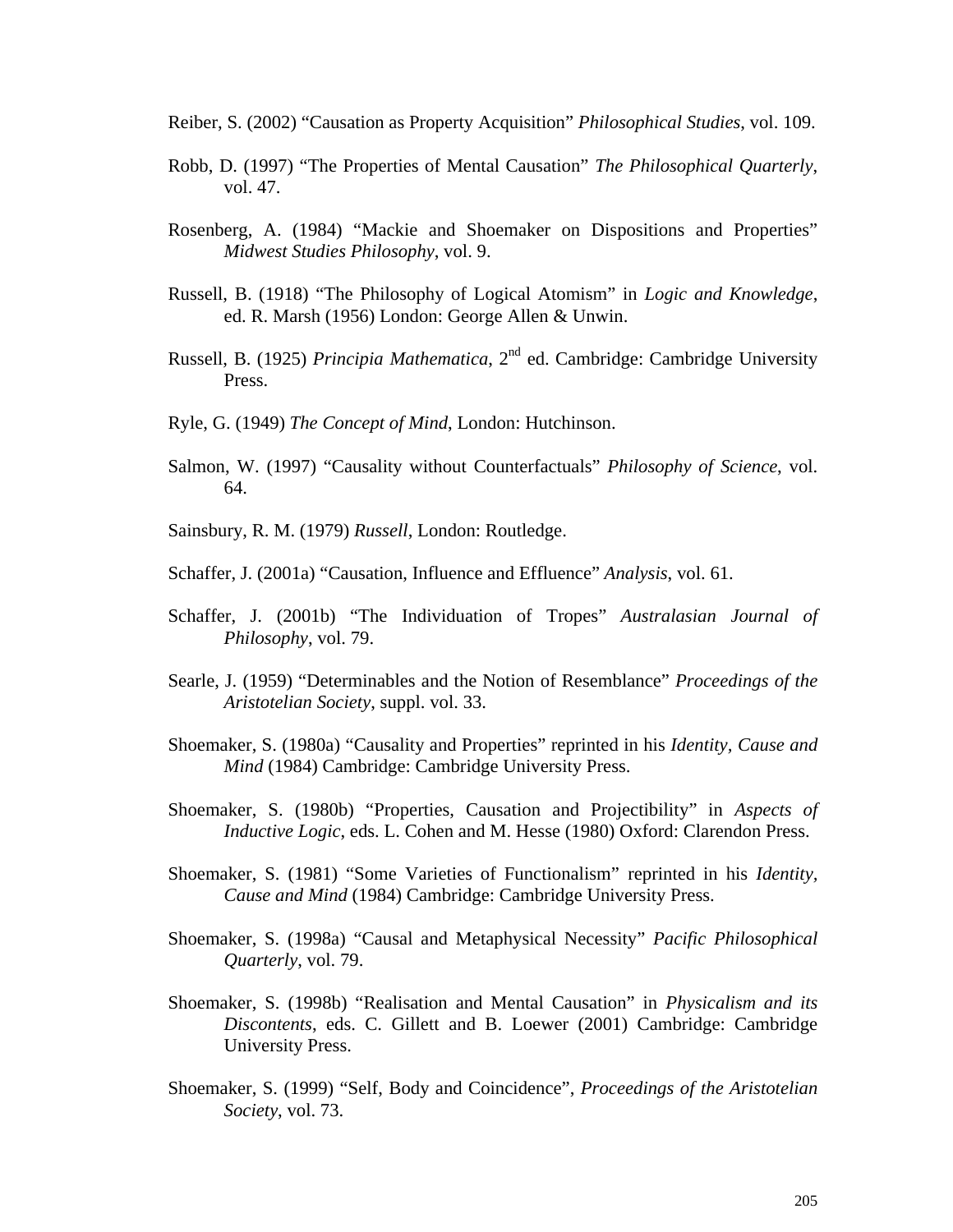Reiber, S. (2002) "Causation as Property Acquisition" *Philosophical Studies*, vol. 109.

Robb, D. (1997) "The Properties of Mental Causation" *The Philosophical Quarterly*, vol. 47.

Rosenberg, A. (1984) "Mackie and Shoemaker on Dispositions and Properties" *Midwest Studies Philosophy*, vol. 9.

Russell, B. (1918) "The Philosophy of Logical Atomism" in *Logic and Knowledge*, ed. R. Marsh (1956) London: George Allen & Unwin.

Russell, B. (1925) *Principia Mathematica*, 2nd ed. Cambridge: Cambridge University Press.

Ryle, G. (1949) *The Concept of Mind*, London: Hutchinson.

Salmon, W. (1997) "Causality without Counterfactuals" *Philosophy of Science*, vol. 64.

Sainsbury, R. M. (1979) *Russell*, London: Routledge.

Schaffer, J. (2001a) "Causation, Influence and Effluence" *Analysis*, vol. 61.

Schaffer, J. (2001b) "The Individuation of Tropes" *Australasian Journal of Philosophy*, vol. 79.

Searle, J. (1959) "Determinables and the Notion of Resemblance" *Proceedings of the Aristotelian Society*, suppl. vol. 33.

Shoemaker, S. (1980a) "Causality and Properties" reprinted in his *Identity, Cause and Mind* (1984) Cambridge: Cambridge University Press.

Shoemaker, S. (1980b) "Properties, Causation and Projectibility" in *Aspects of Inductive Logic*, eds. L. Cohen and M. Hesse (1980) Oxford: Clarendon Press.

Shoemaker, S. (1981) "Some Varieties of Functionalism" reprinted in his *Identity, Cause and Mind* (1984) Cambridge: Cambridge University Press.

Shoemaker, S. (1998a) "Causal and Metaphysical Necessity" *Pacific Philosophical Quarterly*, vol. 79.

Shoemaker, S. (1998b) "Realisation and Mental Causation" in *Physicalism and its Discontents*, eds. C. Gillett and B. Loewer (2001) Cambridge: Cambridge University Press.

Shoemaker, S. (1999) "Self, Body and Coincidence", *Proceedings of the Aristotelian Society*, vol. 73.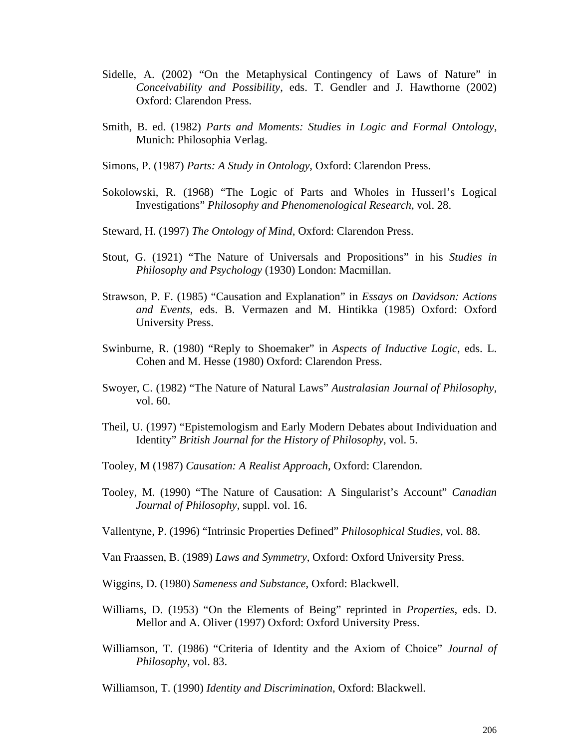Sidelle, A. (2002) "On the Metaphysical Contingency of Laws of Nature" in *Conceivability and Possibility*, eds. T. Gendler and J. Hawthorne (2002) Oxford: Clarendon Press.

Smith, B. ed. (1982) *Parts and Moments: Studies in Logic and Formal Ontology*, Munich: Philosophia Verlag.

Simons, P. (1987) *Parts: A Study in Ontology*, Oxford: Clarendon Press.

Sokolowski, R. (1968) "The Logic of Parts and Wholes in Husserl's Logical Investigations" *Philosophy and Phenomenological Research*, vol. 28.

Steward, H. (1997) *The Ontology of Mind*, Oxford: Clarendon Press.

Stout, G. (1921) "The Nature of Universals and Propositions" in his *Studies in Philosophy and Psychology* (1930) London: Macmillan.

Strawson, P. F. (1985) "Causation and Explanation" in *Essays on Davidson: Actions and Events*, eds. B. Vermazen and M. Hintikka (1985) Oxford: Oxford University Press.

Swinburne, R. (1980) "Reply to Shoemaker" in *Aspects of Inductive Logic*, eds. L. Cohen and M. Hesse (1980) Oxford: Clarendon Press.

Swoyer, C. (1982) "The Nature of Natural Laws" *Australasian Journal of Philosophy*, vol. 60.

Theil, U. (1997) "Epistemologism and Early Modern Debates about Individuation and Identity" *British Journal for the History of Philosophy*, vol. 5.

Tooley, M (1987) *Causation: A Realist Approach*, Oxford: Clarendon.

Tooley, M. (1990) "The Nature of Causation: A Singularist's Account" *Canadian Journal of Philosophy*, suppl. vol. 16.

Vallentyne, P. (1996) "Intrinsic Properties Defined" *Philosophical Studies*, vol. 88.

Van Fraassen, B. (1989) *Laws and Symmetry*, Oxford: Oxford University Press.

Wiggins, D. (1980) *Sameness and Substance*, Oxford: Blackwell.

Williams, D. (1953) "On the Elements of Being" reprinted in *Properties*, eds. D. Mellor and A. Oliver (1997) Oxford: Oxford University Press.

Williamson, T. (1986) "Criteria of Identity and the Axiom of Choice" *Journal of Philosophy*, vol. 83.

Williamson, T. (1990) *Identity and Discrimination*, Oxford: Blackwell.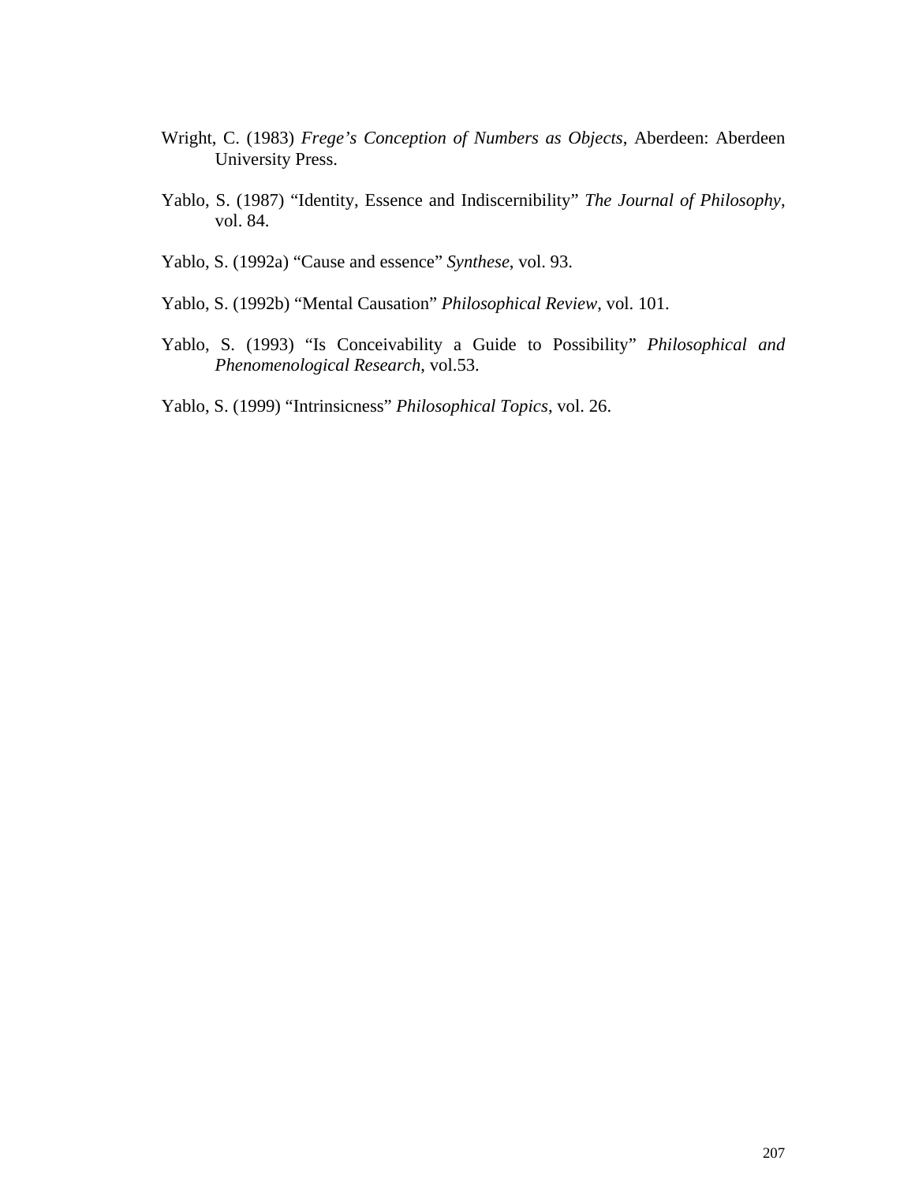Wright, C. (1983) *Frege's Conception of Numbers as Objects*, Aberdeen: Aberdeen University Press.

Yablo, S. (1987) "Identity, Essence and Indiscernibility" *The Journal of Philosophy*, vol. 84.

Yablo, S. (1992a) "Cause and essence" *Synthese*, vol. 93.

Yablo, S. (1992b) "Mental Causation" *Philosophical Review*, vol. 101.

Yablo, S. (1993) "Is Conceivability a Guide to Possibility" *Philosophical and Phenomenological Research*, vol.53.

Yablo, S. (1999) "Intrinsicness" *Philosophical Topics*, vol. 26.